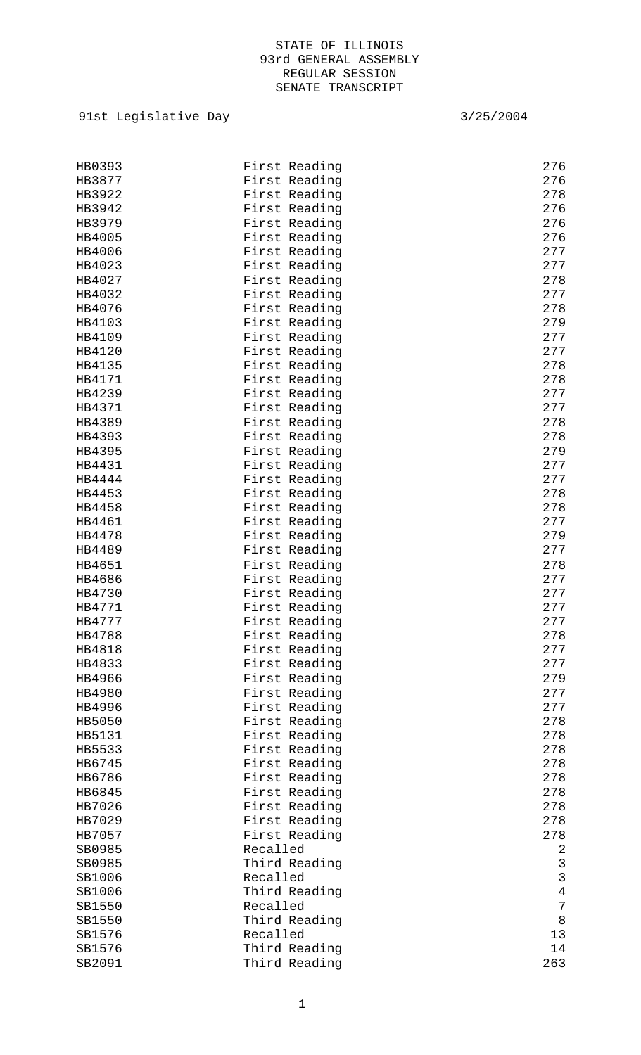STATE OF ILLINOIS
93rd GENERAL ASSEMBLY
REGULAR SESSION
SENATE TRANSCRIPT

91st Legislative Day 3/25/2004

| | | |
|---|---|---|
| HB0393 | First Reading | 276 |
| HB3877 | First Reading | 276 |
| HB3922 | First Reading | 278 |
| HB3942 | First Reading | 276 |
| HB3979 | First Reading | 276 |
| HB4005 | First Reading | 276 |
| HB4006 | First Reading | 277 |
| HB4023 | First Reading | 277 |
| HB4027 | First Reading | 278 |
| HB4032 | First Reading | 277 |
| HB4076 | First Reading | 278 |
| HB4103 | First Reading | 279 |
| HB4109 | First Reading | 277 |
| HB4120 | First Reading | 277 |
| HB4135 | First Reading | 278 |
| HB4171 | First Reading | 278 |
| HB4239 | First Reading | 277 |
| HB4371 | First Reading | 277 |
| HB4389 | First Reading | 278 |
| HB4393 | First Reading | 278 |
| HB4395 | First Reading | 279 |
| HB4431 | First Reading | 277 |
| HB4444 | First Reading | 277 |
| HB4453 | First Reading | 278 |
| HB4458 | First Reading | 278 |
| HB4461 | First Reading | 277 |
| HB4478 | First Reading | 279 |
| HB4489 | First Reading | 277 |
| HB4651 | First Reading | 278 |
| HB4686 | First Reading | 277 |
| HB4730 | First Reading | 277 |
| HB4771 | First Reading | 277 |
| HB4777 | First Reading | 277 |
| HB4788 | First Reading | 278 |
| HB4818 | First Reading | 277 |
| HB4833 | First Reading | 277 |
| HB4966 | First Reading | 279 |
| HB4980 | First Reading | 277 |
| HB4996 | First Reading | 277 |
| HB5050 | First Reading | 278 |
| HB5131 | First Reading | 278 |
| HB5533 | First Reading | 278 |
| HB6745 | First Reading | 278 |
| HB6786 | First Reading | 278 |
| HB6845 | First Reading | 278 |
| HB7026 | First Reading | 278 |
| HB7029 | First Reading | 278 |
| HB7057 | First Reading | 278 |
| SB0985 | Recalled | 2 |
| SB0985 | Third Reading | 3 |
| SB1006 | Recalled | 3 |
| SB1006 | Third Reading | 4 |
| SB1550 | Recalled | 7 |
| SB1550 | Third Reading | 8 |
| SB1576 | Recalled | 13 |
| SB1576 | Third Reading | 14 |
| SB2091 | Third Reading | 263 |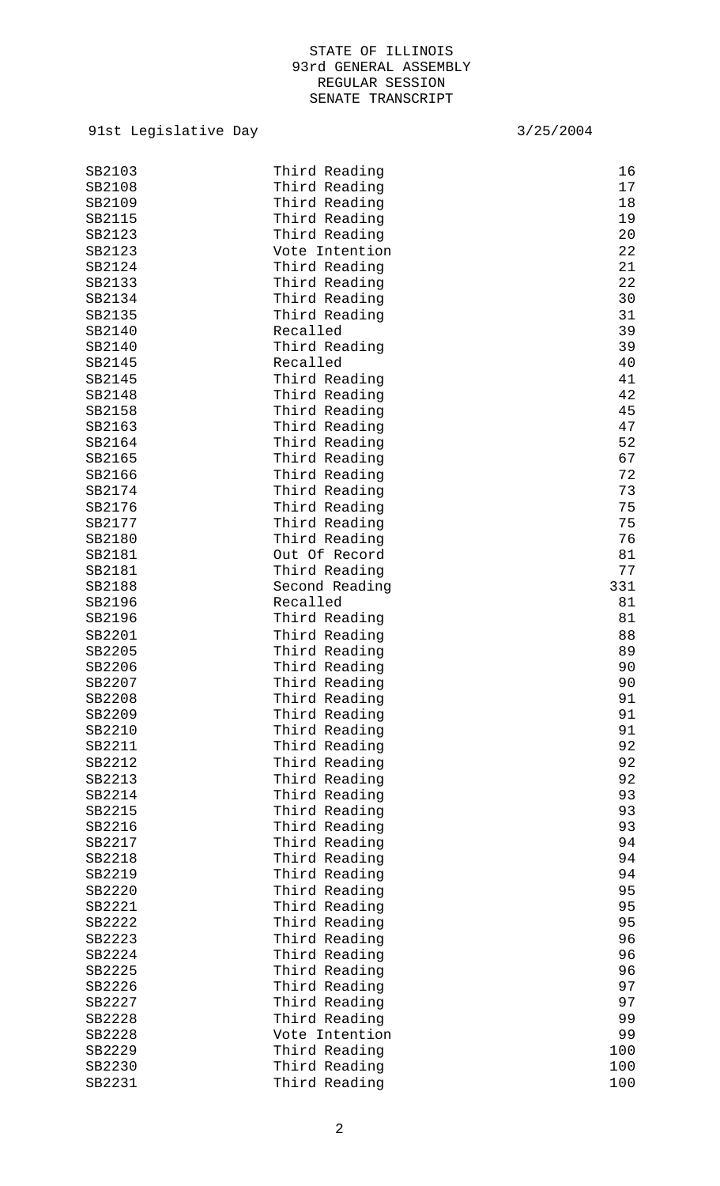STATE OF ILLINOIS
93rd GENERAL ASSEMBLY
REGULAR SESSION
SENATE TRANSCRIPT

91st Legislative Day 3/25/2004

| | | |
|---|---|---|
| SB2103 | Third Reading | 16 |
| SB2108 | Third Reading | 17 |
| SB2109 | Third Reading | 18 |
| SB2115 | Third Reading | 19 |
| SB2123 | Third Reading | 20 |
| SB2123 | Vote Intention | 22 |
| SB2124 | Third Reading | 21 |
| SB2133 | Third Reading | 22 |
| SB2134 | Third Reading | 30 |
| SB2135 | Third Reading | 31 |
| SB2140 | Recalled | 39 |
| SB2140 | Third Reading | 39 |
| SB2145 | Recalled | 40 |
| SB2145 | Third Reading | 41 |
| SB2148 | Third Reading | 42 |
| SB2158 | Third Reading | 45 |
| SB2163 | Third Reading | 47 |
| SB2164 | Third Reading | 52 |
| SB2165 | Third Reading | 67 |
| SB2166 | Third Reading | 72 |
| SB2174 | Third Reading | 73 |
| SB2176 | Third Reading | 75 |
| SB2177 | Third Reading | 75 |
| SB2180 | Third Reading | 76 |
| SB2181 | Out Of Record | 81 |
| SB2181 | Third Reading | 77 |
| SB2188 | Second Reading | 331 |
| SB2196 | Recalled | 81 |
| SB2196 | Third Reading | 81 |
| SB2201 | Third Reading | 88 |
| SB2205 | Third Reading | 89 |
| SB2206 | Third Reading | 90 |
| SB2207 | Third Reading | 90 |
| SB2208 | Third Reading | 91 |
| SB2209 | Third Reading | 91 |
| SB2210 | Third Reading | 91 |
| SB2211 | Third Reading | 92 |
| SB2212 | Third Reading | 92 |
| SB2213 | Third Reading | 92 |
| SB2214 | Third Reading | 93 |
| SB2215 | Third Reading | 93 |
| SB2216 | Third Reading | 93 |
| SB2217 | Third Reading | 94 |
| SB2218 | Third Reading | 94 |
| SB2219 | Third Reading | 94 |
| SB2220 | Third Reading | 95 |
| SB2221 | Third Reading | 95 |
| SB2222 | Third Reading | 95 |
| SB2223 | Third Reading | 96 |
| SB2224 | Third Reading | 96 |
| SB2225 | Third Reading | 96 |
| SB2226 | Third Reading | 97 |
| SB2227 | Third Reading | 97 |
| SB2228 | Third Reading | 99 |
| SB2228 | Vote Intention | 99 |
| SB2229 | Third Reading | 100 |
| SB2230 | Third Reading | 100 |
| SB2231 | Third Reading | 100 |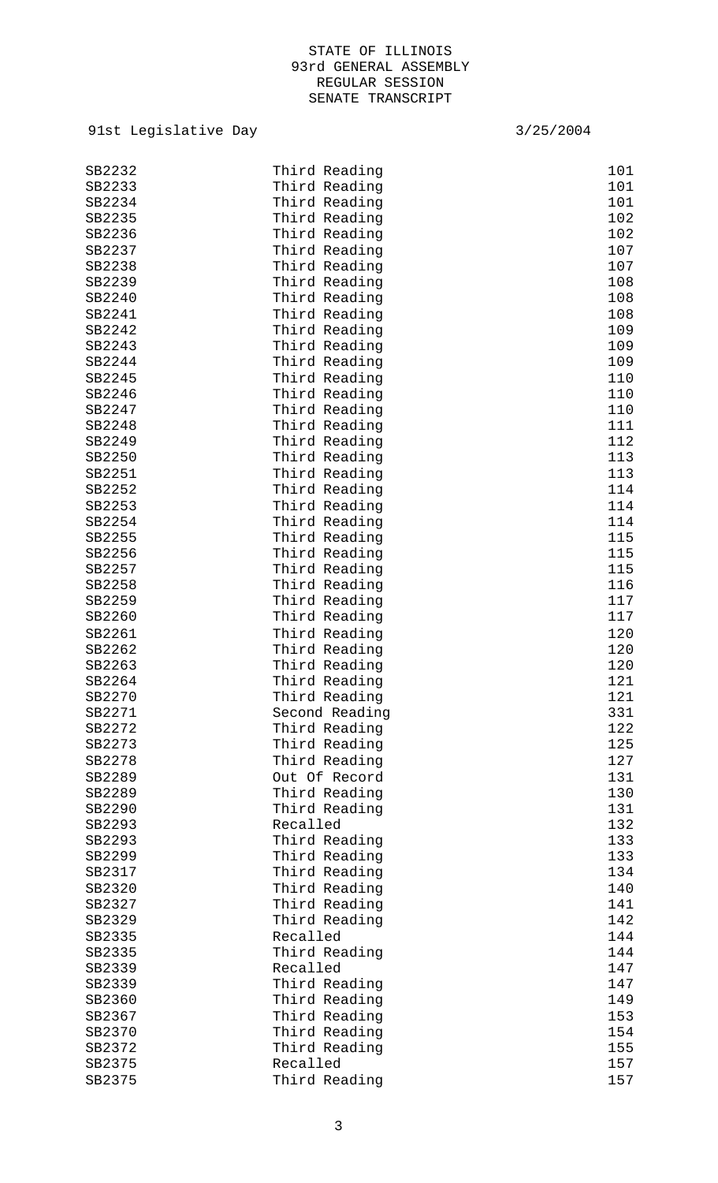STATE OF ILLINOIS
93rd GENERAL ASSEMBLY
REGULAR SESSION
SENATE TRANSCRIPT

91st Legislative Day 3/25/2004

| | | |
|---|---|---|
| SB2232 | Third Reading | 101 |
| SB2233 | Third Reading | 101 |
| SB2234 | Third Reading | 101 |
| SB2235 | Third Reading | 102 |
| SB2236 | Third Reading | 102 |
| SB2237 | Third Reading | 107 |
| SB2238 | Third Reading | 107 |
| SB2239 | Third Reading | 108 |
| SB2240 | Third Reading | 108 |
| SB2241 | Third Reading | 108 |
| SB2242 | Third Reading | 109 |
| SB2243 | Third Reading | 109 |
| SB2244 | Third Reading | 109 |
| SB2245 | Third Reading | 110 |
| SB2246 | Third Reading | 110 |
| SB2247 | Third Reading | 110 |
| SB2248 | Third Reading | 111 |
| SB2249 | Third Reading | 112 |
| SB2250 | Third Reading | 113 |
| SB2251 | Third Reading | 113 |
| SB2252 | Third Reading | 114 |
| SB2253 | Third Reading | 114 |
| SB2254 | Third Reading | 114 |
| SB2255 | Third Reading | 115 |
| SB2256 | Third Reading | 115 |
| SB2257 | Third Reading | 115 |
| SB2258 | Third Reading | 116 |
| SB2259 | Third Reading | 117 |
| SB2260 | Third Reading | 117 |
| SB2261 | Third Reading | 120 |
| SB2262 | Third Reading | 120 |
| SB2263 | Third Reading | 120 |
| SB2264 | Third Reading | 121 |
| SB2270 | Third Reading | 121 |
| SB2271 | Second Reading | 331 |
| SB2272 | Third Reading | 122 |
| SB2273 | Third Reading | 125 |
| SB2278 | Third Reading | 127 |
| SB2289 | Out Of Record | 131 |
| SB2289 | Third Reading | 130 |
| SB2290 | Third Reading | 131 |
| SB2293 | Recalled | 132 |
| SB2293 | Third Reading | 133 |
| SB2299 | Third Reading | 133 |
| SB2317 | Third Reading | 134 |
| SB2320 | Third Reading | 140 |
| SB2327 | Third Reading | 141 |
| SB2329 | Third Reading | 142 |
| SB2335 | Recalled | 144 |
| SB2335 | Third Reading | 144 |
| SB2339 | Recalled | 147 |
| SB2339 | Third Reading | 147 |
| SB2360 | Third Reading | 149 |
| SB2367 | Third Reading | 153 |
| SB2370 | Third Reading | 154 |
| SB2372 | Third Reading | 155 |
| SB2375 | Recalled | 157 |
| SB2375 | Third Reading | 157 |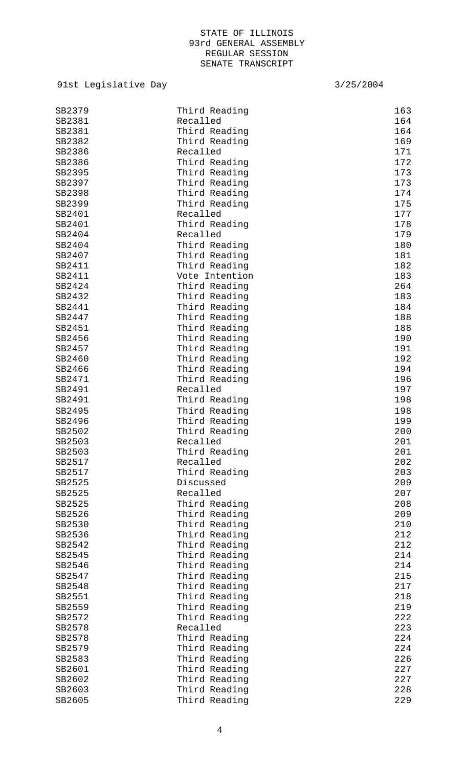STATE OF ILLINOIS
93rd GENERAL ASSEMBLY
REGULAR SESSION
SENATE TRANSCRIPT

91st Legislative Day 3/25/2004

| | | |
|---|---|---|
| SB2379 | Third Reading | 163 |
| SB2381 | Recalled | 164 |
| SB2381 | Third Reading | 164 |
| SB2382 | Third Reading | 169 |
| SB2386 | Recalled | 171 |
| SB2386 | Third Reading | 172 |
| SB2395 | Third Reading | 173 |
| SB2397 | Third Reading | 173 |
| SB2398 | Third Reading | 174 |
| SB2399 | Third Reading | 175 |
| SB2401 | Recalled | 177 |
| SB2401 | Third Reading | 178 |
| SB2404 | Recalled | 179 |
| SB2404 | Third Reading | 180 |
| SB2407 | Third Reading | 181 |
| SB2411 | Third Reading | 182 |
| SB2411 | Vote Intention | 183 |
| SB2424 | Third Reading | 264 |
| SB2432 | Third Reading | 183 |
| SB2441 | Third Reading | 184 |
| SB2447 | Third Reading | 188 |
| SB2451 | Third Reading | 188 |
| SB2456 | Third Reading | 190 |
| SB2457 | Third Reading | 191 |
| SB2460 | Third Reading | 192 |
| SB2466 | Third Reading | 194 |
| SB2471 | Third Reading | 196 |
| SB2491 | Recalled | 197 |
| SB2491 | Third Reading | 198 |
| SB2495 | Third Reading | 198 |
| SB2496 | Third Reading | 199 |
| SB2502 | Third Reading | 200 |
| SB2503 | Recalled | 201 |
| SB2503 | Third Reading | 201 |
| SB2517 | Recalled | 202 |
| SB2517 | Third Reading | 203 |
| SB2525 | Discussed | 209 |
| SB2525 | Recalled | 207 |
| SB2525 | Third Reading | 208 |
| SB2526 | Third Reading | 209 |
| SB2530 | Third Reading | 210 |
| SB2536 | Third Reading | 212 |
| SB2542 | Third Reading | 212 |
| SB2545 | Third Reading | 214 |
| SB2546 | Third Reading | 214 |
| SB2547 | Third Reading | 215 |
| SB2548 | Third Reading | 217 |
| SB2551 | Third Reading | 218 |
| SB2559 | Third Reading | 219 |
| SB2572 | Third Reading | 222 |
| SB2578 | Recalled | 223 |
| SB2578 | Third Reading | 224 |
| SB2579 | Third Reading | 224 |
| SB2583 | Third Reading | 226 |
| SB2601 | Third Reading | 227 |
| SB2602 | Third Reading | 227 |
| SB2603 | Third Reading | 228 |
| SB2605 | Third Reading | 229 |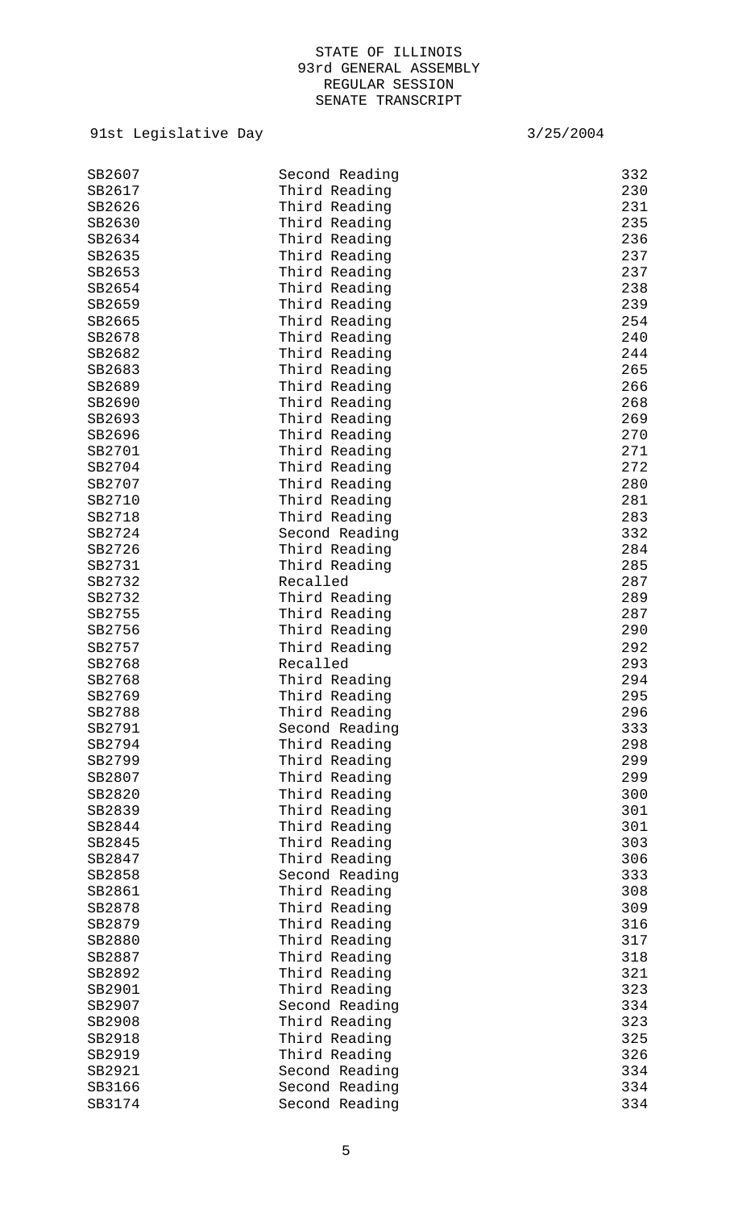STATE OF ILLINOIS
93rd GENERAL ASSEMBLY
REGULAR SESSION
SENATE TRANSCRIPT

91st Legislative Day 3/25/2004

| | | |
|---|---|---|
| SB2607 | Second Reading | 332 |
| SB2617 | Third Reading | 230 |
| SB2626 | Third Reading | 231 |
| SB2630 | Third Reading | 235 |
| SB2634 | Third Reading | 236 |
| SB2635 | Third Reading | 237 |
| SB2653 | Third Reading | 237 |
| SB2654 | Third Reading | 238 |
| SB2659 | Third Reading | 239 |
| SB2665 | Third Reading | 254 |
| SB2678 | Third Reading | 240 |
| SB2682 | Third Reading | 244 |
| SB2683 | Third Reading | 265 |
| SB2689 | Third Reading | 266 |
| SB2690 | Third Reading | 268 |
| SB2693 | Third Reading | 269 |
| SB2696 | Third Reading | 270 |
| SB2701 | Third Reading | 271 |
| SB2704 | Third Reading | 272 |
| SB2707 | Third Reading | 280 |
| SB2710 | Third Reading | 281 |
| SB2718 | Third Reading | 283 |
| SB2724 | Second Reading | 332 |
| SB2726 | Third Reading | 284 |
| SB2731 | Third Reading | 285 |
| SB2732 | Recalled | 287 |
| SB2732 | Third Reading | 289 |
| SB2755 | Third Reading | 287 |
| SB2756 | Third Reading | 290 |
| SB2757 | Third Reading | 292 |
| SB2768 | Recalled | 293 |
| SB2768 | Third Reading | 294 |
| SB2769 | Third Reading | 295 |
| SB2788 | Third Reading | 296 |
| SB2791 | Second Reading | 333 |
| SB2794 | Third Reading | 298 |
| SB2799 | Third Reading | 299 |
| SB2807 | Third Reading | 299 |
| SB2820 | Third Reading | 300 |
| SB2839 | Third Reading | 301 |
| SB2844 | Third Reading | 301 |
| SB2845 | Third Reading | 303 |
| SB2847 | Third Reading | 306 |
| SB2858 | Second Reading | 333 |
| SB2861 | Third Reading | 308 |
| SB2878 | Third Reading | 309 |
| SB2879 | Third Reading | 316 |
| SB2880 | Third Reading | 317 |
| SB2887 | Third Reading | 318 |
| SB2892 | Third Reading | 321 |
| SB2901 | Third Reading | 323 |
| SB2907 | Second Reading | 334 |
| SB2908 | Third Reading | 323 |
| SB2918 | Third Reading | 325 |
| SB2919 | Third Reading | 326 |
| SB2921 | Second Reading | 334 |
| SB3166 | Second Reading | 334 |
| SB3174 | Second Reading | 334 |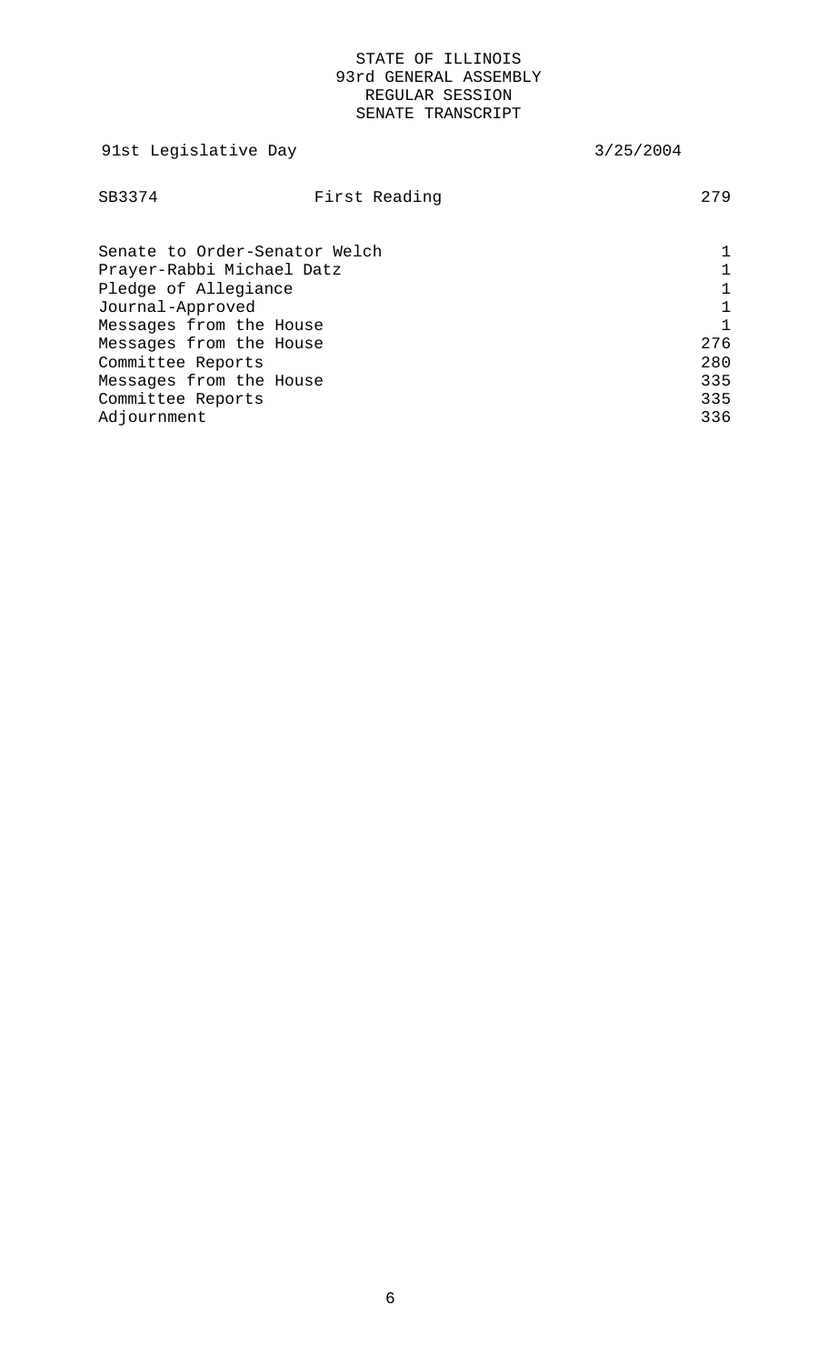STATE OF ILLINOIS
93rd GENERAL ASSEMBLY
REGULAR SESSION
SENATE TRANSCRIPT

91st Legislative Day 3/25/2004

| | | |
|---|---|---|
| SB3374 | First Reading | 279 |

| | |
|---|---|
| Senate to Order-Senator Welch | 1 |
| Prayer-Rabbi Michael Datz | 1 |
| Pledge of Allegiance | 1 |
| Journal-Approved | 1 |
| Messages from the House | 1 |
| Messages from the House | 276 |
| Committee Reports | 280 |
| Messages from the House | 335 |
| Committee Reports | 335 |
| Adjournment | 336 |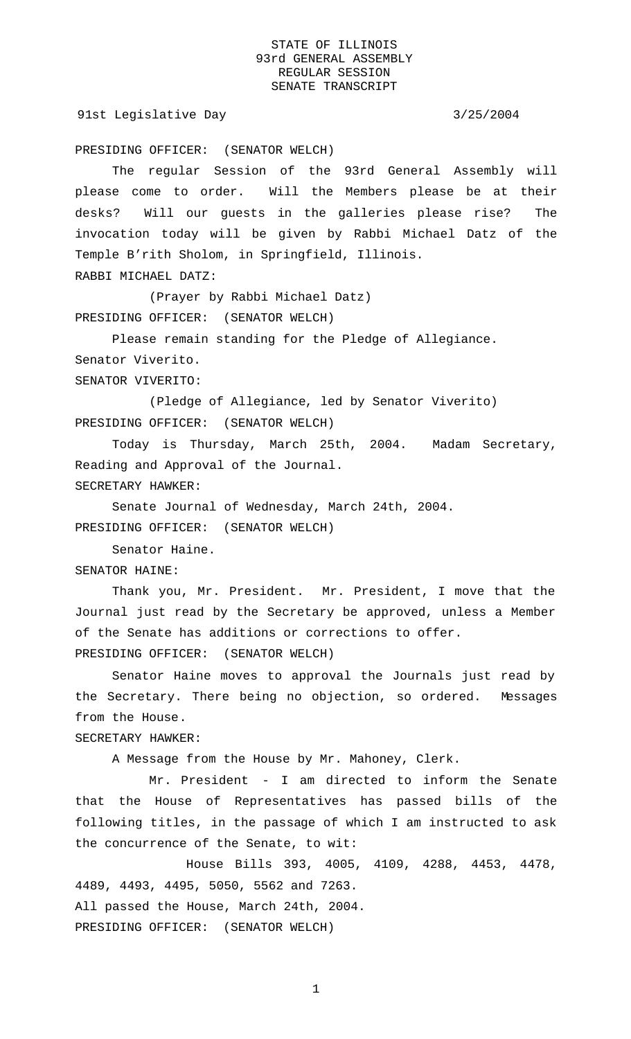PRESIDING OFFICER: (SENATOR WELCH)

The regular Session of the 93rd General Assembly will please come to order. Will the Members please be at their desks? Will our guests in the galleries please rise? The invocation today will be given by Rabbi Michael Datz of the Temple B'rith Sholom, in Springfield, Illinois.

RABBI MICHAEL DATZ:

(Prayer by Rabbi Michael Datz)

PRESIDING OFFICER: (SENATOR WELCH)

Please remain standing for the Pledge of Allegiance. Senator Viverito.

SENATOR VIVERITO:

(Pledge of Allegiance, led by Senator Viverito)

PRESIDING OFFICER: (SENATOR WELCH)

Today is Thursday, March 25th, 2004. Madam Secretary, Reading and Approval of the Journal.

SECRETARY HAWKER:

Senate Journal of Wednesday, March 24th, 2004.

PRESIDING OFFICER: (SENATOR WELCH)

Senator Haine.

SENATOR HAINE:

Thank you, Mr. President. Mr. President, I move that the Journal just read by the Secretary be approved, unless a Member of the Senate has additions or corrections to offer.

PRESIDING OFFICER: (SENATOR WELCH)

Senator Haine moves to approval the Journals just read by the Secretary. There being no objection, so ordered. Messages from the House.

SECRETARY HAWKER:

A Message from the House by Mr. Mahoney, Clerk.

Mr. President - I am directed to inform the Senate that the House of Representatives has passed bills of the following titles, in the passage of which I am instructed to ask the concurrence of the Senate, to wit:

House Bills 393, 4005, 4109, 4288, 4453, 4478, 4489, 4493, 4495, 5050, 5562 and 7263.

All passed the House, March 24th, 2004.

PRESIDING OFFICER: (SENATOR WELCH)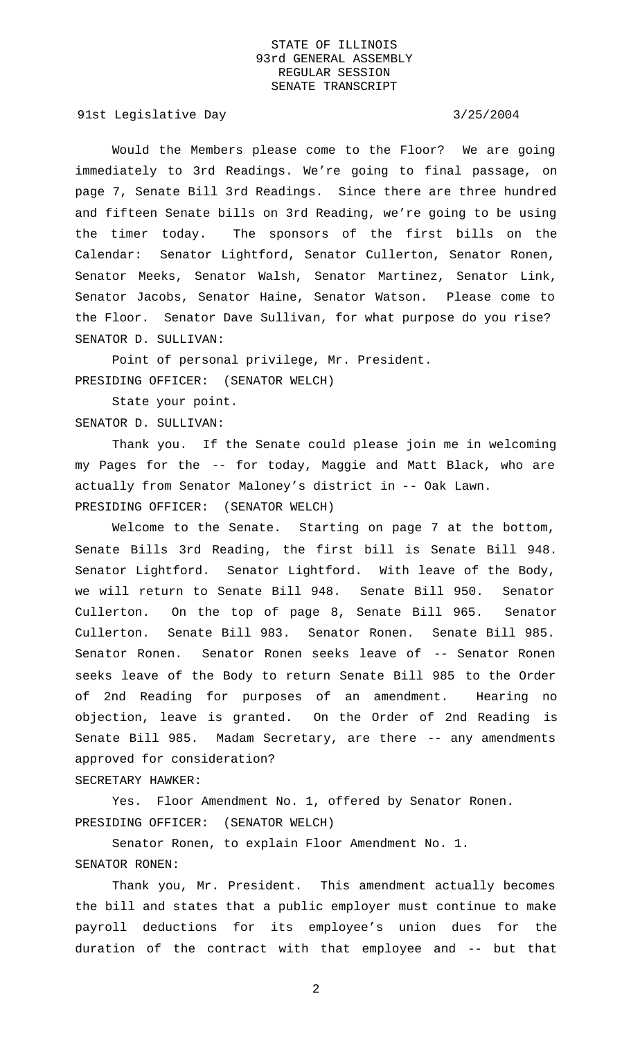Would the Members please come to the Floor? We are going immediately to 3rd Readings. We're going to final passage, on page 7, Senate Bill 3rd Readings. Since there are three hundred and fifteen Senate bills on 3rd Reading, we're going to be using the timer today. The sponsors of the first bills on the Calendar: Senator Lightford, Senator Cullerton, Senator Ronen, Senator Meeks, Senator Walsh, Senator Martinez, Senator Link, Senator Jacobs, Senator Haine, Senator Watson. Please come to the Floor. Senator Dave Sullivan, for what purpose do you rise?

SENATOR D. SULLIVAN:

Point of personal privilege, Mr. President.

PRESIDING OFFICER: (SENATOR WELCH)

State your point.

SENATOR D. SULLIVAN:

Thank you. If the Senate could please join me in welcoming my Pages for the -- for today, Maggie and Matt Black, who are actually from Senator Maloney's district in -- Oak Lawn.

PRESIDING OFFICER: (SENATOR WELCH)

Welcome to the Senate. Starting on page 7 at the bottom, Senate Bills 3rd Reading, the first bill is Senate Bill 948. Senator Lightford. Senator Lightford. With leave of the Body, we will return to Senate Bill 948. Senate Bill 950. Senator Cullerton. On the top of page 8, Senate Bill 965. Senator Cullerton. Senate Bill 983. Senator Ronen. Senate Bill 985. Senator Ronen. Senator Ronen seeks leave of -- Senator Ronen seeks leave of the Body to return Senate Bill 985 to the Order of 2nd Reading for purposes of an amendment. Hearing no objection, leave is granted. On the Order of 2nd Reading is Senate Bill 985. Madam Secretary, are there -- any amendments approved for consideration?

SECRETARY HAWKER:

Yes. Floor Amendment No. 1, offered by Senator Ronen.

PRESIDING OFFICER: (SENATOR WELCH)

Senator Ronen, to explain Floor Amendment No. 1.

SENATOR RONEN:

Thank you, Mr. President. This amendment actually becomes the bill and states that a public employer must continue to make payroll deductions for its employee's union dues for the duration of the contract with that employee and -- but that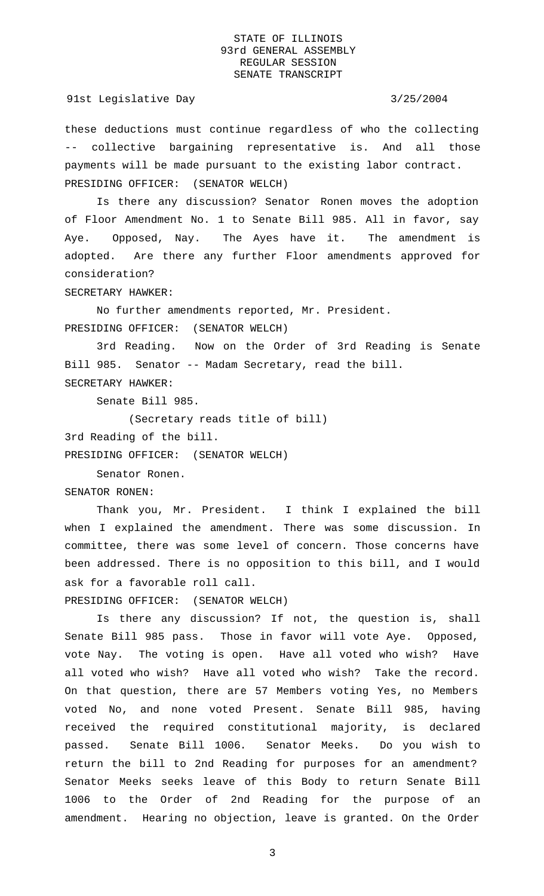these deductions must continue regardless of who the collecting -- collective bargaining representative is. And all those payments will be made pursuant to the existing labor contract.

PRESIDING OFFICER: (SENATOR WELCH)

Is there any discussion? Senator Ronen moves the adoption of Floor Amendment No. 1 to Senate Bill 985. All in favor, say Aye. Opposed, Nay. The Ayes have it. The amendment is adopted. Are there any further Floor amendments approved for consideration?

SECRETARY HAWKER:

No further amendments reported, Mr. President.

PRESIDING OFFICER: (SENATOR WELCH)

3rd Reading. Now on the Order of 3rd Reading is Senate Bill 985. Senator -- Madam Secretary, read the bill.

SECRETARY HAWKER:

Senate Bill 985.

(Secretary reads title of bill)

3rd Reading of the bill.

PRESIDING OFFICER: (SENATOR WELCH)

Senator Ronen.

SENATOR RONEN:

Thank you, Mr. President. I think I explained the bill when I explained the amendment. There was some discussion. In committee, there was some level of concern. Those concerns have been addressed. There is no opposition to this bill, and I would ask for a favorable roll call.

PRESIDING OFFICER: (SENATOR WELCH)

Is there any discussion? If not, the question is, shall Senate Bill 985 pass. Those in favor will vote Aye. Opposed, vote Nay. The voting is open. Have all voted who wish? Have all voted who wish? Have all voted who wish? Take the record. On that question, there are 57 Members voting Yes, no Members voted No, and none voted Present. Senate Bill 985, having received the required constitutional majority, is declared passed. Senate Bill 1006. Senator Meeks. Do you wish to return the bill to 2nd Reading for purposes for an amendment? Senator Meeks seeks leave of this Body to return Senate Bill 1006 to the Order of 2nd Reading for the purpose of an amendment. Hearing no objection, leave is granted. On the Order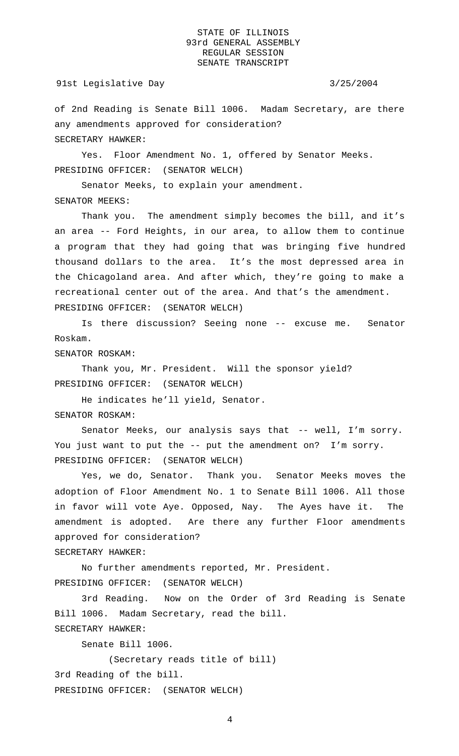of 2nd Reading is Senate Bill 1006. Madam Secretary, are there any amendments approved for consideration?

SECRETARY HAWKER:

Yes. Floor Amendment No. 1, offered by Senator Meeks.

PRESIDING OFFICER: (SENATOR WELCH)

Senator Meeks, to explain your amendment.

SENATOR MEEKS:

Thank you. The amendment simply becomes the bill, and it's an area -- Ford Heights, in our area, to allow them to continue a program that they had going that was bringing five hundred thousand dollars to the area. It's the most depressed area in the Chicagoland area. And after which, they're going to make a recreational center out of the area. And that's the amendment.

PRESIDING OFFICER: (SENATOR WELCH)

Is there discussion? Seeing none -- excuse me. Senator Roskam.

SENATOR ROSKAM:

Thank you, Mr. President. Will the sponsor yield?

PRESIDING OFFICER: (SENATOR WELCH)

He indicates he'll yield, Senator.

SENATOR ROSKAM:

Senator Meeks, our analysis says that -- well, I'm sorry. You just want to put the -- put the amendment on? I'm sorry.

PRESIDING OFFICER: (SENATOR WELCH)

Yes, we do, Senator. Thank you. Senator Meeks moves the adoption of Floor Amendment No. 1 to Senate Bill 1006. All those in favor will vote Aye. Opposed, Nay. The Ayes have it. The amendment is adopted. Are there any further Floor amendments approved for consideration?

SECRETARY HAWKER:

No further amendments reported, Mr. President.

PRESIDING OFFICER: (SENATOR WELCH)

3rd Reading. Now on the Order of 3rd Reading is Senate Bill 1006. Madam Secretary, read the bill.

SECRETARY HAWKER:

Senate Bill 1006.

(Secretary reads title of bill)

3rd Reading of the bill.

PRESIDING OFFICER: (SENATOR WELCH)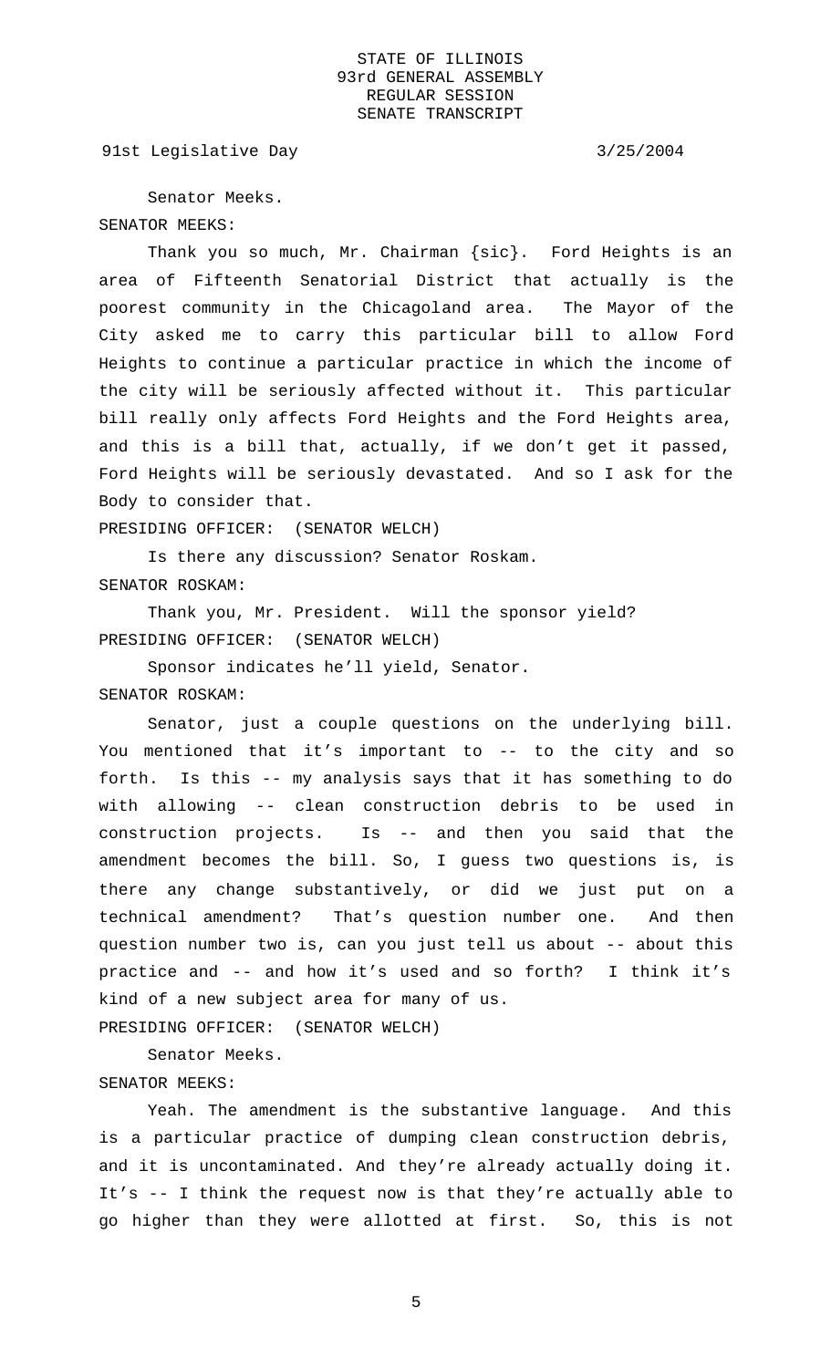Senator Meeks.

SENATOR MEEKS:

Thank you so much, Mr. Chairman {sic}. Ford Heights is an area of Fifteenth Senatorial District that actually is the poorest community in the Chicagoland area. The Mayor of the City asked me to carry this particular bill to allow Ford Heights to continue a particular practice in which the income of the city will be seriously affected without it. This particular bill really only affects Ford Heights and the Ford Heights area, and this is a bill that, actually, if we don't get it passed, Ford Heights will be seriously devastated. And so I ask for the Body to consider that.

PRESIDING OFFICER: (SENATOR WELCH)

Is there any discussion? Senator Roskam.

SENATOR ROSKAM:

Thank you, Mr. President. Will the sponsor yield?

PRESIDING OFFICER: (SENATOR WELCH)

Sponsor indicates he'll yield, Senator.

SENATOR ROSKAM:

Senator, just a couple questions on the underlying bill. You mentioned that it's important to -- to the city and so forth. Is this -- my analysis says that it has something to do with allowing -- clean construction debris to be used in construction projects. Is -- and then you said that the amendment becomes the bill. So, I guess two questions is, is there any change substantively, or did we just put on a technical amendment? That's question number one. And then question number two is, can you just tell us about -- about this practice and -- and how it's used and so forth? I think it's kind of a new subject area for many of us.

PRESIDING OFFICER: (SENATOR WELCH)

Senator Meeks.

SENATOR MEEKS:

Yeah. The amendment is the substantive language. And this is a particular practice of dumping clean construction debris, and it is uncontaminated. And they're already actually doing it. It's -- I think the request now is that they're actually able to go higher than they were allotted at first. So, this is not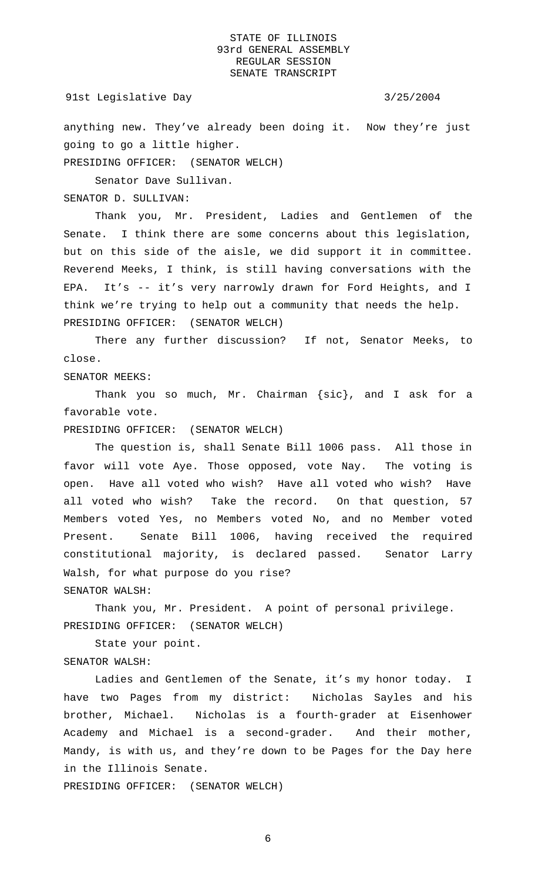anything new. They've already been doing it. Now they're just going to go a little higher.

PRESIDING OFFICER: (SENATOR WELCH)

Senator Dave Sullivan.

SENATOR D. SULLIVAN:

Thank you, Mr. President, Ladies and Gentlemen of the Senate. I think there are some concerns about this legislation, but on this side of the aisle, we did support it in committee. Reverend Meeks, I think, is still having conversations with the EPA. It's -- it's very narrowly drawn for Ford Heights, and I think we're trying to help out a community that needs the help.

PRESIDING OFFICER: (SENATOR WELCH)

There any further discussion? If not, Senator Meeks, to close.

SENATOR MEEKS:

Thank you so much, Mr. Chairman {sic}, and I ask for a favorable vote.

PRESIDING OFFICER: (SENATOR WELCH)

The question is, shall Senate Bill 1006 pass. All those in favor will vote Aye. Those opposed, vote Nay. The voting is open. Have all voted who wish? Have all voted who wish? Have all voted who wish? Take the record. On that question, 57 Members voted Yes, no Members voted No, and no Member voted Present. Senate Bill 1006, having received the required constitutional majority, is declared passed. Senator Larry Walsh, for what purpose do you rise?

SENATOR WALSH:

Thank you, Mr. President. A point of personal privilege.

PRESIDING OFFICER: (SENATOR WELCH)

State your point.

SENATOR WALSH:

Ladies and Gentlemen of the Senate, it's my honor today. I have two Pages from my district: Nicholas Sayles and his brother, Michael. Nicholas is a fourth-grader at Eisenhower Academy and Michael is a second-grader. And their mother, Mandy, is with us, and they're down to be Pages for the Day here in the Illinois Senate.

PRESIDING OFFICER: (SENATOR WELCH)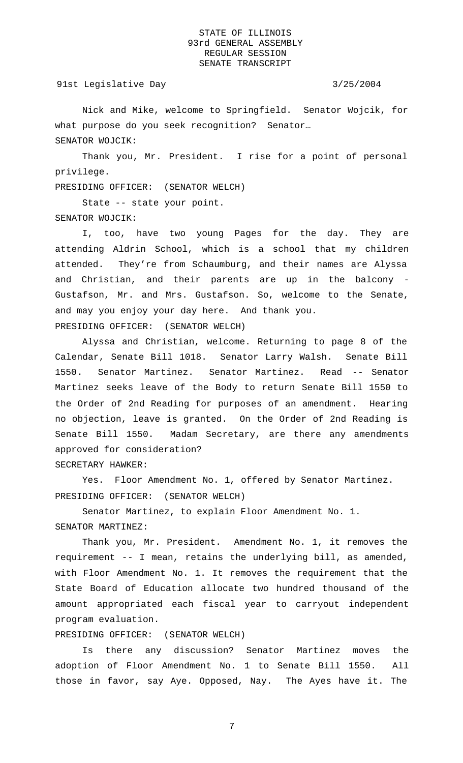Nick and Mike, welcome to Springfield. Senator Wojcik, for what purpose do you seek recognition? Senator…

SENATOR WOJCIK:

Thank you, Mr. President. I rise for a point of personal privilege.

PRESIDING OFFICER: (SENATOR WELCH)

State -- state your point.

SENATOR WOJCIK:

I, too, have two young Pages for the day. They are attending Aldrin School, which is a school that my children attended. They're from Schaumburg, and their names are Alyssa and Christian, and their parents are up in the balcony - Gustafson, Mr. and Mrs. Gustafson. So, welcome to the Senate, and may you enjoy your day here. And thank you.

PRESIDING OFFICER: (SENATOR WELCH)

Alyssa and Christian, welcome. Returning to page 8 of the Calendar, Senate Bill 1018. Senator Larry Walsh. Senate Bill 1550. Senator Martinez. Senator Martinez. Read -- Senator Martinez seeks leave of the Body to return Senate Bill 1550 to the Order of 2nd Reading for purposes of an amendment. Hearing no objection, leave is granted. On the Order of 2nd Reading is Senate Bill 1550. Madam Secretary, are there any amendments approved for consideration?

SECRETARY HAWKER:

Yes. Floor Amendment No. 1, offered by Senator Martinez.

PRESIDING OFFICER: (SENATOR WELCH)

Senator Martinez, to explain Floor Amendment No. 1.

SENATOR MARTINEZ:

Thank you, Mr. President. Amendment No. 1, it removes the requirement -- I mean, retains the underlying bill, as amended, with Floor Amendment No. 1. It removes the requirement that the State Board of Education allocate two hundred thousand of the amount appropriated each fiscal year to carryout independent program evaluation.

PRESIDING OFFICER: (SENATOR WELCH)

Is there any discussion? Senator Martinez moves the adoption of Floor Amendment No. 1 to Senate Bill 1550. All those in favor, say Aye. Opposed, Nay. The Ayes have it. The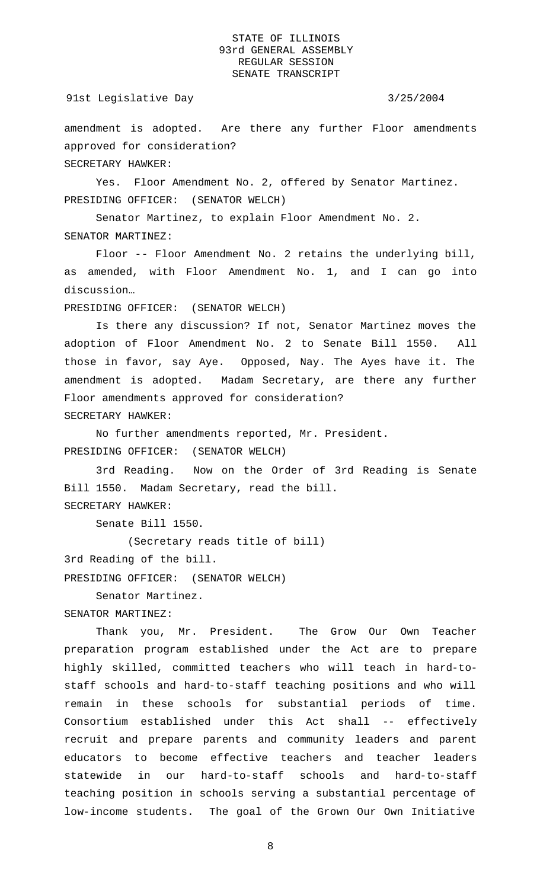amendment is adopted. Are there any further Floor amendments approved for consideration?

SECRETARY HAWKER:

Yes. Floor Amendment No. 2, offered by Senator Martinez.

PRESIDING OFFICER: (SENATOR WELCH)

Senator Martinez, to explain Floor Amendment No. 2.

SENATOR MARTINEZ:

Floor -- Floor Amendment No. 2 retains the underlying bill, as amended, with Floor Amendment No. 1, and I can go into discussion…

PRESIDING OFFICER: (SENATOR WELCH)

Is there any discussion? If not, Senator Martinez moves the adoption of Floor Amendment No. 2 to Senate Bill 1550. All those in favor, say Aye. Opposed, Nay. The Ayes have it. The amendment is adopted. Madam Secretary, are there any further Floor amendments approved for consideration?

SECRETARY HAWKER:

No further amendments reported, Mr. President.

PRESIDING OFFICER: (SENATOR WELCH)

3rd Reading. Now on the Order of 3rd Reading is Senate Bill 1550. Madam Secretary, read the bill.

SECRETARY HAWKER:

Senate Bill 1550.

(Secretary reads title of bill)

3rd Reading of the bill.

PRESIDING OFFICER: (SENATOR WELCH)

Senator Martinez.

SENATOR MARTINEZ:

Thank you, Mr. President. The Grow Our Own Teacher preparation program established under the Act are to prepare highly skilled, committed teachers who will teach in hard-to-staff schools and hard-to-staff teaching positions and who will remain in these schools for substantial periods of time. Consortium established under this Act shall -- effectively recruit and prepare parents and community leaders and parent educators to become effective teachers and teacher leaders statewide in our hard-to-staff schools and hard-to-staff teaching position in schools serving a substantial percentage of low-income students. The goal of the Grown Our Own Initiative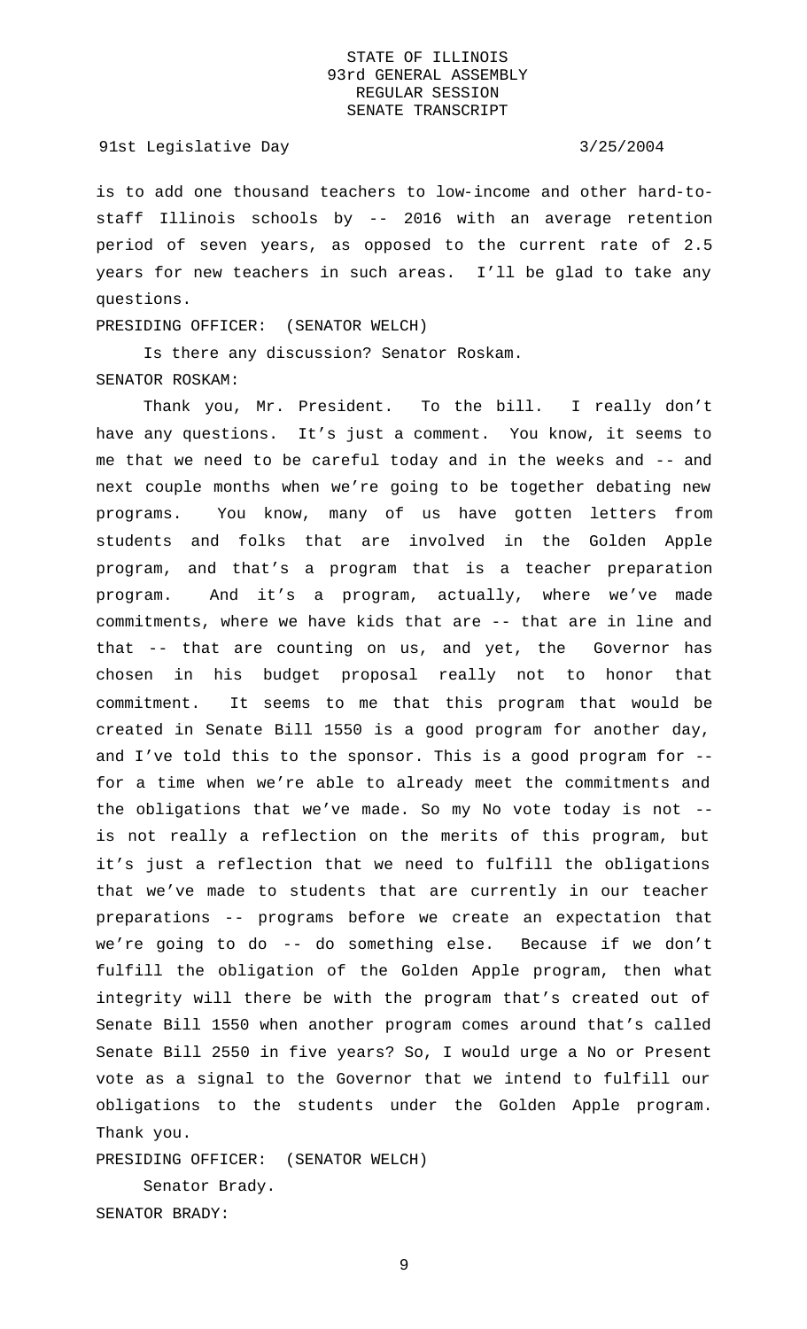is to add one thousand teachers to low-income and other hard-to-staff Illinois schools by -- 2016 with an average retention period of seven years, as opposed to the current rate of 2.5 years for new teachers in such areas. I'll be glad to take any questions.

PRESIDING OFFICER: (SENATOR WELCH)

Is there any discussion? Senator Roskam.

SENATOR ROSKAM:

Thank you, Mr. President. To the bill. I really don't have any questions. It's just a comment. You know, it seems to me that we need to be careful today and in the weeks and -- and next couple months when we're going to be together debating new programs. You know, many of us have gotten letters from students and folks that are involved in the Golden Apple program, and that's a program that is a teacher preparation program. And it's a program, actually, where we've made commitments, where we have kids that are -- that are in line and that -- that are counting on us, and yet, the Governor has chosen in his budget proposal really not to honor that commitment. It seems to me that this program that would be created in Senate Bill 1550 is a good program for another day, and I've told this to the sponsor. This is a good program for -- for a time when we're able to already meet the commitments and the obligations that we've made. So my No vote today is not -- is not really a reflection on the merits of this program, but it's just a reflection that we need to fulfill the obligations that we've made to students that are currently in our teacher preparations -- programs before we create an expectation that we're going to do -- do something else. Because if we don't fulfill the obligation of the Golden Apple program, then what integrity will there be with the program that's created out of Senate Bill 1550 when another program comes around that's called Senate Bill 2550 in five years? So, I would urge a No or Present vote as a signal to the Governor that we intend to fulfill our obligations to the students under the Golden Apple program. Thank you.

PRESIDING OFFICER: (SENATOR WELCH)

Senator Brady.

SENATOR BRADY: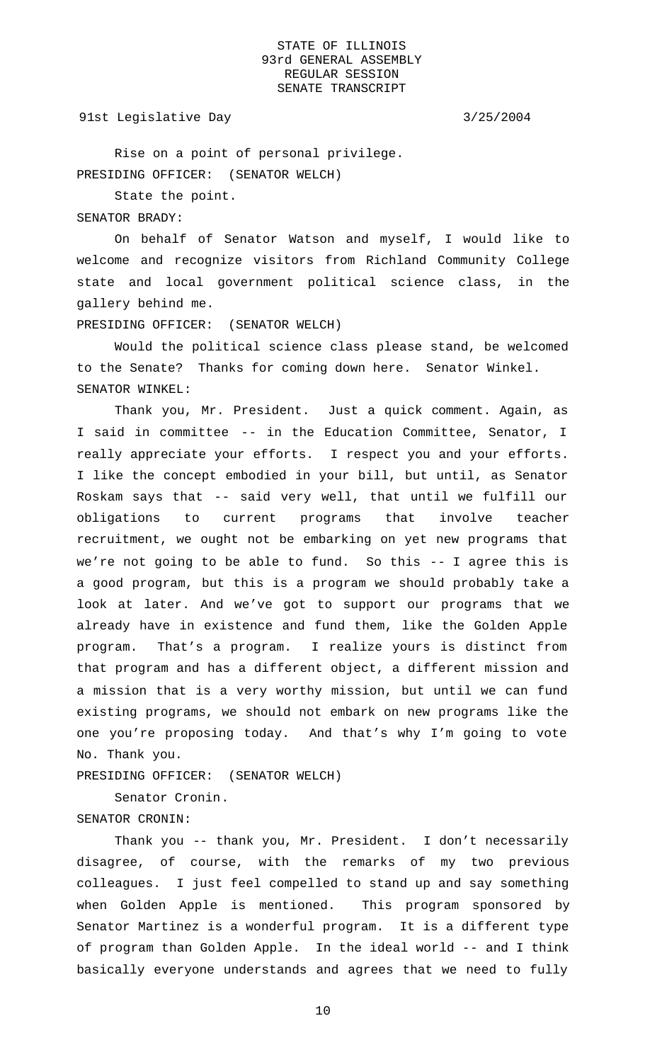Rise on a point of personal privilege.

PRESIDING OFFICER: (SENATOR WELCH)

State the point.

SENATOR BRADY:

On behalf of Senator Watson and myself, I would like to welcome and recognize visitors from Richland Community College state and local government political science class, in the gallery behind me.

PRESIDING OFFICER: (SENATOR WELCH)

Would the political science class please stand, be welcomed to the Senate? Thanks for coming down here. Senator Winkel.

SENATOR WINKEL:

Thank you, Mr. President. Just a quick comment. Again, as I said in committee -- in the Education Committee, Senator, I really appreciate your efforts. I respect you and your efforts. I like the concept embodied in your bill, but until, as Senator Roskam says that -- said very well, that until we fulfill our obligations to current programs that involve teacher recruitment, we ought not be embarking on yet new programs that we're not going to be able to fund. So this -- I agree this is a good program, but this is a program we should probably take a look at later. And we've got to support our programs that we already have in existence and fund them, like the Golden Apple program. That's a program. I realize yours is distinct from that program and has a different object, a different mission and a mission that is a very worthy mission, but until we can fund existing programs, we should not embark on new programs like the one you're proposing today. And that's why I'm going to vote No. Thank you.

PRESIDING OFFICER: (SENATOR WELCH)

Senator Cronin.

SENATOR CRONIN:

Thank you -- thank you, Mr. President. I don't necessarily disagree, of course, with the remarks of my two previous colleagues. I just feel compelled to stand up and say something when Golden Apple is mentioned. This program sponsored by Senator Martinez is a wonderful program. It is a different type of program than Golden Apple. In the ideal world -- and I think basically everyone understands and agrees that we need to fully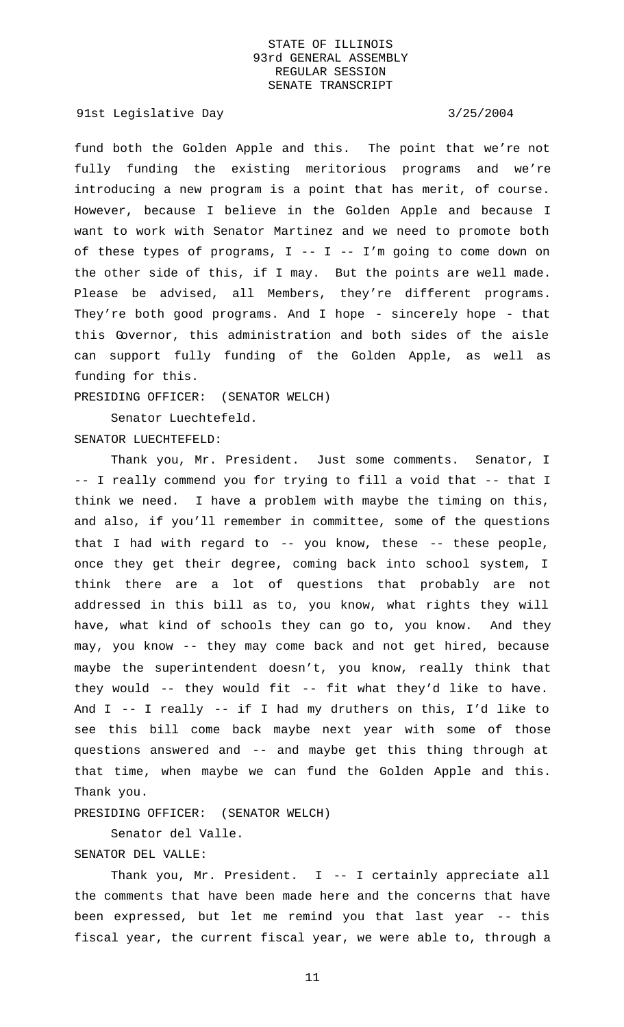fund both the Golden Apple and this. The point that we're not fully funding the existing meritorious programs and we're introducing a new program is a point that has merit, of course. However, because I believe in the Golden Apple and because I want to work with Senator Martinez and we need to promote both of these types of programs, I -- I -- I'm going to come down on the other side of this, if I may. But the points are well made. Please be advised, all Members, they're different programs. They're both good programs. And I hope - sincerely hope - that this Governor, this administration and both sides of the aisle can support fully funding of the Golden Apple, as well as funding for this.

PRESIDING OFFICER: (SENATOR WELCH)

Senator Luechtefeld.

SENATOR LUECHTEFELD:

Thank you, Mr. President. Just some comments. Senator, I -- I really commend you for trying to fill a void that -- that I think we need. I have a problem with maybe the timing on this, and also, if you'll remember in committee, some of the questions that I had with regard to -- you know, these -- these people, once they get their degree, coming back into school system, I think there are a lot of questions that probably are not addressed in this bill as to, you know, what rights they will have, what kind of schools they can go to, you know. And they may, you know -- they may come back and not get hired, because maybe the superintendent doesn't, you know, really think that they would -- they would fit -- fit what they'd like to have. And I -- I really -- if I had my druthers on this, I'd like to see this bill come back maybe next year with some of those questions answered and -- and maybe get this thing through at that time, when maybe we can fund the Golden Apple and this. Thank you.

PRESIDING OFFICER: (SENATOR WELCH)

Senator del Valle.

SENATOR DEL VALLE:

Thank you, Mr. President. I -- I certainly appreciate all the comments that have been made here and the concerns that have been expressed, but let me remind you that last year -- this fiscal year, the current fiscal year, we were able to, through a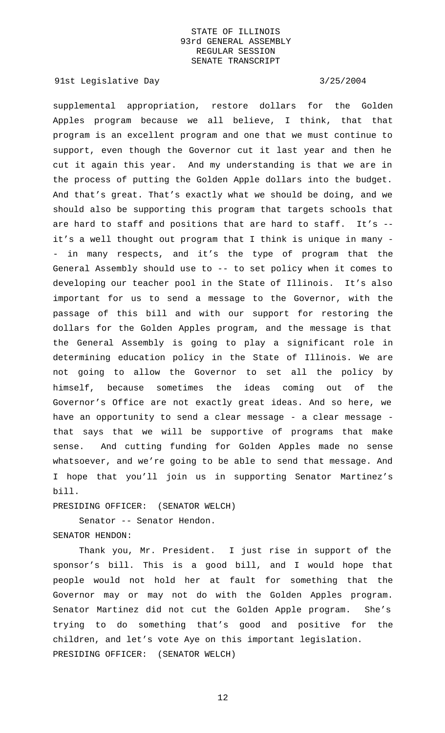supplemental appropriation, restore dollars for the Golden Apples program because we all believe, I think, that that program is an excellent program and one that we must continue to support, even though the Governor cut it last year and then he cut it again this year. And my understanding is that we are in the process of putting the Golden Apple dollars into the budget. And that's great. That's exactly what we should be doing, and we should also be supporting this program that targets schools that are hard to staff and positions that are hard to staff. It's -- it's a well thought out program that I think is unique in many - - in many respects, and it's the type of program that the General Assembly should use to -- to set policy when it comes to developing our teacher pool in the State of Illinois. It's also important for us to send a message to the Governor, with the passage of this bill and with our support for restoring the dollars for the Golden Apples program, and the message is that the General Assembly is going to play a significant role in determining education policy in the State of Illinois. We are not going to allow the Governor to set all the policy by himself, because sometimes the ideas coming out of the Governor's Office are not exactly great ideas. And so here, we have an opportunity to send a clear message - a clear message - that says that we will be supportive of programs that make sense. And cutting funding for Golden Apples made no sense whatsoever, and we're going to be able to send that message. And I hope that you'll join us in supporting Senator Martinez's bill.

PRESIDING OFFICER: (SENATOR WELCH)

Senator -- Senator Hendon.

SENATOR HENDON:

Thank you, Mr. President. I just rise in support of the sponsor's bill. This is a good bill, and I would hope that people would not hold her at fault for something that the Governor may or may not do with the Golden Apples program. Senator Martinez did not cut the Golden Apple program. She's trying to do something that's good and positive for the children, and let's vote Aye on this important legislation.

PRESIDING OFFICER: (SENATOR WELCH)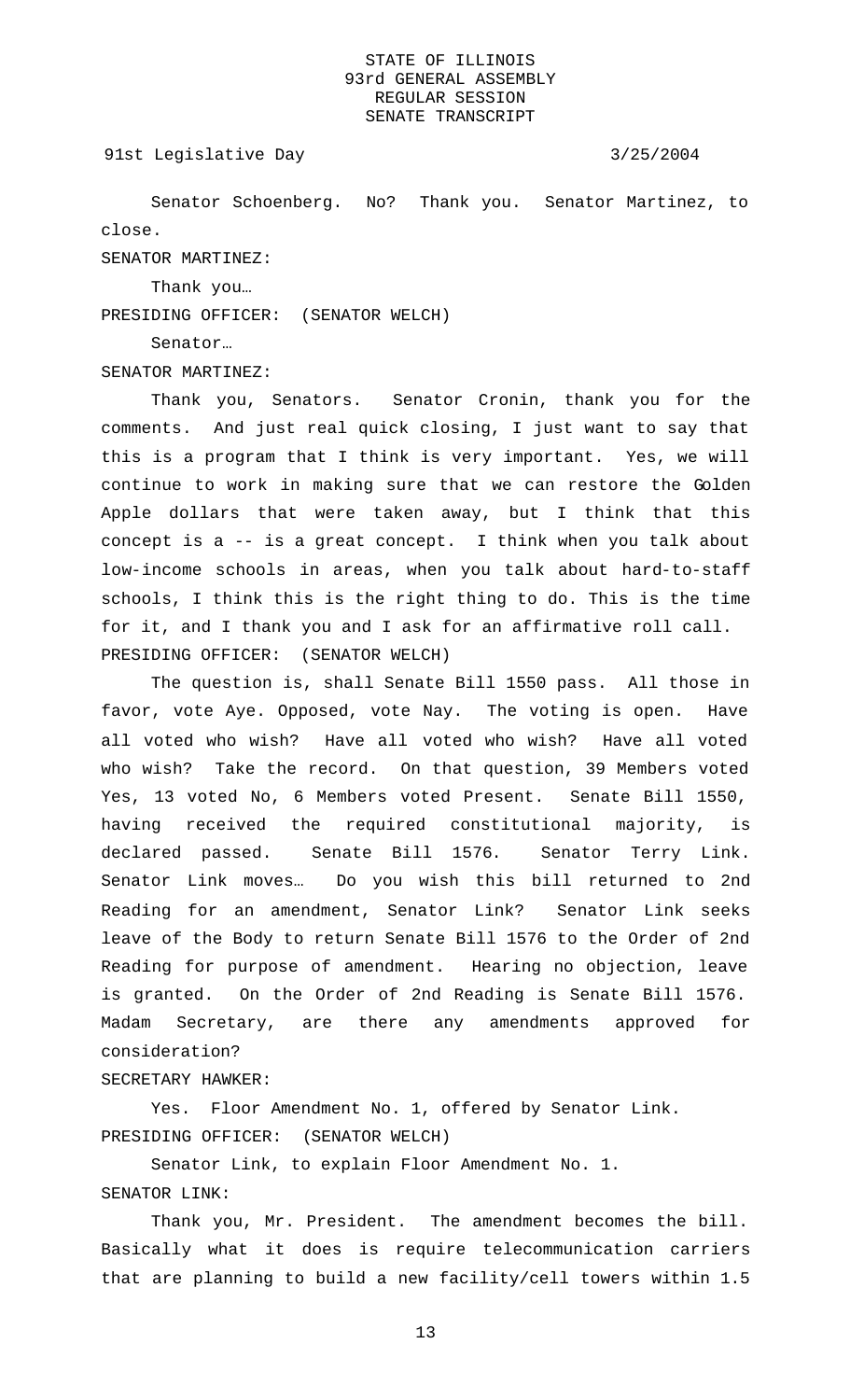Senator Schoenberg. No? Thank you. Senator Martinez, to close.

SENATOR MARTINEZ:

Thank you…

PRESIDING OFFICER: (SENATOR WELCH)

Senator…

SENATOR MARTINEZ:

Thank you, Senators. Senator Cronin, thank you for the comments. And just real quick closing, I just want to say that this is a program that I think is very important. Yes, we will continue to work in making sure that we can restore the Golden Apple dollars that were taken away, but I think that this concept is a -- is a great concept. I think when you talk about low-income schools in areas, when you talk about hard-to-staff schools, I think this is the right thing to do. This is the time for it, and I thank you and I ask for an affirmative roll call.

PRESIDING OFFICER: (SENATOR WELCH)

The question is, shall Senate Bill 1550 pass. All those in favor, vote Aye. Opposed, vote Nay. The voting is open. Have all voted who wish? Have all voted who wish? Have all voted who wish? Take the record. On that question, 39 Members voted Yes, 13 voted No, 6 Members voted Present. Senate Bill 1550, having received the required constitutional majority, is declared passed. Senate Bill 1576. Senator Terry Link. Senator Link moves… Do you wish this bill returned to 2nd Reading for an amendment, Senator Link? Senator Link seeks leave of the Body to return Senate Bill 1576 to the Order of 2nd Reading for purpose of amendment. Hearing no objection, leave is granted. On the Order of 2nd Reading is Senate Bill 1576. Madam Secretary, are there any amendments approved for consideration?

SECRETARY HAWKER:

Yes. Floor Amendment No. 1, offered by Senator Link.

PRESIDING OFFICER: (SENATOR WELCH)

Senator Link, to explain Floor Amendment No. 1.

SENATOR LINK:

Thank you, Mr. President. The amendment becomes the bill. Basically what it does is require telecommunication carriers that are planning to build a new facility/cell towers within 1.5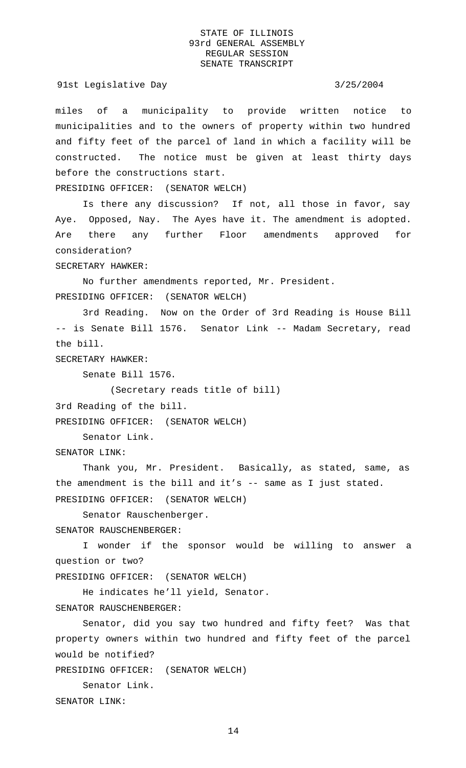miles of a municipality to provide written notice to municipalities and to the owners of property within two hundred and fifty feet of the parcel of land in which a facility will be constructed. The notice must be given at least thirty days before the constructions start.

PRESIDING OFFICER: (SENATOR WELCH)

Is there any discussion? If not, all those in favor, say Aye. Opposed, Nay. The Ayes have it. The amendment is adopted. Are there any further Floor amendments approved for consideration?

SECRETARY HAWKER:

No further amendments reported, Mr. President.

PRESIDING OFFICER: (SENATOR WELCH)

3rd Reading. Now on the Order of 3rd Reading is House Bill -- is Senate Bill 1576. Senator Link -- Madam Secretary, read the bill.

SECRETARY HAWKER:

Senate Bill 1576.

(Secretary reads title of bill)

3rd Reading of the bill.

PRESIDING OFFICER: (SENATOR WELCH)

Senator Link.

SENATOR LINK:

Thank you, Mr. President. Basically, as stated, same, as the amendment is the bill and it's -- same as I just stated.

PRESIDING OFFICER: (SENATOR WELCH)

Senator Rauschenberger.

SENATOR RAUSCHENBERGER:

I wonder if the sponsor would be willing to answer a question or two?

PRESIDING OFFICER: (SENATOR WELCH)

He indicates he'll yield, Senator.

SENATOR RAUSCHENBERGER:

Senator, did you say two hundred and fifty feet? Was that property owners within two hundred and fifty feet of the parcel would be notified?

PRESIDING OFFICER: (SENATOR WELCH)

Senator Link.

SENATOR LINK: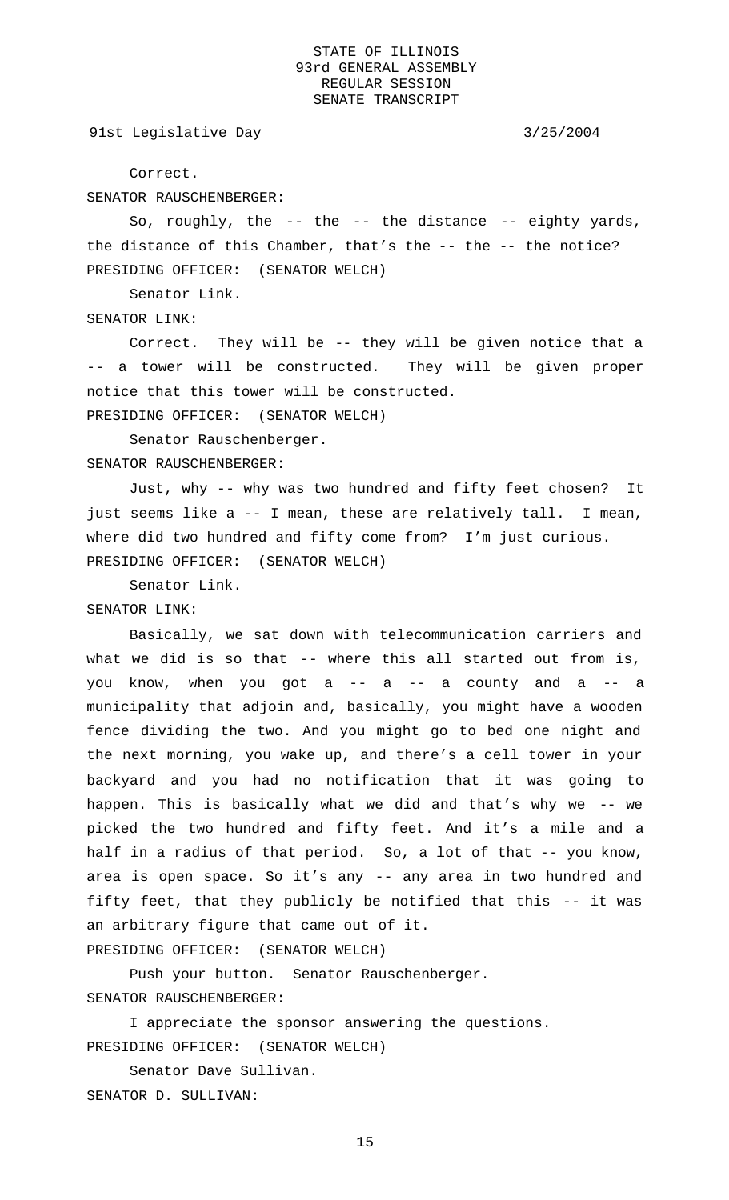Correct.

SENATOR RAUSCHENBERGER:

So, roughly, the -- the -- the distance -- eighty yards, the distance of this Chamber, that's the -- the -- the notice?

PRESIDING OFFICER: (SENATOR WELCH)

Senator Link.

SENATOR LINK:

Correct. They will be -- they will be given notice that a -- a tower will be constructed. They will be given proper notice that this tower will be constructed.

PRESIDING OFFICER: (SENATOR WELCH)

Senator Rauschenberger.

SENATOR RAUSCHENBERGER:

Just, why -- why was two hundred and fifty feet chosen? It just seems like a -- I mean, these are relatively tall. I mean, where did two hundred and fifty come from? I'm just curious.

PRESIDING OFFICER: (SENATOR WELCH)

Senator Link.

SENATOR LINK:

Basically, we sat down with telecommunication carriers and what we did is so that -- where this all started out from is, you know, when you got a -- a -- a county and a -- a municipality that adjoin and, basically, you might have a wooden fence dividing the two. And you might go to bed one night and the next morning, you wake up, and there's a cell tower in your backyard and you had no notification that it was going to happen. This is basically what we did and that's why we -- we picked the two hundred and fifty feet. And it's a mile and a half in a radius of that period. So, a lot of that -- you know, area is open space. So it's any -- any area in two hundred and fifty feet, that they publicly be notified that this -- it was an arbitrary figure that came out of it.

PRESIDING OFFICER: (SENATOR WELCH)

Push your button. Senator Rauschenberger.

SENATOR RAUSCHENBERGER:

I appreciate the sponsor answering the questions.

PRESIDING OFFICER: (SENATOR WELCH)

Senator Dave Sullivan.

SENATOR D. SULLIVAN: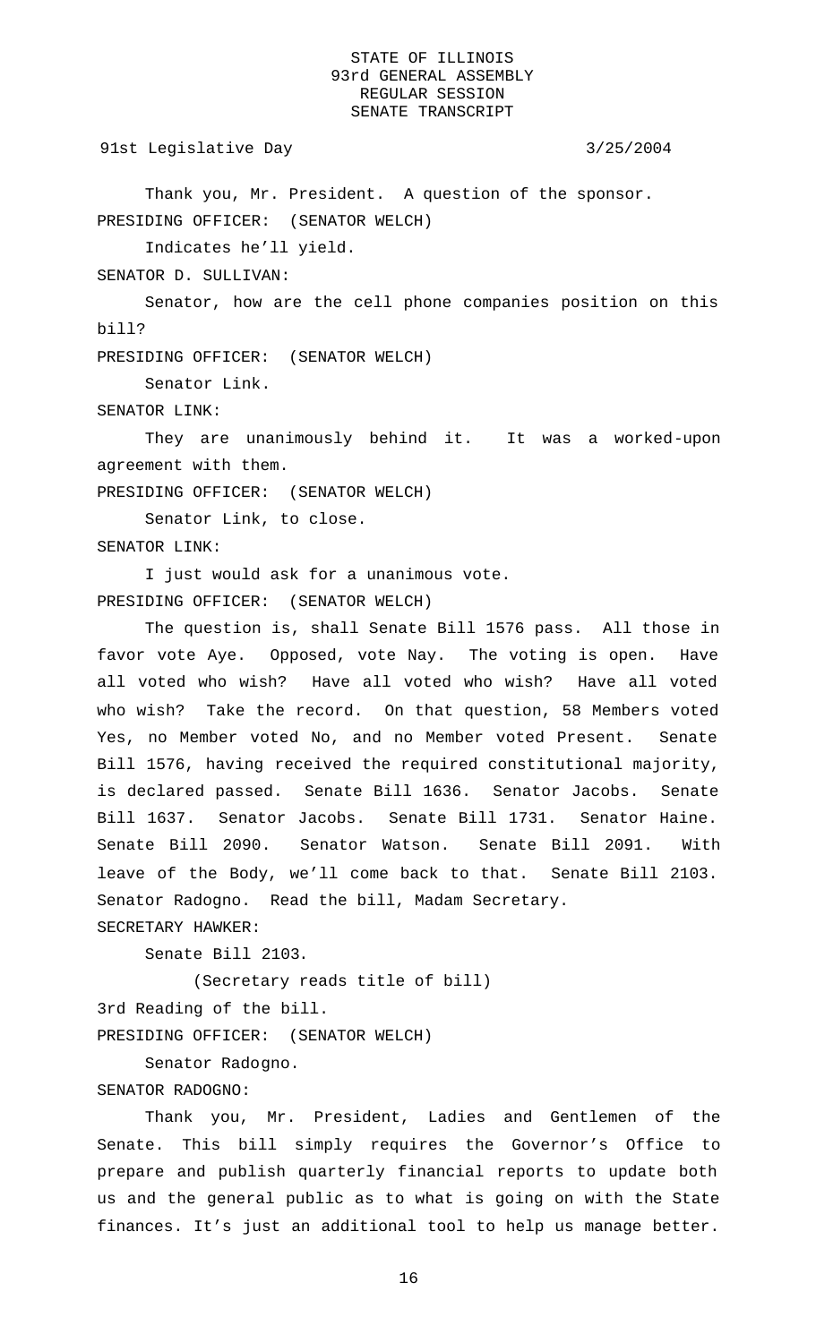Thank you, Mr. President. A question of the sponsor.

PRESIDING OFFICER: (SENATOR WELCH)

Indicates he'll yield.

SENATOR D. SULLIVAN:

Senator, how are the cell phone companies position on this bill?

PRESIDING OFFICER: (SENATOR WELCH)

Senator Link.

SENATOR LINK:

They are unanimously behind it. It was a worked-upon agreement with them.

PRESIDING OFFICER: (SENATOR WELCH)

Senator Link, to close.

SENATOR LINK:

I just would ask for a unanimous vote.

PRESIDING OFFICER: (SENATOR WELCH)

The question is, shall Senate Bill 1576 pass. All those in favor vote Aye. Opposed, vote Nay. The voting is open. Have all voted who wish? Have all voted who wish? Have all voted who wish? Take the record. On that question, 58 Members voted Yes, no Member voted No, and no Member voted Present. Senate Bill 1576, having received the required constitutional majority, is declared passed. Senate Bill 1636. Senator Jacobs. Senate Bill 1637. Senator Jacobs. Senate Bill 1731. Senator Haine. Senate Bill 2090. Senator Watson. Senate Bill 2091. With leave of the Body, we'll come back to that. Senate Bill 2103. Senator Radogno. Read the bill, Madam Secretary.

SECRETARY HAWKER:

Senate Bill 2103.

(Secretary reads title of bill)

3rd Reading of the bill.

PRESIDING OFFICER: (SENATOR WELCH)

Senator Radogno.

SENATOR RADOGNO:

Thank you, Mr. President, Ladies and Gentlemen of the Senate. This bill simply requires the Governor's Office to prepare and publish quarterly financial reports to update both us and the general public as to what is going on with the State finances. It's just an additional tool to help us manage better.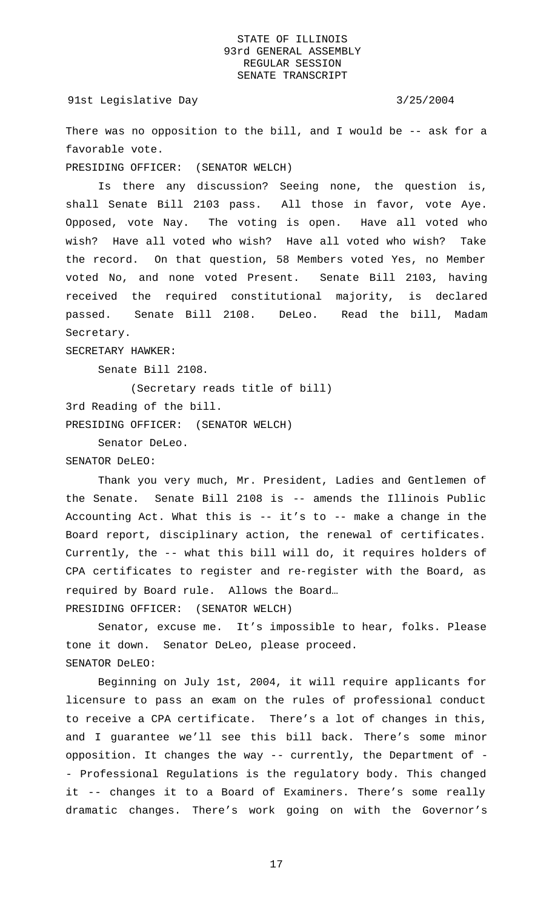There was no opposition to the bill, and I would be -- ask for a favorable vote.

PRESIDING OFFICER: (SENATOR WELCH)

Is there any discussion? Seeing none, the question is, shall Senate Bill 2103 pass. All those in favor, vote Aye. Opposed, vote Nay. The voting is open. Have all voted who wish? Have all voted who wish? Have all voted who wish? Take the record. On that question, 58 Members voted Yes, no Member voted No, and none voted Present. Senate Bill 2103, having received the required constitutional majority, is declared passed. Senate Bill 2108. DeLeo. Read the bill, Madam Secretary.

SECRETARY HAWKER:

Senate Bill 2108.

(Secretary reads title of bill)

3rd Reading of the bill.

PRESIDING OFFICER: (SENATOR WELCH)

Senator DeLeo.

SENATOR DeLEO:

Thank you very much, Mr. President, Ladies and Gentlemen of the Senate. Senate Bill 2108 is -- amends the Illinois Public Accounting Act. What this is -- it's to -- make a change in the Board report, disciplinary action, the renewal of certificates. Currently, the -- what this bill will do, it requires holders of CPA certificates to register and re-register with the Board, as required by Board rule. Allows the Board…

PRESIDING OFFICER: (SENATOR WELCH)

Senator, excuse me. It's impossible to hear, folks. Please tone it down. Senator DeLeo, please proceed.

SENATOR DeLEO:

Beginning on July 1st, 2004, it will require applicants for licensure to pass an exam on the rules of professional conduct to receive a CPA certificate. There's a lot of changes in this, and I guarantee we'll see this bill back. There's some minor opposition. It changes the way -- currently, the Department of -- Professional Regulations is the regulatory body. This changed it -- changes it to a Board of Examiners. There's some really dramatic changes. There's work going on with the Governor's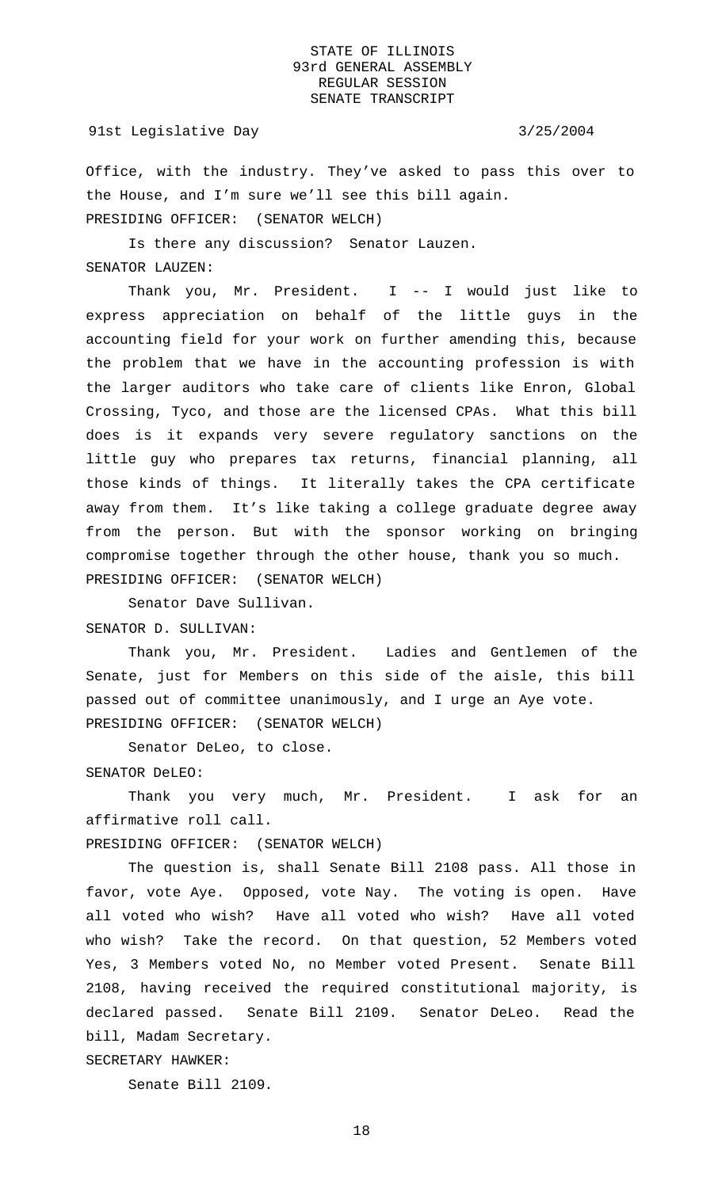Office, with the industry. They've asked to pass this over to the House, and I'm sure we'll see this bill again.

PRESIDING OFFICER: (SENATOR WELCH)

Is there any discussion? Senator Lauzen.

SENATOR LAUZEN:

Thank you, Mr. President. I -- I would just like to express appreciation on behalf of the little guys in the accounting field for your work on further amending this, because the problem that we have in the accounting profession is with the larger auditors who take care of clients like Enron, Global Crossing, Tyco, and those are the licensed CPAs. What this bill does is it expands very severe regulatory sanctions on the little guy who prepares tax returns, financial planning, all those kinds of things. It literally takes the CPA certificate away from them. It's like taking a college graduate degree away from the person. But with the sponsor working on bringing compromise together through the other house, thank you so much.

PRESIDING OFFICER: (SENATOR WELCH)

Senator Dave Sullivan.

SENATOR D. SULLIVAN:

Thank you, Mr. President. Ladies and Gentlemen of the Senate, just for Members on this side of the aisle, this bill passed out of committee unanimously, and I urge an Aye vote.

PRESIDING OFFICER: (SENATOR WELCH)

Senator DeLeo, to close.

SENATOR DeLEO:

Thank you very much, Mr. President. I ask for an affirmative roll call.

PRESIDING OFFICER: (SENATOR WELCH)

The question is, shall Senate Bill 2108 pass. All those in favor, vote Aye. Opposed, vote Nay. The voting is open. Have all voted who wish? Have all voted who wish? Have all voted who wish? Take the record. On that question, 52 Members voted Yes, 3 Members voted No, no Member voted Present. Senate Bill 2108, having received the required constitutional majority, is declared passed. Senate Bill 2109. Senator DeLeo. Read the bill, Madam Secretary.

SECRETARY HAWKER:

Senate Bill 2109.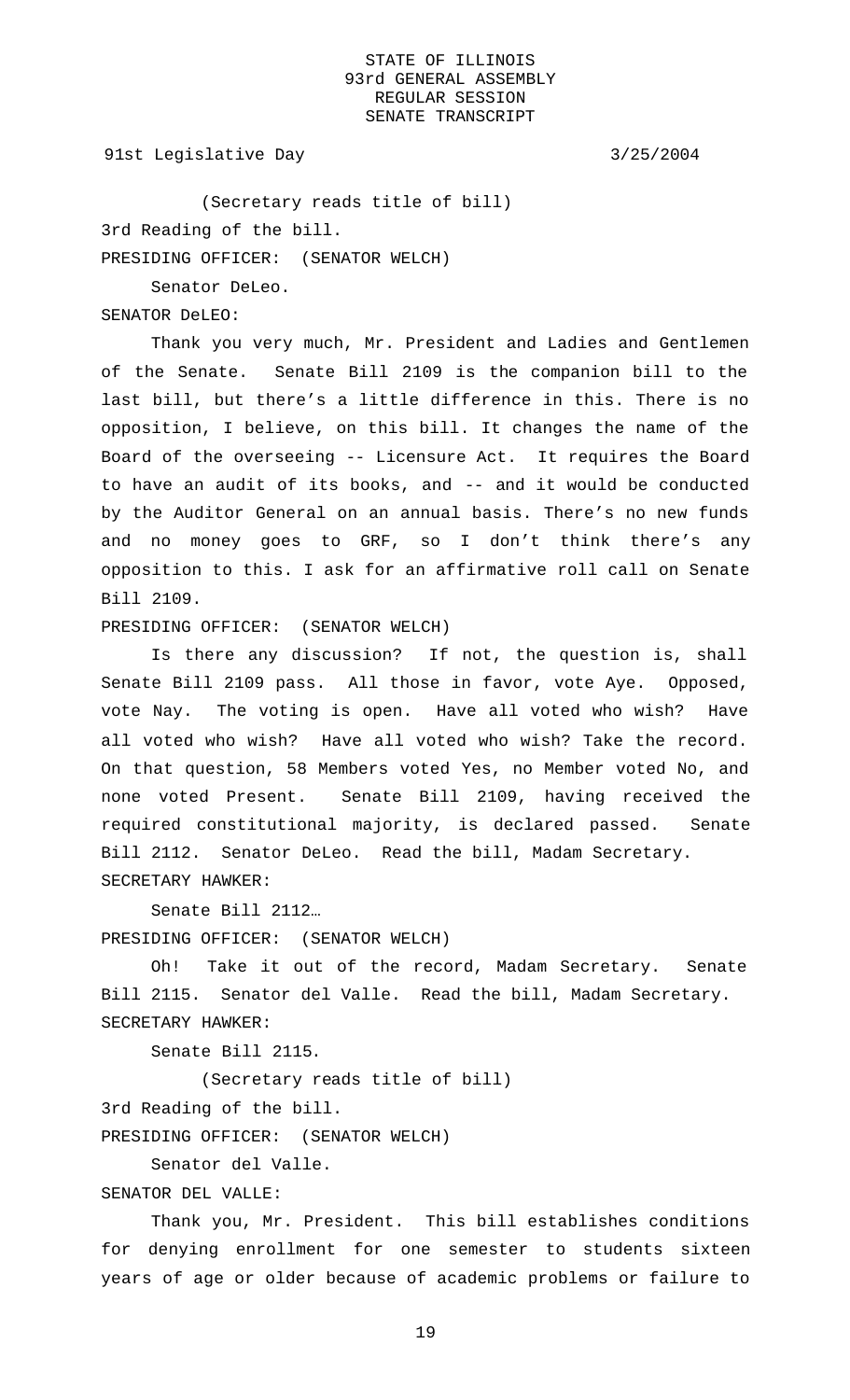(Secretary reads title of bill)

3rd Reading of the bill.

PRESIDING OFFICER: (SENATOR WELCH)

Senator DeLeo.

SENATOR DeLEO:

Thank you very much, Mr. President and Ladies and Gentlemen of the Senate. Senate Bill 2109 is the companion bill to the last bill, but there's a little difference in this. There is no opposition, I believe, on this bill. It changes the name of the Board of the overseeing -- Licensure Act. It requires the Board to have an audit of its books, and -- and it would be conducted by the Auditor General on an annual basis. There's no new funds and no money goes to GRF, so I don't think there's any opposition to this. I ask for an affirmative roll call on Senate Bill 2109.

PRESIDING OFFICER: (SENATOR WELCH)

Is there any discussion? If not, the question is, shall Senate Bill 2109 pass. All those in favor, vote Aye. Opposed, vote Nay. The voting is open. Have all voted who wish? Have all voted who wish? Have all voted who wish? Take the record. On that question, 58 Members voted Yes, no Member voted No, and none voted Present. Senate Bill 2109, having received the required constitutional majority, is declared passed. Senate Bill 2112. Senator DeLeo. Read the bill, Madam Secretary.

SECRETARY HAWKER:

Senate Bill 2112…

PRESIDING OFFICER: (SENATOR WELCH)

Oh! Take it out of the record, Madam Secretary. Senate Bill 2115. Senator del Valle. Read the bill, Madam Secretary.

SECRETARY HAWKER:

Senate Bill 2115.

(Secretary reads title of bill)

3rd Reading of the bill.

PRESIDING OFFICER: (SENATOR WELCH)

Senator del Valle.

SENATOR DEL VALLE:

Thank you, Mr. President. This bill establishes conditions for denying enrollment for one semester to students sixteen years of age or older because of academic problems or failure to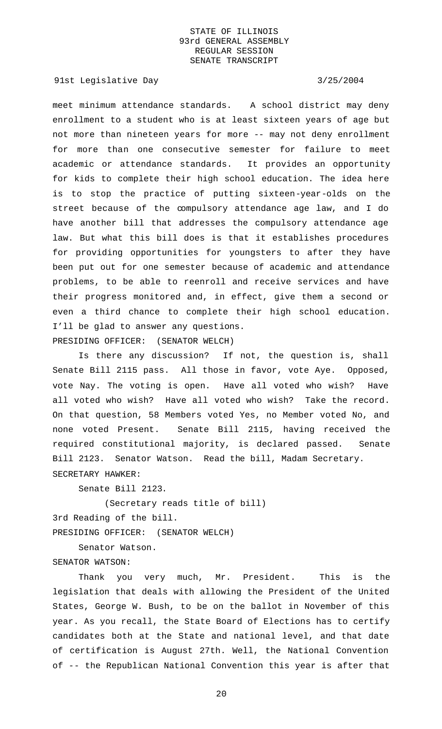meet minimum attendance standards. A school district may deny enrollment to a student who is at least sixteen years of age but not more than nineteen years for more -- may not deny enrollment for more than one consecutive semester for failure to meet academic or attendance standards. It provides an opportunity for kids to complete their high school education. The idea here is to stop the practice of putting sixteen-year-olds on the street because of the compulsory attendance age law, and I do have another bill that addresses the compulsory attendance age law. But what this bill does is that it establishes procedures for providing opportunities for youngsters to after they have been put out for one semester because of academic and attendance problems, to be able to reenroll and receive services and have their progress monitored and, in effect, give them a second or even a third chance to complete their high school education. I'll be glad to answer any questions.

PRESIDING OFFICER: (SENATOR WELCH)

Is there any discussion? If not, the question is, shall Senate Bill 2115 pass. All those in favor, vote Aye. Opposed, vote Nay. The voting is open. Have all voted who wish? Have all voted who wish? Have all voted who wish? Take the record. On that question, 58 Members voted Yes, no Member voted No, and none voted Present. Senate Bill 2115, having received the required constitutional majority, is declared passed. Senate Bill 2123. Senator Watson. Read the bill, Madam Secretary.

SECRETARY HAWKER:

Senate Bill 2123.

(Secretary reads title of bill)

3rd Reading of the bill.

PRESIDING OFFICER: (SENATOR WELCH)

Senator Watson.

SENATOR WATSON:

Thank you very much, Mr. President. This is the legislation that deals with allowing the President of the United States, George W. Bush, to be on the ballot in November of this year. As you recall, the State Board of Elections has to certify candidates both at the State and national level, and that date of certification is August 27th. Well, the National Convention of -- the Republican National Convention this year is after that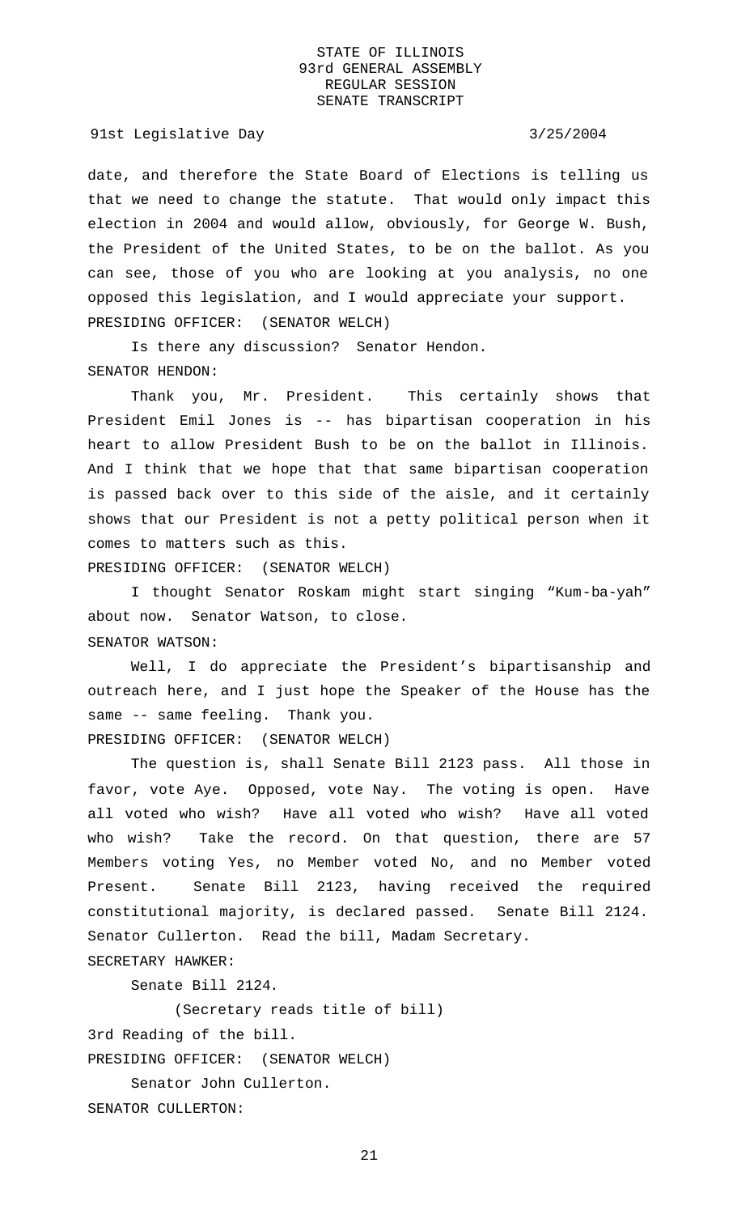date, and therefore the State Board of Elections is telling us that we need to change the statute. That would only impact this election in 2004 and would allow, obviously, for George W. Bush, the President of the United States, to be on the ballot. As you can see, those of you who are looking at you analysis, no one opposed this legislation, and I would appreciate your support.

PRESIDING OFFICER: (SENATOR WELCH)

Is there any discussion? Senator Hendon.

SENATOR HENDON:

Thank you, Mr. President. This certainly shows that President Emil Jones is -- has bipartisan cooperation in his heart to allow President Bush to be on the ballot in Illinois. And I think that we hope that that same bipartisan cooperation is passed back over to this side of the aisle, and it certainly shows that our President is not a petty political person when it comes to matters such as this.

PRESIDING OFFICER: (SENATOR WELCH)

I thought Senator Roskam might start singing "Kum-ba-yah" about now. Senator Watson, to close.

SENATOR WATSON:

Well, I do appreciate the President's bipartisanship and outreach here, and I just hope the Speaker of the House has the same -- same feeling. Thank you.

PRESIDING OFFICER: (SENATOR WELCH)

The question is, shall Senate Bill 2123 pass. All those in favor, vote Aye. Opposed, vote Nay. The voting is open. Have all voted who wish? Have all voted who wish? Have all voted who wish? Take the record. On that question, there are 57 Members voting Yes, no Member voted No, and no Member voted Present. Senate Bill 2123, having received the required constitutional majority, is declared passed. Senate Bill 2124. Senator Cullerton. Read the bill, Madam Secretary.

SECRETARY HAWKER:

Senate Bill 2124.

(Secretary reads title of bill)

3rd Reading of the bill.

PRESIDING OFFICER: (SENATOR WELCH)

Senator John Cullerton.

SENATOR CULLERTON: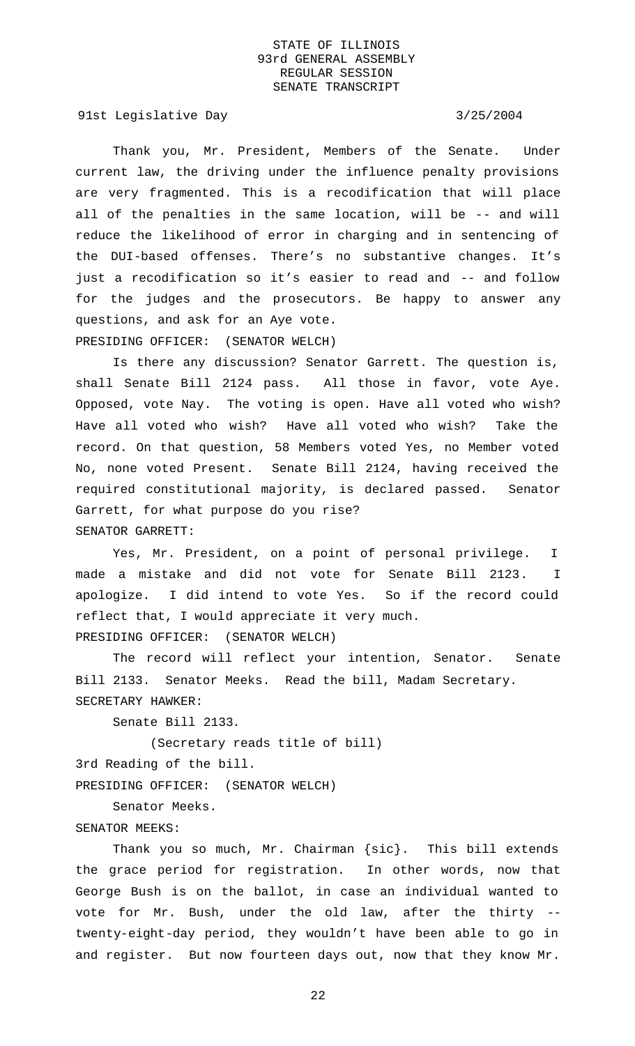Thank you, Mr. President, Members of the Senate. Under current law, the driving under the influence penalty provisions are very fragmented. This is a recodification that will place all of the penalties in the same location, will be -- and will reduce the likelihood of error in charging and in sentencing of the DUI-based offenses. There's no substantive changes. It's just a recodification so it's easier to read and -- and follow for the judges and the prosecutors. Be happy to answer any questions, and ask for an Aye vote.

PRESIDING OFFICER: (SENATOR WELCH)

Is there any discussion? Senator Garrett. The question is, shall Senate Bill 2124 pass. All those in favor, vote Aye. Opposed, vote Nay. The voting is open. Have all voted who wish? Have all voted who wish? Have all voted who wish? Take the record. On that question, 58 Members voted Yes, no Member voted No, none voted Present. Senate Bill 2124, having received the required constitutional majority, is declared passed. Senator Garrett, for what purpose do you rise?

SENATOR GARRETT:

Yes, Mr. President, on a point of personal privilege. I made a mistake and did not vote for Senate Bill 2123. I apologize. I did intend to vote Yes. So if the record could reflect that, I would appreciate it very much.

PRESIDING OFFICER: (SENATOR WELCH)

The record will reflect your intention, Senator. Senate Bill 2133. Senator Meeks. Read the bill, Madam Secretary.

SECRETARY HAWKER:

Senate Bill 2133.

(Secretary reads title of bill)

3rd Reading of the bill.

PRESIDING OFFICER: (SENATOR WELCH)

Senator Meeks.

SENATOR MEEKS:

Thank you so much, Mr. Chairman {sic}. This bill extends the grace period for registration. In other words, now that George Bush is on the ballot, in case an individual wanted to vote for Mr. Bush, under the old law, after the thirty -- twenty-eight-day period, they wouldn't have been able to go in and register. But now fourteen days out, now that they know Mr.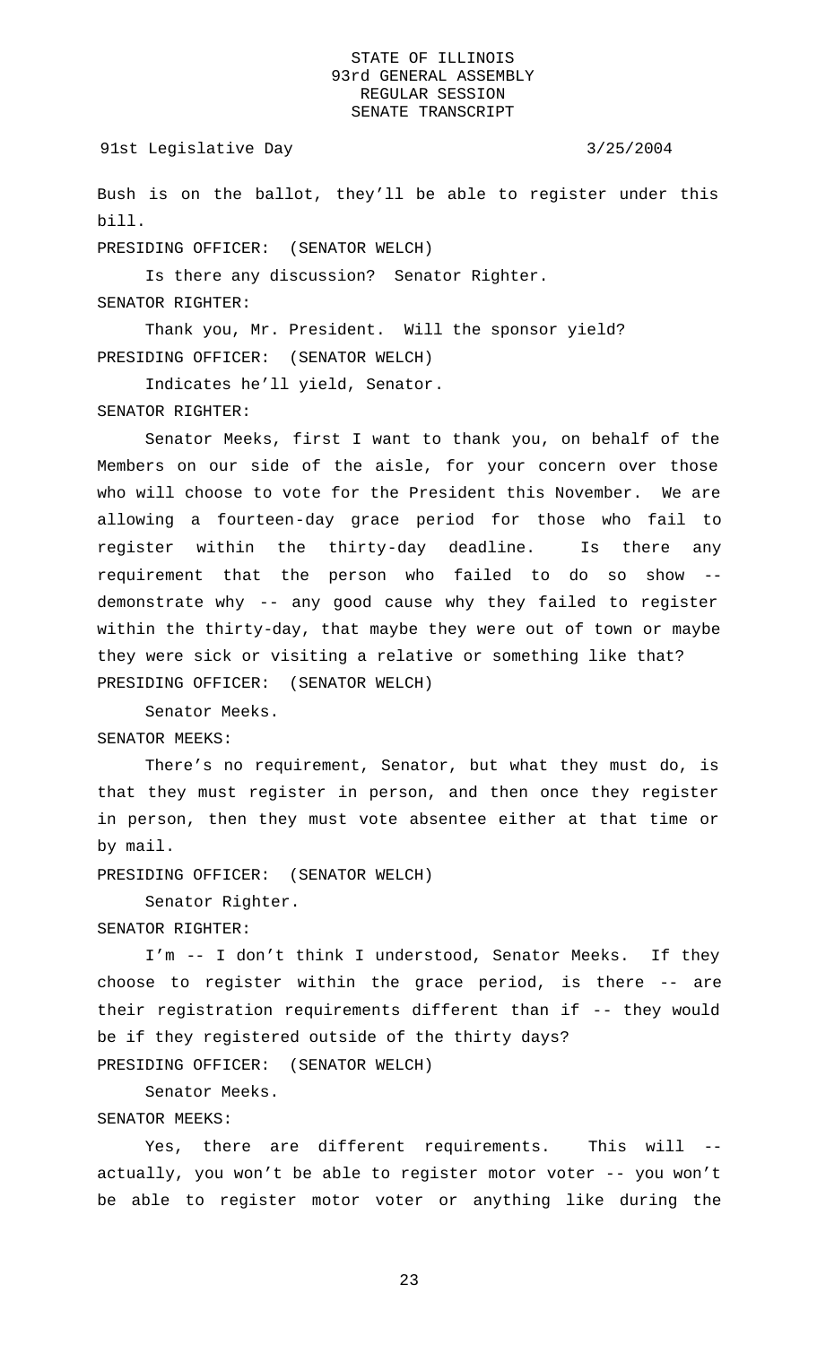Bush is on the ballot, they'll be able to register under this bill.

PRESIDING OFFICER: (SENATOR WELCH)

Is there any discussion? Senator Righter.

SENATOR RIGHTER:

Thank you, Mr. President. Will the sponsor yield?

PRESIDING OFFICER: (SENATOR WELCH)

Indicates he'll yield, Senator.

SENATOR RIGHTER:

Senator Meeks, first I want to thank you, on behalf of the Members on our side of the aisle, for your concern over those who will choose to vote for the President this November. We are allowing a fourteen-day grace period for those who fail to register within the thirty-day deadline. Is there any requirement that the person who failed to do so show -- demonstrate why -- any good cause why they failed to register within the thirty-day, that maybe they were out of town or maybe they were sick or visiting a relative or something like that?

PRESIDING OFFICER: (SENATOR WELCH)

Senator Meeks.

SENATOR MEEKS:

There's no requirement, Senator, but what they must do, is that they must register in person, and then once they register in person, then they must vote absentee either at that time or by mail.

PRESIDING OFFICER: (SENATOR WELCH)

Senator Righter.

SENATOR RIGHTER:

I'm -- I don't think I understood, Senator Meeks. If they choose to register within the grace period, is there -- are their registration requirements different than if -- they would be if they registered outside of the thirty days?

PRESIDING OFFICER: (SENATOR WELCH)

Senator Meeks.

SENATOR MEEKS:

Yes, there are different requirements. This will -- actually, you won't be able to register motor voter -- you won't be able to register motor voter or anything like during the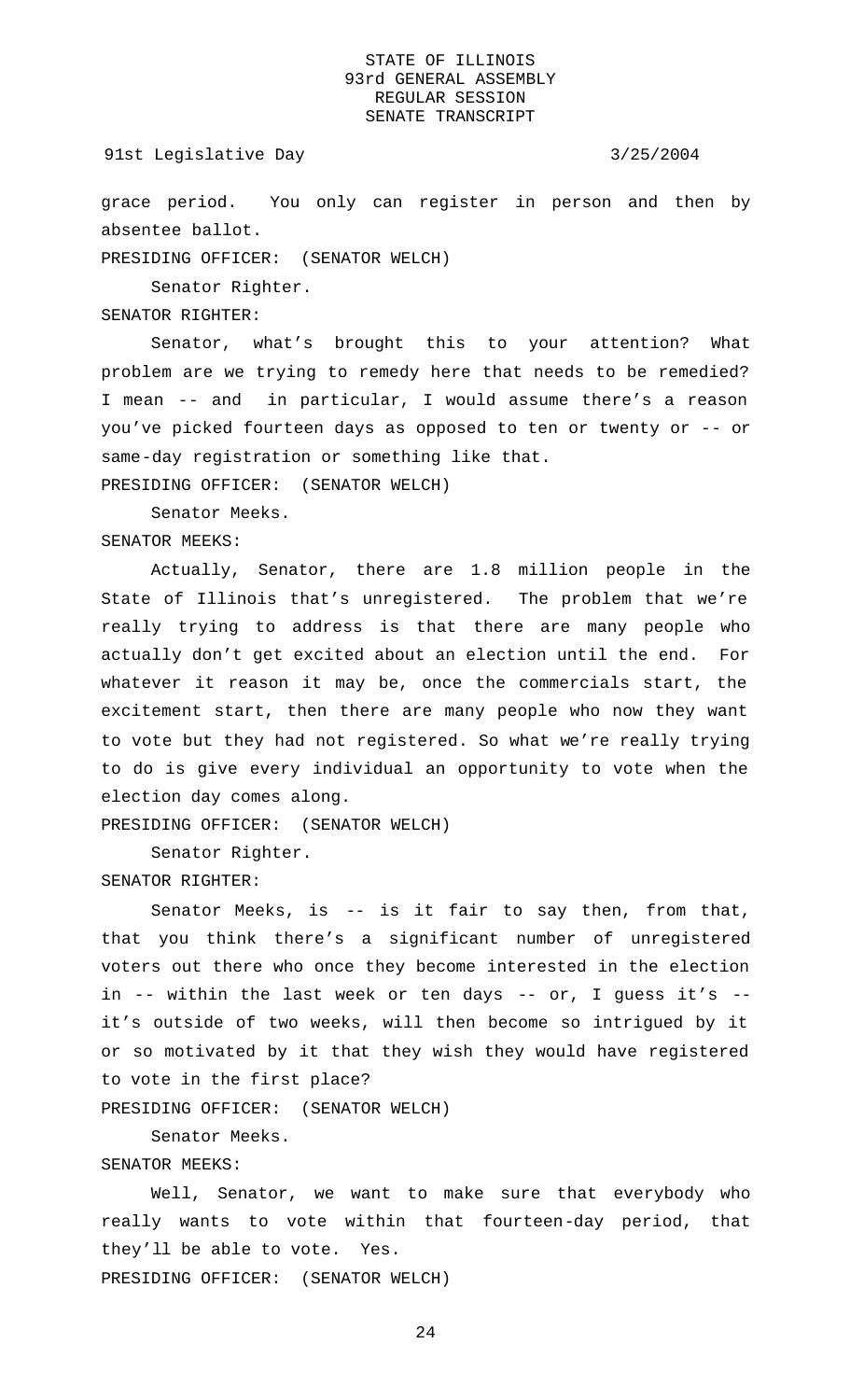grace period. You only can register in person and then by absentee ballot.

PRESIDING OFFICER: (SENATOR WELCH)

Senator Righter.

SENATOR RIGHTER:

Senator, what's brought this to your attention? What problem are we trying to remedy here that needs to be remedied? I mean -- and in particular, I would assume there's a reason you've picked fourteen days as opposed to ten or twenty or -- or same-day registration or something like that.

PRESIDING OFFICER: (SENATOR WELCH)

Senator Meeks.

SENATOR MEEKS:

Actually, Senator, there are 1.8 million people in the State of Illinois that's unregistered. The problem that we're really trying to address is that there are many people who actually don't get excited about an election until the end. For whatever it reason it may be, once the commercials start, the excitement start, then there are many people who now they want to vote but they had not registered. So what we're really trying to do is give every individual an opportunity to vote when the election day comes along.

PRESIDING OFFICER: (SENATOR WELCH)

Senator Righter.

SENATOR RIGHTER:

Senator Meeks, is -- is it fair to say then, from that, that you think there's a significant number of unregistered voters out there who once they become interested in the election in -- within the last week or ten days -- or, I guess it's -- it's outside of two weeks, will then become so intrigued by it or so motivated by it that they wish they would have registered to vote in the first place?

PRESIDING OFFICER: (SENATOR WELCH)

Senator Meeks.

SENATOR MEEKS:

Well, Senator, we want to make sure that everybody who really wants to vote within that fourteen-day period, that they'll be able to vote. Yes.

PRESIDING OFFICER: (SENATOR WELCH)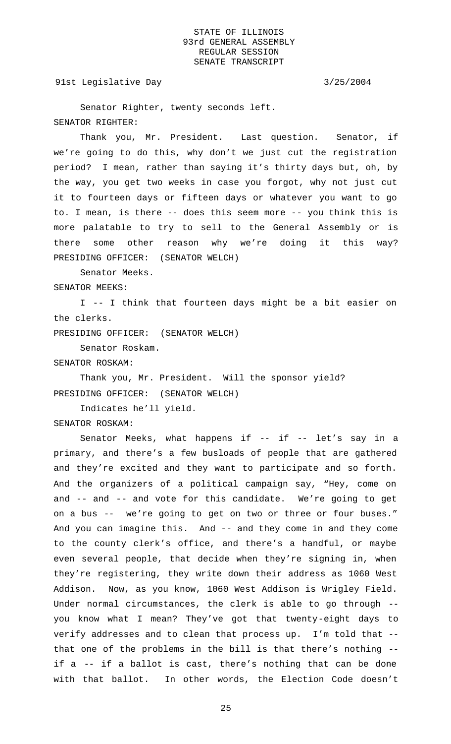Senator Righter, twenty seconds left.

SENATOR RIGHTER:

Thank you, Mr. President. Last question. Senator, if we're going to do this, why don't we just cut the registration period? I mean, rather than saying it's thirty days but, oh, by the way, you get two weeks in case you forgot, why not just cut it to fourteen days or fifteen days or whatever you want to go to. I mean, is there -- does this seem more -- you think this is more palatable to try to sell to the General Assembly or is there some other reason why we're doing it this way?

PRESIDING OFFICER: (SENATOR WELCH)

Senator Meeks.

SENATOR MEEKS:

I -- I think that fourteen days might be a bit easier on the clerks.

PRESIDING OFFICER: (SENATOR WELCH)

Senator Roskam.

SENATOR ROSKAM:

Thank you, Mr. President. Will the sponsor yield?

PRESIDING OFFICER: (SENATOR WELCH)

Indicates he'll yield.

SENATOR ROSKAM:

Senator Meeks, what happens if -- if -- let's say in a primary, and there's a few busloads of people that are gathered and they're excited and they want to participate and so forth. And the organizers of a political campaign say, "Hey, come on and -- and -- and vote for this candidate. We're going to get on a bus -- we're going to get on two or three or four buses." And you can imagine this. And -- and they come in and they come to the county clerk's office, and there's a handful, or maybe even several people, that decide when they're signing in, when they're registering, they write down their address as 1060 West Addison. Now, as you know, 1060 West Addison is Wrigley Field. Under normal circumstances, the clerk is able to go through -- you know what I mean? They've got that twenty-eight days to verify addresses and to clean that process up. I'm told that -- that one of the problems in the bill is that there's nothing -- if a -- if a ballot is cast, there's nothing that can be done with that ballot. In other words, the Election Code doesn't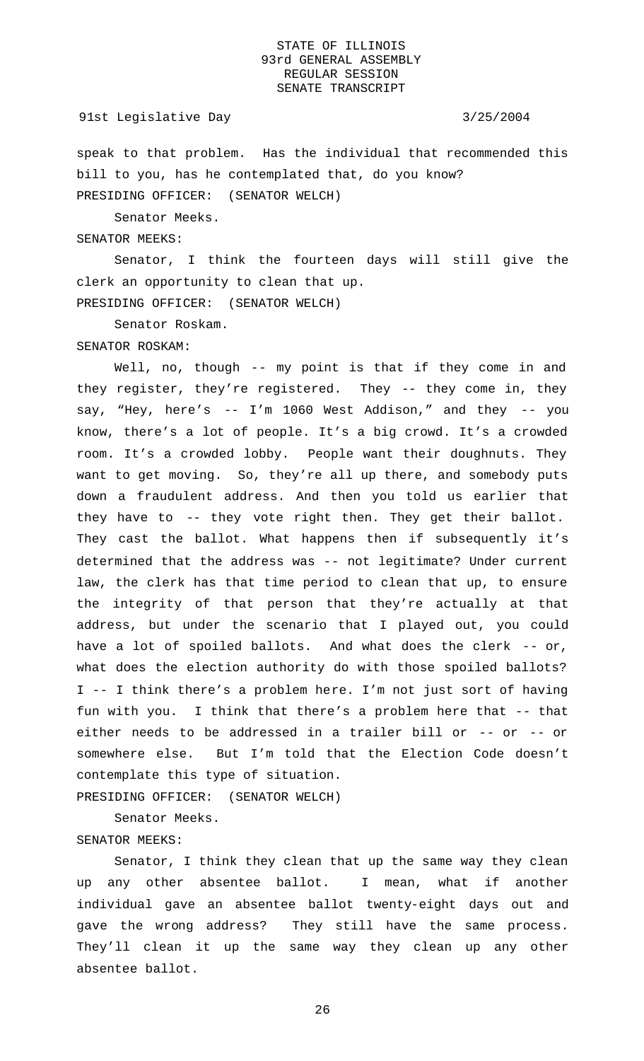speak to that problem. Has the individual that recommended this bill to you, has he contemplated that, do you know?

PRESIDING OFFICER: (SENATOR WELCH)

Senator Meeks.

SENATOR MEEKS:

Senator, I think the fourteen days will still give the clerk an opportunity to clean that up.

PRESIDING OFFICER: (SENATOR WELCH)

Senator Roskam.

SENATOR ROSKAM:

Well, no, though -- my point is that if they come in and they register, they're registered. They -- they come in, they say, "Hey, here's -- I'm 1060 West Addison," and they -- you know, there's a lot of people. It's a big crowd. It's a crowded room. It's a crowded lobby. People want their doughnuts. They want to get moving. So, they're all up there, and somebody puts down a fraudulent address. And then you told us earlier that they have to -- they vote right then. They get their ballot. They cast the ballot. What happens then if subsequently it's determined that the address was -- not legitimate? Under current law, the clerk has that time period to clean that up, to ensure the integrity of that person that they're actually at that address, but under the scenario that I played out, you could have a lot of spoiled ballots. And what does the clerk -- or, what does the election authority do with those spoiled ballots? I -- I think there's a problem here. I'm not just sort of having fun with you. I think that there's a problem here that -- that either needs to be addressed in a trailer bill or -- or -- or somewhere else. But I'm told that the Election Code doesn't contemplate this type of situation.

PRESIDING OFFICER: (SENATOR WELCH)

Senator Meeks.

SENATOR MEEKS:

Senator, I think they clean that up the same way they clean up any other absentee ballot. I mean, what if another individual gave an absentee ballot twenty-eight days out and gave the wrong address? They still have the same process. They'll clean it up the same way they clean up any other absentee ballot.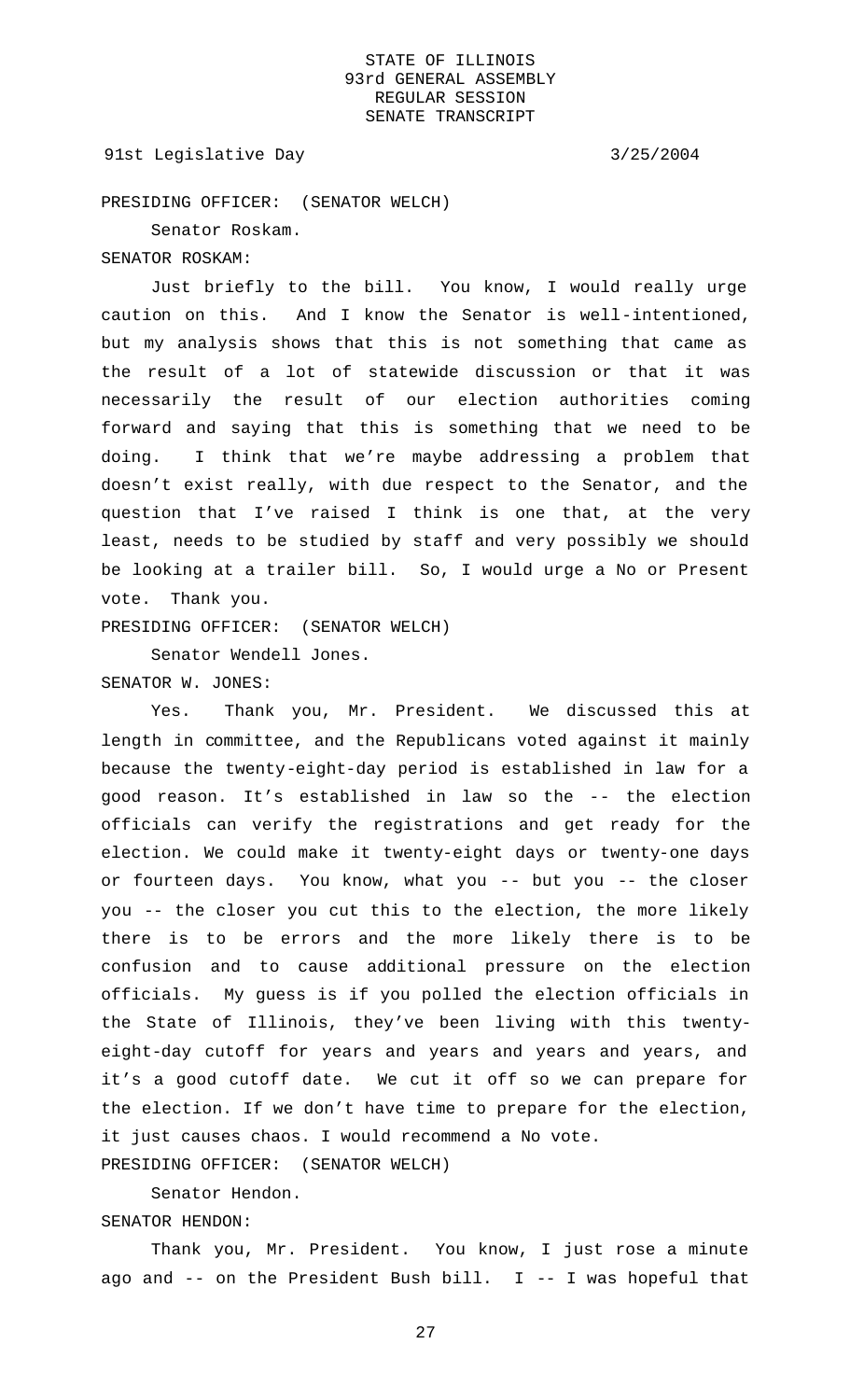PRESIDING OFFICER: (SENATOR WELCH)

Senator Roskam.

SENATOR ROSKAM:

Just briefly to the bill. You know, I would really urge caution on this. And I know the Senator is well-intentioned, but my analysis shows that this is not something that came as the result of a lot of statewide discussion or that it was necessarily the result of our election authorities coming forward and saying that this is something that we need to be doing. I think that we're maybe addressing a problem that doesn't exist really, with due respect to the Senator, and the question that I've raised I think is one that, at the very least, needs to be studied by staff and very possibly we should be looking at a trailer bill. So, I would urge a No or Present vote. Thank you.

PRESIDING OFFICER: (SENATOR WELCH)

Senator Wendell Jones.

SENATOR W. JONES:

Yes. Thank you, Mr. President. We discussed this at length in committee, and the Republicans voted against it mainly because the twenty-eight-day period is established in law for a good reason. It's established in law so the -- the election officials can verify the registrations and get ready for the election. We could make it twenty-eight days or twenty-one days or fourteen days. You know, what you -- but you -- the closer you -- the closer you cut this to the election, the more likely there is to be errors and the more likely there is to be confusion and to cause additional pressure on the election officials. My guess is if you polled the election officials in the State of Illinois, they've been living with this twenty-eight-day cutoff for years and years and years and years, and it's a good cutoff date. We cut it off so we can prepare for the election. If we don't have time to prepare for the election, it just causes chaos. I would recommend a No vote.

PRESIDING OFFICER: (SENATOR WELCH)

Senator Hendon.

SENATOR HENDON:

Thank you, Mr. President. You know, I just rose a minute ago and -- on the President Bush bill. I -- I was hopeful that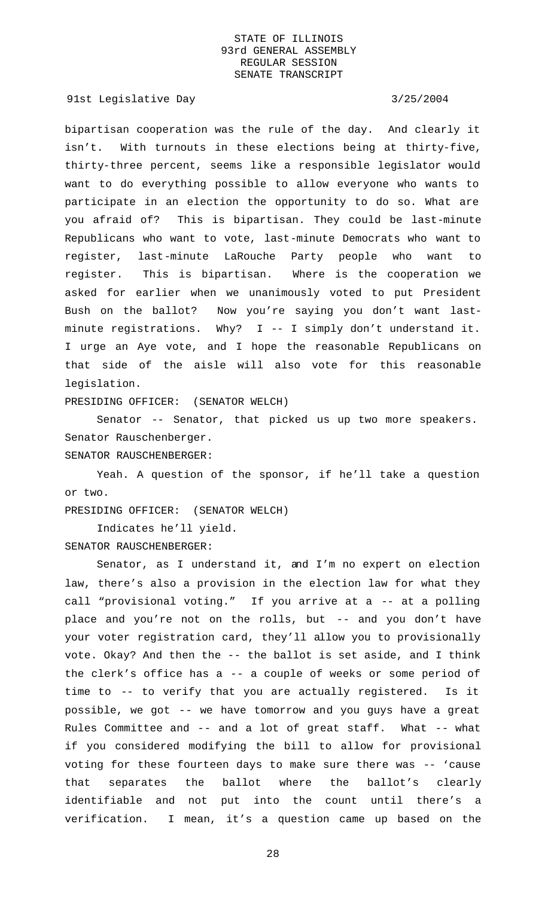bipartisan cooperation was the rule of the day. And clearly it isn't. With turnouts in these elections being at thirty-five, thirty-three percent, seems like a responsible legislator would want to do everything possible to allow everyone who wants to participate in an election the opportunity to do so. What are you afraid of? This is bipartisan. They could be last-minute Republicans who want to vote, last-minute Democrats who want to register, last-minute LaRouche Party people who want to register. This is bipartisan. Where is the cooperation we asked for earlier when we unanimously voted to put President Bush on the ballot? Now you're saying you don't want last-minute registrations. Why? I -- I simply don't understand it. I urge an Aye vote, and I hope the reasonable Republicans on that side of the aisle will also vote for this reasonable legislation.

PRESIDING OFFICER: (SENATOR WELCH)

Senator -- Senator, that picked us up two more speakers. Senator Rauschenberger.

SENATOR RAUSCHENBERGER:

Yeah. A question of the sponsor, if he'll take a question or two.

PRESIDING OFFICER: (SENATOR WELCH)

Indicates he'll yield.

SENATOR RAUSCHENBERGER:

Senator, as I understand it, and I'm no expert on election law, there's also a provision in the election law for what they call "provisional voting." If you arrive at a -- at a polling place and you're not on the rolls, but -- and you don't have your voter registration card, they'll allow you to provisionally vote. Okay? And then the -- the ballot is set aside, and I think the clerk's office has a -- a couple of weeks or some period of time to -- to verify that you are actually registered. Is it possible, we got -- we have tomorrow and you guys have a great Rules Committee and -- and a lot of great staff. What -- what if you considered modifying the bill to allow for provisional voting for these fourteen days to make sure there was -- 'cause that separates the ballot where the ballot's clearly identifiable and not put into the count until there's a verification. I mean, it's a question came up based on the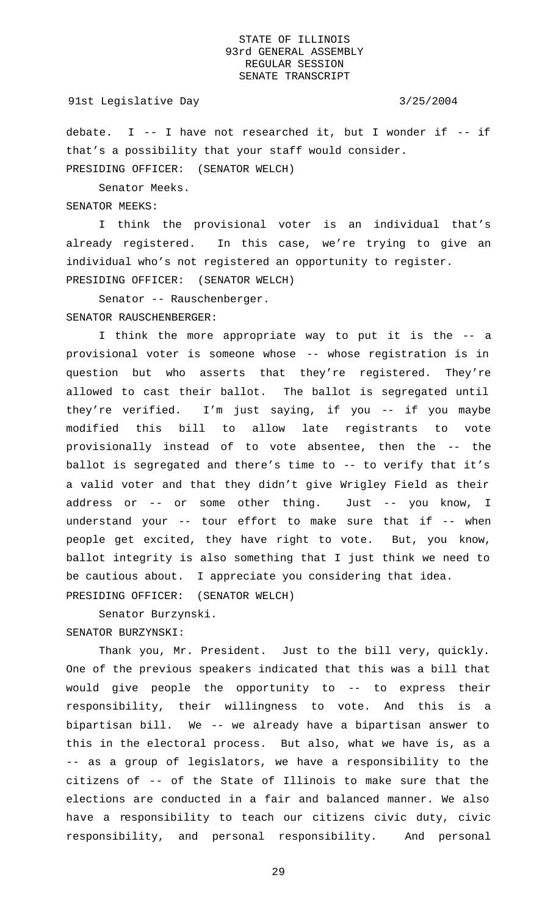debate. I -- I have not researched it, but I wonder if -- if that's a possibility that your staff would consider.

PRESIDING OFFICER: (SENATOR WELCH)

Senator Meeks.

SENATOR MEEKS:

I think the provisional voter is an individual that's already registered. In this case, we're trying to give an individual who's not registered an opportunity to register.

PRESIDING OFFICER: (SENATOR WELCH)

Senator -- Rauschenberger.

SENATOR RAUSCHENBERGER:

I think the more appropriate way to put it is the -- a provisional voter is someone whose -- whose registration is in question but who asserts that they're registered. They're allowed to cast their ballot. The ballot is segregated until they're verified. I'm just saying, if you -- if you maybe modified this bill to allow late registrants to vote provisionally instead of to vote absentee, then the -- the ballot is segregated and there's time to -- to verify that it's a valid voter and that they didn't give Wrigley Field as their address or -- or some other thing. Just -- you know, I understand your -- tour effort to make sure that if -- when people get excited, they have right to vote. But, you know, ballot integrity is also something that I just think we need to be cautious about. I appreciate you considering that idea.

PRESIDING OFFICER: (SENATOR WELCH)

Senator Burzynski.

SENATOR BURZYNSKI:

Thank you, Mr. President. Just to the bill very, quickly. One of the previous speakers indicated that this was a bill that would give people the opportunity to -- to express their responsibility, their willingness to vote. And this is a bipartisan bill. We -- we already have a bipartisan answer to this in the electoral process. But also, what we have is, as a -- as a group of legislators, we have a responsibility to the citizens of -- of the State of Illinois to make sure that the elections are conducted in a fair and balanced manner. We also have a responsibility to teach our citizens civic duty, civic responsibility, and personal responsibility. And personal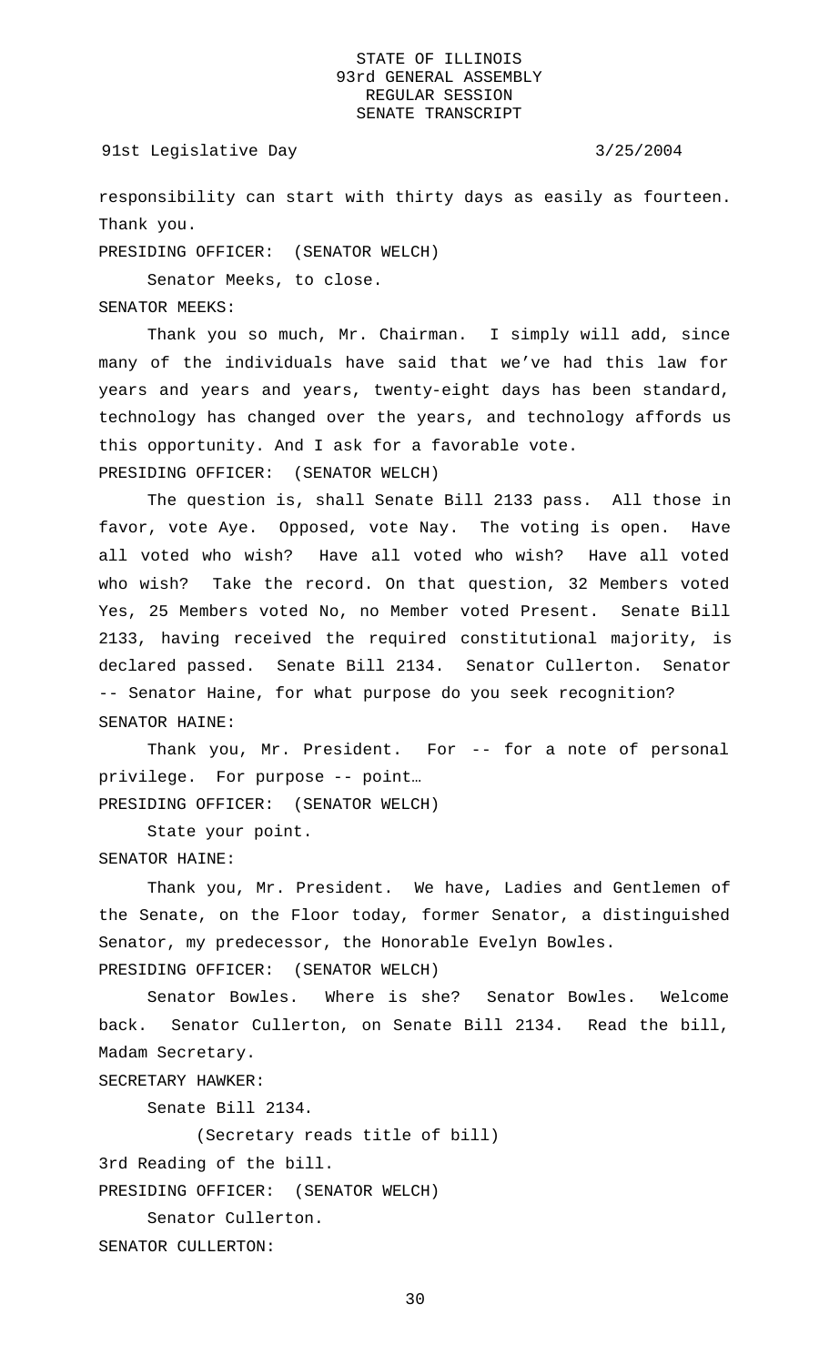responsibility can start with thirty days as easily as fourteen. Thank you.

PRESIDING OFFICER: (SENATOR WELCH)

Senator Meeks, to close.

SENATOR MEEKS:

Thank you so much, Mr. Chairman. I simply will add, since many of the individuals have said that we've had this law for years and years and years, twenty-eight days has been standard, technology has changed over the years, and technology affords us this opportunity. And I ask for a favorable vote.

PRESIDING OFFICER: (SENATOR WELCH)

The question is, shall Senate Bill 2133 pass. All those in favor, vote Aye. Opposed, vote Nay. The voting is open. Have all voted who wish? Have all voted who wish? Have all voted who wish? Take the record. On that question, 32 Members voted Yes, 25 Members voted No, no Member voted Present. Senate Bill 2133, having received the required constitutional majority, is declared passed. Senate Bill 2134. Senator Cullerton. Senator -- Senator Haine, for what purpose do you seek recognition?

SENATOR HAINE:

Thank you, Mr. President. For -- for a note of personal privilege. For purpose -- point…

PRESIDING OFFICER: (SENATOR WELCH)

State your point.

SENATOR HAINE:

Thank you, Mr. President. We have, Ladies and Gentlemen of the Senate, on the Floor today, former Senator, a distinguished Senator, my predecessor, the Honorable Evelyn Bowles.

PRESIDING OFFICER: (SENATOR WELCH)

Senator Bowles. Where is she? Senator Bowles. Welcome back. Senator Cullerton, on Senate Bill 2134. Read the bill, Madam Secretary.

SECRETARY HAWKER:

Senate Bill 2134.

(Secretary reads title of bill)

3rd Reading of the bill.

PRESIDING OFFICER: (SENATOR WELCH)

Senator Cullerton.

SENATOR CULLERTON: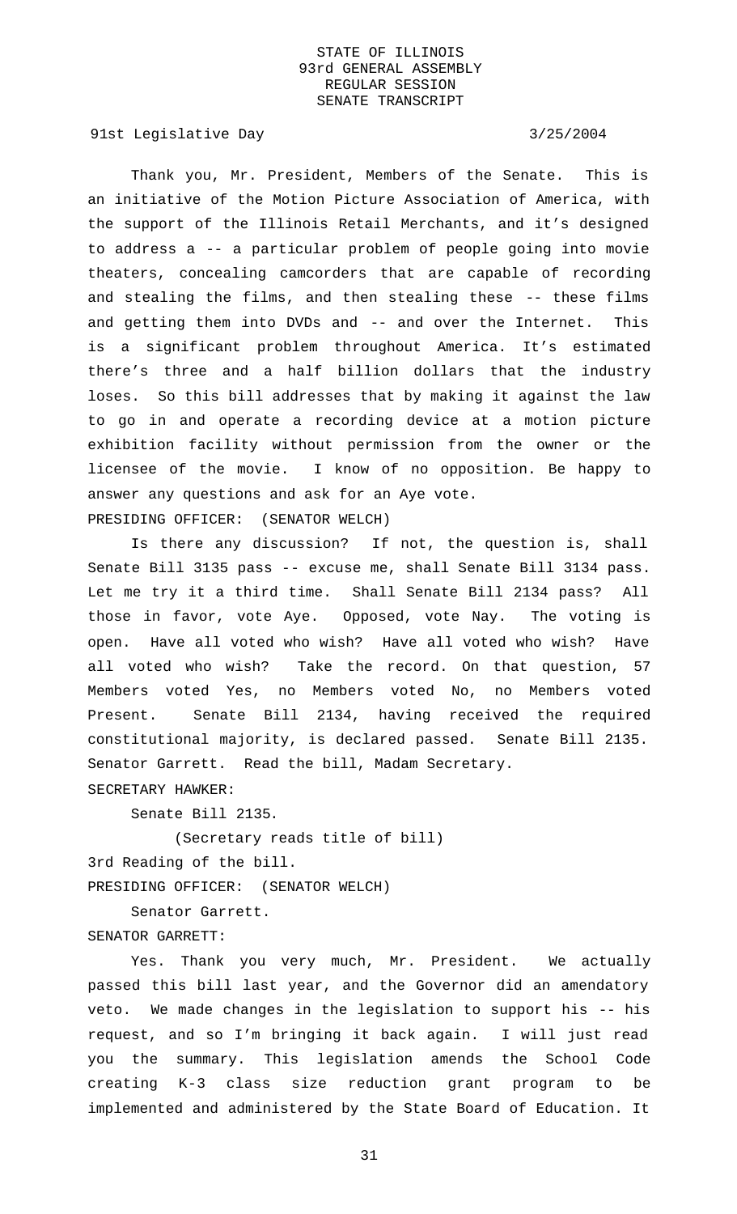Thank you, Mr. President, Members of the Senate. This is an initiative of the Motion Picture Association of America, with the support of the Illinois Retail Merchants, and it's designed to address a -- a particular problem of people going into movie theaters, concealing camcorders that are capable of recording and stealing the films, and then stealing these -- these films and getting them into DVDs and -- and over the Internet. This is a significant problem throughout America. It's estimated there's three and a half billion dollars that the industry loses. So this bill addresses that by making it against the law to go in and operate a recording device at a motion picture exhibition facility without permission from the owner or the licensee of the movie. I know of no opposition. Be happy to answer any questions and ask for an Aye vote.

PRESIDING OFFICER: (SENATOR WELCH)

Is there any discussion? If not, the question is, shall Senate Bill 3135 pass -- excuse me, shall Senate Bill 3134 pass. Let me try it a third time. Shall Senate Bill 2134 pass? All those in favor, vote Aye. Opposed, vote Nay. The voting is open. Have all voted who wish? Have all voted who wish? Have all voted who wish? Take the record. On that question, 57 Members voted Yes, no Members voted No, no Members voted Present. Senate Bill 2134, having received the required constitutional majority, is declared passed. Senate Bill 2135. Senator Garrett. Read the bill, Madam Secretary.

SECRETARY HAWKER:

Senate Bill 2135.

(Secretary reads title of bill)

3rd Reading of the bill.

PRESIDING OFFICER: (SENATOR WELCH)

Senator Garrett.

SENATOR GARRETT:

Yes. Thank you very much, Mr. President. We actually passed this bill last year, and the Governor did an amendatory veto. We made changes in the legislation to support his -- his request, and so I'm bringing it back again. I will just read you the summary. This legislation amends the School Code creating K-3 class size reduction grant program to be implemented and administered by the State Board of Education. It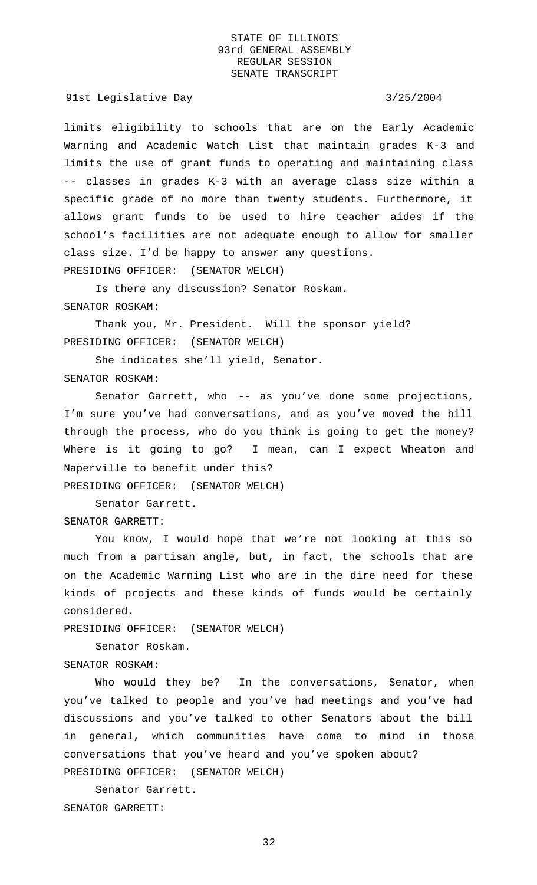limits eligibility to schools that are on the Early Academic Warning and Academic Watch List that maintain grades K-3 and limits the use of grant funds to operating and maintaining class -- classes in grades K-3 with an average class size within a specific grade of no more than twenty students. Furthermore, it allows grant funds to be used to hire teacher aides if the school's facilities are not adequate enough to allow for smaller class size. I'd be happy to answer any questions.

PRESIDING OFFICER: (SENATOR WELCH)

Is there any discussion? Senator Roskam.

SENATOR ROSKAM:

Thank you, Mr. President. Will the sponsor yield?

PRESIDING OFFICER: (SENATOR WELCH)

She indicates she'll yield, Senator.

SENATOR ROSKAM:

Senator Garrett, who -- as you've done some projections, I'm sure you've had conversations, and as you've moved the bill through the process, who do you think is going to get the money? Where is it going to go? I mean, can I expect Wheaton and Naperville to benefit under this?

PRESIDING OFFICER: (SENATOR WELCH)

Senator Garrett.

SENATOR GARRETT:

You know, I would hope that we're not looking at this so much from a partisan angle, but, in fact, the schools that are on the Academic Warning List who are in the dire need for these kinds of projects and these kinds of funds would be certainly considered.

PRESIDING OFFICER: (SENATOR WELCH)

Senator Roskam.

SENATOR ROSKAM:

Who would they be? In the conversations, Senator, when you've talked to people and you've had meetings and you've had discussions and you've talked to other Senators about the bill in general, which communities have come to mind in those conversations that you've heard and you've spoken about?

PRESIDING OFFICER: (SENATOR WELCH)

Senator Garrett.

SENATOR GARRETT: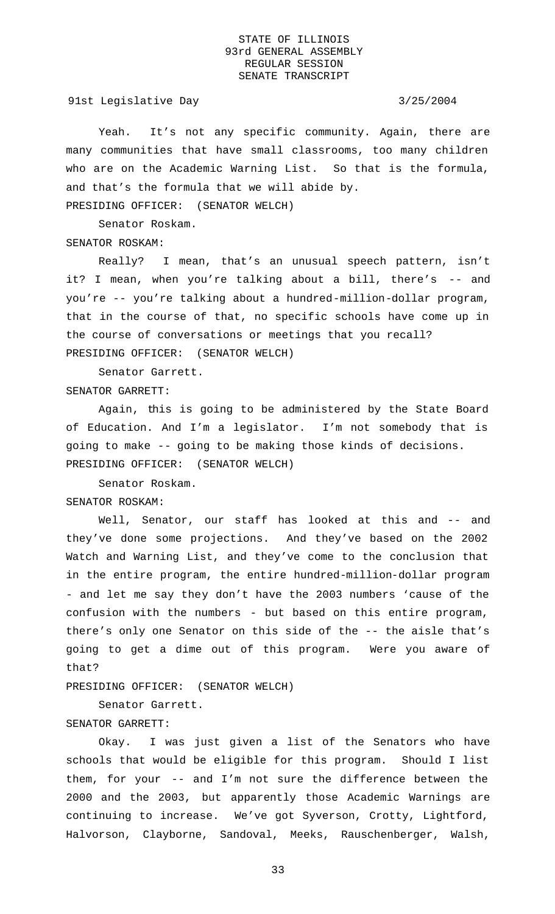Yeah. It's not any specific community. Again, there are many communities that have small classrooms, too many children who are on the Academic Warning List. So that is the formula, and that's the formula that we will abide by.

PRESIDING OFFICER: (SENATOR WELCH)

Senator Roskam.

SENATOR ROSKAM:

Really? I mean, that's an unusual speech pattern, isn't it? I mean, when you're talking about a bill, there's -- and you're -- you're talking about a hundred-million-dollar program, that in the course of that, no specific schools have come up in the course of conversations or meetings that you recall?

PRESIDING OFFICER: (SENATOR WELCH)

Senator Garrett.

SENATOR GARRETT:

Again, this is going to be administered by the State Board of Education. And I'm a legislator. I'm not somebody that is going to make -- going to be making those kinds of decisions.

PRESIDING OFFICER: (SENATOR WELCH)

Senator Roskam.

SENATOR ROSKAM:

Well, Senator, our staff has looked at this and -- and they've done some projections. And they've based on the 2002 Watch and Warning List, and they've come to the conclusion that in the entire program, the entire hundred-million-dollar program - and let me say they don't have the 2003 numbers 'cause of the confusion with the numbers - but based on this entire program, there's only one Senator on this side of the -- the aisle that's going to get a dime out of this program. Were you aware of that?

PRESIDING OFFICER: (SENATOR WELCH)

Senator Garrett.

SENATOR GARRETT:

Okay. I was just given a list of the Senators who have schools that would be eligible for this program. Should I list them, for your -- and I'm not sure the difference between the 2000 and the 2003, but apparently those Academic Warnings are continuing to increase. We've got Syverson, Crotty, Lightford, Halvorson, Clayborne, Sandoval, Meeks, Rauschenberger, Walsh,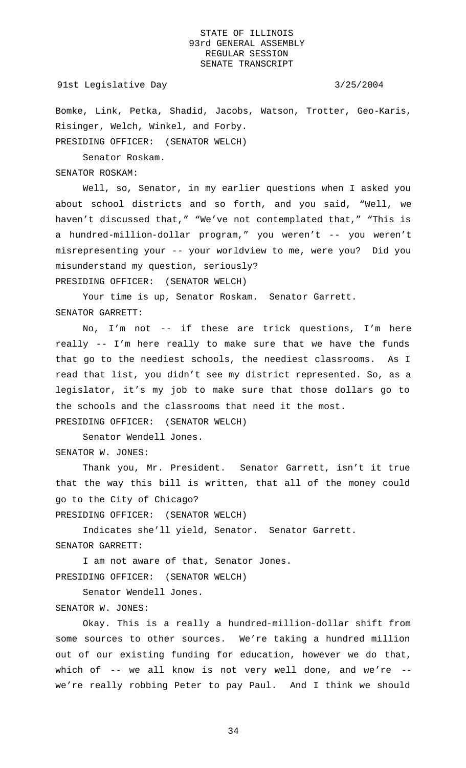Bomke, Link, Petka, Shadid, Jacobs, Watson, Trotter, Geo-Karis, Risinger, Welch, Winkel, and Forby.

PRESIDING OFFICER: (SENATOR WELCH)

Senator Roskam.

SENATOR ROSKAM:

Well, so, Senator, in my earlier questions when I asked you about school districts and so forth, and you said, "Well, we haven't discussed that," "We've not contemplated that," "This is a hundred-million-dollar program," you weren't -- you weren't misrepresenting your -- your worldview to me, were you? Did you misunderstand my question, seriously?

PRESIDING OFFICER: (SENATOR WELCH)

Your time is up, Senator Roskam. Senator Garrett.

SENATOR GARRETT:

No, I'm not -- if these are trick questions, I'm here really -- I'm here really to make sure that we have the funds that go to the neediest schools, the neediest classrooms. As I read that list, you didn't see my district represented. So, as a legislator, it's my job to make sure that those dollars go to the schools and the classrooms that need it the most.

PRESIDING OFFICER: (SENATOR WELCH)

Senator Wendell Jones.

SENATOR W. JONES:

Thank you, Mr. President. Senator Garrett, isn't it true that the way this bill is written, that all of the money could go to the City of Chicago?

PRESIDING OFFICER: (SENATOR WELCH)

Indicates she'll yield, Senator. Senator Garrett.

SENATOR GARRETT:

I am not aware of that, Senator Jones.

PRESIDING OFFICER: (SENATOR WELCH)

Senator Wendell Jones.

SENATOR W. JONES:

Okay. This is a really a hundred-million-dollar shift from some sources to other sources. We're taking a hundred million out of our existing funding for education, however we do that, which of -- we all know is not very well done, and we're -- we're really robbing Peter to pay Paul. And I think we should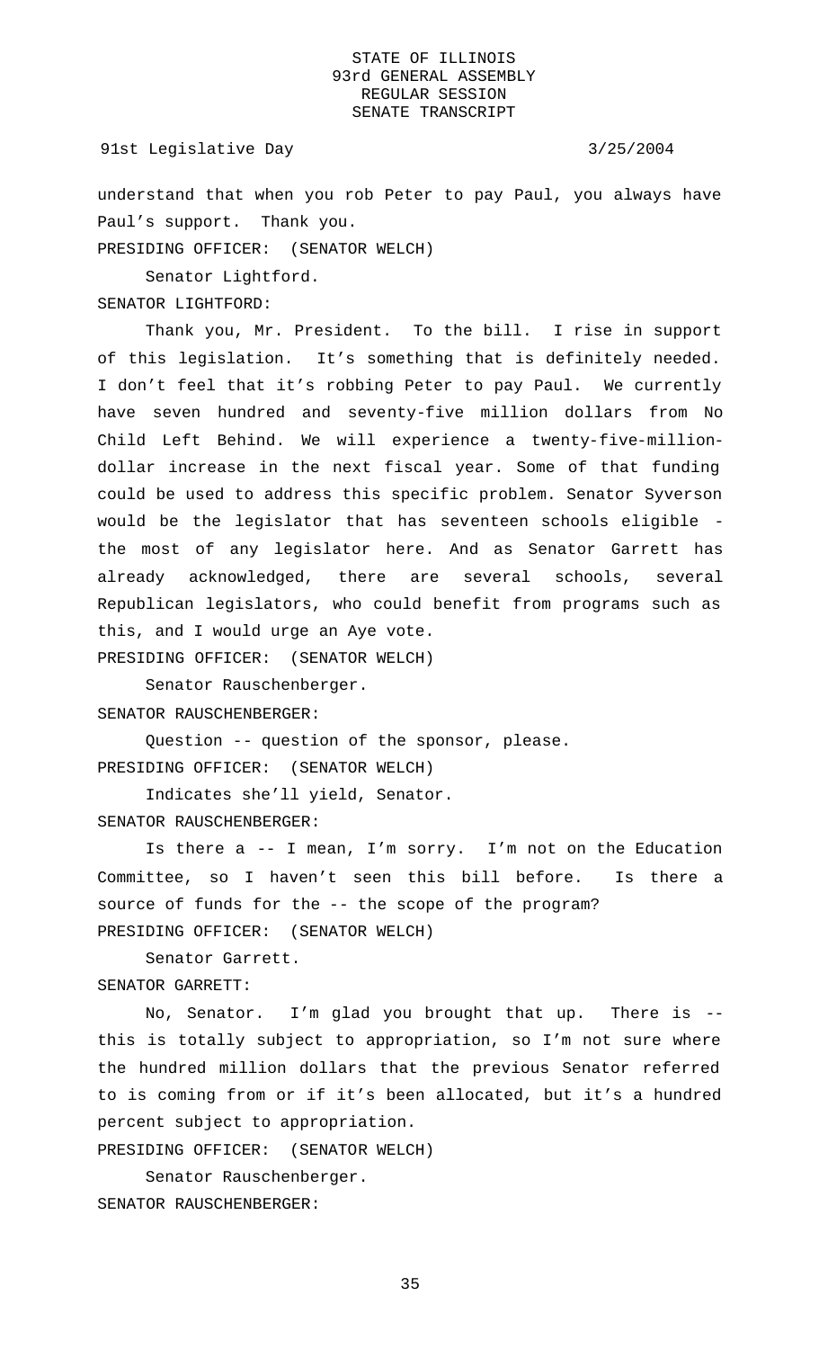understand that when you rob Peter to pay Paul, you always have Paul's support. Thank you.

PRESIDING OFFICER: (SENATOR WELCH)

Senator Lightford.

SENATOR LIGHTFORD:

Thank you, Mr. President. To the bill. I rise in support of this legislation. It's something that is definitely needed. I don't feel that it's robbing Peter to pay Paul. We currently have seven hundred and seventy-five million dollars from No Child Left Behind. We will experience a twenty-five-million-dollar increase in the next fiscal year. Some of that funding could be used to address this specific problem. Senator Syverson would be the legislator that has seventeen schools eligible - the most of any legislator here. And as Senator Garrett has already acknowledged, there are several schools, several Republican legislators, who could benefit from programs such as this, and I would urge an Aye vote.

PRESIDING OFFICER: (SENATOR WELCH)

Senator Rauschenberger.

SENATOR RAUSCHENBERGER:

Question -- question of the sponsor, please.

PRESIDING OFFICER: (SENATOR WELCH)

Indicates she'll yield, Senator.

SENATOR RAUSCHENBERGER:

Is there a -- I mean, I'm sorry. I'm not on the Education Committee, so I haven't seen this bill before. Is there a source of funds for the -- the scope of the program?

PRESIDING OFFICER: (SENATOR WELCH)

Senator Garrett.

SENATOR GARRETT:

No, Senator. I'm glad you brought that up. There is -- this is totally subject to appropriation, so I'm not sure where the hundred million dollars that the previous Senator referred to is coming from or if it's been allocated, but it's a hundred percent subject to appropriation.

PRESIDING OFFICER: (SENATOR WELCH)

Senator Rauschenberger.

SENATOR RAUSCHENBERGER: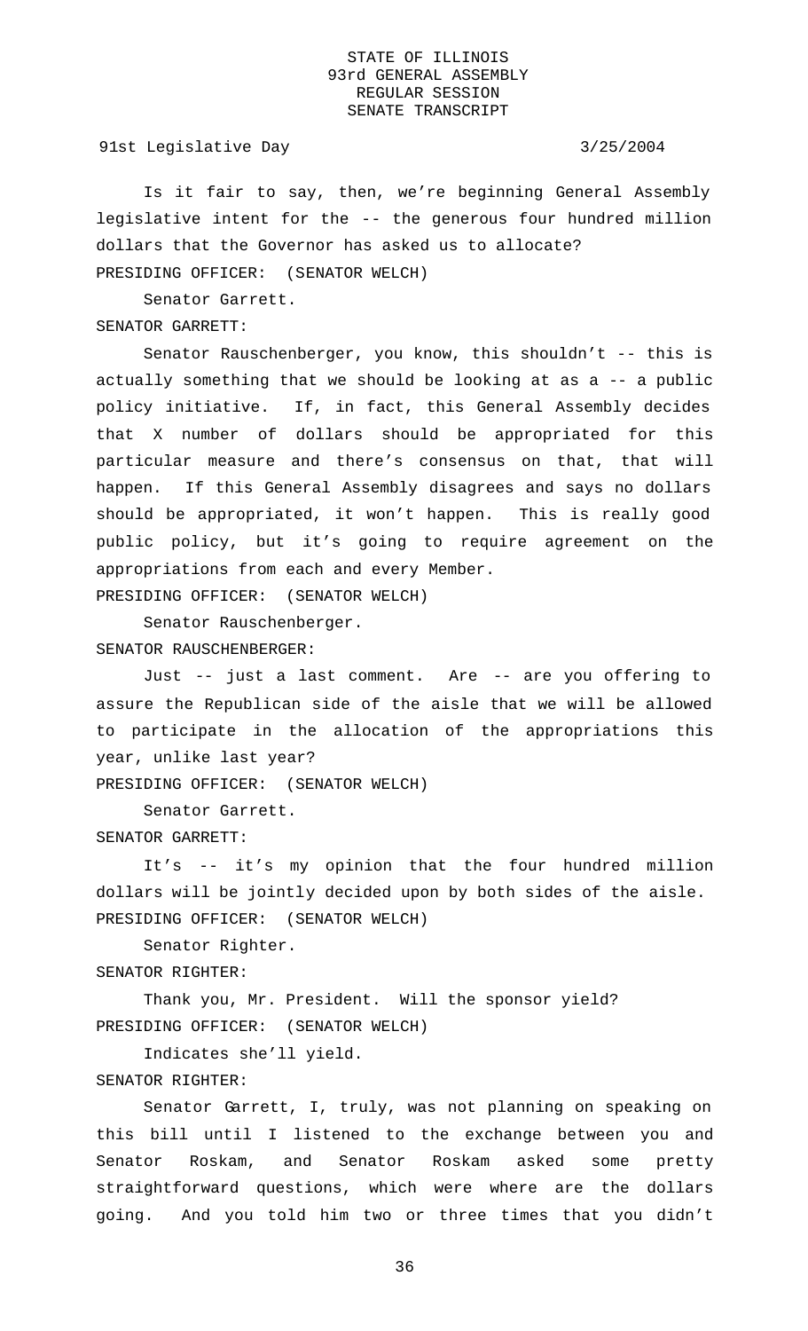Is it fair to say, then, we're beginning General Assembly legislative intent for the -- the generous four hundred million dollars that the Governor has asked us to allocate?

PRESIDING OFFICER: (SENATOR WELCH)

Senator Garrett.

SENATOR GARRETT:

Senator Rauschenberger, you know, this shouldn't -- this is actually something that we should be looking at as a -- a public policy initiative. If, in fact, this General Assembly decides that X number of dollars should be appropriated for this particular measure and there's consensus on that, that will happen. If this General Assembly disagrees and says no dollars should be appropriated, it won't happen. This is really good public policy, but it's going to require agreement on the appropriations from each and every Member.

PRESIDING OFFICER: (SENATOR WELCH)

Senator Rauschenberger.

SENATOR RAUSCHENBERGER:

Just -- just a last comment. Are -- are you offering to assure the Republican side of the aisle that we will be allowed to participate in the allocation of the appropriations this year, unlike last year?

PRESIDING OFFICER: (SENATOR WELCH)

Senator Garrett.

SENATOR GARRETT:

It's -- it's my opinion that the four hundred million dollars will be jointly decided upon by both sides of the aisle.

PRESIDING OFFICER: (SENATOR WELCH)

Senator Righter.

SENATOR RIGHTER:

Thank you, Mr. President. Will the sponsor yield?

PRESIDING OFFICER: (SENATOR WELCH)

Indicates she'll yield.

SENATOR RIGHTER:

Senator Garrett, I, truly, was not planning on speaking on this bill until I listened to the exchange between you and Senator Roskam, and Senator Roskam asked some pretty straightforward questions, which were where are the dollars going. And you told him two or three times that you didn't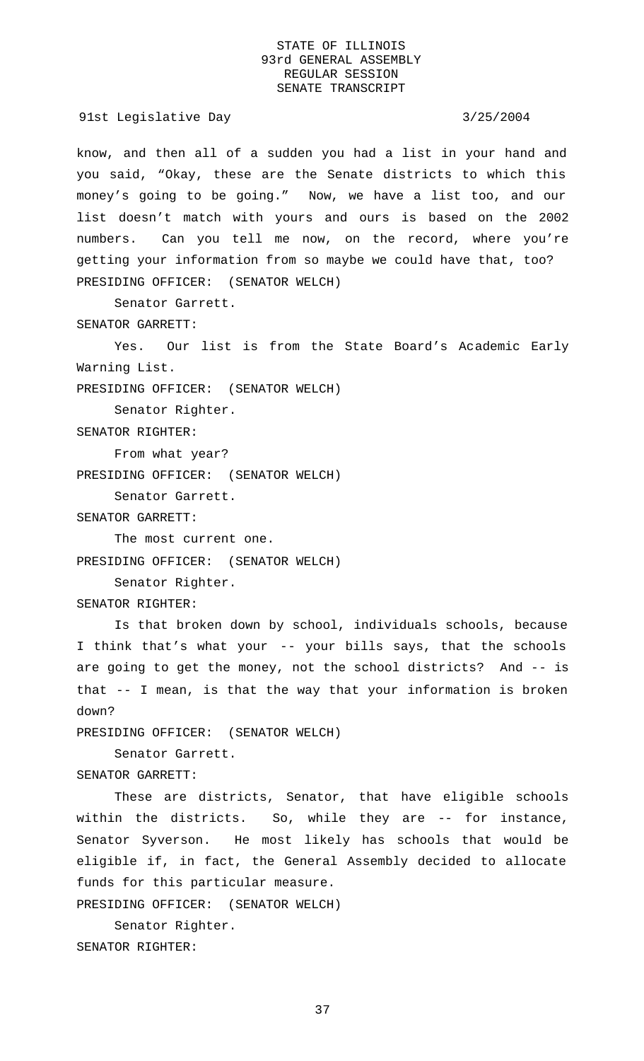know, and then all of a sudden you had a list in your hand and you said, "Okay, these are the Senate districts to which this money's going to be going." Now, we have a list too, and our list doesn't match with yours and ours is based on the 2002 numbers. Can you tell me now, on the record, where you're getting your information from so maybe we could have that, too?

PRESIDING OFFICER: (SENATOR WELCH)

Senator Garrett.

SENATOR GARRETT:

Yes. Our list is from the State Board's Academic Early Warning List.

PRESIDING OFFICER: (SENATOR WELCH)

Senator Righter.

SENATOR RIGHTER:

From what year?

PRESIDING OFFICER: (SENATOR WELCH)

Senator Garrett.

SENATOR GARRETT:

The most current one.

PRESIDING OFFICER: (SENATOR WELCH)

Senator Righter.

SENATOR RIGHTER:

Is that broken down by school, individuals schools, because I think that's what your -- your bills says, that the schools are going to get the money, not the school districts? And -- is that -- I mean, is that the way that your information is broken down?

PRESIDING OFFICER: (SENATOR WELCH)

Senator Garrett.

SENATOR GARRETT:

These are districts, Senator, that have eligible schools within the districts. So, while they are -- for instance, Senator Syverson. He most likely has schools that would be eligible if, in fact, the General Assembly decided to allocate funds for this particular measure.

PRESIDING OFFICER: (SENATOR WELCH)

Senator Righter.

SENATOR RIGHTER: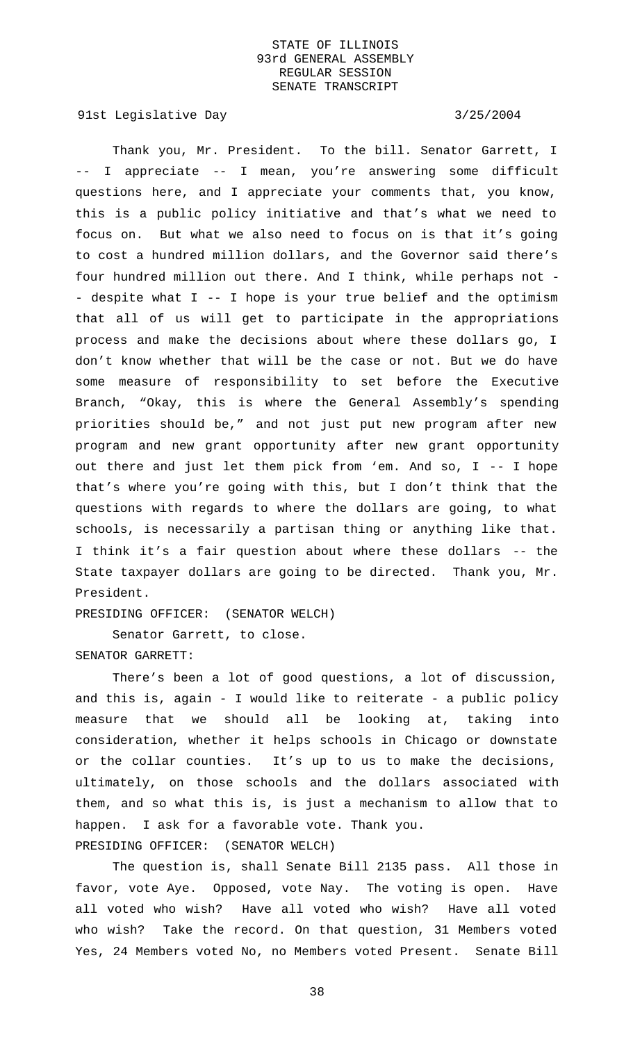Thank you, Mr. President. To the bill. Senator Garrett, I -- I appreciate -- I mean, you're answering some difficult questions here, and I appreciate your comments that, you know, this is a public policy initiative and that's what we need to focus on. But what we also need to focus on is that it's going to cost a hundred million dollars, and the Governor said there's four hundred million out there. And I think, while perhaps not -- despite what I -- I hope is your true belief and the optimism that all of us will get to participate in the appropriations process and make the decisions about where these dollars go, I don't know whether that will be the case or not. But we do have some measure of responsibility to set before the Executive Branch, "Okay, this is where the General Assembly's spending priorities should be," and not just put new program after new program and new grant opportunity after new grant opportunity out there and just let them pick from 'em. And so, I -- I hope that's where you're going with this, but I don't think that the questions with regards to where the dollars are going, to what schools, is necessarily a partisan thing or anything like that. I think it's a fair question about where these dollars -- the State taxpayer dollars are going to be directed. Thank you, Mr. President.

PRESIDING OFFICER: (SENATOR WELCH)

Senator Garrett, to close.

SENATOR GARRETT:

There's been a lot of good questions, a lot of discussion, and this is, again - I would like to reiterate - a public policy measure that we should all be looking at, taking into consideration, whether it helps schools in Chicago or downstate or the collar counties. It's up to us to make the decisions, ultimately, on those schools and the dollars associated with them, and so what this is, is just a mechanism to allow that to happen. I ask for a favorable vote. Thank you.

PRESIDING OFFICER: (SENATOR WELCH)

The question is, shall Senate Bill 2135 pass. All those in favor, vote Aye. Opposed, vote Nay. The voting is open. Have all voted who wish? Have all voted who wish? Have all voted who wish? Take the record. On that question, 31 Members voted Yes, 24 Members voted No, no Members voted Present. Senate Bill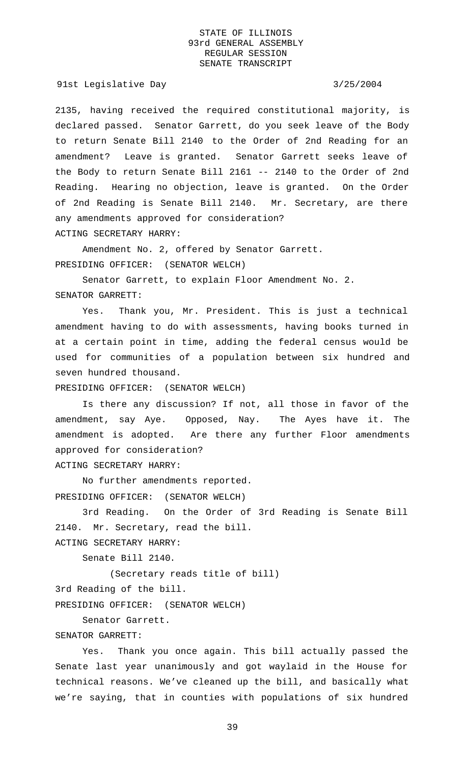2135, having received the required constitutional majority, is declared passed. Senator Garrett, do you seek leave of the Body to return Senate Bill 2140 to the Order of 2nd Reading for an amendment? Leave is granted. Senator Garrett seeks leave of the Body to return Senate Bill 2161 -- 2140 to the Order of 2nd Reading. Hearing no objection, leave is granted. On the Order of 2nd Reading is Senate Bill 2140. Mr. Secretary, are there any amendments approved for consideration?

ACTING SECRETARY HARRY:

Amendment No. 2, offered by Senator Garrett.

PRESIDING OFFICER: (SENATOR WELCH)

Senator Garrett, to explain Floor Amendment No. 2.

SENATOR GARRETT:

Yes. Thank you, Mr. President. This is just a technical amendment having to do with assessments, having books turned in at a certain point in time, adding the federal census would be used for communities of a population between six hundred and seven hundred thousand.

PRESIDING OFFICER: (SENATOR WELCH)

Is there any discussion? If not, all those in favor of the amendment, say Aye. Opposed, Nay. The Ayes have it. The amendment is adopted. Are there any further Floor amendments approved for consideration?

ACTING SECRETARY HARRY:

No further amendments reported.

PRESIDING OFFICER: (SENATOR WELCH)

3rd Reading. On the Order of 3rd Reading is Senate Bill 2140. Mr. Secretary, read the bill.

ACTING SECRETARY HARRY:

Senate Bill 2140.

(Secretary reads title of bill)

3rd Reading of the bill.

PRESIDING OFFICER: (SENATOR WELCH)

Senator Garrett.

SENATOR GARRETT:

Yes. Thank you once again. This bill actually passed the Senate last year unanimously and got waylaid in the House for technical reasons. We've cleaned up the bill, and basically what we're saying, that in counties with populations of six hundred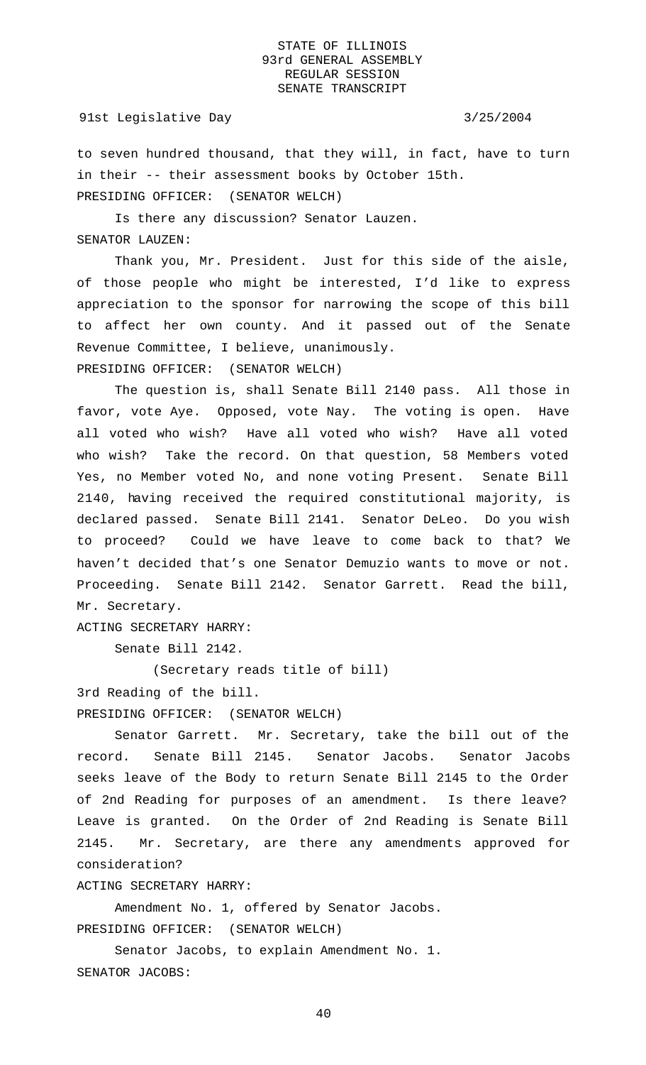to seven hundred thousand, that they will, in fact, have to turn in their -- their assessment books by October 15th.

PRESIDING OFFICER: (SENATOR WELCH)

Is there any discussion? Senator Lauzen.

SENATOR LAUZEN:

Thank you, Mr. President. Just for this side of the aisle, of those people who might be interested, I'd like to express appreciation to the sponsor for narrowing the scope of this bill to affect her own county. And it passed out of the Senate Revenue Committee, I believe, unanimously.

PRESIDING OFFICER: (SENATOR WELCH)

The question is, shall Senate Bill 2140 pass. All those in favor, vote Aye. Opposed, vote Nay. The voting is open. Have all voted who wish? Have all voted who wish? Have all voted who wish? Take the record. On that question, 58 Members voted Yes, no Member voted No, and none voting Present. Senate Bill 2140, having received the required constitutional majority, is declared passed. Senate Bill 2141. Senator DeLeo. Do you wish to proceed? Could we have leave to come back to that? We haven't decided that's one Senator Demuzio wants to move or not. Proceeding. Senate Bill 2142. Senator Garrett. Read the bill, Mr. Secretary.

ACTING SECRETARY HARRY:

Senate Bill 2142.

(Secretary reads title of bill)

3rd Reading of the bill.

PRESIDING OFFICER: (SENATOR WELCH)

Senator Garrett. Mr. Secretary, take the bill out of the record. Senate Bill 2145. Senator Jacobs. Senator Jacobs seeks leave of the Body to return Senate Bill 2145 to the Order of 2nd Reading for purposes of an amendment. Is there leave? Leave is granted. On the Order of 2nd Reading is Senate Bill 2145. Mr. Secretary, are there any amendments approved for consideration?

ACTING SECRETARY HARRY:

Amendment No. 1, offered by Senator Jacobs.

PRESIDING OFFICER: (SENATOR WELCH)

Senator Jacobs, to explain Amendment No. 1.

SENATOR JACOBS: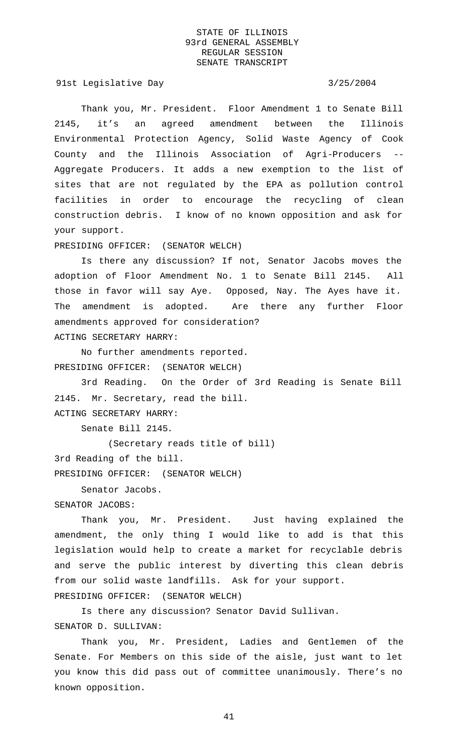Thank you, Mr. President. Floor Amendment 1 to Senate Bill 2145, it's an agreed amendment between the Illinois Environmental Protection Agency, Solid Waste Agency of Cook County and the Illinois Association of Agri-Producers -- Aggregate Producers. It adds a new exemption to the list of sites that are not regulated by the EPA as pollution control facilities in order to encourage the recycling of clean construction debris. I know of no known opposition and ask for your support.

PRESIDING OFFICER: (SENATOR WELCH)

Is there any discussion? If not, Senator Jacobs moves the adoption of Floor Amendment No. 1 to Senate Bill 2145. All those in favor will say Aye. Opposed, Nay. The Ayes have it. The amendment is adopted. Are there any further Floor amendments approved for consideration?

ACTING SECRETARY HARRY:

No further amendments reported.

PRESIDING OFFICER: (SENATOR WELCH)

3rd Reading. On the Order of 3rd Reading is Senate Bill 2145. Mr. Secretary, read the bill.

ACTING SECRETARY HARRY:

Senate Bill 2145.

(Secretary reads title of bill)

3rd Reading of the bill.

PRESIDING OFFICER: (SENATOR WELCH)

Senator Jacobs.

SENATOR JACOBS:

Thank you, Mr. President. Just having explained the amendment, the only thing I would like to add is that this legislation would help to create a market for recyclable debris and serve the public interest by diverting this clean debris from our solid waste landfills. Ask for your support.

PRESIDING OFFICER: (SENATOR WELCH)

Is there any discussion? Senator David Sullivan.

SENATOR D. SULLIVAN:

Thank you, Mr. President, Ladies and Gentlemen of the Senate. For Members on this side of the aisle, just want to let you know this did pass out of committee unanimously. There's no known opposition.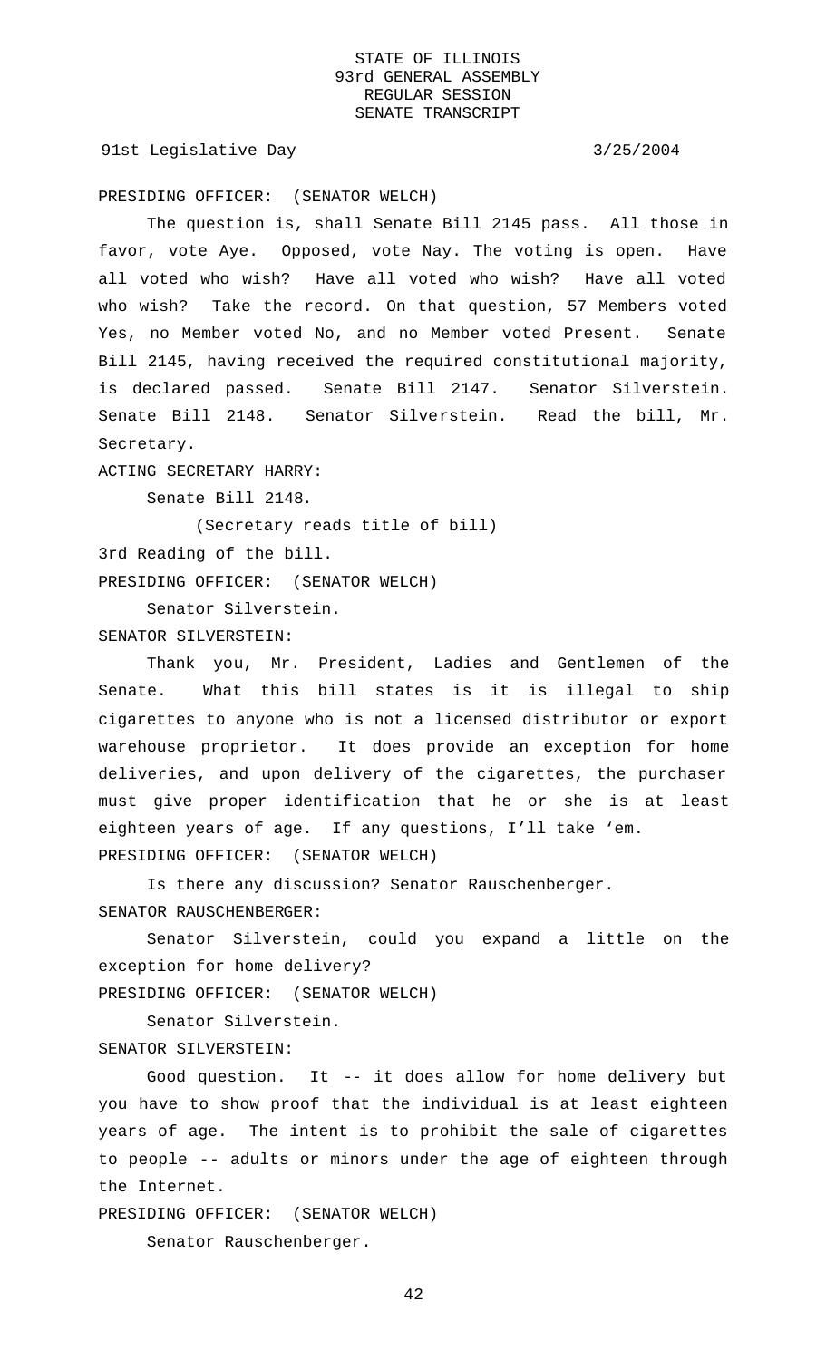PRESIDING OFFICER: (SENATOR WELCH)

The question is, shall Senate Bill 2145 pass. All those in favor, vote Aye. Opposed, vote Nay. The voting is open. Have all voted who wish? Have all voted who wish? Have all voted who wish? Take the record. On that question, 57 Members voted Yes, no Member voted No, and no Member voted Present. Senate Bill 2145, having received the required constitutional majority, is declared passed. Senate Bill 2147. Senator Silverstein. Senate Bill 2148. Senator Silverstein. Read the bill, Mr. Secretary.

ACTING SECRETARY HARRY:

Senate Bill 2148.

(Secretary reads title of bill)

3rd Reading of the bill.

PRESIDING OFFICER: (SENATOR WELCH)

Senator Silverstein.

SENATOR SILVERSTEIN:

Thank you, Mr. President, Ladies and Gentlemen of the Senate. What this bill states is it is illegal to ship cigarettes to anyone who is not a licensed distributor or export warehouse proprietor. It does provide an exception for home deliveries, and upon delivery of the cigarettes, the purchaser must give proper identification that he or she is at least eighteen years of age. If any questions, I'll take 'em.

PRESIDING OFFICER: (SENATOR WELCH)

Is there any discussion? Senator Rauschenberger.

SENATOR RAUSCHENBERGER:

Senator Silverstein, could you expand a little on the exception for home delivery?

PRESIDING OFFICER: (SENATOR WELCH)

Senator Silverstein.

SENATOR SILVERSTEIN:

Good question. It -- it does allow for home delivery but you have to show proof that the individual is at least eighteen years of age. The intent is to prohibit the sale of cigarettes to people -- adults or minors under the age of eighteen through the Internet.

PRESIDING OFFICER: (SENATOR WELCH)

Senator Rauschenberger.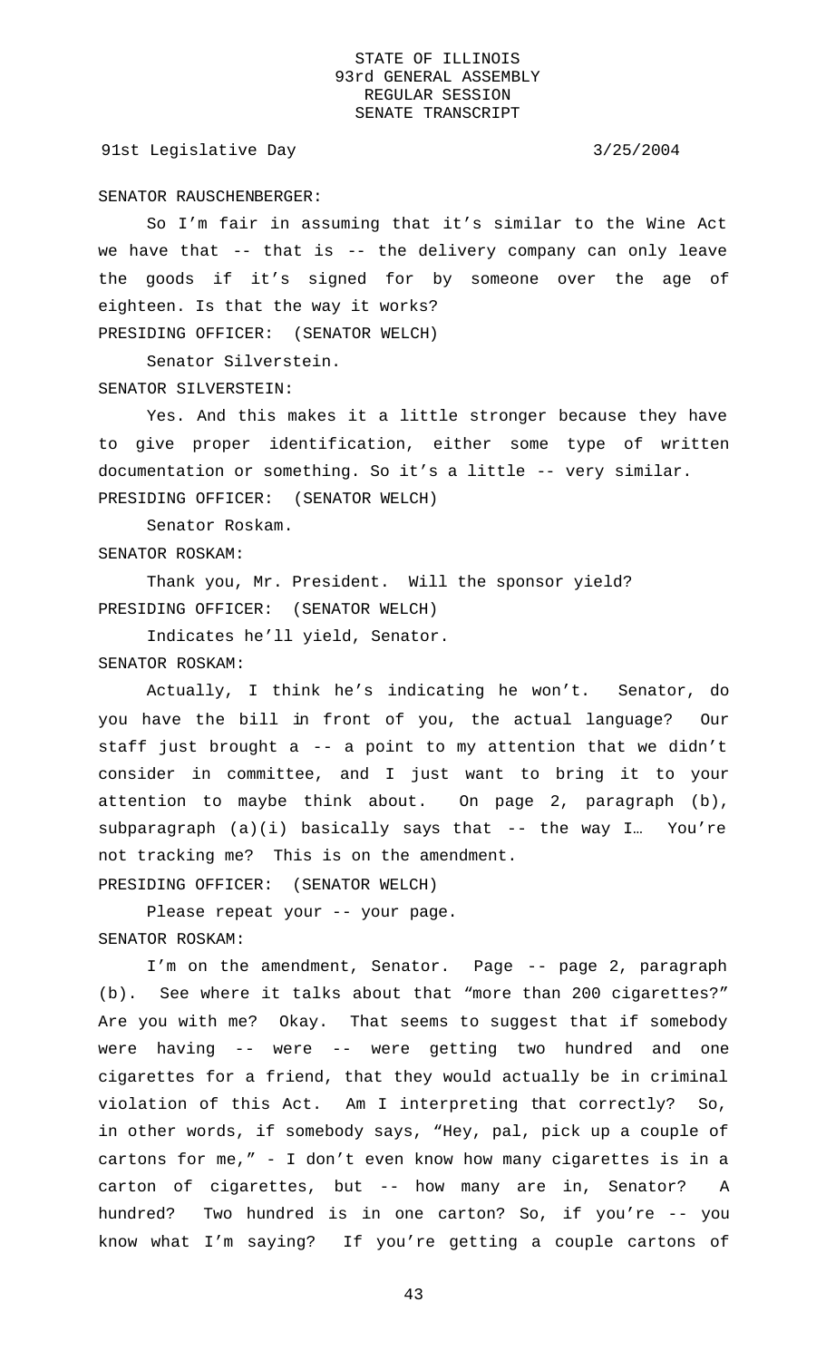SENATOR RAUSCHENBERGER:

So I'm fair in assuming that it's similar to the Wine Act we have that -- that is -- the delivery company can only leave the goods if it's signed for by someone over the age of eighteen. Is that the way it works?

PRESIDING OFFICER: (SENATOR WELCH)

Senator Silverstein.

SENATOR SILVERSTEIN:

Yes. And this makes it a little stronger because they have to give proper identification, either some type of written documentation or something. So it's a little -- very similar.

PRESIDING OFFICER: (SENATOR WELCH)

Senator Roskam.

SENATOR ROSKAM:

Thank you, Mr. President. Will the sponsor yield?

PRESIDING OFFICER: (SENATOR WELCH)

Indicates he'll yield, Senator.

SENATOR ROSKAM:

Actually, I think he's indicating he won't. Senator, do you have the bill in front of you, the actual language? Our staff just brought a -- a point to my attention that we didn't consider in committee, and I just want to bring it to your attention to maybe think about. On page 2, paragraph (b), subparagraph (a)(i) basically says that -- the way I… You're not tracking me? This is on the amendment.

PRESIDING OFFICER: (SENATOR WELCH)

Please repeat your -- your page.

SENATOR ROSKAM:

I'm on the amendment, Senator. Page -- page 2, paragraph (b). See where it talks about that "more than 200 cigarettes?" Are you with me? Okay. That seems to suggest that if somebody were having -- were -- were getting two hundred and one cigarettes for a friend, that they would actually be in criminal violation of this Act. Am I interpreting that correctly? So, in other words, if somebody says, "Hey, pal, pick up a couple of cartons for me," - I don't even know how many cigarettes is in a carton of cigarettes, but -- how many are in, Senator? A hundred? Two hundred is in one carton? So, if you're -- you know what I'm saying? If you're getting a couple cartons of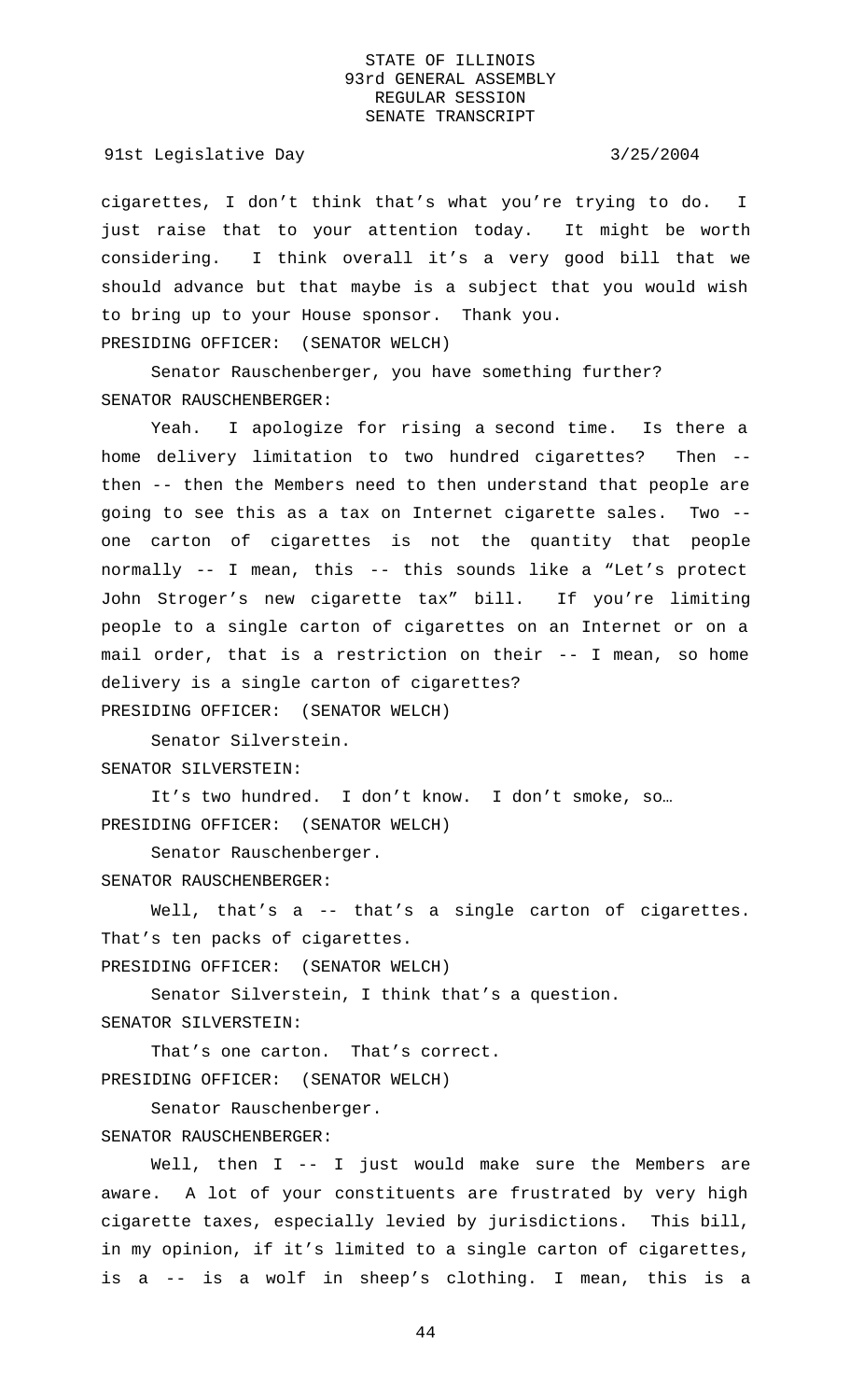cigarettes, I don't think that's what you're trying to do. I just raise that to your attention today. It might be worth considering. I think overall it's a very good bill that we should advance but that maybe is a subject that you would wish to bring up to your House sponsor. Thank you.

PRESIDING OFFICER: (SENATOR WELCH)

Senator Rauschenberger, you have something further?

SENATOR RAUSCHENBERGER:

Yeah. I apologize for rising a second time. Is there a home delivery limitation to two hundred cigarettes? Then -- then -- then the Members need to then understand that people are going to see this as a tax on Internet cigarette sales. Two -- one carton of cigarettes is not the quantity that people normally -- I mean, this -- this sounds like a "Let's protect John Stroger's new cigarette tax" bill. If you're limiting people to a single carton of cigarettes on an Internet or on a mail order, that is a restriction on their -- I mean, so home delivery is a single carton of cigarettes?

PRESIDING OFFICER: (SENATOR WELCH)

Senator Silverstein.

SENATOR SILVERSTEIN:

It's two hundred. I don't know. I don't smoke, so…

PRESIDING OFFICER: (SENATOR WELCH)

Senator Rauschenberger.

SENATOR RAUSCHENBERGER:

Well, that's a -- that's a single carton of cigarettes. That's ten packs of cigarettes.

PRESIDING OFFICER: (SENATOR WELCH)

Senator Silverstein, I think that's a question.

SENATOR SILVERSTEIN:

That's one carton. That's correct.

PRESIDING OFFICER: (SENATOR WELCH)

Senator Rauschenberger.

SENATOR RAUSCHENBERGER:

Well, then I -- I just would make sure the Members are aware. A lot of your constituents are frustrated by very high cigarette taxes, especially levied by jurisdictions. This bill, in my opinion, if it's limited to a single carton of cigarettes, is a -- is a wolf in sheep's clothing. I mean, this is a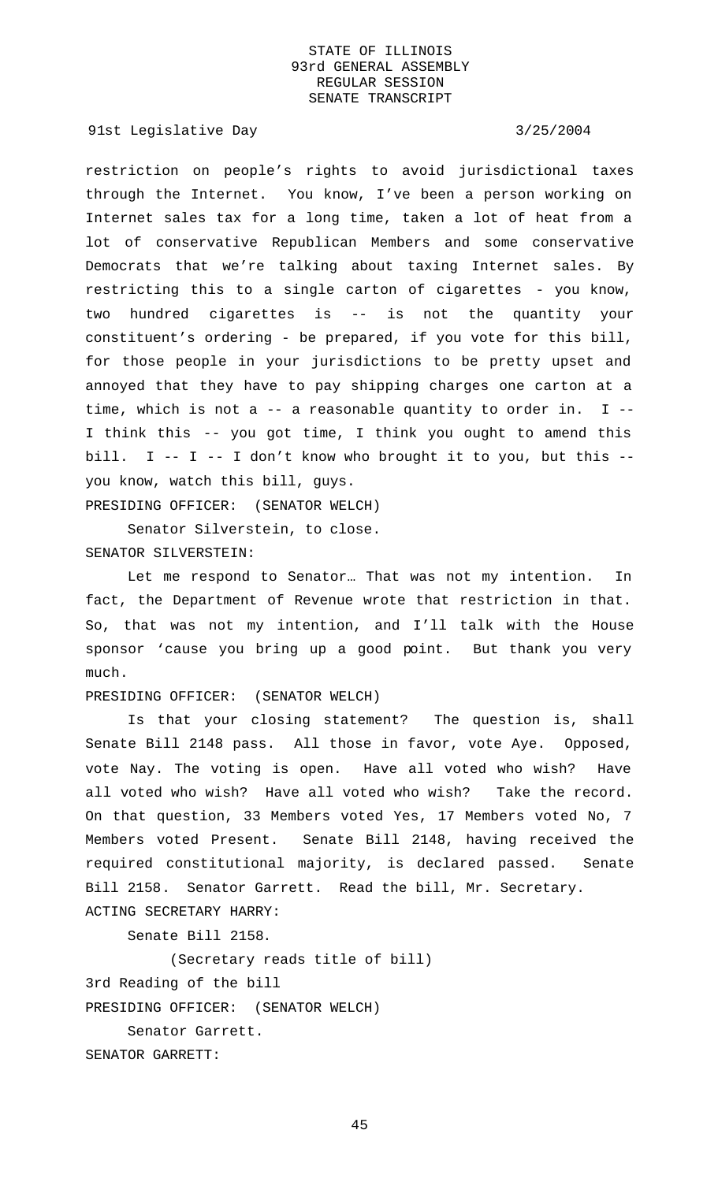restriction on people's rights to avoid jurisdictional taxes through the Internet. You know, I've been a person working on Internet sales tax for a long time, taken a lot of heat from a lot of conservative Republican Members and some conservative Democrats that we're talking about taxing Internet sales. By restricting this to a single carton of cigarettes - you know, two hundred cigarettes is -- is not the quantity your constituent's ordering - be prepared, if you vote for this bill, for those people in your jurisdictions to be pretty upset and annoyed that they have to pay shipping charges one carton at a time, which is not a -- a reasonable quantity to order in. I -- I think this -- you got time, I think you ought to amend this bill. I -- I -- I don't know who brought it to you, but this -- you know, watch this bill, guys.

PRESIDING OFFICER: (SENATOR WELCH)

Senator Silverstein, to close.

SENATOR SILVERSTEIN:

Let me respond to Senator… That was not my intention. In fact, the Department of Revenue wrote that restriction in that. So, that was not my intention, and I'll talk with the House sponsor 'cause you bring up a good point. But thank you very much.

PRESIDING OFFICER: (SENATOR WELCH)

Is that your closing statement? The question is, shall Senate Bill 2148 pass. All those in favor, vote Aye. Opposed, vote Nay. The voting is open. Have all voted who wish? Have all voted who wish? Have all voted who wish? Take the record. On that question, 33 Members voted Yes, 17 Members voted No, 7 Members voted Present. Senate Bill 2148, having received the required constitutional majority, is declared passed. Senate Bill 2158. Senator Garrett. Read the bill, Mr. Secretary.

ACTING SECRETARY HARRY:

Senate Bill 2158.

(Secretary reads title of bill)

3rd Reading of the bill

PRESIDING OFFICER: (SENATOR WELCH)

Senator Garrett.

SENATOR GARRETT: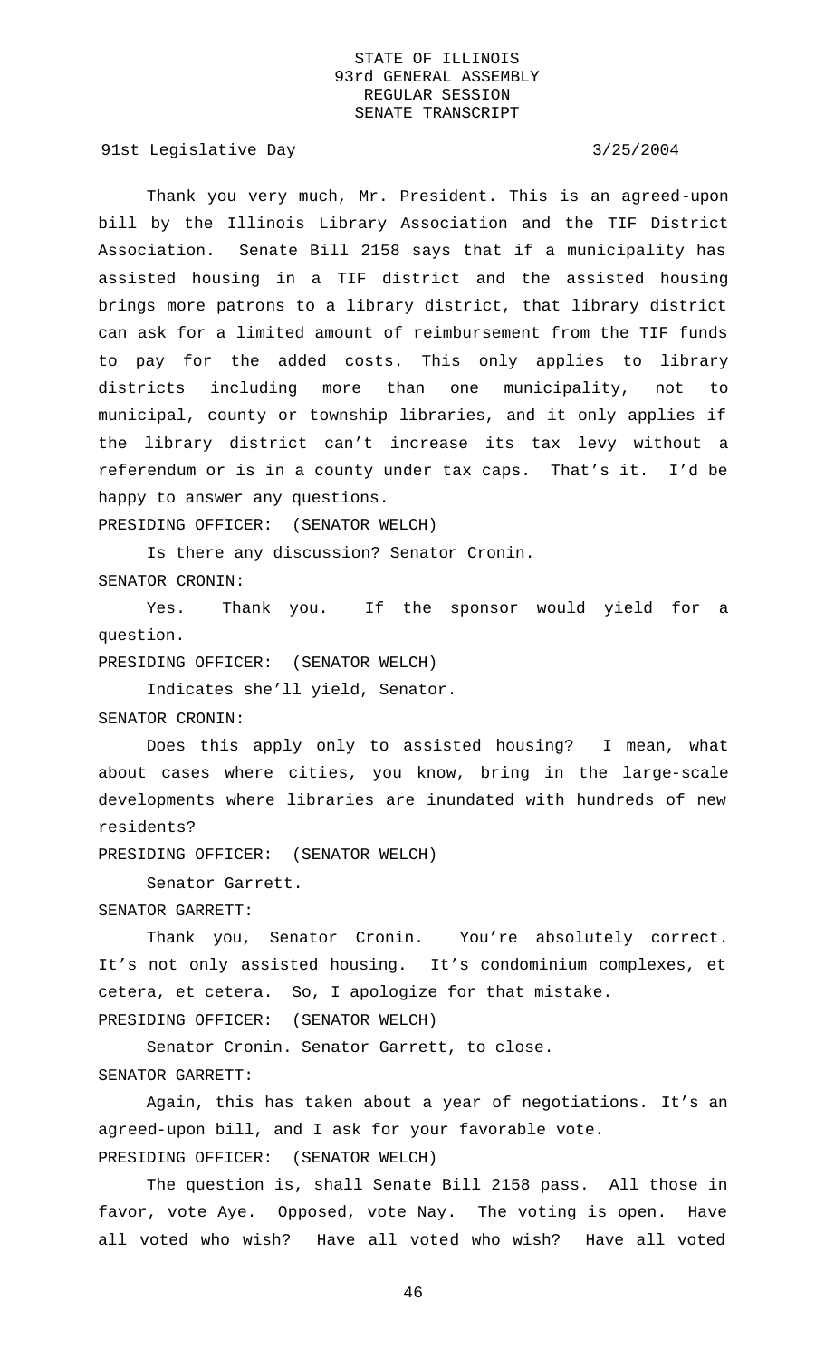Thank you very much, Mr. President. This is an agreed-upon bill by the Illinois Library Association and the TIF District Association. Senate Bill 2158 says that if a municipality has assisted housing in a TIF district and the assisted housing brings more patrons to a library district, that library district can ask for a limited amount of reimbursement from the TIF funds to pay for the added costs. This only applies to library districts including more than one municipality, not to municipal, county or township libraries, and it only applies if the library district can't increase its tax levy without a referendum or is in a county under tax caps. That's it. I'd be happy to answer any questions.

PRESIDING OFFICER: (SENATOR WELCH)

Is there any discussion? Senator Cronin.

SENATOR CRONIN:

Yes. Thank you. If the sponsor would yield for a question.

PRESIDING OFFICER: (SENATOR WELCH)

Indicates she'll yield, Senator.

SENATOR CRONIN:

Does this apply only to assisted housing? I mean, what about cases where cities, you know, bring in the large-scale developments where libraries are inundated with hundreds of new residents?

PRESIDING OFFICER: (SENATOR WELCH)

Senator Garrett.

SENATOR GARRETT:

Thank you, Senator Cronin. You're absolutely correct. It's not only assisted housing. It's condominium complexes, et cetera, et cetera. So, I apologize for that mistake.

PRESIDING OFFICER: (SENATOR WELCH)

Senator Cronin. Senator Garrett, to close.

SENATOR GARRETT:

Again, this has taken about a year of negotiations. It's an agreed-upon bill, and I ask for your favorable vote.

PRESIDING OFFICER: (SENATOR WELCH)

The question is, shall Senate Bill 2158 pass. All those in favor, vote Aye. Opposed, vote Nay. The voting is open. Have all voted who wish? Have all voted who wish? Have all voted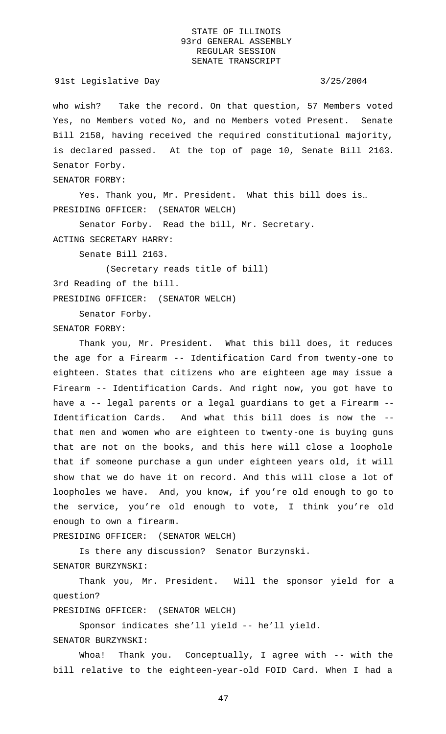who wish? Take the record. On that question, 57 Members voted Yes, no Members voted No, and no Members voted Present. Senate Bill 2158, having received the required constitutional majority, is declared passed. At the top of page 10, Senate Bill 2163. Senator Forby.

SENATOR FORBY:

Yes. Thank you, Mr. President. What this bill does is…

PRESIDING OFFICER: (SENATOR WELCH)

Senator Forby. Read the bill, Mr. Secretary.

ACTING SECRETARY HARRY:

Senate Bill 2163.

(Secretary reads title of bill)

3rd Reading of the bill.

PRESIDING OFFICER: (SENATOR WELCH)

Senator Forby.

SENATOR FORBY:

Thank you, Mr. President. What this bill does, it reduces the age for a Firearm -- Identification Card from twenty-one to eighteen. States that citizens who are eighteen age may issue a Firearm -- Identification Cards. And right now, you got have to have a -- legal parents or a legal guardians to get a Firearm -- Identification Cards. And what this bill does is now the -- that men and women who are eighteen to twenty-one is buying guns that are not on the books, and this here will close a loophole that if someone purchase a gun under eighteen years old, it will show that we do have it on record. And this will close a lot of loopholes we have. And, you know, if you're old enough to go to the service, you're old enough to vote, I think you're old enough to own a firearm.

PRESIDING OFFICER: (SENATOR WELCH)

Is there any discussion? Senator Burzynski.

SENATOR BURZYNSKI:

Thank you, Mr. President. Will the sponsor yield for a question?

PRESIDING OFFICER: (SENATOR WELCH)

Sponsor indicates she'll yield -- he'll yield.

SENATOR BURZYNSKI:

Whoa! Thank you. Conceptually, I agree with -- with the bill relative to the eighteen-year-old FOID Card. When I had a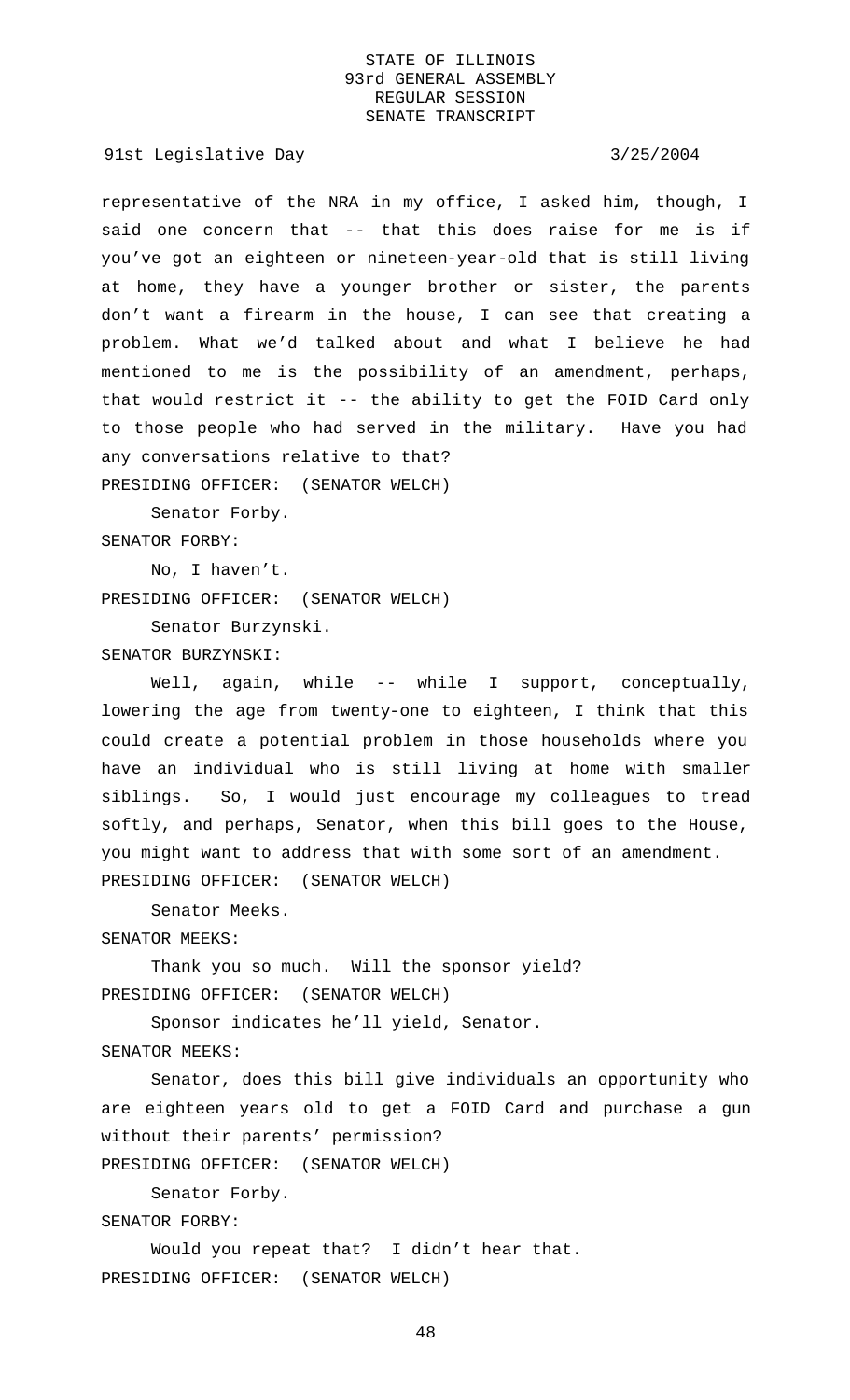representative of the NRA in my office, I asked him, though, I said one concern that -- that this does raise for me is if you've got an eighteen or nineteen-year-old that is still living at home, they have a younger brother or sister, the parents don't want a firearm in the house, I can see that creating a problem. What we'd talked about and what I believe he had mentioned to me is the possibility of an amendment, perhaps, that would restrict it -- the ability to get the FOID Card only to those people who had served in the military. Have you had any conversations relative to that?

PRESIDING OFFICER: (SENATOR WELCH)

Senator Forby.

SENATOR FORBY:

No, I haven't.

PRESIDING OFFICER: (SENATOR WELCH)

Senator Burzynski.

SENATOR BURZYNSKI:

Well, again, while -- while I support, conceptually, lowering the age from twenty-one to eighteen, I think that this could create a potential problem in those households where you have an individual who is still living at home with smaller siblings. So, I would just encourage my colleagues to tread softly, and perhaps, Senator, when this bill goes to the House, you might want to address that with some sort of an amendment.

PRESIDING OFFICER: (SENATOR WELCH)

Senator Meeks.

SENATOR MEEKS:

Thank you so much. Will the sponsor yield?

PRESIDING OFFICER: (SENATOR WELCH)

Sponsor indicates he'll yield, Senator.

SENATOR MEEKS:

Senator, does this bill give individuals an opportunity who are eighteen years old to get a FOID Card and purchase a gun without their parents' permission?

PRESIDING OFFICER: (SENATOR WELCH)

Senator Forby.

SENATOR FORBY:

Would you repeat that? I didn't hear that.

PRESIDING OFFICER: (SENATOR WELCH)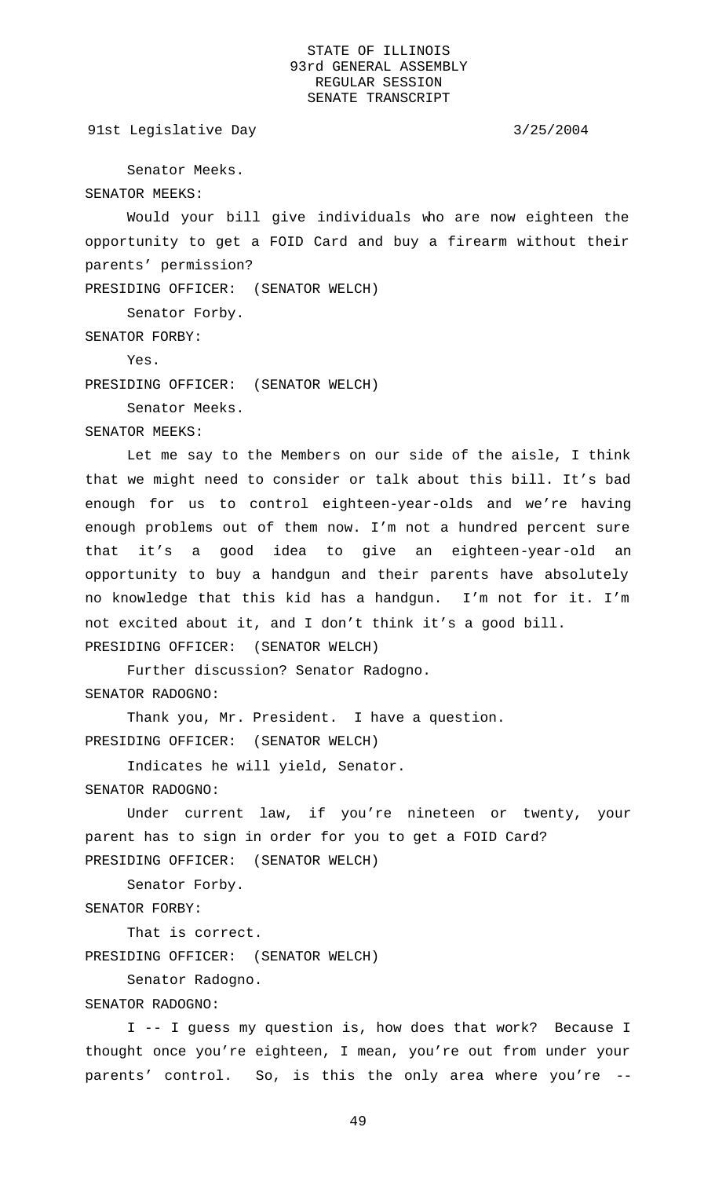Senator Meeks.

SENATOR MEEKS:

Would your bill give individuals who are now eighteen the opportunity to get a FOID Card and buy a firearm without their parents' permission?

PRESIDING OFFICER: (SENATOR WELCH)

Senator Forby.

SENATOR FORBY:

Yes.

PRESIDING OFFICER: (SENATOR WELCH)

Senator Meeks.

SENATOR MEEKS:

Let me say to the Members on our side of the aisle, I think that we might need to consider or talk about this bill. It's bad enough for us to control eighteen-year-olds and we're having enough problems out of them now. I'm not a hundred percent sure that it's a good idea to give an eighteen-year-old an opportunity to buy a handgun and their parents have absolutely no knowledge that this kid has a handgun. I'm not for it. I'm not excited about it, and I don't think it's a good bill.

PRESIDING OFFICER: (SENATOR WELCH)

Further discussion? Senator Radogno.

SENATOR RADOGNO:

Thank you, Mr. President. I have a question.

PRESIDING OFFICER: (SENATOR WELCH)

Indicates he will yield, Senator.

SENATOR RADOGNO:

Under current law, if you're nineteen or twenty, your parent has to sign in order for you to get a FOID Card?

PRESIDING OFFICER: (SENATOR WELCH)

Senator Forby.

SENATOR FORBY:

That is correct.

PRESIDING OFFICER: (SENATOR WELCH)

Senator Radogno.

SENATOR RADOGNO:

I -- I guess my question is, how does that work? Because I thought once you're eighteen, I mean, you're out from under your parents' control. So, is this the only area where you're --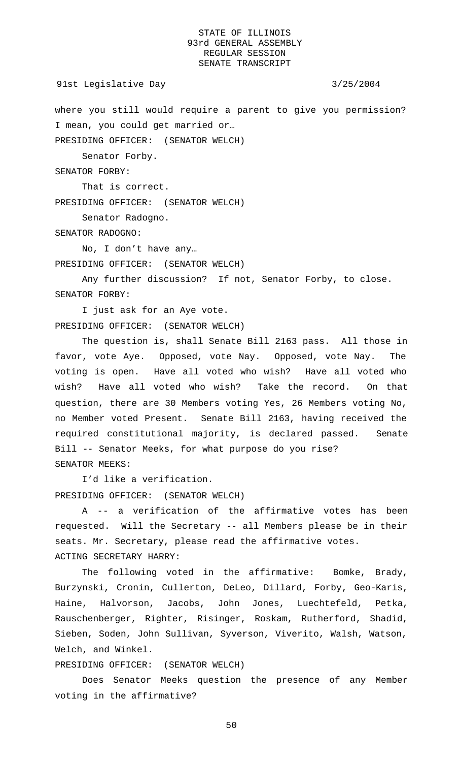where you still would require a parent to give you permission? I mean, you could get married or…

PRESIDING OFFICER: (SENATOR WELCH)

Senator Forby.

SENATOR FORBY:

That is correct.

PRESIDING OFFICER: (SENATOR WELCH)

Senator Radogno.

SENATOR RADOGNO:

No, I don't have any…

PRESIDING OFFICER: (SENATOR WELCH)

Any further discussion? If not, Senator Forby, to close.

SENATOR FORBY:

I just ask for an Aye vote.

PRESIDING OFFICER: (SENATOR WELCH)

The question is, shall Senate Bill 2163 pass. All those in favor, vote Aye. Opposed, vote Nay. Opposed, vote Nay. The voting is open. Have all voted who wish? Have all voted who wish? Have all voted who wish? Take the record. On that question, there are 30 Members voting Yes, 26 Members voting No, no Member voted Present. Senate Bill 2163, having received the required constitutional majority, is declared passed. Senate Bill -- Senator Meeks, for what purpose do you rise?

SENATOR MEEKS:

I'd like a verification.

PRESIDING OFFICER: (SENATOR WELCH)

A -- a verification of the affirmative votes has been requested. Will the Secretary -- all Members please be in their seats. Mr. Secretary, please read the affirmative votes.

ACTING SECRETARY HARRY:

The following voted in the affirmative: Bomke, Brady, Burzynski, Cronin, Cullerton, DeLeo, Dillard, Forby, Geo-Karis, Haine, Halvorson, Jacobs, John Jones, Luechtefeld, Petka, Rauschenberger, Righter, Risinger, Roskam, Rutherford, Shadid, Sieben, Soden, John Sullivan, Syverson, Viverito, Walsh, Watson, Welch, and Winkel.

PRESIDING OFFICER: (SENATOR WELCH)

Does Senator Meeks question the presence of any Member voting in the affirmative?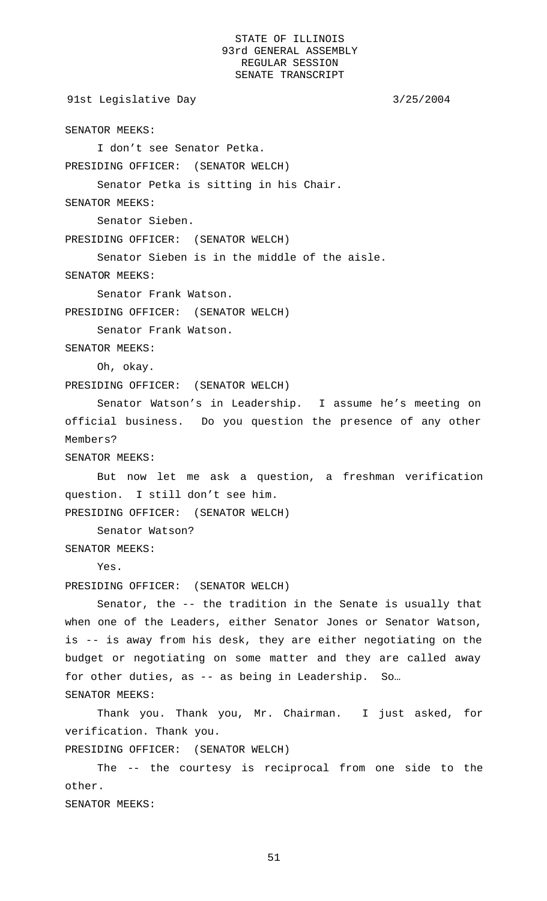SENATOR MEEKS:

I don't see Senator Petka.

PRESIDING OFFICER: (SENATOR WELCH)

Senator Petka is sitting in his Chair.

SENATOR MEEKS:

Senator Sieben.

PRESIDING OFFICER: (SENATOR WELCH)

Senator Sieben is in the middle of the aisle.

SENATOR MEEKS:

Senator Frank Watson.

PRESIDING OFFICER: (SENATOR WELCH)

Senator Frank Watson.

SENATOR MEEKS:

Oh, okay.

PRESIDING OFFICER: (SENATOR WELCH)

Senator Watson's in Leadership. I assume he's meeting on official business. Do you question the presence of any other Members?

SENATOR MEEKS:

But now let me ask a question, a freshman verification question. I still don't see him.

PRESIDING OFFICER: (SENATOR WELCH)

Senator Watson?

SENATOR MEEKS:

Yes.

PRESIDING OFFICER: (SENATOR WELCH)

Senator, the -- the tradition in the Senate is usually that when one of the Leaders, either Senator Jones or Senator Watson, is -- is away from his desk, they are either negotiating on the budget or negotiating on some matter and they are called away for other duties, as -- as being in Leadership. So…

SENATOR MEEKS:

Thank you. Thank you, Mr. Chairman. I just asked, for verification. Thank you.

PRESIDING OFFICER: (SENATOR WELCH)

The -- the courtesy is reciprocal from one side to the other.

SENATOR MEEKS: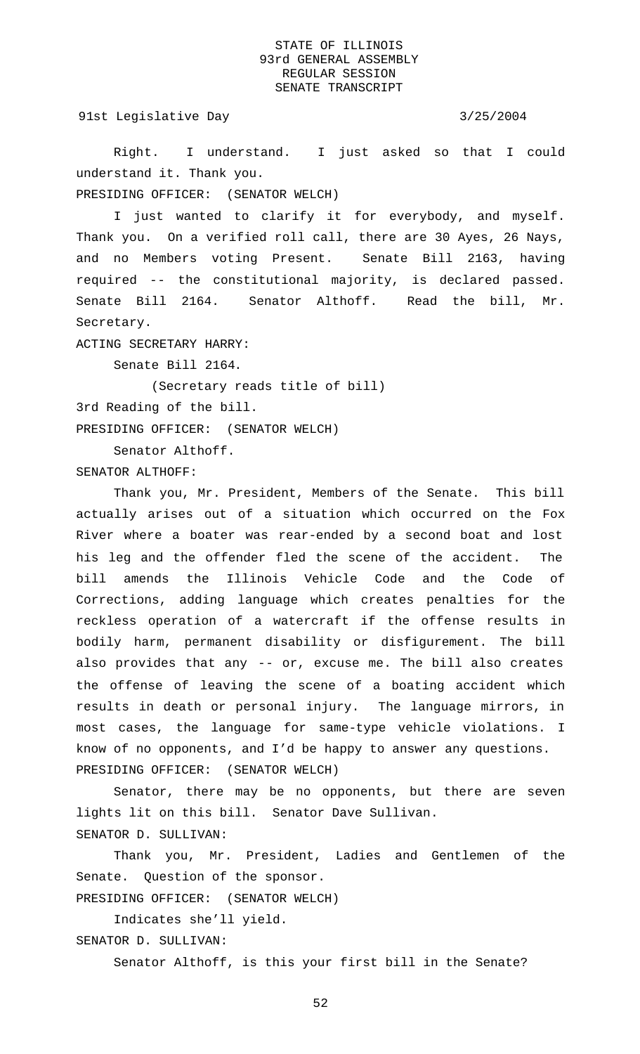Right. I understand. I just asked so that I could understand it. Thank you.

PRESIDING OFFICER: (SENATOR WELCH)

I just wanted to clarify it for everybody, and myself. Thank you. On a verified roll call, there are 30 Ayes, 26 Nays, and no Members voting Present. Senate Bill 2163, having required -- the constitutional majority, is declared passed. Senate Bill 2164. Senator Althoff. Read the bill, Mr. Secretary.

ACTING SECRETARY HARRY:

Senate Bill 2164.

(Secretary reads title of bill)

3rd Reading of the bill.

PRESIDING OFFICER: (SENATOR WELCH)

Senator Althoff.

SENATOR ALTHOFF:

Thank you, Mr. President, Members of the Senate. This bill actually arises out of a situation which occurred on the Fox River where a boater was rear-ended by a second boat and lost his leg and the offender fled the scene of the accident. The bill amends the Illinois Vehicle Code and the Code of Corrections, adding language which creates penalties for the reckless operation of a watercraft if the offense results in bodily harm, permanent disability or disfigurement. The bill also provides that any -- or, excuse me. The bill also creates the offense of leaving the scene of a boating accident which results in death or personal injury. The language mirrors, in most cases, the language for same-type vehicle violations. I know of no opponents, and I'd be happy to answer any questions.

PRESIDING OFFICER: (SENATOR WELCH)

Senator, there may be no opponents, but there are seven lights lit on this bill. Senator Dave Sullivan.

SENATOR D. SULLIVAN:

Thank you, Mr. President, Ladies and Gentlemen of the Senate. Question of the sponsor.

PRESIDING OFFICER: (SENATOR WELCH)

Indicates she'll yield.

SENATOR D. SULLIVAN:

Senator Althoff, is this your first bill in the Senate?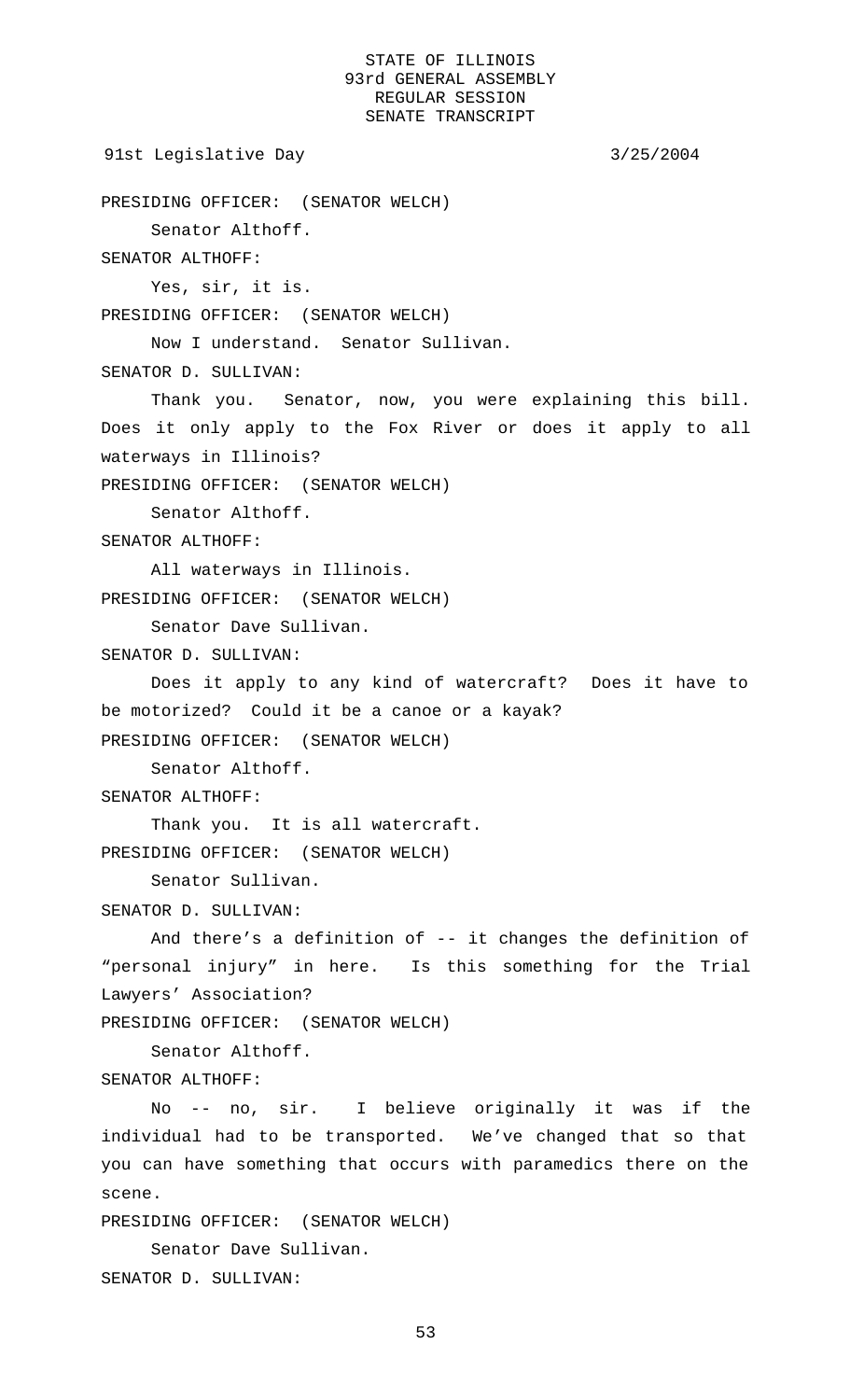PRESIDING OFFICER: (SENATOR WELCH)

Senator Althoff.

SENATOR ALTHOFF:

Yes, sir, it is.

PRESIDING OFFICER: (SENATOR WELCH)

Now I understand. Senator Sullivan.

SENATOR D. SULLIVAN:

Thank you. Senator, now, you were explaining this bill. Does it only apply to the Fox River or does it apply to all waterways in Illinois?

PRESIDING OFFICER: (SENATOR WELCH)

Senator Althoff.

SENATOR ALTHOFF:

All waterways in Illinois.

PRESIDING OFFICER: (SENATOR WELCH)

Senator Dave Sullivan.

SENATOR D. SULLIVAN:

Does it apply to any kind of watercraft? Does it have to be motorized? Could it be a canoe or a kayak?

PRESIDING OFFICER: (SENATOR WELCH)

Senator Althoff.

SENATOR ALTHOFF:

Thank you. It is all watercraft.

PRESIDING OFFICER: (SENATOR WELCH)

Senator Sullivan.

SENATOR D. SULLIVAN:

And there's a definition of -- it changes the definition of "personal injury" in here. Is this something for the Trial Lawyers' Association?

PRESIDING OFFICER: (SENATOR WELCH)

Senator Althoff.

SENATOR ALTHOFF:

No -- no, sir. I believe originally it was if the individual had to be transported. We've changed that so that you can have something that occurs with paramedics there on the scene.

PRESIDING OFFICER: (SENATOR WELCH)

Senator Dave Sullivan.

SENATOR D. SULLIVAN: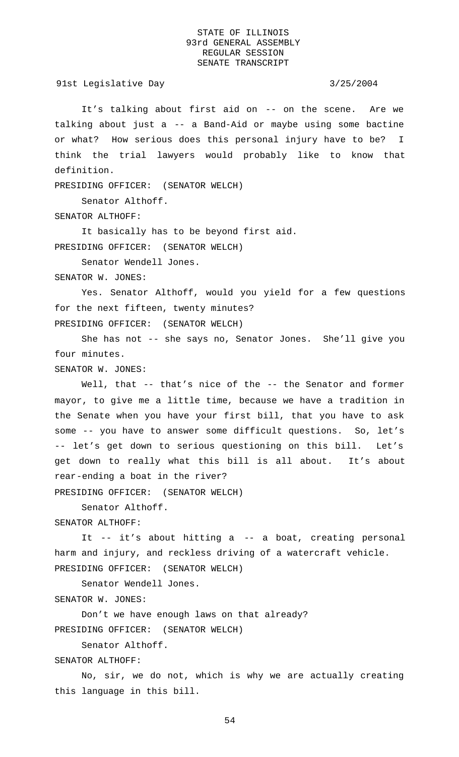It's talking about first aid on -- on the scene. Are we talking about just a -- a Band-Aid or maybe using some bactine or what? How serious does this personal injury have to be? I think the trial lawyers would probably like to know that definition.

PRESIDING OFFICER: (SENATOR WELCH)

Senator Althoff.

SENATOR ALTHOFF:

It basically has to be beyond first aid.

PRESIDING OFFICER: (SENATOR WELCH)

Senator Wendell Jones.

SENATOR W. JONES:

Yes. Senator Althoff, would you yield for a few questions for the next fifteen, twenty minutes?

PRESIDING OFFICER: (SENATOR WELCH)

She has not -- she says no, Senator Jones. She'll give you four minutes.

SENATOR W. JONES:

Well, that -- that's nice of the -- the Senator and former mayor, to give me a little time, because we have a tradition in the Senate when you have your first bill, that you have to ask some -- you have to answer some difficult questions. So, let's -- let's get down to serious questioning on this bill. Let's get down to really what this bill is all about. It's about rear-ending a boat in the river?

PRESIDING OFFICER: (SENATOR WELCH)

Senator Althoff.

SENATOR ALTHOFF:

It -- it's about hitting a -- a boat, creating personal harm and injury, and reckless driving of a watercraft vehicle.

PRESIDING OFFICER: (SENATOR WELCH)

Senator Wendell Jones.

SENATOR W. JONES:

Don't we have enough laws on that already?

PRESIDING OFFICER: (SENATOR WELCH)

Senator Althoff.

SENATOR ALTHOFF:

No, sir, we do not, which is why we are actually creating this language in this bill.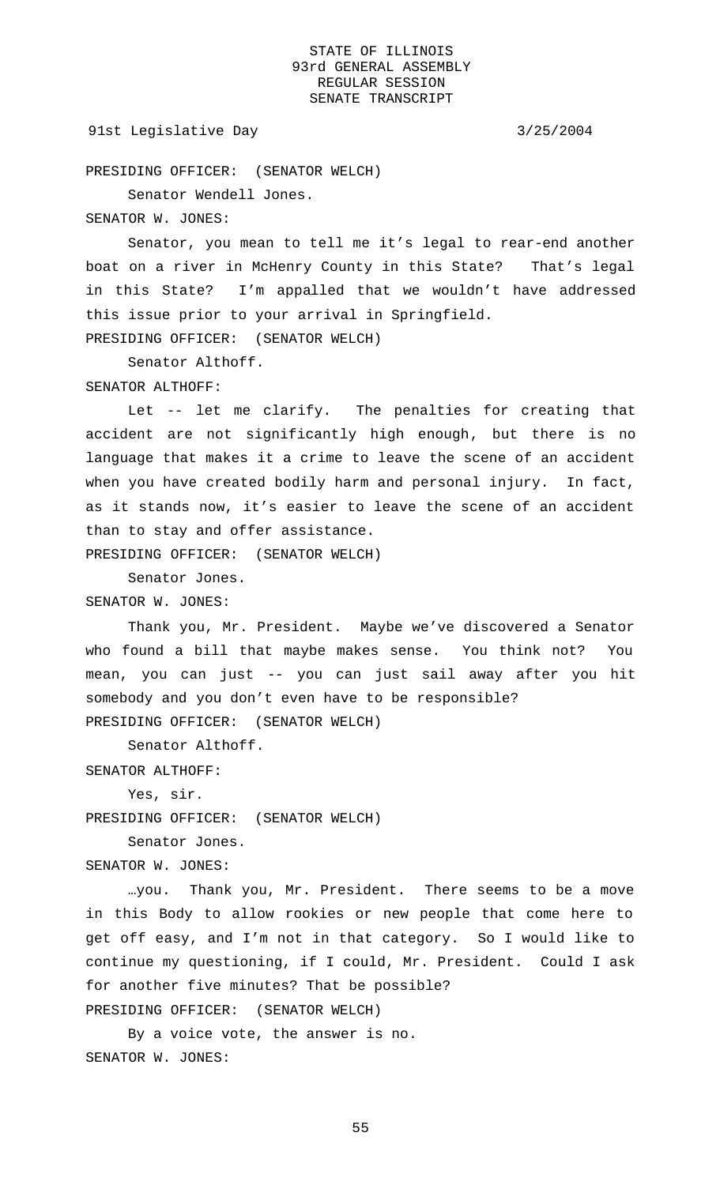PRESIDING OFFICER: (SENATOR WELCH)

Senator Wendell Jones.

SENATOR W. JONES:

Senator, you mean to tell me it's legal to rear-end another boat on a river in McHenry County in this State? That's legal in this State? I'm appalled that we wouldn't have addressed this issue prior to your arrival in Springfield.

PRESIDING OFFICER: (SENATOR WELCH)

Senator Althoff.

SENATOR ALTHOFF:

Let -- let me clarify. The penalties for creating that accident are not significantly high enough, but there is no language that makes it a crime to leave the scene of an accident when you have created bodily harm and personal injury. In fact, as it stands now, it's easier to leave the scene of an accident than to stay and offer assistance.

PRESIDING OFFICER: (SENATOR WELCH)

Senator Jones.

SENATOR W. JONES:

Thank you, Mr. President. Maybe we've discovered a Senator who found a bill that maybe makes sense. You think not? You mean, you can just -- you can just sail away after you hit somebody and you don't even have to be responsible?

PRESIDING OFFICER: (SENATOR WELCH)

Senator Althoff.

SENATOR ALTHOFF:

Yes, sir.

PRESIDING OFFICER: (SENATOR WELCH)

Senator Jones.

SENATOR W. JONES:

…you. Thank you, Mr. President. There seems to be a move in this Body to allow rookies or new people that come here to get off easy, and I'm not in that category. So I would like to continue my questioning, if I could, Mr. President. Could I ask for another five minutes? That be possible?

PRESIDING OFFICER: (SENATOR WELCH)

By a voice vote, the answer is no.

SENATOR W. JONES: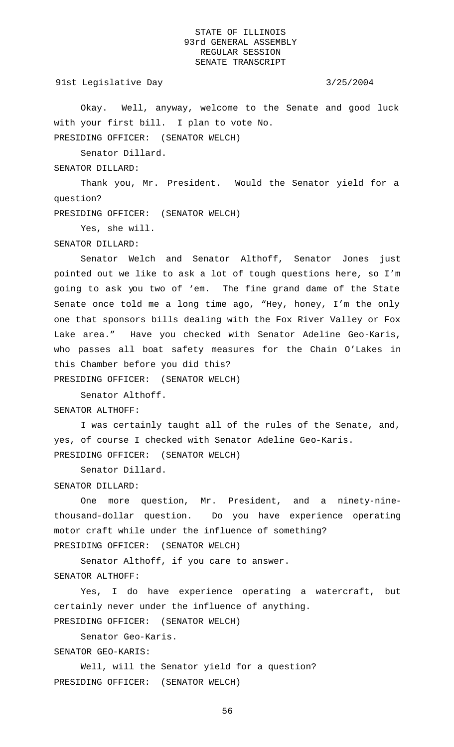Okay. Well, anyway, welcome to the Senate and good luck with your first bill. I plan to vote No.

PRESIDING OFFICER: (SENATOR WELCH)

Senator Dillard.

SENATOR DILLARD:

Thank you, Mr. President. Would the Senator yield for a question?

PRESIDING OFFICER: (SENATOR WELCH)

Yes, she will.

SENATOR DILLARD:

Senator Welch and Senator Althoff, Senator Jones just pointed out we like to ask a lot of tough questions here, so I'm going to ask you two of 'em. The fine grand dame of the State Senate once told me a long time ago, "Hey, honey, I'm the only one that sponsors bills dealing with the Fox River Valley or Fox Lake area." Have you checked with Senator Adeline Geo-Karis, who passes all boat safety measures for the Chain O'Lakes in this Chamber before you did this?

PRESIDING OFFICER: (SENATOR WELCH)

Senator Althoff.

SENATOR ALTHOFF:

I was certainly taught all of the rules of the Senate, and, yes, of course I checked with Senator Adeline Geo-Karis.

PRESIDING OFFICER: (SENATOR WELCH)

Senator Dillard.

SENATOR DILLARD:

One more question, Mr. President, and a ninety-nine-thousand-dollar question. Do you have experience operating motor craft while under the influence of something?

PRESIDING OFFICER: (SENATOR WELCH)

Senator Althoff, if you care to answer.

SENATOR ALTHOFF:

Yes, I do have experience operating a watercraft, but certainly never under the influence of anything.

PRESIDING OFFICER: (SENATOR WELCH)

Senator Geo-Karis.

SENATOR GEO-KARIS:

Well, will the Senator yield for a question?

PRESIDING OFFICER: (SENATOR WELCH)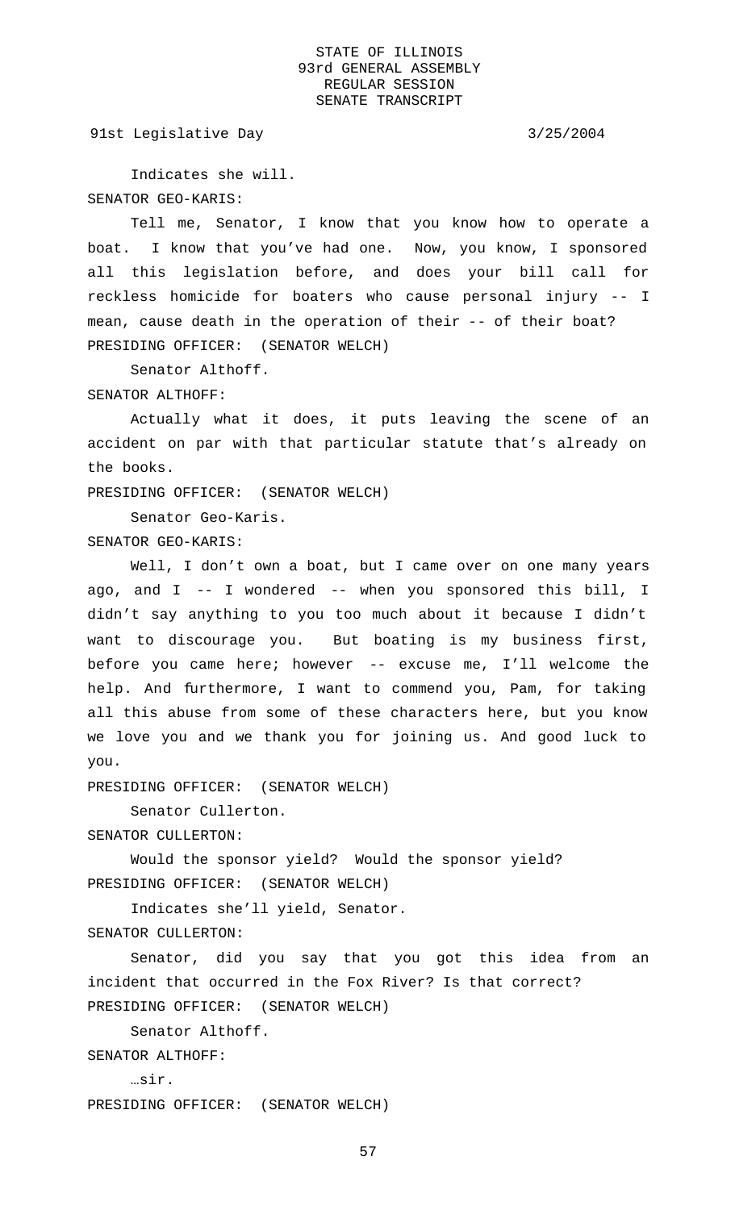Indicates she will.

SENATOR GEO-KARIS:

Tell me, Senator, I know that you know how to operate a boat. I know that you've had one. Now, you know, I sponsored all this legislation before, and does your bill call for reckless homicide for boaters who cause personal injury -- I mean, cause death in the operation of their -- of their boat?

PRESIDING OFFICER: (SENATOR WELCH)

Senator Althoff.

SENATOR ALTHOFF:

Actually what it does, it puts leaving the scene of an accident on par with that particular statute that's already on the books.

PRESIDING OFFICER: (SENATOR WELCH)

Senator Geo-Karis.

SENATOR GEO-KARIS:

Well, I don't own a boat, but I came over on one many years ago, and I -- I wondered -- when you sponsored this bill, I didn't say anything to you too much about it because I didn't want to discourage you. But boating is my business first, before you came here; however -- excuse me, I'll welcome the help. And furthermore, I want to commend you, Pam, for taking all this abuse from some of these characters here, but you know we love you and we thank you for joining us. And good luck to you.

PRESIDING OFFICER: (SENATOR WELCH)

Senator Cullerton.

SENATOR CULLERTON:

Would the sponsor yield? Would the sponsor yield?

PRESIDING OFFICER: (SENATOR WELCH)

Indicates she'll yield, Senator.

SENATOR CULLERTON:

Senator, did you say that you got this idea from an incident that occurred in the Fox River? Is that correct?

PRESIDING OFFICER: (SENATOR WELCH)

Senator Althoff.

SENATOR ALTHOFF:

…sir.

PRESIDING OFFICER: (SENATOR WELCH)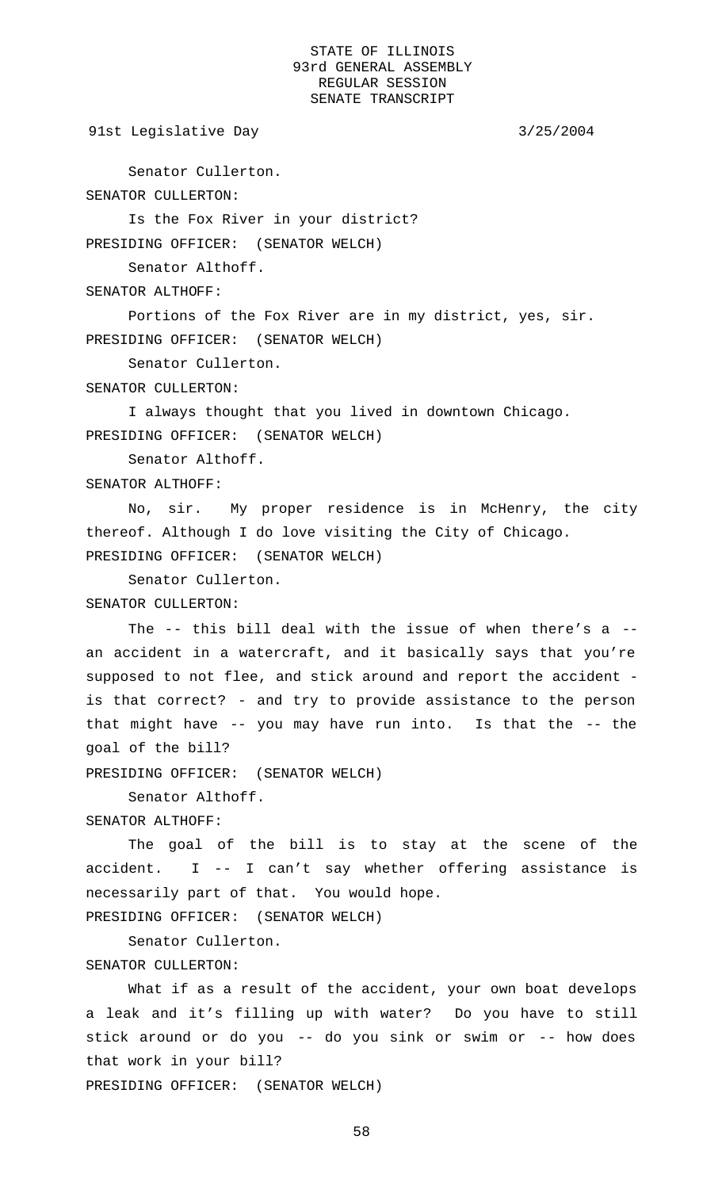Senator Cullerton.

SENATOR CULLERTON:

Is the Fox River in your district?

PRESIDING OFFICER: (SENATOR WELCH)

Senator Althoff.

SENATOR ALTHOFF:

Portions of the Fox River are in my district, yes, sir.

PRESIDING OFFICER: (SENATOR WELCH)

Senator Cullerton.

SENATOR CULLERTON:

I always thought that you lived in downtown Chicago.

PRESIDING OFFICER: (SENATOR WELCH)

Senator Althoff.

SENATOR ALTHOFF:

No, sir. My proper residence is in McHenry, the city thereof. Although I do love visiting the City of Chicago.

PRESIDING OFFICER: (SENATOR WELCH)

Senator Cullerton.

SENATOR CULLERTON:

The -- this bill deal with the issue of when there's a -- an accident in a watercraft, and it basically says that you're supposed to not flee, and stick around and report the accident - is that correct? - and try to provide assistance to the person that might have -- you may have run into. Is that the -- the goal of the bill?

PRESIDING OFFICER: (SENATOR WELCH)

Senator Althoff.

SENATOR ALTHOFF:

The goal of the bill is to stay at the scene of the accident. I -- I can't say whether offering assistance is necessarily part of that. You would hope.

PRESIDING OFFICER: (SENATOR WELCH)

Senator Cullerton.

SENATOR CULLERTON:

What if as a result of the accident, your own boat develops a leak and it's filling up with water? Do you have to still stick around or do you -- do you sink or swim or -- how does that work in your bill?

PRESIDING OFFICER: (SENATOR WELCH)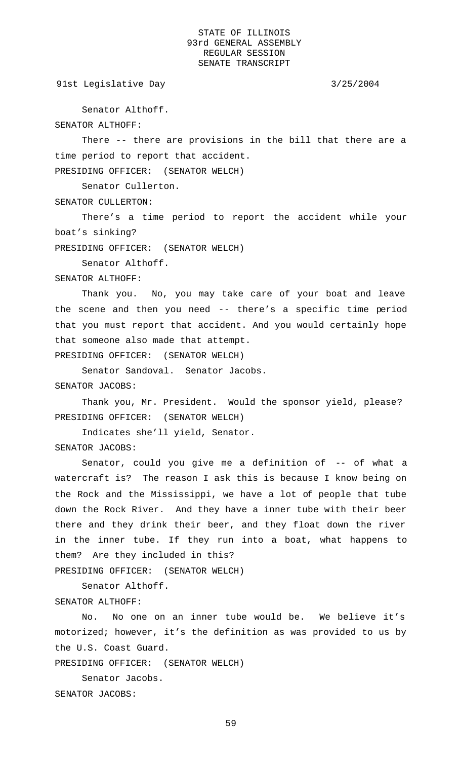Senator Althoff.

SENATOR ALTHOFF:

There -- there are provisions in the bill that there are a time period to report that accident.

PRESIDING OFFICER: (SENATOR WELCH)

Senator Cullerton.

SENATOR CULLERTON:

There's a time period to report the accident while your boat's sinking?

PRESIDING OFFICER: (SENATOR WELCH)

Senator Althoff.

SENATOR ALTHOFF:

Thank you. No, you may take care of your boat and leave the scene and then you need -- there's a specific time period that you must report that accident. And you would certainly hope that someone also made that attempt.

PRESIDING OFFICER: (SENATOR WELCH)

Senator Sandoval. Senator Jacobs.

SENATOR JACOBS:

Thank you, Mr. President. Would the sponsor yield, please?

PRESIDING OFFICER: (SENATOR WELCH)

Indicates she'll yield, Senator.

SENATOR JACOBS:

Senator, could you give me a definition of -- of what a watercraft is? The reason I ask this is because I know being on the Rock and the Mississippi, we have a lot of people that tube down the Rock River. And they have a inner tube with their beer there and they drink their beer, and they float down the river in the inner tube. If they run into a boat, what happens to them? Are they included in this?

PRESIDING OFFICER: (SENATOR WELCH)

Senator Althoff.

SENATOR ALTHOFF:

No. No one on an inner tube would be. We believe it's motorized; however, it's the definition as was provided to us by the U.S. Coast Guard.

PRESIDING OFFICER: (SENATOR WELCH)

Senator Jacobs.

SENATOR JACOBS: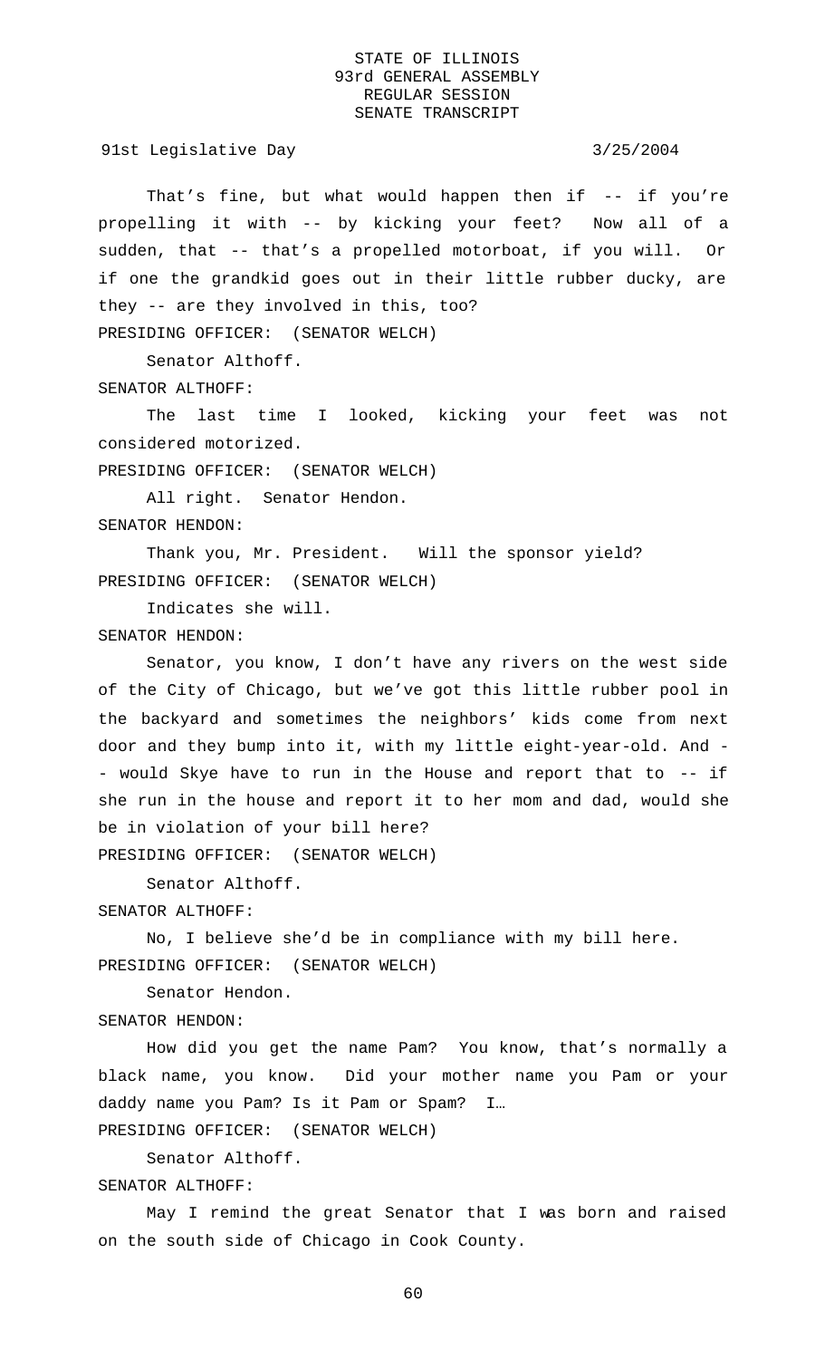That's fine, but what would happen then if -- if you're propelling it with -- by kicking your feet? Now all of a sudden, that -- that's a propelled motorboat, if you will. Or if one the grandkid goes out in their little rubber ducky, are they -- are they involved in this, too?

PRESIDING OFFICER: (SENATOR WELCH)

Senator Althoff.

SENATOR ALTHOFF:

The last time I looked, kicking your feet was not considered motorized.

PRESIDING OFFICER: (SENATOR WELCH)

All right. Senator Hendon.

SENATOR HENDON:

Thank you, Mr. President. Will the sponsor yield?

PRESIDING OFFICER: (SENATOR WELCH)

Indicates she will.

SENATOR HENDON:

Senator, you know, I don't have any rivers on the west side of the City of Chicago, but we've got this little rubber pool in the backyard and sometimes the neighbors' kids come from next door and they bump into it, with my little eight-year-old. And -- would Skye have to run in the House and report that to -- if she run in the house and report it to her mom and dad, would she be in violation of your bill here?

PRESIDING OFFICER: (SENATOR WELCH)

Senator Althoff.

SENATOR ALTHOFF:

No, I believe she'd be in compliance with my bill here.

PRESIDING OFFICER: (SENATOR WELCH)

Senator Hendon.

SENATOR HENDON:

How did you get the name Pam? You know, that's normally a black name, you know. Did your mother name you Pam or your daddy name you Pam? Is it Pam or Spam? I…

PRESIDING OFFICER: (SENATOR WELCH)

Senator Althoff.

SENATOR ALTHOFF:

May I remind the great Senator that I was born and raised on the south side of Chicago in Cook County.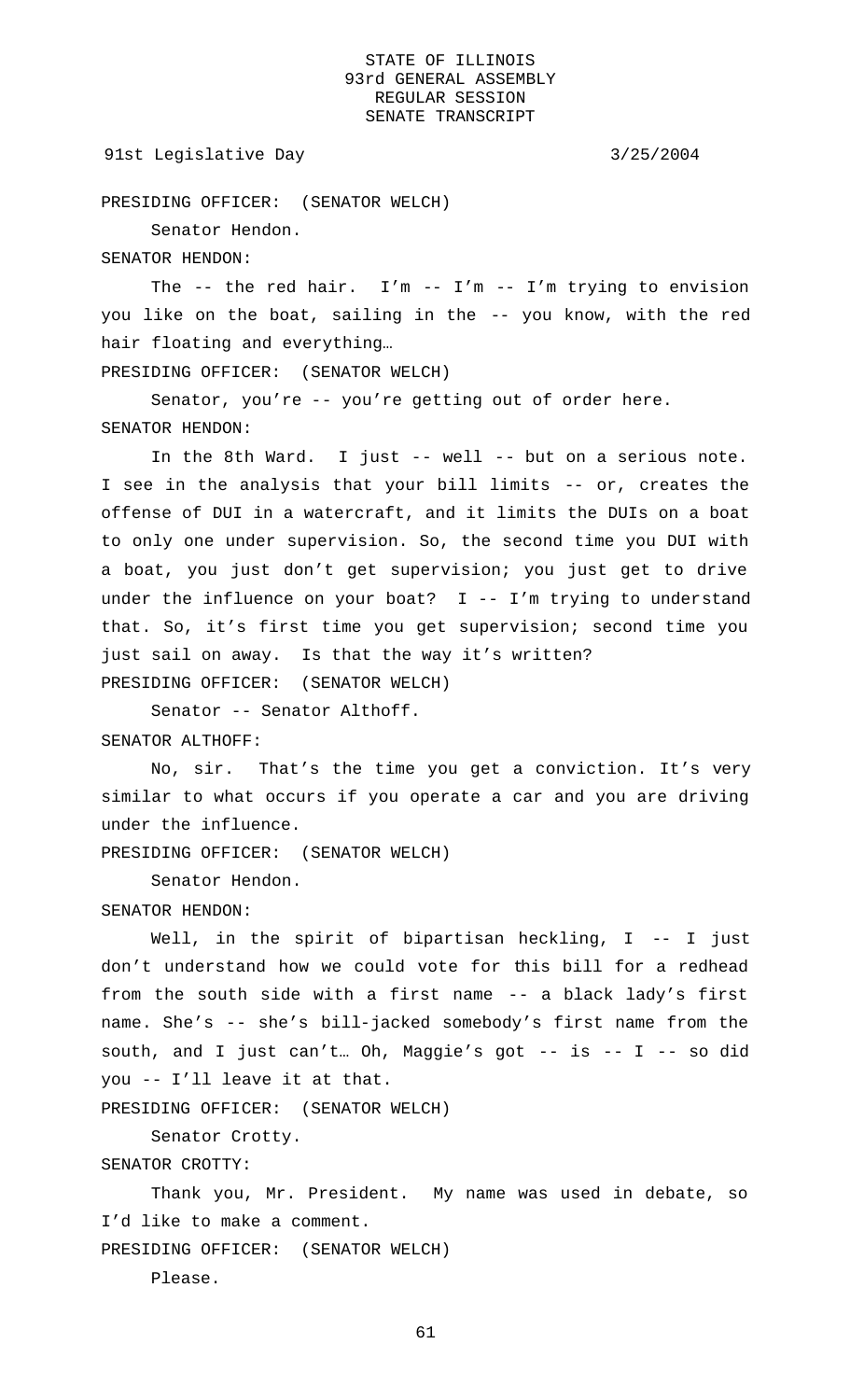PRESIDING OFFICER: (SENATOR WELCH)

Senator Hendon.

SENATOR HENDON:

The -- the red hair. I'm -- I'm -- I'm trying to envision you like on the boat, sailing in the -- you know, with the red hair floating and everything…

PRESIDING OFFICER: (SENATOR WELCH)

Senator, you're -- you're getting out of order here.

SENATOR HENDON:

In the 8th Ward. I just -- well -- but on a serious note. I see in the analysis that your bill limits -- or, creates the offense of DUI in a watercraft, and it limits the DUIs on a boat to only one under supervision. So, the second time you DUI with a boat, you just don't get supervision; you just get to drive under the influence on your boat? I -- I'm trying to understand that. So, it's first time you get supervision; second time you just sail on away. Is that the way it's written?

PRESIDING OFFICER: (SENATOR WELCH)

Senator -- Senator Althoff.

SENATOR ALTHOFF:

No, sir. That's the time you get a conviction. It's very similar to what occurs if you operate a car and you are driving under the influence.

PRESIDING OFFICER: (SENATOR WELCH)

Senator Hendon.

SENATOR HENDON:

Well, in the spirit of bipartisan heckling, I -- I just don't understand how we could vote for this bill for a redhead from the south side with a first name -- a black lady's first name. She's -- she's bill-jacked somebody's first name from the south, and I just can't… Oh, Maggie's got -- is -- I -- so did you -- I'll leave it at that.

PRESIDING OFFICER: (SENATOR WELCH)

Senator Crotty.

SENATOR CROTTY:

Thank you, Mr. President. My name was used in debate, so I'd like to make a comment.

PRESIDING OFFICER: (SENATOR WELCH)

Please.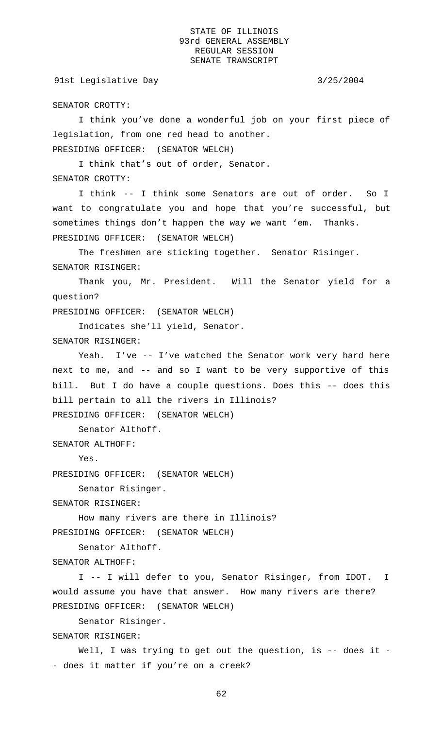SENATOR CROTTY:

I think you've done a wonderful job on your first piece of legislation, from one red head to another.

PRESIDING OFFICER: (SENATOR WELCH)

I think that's out of order, Senator.

SENATOR CROTTY:

I think -- I think some Senators are out of order. So I want to congratulate you and hope that you're successful, but sometimes things don't happen the way we want 'em. Thanks.

PRESIDING OFFICER: (SENATOR WELCH)

The freshmen are sticking together. Senator Risinger.

SENATOR RISINGER:

Thank you, Mr. President. Will the Senator yield for a question?

PRESIDING OFFICER: (SENATOR WELCH)

Indicates she'll yield, Senator.

SENATOR RISINGER:

Yeah. I've -- I've watched the Senator work very hard here next to me, and -- and so I want to be very supportive of this bill. But I do have a couple questions. Does this -- does this bill pertain to all the rivers in Illinois?

PRESIDING OFFICER: (SENATOR WELCH)

Senator Althoff.

SENATOR ALTHOFF:

Yes.

PRESIDING OFFICER: (SENATOR WELCH)

Senator Risinger.

SENATOR RISINGER:

How many rivers are there in Illinois?

PRESIDING OFFICER: (SENATOR WELCH)

Senator Althoff.

SENATOR ALTHOFF:

I -- I will defer to you, Senator Risinger, from IDOT. I would assume you have that answer. How many rivers are there?

PRESIDING OFFICER: (SENATOR WELCH)

Senator Risinger.

SENATOR RISINGER:

Well, I was trying to get out the question, is -- does it -- does it matter if you're on a creek?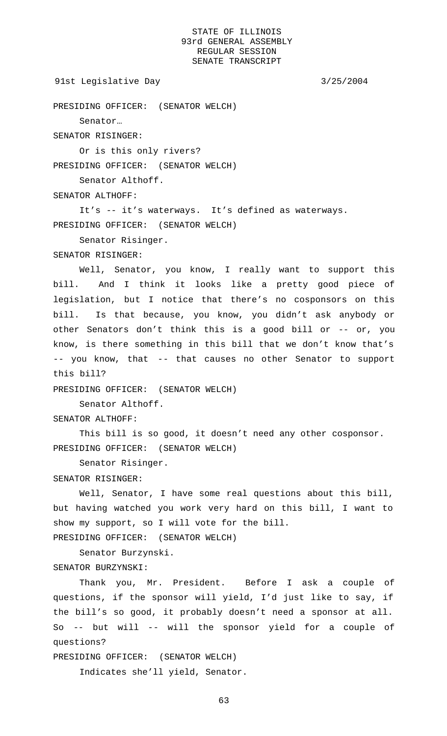PRESIDING OFFICER: (SENATOR WELCH)

Senator…

SENATOR RISINGER:

Or is this only rivers?

PRESIDING OFFICER: (SENATOR WELCH)

Senator Althoff.

SENATOR ALTHOFF:

It's -- it's waterways. It's defined as waterways.

PRESIDING OFFICER: (SENATOR WELCH)

Senator Risinger.

SENATOR RISINGER:

Well, Senator, you know, I really want to support this bill. And I think it looks like a pretty good piece of legislation, but I notice that there's no cosponsors on this bill. Is that because, you know, you didn't ask anybody or other Senators don't think this is a good bill or -- or, you know, is there something in this bill that we don't know that's -- you know, that -- that causes no other Senator to support this bill?

PRESIDING OFFICER: (SENATOR WELCH)

Senator Althoff.

SENATOR ALTHOFF:

This bill is so good, it doesn't need any other cosponsor.

PRESIDING OFFICER: (SENATOR WELCH)

Senator Risinger.

SENATOR RISINGER:

Well, Senator, I have some real questions about this bill, but having watched you work very hard on this bill, I want to show my support, so I will vote for the bill.

PRESIDING OFFICER: (SENATOR WELCH)

Senator Burzynski.

SENATOR BURZYNSKI:

Thank you, Mr. President. Before I ask a couple of questions, if the sponsor will yield, I'd just like to say, if the bill's so good, it probably doesn't need a sponsor at all. So -- but will -- will the sponsor yield for a couple of questions?

PRESIDING OFFICER: (SENATOR WELCH)

Indicates she'll yield, Senator.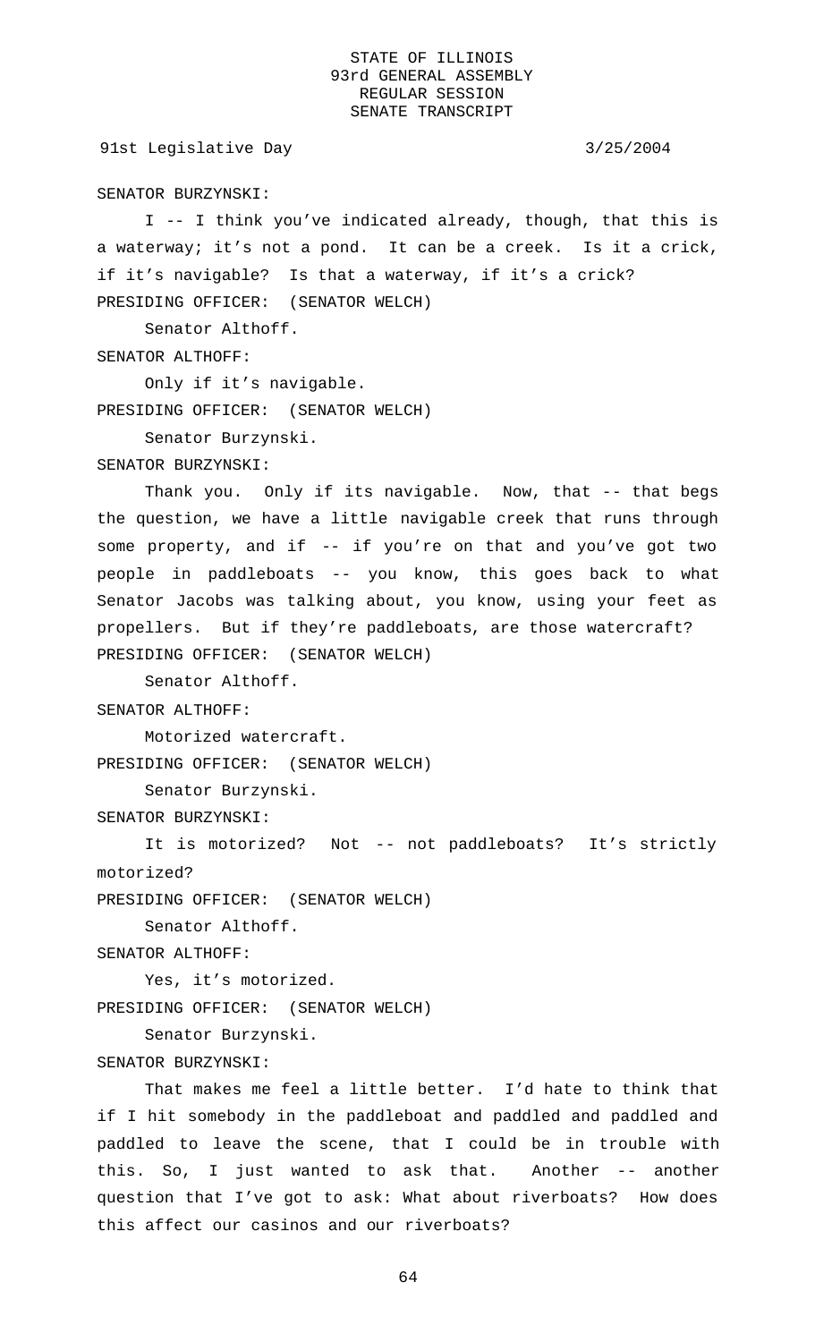SENATOR BURZYNSKI:

I -- I think you've indicated already, though, that this is a waterway; it's not a pond. It can be a creek. Is it a crick, if it's navigable? Is that a waterway, if it's a crick?

PRESIDING OFFICER: (SENATOR WELCH)

Senator Althoff.

SENATOR ALTHOFF:

Only if it's navigable.

PRESIDING OFFICER: (SENATOR WELCH)

Senator Burzynski.

SENATOR BURZYNSKI:

Thank you. Only if its navigable. Now, that -- that begs the question, we have a little navigable creek that runs through some property, and if -- if you're on that and you've got two people in paddleboats -- you know, this goes back to what Senator Jacobs was talking about, you know, using your feet as propellers. But if they're paddleboats, are those watercraft?

PRESIDING OFFICER: (SENATOR WELCH)

Senator Althoff.

SENATOR ALTHOFF:

Motorized watercraft.

PRESIDING OFFICER: (SENATOR WELCH)

Senator Burzynski.

SENATOR BURZYNSKI:

It is motorized? Not -- not paddleboats? It's strictly motorized?

PRESIDING OFFICER: (SENATOR WELCH)

Senator Althoff.

SENATOR ALTHOFF:

Yes, it's motorized.

PRESIDING OFFICER: (SENATOR WELCH)

Senator Burzynski.

SENATOR BURZYNSKI:

That makes me feel a little better. I'd hate to think that if I hit somebody in the paddleboat and paddled and paddled and paddled to leave the scene, that I could be in trouble with this. So, I just wanted to ask that. Another -- another question that I've got to ask: What about riverboats? How does this affect our casinos and our riverboats?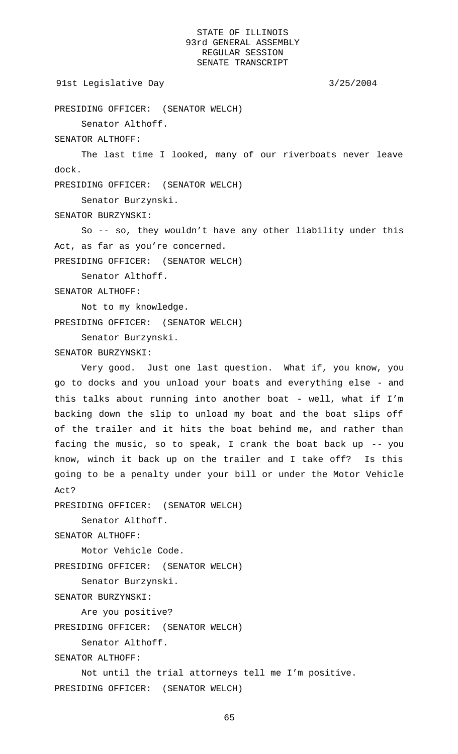PRESIDING OFFICER: (SENATOR WELCH)

Senator Althoff.

SENATOR ALTHOFF:

The last time I looked, many of our riverboats never leave dock.

PRESIDING OFFICER: (SENATOR WELCH)

Senator Burzynski.

SENATOR BURZYNSKI:

So -- so, they wouldn't have any other liability under this Act, as far as you're concerned.

PRESIDING OFFICER: (SENATOR WELCH)

Senator Althoff.

SENATOR ALTHOFF:

Not to my knowledge.

PRESIDING OFFICER: (SENATOR WELCH)

Senator Burzynski.

SENATOR BURZYNSKI:

Very good. Just one last question. What if, you know, you go to docks and you unload your boats and everything else - and this talks about running into another boat - well, what if I'm backing down the slip to unload my boat and the boat slips off of the trailer and it hits the boat behind me, and rather than facing the music, so to speak, I crank the boat back up -- you know, winch it back up on the trailer and I take off? Is this going to be a penalty under your bill or under the Motor Vehicle Act?

PRESIDING OFFICER: (SENATOR WELCH)

Senator Althoff.

SENATOR ALTHOFF:

Motor Vehicle Code.

PRESIDING OFFICER: (SENATOR WELCH)

Senator Burzynski.

SENATOR BURZYNSKI:

Are you positive?

PRESIDING OFFICER: (SENATOR WELCH)

Senator Althoff.

SENATOR ALTHOFF:

Not until the trial attorneys tell me I'm positive.

PRESIDING OFFICER: (SENATOR WELCH)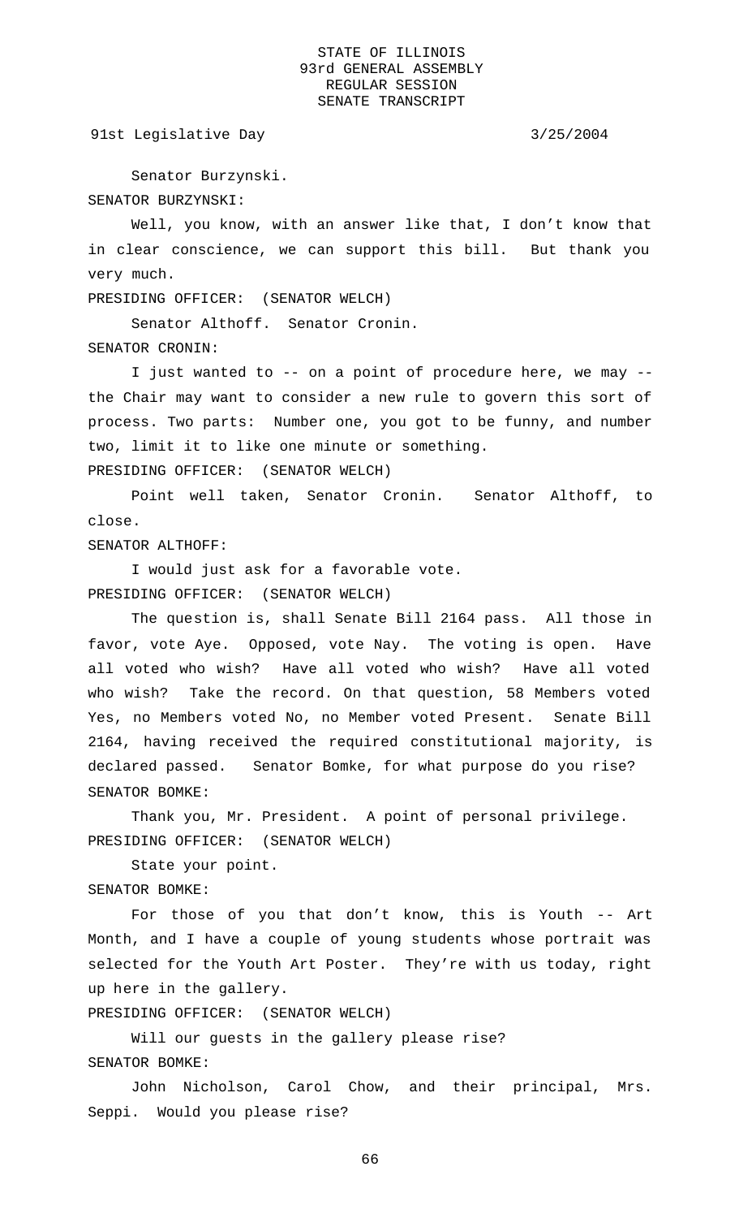Senator Burzynski.

SENATOR BURZYNSKI:

Well, you know, with an answer like that, I don't know that in clear conscience, we can support this bill. But thank you very much.

PRESIDING OFFICER: (SENATOR WELCH)

Senator Althoff. Senator Cronin.

SENATOR CRONIN:

I just wanted to -- on a point of procedure here, we may -- the Chair may want to consider a new rule to govern this sort of process. Two parts: Number one, you got to be funny, and number two, limit it to like one minute or something.

PRESIDING OFFICER: (SENATOR WELCH)

Point well taken, Senator Cronin. Senator Althoff, to close.

SENATOR ALTHOFF:

I would just ask for a favorable vote.

PRESIDING OFFICER: (SENATOR WELCH)

The question is, shall Senate Bill 2164 pass. All those in favor, vote Aye. Opposed, vote Nay. The voting is open. Have all voted who wish? Have all voted who wish? Have all voted who wish? Take the record. On that question, 58 Members voted Yes, no Members voted No, no Member voted Present. Senate Bill 2164, having received the required constitutional majority, is declared passed. Senator Bomke, for what purpose do you rise?

SENATOR BOMKE:

Thank you, Mr. President. A point of personal privilege.

PRESIDING OFFICER: (SENATOR WELCH)

State your point.

SENATOR BOMKE:

For those of you that don't know, this is Youth -- Art Month, and I have a couple of young students whose portrait was selected for the Youth Art Poster. They're with us today, right up here in the gallery.

PRESIDING OFFICER: (SENATOR WELCH)

Will our guests in the gallery please rise?

SENATOR BOMKE:

John Nicholson, Carol Chow, and their principal, Mrs. Seppi. Would you please rise?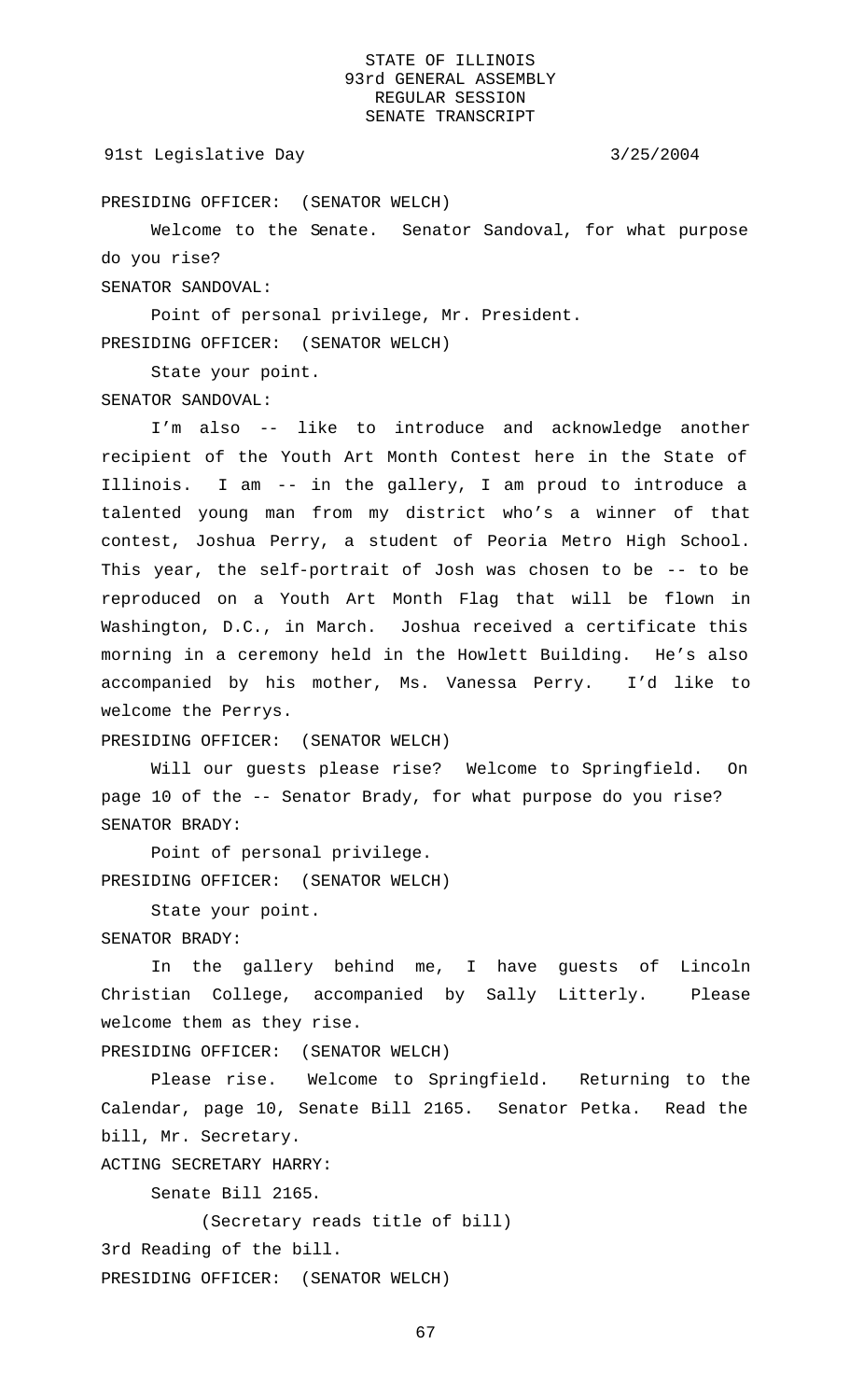PRESIDING OFFICER: (SENATOR WELCH)

Welcome to the Senate. Senator Sandoval, for what purpose do you rise?

SENATOR SANDOVAL:

Point of personal privilege, Mr. President.

PRESIDING OFFICER: (SENATOR WELCH)

State your point.

SENATOR SANDOVAL:

I'm also -- like to introduce and acknowledge another recipient of the Youth Art Month Contest here in the State of Illinois. I am -- in the gallery, I am proud to introduce a talented young man from my district who's a winner of that contest, Joshua Perry, a student of Peoria Metro High School. This year, the self-portrait of Josh was chosen to be -- to be reproduced on a Youth Art Month Flag that will be flown in Washington, D.C., in March. Joshua received a certificate this morning in a ceremony held in the Howlett Building. He's also accompanied by his mother, Ms. Vanessa Perry. I'd like to welcome the Perrys.

PRESIDING OFFICER: (SENATOR WELCH)

Will our guests please rise? Welcome to Springfield. On page 10 of the -- Senator Brady, for what purpose do you rise?

SENATOR BRADY:

Point of personal privilege.

PRESIDING OFFICER: (SENATOR WELCH)

State your point.

SENATOR BRADY:

In the gallery behind me, I have guests of Lincoln Christian College, accompanied by Sally Litterly. Please welcome them as they rise.

PRESIDING OFFICER: (SENATOR WELCH)

Please rise. Welcome to Springfield. Returning to the Calendar, page 10, Senate Bill 2165. Senator Petka. Read the bill, Mr. Secretary.

ACTING SECRETARY HARRY:

Senate Bill 2165.

(Secretary reads title of bill)

3rd Reading of the bill.

PRESIDING OFFICER: (SENATOR WELCH)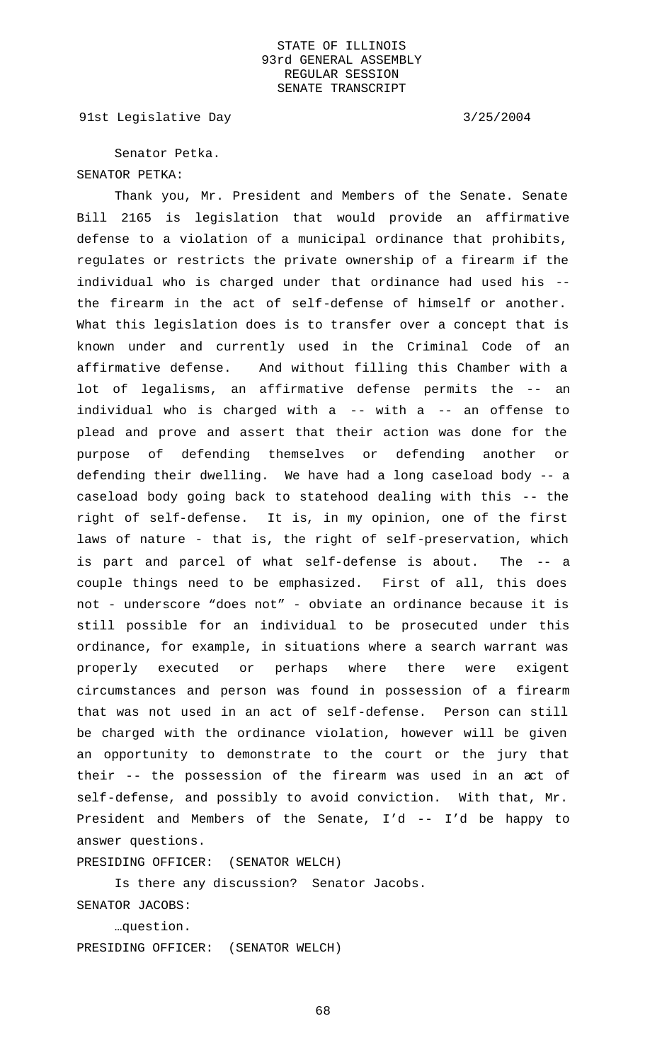Senator Petka.

SENATOR PETKA:

Thank you, Mr. President and Members of the Senate. Senate Bill 2165 is legislation that would provide an affirmative defense to a violation of a municipal ordinance that prohibits, regulates or restricts the private ownership of a firearm if the individual who is charged under that ordinance had used his -- the firearm in the act of self-defense of himself or another. What this legislation does is to transfer over a concept that is known under and currently used in the Criminal Code of an affirmative defense. And without filling this Chamber with a lot of legalisms, an affirmative defense permits the -- an individual who is charged with a -- with a -- an offense to plead and prove and assert that their action was done for the purpose of defending themselves or defending another or defending their dwelling. We have had a long caseload body -- a caseload body going back to statehood dealing with this -- the right of self-defense. It is, in my opinion, one of the first laws of nature - that is, the right of self-preservation, which is part and parcel of what self-defense is about. The -- a couple things need to be emphasized. First of all, this does not - underscore "does not" - obviate an ordinance because it is still possible for an individual to be prosecuted under this ordinance, for example, in situations where a search warrant was properly executed or perhaps where there were exigent circumstances and person was found in possession of a firearm that was not used in an act of self-defense. Person can still be charged with the ordinance violation, however will be given an opportunity to demonstrate to the court or the jury that their -- the possession of the firearm was used in an act of self-defense, and possibly to avoid conviction. With that, Mr. President and Members of the Senate, I'd -- I'd be happy to answer questions.

PRESIDING OFFICER: (SENATOR WELCH)

Is there any discussion? Senator Jacobs.

SENATOR JACOBS:

…question.

PRESIDING OFFICER: (SENATOR WELCH)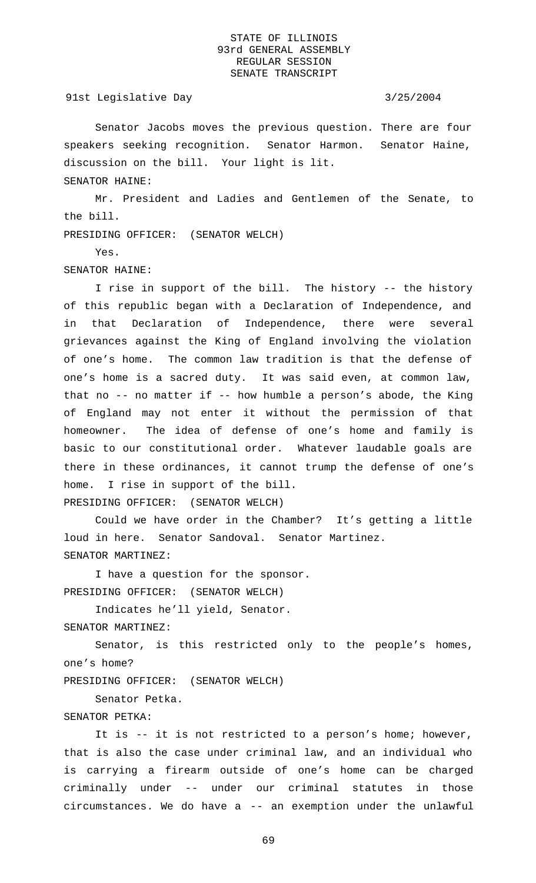Senator Jacobs moves the previous question. There are four speakers seeking recognition. Senator Harmon. Senator Haine, discussion on the bill. Your light is lit.

SENATOR HAINE:

Mr. President and Ladies and Gentlemen of the Senate, to the bill.

PRESIDING OFFICER: (SENATOR WELCH)

Yes.

SENATOR HAINE:

I rise in support of the bill. The history -- the history of this republic began with a Declaration of Independence, and in that Declaration of Independence, there were several grievances against the King of England involving the violation of one's home. The common law tradition is that the defense of one's home is a sacred duty. It was said even, at common law, that no -- no matter if -- how humble a person's abode, the King of England may not enter it without the permission of that homeowner. The idea of defense of one's home and family is basic to our constitutional order. Whatever laudable goals are there in these ordinances, it cannot trump the defense of one's home. I rise in support of the bill.

PRESIDING OFFICER: (SENATOR WELCH)

Could we have order in the Chamber? It's getting a little loud in here. Senator Sandoval. Senator Martinez.

SENATOR MARTINEZ:

I have a question for the sponsor.

PRESIDING OFFICER: (SENATOR WELCH)

Indicates he'll yield, Senator.

SENATOR MARTINEZ:

Senator, is this restricted only to the people's homes, one's home?

PRESIDING OFFICER: (SENATOR WELCH)

Senator Petka.

SENATOR PETKA:

It is -- it is not restricted to a person's home; however, that is also the case under criminal law, and an individual who is carrying a firearm outside of one's home can be charged criminally under -- under our criminal statutes in those circumstances. We do have a -- an exemption under the unlawful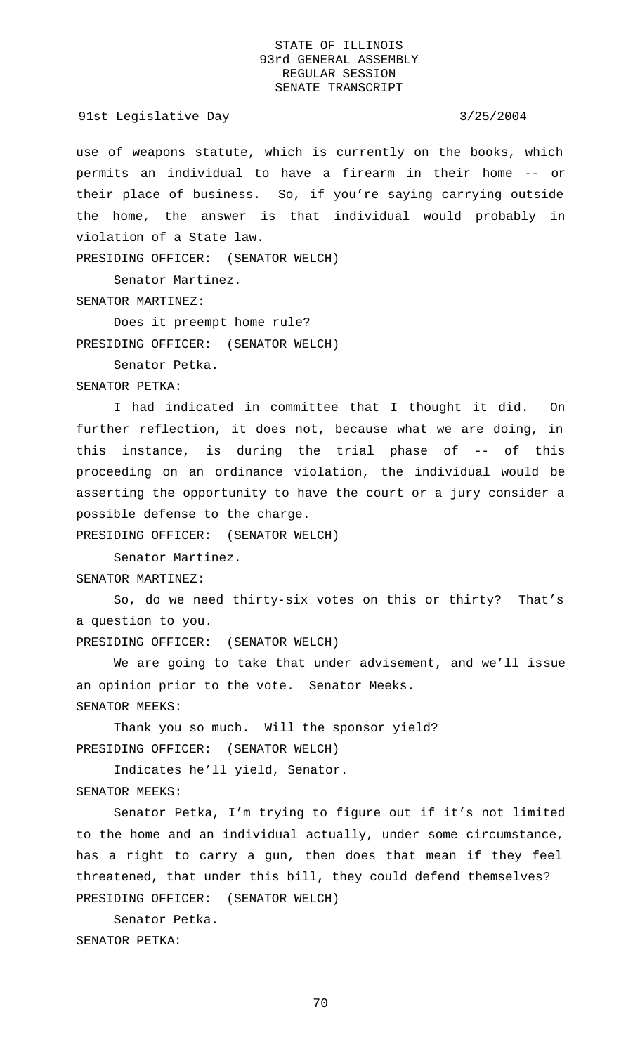use of weapons statute, which is currently on the books, which permits an individual to have a firearm in their home -- or their place of business. So, if you're saying carrying outside the home, the answer is that individual would probably in violation of a State law.

PRESIDING OFFICER: (SENATOR WELCH)

Senator Martinez.

SENATOR MARTINEZ:

Does it preempt home rule?

PRESIDING OFFICER: (SENATOR WELCH)

Senator Petka.

SENATOR PETKA:

I had indicated in committee that I thought it did. On further reflection, it does not, because what we are doing, in this instance, is during the trial phase of -- of this proceeding on an ordinance violation, the individual would be asserting the opportunity to have the court or a jury consider a possible defense to the charge.

PRESIDING OFFICER: (SENATOR WELCH)

Senator Martinez.

SENATOR MARTINEZ:

So, do we need thirty-six votes on this or thirty? That's a question to you.

PRESIDING OFFICER: (SENATOR WELCH)

We are going to take that under advisement, and we'll issue an opinion prior to the vote. Senator Meeks.

SENATOR MEEKS:

Thank you so much. Will the sponsor yield?

PRESIDING OFFICER: (SENATOR WELCH)

Indicates he'll yield, Senator.

SENATOR MEEKS:

Senator Petka, I'm trying to figure out if it's not limited to the home and an individual actually, under some circumstance, has a right to carry a gun, then does that mean if they feel threatened, that under this bill, they could defend themselves?

PRESIDING OFFICER: (SENATOR WELCH)

Senator Petka.

SENATOR PETKA: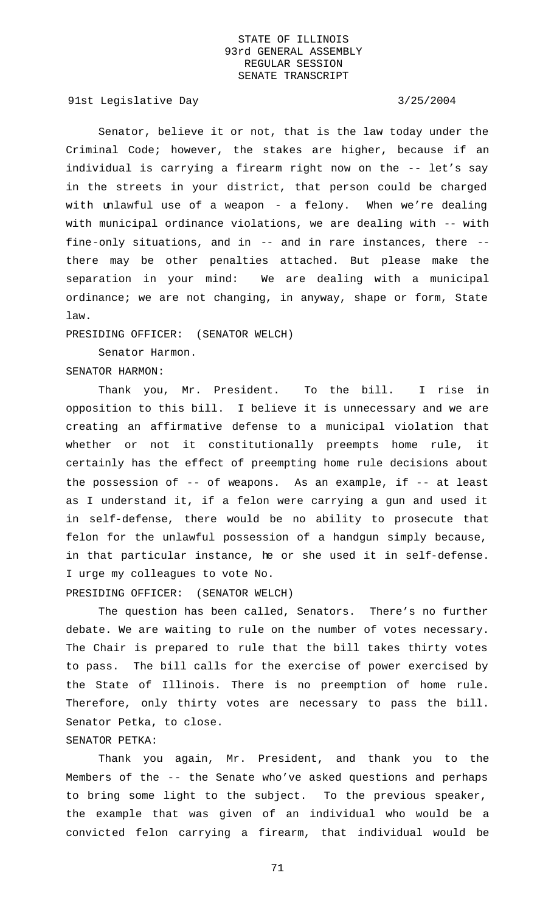Senator, believe it or not, that is the law today under the Criminal Code; however, the stakes are higher, because if an individual is carrying a firearm right now on the -- let's say in the streets in your district, that person could be charged with unlawful use of a weapon - a felony. When we're dealing with municipal ordinance violations, we are dealing with -- with fine-only situations, and in -- and in rare instances, there -- there may be other penalties attached. But please make the separation in your mind: We are dealing with a municipal ordinance; we are not changing, in anyway, shape or form, State law.

PRESIDING OFFICER: (SENATOR WELCH)

Senator Harmon.

SENATOR HARMON:

Thank you, Mr. President. To the bill. I rise in opposition to this bill. I believe it is unnecessary and we are creating an affirmative defense to a municipal violation that whether or not it constitutionally preempts home rule, it certainly has the effect of preempting home rule decisions about the possession of -- of weapons. As an example, if -- at least as I understand it, if a felon were carrying a gun and used it in self-defense, there would be no ability to prosecute that felon for the unlawful possession of a handgun simply because, in that particular instance, he or she used it in self-defense. I urge my colleagues to vote No.

PRESIDING OFFICER: (SENATOR WELCH)

The question has been called, Senators. There's no further debate. We are waiting to rule on the number of votes necessary. The Chair is prepared to rule that the bill takes thirty votes to pass. The bill calls for the exercise of power exercised by the State of Illinois. There is no preemption of home rule. Therefore, only thirty votes are necessary to pass the bill. Senator Petka, to close.

SENATOR PETKA:

Thank you again, Mr. President, and thank you to the Members of the -- the Senate who've asked questions and perhaps to bring some light to the subject. To the previous speaker, the example that was given of an individual who would be a convicted felon carrying a firearm, that individual would be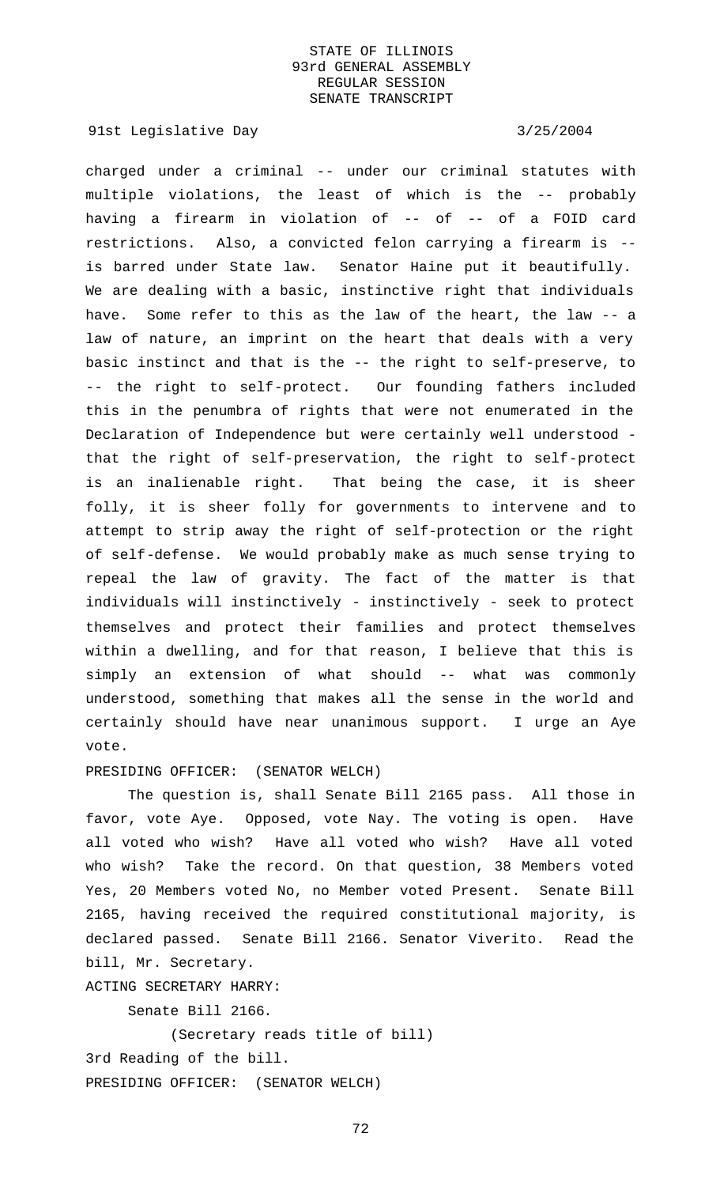charged under a criminal -- under our criminal statutes with multiple violations, the least of which is the -- probably having a firearm in violation of -- of -- of a FOID card restrictions. Also, a convicted felon carrying a firearm is -- is barred under State law. Senator Haine put it beautifully. We are dealing with a basic, instinctive right that individuals have. Some refer to this as the law of the heart, the law -- a law of nature, an imprint on the heart that deals with a very basic instinct and that is the -- the right to self-preserve, to -- the right to self-protect. Our founding fathers included this in the penumbra of rights that were not enumerated in the Declaration of Independence but were certainly well understood - that the right of self-preservation, the right to self-protect is an inalienable right. That being the case, it is sheer folly, it is sheer folly for governments to intervene and to attempt to strip away the right of self-protection or the right of self-defense. We would probably make as much sense trying to repeal the law of gravity. The fact of the matter is that individuals will instinctively - instinctively - seek to protect themselves and protect their families and protect themselves within a dwelling, and for that reason, I believe that this is simply an extension of what should -- what was commonly understood, something that makes all the sense in the world and certainly should have near unanimous support. I urge an Aye vote.

PRESIDING OFFICER: (SENATOR WELCH)

The question is, shall Senate Bill 2165 pass. All those in favor, vote Aye. Opposed, vote Nay. The voting is open. Have all voted who wish? Have all voted who wish? Have all voted who wish? Take the record. On that question, 38 Members voted Yes, 20 Members voted No, no Member voted Present. Senate Bill 2165, having received the required constitutional majority, is declared passed. Senate Bill 2166. Senator Viverito. Read the bill, Mr. Secretary.

ACTING SECRETARY HARRY:

Senate Bill 2166.

(Secretary reads title of bill)

3rd Reading of the bill.

PRESIDING OFFICER: (SENATOR WELCH)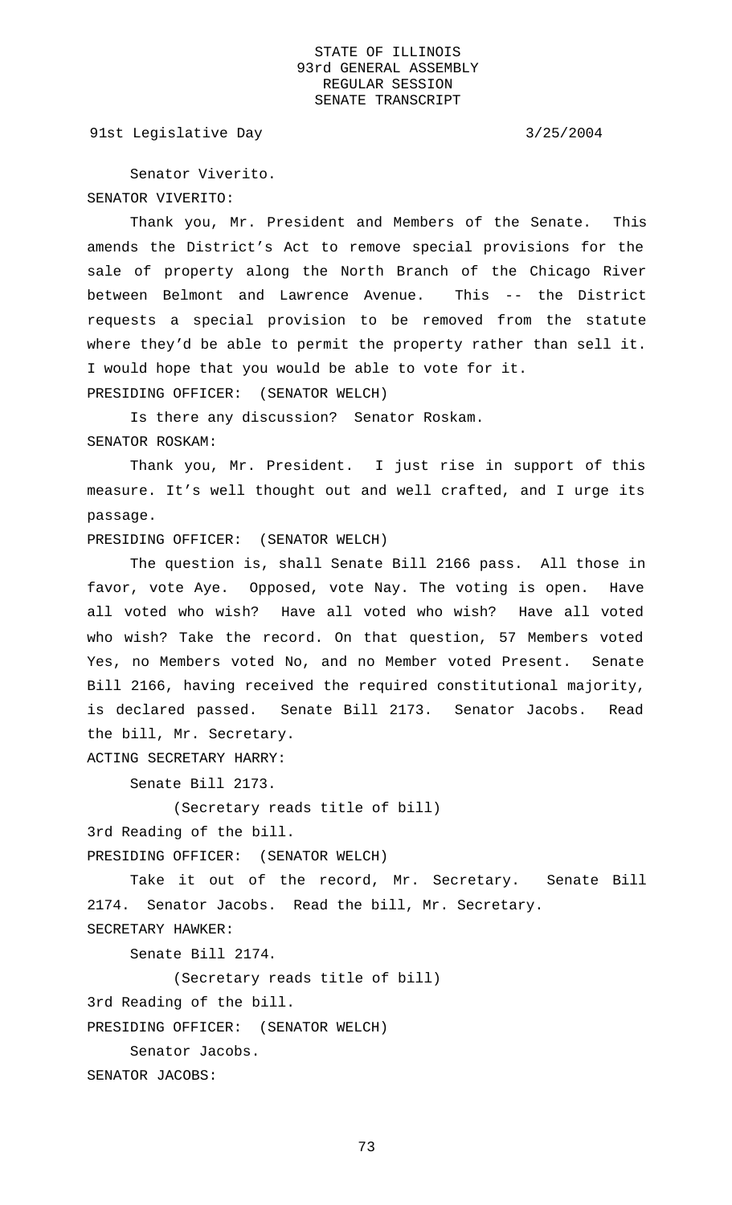Senator Viverito.

SENATOR VIVERITO:

Thank you, Mr. President and Members of the Senate. This amends the District's Act to remove special provisions for the sale of property along the North Branch of the Chicago River between Belmont and Lawrence Avenue. This -- the District requests a special provision to be removed from the statute where they'd be able to permit the property rather than sell it. I would hope that you would be able to vote for it.

PRESIDING OFFICER: (SENATOR WELCH)

Is there any discussion? Senator Roskam.

SENATOR ROSKAM:

Thank you, Mr. President. I just rise in support of this measure. It's well thought out and well crafted, and I urge its passage.

PRESIDING OFFICER: (SENATOR WELCH)

The question is, shall Senate Bill 2166 pass. All those in favor, vote Aye. Opposed, vote Nay. The voting is open. Have all voted who wish? Have all voted who wish? Have all voted who wish? Take the record. On that question, 57 Members voted Yes, no Members voted No, and no Member voted Present. Senate Bill 2166, having received the required constitutional majority, is declared passed. Senate Bill 2173. Senator Jacobs. Read the bill, Mr. Secretary.

ACTING SECRETARY HARRY:

Senate Bill 2173.

(Secretary reads title of bill)

3rd Reading of the bill.

PRESIDING OFFICER: (SENATOR WELCH)

Take it out of the record, Mr. Secretary. Senate Bill 2174. Senator Jacobs. Read the bill, Mr. Secretary.

SECRETARY HAWKER:

Senate Bill 2174.

(Secretary reads title of bill)

3rd Reading of the bill.

PRESIDING OFFICER: (SENATOR WELCH)

Senator Jacobs.

SENATOR JACOBS: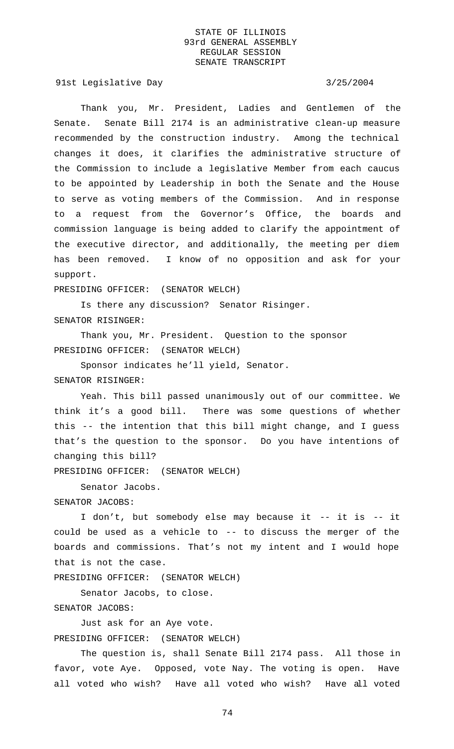Thank you, Mr. President, Ladies and Gentlemen of the Senate. Senate Bill 2174 is an administrative clean-up measure recommended by the construction industry. Among the technical changes it does, it clarifies the administrative structure of the Commission to include a legislative Member from each caucus to be appointed by Leadership in both the Senate and the House to serve as voting members of the Commission. And in response to a request from the Governor's Office, the boards and commission language is being added to clarify the appointment of the executive director, and additionally, the meeting per diem has been removed. I know of no opposition and ask for your support.

PRESIDING OFFICER: (SENATOR WELCH)

Is there any discussion? Senator Risinger.

SENATOR RISINGER:

Thank you, Mr. President. Question to the sponsor

PRESIDING OFFICER: (SENATOR WELCH)

Sponsor indicates he'll yield, Senator.

SENATOR RISINGER:

Yeah. This bill passed unanimously out of our committee. We think it's a good bill. There was some questions of whether this -- the intention that this bill might change, and I guess that's the question to the sponsor. Do you have intentions of changing this bill?

PRESIDING OFFICER: (SENATOR WELCH)

Senator Jacobs.

SENATOR JACOBS:

I don't, but somebody else may because it -- it is -- it could be used as a vehicle to -- to discuss the merger of the boards and commissions. That's not my intent and I would hope that is not the case.

PRESIDING OFFICER: (SENATOR WELCH)

Senator Jacobs, to close.

SENATOR JACOBS:

Just ask for an Aye vote.

PRESIDING OFFICER: (SENATOR WELCH)

The question is, shall Senate Bill 2174 pass. All those in favor, vote Aye. Opposed, vote Nay. The voting is open. Have all voted who wish? Have all voted who wish? Have all voted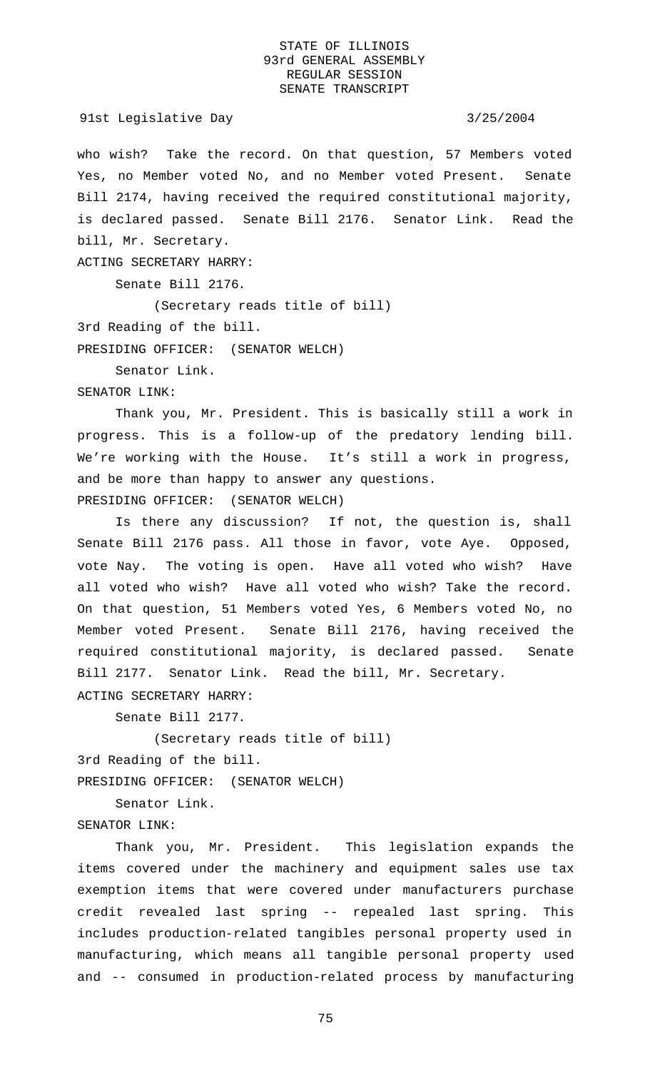who wish? Take the record. On that question, 57 Members voted Yes, no Member voted No, and no Member voted Present. Senate Bill 2174, having received the required constitutional majority, is declared passed. Senate Bill 2176. Senator Link. Read the bill, Mr. Secretary.

ACTING SECRETARY HARRY:

Senate Bill 2176.

(Secretary reads title of bill)

3rd Reading of the bill.

PRESIDING OFFICER: (SENATOR WELCH)

Senator Link.

SENATOR LINK:

Thank you, Mr. President. This is basically still a work in progress. This is a follow-up of the predatory lending bill. We're working with the House. It's still a work in progress, and be more than happy to answer any questions.

PRESIDING OFFICER: (SENATOR WELCH)

Is there any discussion? If not, the question is, shall Senate Bill 2176 pass. All those in favor, vote Aye. Opposed, vote Nay. The voting is open. Have all voted who wish? Have all voted who wish? Have all voted who wish? Take the record. On that question, 51 Members voted Yes, 6 Members voted No, no Member voted Present. Senate Bill 2176, having received the required constitutional majority, is declared passed. Senate Bill 2177. Senator Link. Read the bill, Mr. Secretary.

ACTING SECRETARY HARRY:

Senate Bill 2177.

(Secretary reads title of bill)

3rd Reading of the bill.

PRESIDING OFFICER: (SENATOR WELCH)

Senator Link.

SENATOR LINK:

Thank you, Mr. President. This legislation expands the items covered under the machinery and equipment sales use tax exemption items that were covered under manufacturers purchase credit revealed last spring -- repealed last spring. This includes production-related tangibles personal property used in manufacturing, which means all tangible personal property used and -- consumed in production-related process by manufacturing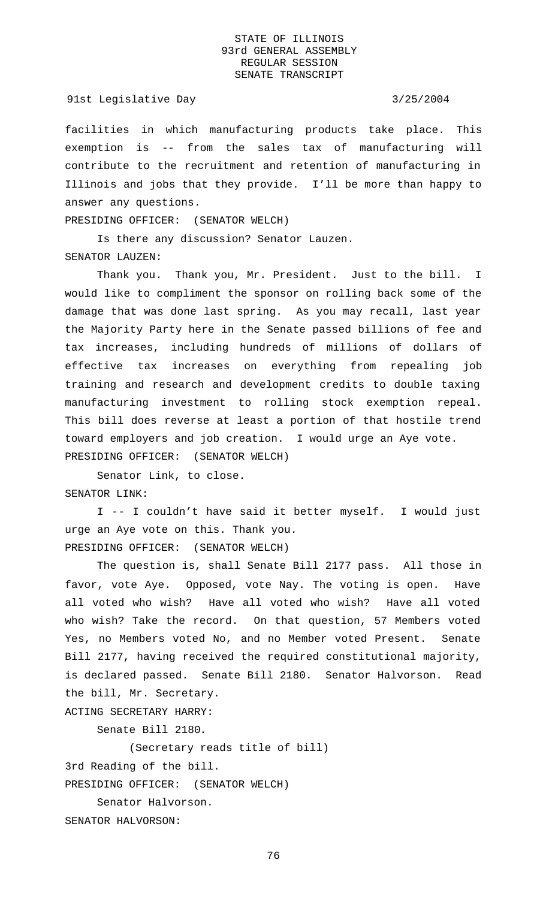facilities in which manufacturing products take place. This exemption is -- from the sales tax of manufacturing will contribute to the recruitment and retention of manufacturing in Illinois and jobs that they provide. I'll be more than happy to answer any questions.

PRESIDING OFFICER: (SENATOR WELCH)

Is there any discussion? Senator Lauzen.

SENATOR LAUZEN:

Thank you. Thank you, Mr. President. Just to the bill. I would like to compliment the sponsor on rolling back some of the damage that was done last spring. As you may recall, last year the Majority Party here in the Senate passed billions of fee and tax increases, including hundreds of millions of dollars of effective tax increases on everything from repealing job training and research and development credits to double taxing manufacturing investment to rolling stock exemption repeal. This bill does reverse at least a portion of that hostile trend toward employers and job creation. I would urge an Aye vote.

PRESIDING OFFICER: (SENATOR WELCH)

Senator Link, to close.

SENATOR LINK:

I -- I couldn't have said it better myself. I would just urge an Aye vote on this. Thank you.

PRESIDING OFFICER: (SENATOR WELCH)

The question is, shall Senate Bill 2177 pass. All those in favor, vote Aye. Opposed, vote Nay. The voting is open. Have all voted who wish? Have all voted who wish? Have all voted who wish? Take the record. On that question, 57 Members voted Yes, no Members voted No, and no Member voted Present. Senate Bill 2177, having received the required constitutional majority, is declared passed. Senate Bill 2180. Senator Halvorson. Read the bill, Mr. Secretary.

ACTING SECRETARY HARRY:

Senate Bill 2180.

(Secretary reads title of bill)

3rd Reading of the bill.

PRESIDING OFFICER: (SENATOR WELCH)

Senator Halvorson.

SENATOR HALVORSON: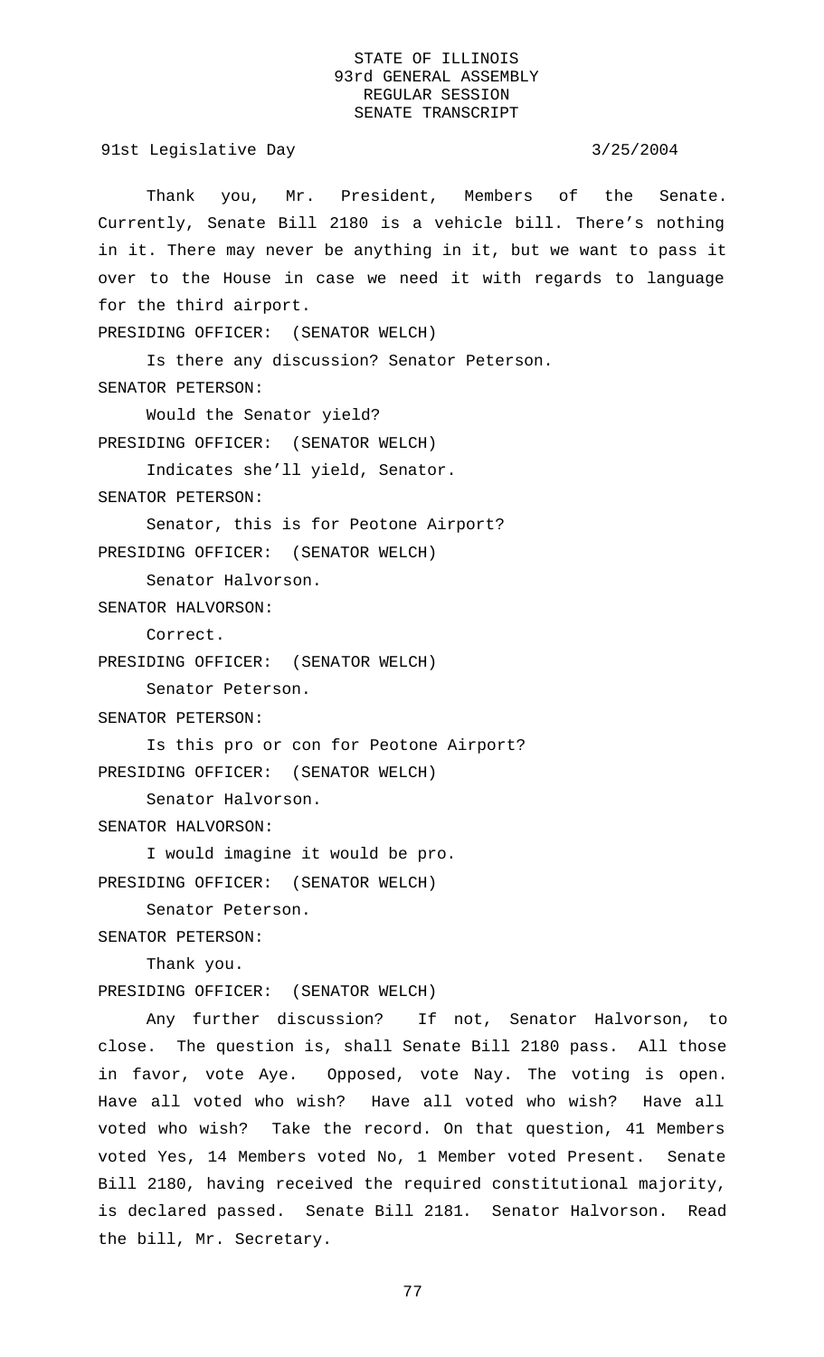Thank you, Mr. President, Members of the Senate. Currently, Senate Bill 2180 is a vehicle bill. There's nothing in it. There may never be anything in it, but we want to pass it over to the House in case we need it with regards to language for the third airport.

PRESIDING OFFICER: (SENATOR WELCH)

Is there any discussion? Senator Peterson.

SENATOR PETERSON:

Would the Senator yield?

PRESIDING OFFICER: (SENATOR WELCH)

Indicates she'll yield, Senator.

SENATOR PETERSON:

Senator, this is for Peotone Airport?

PRESIDING OFFICER: (SENATOR WELCH)

Senator Halvorson.

SENATOR HALVORSON:

Correct.

PRESIDING OFFICER: (SENATOR WELCH)

Senator Peterson.

SENATOR PETERSON:

Is this pro or con for Peotone Airport?

PRESIDING OFFICER: (SENATOR WELCH)

Senator Halvorson.

SENATOR HALVORSON:

I would imagine it would be pro.

PRESIDING OFFICER: (SENATOR WELCH)

Senator Peterson.

SENATOR PETERSON:

Thank you.

PRESIDING OFFICER: (SENATOR WELCH)

Any further discussion? If not, Senator Halvorson, to close. The question is, shall Senate Bill 2180 pass. All those in favor, vote Aye. Opposed, vote Nay. The voting is open. Have all voted who wish? Have all voted who wish? Have all voted who wish? Take the record. On that question, 41 Members voted Yes, 14 Members voted No, 1 Member voted Present. Senate Bill 2180, having received the required constitutional majority, is declared passed. Senate Bill 2181. Senator Halvorson. Read the bill, Mr. Secretary.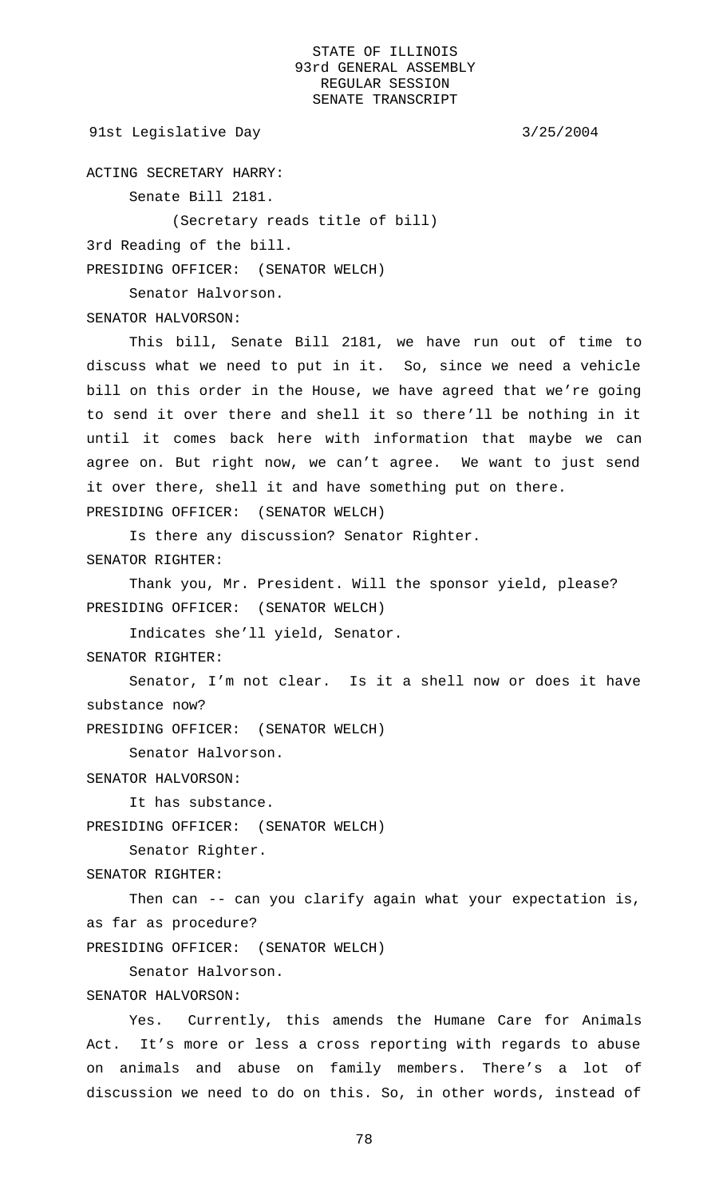ACTING SECRETARY HARRY:

Senate Bill 2181.

(Secretary reads title of bill)

3rd Reading of the bill.

PRESIDING OFFICER: (SENATOR WELCH)

Senator Halvorson.

SENATOR HALVORSON:

This bill, Senate Bill 2181, we have run out of time to discuss what we need to put in it. So, since we need a vehicle bill on this order in the House, we have agreed that we're going to send it over there and shell it so there'll be nothing in it until it comes back here with information that maybe we can agree on. But right now, we can't agree. We want to just send it over there, shell it and have something put on there.

PRESIDING OFFICER: (SENATOR WELCH)

Is there any discussion? Senator Righter.

SENATOR RIGHTER:

Thank you, Mr. President. Will the sponsor yield, please?

PRESIDING OFFICER: (SENATOR WELCH)

Indicates she'll yield, Senator.

SENATOR RIGHTER:

Senator, I'm not clear. Is it a shell now or does it have substance now?

PRESIDING OFFICER: (SENATOR WELCH)

Senator Halvorson.

SENATOR HALVORSON:

It has substance.

PRESIDING OFFICER: (SENATOR WELCH)

Senator Righter.

SENATOR RIGHTER:

Then can -- can you clarify again what your expectation is, as far as procedure?

PRESIDING OFFICER: (SENATOR WELCH)

Senator Halvorson.

SENATOR HALVORSON:

Yes. Currently, this amends the Humane Care for Animals Act. It's more or less a cross reporting with regards to abuse on animals and abuse on family members. There's a lot of discussion we need to do on this. So, in other words, instead of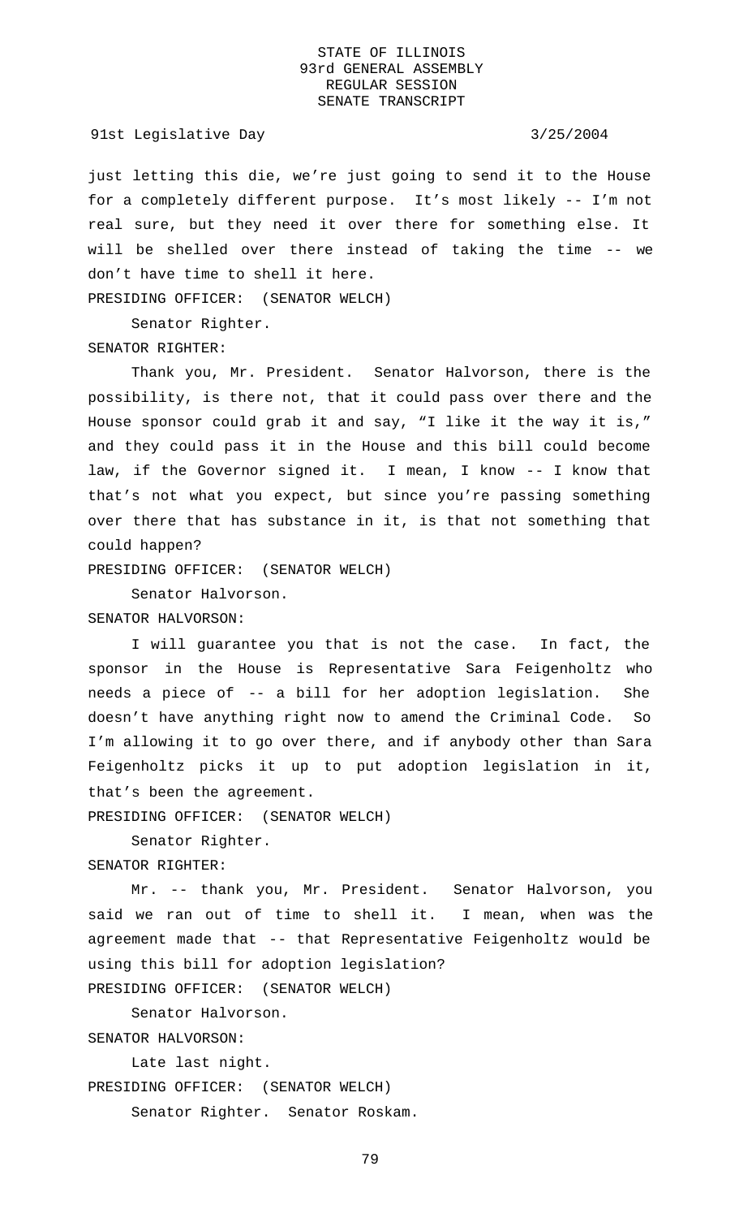just letting this die, we're just going to send it to the House for a completely different purpose. It's most likely -- I'm not real sure, but they need it over there for something else. It will be shelled over there instead of taking the time -- we don't have time to shell it here.

PRESIDING OFFICER: (SENATOR WELCH)

Senator Righter.

SENATOR RIGHTER:

Thank you, Mr. President. Senator Halvorson, there is the possibility, is there not, that it could pass over there and the House sponsor could grab it and say, "I like it the way it is," and they could pass it in the House and this bill could become law, if the Governor signed it. I mean, I know -- I know that that's not what you expect, but since you're passing something over there that has substance in it, is that not something that could happen?

PRESIDING OFFICER: (SENATOR WELCH)

Senator Halvorson.

SENATOR HALVORSON:

I will guarantee you that is not the case. In fact, the sponsor in the House is Representative Sara Feigenholtz who needs a piece of -- a bill for her adoption legislation. She doesn't have anything right now to amend the Criminal Code. So I'm allowing it to go over there, and if anybody other than Sara Feigenholtz picks it up to put adoption legislation in it, that's been the agreement.

PRESIDING OFFICER: (SENATOR WELCH)

Senator Righter.

SENATOR RIGHTER:

Mr. -- thank you, Mr. President. Senator Halvorson, you said we ran out of time to shell it. I mean, when was the agreement made that -- that Representative Feigenholtz would be using this bill for adoption legislation?

PRESIDING OFFICER: (SENATOR WELCH)

Senator Halvorson.

SENATOR HALVORSON:

Late last night.

PRESIDING OFFICER: (SENATOR WELCH)

Senator Righter. Senator Roskam.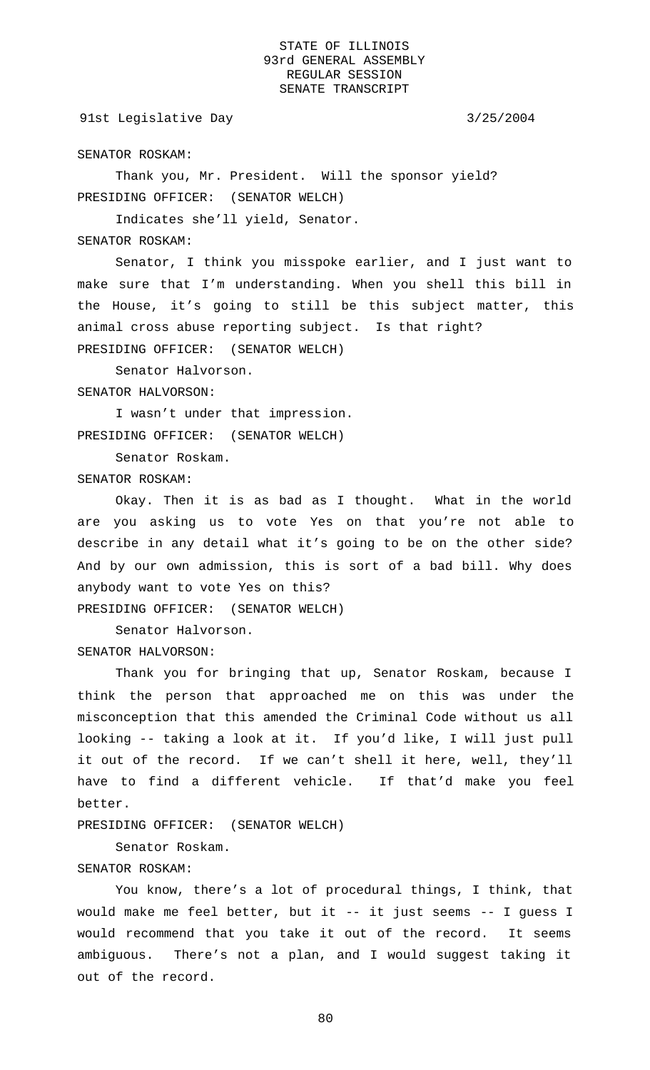SENATOR ROSKAM:

Thank you, Mr. President. Will the sponsor yield?

PRESIDING OFFICER: (SENATOR WELCH)

Indicates she'll yield, Senator.

SENATOR ROSKAM:

Senator, I think you misspoke earlier, and I just want to make sure that I'm understanding. When you shell this bill in the House, it's going to still be this subject matter, this animal cross abuse reporting subject. Is that right?

PRESIDING OFFICER: (SENATOR WELCH)

Senator Halvorson.

SENATOR HALVORSON:

I wasn't under that impression.

PRESIDING OFFICER: (SENATOR WELCH)

Senator Roskam.

SENATOR ROSKAM:

Okay. Then it is as bad as I thought. What in the world are you asking us to vote Yes on that you're not able to describe in any detail what it's going to be on the other side? And by our own admission, this is sort of a bad bill. Why does anybody want to vote Yes on this?

PRESIDING OFFICER: (SENATOR WELCH)

Senator Halvorson.

SENATOR HALVORSON:

Thank you for bringing that up, Senator Roskam, because I think the person that approached me on this was under the misconception that this amended the Criminal Code without us all looking -- taking a look at it. If you'd like, I will just pull it out of the record. If we can't shell it here, well, they'll have to find a different vehicle. If that'd make you feel better.

PRESIDING OFFICER: (SENATOR WELCH)

Senator Roskam.

SENATOR ROSKAM:

You know, there's a lot of procedural things, I think, that would make me feel better, but it -- it just seems -- I guess I would recommend that you take it out of the record. It seems ambiguous. There's not a plan, and I would suggest taking it out of the record.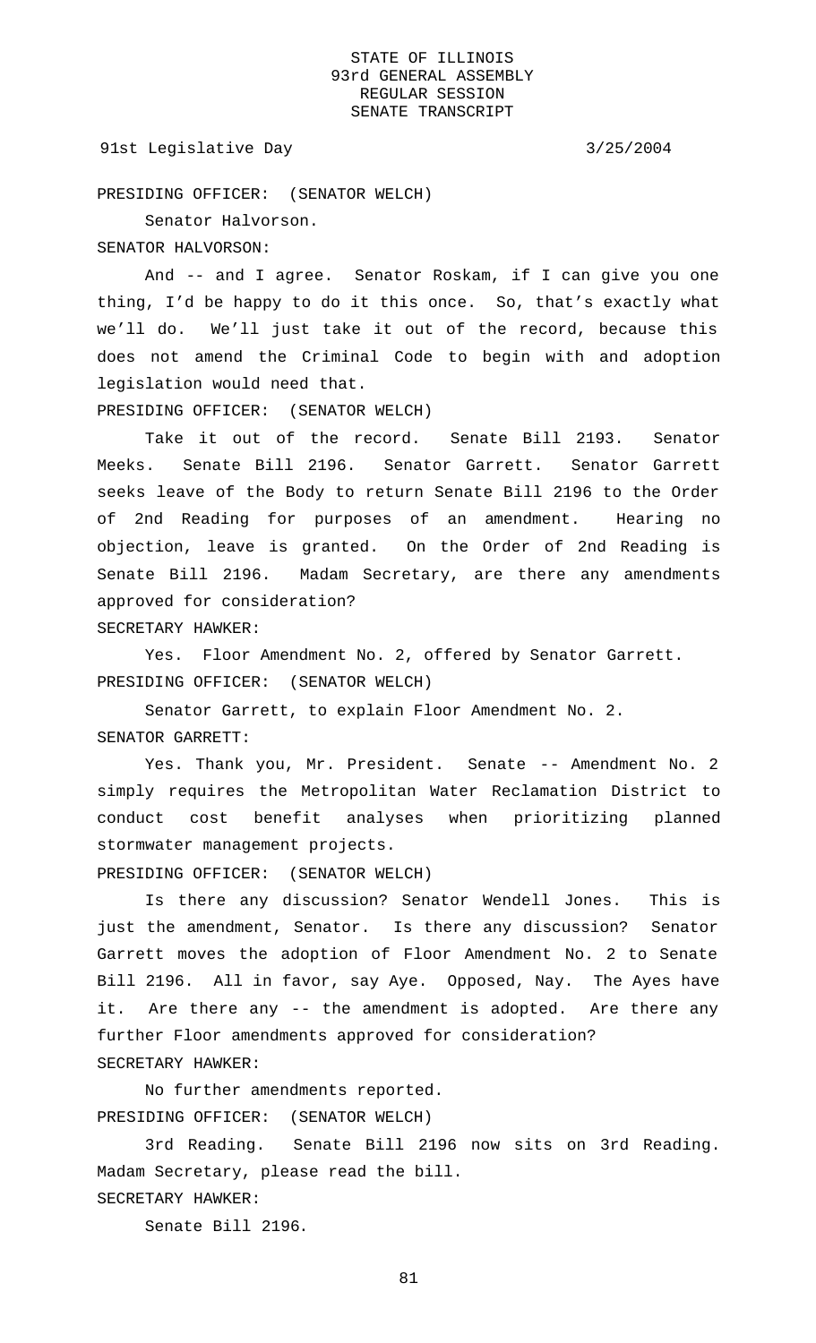PRESIDING OFFICER: (SENATOR WELCH)

Senator Halvorson.

SENATOR HALVORSON:

And -- and I agree. Senator Roskam, if I can give you one thing, I'd be happy to do it this once. So, that's exactly what we'll do. We'll just take it out of the record, because this does not amend the Criminal Code to begin with and adoption legislation would need that.

PRESIDING OFFICER: (SENATOR WELCH)

Take it out of the record. Senate Bill 2193. Senator Meeks. Senate Bill 2196. Senator Garrett. Senator Garrett seeks leave of the Body to return Senate Bill 2196 to the Order of 2nd Reading for purposes of an amendment. Hearing no objection, leave is granted. On the Order of 2nd Reading is Senate Bill 2196. Madam Secretary, are there any amendments approved for consideration?

SECRETARY HAWKER:

Yes. Floor Amendment No. 2, offered by Senator Garrett.

PRESIDING OFFICER: (SENATOR WELCH)

Senator Garrett, to explain Floor Amendment No. 2.

SENATOR GARRETT:

Yes. Thank you, Mr. President. Senate -- Amendment No. 2 simply requires the Metropolitan Water Reclamation District to conduct cost benefit analyses when prioritizing planned stormwater management projects.

PRESIDING OFFICER: (SENATOR WELCH)

Is there any discussion? Senator Wendell Jones. This is just the amendment, Senator. Is there any discussion? Senator Garrett moves the adoption of Floor Amendment No. 2 to Senate Bill 2196. All in favor, say Aye. Opposed, Nay. The Ayes have it. Are there any -- the amendment is adopted. Are there any further Floor amendments approved for consideration?

SECRETARY HAWKER:

No further amendments reported.

PRESIDING OFFICER: (SENATOR WELCH)

3rd Reading. Senate Bill 2196 now sits on 3rd Reading. Madam Secretary, please read the bill.

SECRETARY HAWKER:

Senate Bill 2196.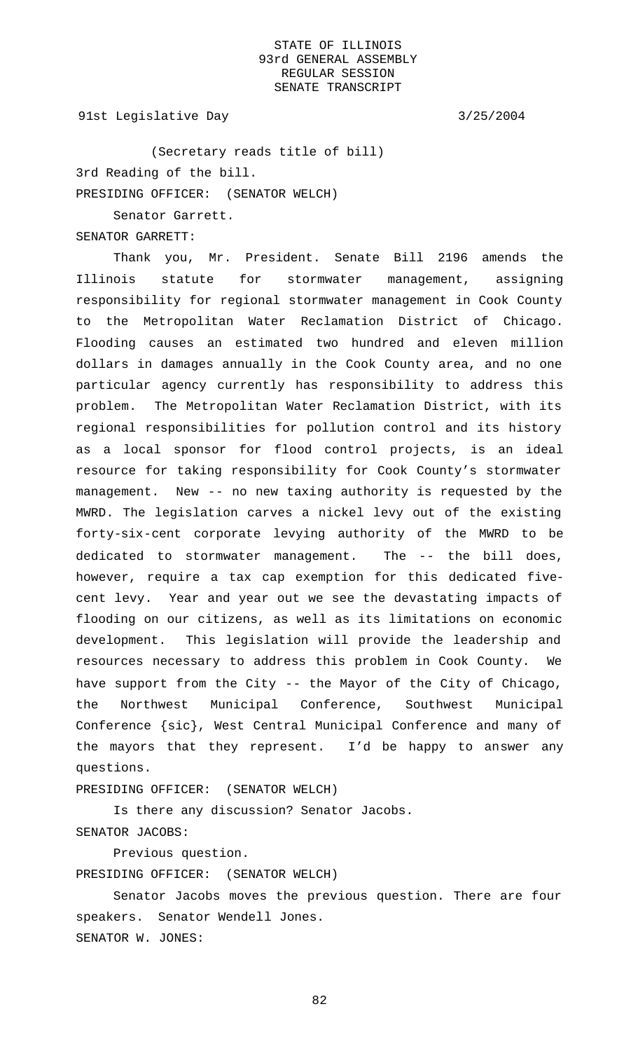(Secretary reads title of bill)

3rd Reading of the bill.

PRESIDING OFFICER: (SENATOR WELCH)

Senator Garrett.

SENATOR GARRETT:

Thank you, Mr. President. Senate Bill 2196 amends the Illinois statute for stormwater management, assigning responsibility for regional stormwater management in Cook County to the Metropolitan Water Reclamation District of Chicago. Flooding causes an estimated two hundred and eleven million dollars in damages annually in the Cook County area, and no one particular agency currently has responsibility to address this problem. The Metropolitan Water Reclamation District, with its regional responsibilities for pollution control and its history as a local sponsor for flood control projects, is an ideal resource for taking responsibility for Cook County's stormwater management. New -- no new taxing authority is requested by the MWRD. The legislation carves a nickel levy out of the existing forty-six-cent corporate levying authority of the MWRD to be dedicated to stormwater management. The -- the bill does, however, require a tax cap exemption for this dedicated five-cent levy. Year and year out we see the devastating impacts of flooding on our citizens, as well as its limitations on economic development. This legislation will provide the leadership and resources necessary to address this problem in Cook County. We have support from the City -- the Mayor of the City of Chicago, the Northwest Municipal Conference, Southwest Municipal Conference {sic}, West Central Municipal Conference and many of the mayors that they represent. I'd be happy to answer any questions.

PRESIDING OFFICER: (SENATOR WELCH)

Is there any discussion? Senator Jacobs.

SENATOR JACOBS:

Previous question.

PRESIDING OFFICER: (SENATOR WELCH)

Senator Jacobs moves the previous question. There are four speakers. Senator Wendell Jones.

SENATOR W. JONES: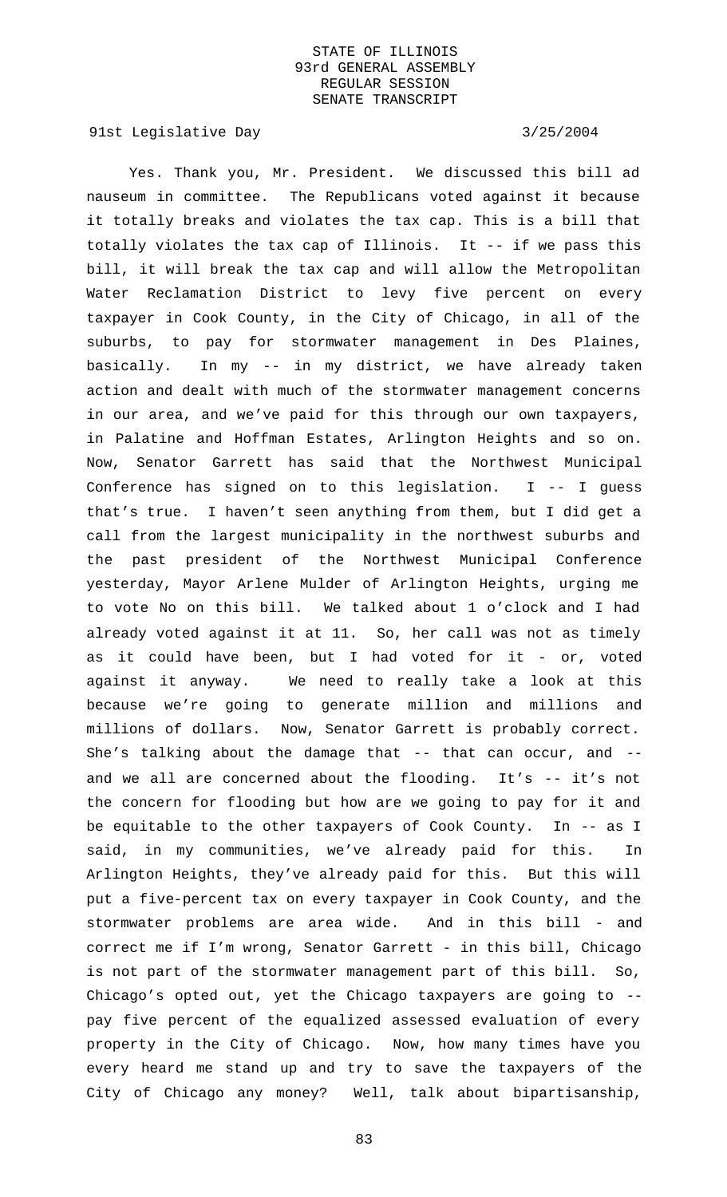Yes. Thank you, Mr. President. We discussed this bill ad nauseum in committee. The Republicans voted against it because it totally breaks and violates the tax cap. This is a bill that totally violates the tax cap of Illinois. It -- if we pass this bill, it will break the tax cap and will allow the Metropolitan Water Reclamation District to levy five percent on every taxpayer in Cook County, in the City of Chicago, in all of the suburbs, to pay for stormwater management in Des Plaines, basically. In my -- in my district, we have already taken action and dealt with much of the stormwater management concerns in our area, and we've paid for this through our own taxpayers, in Palatine and Hoffman Estates, Arlington Heights and so on. Now, Senator Garrett has said that the Northwest Municipal Conference has signed on to this legislation. I -- I guess that's true. I haven't seen anything from them, but I did get a call from the largest municipality in the northwest suburbs and the past president of the Northwest Municipal Conference yesterday, Mayor Arlene Mulder of Arlington Heights, urging me to vote No on this bill. We talked about 1 o'clock and I had already voted against it at 11. So, her call was not as timely as it could have been, but I had voted for it - or, voted against it anyway. We need to really take a look at this because we're going to generate million and millions and millions of dollars. Now, Senator Garrett is probably correct. She's talking about the damage that -- that can occur, and -- and we all are concerned about the flooding. It's -- it's not the concern for flooding but how are we going to pay for it and be equitable to the other taxpayers of Cook County. In -- as I said, in my communities, we've already paid for this. In Arlington Heights, they've already paid for this. But this will put a five-percent tax on every taxpayer in Cook County, and the stormwater problems are area wide. And in this bill - and correct me if I'm wrong, Senator Garrett - in this bill, Chicago is not part of the stormwater management part of this bill. So, Chicago's opted out, yet the Chicago taxpayers are going to -- pay five percent of the equalized assessed evaluation of every property in the City of Chicago. Now, how many times have you every heard me stand up and try to save the taxpayers of the City of Chicago any money? Well, talk about bipartisanship,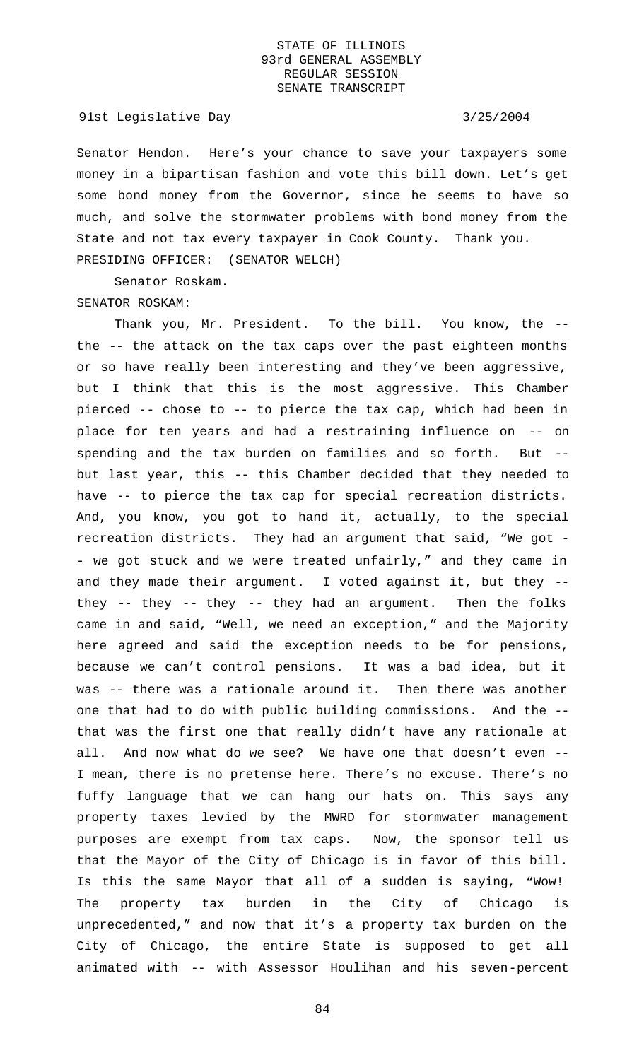Senator Hendon. Here's your chance to save your taxpayers some money in a bipartisan fashion and vote this bill down. Let's get some bond money from the Governor, since he seems to have so much, and solve the stormwater problems with bond money from the State and not tax every taxpayer in Cook County. Thank you.

PRESIDING OFFICER: (SENATOR WELCH)

Senator Roskam.

SENATOR ROSKAM:

Thank you, Mr. President. To the bill. You know, the -- the -- the attack on the tax caps over the past eighteen months or so have really been interesting and they've been aggressive, but I think that this is the most aggressive. This Chamber pierced -- chose to -- to pierce the tax cap, which had been in place for ten years and had a restraining influence on -- on spending and the tax burden on families and so forth. But -- but last year, this -- this Chamber decided that they needed to have -- to pierce the tax cap for special recreation districts. And, you know, you got to hand it, actually, to the special recreation districts. They had an argument that said, "We got -- we got stuck and we were treated unfairly," and they came in and they made their argument. I voted against it, but they -- they -- they -- they -- they had an argument. Then the folks came in and said, "Well, we need an exception," and the Majority here agreed and said the exception needs to be for pensions, because we can't control pensions. It was a bad idea, but it was -- there was a rationale around it. Then there was another one that had to do with public building commissions. And the -- that was the first one that really didn't have any rationale at all. And now what do we see? We have one that doesn't even -- I mean, there is no pretense here. There's no excuse. There's no fuffy language that we can hang our hats on. This says any property taxes levied by the MWRD for stormwater management purposes are exempt from tax caps. Now, the sponsor tell us that the Mayor of the City of Chicago is in favor of this bill. Is this the same Mayor that all of a sudden is saying, "Wow! The property tax burden in the City of Chicago is unprecedented," and now that it's a property tax burden on the City of Chicago, the entire State is supposed to get all animated with -- with Assessor Houlihan and his seven-percent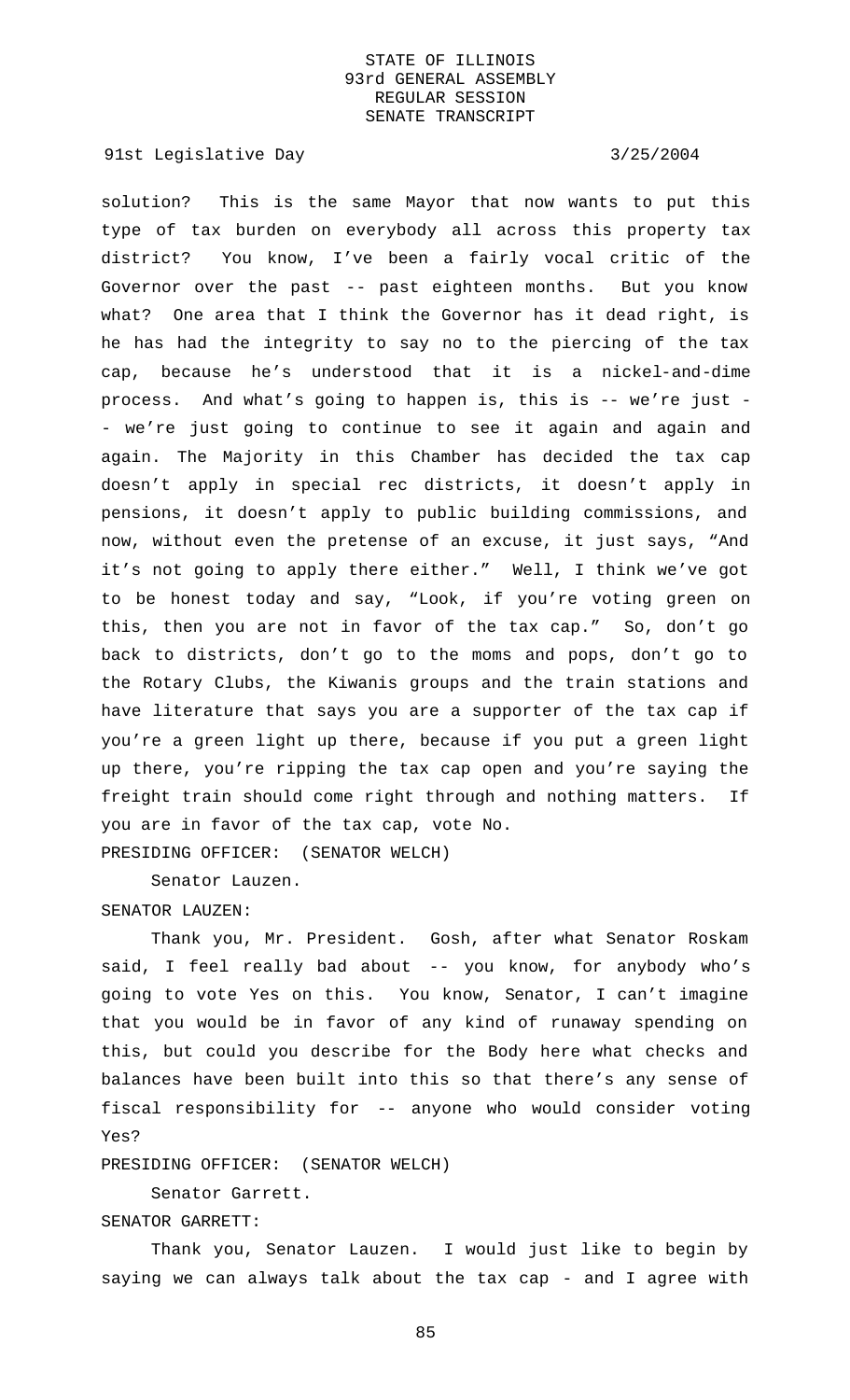solution? This is the same Mayor that now wants to put this type of tax burden on everybody all across this property tax district? You know, I've been a fairly vocal critic of the Governor over the past -- past eighteen months. But you know what? One area that I think the Governor has it dead right, is he has had the integrity to say no to the piercing of the tax cap, because he's understood that it is a nickel-and-dime process. And what's going to happen is, this is -- we're just -- we're just going to continue to see it again and again and again. The Majority in this Chamber has decided the tax cap doesn't apply in special rec districts, it doesn't apply in pensions, it doesn't apply to public building commissions, and now, without even the pretense of an excuse, it just says, "And it's not going to apply there either." Well, I think we've got to be honest today and say, "Look, if you're voting green on this, then you are not in favor of the tax cap." So, don't go back to districts, don't go to the moms and pops, don't go to the Rotary Clubs, the Kiwanis groups and the train stations and have literature that says you are a supporter of the tax cap if you're a green light up there, because if you put a green light up there, you're ripping the tax cap open and you're saying the freight train should come right through and nothing matters. If you are in favor of the tax cap, vote No.

PRESIDING OFFICER: (SENATOR WELCH)

Senator Lauzen.

SENATOR LAUZEN:

Thank you, Mr. President. Gosh, after what Senator Roskam said, I feel really bad about -- you know, for anybody who's going to vote Yes on this. You know, Senator, I can't imagine that you would be in favor of any kind of runaway spending on this, but could you describe for the Body here what checks and balances have been built into this so that there's any sense of fiscal responsibility for -- anyone who would consider voting Yes?

PRESIDING OFFICER: (SENATOR WELCH)

Senator Garrett.

SENATOR GARRETT:

Thank you, Senator Lauzen. I would just like to begin by saying we can always talk about the tax cap - and I agree with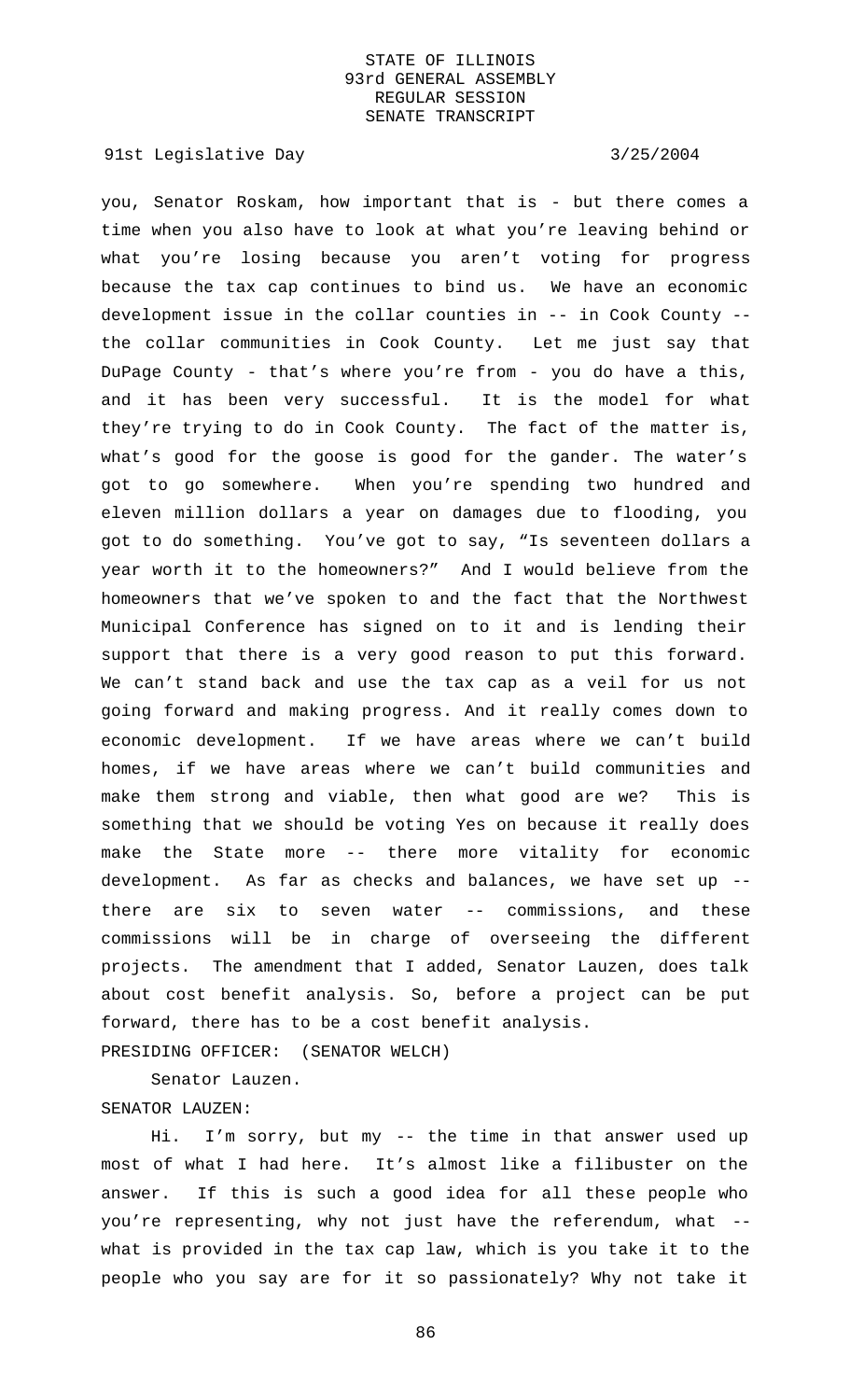you, Senator Roskam, how important that is - but there comes a time when you also have to look at what you're leaving behind or what you're losing because you aren't voting for progress because the tax cap continues to bind us. We have an economic development issue in the collar counties in -- in Cook County -- the collar communities in Cook County. Let me just say that DuPage County - that's where you're from - you do have a this, and it has been very successful. It is the model for what they're trying to do in Cook County. The fact of the matter is, what's good for the goose is good for the gander. The water's got to go somewhere. When you're spending two hundred and eleven million dollars a year on damages due to flooding, you got to do something. You've got to say, "Is seventeen dollars a year worth it to the homeowners?" And I would believe from the homeowners that we've spoken to and the fact that the Northwest Municipal Conference has signed on to it and is lending their support that there is a very good reason to put this forward. We can't stand back and use the tax cap as a veil for us not going forward and making progress. And it really comes down to economic development. If we have areas where we can't build homes, if we have areas where we can't build communities and make them strong and viable, then what good are we? This is something that we should be voting Yes on because it really does make the State more -- there more vitality for economic development. As far as checks and balances, we have set up -- there are six to seven water -- commissions, and these commissions will be in charge of overseeing the different projects. The amendment that I added, Senator Lauzen, does talk about cost benefit analysis. So, before a project can be put forward, there has to be a cost benefit analysis.

PRESIDING OFFICER: (SENATOR WELCH)

Senator Lauzen.

SENATOR LAUZEN:

Hi. I'm sorry, but my -- the time in that answer used up most of what I had here. It's almost like a filibuster on the answer. If this is such a good idea for all these people who you're representing, why not just have the referendum, what -- what is provided in the tax cap law, which is you take it to the people who you say are for it so passionately? Why not take it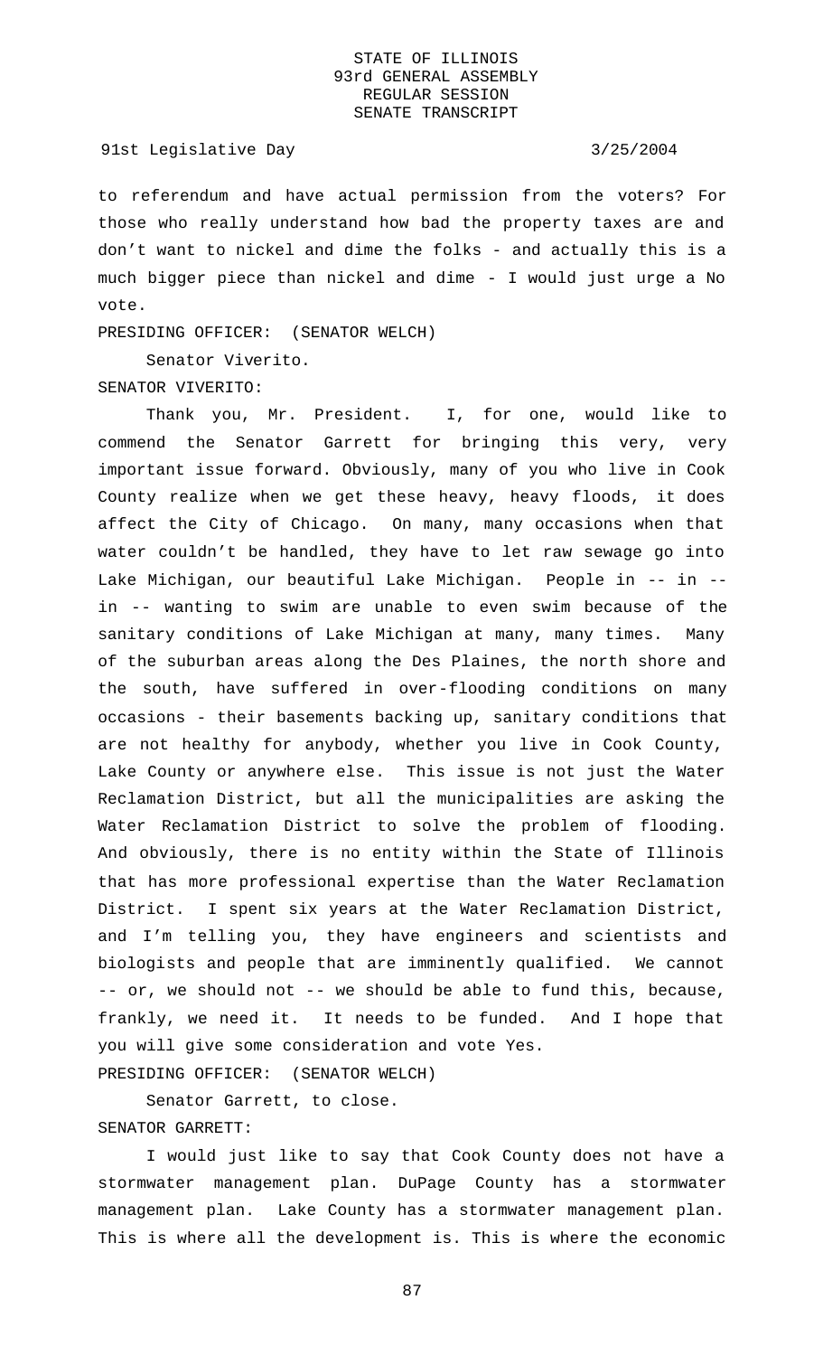to referendum and have actual permission from the voters? For those who really understand how bad the property taxes are and don't want to nickel and dime the folks - and actually this is a much bigger piece than nickel and dime - I would just urge a No vote.

PRESIDING OFFICER: (SENATOR WELCH)

Senator Viverito.

SENATOR VIVERITO:

Thank you, Mr. President. I, for one, would like to commend the Senator Garrett for bringing this very, very important issue forward. Obviously, many of you who live in Cook County realize when we get these heavy, heavy floods, it does affect the City of Chicago. On many, many occasions when that water couldn't be handled, they have to let raw sewage go into Lake Michigan, our beautiful Lake Michigan. People in -- in -- in -- wanting to swim are unable to even swim because of the sanitary conditions of Lake Michigan at many, many times. Many of the suburban areas along the Des Plaines, the north shore and the south, have suffered in over-flooding conditions on many occasions - their basements backing up, sanitary conditions that are not healthy for anybody, whether you live in Cook County, Lake County or anywhere else. This issue is not just the Water Reclamation District, but all the municipalities are asking the Water Reclamation District to solve the problem of flooding. And obviously, there is no entity within the State of Illinois that has more professional expertise than the Water Reclamation District. I spent six years at the Water Reclamation District, and I'm telling you, they have engineers and scientists and biologists and people that are imminently qualified. We cannot -- or, we should not -- we should be able to fund this, because, frankly, we need it. It needs to be funded. And I hope that you will give some consideration and vote Yes.

PRESIDING OFFICER: (SENATOR WELCH)

Senator Garrett, to close.

SENATOR GARRETT:

I would just like to say that Cook County does not have a stormwater management plan. DuPage County has a stormwater management plan. Lake County has a stormwater management plan. This is where all the development is. This is where the economic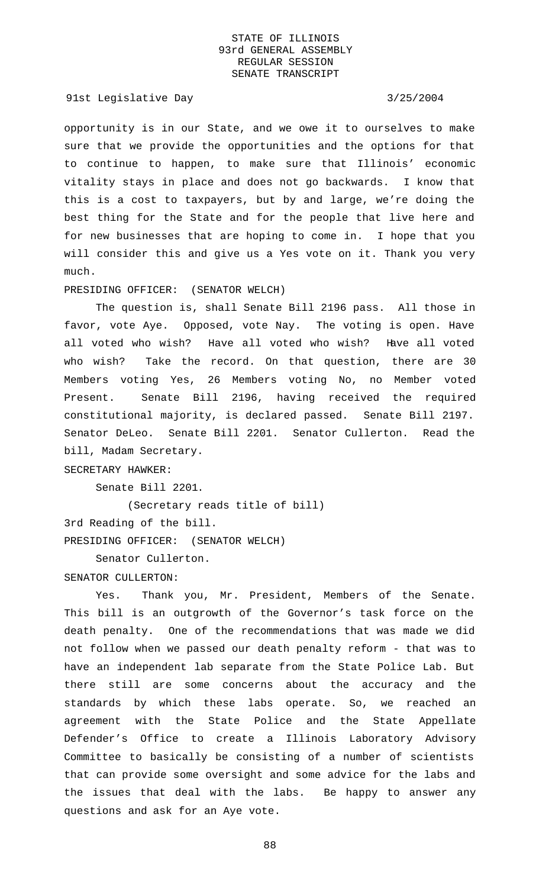opportunity is in our State, and we owe it to ourselves to make sure that we provide the opportunities and the options for that to continue to happen, to make sure that Illinois' economic vitality stays in place and does not go backwards. I know that this is a cost to taxpayers, but by and large, we're doing the best thing for the State and for the people that live here and for new businesses that are hoping to come in. I hope that you will consider this and give us a Yes vote on it. Thank you very much.

PRESIDING OFFICER: (SENATOR WELCH)

The question is, shall Senate Bill 2196 pass. All those in favor, vote Aye. Opposed, vote Nay. The voting is open. Have all voted who wish? Have all voted who wish? Have all voted who wish? Take the record. On that question, there are 30 Members voting Yes, 26 Members voting No, no Member voted Present. Senate Bill 2196, having received the required constitutional majority, is declared passed. Senate Bill 2197. Senator DeLeo. Senate Bill 2201. Senator Cullerton. Read the bill, Madam Secretary.

SECRETARY HAWKER:

Senate Bill 2201.

(Secretary reads title of bill)

3rd Reading of the bill.

PRESIDING OFFICER: (SENATOR WELCH)

Senator Cullerton.

SENATOR CULLERTON:

Yes. Thank you, Mr. President, Members of the Senate. This bill is an outgrowth of the Governor's task force on the death penalty. One of the recommendations that was made we did not follow when we passed our death penalty reform - that was to have an independent lab separate from the State Police Lab. But there still are some concerns about the accuracy and the standards by which these labs operate. So, we reached an agreement with the State Police and the State Appellate Defender's Office to create a Illinois Laboratory Advisory Committee to basically be consisting of a number of scientists that can provide some oversight and some advice for the labs and the issues that deal with the labs. Be happy to answer any questions and ask for an Aye vote.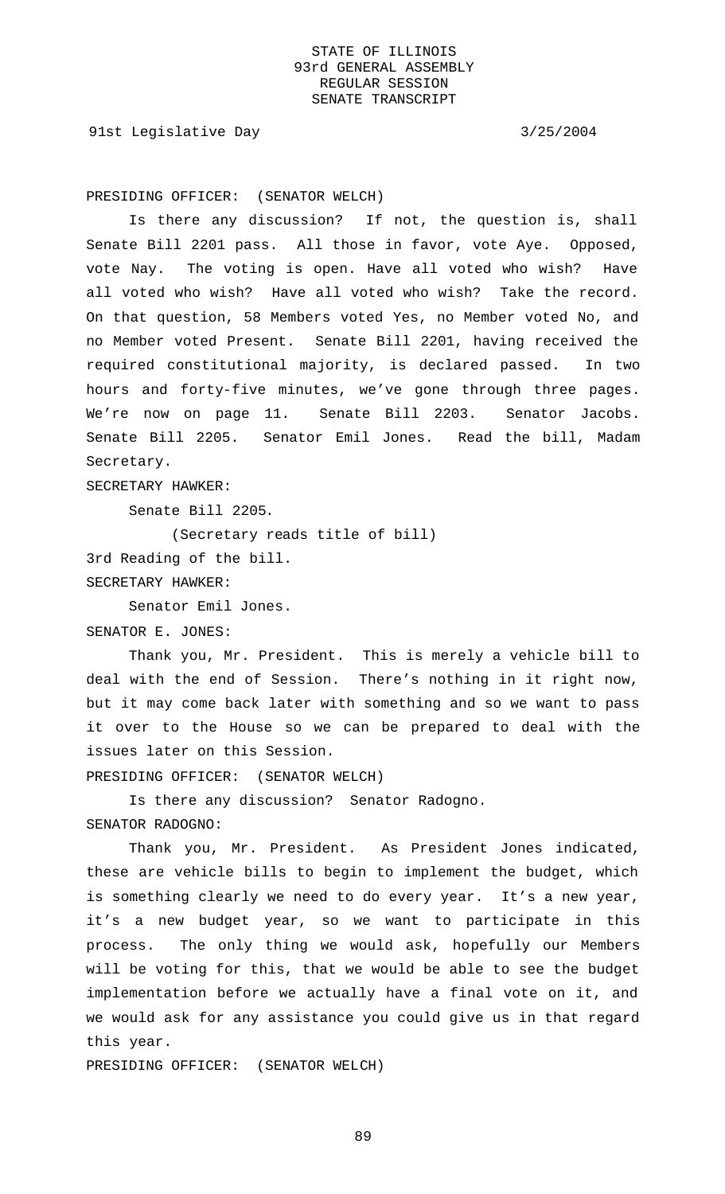PRESIDING OFFICER: (SENATOR WELCH)

Is there any discussion? If not, the question is, shall Senate Bill 2201 pass. All those in favor, vote Aye. Opposed, vote Nay. The voting is open. Have all voted who wish? Have all voted who wish? Have all voted who wish? Take the record. On that question, 58 Members voted Yes, no Member voted No, and no Member voted Present. Senate Bill 2201, having received the required constitutional majority, is declared passed. In two hours and forty-five minutes, we've gone through three pages. We're now on page 11. Senate Bill 2203. Senator Jacobs. Senate Bill 2205. Senator Emil Jones. Read the bill, Madam Secretary.

SECRETARY HAWKER:

Senate Bill 2205.

(Secretary reads title of bill)

3rd Reading of the bill.

SECRETARY HAWKER:

Senator Emil Jones.

SENATOR E. JONES:

Thank you, Mr. President. This is merely a vehicle bill to deal with the end of Session. There's nothing in it right now, but it may come back later with something and so we want to pass it over to the House so we can be prepared to deal with the issues later on this Session.

PRESIDING OFFICER: (SENATOR WELCH)

Is there any discussion? Senator Radogno.

SENATOR RADOGNO:

Thank you, Mr. President. As President Jones indicated, these are vehicle bills to begin to implement the budget, which is something clearly we need to do every year. It's a new year, it's a new budget year, so we want to participate in this process. The only thing we would ask, hopefully our Members will be voting for this, that we would be able to see the budget implementation before we actually have a final vote on it, and we would ask for any assistance you could give us in that regard this year.

PRESIDING OFFICER: (SENATOR WELCH)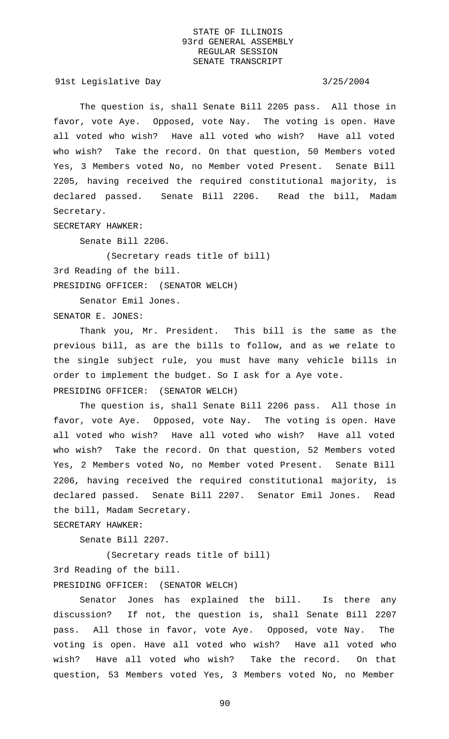The question is, shall Senate Bill 2205 pass. All those in favor, vote Aye. Opposed, vote Nay. The voting is open. Have all voted who wish? Have all voted who wish? Have all voted who wish? Take the record. On that question, 50 Members voted Yes, 3 Members voted No, no Member voted Present. Senate Bill 2205, having received the required constitutional majority, is declared passed. Senate Bill 2206. Read the bill, Madam Secretary.

SECRETARY HAWKER:

Senate Bill 2206.

(Secretary reads title of bill)

3rd Reading of the bill.

PRESIDING OFFICER: (SENATOR WELCH)

Senator Emil Jones.

SENATOR E. JONES:

Thank you, Mr. President. This bill is the same as the previous bill, as are the bills to follow, and as we relate to the single subject rule, you must have many vehicle bills in order to implement the budget. So I ask for a Aye vote.

PRESIDING OFFICER: (SENATOR WELCH)

The question is, shall Senate Bill 2206 pass. All those in favor, vote Aye. Opposed, vote Nay. The voting is open. Have all voted who wish? Have all voted who wish? Have all voted who wish? Take the record. On that question, 52 Members voted Yes, 2 Members voted No, no Member voted Present. Senate Bill 2206, having received the required constitutional majority, is declared passed. Senate Bill 2207. Senator Emil Jones. Read the bill, Madam Secretary.

SECRETARY HAWKER:

Senate Bill 2207.

(Secretary reads title of bill)

3rd Reading of the bill.

PRESIDING OFFICER: (SENATOR WELCH)

Senator Jones has explained the bill. Is there any discussion? If not, the question is, shall Senate Bill 2207 pass. All those in favor, vote Aye. Opposed, vote Nay. The voting is open. Have all voted who wish? Have all voted who wish? Have all voted who wish? Take the record. On that question, 53 Members voted Yes, 3 Members voted No, no Member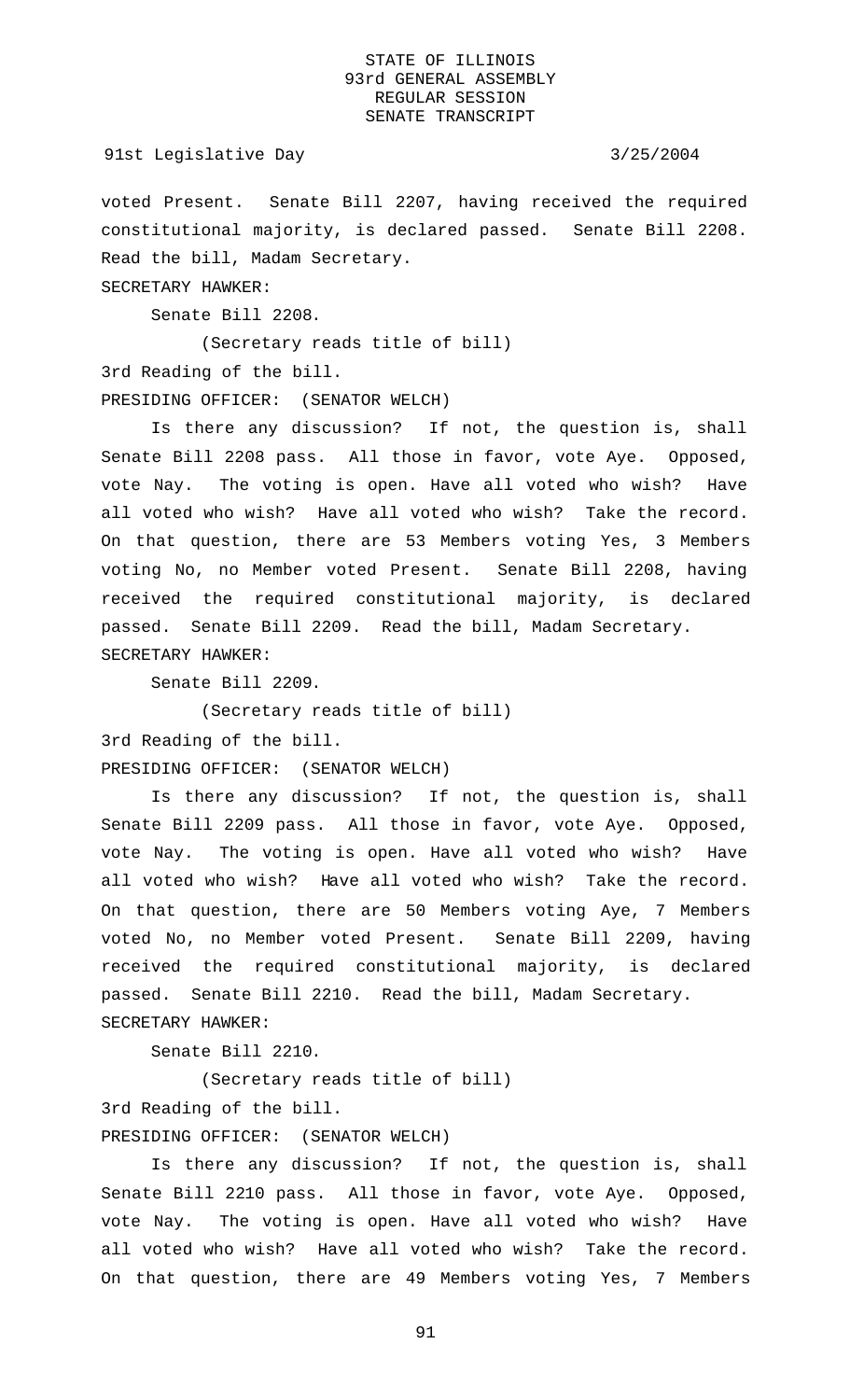voted Present. Senate Bill 2207, having received the required constitutional majority, is declared passed. Senate Bill 2208. Read the bill, Madam Secretary.

SECRETARY HAWKER:

Senate Bill 2208.

(Secretary reads title of bill)

3rd Reading of the bill.

PRESIDING OFFICER: (SENATOR WELCH)

Is there any discussion? If not, the question is, shall Senate Bill 2208 pass. All those in favor, vote Aye. Opposed, vote Nay. The voting is open. Have all voted who wish? Have all voted who wish? Have all voted who wish? Take the record. On that question, there are 53 Members voting Yes, 3 Members voting No, no Member voted Present. Senate Bill 2208, having received the required constitutional majority, is declared passed. Senate Bill 2209. Read the bill, Madam Secretary.

SECRETARY HAWKER:

Senate Bill 2209.

(Secretary reads title of bill)

3rd Reading of the bill.

PRESIDING OFFICER: (SENATOR WELCH)

Is there any discussion? If not, the question is, shall Senate Bill 2209 pass. All those in favor, vote Aye. Opposed, vote Nay. The voting is open. Have all voted who wish? Have all voted who wish? Have all voted who wish? Take the record. On that question, there are 50 Members voting Aye, 7 Members voted No, no Member voted Present. Senate Bill 2209, having received the required constitutional majority, is declared passed. Senate Bill 2210. Read the bill, Madam Secretary.

SECRETARY HAWKER:

Senate Bill 2210.

(Secretary reads title of bill)

3rd Reading of the bill.

PRESIDING OFFICER: (SENATOR WELCH)

Is there any discussion? If not, the question is, shall Senate Bill 2210 pass. All those in favor, vote Aye. Opposed, vote Nay. The voting is open. Have all voted who wish? Have all voted who wish? Have all voted who wish? Take the record. On that question, there are 49 Members voting Yes, 7 Members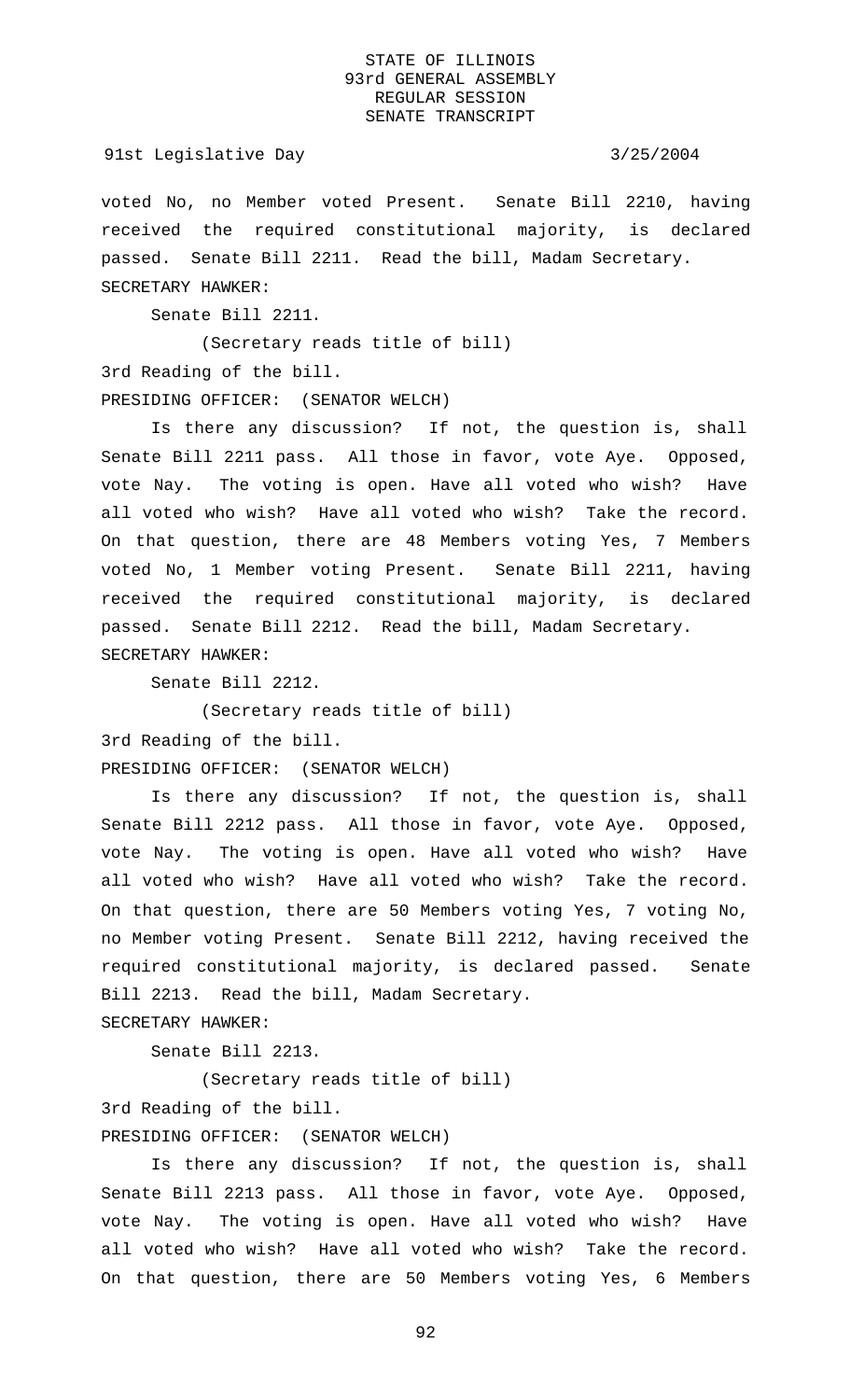voted No, no Member voted Present. Senate Bill 2210, having received the required constitutional majority, is declared passed. Senate Bill 2211. Read the bill, Madam Secretary.

SECRETARY HAWKER:

Senate Bill 2211.

(Secretary reads title of bill)

3rd Reading of the bill.

PRESIDING OFFICER: (SENATOR WELCH)

Is there any discussion? If not, the question is, shall Senate Bill 2211 pass. All those in favor, vote Aye. Opposed, vote Nay. The voting is open. Have all voted who wish? Have all voted who wish? Have all voted who wish? Take the record. On that question, there are 48 Members voting Yes, 7 Members voted No, 1 Member voting Present. Senate Bill 2211, having received the required constitutional majority, is declared passed. Senate Bill 2212. Read the bill, Madam Secretary.

SECRETARY HAWKER:

Senate Bill 2212.

(Secretary reads title of bill)

3rd Reading of the bill.

PRESIDING OFFICER: (SENATOR WELCH)

Is there any discussion? If not, the question is, shall Senate Bill 2212 pass. All those in favor, vote Aye. Opposed, vote Nay. The voting is open. Have all voted who wish? Have all voted who wish? Have all voted who wish? Take the record. On that question, there are 50 Members voting Yes, 7 voting No, no Member voting Present. Senate Bill 2212, having received the required constitutional majority, is declared passed. Senate Bill 2213. Read the bill, Madam Secretary.

SECRETARY HAWKER:

Senate Bill 2213.

(Secretary reads title of bill)

3rd Reading of the bill.

PRESIDING OFFICER: (SENATOR WELCH)

Is there any discussion? If not, the question is, shall Senate Bill 2213 pass. All those in favor, vote Aye. Opposed, vote Nay. The voting is open. Have all voted who wish? Have all voted who wish? Have all voted who wish? Take the record. On that question, there are 50 Members voting Yes, 6 Members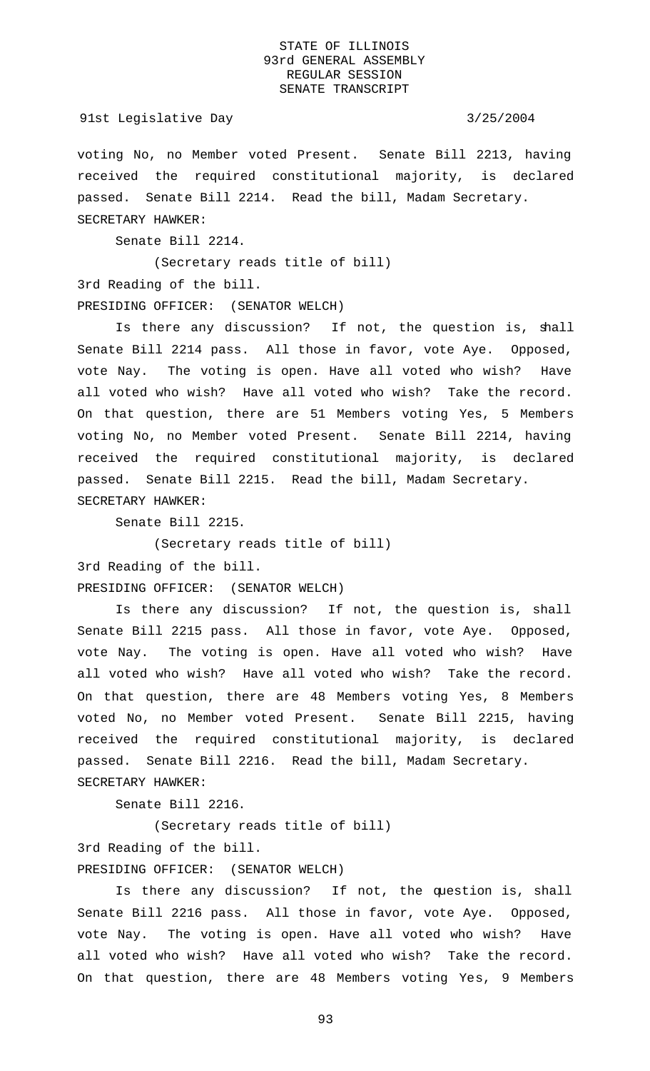voting No, no Member voted Present. Senate Bill 2213, having received the required constitutional majority, is declared passed. Senate Bill 2214. Read the bill, Madam Secretary.

SECRETARY HAWKER:

Senate Bill 2214.

(Secretary reads title of bill)

3rd Reading of the bill.

PRESIDING OFFICER: (SENATOR WELCH)

Is there any discussion? If not, the question is, shall Senate Bill 2214 pass. All those in favor, vote Aye. Opposed, vote Nay. The voting is open. Have all voted who wish? Have all voted who wish? Have all voted who wish? Take the record. On that question, there are 51 Members voting Yes, 5 Members voting No, no Member voted Present. Senate Bill 2214, having received the required constitutional majority, is declared passed. Senate Bill 2215. Read the bill, Madam Secretary.

SECRETARY HAWKER:

Senate Bill 2215.

(Secretary reads title of bill)

3rd Reading of the bill.

PRESIDING OFFICER: (SENATOR WELCH)

Is there any discussion? If not, the question is, shall Senate Bill 2215 pass. All those in favor, vote Aye. Opposed, vote Nay. The voting is open. Have all voted who wish? Have all voted who wish? Have all voted who wish? Take the record. On that question, there are 48 Members voting Yes, 8 Members voted No, no Member voted Present. Senate Bill 2215, having received the required constitutional majority, is declared passed. Senate Bill 2216. Read the bill, Madam Secretary.

SECRETARY HAWKER:

Senate Bill 2216.

(Secretary reads title of bill)

3rd Reading of the bill.

PRESIDING OFFICER: (SENATOR WELCH)

Is there any discussion? If not, the question is, shall Senate Bill 2216 pass. All those in favor, vote Aye. Opposed, vote Nay. The voting is open. Have all voted who wish? Have all voted who wish? Have all voted who wish? Take the record. On that question, there are 48 Members voting Yes, 9 Members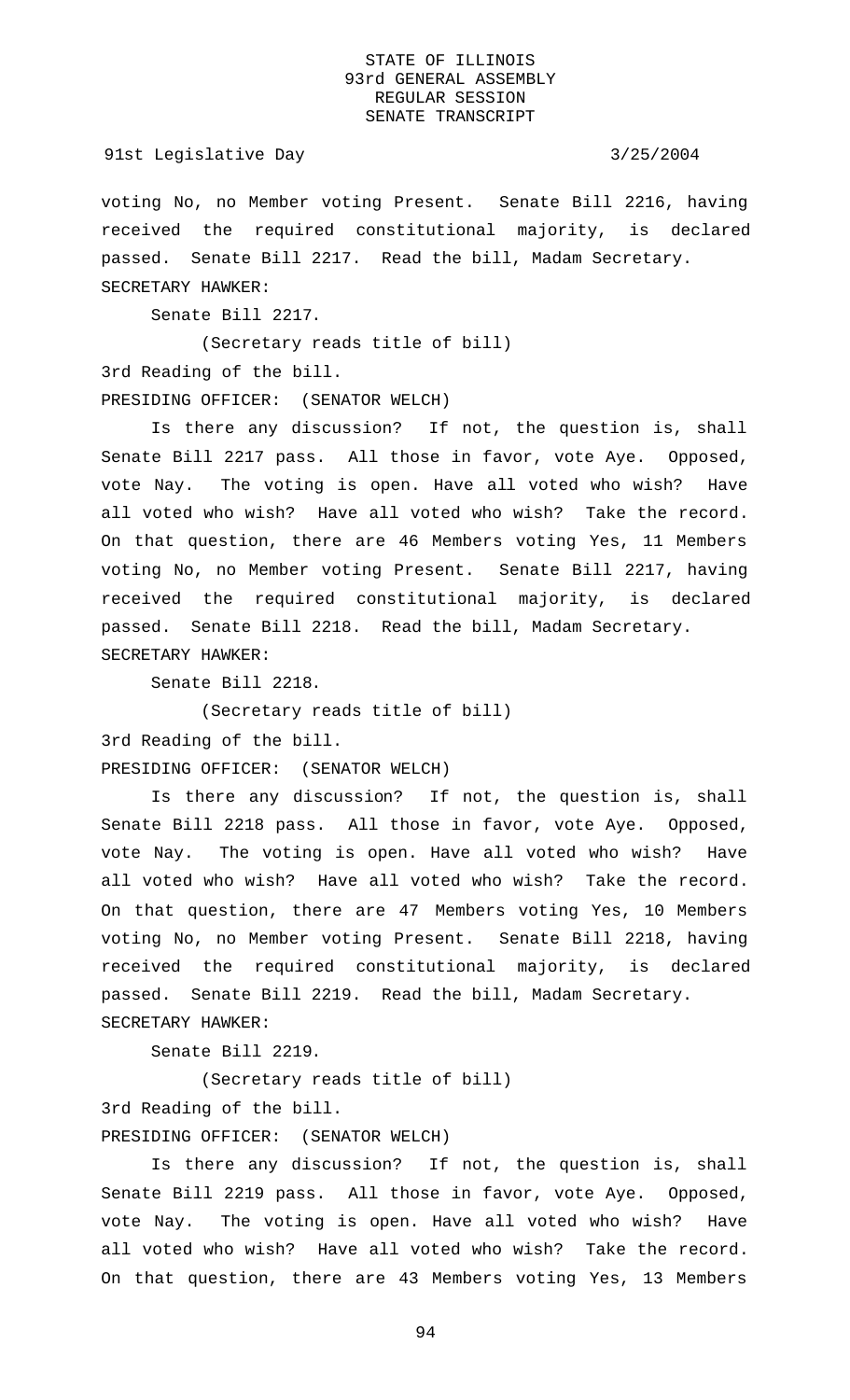voting No, no Member voting Present. Senate Bill 2216, having received the required constitutional majority, is declared passed. Senate Bill 2217. Read the bill, Madam Secretary.

SECRETARY HAWKER:

Senate Bill 2217.

(Secretary reads title of bill)

3rd Reading of the bill.

PRESIDING OFFICER: (SENATOR WELCH)

Is there any discussion? If not, the question is, shall Senate Bill 2217 pass. All those in favor, vote Aye. Opposed, vote Nay. The voting is open. Have all voted who wish? Have all voted who wish? Have all voted who wish? Take the record. On that question, there are 46 Members voting Yes, 11 Members voting No, no Member voting Present. Senate Bill 2217, having received the required constitutional majority, is declared passed. Senate Bill 2218. Read the bill, Madam Secretary.

SECRETARY HAWKER:

Senate Bill 2218.

(Secretary reads title of bill)

3rd Reading of the bill.

PRESIDING OFFICER: (SENATOR WELCH)

Is there any discussion? If not, the question is, shall Senate Bill 2218 pass. All those in favor, vote Aye. Opposed, vote Nay. The voting is open. Have all voted who wish? Have all voted who wish? Have all voted who wish? Take the record. On that question, there are 47 Members voting Yes, 10 Members voting No, no Member voting Present. Senate Bill 2218, having received the required constitutional majority, is declared passed. Senate Bill 2219. Read the bill, Madam Secretary.

SECRETARY HAWKER:

Senate Bill 2219.

(Secretary reads title of bill)

3rd Reading of the bill.

PRESIDING OFFICER: (SENATOR WELCH)

Is there any discussion? If not, the question is, shall Senate Bill 2219 pass. All those in favor, vote Aye. Opposed, vote Nay. The voting is open. Have all voted who wish? Have all voted who wish? Have all voted who wish? Take the record. On that question, there are 43 Members voting Yes, 13 Members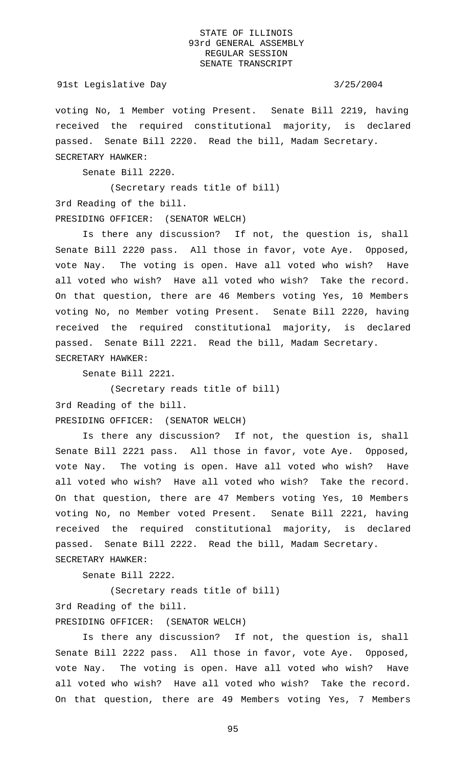voting No, 1 Member voting Present. Senate Bill 2219, having received the required constitutional majority, is declared passed. Senate Bill 2220. Read the bill, Madam Secretary.

SECRETARY HAWKER:

Senate Bill 2220.

(Secretary reads title of bill)

3rd Reading of the bill.

PRESIDING OFFICER: (SENATOR WELCH)

Is there any discussion? If not, the question is, shall Senate Bill 2220 pass. All those in favor, vote Aye. Opposed, vote Nay. The voting is open. Have all voted who wish? Have all voted who wish? Have all voted who wish? Take the record. On that question, there are 46 Members voting Yes, 10 Members voting No, no Member voting Present. Senate Bill 2220, having received the required constitutional majority, is declared passed. Senate Bill 2221. Read the bill, Madam Secretary.

SECRETARY HAWKER:

Senate Bill 2221.

(Secretary reads title of bill)

3rd Reading of the bill.

PRESIDING OFFICER: (SENATOR WELCH)

Is there any discussion? If not, the question is, shall Senate Bill 2221 pass. All those in favor, vote Aye. Opposed, vote Nay. The voting is open. Have all voted who wish? Have all voted who wish? Have all voted who wish? Take the record. On that question, there are 47 Members voting Yes, 10 Members voting No, no Member voted Present. Senate Bill 2221, having received the required constitutional majority, is declared passed. Senate Bill 2222. Read the bill, Madam Secretary.

SECRETARY HAWKER:

Senate Bill 2222.

(Secretary reads title of bill)

3rd Reading of the bill.

PRESIDING OFFICER: (SENATOR WELCH)

Is there any discussion? If not, the question is, shall Senate Bill 2222 pass. All those in favor, vote Aye. Opposed, vote Nay. The voting is open. Have all voted who wish? Have all voted who wish? Have all voted who wish? Take the record. On that question, there are 49 Members voting Yes, 7 Members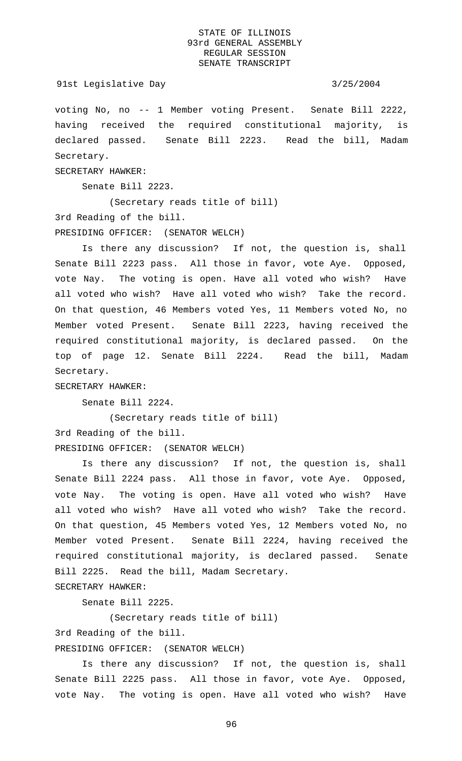voting No, no -- 1 Member voting Present. Senate Bill 2222, having received the required constitutional majority, is declared passed. Senate Bill 2223. Read the bill, Madam Secretary.

SECRETARY HAWKER:

Senate Bill 2223.

(Secretary reads title of bill)

3rd Reading of the bill.

PRESIDING OFFICER: (SENATOR WELCH)

Is there any discussion? If not, the question is, shall Senate Bill 2223 pass. All those in favor, vote Aye. Opposed, vote Nay. The voting is open. Have all voted who wish? Have all voted who wish? Have all voted who wish? Take the record. On that question, 46 Members voted Yes, 11 Members voted No, no Member voted Present. Senate Bill 2223, having received the required constitutional majority, is declared passed. On the top of page 12. Senate Bill 2224. Read the bill, Madam Secretary.

SECRETARY HAWKER:

Senate Bill 2224.

(Secretary reads title of bill)

3rd Reading of the bill.

PRESIDING OFFICER: (SENATOR WELCH)

Is there any discussion? If not, the question is, shall Senate Bill 2224 pass. All those in favor, vote Aye. Opposed, vote Nay. The voting is open. Have all voted who wish? Have all voted who wish? Have all voted who wish? Take the record. On that question, 45 Members voted Yes, 12 Members voted No, no Member voted Present. Senate Bill 2224, having received the required constitutional majority, is declared passed. Senate Bill 2225. Read the bill, Madam Secretary.

SECRETARY HAWKER:

Senate Bill 2225.

(Secretary reads title of bill)

3rd Reading of the bill.

PRESIDING OFFICER: (SENATOR WELCH)

Is there any discussion? If not, the question is, shall Senate Bill 2225 pass. All those in favor, vote Aye. Opposed, vote Nay. The voting is open. Have all voted who wish? Have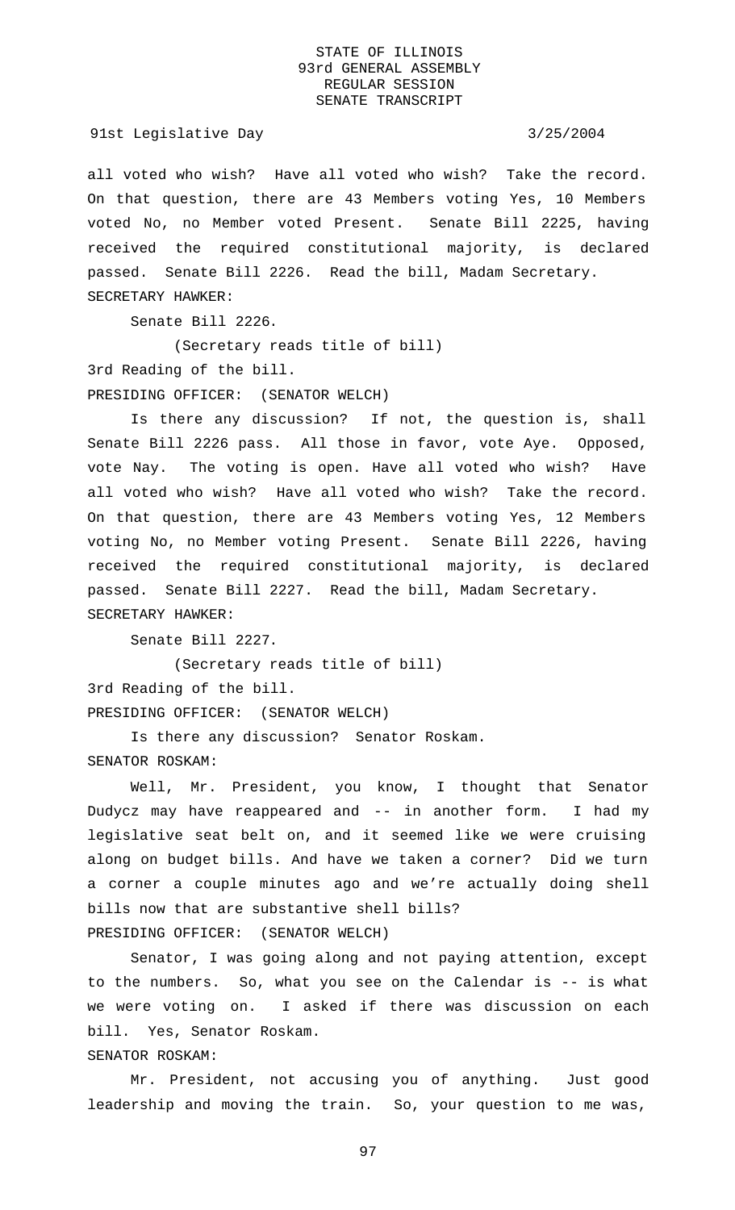all voted who wish? Have all voted who wish? Take the record. On that question, there are 43 Members voting Yes, 10 Members voted No, no Member voted Present. Senate Bill 2225, having received the required constitutional majority, is declared passed. Senate Bill 2226. Read the bill, Madam Secretary.

SECRETARY HAWKER:

Senate Bill 2226.

(Secretary reads title of bill)

3rd Reading of the bill.

PRESIDING OFFICER: (SENATOR WELCH)

Is there any discussion? If not, the question is, shall Senate Bill 2226 pass. All those in favor, vote Aye. Opposed, vote Nay. The voting is open. Have all voted who wish? Have all voted who wish? Have all voted who wish? Take the record. On that question, there are 43 Members voting Yes, 12 Members voting No, no Member voting Present. Senate Bill 2226, having received the required constitutional majority, is declared passed. Senate Bill 2227. Read the bill, Madam Secretary.

SECRETARY HAWKER:

Senate Bill 2227.

(Secretary reads title of bill)

3rd Reading of the bill.

PRESIDING OFFICER: (SENATOR WELCH)

Is there any discussion? Senator Roskam.

SENATOR ROSKAM:

Well, Mr. President, you know, I thought that Senator Dudycz may have reappeared and -- in another form. I had my legislative seat belt on, and it seemed like we were cruising along on budget bills. And have we taken a corner? Did we turn a corner a couple minutes ago and we're actually doing shell bills now that are substantive shell bills?

PRESIDING OFFICER: (SENATOR WELCH)

Senator, I was going along and not paying attention, except to the numbers. So, what you see on the Calendar is -- is what we were voting on. I asked if there was discussion on each bill. Yes, Senator Roskam.

SENATOR ROSKAM:

Mr. President, not accusing you of anything. Just good leadership and moving the train. So, your question to me was,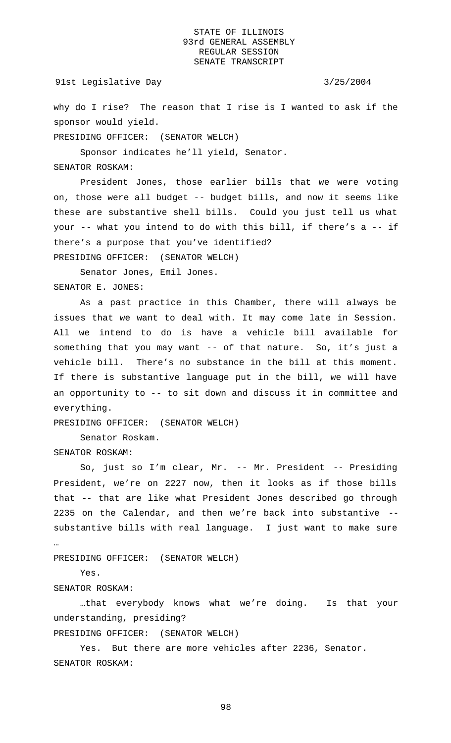why do I rise? The reason that I rise is I wanted to ask if the sponsor would yield.

PRESIDING OFFICER: (SENATOR WELCH)

Sponsor indicates he'll yield, Senator.

SENATOR ROSKAM:

President Jones, those earlier bills that we were voting on, those were all budget -- budget bills, and now it seems like these are substantive shell bills. Could you just tell us what your -- what you intend to do with this bill, if there's a -- if there's a purpose that you've identified?

PRESIDING OFFICER: (SENATOR WELCH)

Senator Jones, Emil Jones.

SENATOR E. JONES:

As a past practice in this Chamber, there will always be issues that we want to deal with. It may come late in Session. All we intend to do is have a vehicle bill available for something that you may want -- of that nature. So, it's just a vehicle bill. There's no substance in the bill at this moment. If there is substantive language put in the bill, we will have an opportunity to -- to sit down and discuss it in committee and everything.

PRESIDING OFFICER: (SENATOR WELCH)

Senator Roskam.

SENATOR ROSKAM:

So, just so I'm clear, Mr. -- Mr. President -- Presiding President, we're on 2227 now, then it looks as if those bills that -- that are like what President Jones described go through 2235 on the Calendar, and then we're back into substantive -- substantive bills with real language. I just want to make sure …

PRESIDING OFFICER: (SENATOR WELCH)

Yes.

SENATOR ROSKAM:

…that everybody knows what we're doing. Is that your understanding, presiding?

PRESIDING OFFICER: (SENATOR WELCH)

Yes. But there are more vehicles after 2236, Senator.

SENATOR ROSKAM: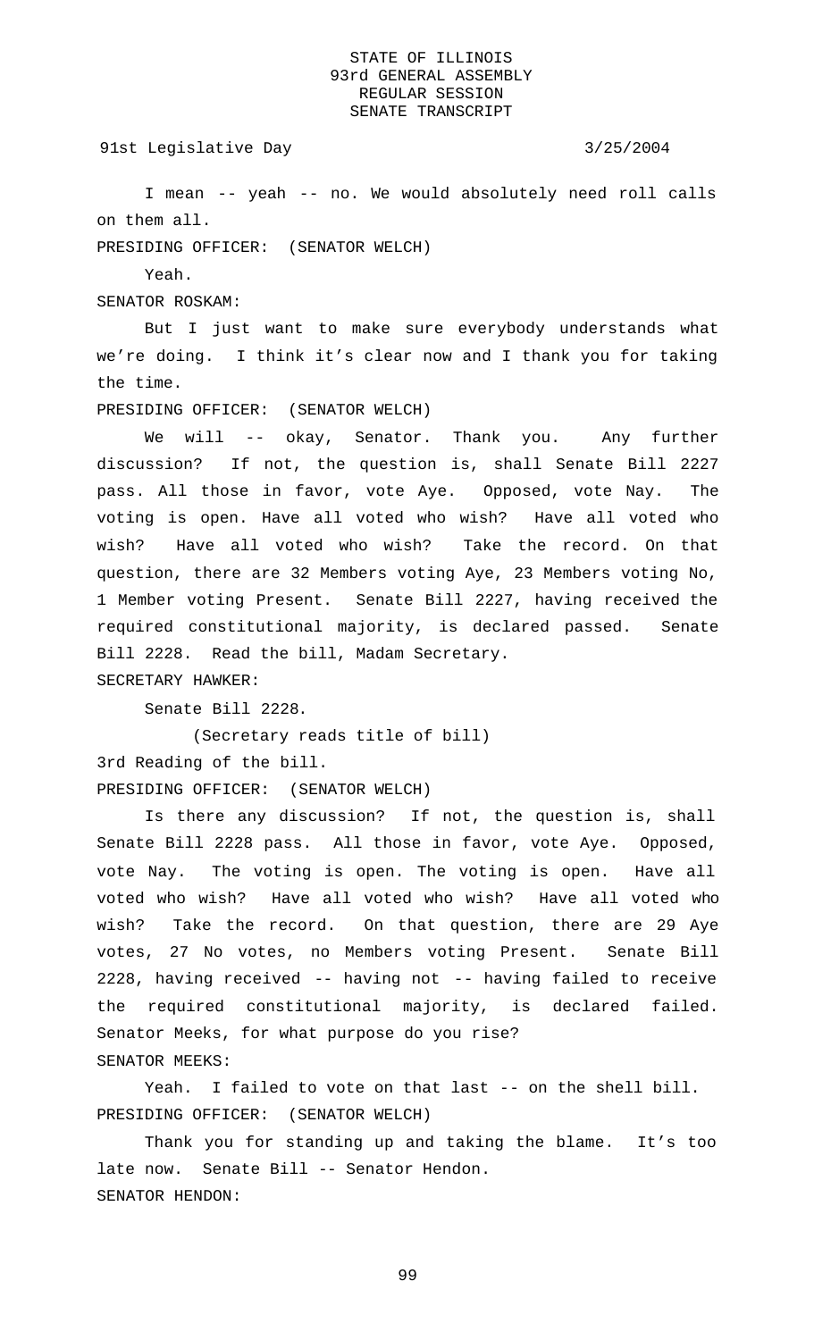I mean -- yeah -- no. We would absolutely need roll calls on them all.

PRESIDING OFFICER: (SENATOR WELCH)

Yeah.

SENATOR ROSKAM:

But I just want to make sure everybody understands what we're doing. I think it's clear now and I thank you for taking the time.

PRESIDING OFFICER: (SENATOR WELCH)

We will -- okay, Senator. Thank you. Any further discussion? If not, the question is, shall Senate Bill 2227 pass. All those in favor, vote Aye. Opposed, vote Nay. The voting is open. Have all voted who wish? Have all voted who wish? Have all voted who wish? Take the record. On that question, there are 32 Members voting Aye, 23 Members voting No, 1 Member voting Present. Senate Bill 2227, having received the required constitutional majority, is declared passed. Senate Bill 2228. Read the bill, Madam Secretary.

SECRETARY HAWKER:

Senate Bill 2228.

(Secretary reads title of bill)

3rd Reading of the bill.

PRESIDING OFFICER: (SENATOR WELCH)

Is there any discussion? If not, the question is, shall Senate Bill 2228 pass. All those in favor, vote Aye. Opposed, vote Nay. The voting is open. The voting is open. Have all voted who wish? Have all voted who wish? Have all voted who wish? Take the record. On that question, there are 29 Aye votes, 27 No votes, no Members voting Present. Senate Bill 2228, having received -- having not -- having failed to receive the required constitutional majority, is declared failed. Senator Meeks, for what purpose do you rise?

SENATOR MEEKS:

Yeah. I failed to vote on that last -- on the shell bill.

PRESIDING OFFICER: (SENATOR WELCH)

Thank you for standing up and taking the blame. It's too late now. Senate Bill -- Senator Hendon.

SENATOR HENDON: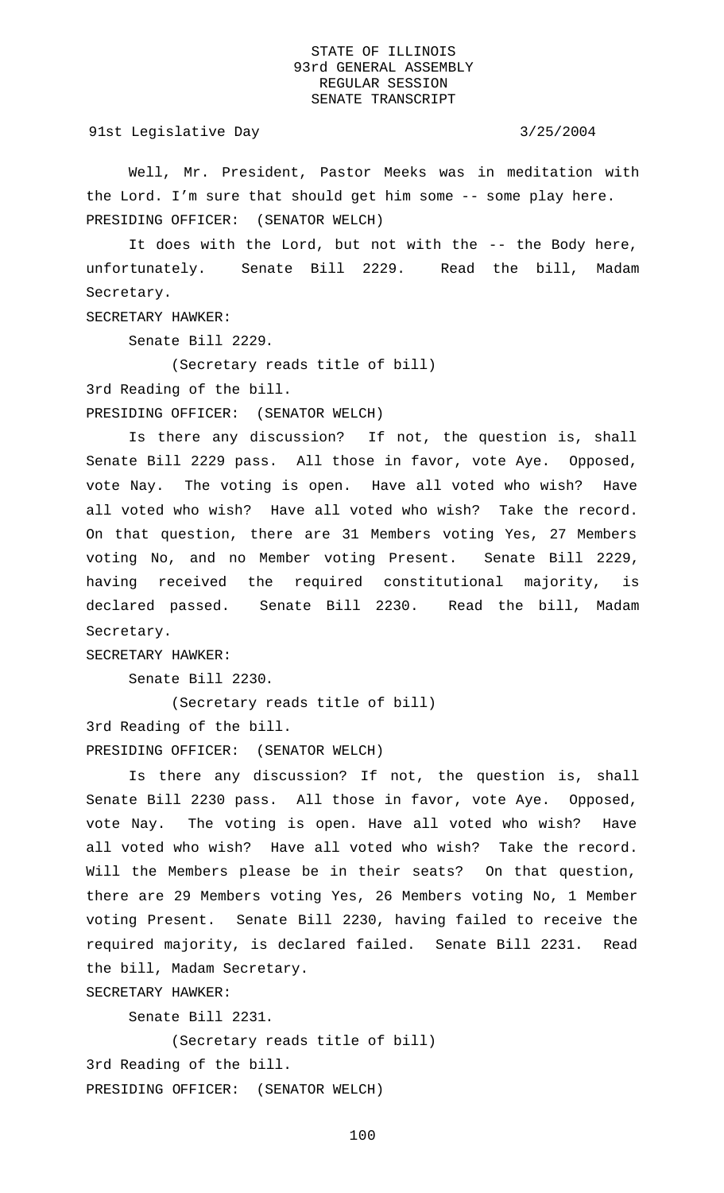Well, Mr. President, Pastor Meeks was in meditation with the Lord. I'm sure that should get him some -- some play here.

PRESIDING OFFICER: (SENATOR WELCH)

It does with the Lord, but not with the -- the Body here, unfortunately. Senate Bill 2229. Read the bill, Madam Secretary.

SECRETARY HAWKER:

Senate Bill 2229.

(Secretary reads title of bill)

3rd Reading of the bill.

PRESIDING OFFICER: (SENATOR WELCH)

Is there any discussion? If not, the question is, shall Senate Bill 2229 pass. All those in favor, vote Aye. Opposed, vote Nay. The voting is open. Have all voted who wish? Have all voted who wish? Have all voted who wish? Take the record. On that question, there are 31 Members voting Yes, 27 Members voting No, and no Member voting Present. Senate Bill 2229, having received the required constitutional majority, is declared passed. Senate Bill 2230. Read the bill, Madam Secretary.

SECRETARY HAWKER:

Senate Bill 2230.

(Secretary reads title of bill)

3rd Reading of the bill.

PRESIDING OFFICER: (SENATOR WELCH)

Is there any discussion? If not, the question is, shall Senate Bill 2230 pass. All those in favor, vote Aye. Opposed, vote Nay. The voting is open. Have all voted who wish? Have all voted who wish? Have all voted who wish? Take the record. Will the Members please be in their seats? On that question, there are 29 Members voting Yes, 26 Members voting No, 1 Member voting Present. Senate Bill 2230, having failed to receive the required majority, is declared failed. Senate Bill 2231. Read the bill, Madam Secretary.

SECRETARY HAWKER:

Senate Bill 2231.

(Secretary reads title of bill)

3rd Reading of the bill.

PRESIDING OFFICER: (SENATOR WELCH)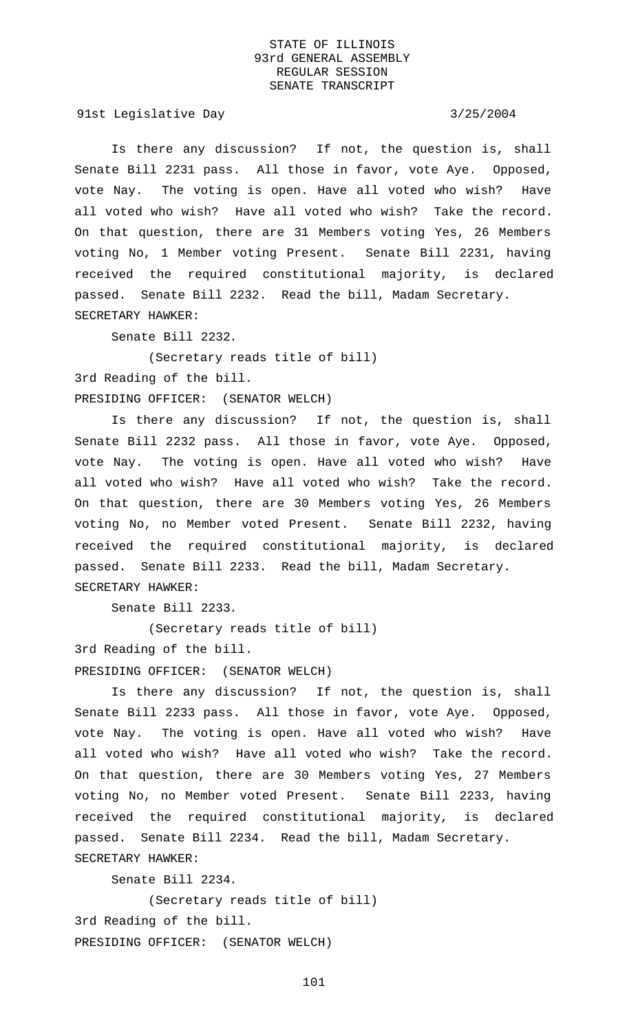Is there any discussion? If not, the question is, shall Senate Bill 2231 pass. All those in favor, vote Aye. Opposed, vote Nay. The voting is open. Have all voted who wish? Have all voted who wish? Have all voted who wish? Take the record. On that question, there are 31 Members voting Yes, 26 Members voting No, 1 Member voting Present. Senate Bill 2231, having received the required constitutional majority, is declared passed. Senate Bill 2232. Read the bill, Madam Secretary.

SECRETARY HAWKER:

Senate Bill 2232.

(Secretary reads title of bill)

3rd Reading of the bill.

PRESIDING OFFICER: (SENATOR WELCH)

Is there any discussion? If not, the question is, shall Senate Bill 2232 pass. All those in favor, vote Aye. Opposed, vote Nay. The voting is open. Have all voted who wish? Have all voted who wish? Have all voted who wish? Take the record. On that question, there are 30 Members voting Yes, 26 Members voting No, no Member voted Present. Senate Bill 2232, having received the required constitutional majority, is declared passed. Senate Bill 2233. Read the bill, Madam Secretary.

SECRETARY HAWKER:

Senate Bill 2233.

(Secretary reads title of bill)

3rd Reading of the bill.

PRESIDING OFFICER: (SENATOR WELCH)

Is there any discussion? If not, the question is, shall Senate Bill 2233 pass. All those in favor, vote Aye. Opposed, vote Nay. The voting is open. Have all voted who wish? Have all voted who wish? Have all voted who wish? Take the record. On that question, there are 30 Members voting Yes, 27 Members voting No, no Member voted Present. Senate Bill 2233, having received the required constitutional majority, is declared passed. Senate Bill 2234. Read the bill, Madam Secretary.

SECRETARY HAWKER:

Senate Bill 2234.

(Secretary reads title of bill)

3rd Reading of the bill.

PRESIDING OFFICER: (SENATOR WELCH)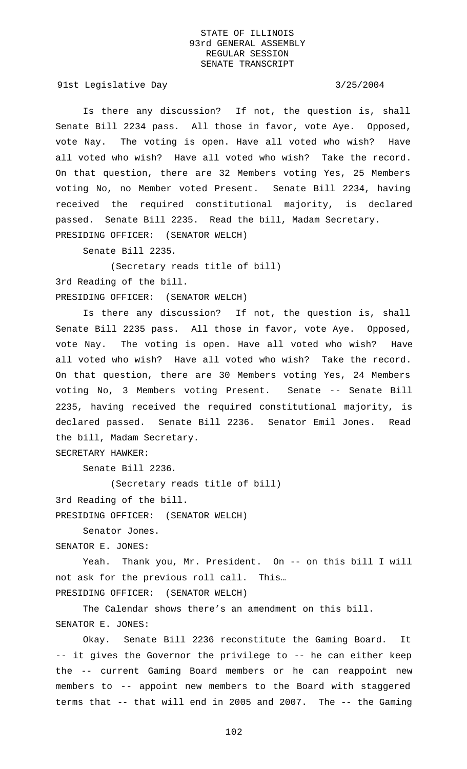Is there any discussion? If not, the question is, shall Senate Bill 2234 pass. All those in favor, vote Aye. Opposed, vote Nay. The voting is open. Have all voted who wish? Have all voted who wish? Have all voted who wish? Take the record. On that question, there are 32 Members voting Yes, 25 Members voting No, no Member voted Present. Senate Bill 2234, having received the required constitutional majority, is declared passed. Senate Bill 2235. Read the bill, Madam Secretary.

PRESIDING OFFICER: (SENATOR WELCH)

Senate Bill 2235.

(Secretary reads title of bill)

3rd Reading of the bill.

PRESIDING OFFICER: (SENATOR WELCH)

Is there any discussion? If not, the question is, shall Senate Bill 2235 pass. All those in favor, vote Aye. Opposed, vote Nay. The voting is open. Have all voted who wish? Have all voted who wish? Have all voted who wish? Take the record. On that question, there are 30 Members voting Yes, 24 Members voting No, 3 Members voting Present. Senate -- Senate Bill 2235, having received the required constitutional majority, is declared passed. Senate Bill 2236. Senator Emil Jones. Read the bill, Madam Secretary.

SECRETARY HAWKER:

Senate Bill 2236.

(Secretary reads title of bill)

3rd Reading of the bill.

PRESIDING OFFICER: (SENATOR WELCH)

Senator Jones.

SENATOR E. JONES:

Yeah. Thank you, Mr. President. On -- on this bill I will not ask for the previous roll call. This…

PRESIDING OFFICER: (SENATOR WELCH)

The Calendar shows there's an amendment on this bill.

SENATOR E. JONES:

Okay. Senate Bill 2236 reconstitute the Gaming Board. It -- it gives the Governor the privilege to -- he can either keep the -- current Gaming Board members or he can reappoint new members to -- appoint new members to the Board with staggered terms that -- that will end in 2005 and 2007. The -- the Gaming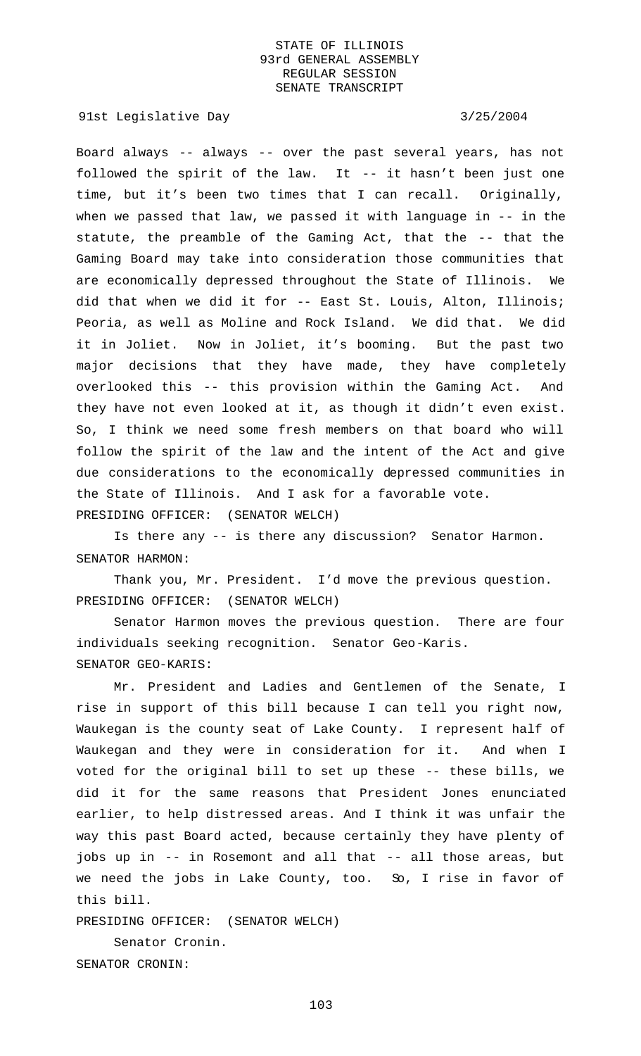Board always -- always -- over the past several years, has not followed the spirit of the law. It -- it hasn't been just one time, but it's been two times that I can recall. Originally, when we passed that law, we passed it with language in -- in the statute, the preamble of the Gaming Act, that the -- that the Gaming Board may take into consideration those communities that are economically depressed throughout the State of Illinois. We did that when we did it for -- East St. Louis, Alton, Illinois; Peoria, as well as Moline and Rock Island. We did that. We did it in Joliet. Now in Joliet, it's booming. But the past two major decisions that they have made, they have completely overlooked this -- this provision within the Gaming Act. And they have not even looked at it, as though it didn't even exist. So, I think we need some fresh members on that board who will follow the spirit of the law and the intent of the Act and give due considerations to the economically depressed communities in the State of Illinois. And I ask for a favorable vote.

PRESIDING OFFICER: (SENATOR WELCH)

Is there any -- is there any discussion? Senator Harmon.

SENATOR HARMON:

Thank you, Mr. President. I'd move the previous question.

PRESIDING OFFICER: (SENATOR WELCH)

Senator Harmon moves the previous question. There are four individuals seeking recognition. Senator Geo-Karis.

SENATOR GEO-KARIS:

Mr. President and Ladies and Gentlemen of the Senate, I rise in support of this bill because I can tell you right now, Waukegan is the county seat of Lake County. I represent half of Waukegan and they were in consideration for it. And when I voted for the original bill to set up these -- these bills, we did it for the same reasons that President Jones enunciated earlier, to help distressed areas. And I think it was unfair the way this past Board acted, because certainly they have plenty of jobs up in -- in Rosemont and all that -- all those areas, but we need the jobs in Lake County, too. So, I rise in favor of this bill.

PRESIDING OFFICER: (SENATOR WELCH)

Senator Cronin.

SENATOR CRONIN: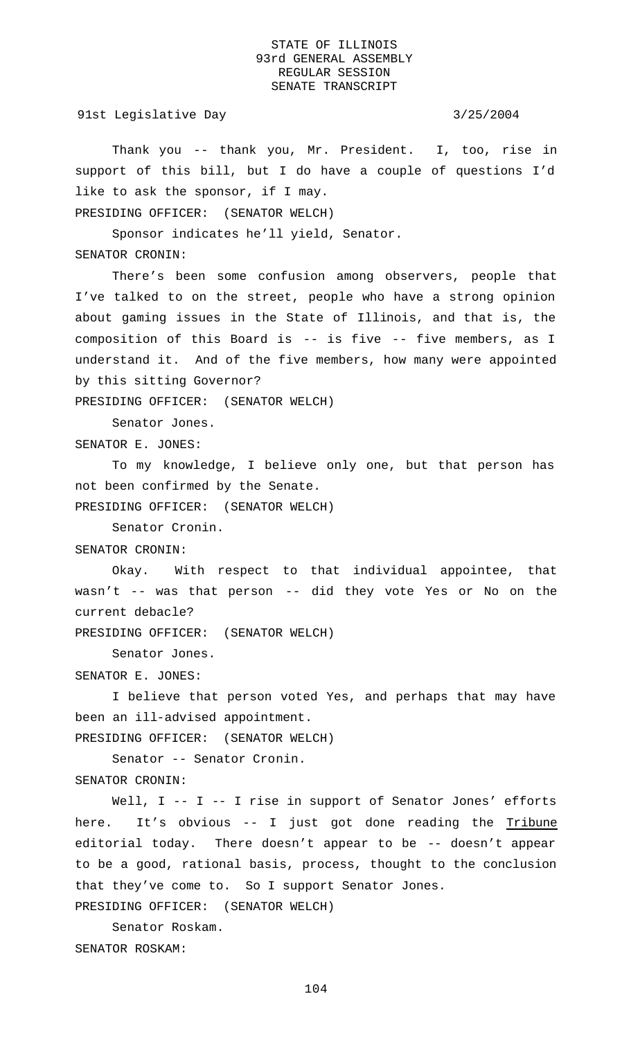Thank you -- thank you, Mr. President. I, too, rise in support of this bill, but I do have a couple of questions I'd like to ask the sponsor, if I may.

PRESIDING OFFICER: (SENATOR WELCH)

Sponsor indicates he'll yield, Senator.

SENATOR CRONIN:

There's been some confusion among observers, people that I've talked to on the street, people who have a strong opinion about gaming issues in the State of Illinois, and that is, the composition of this Board is -- is five -- five members, as I understand it. And of the five members, how many were appointed by this sitting Governor?

PRESIDING OFFICER: (SENATOR WELCH)

Senator Jones.

SENATOR E. JONES:

To my knowledge, I believe only one, but that person has not been confirmed by the Senate.

PRESIDING OFFICER: (SENATOR WELCH)

Senator Cronin.

SENATOR CRONIN:

Okay. With respect to that individual appointee, that wasn't -- was that person -- did they vote Yes or No on the current debacle?

PRESIDING OFFICER: (SENATOR WELCH)

Senator Jones.

SENATOR E. JONES:

I believe that person voted Yes, and perhaps that may have been an ill-advised appointment.

PRESIDING OFFICER: (SENATOR WELCH)

Senator -- Senator Cronin.

SENATOR CRONIN:

Well, I -- I -- I rise in support of Senator Jones' efforts here. It's obvious -- I just got done reading the Tribune editorial today. There doesn't appear to be -- doesn't appear to be a good, rational basis, process, thought to the conclusion that they've come to. So I support Senator Jones.

PRESIDING OFFICER: (SENATOR WELCH)

Senator Roskam.

SENATOR ROSKAM: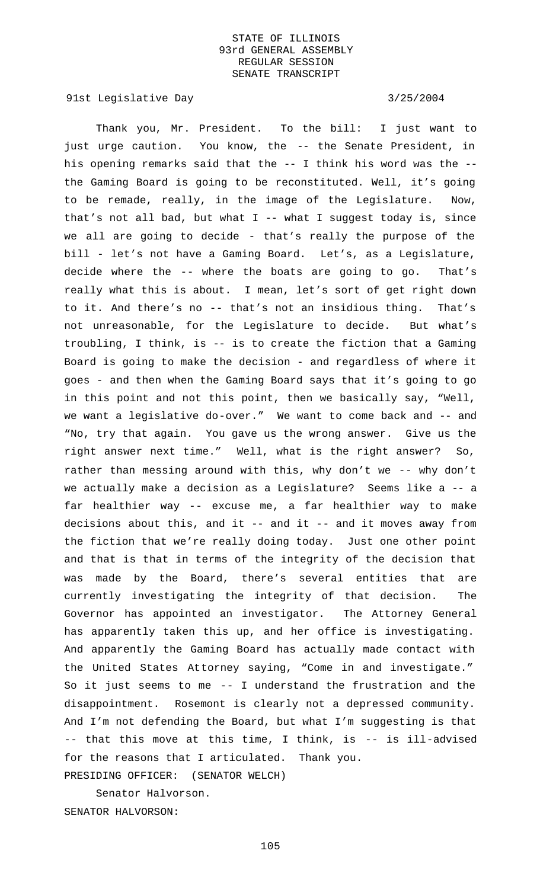Thank you, Mr. President. To the bill: I just want to just urge caution. You know, the -- the Senate President, in his opening remarks said that the -- I think his word was the -- the Gaming Board is going to be reconstituted. Well, it's going to be remade, really, in the image of the Legislature. Now, that's not all bad, but what I -- what I suggest today is, since we all are going to decide - that's really the purpose of the bill - let's not have a Gaming Board. Let's, as a Legislature, decide where the -- where the boats are going to go. That's really what this is about. I mean, let's sort of get right down to it. And there's no -- that's not an insidious thing. That's not unreasonable, for the Legislature to decide. But what's troubling, I think, is -- is to create the fiction that a Gaming Board is going to make the decision - and regardless of where it goes - and then when the Gaming Board says that it's going to go in this point and not this point, then we basically say, "Well, we want a legislative do-over." We want to come back and -- and "No, try that again. You gave us the wrong answer. Give us the right answer next time." Well, what is the right answer? So, rather than messing around with this, why don't we -- why don't we actually make a decision as a Legislature? Seems like a -- a far healthier way -- excuse me, a far healthier way to make decisions about this, and it -- and it -- and it moves away from the fiction that we're really doing today. Just one other point and that is that in terms of the integrity of the decision that was made by the Board, there's several entities that are currently investigating the integrity of that decision. The Governor has appointed an investigator. The Attorney General has apparently taken this up, and her office is investigating. And apparently the Gaming Board has actually made contact with the United States Attorney saying, "Come in and investigate." So it just seems to me -- I understand the frustration and the disappointment. Rosemont is clearly not a depressed community. And I'm not defending the Board, but what I'm suggesting is that -- that this move at this time, I think, is -- is ill-advised for the reasons that I articulated. Thank you.

PRESIDING OFFICER: (SENATOR WELCH)

Senator Halvorson.

SENATOR HALVORSON: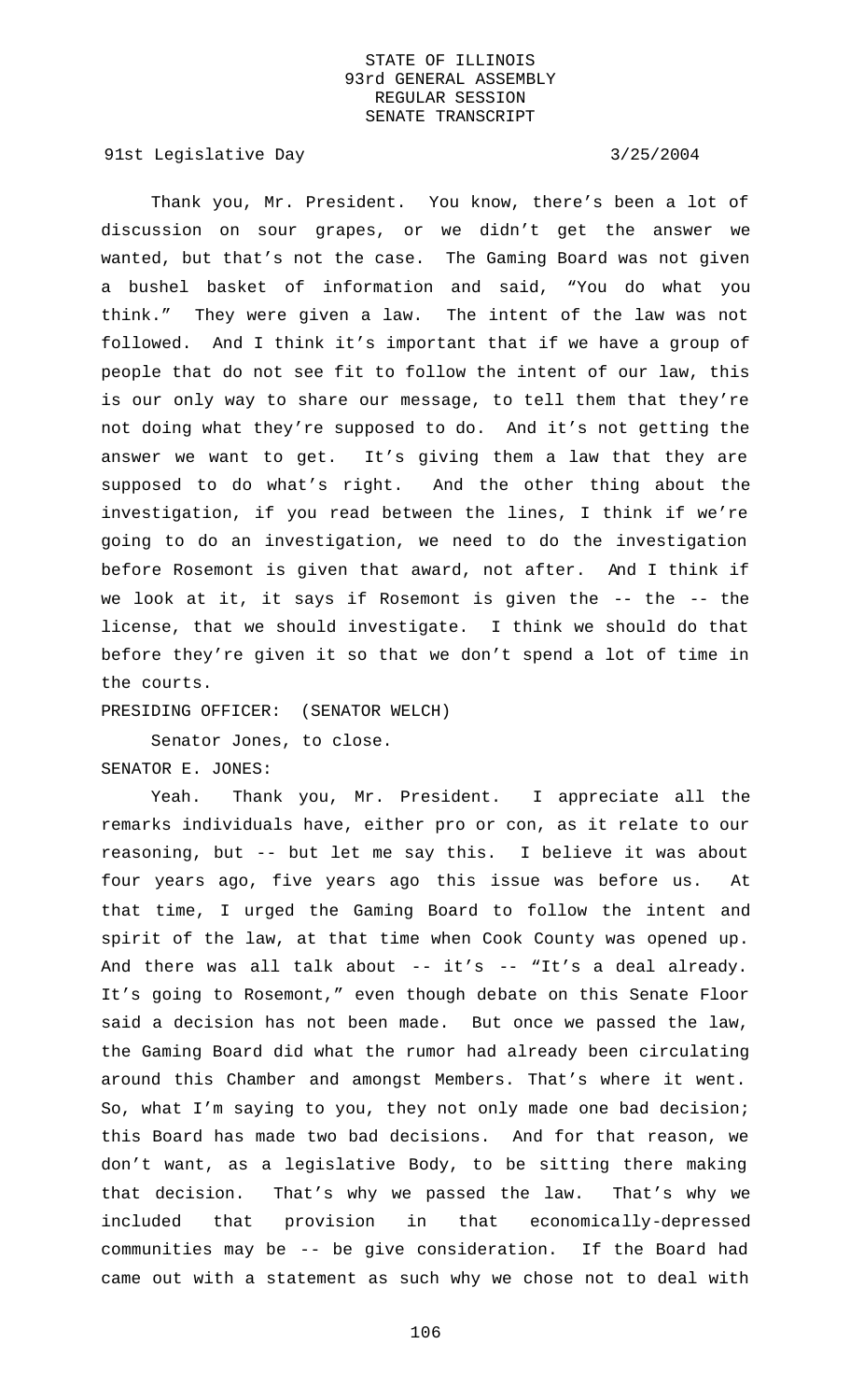Thank you, Mr. President. You know, there's been a lot of discussion on sour grapes, or we didn't get the answer we wanted, but that's not the case. The Gaming Board was not given a bushel basket of information and said, "You do what you think." They were given a law. The intent of the law was not followed. And I think it's important that if we have a group of people that do not see fit to follow the intent of our law, this is our only way to share our message, to tell them that they're not doing what they're supposed to do. And it's not getting the answer we want to get. It's giving them a law that they are supposed to do what's right. And the other thing about the investigation, if you read between the lines, I think if we're going to do an investigation, we need to do the investigation before Rosemont is given that award, not after. And I think if we look at it, it says if Rosemont is given the -- the -- the license, that we should investigate. I think we should do that before they're given it so that we don't spend a lot of time in the courts.

PRESIDING OFFICER: (SENATOR WELCH)

Senator Jones, to close.

SENATOR E. JONES:

Yeah. Thank you, Mr. President. I appreciate all the remarks individuals have, either pro or con, as it relate to our reasoning, but -- but let me say this. I believe it was about four years ago, five years ago this issue was before us. At that time, I urged the Gaming Board to follow the intent and spirit of the law, at that time when Cook County was opened up. And there was all talk about -- it's -- "It's a deal already. It's going to Rosemont," even though debate on this Senate Floor said a decision has not been made. But once we passed the law, the Gaming Board did what the rumor had already been circulating around this Chamber and amongst Members. That's where it went. So, what I'm saying to you, they not only made one bad decision; this Board has made two bad decisions. And for that reason, we don't want, as a legislative Body, to be sitting there making that decision. That's why we passed the law. That's why we included that provision in that economically-depressed communities may be -- be give consideration. If the Board had came out with a statement as such why we chose not to deal with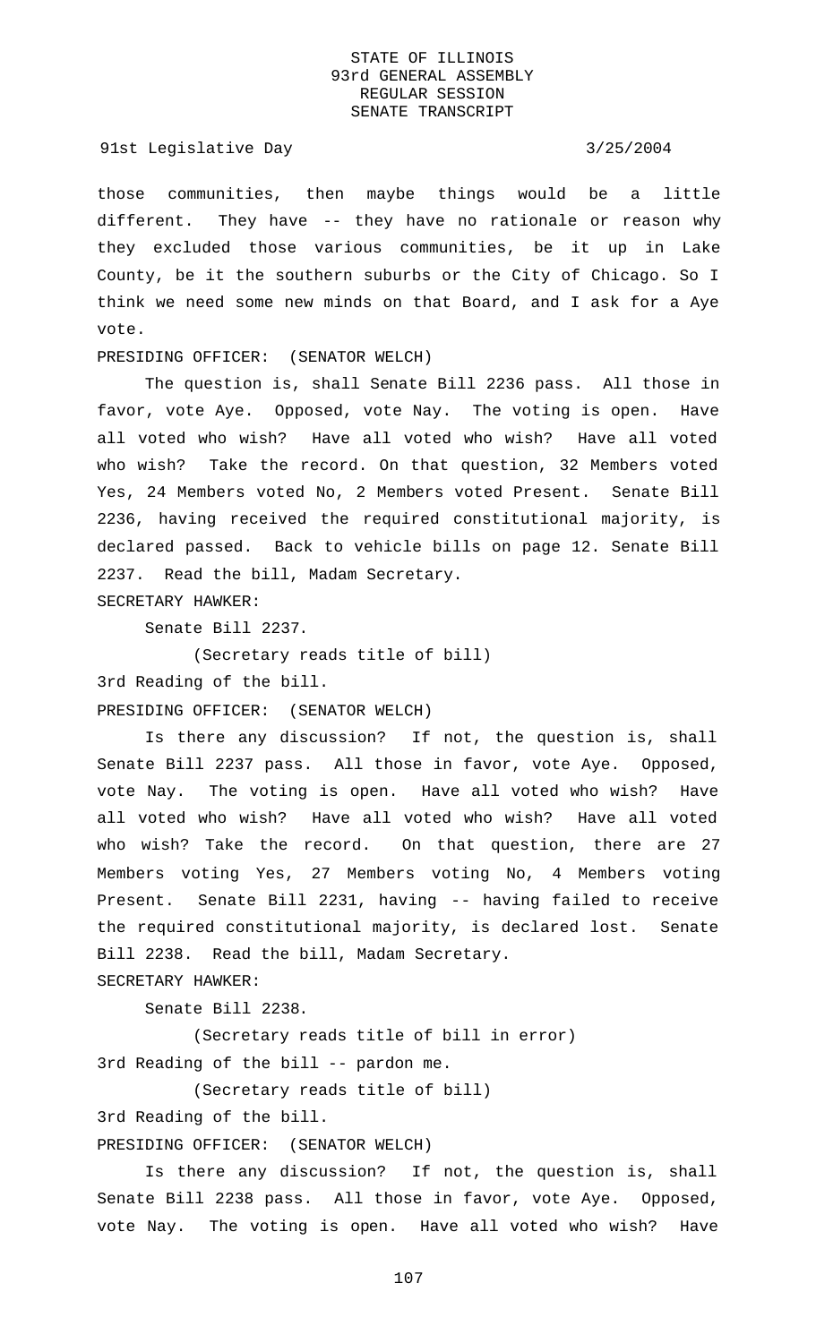those communities, then maybe things would be a little different. They have -- they have no rationale or reason why they excluded those various communities, be it up in Lake County, be it the southern suburbs or the City of Chicago. So I think we need some new minds on that Board, and I ask for a Aye vote.

PRESIDING OFFICER: (SENATOR WELCH)

The question is, shall Senate Bill 2236 pass. All those in favor, vote Aye. Opposed, vote Nay. The voting is open. Have all voted who wish? Have all voted who wish? Have all voted who wish? Take the record. On that question, 32 Members voted Yes, 24 Members voted No, 2 Members voted Present. Senate Bill 2236, having received the required constitutional majority, is declared passed. Back to vehicle bills on page 12. Senate Bill 2237. Read the bill, Madam Secretary.

SECRETARY HAWKER:

Senate Bill 2237.

(Secretary reads title of bill)

3rd Reading of the bill.

PRESIDING OFFICER: (SENATOR WELCH)

Is there any discussion? If not, the question is, shall Senate Bill 2237 pass. All those in favor, vote Aye. Opposed, vote Nay. The voting is open. Have all voted who wish? Have all voted who wish? Have all voted who wish? Have all voted who wish? Take the record. On that question, there are 27 Members voting Yes, 27 Members voting No, 4 Members voting Present. Senate Bill 2231, having -- having failed to receive the required constitutional majority, is declared lost. Senate Bill 2238. Read the bill, Madam Secretary.

SECRETARY HAWKER:

Senate Bill 2238.

(Secretary reads title of bill in error)

3rd Reading of the bill -- pardon me.

(Secretary reads title of bill)

3rd Reading of the bill.

PRESIDING OFFICER: (SENATOR WELCH)

Is there any discussion? If not, the question is, shall Senate Bill 2238 pass. All those in favor, vote Aye. Opposed, vote Nay. The voting is open. Have all voted who wish? Have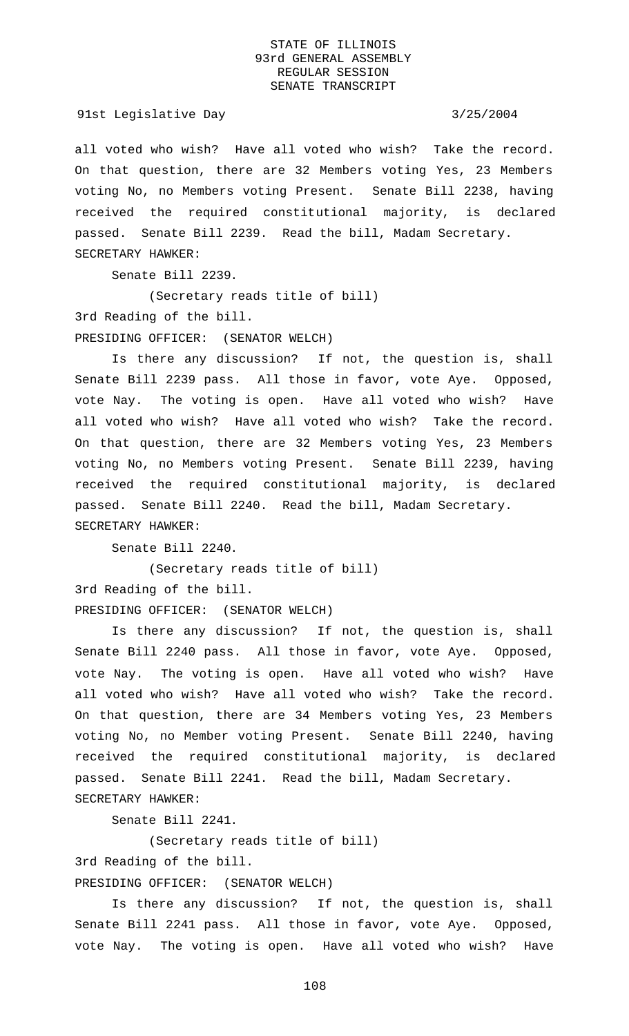all voted who wish? Have all voted who wish? Take the record. On that question, there are 32 Members voting Yes, 23 Members voting No, no Members voting Present. Senate Bill 2238, having received the required constitutional majority, is declared passed. Senate Bill 2239. Read the bill, Madam Secretary.

SECRETARY HAWKER:

Senate Bill 2239.

(Secretary reads title of bill)

3rd Reading of the bill.

PRESIDING OFFICER: (SENATOR WELCH)

Is there any discussion? If not, the question is, shall Senate Bill 2239 pass. All those in favor, vote Aye. Opposed, vote Nay. The voting is open. Have all voted who wish? Have all voted who wish? Have all voted who wish? Take the record. On that question, there are 32 Members voting Yes, 23 Members voting No, no Members voting Present. Senate Bill 2239, having received the required constitutional majority, is declared passed. Senate Bill 2240. Read the bill, Madam Secretary.

SECRETARY HAWKER:

Senate Bill 2240.

(Secretary reads title of bill)

3rd Reading of the bill.

PRESIDING OFFICER: (SENATOR WELCH)

Is there any discussion? If not, the question is, shall Senate Bill 2240 pass. All those in favor, vote Aye. Opposed, vote Nay. The voting is open. Have all voted who wish? Have all voted who wish? Have all voted who wish? Take the record. On that question, there are 34 Members voting Yes, 23 Members voting No, no Member voting Present. Senate Bill 2240, having received the required constitutional majority, is declared passed. Senate Bill 2241. Read the bill, Madam Secretary.

SECRETARY HAWKER:

Senate Bill 2241.

(Secretary reads title of bill)

3rd Reading of the bill.

PRESIDING OFFICER: (SENATOR WELCH)

Is there any discussion? If not, the question is, shall Senate Bill 2241 pass. All those in favor, vote Aye. Opposed, vote Nay. The voting is open. Have all voted who wish? Have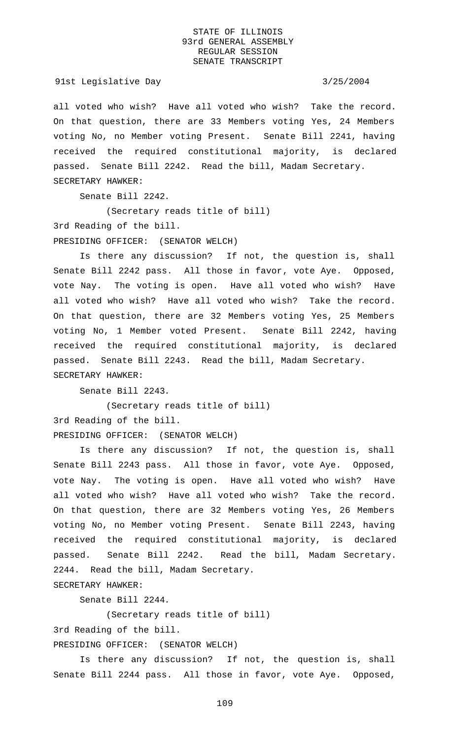all voted who wish? Have all voted who wish? Take the record. On that question, there are 33 Members voting Yes, 24 Members voting No, no Member voting Present. Senate Bill 2241, having received the required constitutional majority, is declared passed. Senate Bill 2242. Read the bill, Madam Secretary.

SECRETARY HAWKER:

Senate Bill 2242.

(Secretary reads title of bill)

3rd Reading of the bill.

PRESIDING OFFICER: (SENATOR WELCH)

Is there any discussion? If not, the question is, shall Senate Bill 2242 pass. All those in favor, vote Aye. Opposed, vote Nay. The voting is open. Have all voted who wish? Have all voted who wish? Have all voted who wish? Take the record. On that question, there are 32 Members voting Yes, 25 Members voting No, 1 Member voted Present. Senate Bill 2242, having received the required constitutional majority, is declared passed. Senate Bill 2243. Read the bill, Madam Secretary.

SECRETARY HAWKER:

Senate Bill 2243.

(Secretary reads title of bill)

3rd Reading of the bill.

PRESIDING OFFICER: (SENATOR WELCH)

Is there any discussion? If not, the question is, shall Senate Bill 2243 pass. All those in favor, vote Aye. Opposed, vote Nay. The voting is open. Have all voted who wish? Have all voted who wish? Have all voted who wish? Take the record. On that question, there are 32 Members voting Yes, 26 Members voting No, no Member voting Present. Senate Bill 2243, having received the required constitutional majority, is declared passed. Senate Bill 2242. Read the bill, Madam Secretary. 2244. Read the bill, Madam Secretary.

SECRETARY HAWKER:

Senate Bill 2244.

(Secretary reads title of bill)

3rd Reading of the bill.

PRESIDING OFFICER: (SENATOR WELCH)

Is there any discussion? If not, the question is, shall Senate Bill 2244 pass. All those in favor, vote Aye. Opposed,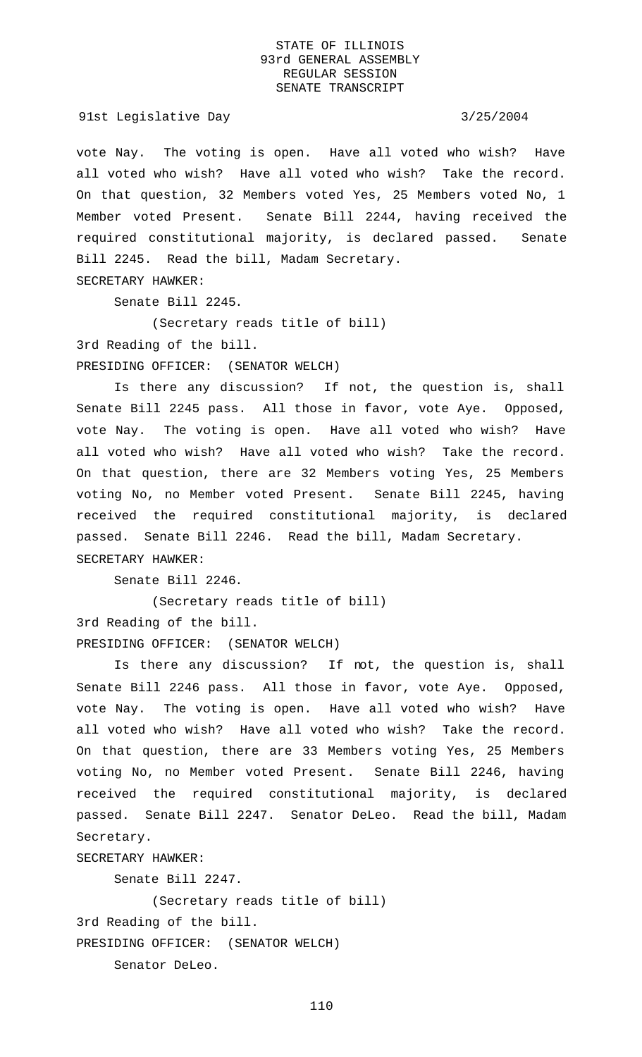vote Nay. The voting is open. Have all voted who wish? Have all voted who wish? Have all voted who wish? Take the record. On that question, 32 Members voted Yes, 25 Members voted No, 1 Member voted Present. Senate Bill 2244, having received the required constitutional majority, is declared passed. Senate Bill 2245. Read the bill, Madam Secretary.

SECRETARY HAWKER:

Senate Bill 2245.

(Secretary reads title of bill)

3rd Reading of the bill.

PRESIDING OFFICER: (SENATOR WELCH)

Is there any discussion? If not, the question is, shall Senate Bill 2245 pass. All those in favor, vote Aye. Opposed, vote Nay. The voting is open. Have all voted who wish? Have all voted who wish? Have all voted who wish? Take the record. On that question, there are 32 Members voting Yes, 25 Members voting No, no Member voted Present. Senate Bill 2245, having received the required constitutional majority, is declared passed. Senate Bill 2246. Read the bill, Madam Secretary.

SECRETARY HAWKER:

Senate Bill 2246.

(Secretary reads title of bill)

3rd Reading of the bill.

PRESIDING OFFICER: (SENATOR WELCH)

Is there any discussion? If not, the question is, shall Senate Bill 2246 pass. All those in favor, vote Aye. Opposed, vote Nay. The voting is open. Have all voted who wish? Have all voted who wish? Have all voted who wish? Take the record. On that question, there are 33 Members voting Yes, 25 Members voting No, no Member voted Present. Senate Bill 2246, having received the required constitutional majority, is declared passed. Senate Bill 2247. Senator DeLeo. Read the bill, Madam Secretary.

SECRETARY HAWKER:

Senate Bill 2247.

(Secretary reads title of bill)

3rd Reading of the bill.

PRESIDING OFFICER: (SENATOR WELCH)

Senator DeLeo.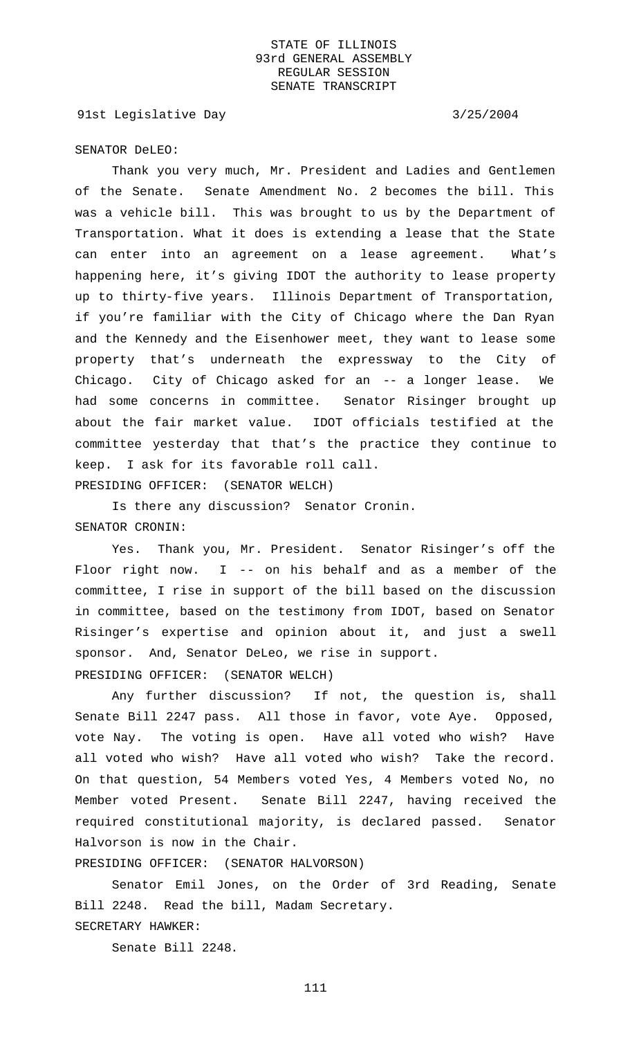SENATOR DeLEO:

Thank you very much, Mr. President and Ladies and Gentlemen of the Senate. Senate Amendment No. 2 becomes the bill. This was a vehicle bill. This was brought to us by the Department of Transportation. What it does is extending a lease that the State can enter into an agreement on a lease agreement. What's happening here, it's giving IDOT the authority to lease property up to thirty-five years. Illinois Department of Transportation, if you're familiar with the City of Chicago where the Dan Ryan and the Kennedy and the Eisenhower meet, they want to lease some property that's underneath the expressway to the City of Chicago. City of Chicago asked for an -- a longer lease. We had some concerns in committee. Senator Risinger brought up about the fair market value. IDOT officials testified at the committee yesterday that that's the practice they continue to keep. I ask for its favorable roll call.

PRESIDING OFFICER: (SENATOR WELCH)

Is there any discussion? Senator Cronin.

SENATOR CRONIN:

Yes. Thank you, Mr. President. Senator Risinger's off the Floor right now. I -- on his behalf and as a member of the committee, I rise in support of the bill based on the discussion in committee, based on the testimony from IDOT, based on Senator Risinger's expertise and opinion about it, and just a swell sponsor. And, Senator DeLeo, we rise in support.

PRESIDING OFFICER: (SENATOR WELCH)

Any further discussion? If not, the question is, shall Senate Bill 2247 pass. All those in favor, vote Aye. Opposed, vote Nay. The voting is open. Have all voted who wish? Have all voted who wish? Have all voted who wish? Take the record. On that question, 54 Members voted Yes, 4 Members voted No, no Member voted Present. Senate Bill 2247, having received the required constitutional majority, is declared passed. Senator Halvorson is now in the Chair.

PRESIDING OFFICER: (SENATOR HALVORSON)

Senator Emil Jones, on the Order of 3rd Reading, Senate Bill 2248. Read the bill, Madam Secretary.

SECRETARY HAWKER:

Senate Bill 2248.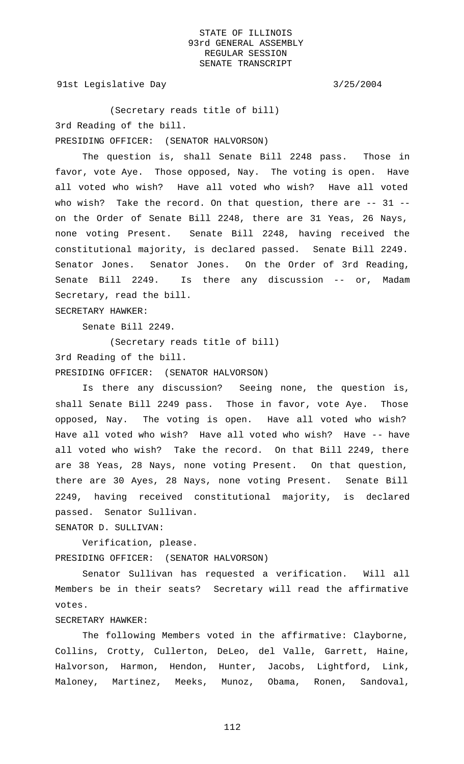(Secretary reads title of bill)

3rd Reading of the bill.

PRESIDING OFFICER: (SENATOR HALVORSON)

The question is, shall Senate Bill 2248 pass. Those in favor, vote Aye. Those opposed, Nay. The voting is open. Have all voted who wish? Have all voted who wish? Have all voted who wish? Take the record. On that question, there are -- 31 -- on the Order of Senate Bill 2248, there are 31 Yeas, 26 Nays, none voting Present. Senate Bill 2248, having received the constitutional majority, is declared passed. Senate Bill 2249. Senator Jones. Senator Jones. On the Order of 3rd Reading, Senate Bill 2249. Is there any discussion -- or, Madam Secretary, read the bill.

SECRETARY HAWKER:

Senate Bill 2249.

(Secretary reads title of bill)

3rd Reading of the bill.

PRESIDING OFFICER: (SENATOR HALVORSON)

Is there any discussion? Seeing none, the question is, shall Senate Bill 2249 pass. Those in favor, vote Aye. Those opposed, Nay. The voting is open. Have all voted who wish? Have all voted who wish? Have all voted who wish? Have -- have all voted who wish? Take the record. On that Bill 2249, there are 38 Yeas, 28 Nays, none voting Present. On that question, there are 30 Ayes, 28 Nays, none voting Present. Senate Bill 2249, having received constitutional majority, is declared passed. Senator Sullivan.

SENATOR D. SULLIVAN:

Verification, please.

PRESIDING OFFICER: (SENATOR HALVORSON)

Senator Sullivan has requested a verification. Will all Members be in their seats? Secretary will read the affirmative votes.

SECRETARY HAWKER:

The following Members voted in the affirmative: Clayborne, Collins, Crotty, Cullerton, DeLeo, del Valle, Garrett, Haine, Halvorson, Harmon, Hendon, Hunter, Jacobs, Lightford, Link, Maloney, Martinez, Meeks, Munoz, Obama, Ronen, Sandoval,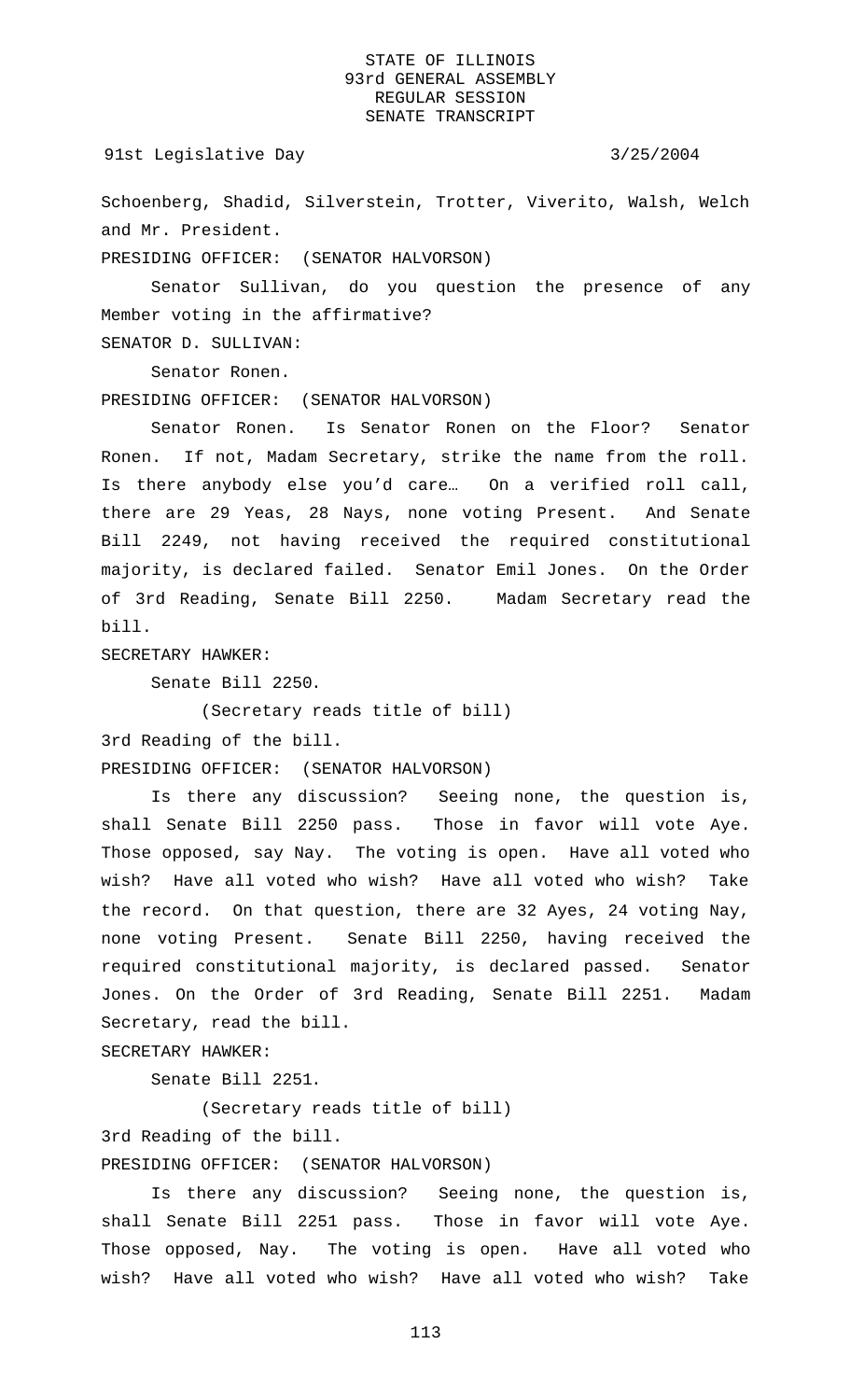Schoenberg, Shadid, Silverstein, Trotter, Viverito, Walsh, Welch and Mr. President.

PRESIDING OFFICER: (SENATOR HALVORSON)

Senator Sullivan, do you question the presence of any Member voting in the affirmative?

SENATOR D. SULLIVAN:

Senator Ronen.

PRESIDING OFFICER: (SENATOR HALVORSON)

Senator Ronen. Is Senator Ronen on the Floor? Senator Ronen. If not, Madam Secretary, strike the name from the roll. Is there anybody else you'd care… On a verified roll call, there are 29 Yeas, 28 Nays, none voting Present. And Senate Bill 2249, not having received the required constitutional majority, is declared failed. Senator Emil Jones. On the Order of 3rd Reading, Senate Bill 2250. Madam Secretary read the bill.

SECRETARY HAWKER:

Senate Bill 2250.

(Secretary reads title of bill)

3rd Reading of the bill.

PRESIDING OFFICER: (SENATOR HALVORSON)

Is there any discussion? Seeing none, the question is, shall Senate Bill 2250 pass. Those in favor will vote Aye. Those opposed, say Nay. The voting is open. Have all voted who wish? Have all voted who wish? Have all voted who wish? Take the record. On that question, there are 32 Ayes, 24 voting Nay, none voting Present. Senate Bill 2250, having received the required constitutional majority, is declared passed. Senator Jones. On the Order of 3rd Reading, Senate Bill 2251. Madam Secretary, read the bill.

SECRETARY HAWKER:

Senate Bill 2251.

(Secretary reads title of bill)

3rd Reading of the bill.

PRESIDING OFFICER: (SENATOR HALVORSON)

Is there any discussion? Seeing none, the question is, shall Senate Bill 2251 pass. Those in favor will vote Aye. Those opposed, Nay. The voting is open. Have all voted who wish? Have all voted who wish? Have all voted who wish? Take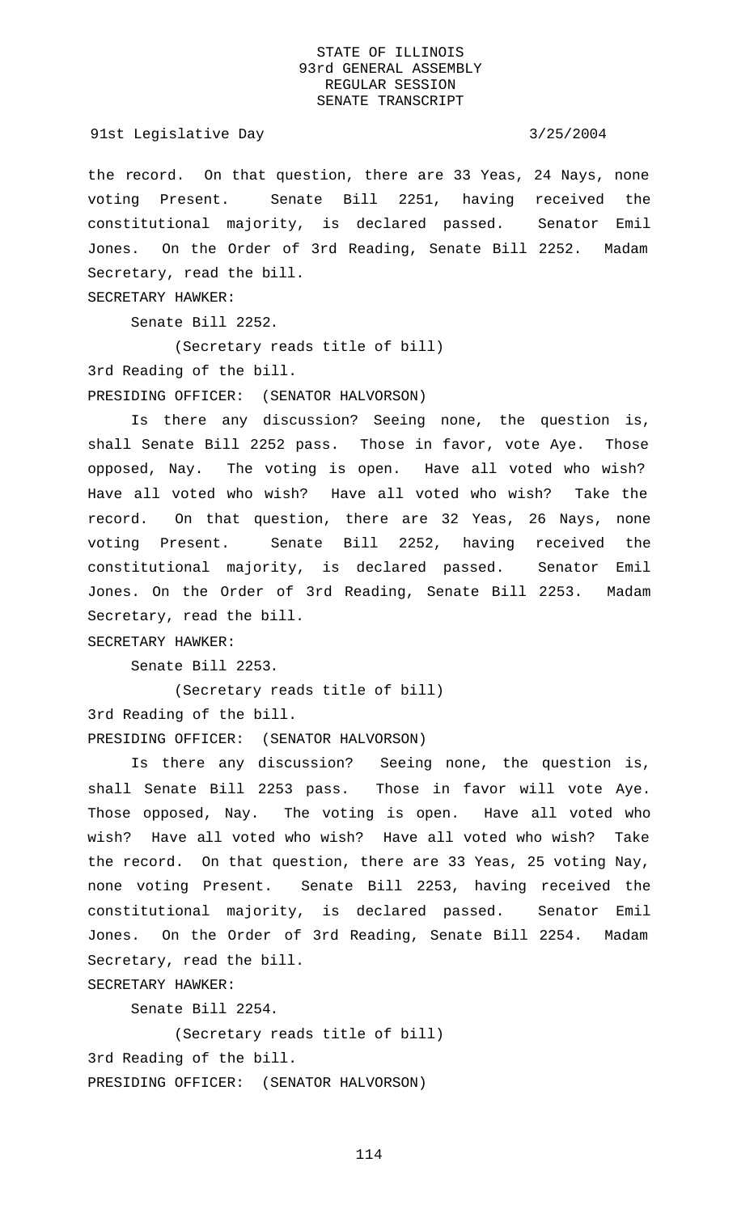the record. On that question, there are 33 Yeas, 24 Nays, none voting Present. Senate Bill 2251, having received the constitutional majority, is declared passed. Senator Emil Jones. On the Order of 3rd Reading, Senate Bill 2252. Madam Secretary, read the bill.

SECRETARY HAWKER:

Senate Bill 2252.

(Secretary reads title of bill)

3rd Reading of the bill.

PRESIDING OFFICER: (SENATOR HALVORSON)

Is there any discussion? Seeing none, the question is, shall Senate Bill 2252 pass. Those in favor, vote Aye. Those opposed, Nay. The voting is open. Have all voted who wish? Have all voted who wish? Have all voted who wish? Take the record. On that question, there are 32 Yeas, 26 Nays, none voting Present. Senate Bill 2252, having received the constitutional majority, is declared passed. Senator Emil Jones. On the Order of 3rd Reading, Senate Bill 2253. Madam Secretary, read the bill.

SECRETARY HAWKER:

Senate Bill 2253.

(Secretary reads title of bill)

3rd Reading of the bill.

PRESIDING OFFICER: (SENATOR HALVORSON)

Is there any discussion? Seeing none, the question is, shall Senate Bill 2253 pass. Those in favor will vote Aye. Those opposed, Nay. The voting is open. Have all voted who wish? Have all voted who wish? Have all voted who wish? Take the record. On that question, there are 33 Yeas, 25 voting Nay, none voting Present. Senate Bill 2253, having received the constitutional majority, is declared passed. Senator Emil Jones. On the Order of 3rd Reading, Senate Bill 2254. Madam Secretary, read the bill.

SECRETARY HAWKER:

Senate Bill 2254.

(Secretary reads title of bill)

3rd Reading of the bill.

PRESIDING OFFICER: (SENATOR HALVORSON)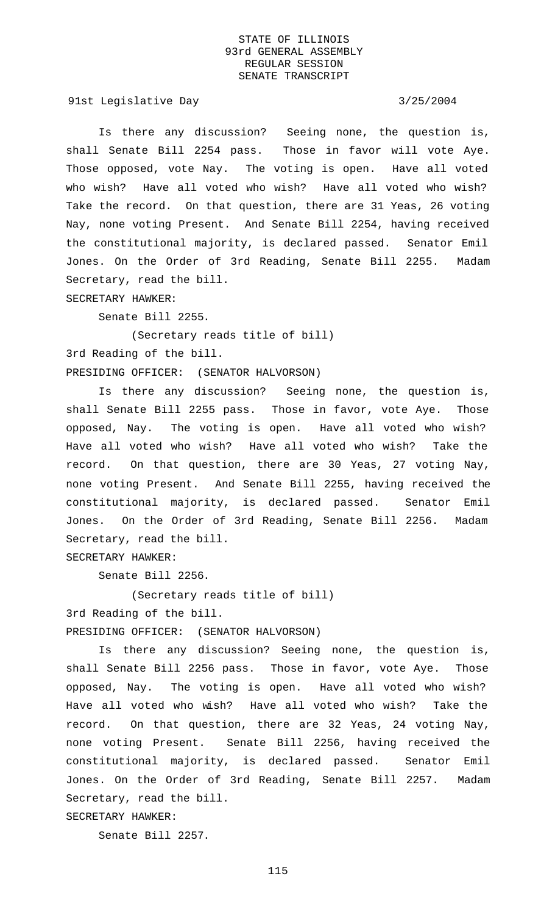Is there any discussion? Seeing none, the question is, shall Senate Bill 2254 pass. Those in favor will vote Aye. Those opposed, vote Nay. The voting is open. Have all voted who wish? Have all voted who wish? Have all voted who wish? Take the record. On that question, there are 31 Yeas, 26 voting Nay, none voting Present. And Senate Bill 2254, having received the constitutional majority, is declared passed. Senator Emil Jones. On the Order of 3rd Reading, Senate Bill 2255. Madam Secretary, read the bill.

SECRETARY HAWKER:

Senate Bill 2255.

(Secretary reads title of bill)

3rd Reading of the bill.

PRESIDING OFFICER: (SENATOR HALVORSON)

Is there any discussion? Seeing none, the question is, shall Senate Bill 2255 pass. Those in favor, vote Aye. Those opposed, Nay. The voting is open. Have all voted who wish? Have all voted who wish? Have all voted who wish? Take the record. On that question, there are 30 Yeas, 27 voting Nay, none voting Present. And Senate Bill 2255, having received the constitutional majority, is declared passed. Senator Emil Jones. On the Order of 3rd Reading, Senate Bill 2256. Madam Secretary, read the bill.

SECRETARY HAWKER:

Senate Bill 2256.

(Secretary reads title of bill)

3rd Reading of the bill.

PRESIDING OFFICER: (SENATOR HALVORSON)

Is there any discussion? Seeing none, the question is, shall Senate Bill 2256 pass. Those in favor, vote Aye. Those opposed, Nay. The voting is open. Have all voted who wish? Have all voted who wish? Have all voted who wish? Take the record. On that question, there are 32 Yeas, 24 voting Nay, none voting Present. Senate Bill 2256, having received the constitutional majority, is declared passed. Senator Emil Jones. On the Order of 3rd Reading, Senate Bill 2257. Madam Secretary, read the bill.

SECRETARY HAWKER:

Senate Bill 2257.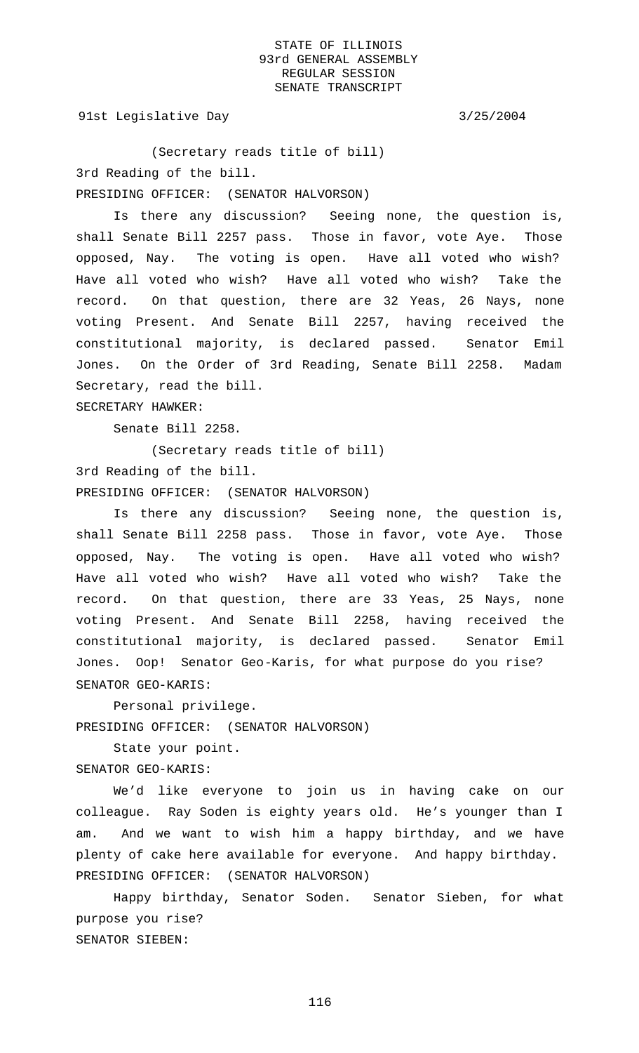(Secretary reads title of bill)

3rd Reading of the bill.

PRESIDING OFFICER: (SENATOR HALVORSON)

Is there any discussion? Seeing none, the question is, shall Senate Bill 2257 pass. Those in favor, vote Aye. Those opposed, Nay. The voting is open. Have all voted who wish? Have all voted who wish? Have all voted who wish? Take the record. On that question, there are 32 Yeas, 26 Nays, none voting Present. And Senate Bill 2257, having received the constitutional majority, is declared passed. Senator Emil Jones. On the Order of 3rd Reading, Senate Bill 2258. Madam Secretary, read the bill.

SECRETARY HAWKER:

Senate Bill 2258.

(Secretary reads title of bill)

3rd Reading of the bill.

PRESIDING OFFICER: (SENATOR HALVORSON)

Is there any discussion? Seeing none, the question is, shall Senate Bill 2258 pass. Those in favor, vote Aye. Those opposed, Nay. The voting is open. Have all voted who wish? Have all voted who wish? Have all voted who wish? Take the record. On that question, there are 33 Yeas, 25 Nays, none voting Present. And Senate Bill 2258, having received the constitutional majority, is declared passed. Senator Emil Jones. Oop! Senator Geo-Karis, for what purpose do you rise?

SENATOR GEO-KARIS:

Personal privilege.

PRESIDING OFFICER: (SENATOR HALVORSON)

State your point.

SENATOR GEO-KARIS:

We'd like everyone to join us in having cake on our colleague. Ray Soden is eighty years old. He's younger than I am. And we want to wish him a happy birthday, and we have plenty of cake here available for everyone. And happy birthday.

PRESIDING OFFICER: (SENATOR HALVORSON)

Happy birthday, Senator Soden. Senator Sieben, for what purpose you rise?

SENATOR SIEBEN: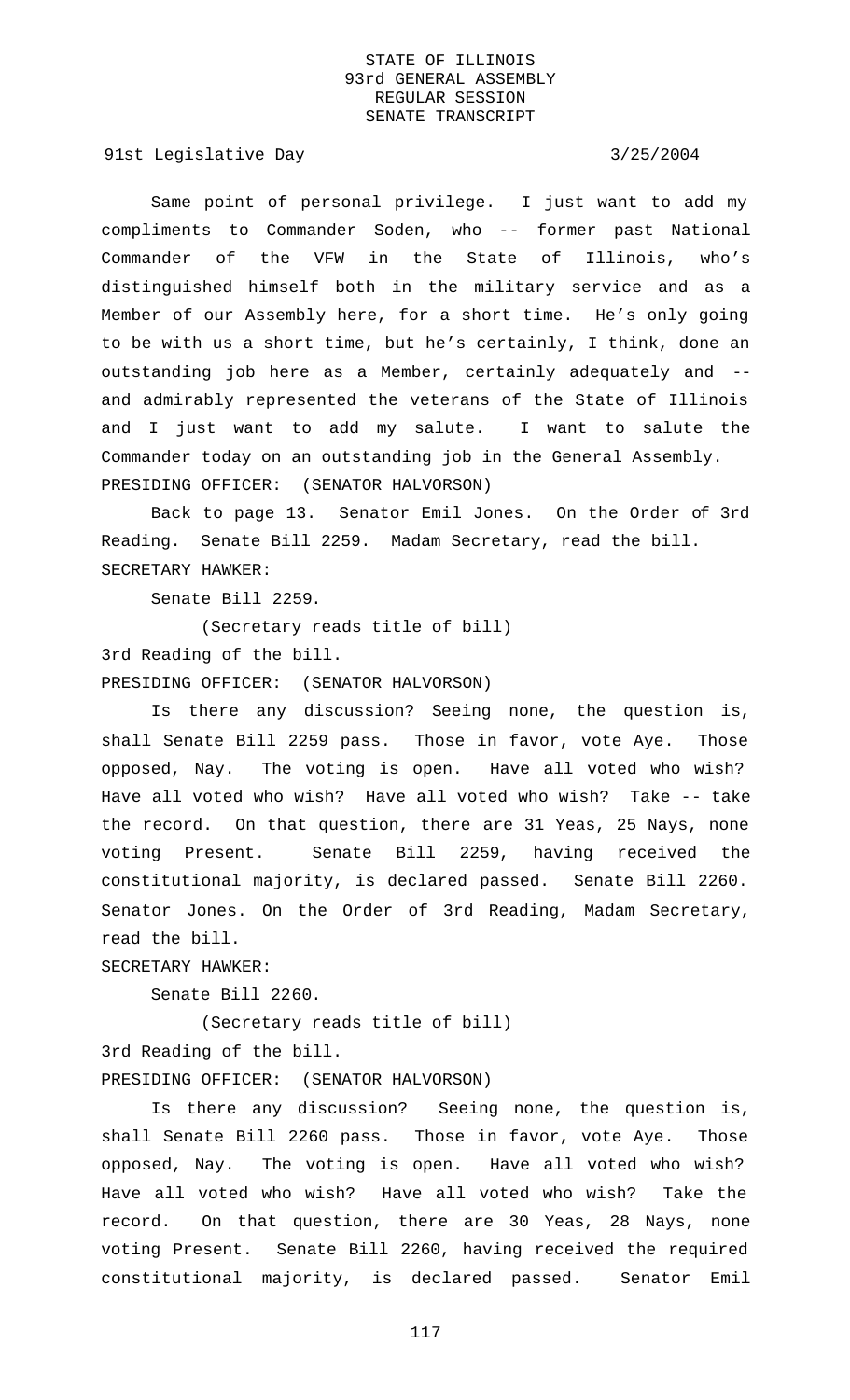Same point of personal privilege. I just want to add my compliments to Commander Soden, who -- former past National Commander of the VFW in the State of Illinois, who's distinguished himself both in the military service and as a Member of our Assembly here, for a short time. He's only going to be with us a short time, but he's certainly, I think, done an outstanding job here as a Member, certainly adequately and -- and admirably represented the veterans of the State of Illinois and I just want to add my salute. I want to salute the Commander today on an outstanding job in the General Assembly.

PRESIDING OFFICER: (SENATOR HALVORSON)

Back to page 13. Senator Emil Jones. On the Order of 3rd Reading. Senate Bill 2259. Madam Secretary, read the bill.

SECRETARY HAWKER:

Senate Bill 2259.

(Secretary reads title of bill)

3rd Reading of the bill.

PRESIDING OFFICER: (SENATOR HALVORSON)

Is there any discussion? Seeing none, the question is, shall Senate Bill 2259 pass. Those in favor, vote Aye. Those opposed, Nay. The voting is open. Have all voted who wish? Have all voted who wish? Have all voted who wish? Take -- take the record. On that question, there are 31 Yeas, 25 Nays, none voting Present. Senate Bill 2259, having received the constitutional majority, is declared passed. Senate Bill 2260. Senator Jones. On the Order of 3rd Reading, Madam Secretary, read the bill.

SECRETARY HAWKER:

Senate Bill 2260.

(Secretary reads title of bill)

3rd Reading of the bill.

PRESIDING OFFICER: (SENATOR HALVORSON)

Is there any discussion? Seeing none, the question is, shall Senate Bill 2260 pass. Those in favor, vote Aye. Those opposed, Nay. The voting is open. Have all voted who wish? Have all voted who wish? Have all voted who wish? Take the record. On that question, there are 30 Yeas, 28 Nays, none voting Present. Senate Bill 2260, having received the required constitutional majority, is declared passed. Senator Emil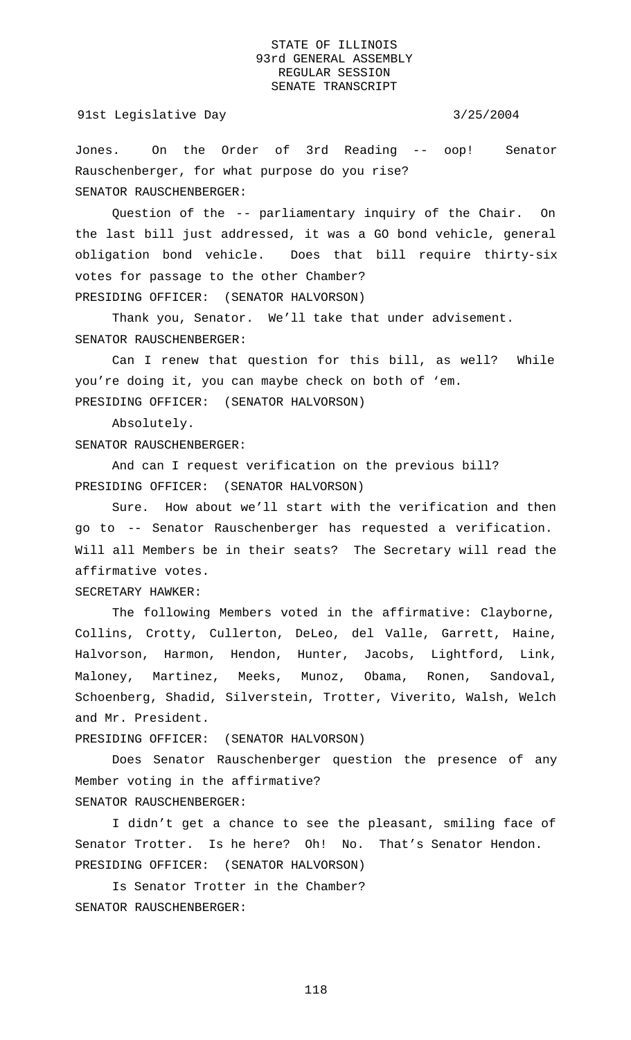Jones. On the Order of 3rd Reading -- oop! Senator Rauschenberger, for what purpose do you rise?

SENATOR RAUSCHENBERGER:

Question of the -- parliamentary inquiry of the Chair. On the last bill just addressed, it was a GO bond vehicle, general obligation bond vehicle. Does that bill require thirty-six votes for passage to the other Chamber?

PRESIDING OFFICER: (SENATOR HALVORSON)

Thank you, Senator. We'll take that under advisement.

SENATOR RAUSCHENBERGER:

Can I renew that question for this bill, as well? While you're doing it, you can maybe check on both of 'em.

PRESIDING OFFICER: (SENATOR HALVORSON)

Absolutely.

SENATOR RAUSCHENBERGER:

And can I request verification on the previous bill?

PRESIDING OFFICER: (SENATOR HALVORSON)

Sure. How about we'll start with the verification and then go to -- Senator Rauschenberger has requested a verification. Will all Members be in their seats? The Secretary will read the affirmative votes.

SECRETARY HAWKER:

The following Members voted in the affirmative: Clayborne, Collins, Crotty, Cullerton, DeLeo, del Valle, Garrett, Haine, Halvorson, Harmon, Hendon, Hunter, Jacobs, Lightford, Link, Maloney, Martinez, Meeks, Munoz, Obama, Ronen, Sandoval, Schoenberg, Shadid, Silverstein, Trotter, Viverito, Walsh, Welch and Mr. President.

PRESIDING OFFICER: (SENATOR HALVORSON)

Does Senator Rauschenberger question the presence of any Member voting in the affirmative?

SENATOR RAUSCHENBERGER:

I didn't get a chance to see the pleasant, smiling face of Senator Trotter. Is he here? Oh! No. That's Senator Hendon.

PRESIDING OFFICER: (SENATOR HALVORSON)

Is Senator Trotter in the Chamber?

SENATOR RAUSCHENBERGER: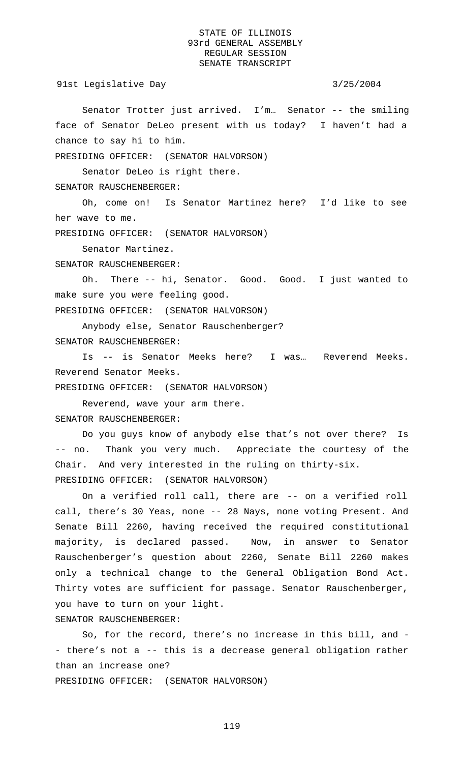Senator Trotter just arrived. I'm… Senator -- the smiling face of Senator DeLeo present with us today? I haven't had a chance to say hi to him.

PRESIDING OFFICER: (SENATOR HALVORSON)

Senator DeLeo is right there.

SENATOR RAUSCHENBERGER:

Oh, come on! Is Senator Martinez here? I'd like to see her wave to me.

PRESIDING OFFICER: (SENATOR HALVORSON)

Senator Martinez.

SENATOR RAUSCHENBERGER:

Oh. There -- hi, Senator. Good. Good. I just wanted to make sure you were feeling good.

PRESIDING OFFICER: (SENATOR HALVORSON)

Anybody else, Senator Rauschenberger?

SENATOR RAUSCHENBERGER:

Is -- is Senator Meeks here? I was… Reverend Meeks. Reverend Senator Meeks.

PRESIDING OFFICER: (SENATOR HALVORSON)

Reverend, wave your arm there.

SENATOR RAUSCHENBERGER:

Do you guys know of anybody else that's not over there? Is -- no. Thank you very much. Appreciate the courtesy of the Chair. And very interested in the ruling on thirty-six.

PRESIDING OFFICER: (SENATOR HALVORSON)

On a verified roll call, there are -- on a verified roll call, there's 30 Yeas, none -- 28 Nays, none voting Present. And Senate Bill 2260, having received the required constitutional majority, is declared passed. Now, in answer to Senator Rauschenberger's question about 2260, Senate Bill 2260 makes only a technical change to the General Obligation Bond Act. Thirty votes are sufficient for passage. Senator Rauschenberger, you have to turn on your light.

SENATOR RAUSCHENBERGER:

So, for the record, there's no increase in this bill, and -- there's not a -- this is a decrease general obligation rather than an increase one?

PRESIDING OFFICER: (SENATOR HALVORSON)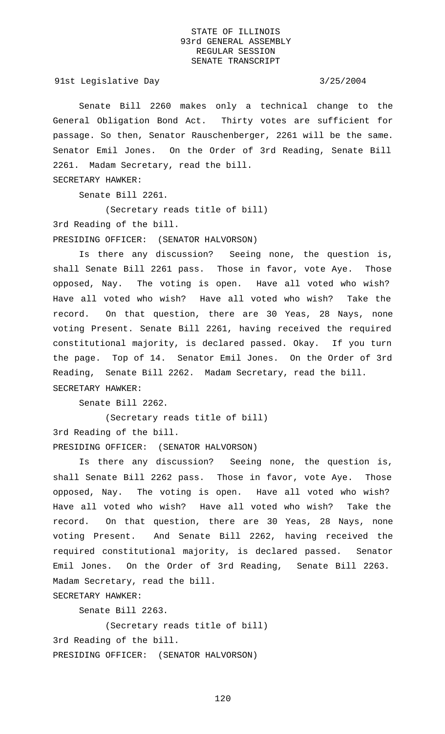Senate Bill 2260 makes only a technical change to the General Obligation Bond Act. Thirty votes are sufficient for passage. So then, Senator Rauschenberger, 2261 will be the same. Senator Emil Jones. On the Order of 3rd Reading, Senate Bill 2261. Madam Secretary, read the bill.

SECRETARY HAWKER:

Senate Bill 2261.

(Secretary reads title of bill)

3rd Reading of the bill.

PRESIDING OFFICER: (SENATOR HALVORSON)

Is there any discussion? Seeing none, the question is, shall Senate Bill 2261 pass. Those in favor, vote Aye. Those opposed, Nay. The voting is open. Have all voted who wish? Have all voted who wish? Have all voted who wish? Take the record. On that question, there are 30 Yeas, 28 Nays, none voting Present. Senate Bill 2261, having received the required constitutional majority, is declared passed. Okay. If you turn the page. Top of 14. Senator Emil Jones. On the Order of 3rd Reading, Senate Bill 2262. Madam Secretary, read the bill.

SECRETARY HAWKER:

Senate Bill 2262.

(Secretary reads title of bill)

3rd Reading of the bill.

PRESIDING OFFICER: (SENATOR HALVORSON)

Is there any discussion? Seeing none, the question is, shall Senate Bill 2262 pass. Those in favor, vote Aye. Those opposed, Nay. The voting is open. Have all voted who wish? Have all voted who wish? Have all voted who wish? Take the record. On that question, there are 30 Yeas, 28 Nays, none voting Present. And Senate Bill 2262, having received the required constitutional majority, is declared passed. Senator Emil Jones. On the Order of 3rd Reading, Senate Bill 2263. Madam Secretary, read the bill.

SECRETARY HAWKER:

Senate Bill 2263.

(Secretary reads title of bill)

3rd Reading of the bill.

PRESIDING OFFICER: (SENATOR HALVORSON)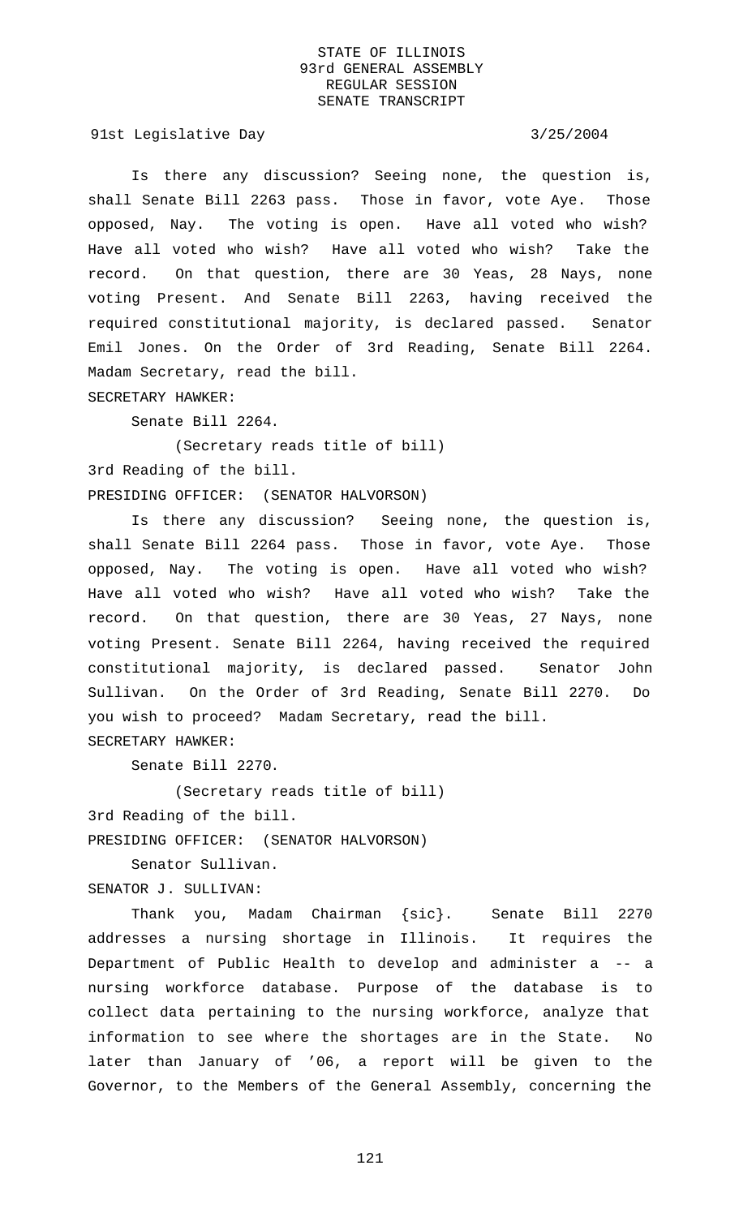Is there any discussion? Seeing none, the question is, shall Senate Bill 2263 pass. Those in favor, vote Aye. Those opposed, Nay. The voting is open. Have all voted who wish? Have all voted who wish? Have all voted who wish? Take the record. On that question, there are 30 Yeas, 28 Nays, none voting Present. And Senate Bill 2263, having received the required constitutional majority, is declared passed. Senator Emil Jones. On the Order of 3rd Reading, Senate Bill 2264. Madam Secretary, read the bill.

SECRETARY HAWKER:

Senate Bill 2264.

(Secretary reads title of bill)

3rd Reading of the bill.

PRESIDING OFFICER: (SENATOR HALVORSON)

Is there any discussion? Seeing none, the question is, shall Senate Bill 2264 pass. Those in favor, vote Aye. Those opposed, Nay. The voting is open. Have all voted who wish? Have all voted who wish? Have all voted who wish? Take the record. On that question, there are 30 Yeas, 27 Nays, none voting Present. Senate Bill 2264, having received the required constitutional majority, is declared passed. Senator John Sullivan. On the Order of 3rd Reading, Senate Bill 2270. Do you wish to proceed? Madam Secretary, read the bill.

SECRETARY HAWKER:

Senate Bill 2270.

(Secretary reads title of bill)

3rd Reading of the bill.

PRESIDING OFFICER: (SENATOR HALVORSON)

Senator Sullivan.

SENATOR J. SULLIVAN:

Thank you, Madam Chairman {sic}. Senate Bill 2270 addresses a nursing shortage in Illinois. It requires the Department of Public Health to develop and administer a -- a nursing workforce database. Purpose of the database is to collect data pertaining to the nursing workforce, analyze that information to see where the shortages are in the State. No later than January of '06, a report will be given to the Governor, to the Members of the General Assembly, concerning the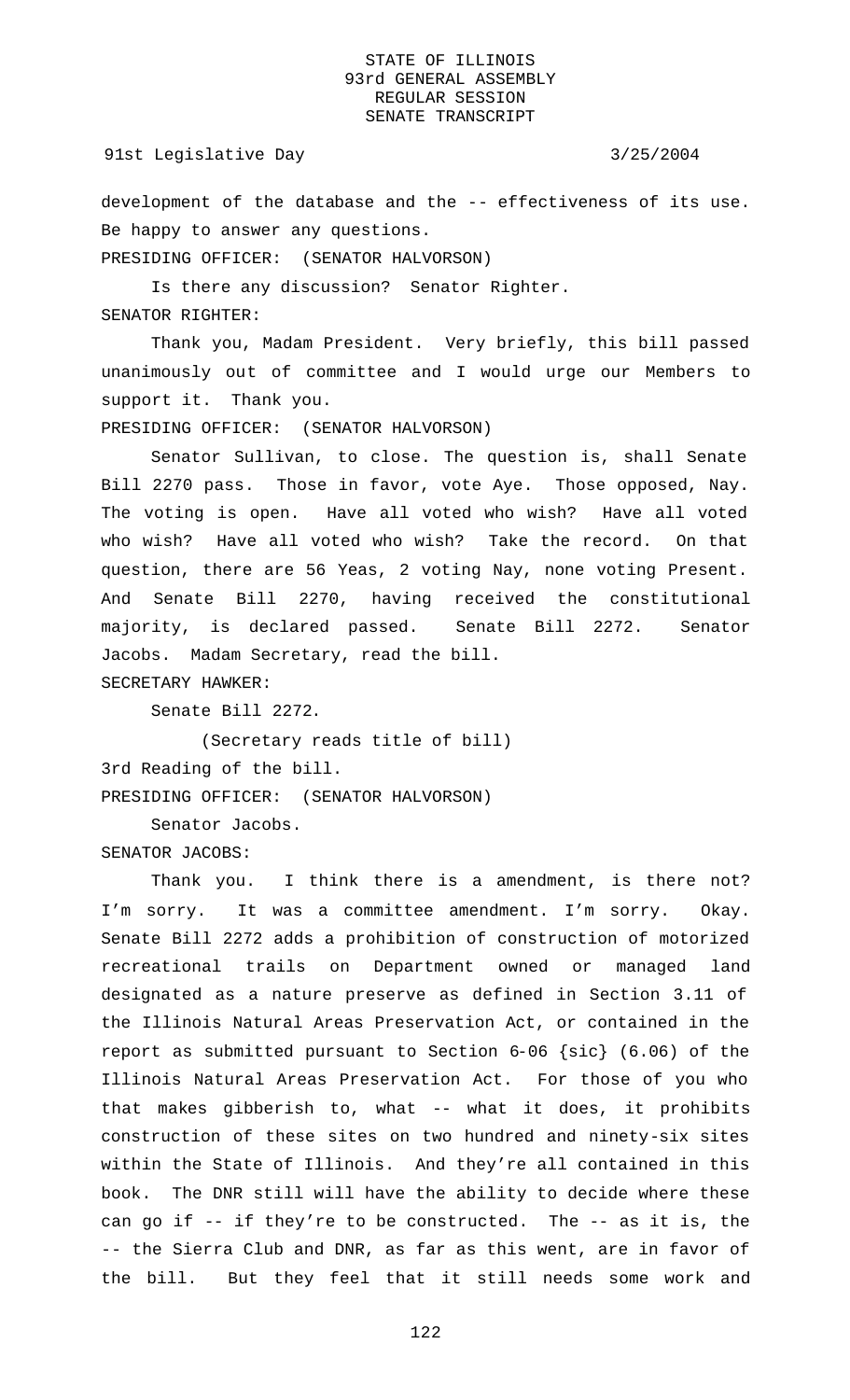development of the database and the -- effectiveness of its use. Be happy to answer any questions.

PRESIDING OFFICER: (SENATOR HALVORSON)

Is there any discussion? Senator Righter.

SENATOR RIGHTER:

Thank you, Madam President. Very briefly, this bill passed unanimously out of committee and I would urge our Members to support it. Thank you.

PRESIDING OFFICER: (SENATOR HALVORSON)

Senator Sullivan, to close. The question is, shall Senate Bill 2270 pass. Those in favor, vote Aye. Those opposed, Nay. The voting is open. Have all voted who wish? Have all voted who wish? Have all voted who wish? Take the record. On that question, there are 56 Yeas, 2 voting Nay, none voting Present. And Senate Bill 2270, having received the constitutional majority, is declared passed. Senate Bill 2272. Senator Jacobs. Madam Secretary, read the bill.

SECRETARY HAWKER:

Senate Bill 2272.

(Secretary reads title of bill)

3rd Reading of the bill.

PRESIDING OFFICER: (SENATOR HALVORSON)

Senator Jacobs.

SENATOR JACOBS:

Thank you. I think there is a amendment, is there not? I'm sorry. It was a committee amendment. I'm sorry. Okay. Senate Bill 2272 adds a prohibition of construction of motorized recreational trails on Department owned or managed land designated as a nature preserve as defined in Section 3.11 of the Illinois Natural Areas Preservation Act, or contained in the report as submitted pursuant to Section 6-06 {sic} (6.06) of the Illinois Natural Areas Preservation Act. For those of you who that makes gibberish to, what -- what it does, it prohibits construction of these sites on two hundred and ninety-six sites within the State of Illinois. And they're all contained in this book. The DNR still will have the ability to decide where these can go if -- if they're to be constructed. The -- as it is, the -- the Sierra Club and DNR, as far as this went, are in favor of the bill. But they feel that it still needs some work and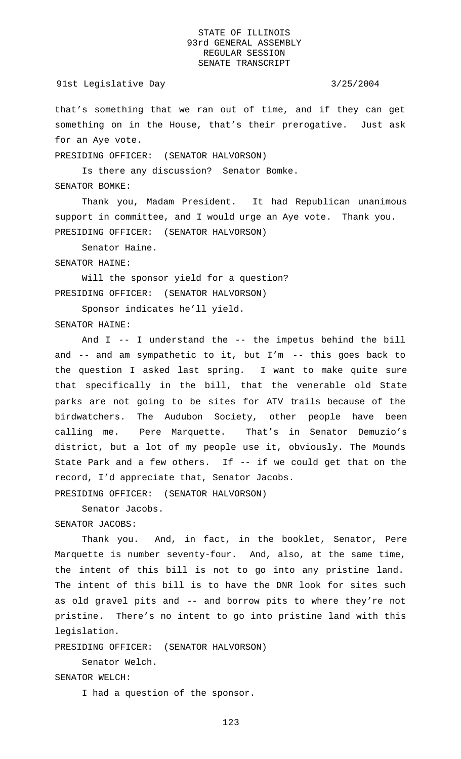that's something that we ran out of time, and if they can get something on in the House, that's their prerogative. Just ask for an Aye vote.

PRESIDING OFFICER: (SENATOR HALVORSON)

Is there any discussion? Senator Bomke.

SENATOR BOMKE:

Thank you, Madam President. It had Republican unanimous support in committee, and I would urge an Aye vote. Thank you.

PRESIDING OFFICER: (SENATOR HALVORSON)

Senator Haine.

SENATOR HAINE:

Will the sponsor yield for a question?

PRESIDING OFFICER: (SENATOR HALVORSON)

Sponsor indicates he'll yield.

SENATOR HAINE:

And I -- I understand the -- the impetus behind the bill and -- and am sympathetic to it, but I'm -- this goes back to the question I asked last spring. I want to make quite sure that specifically in the bill, that the venerable old State parks are not going to be sites for ATV trails because of the birdwatchers. The Audubon Society, other people have been calling me. Pere Marquette. That's in Senator Demuzio's district, but a lot of my people use it, obviously. The Mounds State Park and a few others. If -- if we could get that on the record, I'd appreciate that, Senator Jacobs.

PRESIDING OFFICER: (SENATOR HALVORSON)

Senator Jacobs.

SENATOR JACOBS:

Thank you. And, in fact, in the booklet, Senator, Pere Marquette is number seventy-four. And, also, at the same time, the intent of this bill is not to go into any pristine land. The intent of this bill is to have the DNR look for sites such as old gravel pits and -- and borrow pits to where they're not pristine. There's no intent to go into pristine land with this legislation.

PRESIDING OFFICER: (SENATOR HALVORSON)

Senator Welch.

SENATOR WELCH:

I had a question of the sponsor.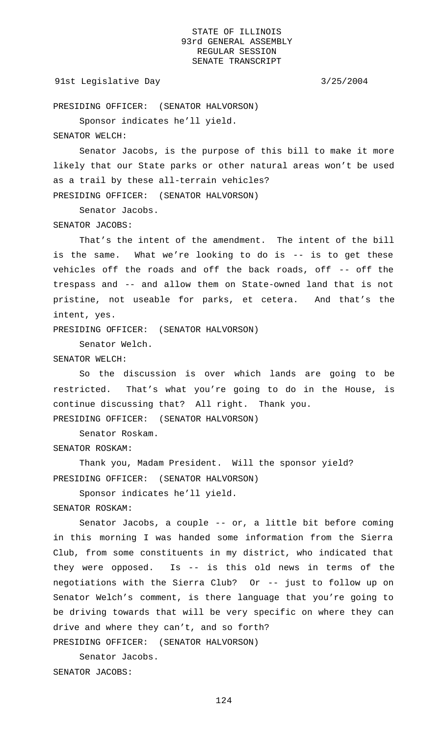PRESIDING OFFICER: (SENATOR HALVORSON)

Sponsor indicates he'll yield.

SENATOR WELCH:

Senator Jacobs, is the purpose of this bill to make it more likely that our State parks or other natural areas won't be used as a trail by these all-terrain vehicles?

PRESIDING OFFICER: (SENATOR HALVORSON)

Senator Jacobs.

SENATOR JACOBS:

That's the intent of the amendment. The intent of the bill is the same. What we're looking to do is -- is to get these vehicles off the roads and off the back roads, off -- off the trespass and -- and allow them on State-owned land that is not pristine, not useable for parks, et cetera. And that's the intent, yes.

PRESIDING OFFICER: (SENATOR HALVORSON)

Senator Welch.

SENATOR WELCH:

So the discussion is over which lands are going to be restricted. That's what you're going to do in the House, is continue discussing that? All right. Thank you.

PRESIDING OFFICER: (SENATOR HALVORSON)

Senator Roskam.

SENATOR ROSKAM:

Thank you, Madam President. Will the sponsor yield?

PRESIDING OFFICER: (SENATOR HALVORSON)

Sponsor indicates he'll yield.

SENATOR ROSKAM:

Senator Jacobs, a couple -- or, a little bit before coming in this morning I was handed some information from the Sierra Club, from some constituents in my district, who indicated that they were opposed. Is -- is this old news in terms of the negotiations with the Sierra Club? Or -- just to follow up on Senator Welch's comment, is there language that you're going to be driving towards that will be very specific on where they can drive and where they can't, and so forth?

PRESIDING OFFICER: (SENATOR HALVORSON)

Senator Jacobs.

SENATOR JACOBS: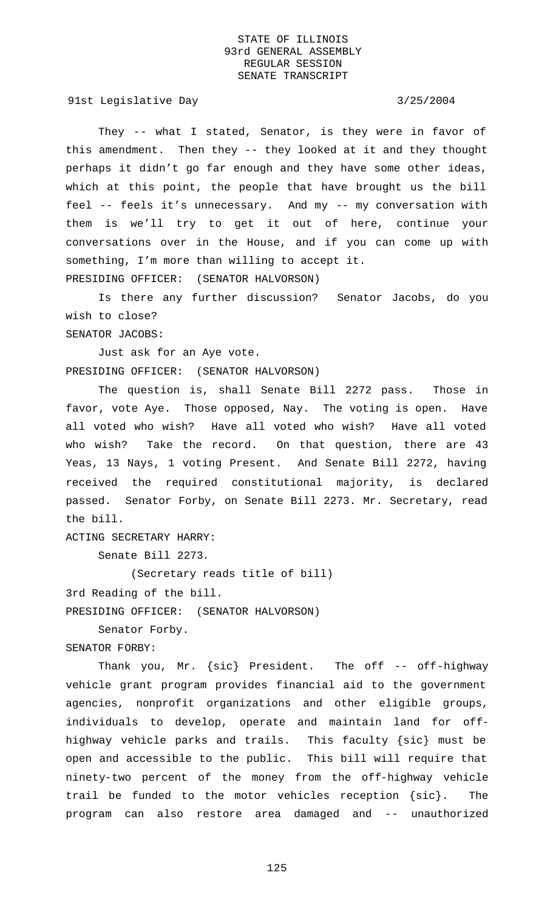They -- what I stated, Senator, is they were in favor of this amendment. Then they -- they looked at it and they thought perhaps it didn't go far enough and they have some other ideas, which at this point, the people that have brought us the bill feel -- feels it's unnecessary. And my -- my conversation with them is we'll try to get it out of here, continue your conversations over in the House, and if you can come up with something, I'm more than willing to accept it.

PRESIDING OFFICER: (SENATOR HALVORSON)

Is there any further discussion? Senator Jacobs, do you wish to close?

SENATOR JACOBS:

Just ask for an Aye vote.

PRESIDING OFFICER: (SENATOR HALVORSON)

The question is, shall Senate Bill 2272 pass. Those in favor, vote Aye. Those opposed, Nay. The voting is open. Have all voted who wish? Have all voted who wish? Have all voted who wish? Take the record. On that question, there are 43 Yeas, 13 Nays, 1 voting Present. And Senate Bill 2272, having received the required constitutional majority, is declared passed. Senator Forby, on Senate Bill 2273. Mr. Secretary, read the bill.

ACTING SECRETARY HARRY:

Senate Bill 2273.

(Secretary reads title of bill)

3rd Reading of the bill.

PRESIDING OFFICER: (SENATOR HALVORSON)

Senator Forby.

SENATOR FORBY:

Thank you, Mr. {sic} President. The off -- off-highway vehicle grant program provides financial aid to the government agencies, nonprofit organizations and other eligible groups, individuals to develop, operate and maintain land for off-highway vehicle parks and trails. This faculty {sic} must be open and accessible to the public. This bill will require that ninety-two percent of the money from the off-highway vehicle trail be funded to the motor vehicles reception {sic}. The program can also restore area damaged and -- unauthorized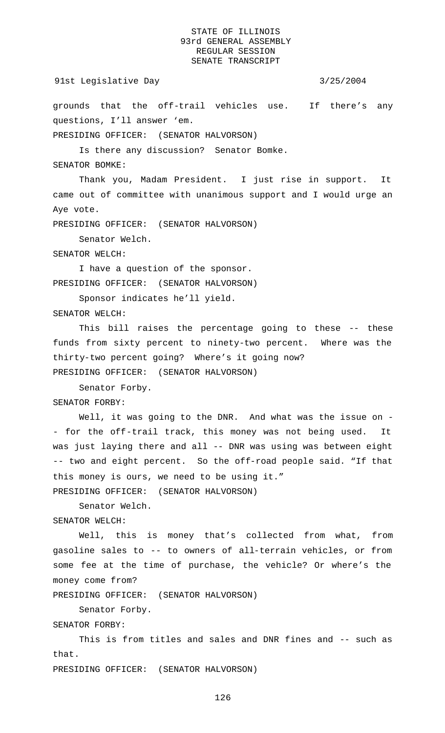grounds that the off-trail vehicles use. If there's any questions, I'll answer 'em.

PRESIDING OFFICER: (SENATOR HALVORSON)

Is there any discussion? Senator Bomke.

SENATOR BOMKE:

Thank you, Madam President. I just rise in support. It came out of committee with unanimous support and I would urge an Aye vote.

PRESIDING OFFICER: (SENATOR HALVORSON)

Senator Welch.

SENATOR WELCH:

I have a question of the sponsor.

PRESIDING OFFICER: (SENATOR HALVORSON)

Sponsor indicates he'll yield.

SENATOR WELCH:

This bill raises the percentage going to these -- these funds from sixty percent to ninety-two percent. Where was the thirty-two percent going? Where's it going now?

PRESIDING OFFICER: (SENATOR HALVORSON)

Senator Forby.

SENATOR FORBY:

Well, it was going to the DNR. And what was the issue on -- for the off-trail track, this money was not being used. It was just laying there and all -- DNR was using was between eight -- two and eight percent. So the off-road people said. "If that this money is ours, we need to be using it."

PRESIDING OFFICER: (SENATOR HALVORSON)

Senator Welch.

SENATOR WELCH:

Well, this is money that's collected from what, from gasoline sales to -- to owners of all-terrain vehicles, or from some fee at the time of purchase, the vehicle? Or where's the money come from?

PRESIDING OFFICER: (SENATOR HALVORSON)

Senator Forby.

SENATOR FORBY:

This is from titles and sales and DNR fines and -- such as that.

PRESIDING OFFICER: (SENATOR HALVORSON)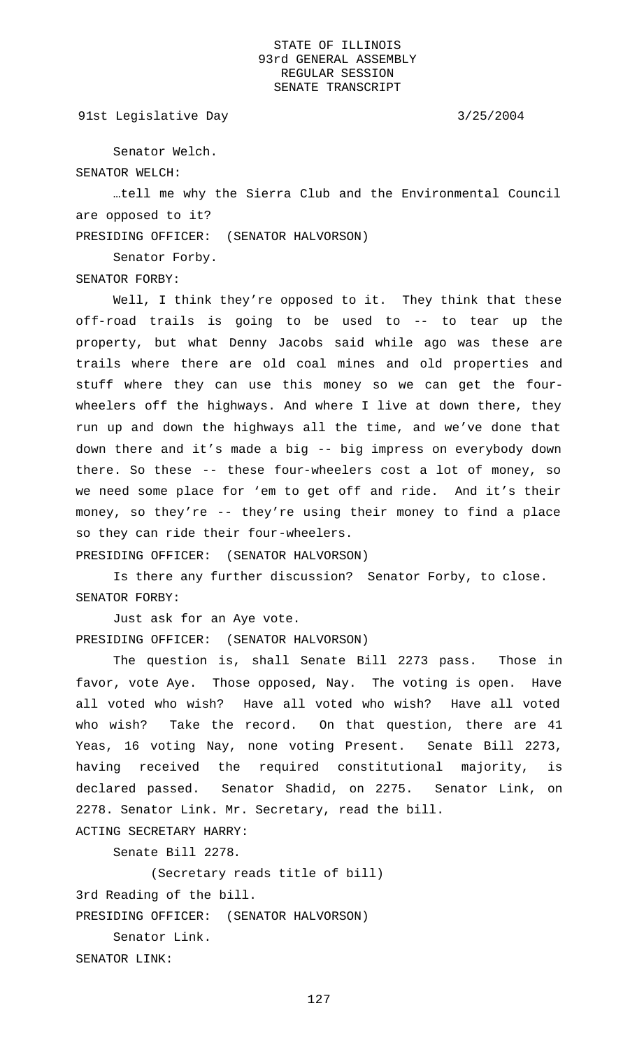Senator Welch.

SENATOR WELCH:

…tell me why the Sierra Club and the Environmental Council are opposed to it?

PRESIDING OFFICER: (SENATOR HALVORSON)

Senator Forby.

SENATOR FORBY:

Well, I think they're opposed to it. They think that these off-road trails is going to be used to -- to tear up the property, but what Denny Jacobs said while ago was these are trails where there are old coal mines and old properties and stuff where they can use this money so we can get the four-wheelers off the highways. And where I live at down there, they run up and down the highways all the time, and we've done that down there and it's made a big -- big impress on everybody down there. So these -- these four-wheelers cost a lot of money, so we need some place for 'em to get off and ride. And it's their money, so they're -- they're using their money to find a place so they can ride their four-wheelers.

PRESIDING OFFICER: (SENATOR HALVORSON)

Is there any further discussion? Senator Forby, to close.

SENATOR FORBY:

Just ask for an Aye vote.

PRESIDING OFFICER: (SENATOR HALVORSON)

The question is, shall Senate Bill 2273 pass. Those in favor, vote Aye. Those opposed, Nay. The voting is open. Have all voted who wish? Have all voted who wish? Have all voted who wish? Take the record. On that question, there are 41 Yeas, 16 voting Nay, none voting Present. Senate Bill 2273, having received the required constitutional majority, is declared passed. Senator Shadid, on 2275. Senator Link, on 2278. Senator Link. Mr. Secretary, read the bill.

ACTING SECRETARY HARRY:

Senate Bill 2278.

(Secretary reads title of bill)

3rd Reading of the bill.

PRESIDING OFFICER: (SENATOR HALVORSON)

Senator Link.

SENATOR LINK: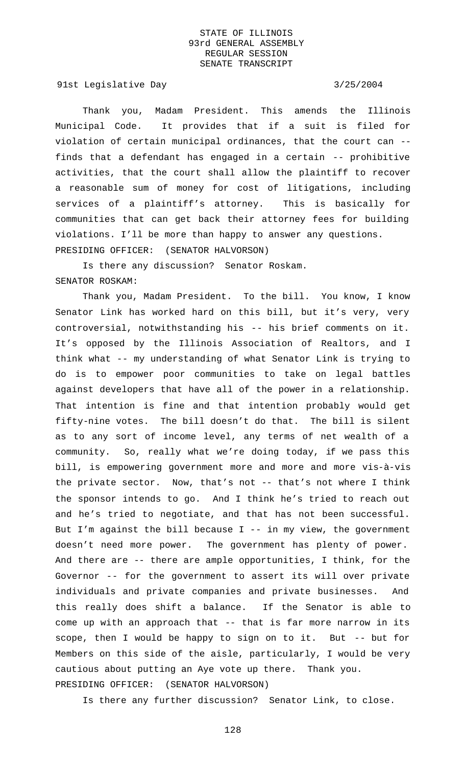Thank you, Madam President. This amends the Illinois Municipal Code. It provides that if a suit is filed for violation of certain municipal ordinances, that the court can -- finds that a defendant has engaged in a certain -- prohibitive activities, that the court shall allow the plaintiff to recover a reasonable sum of money for cost of litigations, including services of a plaintiff's attorney. This is basically for communities that can get back their attorney fees for building violations. I'll be more than happy to answer any questions.

PRESIDING OFFICER: (SENATOR HALVORSON)

Is there any discussion? Senator Roskam.

SENATOR ROSKAM:

Thank you, Madam President. To the bill. You know, I know Senator Link has worked hard on this bill, but it's very, very controversial, notwithstanding his -- his brief comments on it. It's opposed by the Illinois Association of Realtors, and I think what -- my understanding of what Senator Link is trying to do is to empower poor communities to take on legal battles against developers that have all of the power in a relationship. That intention is fine and that intention probably would get fifty-nine votes. The bill doesn't do that. The bill is silent as to any sort of income level, any terms of net wealth of a community. So, really what we're doing today, if we pass this bill, is empowering government more and more and more vis-à-vis the private sector. Now, that's not -- that's not where I think the sponsor intends to go. And I think he's tried to reach out and he's tried to negotiate, and that has not been successful. But I'm against the bill because I -- in my view, the government doesn't need more power. The government has plenty of power. And there are -- there are ample opportunities, I think, for the Governor -- for the government to assert its will over private individuals and private companies and private businesses. And this really does shift a balance. If the Senator is able to come up with an approach that -- that is far more narrow in its scope, then I would be happy to sign on to it. But -- but for Members on this side of the aisle, particularly, I would be very cautious about putting an Aye vote up there. Thank you.

PRESIDING OFFICER: (SENATOR HALVORSON)

Is there any further discussion? Senator Link, to close.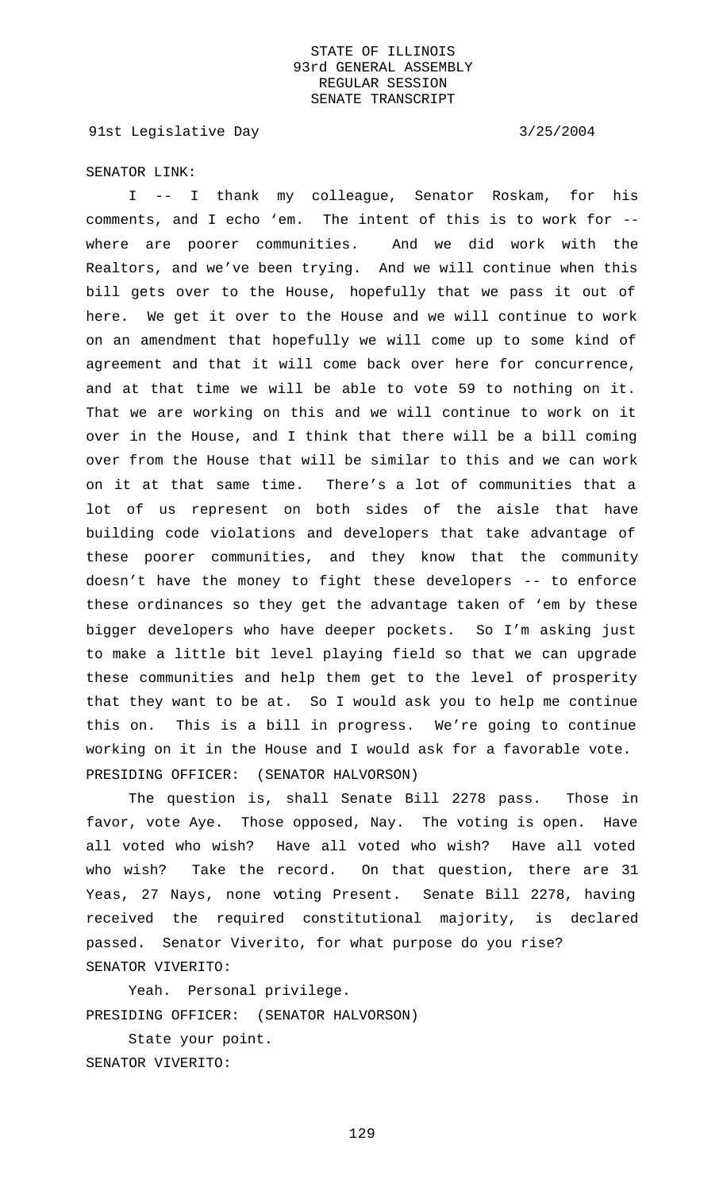SENATOR LINK:

I -- I thank my colleague, Senator Roskam, for his comments, and I echo 'em. The intent of this is to work for -- where are poorer communities. And we did work with the Realtors, and we've been trying. And we will continue when this bill gets over to the House, hopefully that we pass it out of here. We get it over to the House and we will continue to work on an amendment that hopefully we will come up to some kind of agreement and that it will come back over here for concurrence, and at that time we will be able to vote 59 to nothing on it. That we are working on this and we will continue to work on it over in the House, and I think that there will be a bill coming over from the House that will be similar to this and we can work on it at that same time. There's a lot of communities that a lot of us represent on both sides of the aisle that have building code violations and developers that take advantage of these poorer communities, and they know that the community doesn't have the money to fight these developers -- to enforce these ordinances so they get the advantage taken of 'em by these bigger developers who have deeper pockets. So I'm asking just to make a little bit level playing field so that we can upgrade these communities and help them get to the level of prosperity that they want to be at. So I would ask you to help me continue this on. This is a bill in progress. We're going to continue working on it in the House and I would ask for a favorable vote.

PRESIDING OFFICER: (SENATOR HALVORSON)

The question is, shall Senate Bill 2278 pass. Those in favor, vote Aye. Those opposed, Nay. The voting is open. Have all voted who wish? Have all voted who wish? Have all voted who wish? Take the record. On that question, there are 31 Yeas, 27 Nays, none voting Present. Senate Bill 2278, having received the required constitutional majority, is declared passed. Senator Viverito, for what purpose do you rise?

SENATOR VIVERITO:

Yeah. Personal privilege.

PRESIDING OFFICER: (SENATOR HALVORSON)

State your point.

SENATOR VIVERITO: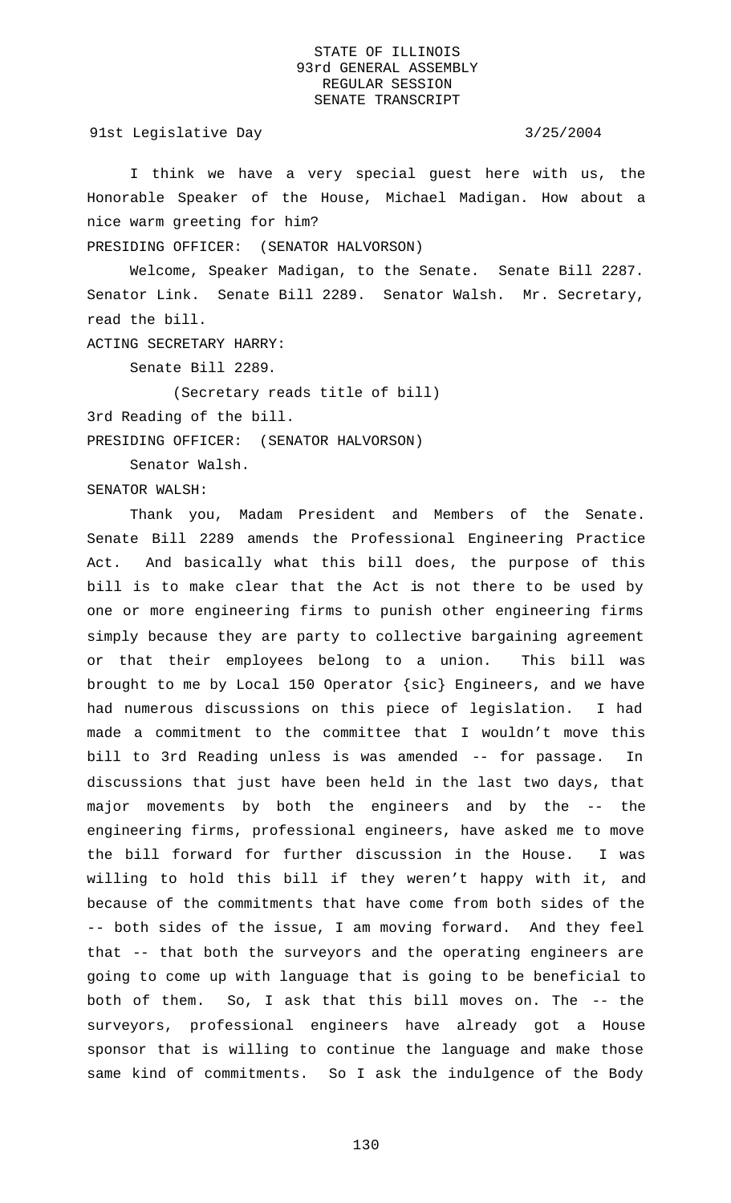I think we have a very special guest here with us, the Honorable Speaker of the House, Michael Madigan. How about a nice warm greeting for him?

PRESIDING OFFICER: (SENATOR HALVORSON)

Welcome, Speaker Madigan, to the Senate. Senate Bill 2287. Senator Link. Senate Bill 2289. Senator Walsh. Mr. Secretary, read the bill.

ACTING SECRETARY HARRY:

Senate Bill 2289.

(Secretary reads title of bill)

3rd Reading of the bill.

PRESIDING OFFICER: (SENATOR HALVORSON)

Senator Walsh.

SENATOR WALSH:

Thank you, Madam President and Members of the Senate. Senate Bill 2289 amends the Professional Engineering Practice Act. And basically what this bill does, the purpose of this bill is to make clear that the Act is not there to be used by one or more engineering firms to punish other engineering firms simply because they are party to collective bargaining agreement or that their employees belong to a union. This bill was brought to me by Local 150 Operator {sic} Engineers, and we have had numerous discussions on this piece of legislation. I had made a commitment to the committee that I wouldn't move this bill to 3rd Reading unless is was amended -- for passage. In discussions that just have been held in the last two days, that major movements by both the engineers and by the -- the engineering firms, professional engineers, have asked me to move the bill forward for further discussion in the House. I was willing to hold this bill if they weren't happy with it, and because of the commitments that have come from both sides of the -- both sides of the issue, I am moving forward. And they feel that -- that both the surveyors and the operating engineers are going to come up with language that is going to be beneficial to both of them. So, I ask that this bill moves on. The -- the surveyors, professional engineers have already got a House sponsor that is willing to continue the language and make those same kind of commitments. So I ask the indulgence of the Body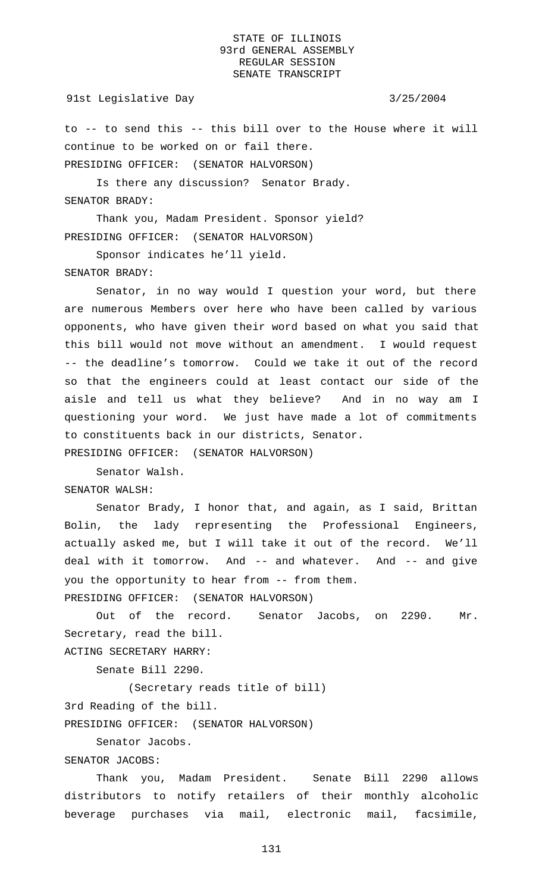to -- to send this -- this bill over to the House where it will continue to be worked on or fail there.

PRESIDING OFFICER: (SENATOR HALVORSON)

Is there any discussion? Senator Brady.

SENATOR BRADY:

Thank you, Madam President. Sponsor yield?

PRESIDING OFFICER: (SENATOR HALVORSON)

Sponsor indicates he'll yield.

SENATOR BRADY:

Senator, in no way would I question your word, but there are numerous Members over here who have been called by various opponents, who have given their word based on what you said that this bill would not move without an amendment. I would request -- the deadline's tomorrow. Could we take it out of the record so that the engineers could at least contact our side of the aisle and tell us what they believe? And in no way am I questioning your word. We just have made a lot of commitments to constituents back in our districts, Senator.

PRESIDING OFFICER: (SENATOR HALVORSON)

Senator Walsh.

SENATOR WALSH:

Senator Brady, I honor that, and again, as I said, Brittan Bolin, the lady representing the Professional Engineers, actually asked me, but I will take it out of the record. We'll deal with it tomorrow. And -- and whatever. And -- and give you the opportunity to hear from -- from them.

PRESIDING OFFICER: (SENATOR HALVORSON)

Out of the record. Senator Jacobs, on 2290. Mr. Secretary, read the bill.

ACTING SECRETARY HARRY:

Senate Bill 2290.

(Secretary reads title of bill)

3rd Reading of the bill.

PRESIDING OFFICER: (SENATOR HALVORSON)

Senator Jacobs.

SENATOR JACOBS:

Thank you, Madam President. Senate Bill 2290 allows distributors to notify retailers of their monthly alcoholic beverage purchases via mail, electronic mail, facsimile,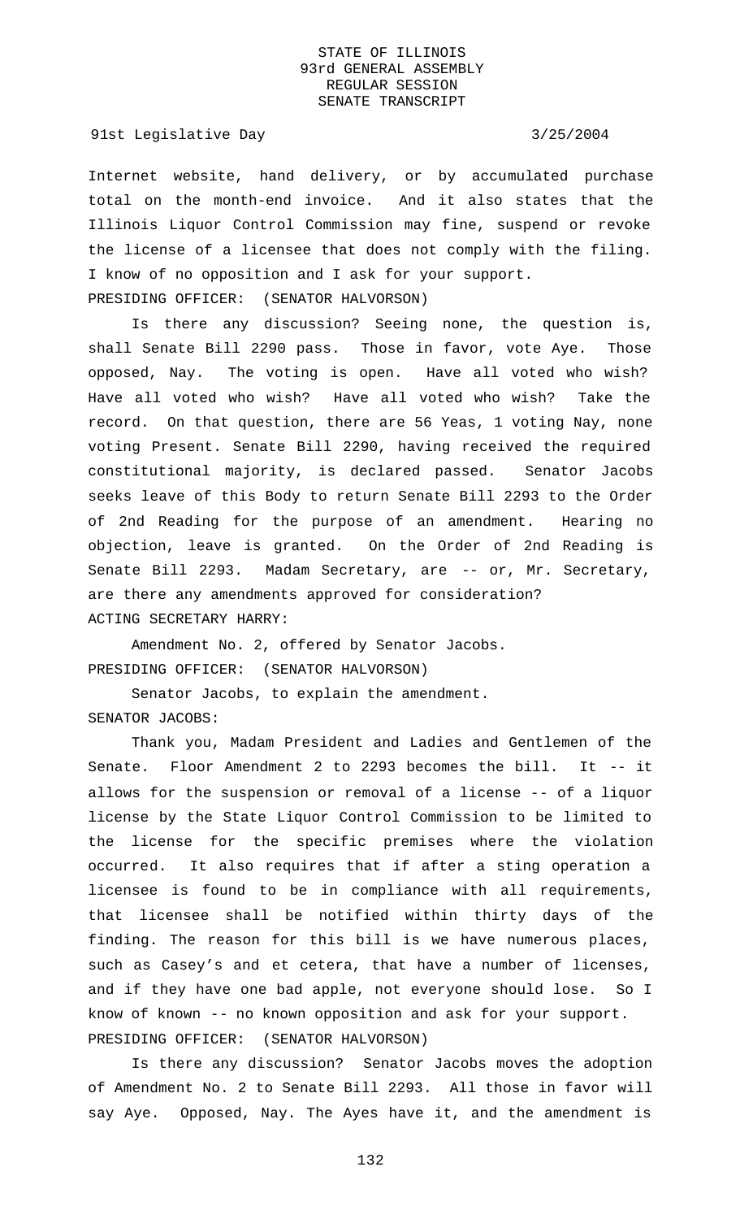Internet website, hand delivery, or by accumulated purchase total on the month-end invoice. And it also states that the Illinois Liquor Control Commission may fine, suspend or revoke the license of a licensee that does not comply with the filing. I know of no opposition and I ask for your support.

PRESIDING OFFICER: (SENATOR HALVORSON)

Is there any discussion? Seeing none, the question is, shall Senate Bill 2290 pass. Those in favor, vote Aye. Those opposed, Nay. The voting is open. Have all voted who wish? Have all voted who wish? Have all voted who wish? Take the record. On that question, there are 56 Yeas, 1 voting Nay, none voting Present. Senate Bill 2290, having received the required constitutional majority, is declared passed. Senator Jacobs seeks leave of this Body to return Senate Bill 2293 to the Order of 2nd Reading for the purpose of an amendment. Hearing no objection, leave is granted. On the Order of 2nd Reading is Senate Bill 2293. Madam Secretary, are -- or, Mr. Secretary, are there any amendments approved for consideration?

ACTING SECRETARY HARRY:

Amendment No. 2, offered by Senator Jacobs.

PRESIDING OFFICER: (SENATOR HALVORSON)

Senator Jacobs, to explain the amendment.

SENATOR JACOBS:

Thank you, Madam President and Ladies and Gentlemen of the Senate. Floor Amendment 2 to 2293 becomes the bill. It -- it allows for the suspension or removal of a license -- of a liquor license by the State Liquor Control Commission to be limited to the license for the specific premises where the violation occurred. It also requires that if after a sting operation a licensee is found to be in compliance with all requirements, that licensee shall be notified within thirty days of the finding. The reason for this bill is we have numerous places, such as Casey's and et cetera, that have a number of licenses, and if they have one bad apple, not everyone should lose. So I know of known -- no known opposition and ask for your support.

PRESIDING OFFICER: (SENATOR HALVORSON)

Is there any discussion? Senator Jacobs moves the adoption of Amendment No. 2 to Senate Bill 2293. All those in favor will say Aye. Opposed, Nay. The Ayes have it, and the amendment is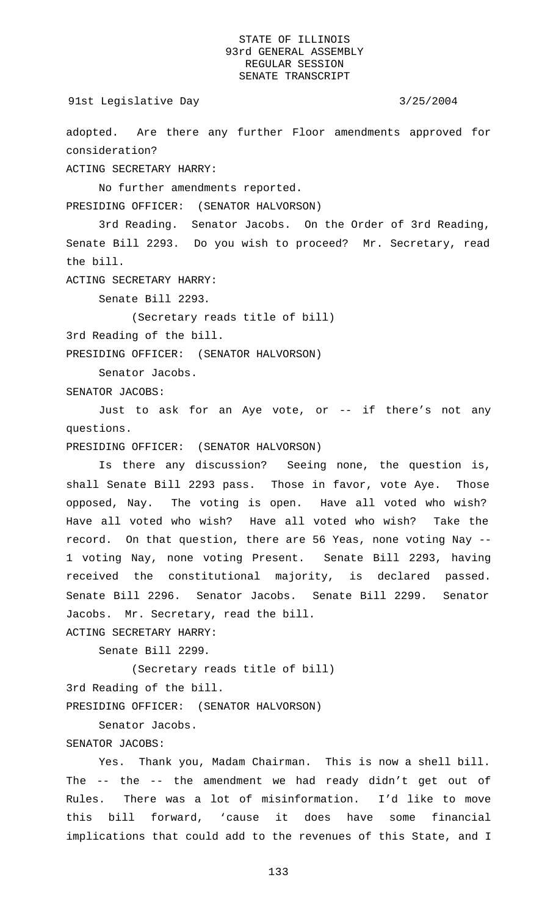adopted. Are there any further Floor amendments approved for consideration?

ACTING SECRETARY HARRY:

No further amendments reported.

PRESIDING OFFICER: (SENATOR HALVORSON)

3rd Reading. Senator Jacobs. On the Order of 3rd Reading, Senate Bill 2293. Do you wish to proceed? Mr. Secretary, read the bill.

ACTING SECRETARY HARRY:

Senate Bill 2293.

(Secretary reads title of bill)

3rd Reading of the bill.

PRESIDING OFFICER: (SENATOR HALVORSON)

Senator Jacobs.

SENATOR JACOBS:

Just to ask for an Aye vote, or -- if there's not any questions.

PRESIDING OFFICER: (SENATOR HALVORSON)

Is there any discussion? Seeing none, the question is, shall Senate Bill 2293 pass. Those in favor, vote Aye. Those opposed, Nay. The voting is open. Have all voted who wish? Have all voted who wish? Have all voted who wish? Take the record. On that question, there are 56 Yeas, none voting Nay -- 1 voting Nay, none voting Present. Senate Bill 2293, having received the constitutional majority, is declared passed. Senate Bill 2296. Senator Jacobs. Senate Bill 2299. Senator Jacobs. Mr. Secretary, read the bill.

ACTING SECRETARY HARRY:

Senate Bill 2299.

(Secretary reads title of bill)

3rd Reading of the bill.

PRESIDING OFFICER: (SENATOR HALVORSON)

Senator Jacobs.

SENATOR JACOBS:

Yes. Thank you, Madam Chairman. This is now a shell bill. The -- the -- the amendment we had ready didn't get out of Rules. There was a lot of misinformation. I'd like to move this bill forward, 'cause it does have some financial implications that could add to the revenues of this State, and I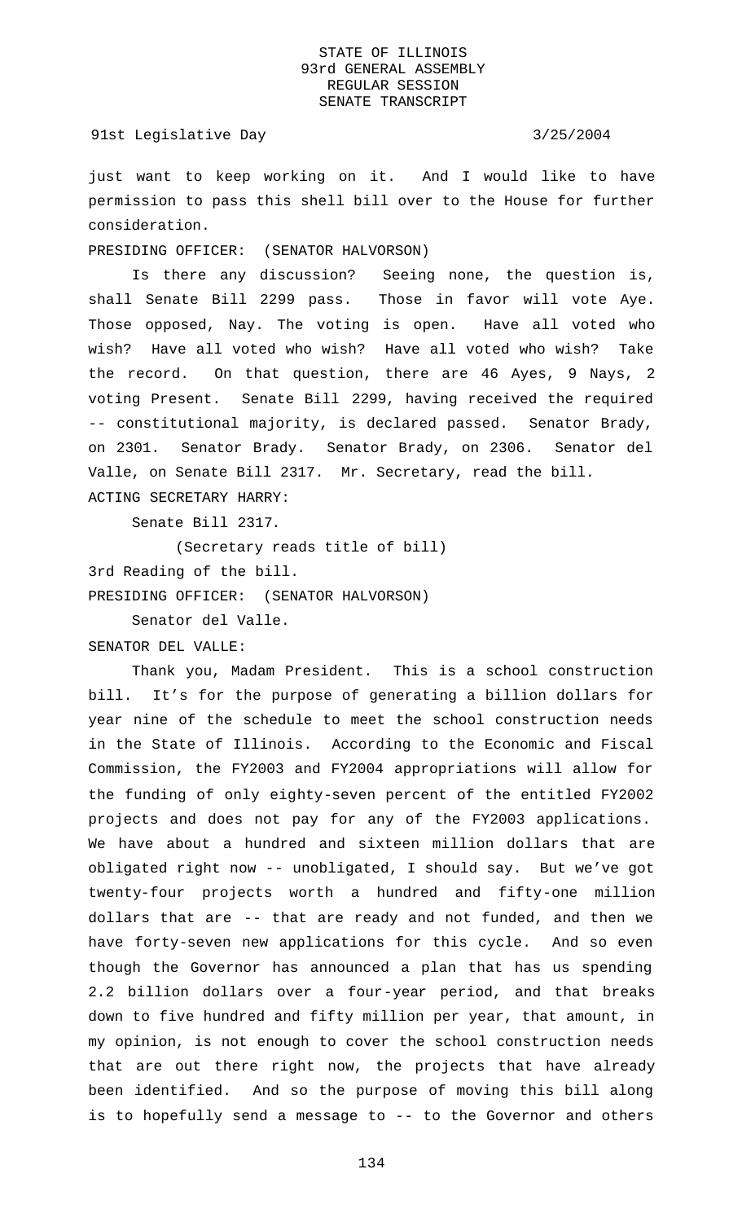just want to keep working on it. And I would like to have permission to pass this shell bill over to the House for further consideration.

PRESIDING OFFICER: (SENATOR HALVORSON)

Is there any discussion? Seeing none, the question is, shall Senate Bill 2299 pass. Those in favor will vote Aye. Those opposed, Nay. The voting is open. Have all voted who wish? Have all voted who wish? Have all voted who wish? Take the record. On that question, there are 46 Ayes, 9 Nays, 2 voting Present. Senate Bill 2299, having received the required -- constitutional majority, is declared passed. Senator Brady, on 2301. Senator Brady. Senator Brady, on 2306. Senator del Valle, on Senate Bill 2317. Mr. Secretary, read the bill.

ACTING SECRETARY HARRY:

Senate Bill 2317.

(Secretary reads title of bill)

3rd Reading of the bill.

PRESIDING OFFICER: (SENATOR HALVORSON)

Senator del Valle.

SENATOR DEL VALLE:

Thank you, Madam President. This is a school construction bill. It's for the purpose of generating a billion dollars for year nine of the schedule to meet the school construction needs in the State of Illinois. According to the Economic and Fiscal Commission, the FY2003 and FY2004 appropriations will allow for the funding of only eighty-seven percent of the entitled FY2002 projects and does not pay for any of the FY2003 applications. We have about a hundred and sixteen million dollars that are obligated right now -- unobligated, I should say. But we've got twenty-four projects worth a hundred and fifty-one million dollars that are -- that are ready and not funded, and then we have forty-seven new applications for this cycle. And so even though the Governor has announced a plan that has us spending 2.2 billion dollars over a four-year period, and that breaks down to five hundred and fifty million per year, that amount, in my opinion, is not enough to cover the school construction needs that are out there right now, the projects that have already been identified. And so the purpose of moving this bill along is to hopefully send a message to -- to the Governor and others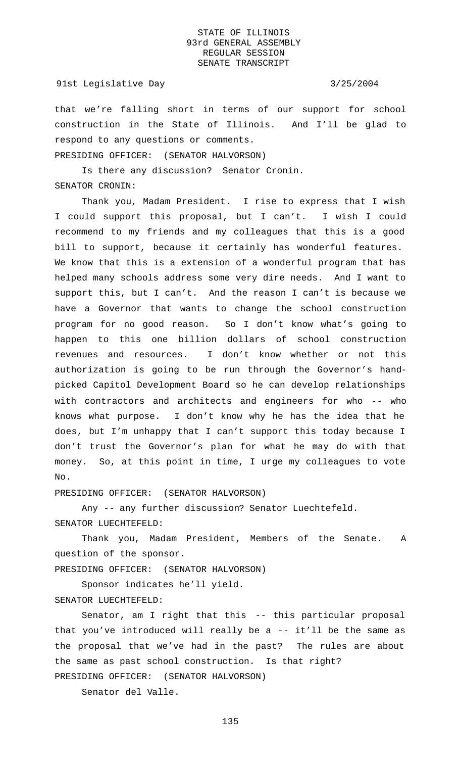that we're falling short in terms of our support for school construction in the State of Illinois. And I'll be glad to respond to any questions or comments.

PRESIDING OFFICER: (SENATOR HALVORSON)

Is there any discussion? Senator Cronin.

SENATOR CRONIN:

Thank you, Madam President. I rise to express that I wish I could support this proposal, but I can't. I wish I could recommend to my friends and my colleagues that this is a good bill to support, because it certainly has wonderful features. We know that this is a extension of a wonderful program that has helped many schools address some very dire needs. And I want to support this, but I can't. And the reason I can't is because we have a Governor that wants to change the school construction program for no good reason. So I don't know what's going to happen to this one billion dollars of school construction revenues and resources. I don't know whether or not this authorization is going to be run through the Governor's hand-picked Capitol Development Board so he can develop relationships with contractors and architects and engineers for who -- who knows what purpose. I don't know why he has the idea that he does, but I'm unhappy that I can't support this today because I don't trust the Governor's plan for what he may do with that money. So, at this point in time, I urge my colleagues to vote No.

PRESIDING OFFICER: (SENATOR HALVORSON)

Any -- any further discussion? Senator Luechtefeld.

SENATOR LUECHTEFELD:

Thank you, Madam President, Members of the Senate. A question of the sponsor.

PRESIDING OFFICER: (SENATOR HALVORSON)

Sponsor indicates he'll yield.

SENATOR LUECHTEFELD:

Senator, am I right that this -- this particular proposal that you've introduced will really be a -- it'll be the same as the proposal that we've had in the past? The rules are about the same as past school construction. Is that right?

PRESIDING OFFICER: (SENATOR HALVORSON)

Senator del Valle.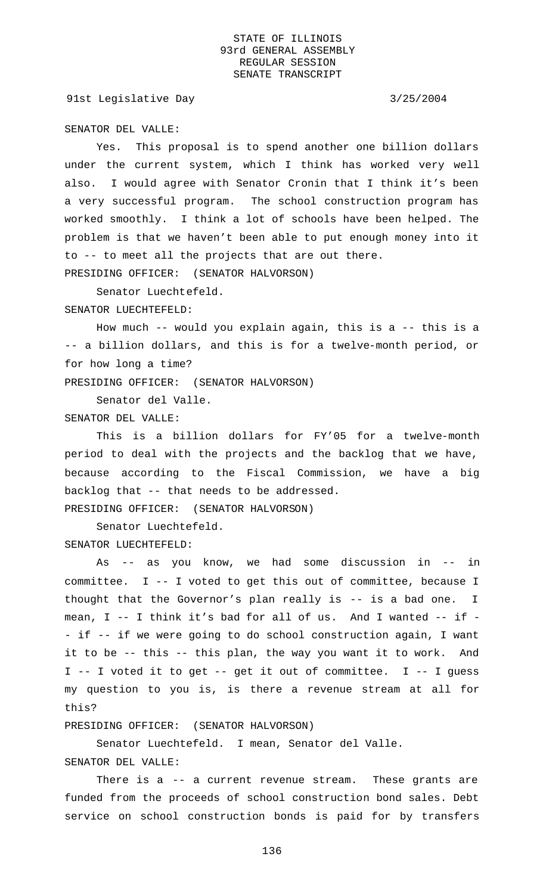SENATOR DEL VALLE:

Yes. This proposal is to spend another one billion dollars under the current system, which I think has worked very well also. I would agree with Senator Cronin that I think it's been a very successful program. The school construction program has worked smoothly. I think a lot of schools have been helped. The problem is that we haven't been able to put enough money into it to -- to meet all the projects that are out there.

PRESIDING OFFICER: (SENATOR HALVORSON)

Senator Luechtefeld.

SENATOR LUECHTEFELD:

How much -- would you explain again, this is a -- this is a -- a billion dollars, and this is for a twelve-month period, or for how long a time?

PRESIDING OFFICER: (SENATOR HALVORSON)

Senator del Valle.

SENATOR DEL VALLE:

This is a billion dollars for FY'05 for a twelve-month period to deal with the projects and the backlog that we have, because according to the Fiscal Commission, we have a big backlog that -- that needs to be addressed.

PRESIDING OFFICER: (SENATOR HALVORSON)

Senator Luechtefeld.

SENATOR LUECHTEFELD:

As -- as you know, we had some discussion in -- in committee. I -- I voted to get this out of committee, because I thought that the Governor's plan really is -- is a bad one. I mean, I -- I think it's bad for all of us. And I wanted -- if -- if -- if we were going to do school construction again, I want it to be -- this -- this plan, the way you want it to work. And I -- I voted it to get -- get it out of committee. I -- I guess my question to you is, is there a revenue stream at all for this?

PRESIDING OFFICER: (SENATOR HALVORSON)

Senator Luechtefeld. I mean, Senator del Valle.

SENATOR DEL VALLE:

There is a -- a current revenue stream. These grants are funded from the proceeds of school construction bond sales. Debt service on school construction bonds is paid for by transfers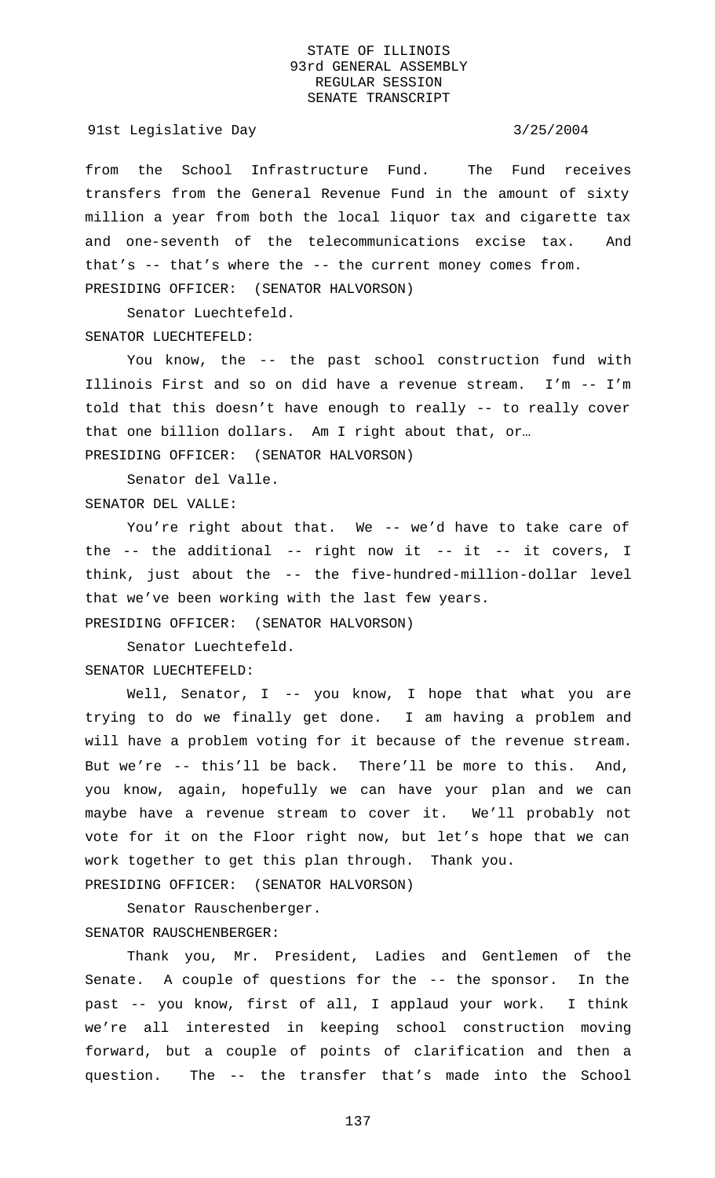from the School Infrastructure Fund. The Fund receives transfers from the General Revenue Fund in the amount of sixty million a year from both the local liquor tax and cigarette tax and one-seventh of the telecommunications excise tax. And that's -- that's where the -- the current money comes from.

PRESIDING OFFICER: (SENATOR HALVORSON)

Senator Luechtefeld.

SENATOR LUECHTEFELD:

You know, the -- the past school construction fund with Illinois First and so on did have a revenue stream. I'm -- I'm told that this doesn't have enough to really -- to really cover that one billion dollars. Am I right about that, or…

PRESIDING OFFICER: (SENATOR HALVORSON)

Senator del Valle.

SENATOR DEL VALLE:

You're right about that. We -- we'd have to take care of the -- the additional -- right now it -- it -- it covers, I think, just about the -- the five-hundred-million-dollar level that we've been working with the last few years.

PRESIDING OFFICER: (SENATOR HALVORSON)

Senator Luechtefeld.

SENATOR LUECHTEFELD:

Well, Senator, I -- you know, I hope that what you are trying to do we finally get done. I am having a problem and will have a problem voting for it because of the revenue stream. But we're -- this'll be back. There'll be more to this. And, you know, again, hopefully we can have your plan and we can maybe have a revenue stream to cover it. We'll probably not vote for it on the Floor right now, but let's hope that we can work together to get this plan through. Thank you.

PRESIDING OFFICER: (SENATOR HALVORSON)

Senator Rauschenberger.

SENATOR RAUSCHENBERGER:

Thank you, Mr. President, Ladies and Gentlemen of the Senate. A couple of questions for the -- the sponsor. In the past -- you know, first of all, I applaud your work. I think we're all interested in keeping school construction moving forward, but a couple of points of clarification and then a question. The -- the transfer that's made into the School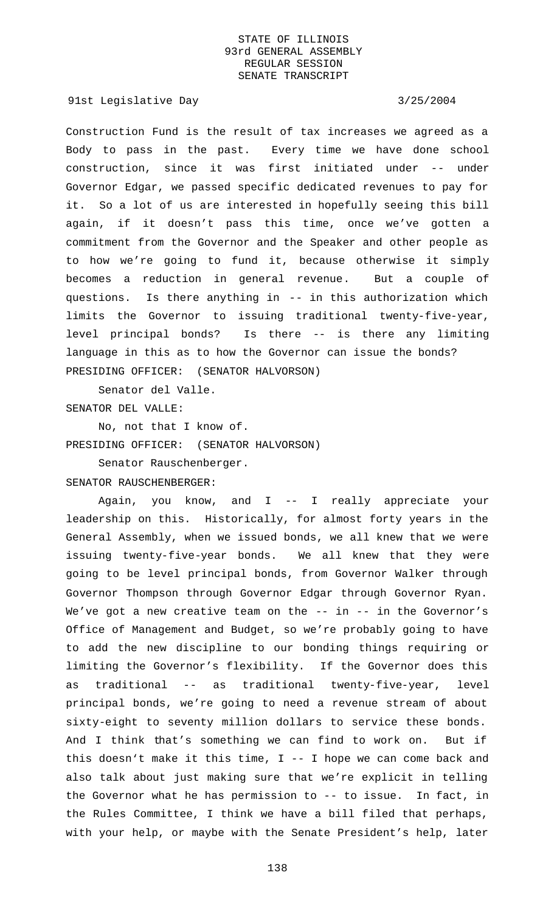Construction Fund is the result of tax increases we agreed as a Body to pass in the past. Every time we have done school construction, since it was first initiated under -- under Governor Edgar, we passed specific dedicated revenues to pay for it. So a lot of us are interested in hopefully seeing this bill again, if it doesn't pass this time, once we've gotten a commitment from the Governor and the Speaker and other people as to how we're going to fund it, because otherwise it simply becomes a reduction in general revenue. But a couple of questions. Is there anything in -- in this authorization which limits the Governor to issuing traditional twenty-five-year, level principal bonds? Is there -- is there any limiting language in this as to how the Governor can issue the bonds?

PRESIDING OFFICER: (SENATOR HALVORSON)

Senator del Valle.

SENATOR DEL VALLE:

No, not that I know of.

PRESIDING OFFICER: (SENATOR HALVORSON)

Senator Rauschenberger.

SENATOR RAUSCHENBERGER:

Again, you know, and I -- I really appreciate your leadership on this. Historically, for almost forty years in the General Assembly, when we issued bonds, we all knew that we were issuing twenty-five-year bonds. We all knew that they were going to be level principal bonds, from Governor Walker through Governor Thompson through Governor Edgar through Governor Ryan. We've got a new creative team on the -- in -- in the Governor's Office of Management and Budget, so we're probably going to have to add the new discipline to our bonding things requiring or limiting the Governor's flexibility. If the Governor does this as traditional -- as traditional twenty-five-year, level principal bonds, we're going to need a revenue stream of about sixty-eight to seventy million dollars to service these bonds. And I think that's something we can find to work on. But if this doesn't make it this time, I -- I hope we can come back and also talk about just making sure that we're explicit in telling the Governor what he has permission to -- to issue. In fact, in the Rules Committee, I think we have a bill filed that perhaps, with your help, or maybe with the Senate President's help, later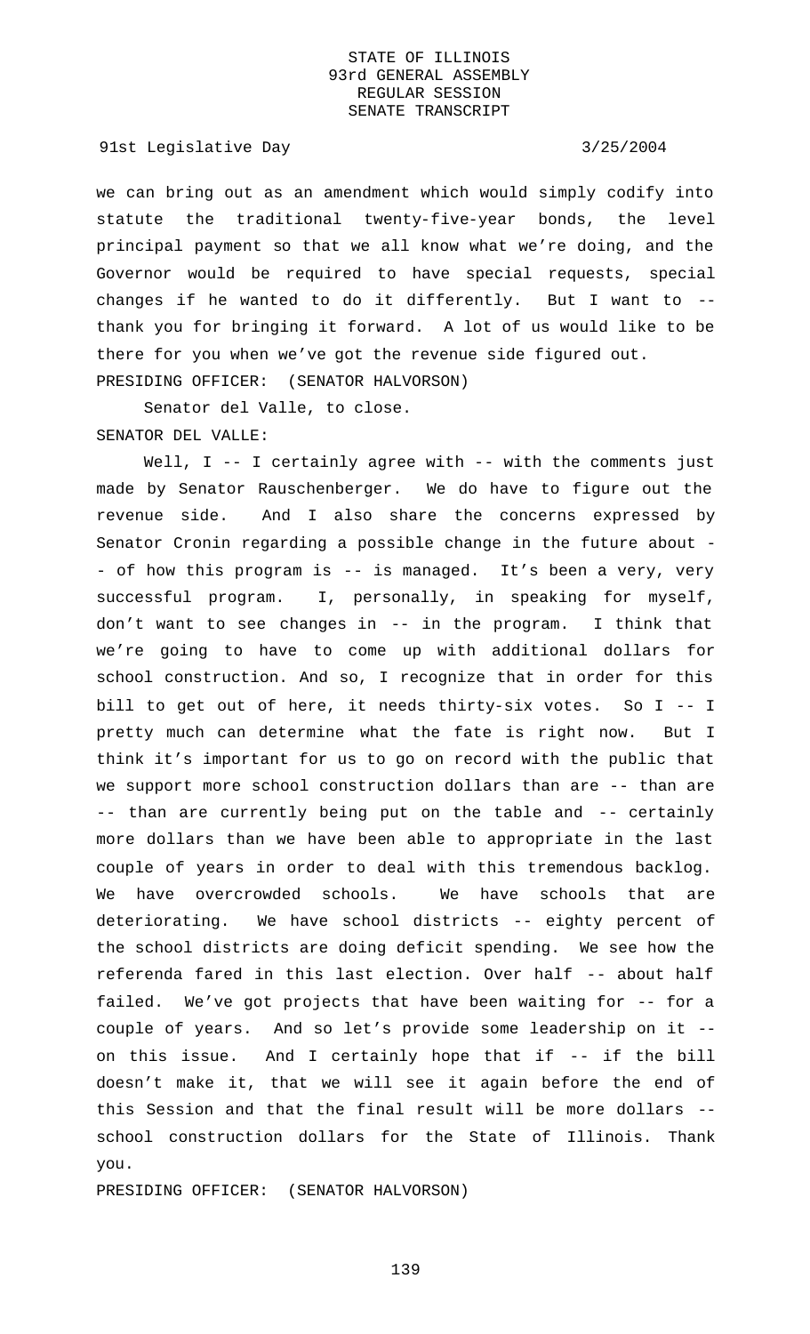we can bring out as an amendment which would simply codify into statute the traditional twenty-five-year bonds, the level principal payment so that we all know what we're doing, and the Governor would be required to have special requests, special changes if he wanted to do it differently. But I want to -- thank you for bringing it forward. A lot of us would like to be there for you when we've got the revenue side figured out.

PRESIDING OFFICER: (SENATOR HALVORSON)

Senator del Valle, to close.

SENATOR DEL VALLE:

Well, I -- I certainly agree with -- with the comments just made by Senator Rauschenberger. We do have to figure out the revenue side. And I also share the concerns expressed by Senator Cronin regarding a possible change in the future about -- of how this program is -- is managed. It's been a very, very successful program. I, personally, in speaking for myself, don't want to see changes in -- in the program. I think that we're going to have to come up with additional dollars for school construction. And so, I recognize that in order for this bill to get out of here, it needs thirty-six votes. So I -- I pretty much can determine what the fate is right now. But I think it's important for us to go on record with the public that we support more school construction dollars than are -- than are -- than are currently being put on the table and -- certainly more dollars than we have been able to appropriate in the last couple of years in order to deal with this tremendous backlog. We have overcrowded schools. We have schools that are deteriorating. We have school districts -- eighty percent of the school districts are doing deficit spending. We see how the referenda fared in this last election. Over half -- about half failed. We've got projects that have been waiting for -- for a couple of years. And so let's provide some leadership on it -- on this issue. And I certainly hope that if -- if the bill doesn't make it, that we will see it again before the end of this Session and that the final result will be more dollars -- school construction dollars for the State of Illinois. Thank you.

PRESIDING OFFICER: (SENATOR HALVORSON)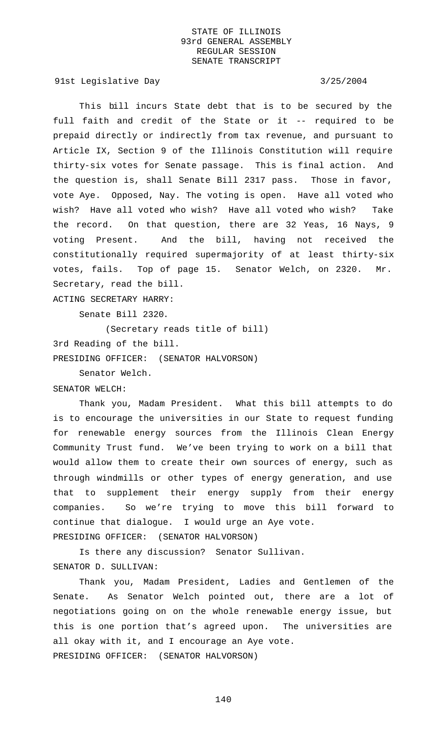This bill incurs State debt that is to be secured by the full faith and credit of the State or it -- required to be prepaid directly or indirectly from tax revenue, and pursuant to Article IX, Section 9 of the Illinois Constitution will require thirty-six votes for Senate passage. This is final action. And the question is, shall Senate Bill 2317 pass. Those in favor, vote Aye. Opposed, Nay. The voting is open. Have all voted who wish? Have all voted who wish? Have all voted who wish? Take the record. On that question, there are 32 Yeas, 16 Nays, 9 voting Present. And the bill, having not received the constitutionally required supermajority of at least thirty-six votes, fails. Top of page 15. Senator Welch, on 2320. Mr. Secretary, read the bill.

ACTING SECRETARY HARRY:

Senate Bill 2320.

(Secretary reads title of bill)

3rd Reading of the bill.

PRESIDING OFFICER: (SENATOR HALVORSON)

Senator Welch.

SENATOR WELCH:

Thank you, Madam President. What this bill attempts to do is to encourage the universities in our State to request funding for renewable energy sources from the Illinois Clean Energy Community Trust fund. We've been trying to work on a bill that would allow them to create their own sources of energy, such as through windmills or other types of energy generation, and use that to supplement their energy supply from their energy companies. So we're trying to move this bill forward to continue that dialogue. I would urge an Aye vote.

PRESIDING OFFICER: (SENATOR HALVORSON)

Is there any discussion? Senator Sullivan.

SENATOR D. SULLIVAN:

Thank you, Madam President, Ladies and Gentlemen of the Senate. As Senator Welch pointed out, there are a lot of negotiations going on on the whole renewable energy issue, but this is one portion that's agreed upon. The universities are all okay with it, and I encourage an Aye vote.

PRESIDING OFFICER: (SENATOR HALVORSON)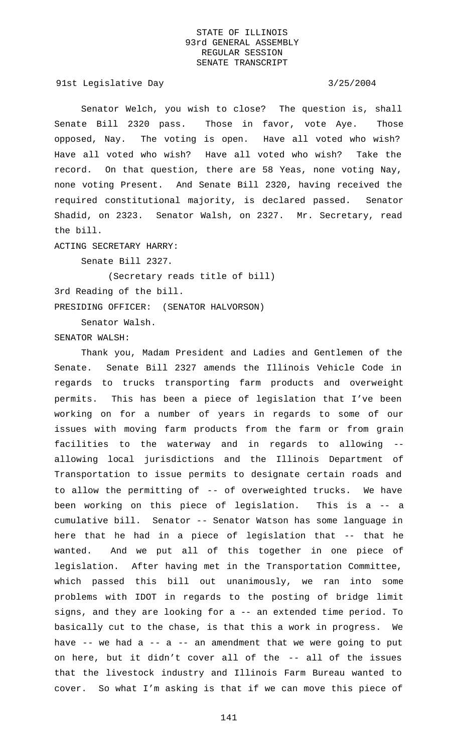Senator Welch, you wish to close? The question is, shall Senate Bill 2320 pass. Those in favor, vote Aye. Those opposed, Nay. The voting is open. Have all voted who wish? Have all voted who wish? Have all voted who wish? Take the record. On that question, there are 58 Yeas, none voting Nay, none voting Present. And Senate Bill 2320, having received the required constitutional majority, is declared passed. Senator Shadid, on 2323. Senator Walsh, on 2327. Mr. Secretary, read the bill.

ACTING SECRETARY HARRY:

Senate Bill 2327.

(Secretary reads title of bill)

3rd Reading of the bill.

PRESIDING OFFICER: (SENATOR HALVORSON)

Senator Walsh.

SENATOR WALSH:

Thank you, Madam President and Ladies and Gentlemen of the Senate. Senate Bill 2327 amends the Illinois Vehicle Code in regards to trucks transporting farm products and overweight permits. This has been a piece of legislation that I've been working on for a number of years in regards to some of our issues with moving farm products from the farm or from grain facilities to the waterway and in regards to allowing -- allowing local jurisdictions and the Illinois Department of Transportation to issue permits to designate certain roads and to allow the permitting of -- of overweighted trucks. We have been working on this piece of legislation. This is a -- a cumulative bill. Senator -- Senator Watson has some language in here that he had in a piece of legislation that -- that he wanted. And we put all of this together in one piece of legislation. After having met in the Transportation Committee, which passed this bill out unanimously, we ran into some problems with IDOT in regards to the posting of bridge limit signs, and they are looking for a -- an extended time period. To basically cut to the chase, is that this a work in progress. We have -- we had a -- a -- an amendment that we were going to put on here, but it didn't cover all of the -- all of the issues that the livestock industry and Illinois Farm Bureau wanted to cover. So what I'm asking is that if we can move this piece of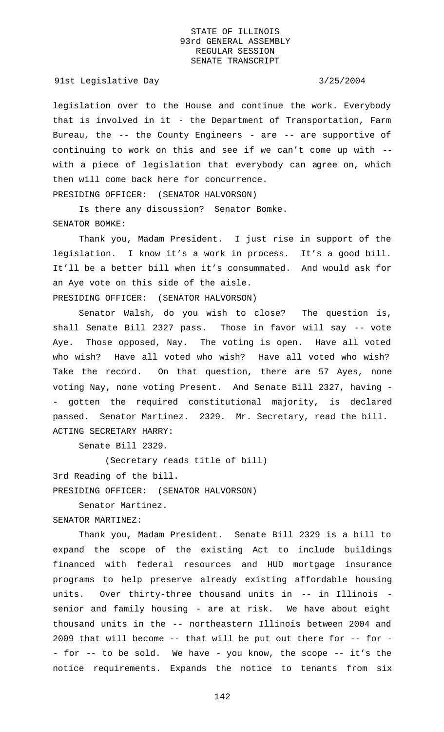legislation over to the House and continue the work. Everybody that is involved in it - the Department of Transportation, Farm Bureau, the -- the County Engineers - are -- are supportive of continuing to work on this and see if we can't come up with -- with a piece of legislation that everybody can agree on, which then will come back here for concurrence.

PRESIDING OFFICER: (SENATOR HALVORSON)

Is there any discussion? Senator Bomke.

SENATOR BOMKE:

Thank you, Madam President. I just rise in support of the legislation. I know it's a work in process. It's a good bill. It'll be a better bill when it's consummated. And would ask for an Aye vote on this side of the aisle.

PRESIDING OFFICER: (SENATOR HALVORSON)

Senator Walsh, do you wish to close? The question is, shall Senate Bill 2327 pass. Those in favor will say -- vote Aye. Those opposed, Nay. The voting is open. Have all voted who wish? Have all voted who wish? Have all voted who wish? Take the record. On that question, there are 57 Ayes, none voting Nay, none voting Present. And Senate Bill 2327, having -- gotten the required constitutional majority, is declared passed. Senator Martinez. 2329. Mr. Secretary, read the bill.

ACTING SECRETARY HARRY:

Senate Bill 2329.

(Secretary reads title of bill)

3rd Reading of the bill.

PRESIDING OFFICER: (SENATOR HALVORSON)

Senator Martinez.

SENATOR MARTINEZ:

Thank you, Madam President. Senate Bill 2329 is a bill to expand the scope of the existing Act to include buildings financed with federal resources and HUD mortgage insurance programs to help preserve already existing affordable housing units. Over thirty-three thousand units in -- in Illinois - senior and family housing - are at risk. We have about eight thousand units in the -- northeastern Illinois between 2004 and 2009 that will become -- that will be put out there for -- for -- for -- to be sold. We have - you know, the scope -- it's the notice requirements. Expands the notice to tenants from six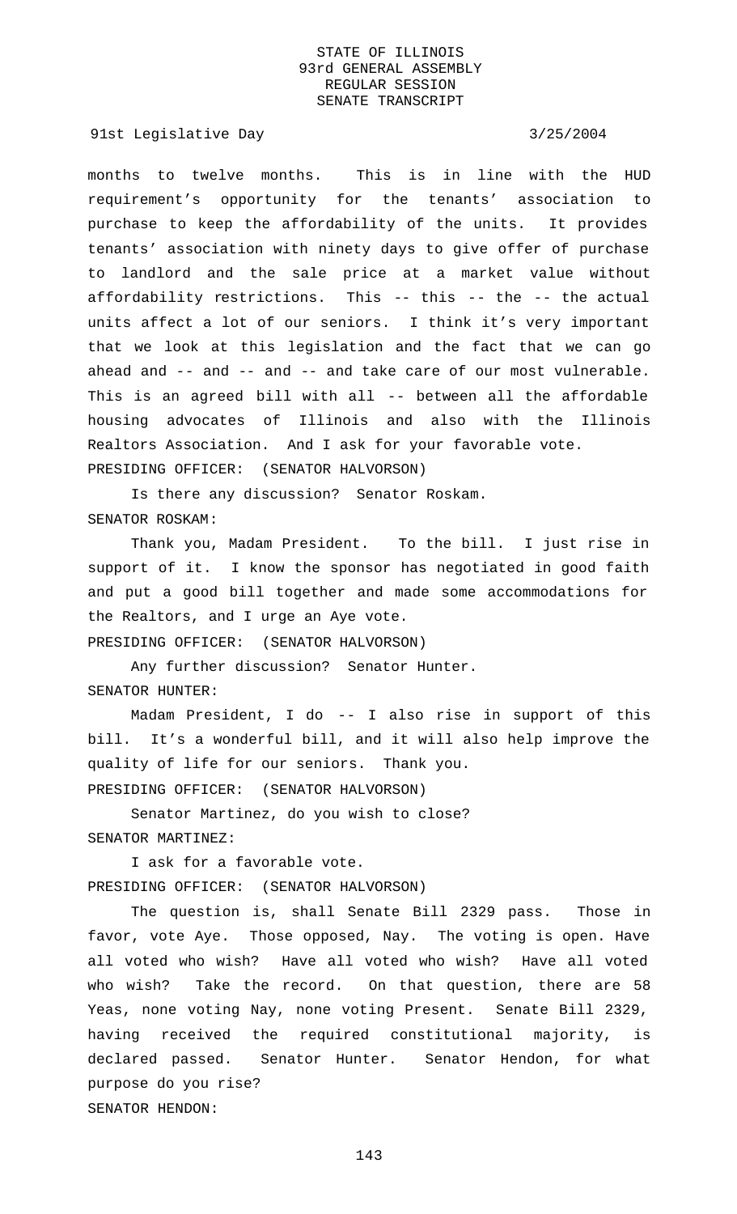months to twelve months. This is in line with the HUD requirement's opportunity for the tenants' association to purchase to keep the affordability of the units. It provides tenants' association with ninety days to give offer of purchase to landlord and the sale price at a market value without affordability restrictions. This -- this -- the -- the actual units affect a lot of our seniors. I think it's very important that we look at this legislation and the fact that we can go ahead and -- and -- and -- and take care of our most vulnerable. This is an agreed bill with all -- between all the affordable housing advocates of Illinois and also with the Illinois Realtors Association. And I ask for your favorable vote.

PRESIDING OFFICER: (SENATOR HALVORSON)

Is there any discussion? Senator Roskam.

SENATOR ROSKAM:

Thank you, Madam President. To the bill. I just rise in support of it. I know the sponsor has negotiated in good faith and put a good bill together and made some accommodations for the Realtors, and I urge an Aye vote.

PRESIDING OFFICER: (SENATOR HALVORSON)

Any further discussion? Senator Hunter.

SENATOR HUNTER:

Madam President, I do -- I also rise in support of this bill. It's a wonderful bill, and it will also help improve the quality of life for our seniors. Thank you.

PRESIDING OFFICER: (SENATOR HALVORSON)

Senator Martinez, do you wish to close?

SENATOR MARTINEZ:

I ask for a favorable vote.

PRESIDING OFFICER: (SENATOR HALVORSON)

The question is, shall Senate Bill 2329 pass. Those in favor, vote Aye. Those opposed, Nay. The voting is open. Have all voted who wish? Have all voted who wish? Have all voted who wish? Take the record. On that question, there are 58 Yeas, none voting Nay, none voting Present. Senate Bill 2329, having received the required constitutional majority, is declared passed. Senator Hunter. Senator Hendon, for what purpose do you rise?

SENATOR HENDON: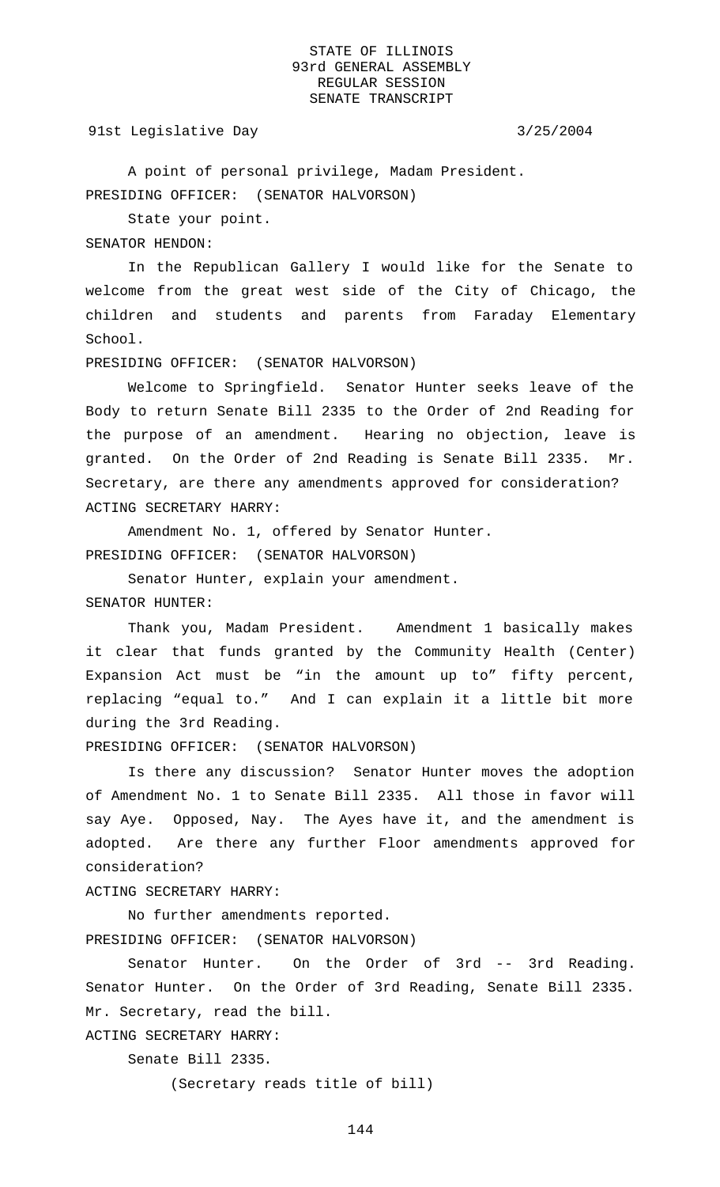A point of personal privilege, Madam President.

PRESIDING OFFICER: (SENATOR HALVORSON)

State your point.

SENATOR HENDON:

In the Republican Gallery I would like for the Senate to welcome from the great west side of the City of Chicago, the children and students and parents from Faraday Elementary School.

PRESIDING OFFICER: (SENATOR HALVORSON)

Welcome to Springfield. Senator Hunter seeks leave of the Body to return Senate Bill 2335 to the Order of 2nd Reading for the purpose of an amendment. Hearing no objection, leave is granted. On the Order of 2nd Reading is Senate Bill 2335. Mr. Secretary, are there any amendments approved for consideration?

ACTING SECRETARY HARRY:

Amendment No. 1, offered by Senator Hunter.

PRESIDING OFFICER: (SENATOR HALVORSON)

Senator Hunter, explain your amendment.

SENATOR HUNTER:

Thank you, Madam President. Amendment 1 basically makes it clear that funds granted by the Community Health (Center) Expansion Act must be "in the amount up to" fifty percent, replacing "equal to." And I can explain it a little bit more during the 3rd Reading.

PRESIDING OFFICER: (SENATOR HALVORSON)

Is there any discussion? Senator Hunter moves the adoption of Amendment No. 1 to Senate Bill 2335. All those in favor will say Aye. Opposed, Nay. The Ayes have it, and the amendment is adopted. Are there any further Floor amendments approved for consideration?

ACTING SECRETARY HARRY:

No further amendments reported.

PRESIDING OFFICER: (SENATOR HALVORSON)

Senator Hunter. On the Order of 3rd -- 3rd Reading. Senator Hunter. On the Order of 3rd Reading, Senate Bill 2335. Mr. Secretary, read the bill.

ACTING SECRETARY HARRY:

Senate Bill 2335.

(Secretary reads title of bill)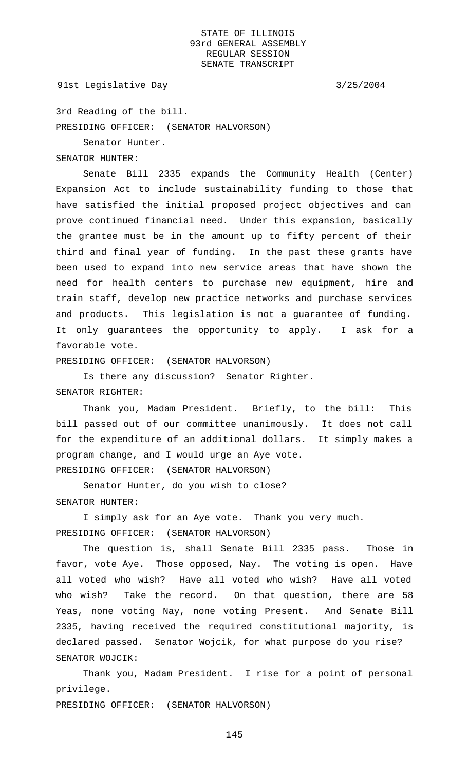3rd Reading of the bill.

PRESIDING OFFICER: (SENATOR HALVORSON)

Senator Hunter.

SENATOR HUNTER:

Senate Bill 2335 expands the Community Health (Center) Expansion Act to include sustainability funding to those that have satisfied the initial proposed project objectives and can prove continued financial need. Under this expansion, basically the grantee must be in the amount up to fifty percent of their third and final year of funding. In the past these grants have been used to expand into new service areas that have shown the need for health centers to purchase new equipment, hire and train staff, develop new practice networks and purchase services and products. This legislation is not a guarantee of funding. It only guarantees the opportunity to apply. I ask for a favorable vote.

PRESIDING OFFICER: (SENATOR HALVORSON)

Is there any discussion? Senator Righter.

SENATOR RIGHTER:

Thank you, Madam President. Briefly, to the bill: This bill passed out of our committee unanimously. It does not call for the expenditure of an additional dollars. It simply makes a program change, and I would urge an Aye vote.

PRESIDING OFFICER: (SENATOR HALVORSON)

Senator Hunter, do you wish to close?

SENATOR HUNTER:

I simply ask for an Aye vote. Thank you very much.

PRESIDING OFFICER: (SENATOR HALVORSON)

The question is, shall Senate Bill 2335 pass. Those in favor, vote Aye. Those opposed, Nay. The voting is open. Have all voted who wish? Have all voted who wish? Have all voted who wish? Take the record. On that question, there are 58 Yeas, none voting Nay, none voting Present. And Senate Bill 2335, having received the required constitutional majority, is declared passed. Senator Wojcik, for what purpose do you rise?

SENATOR WOJCIK:

Thank you, Madam President. I rise for a point of personal privilege.

PRESIDING OFFICER: (SENATOR HALVORSON)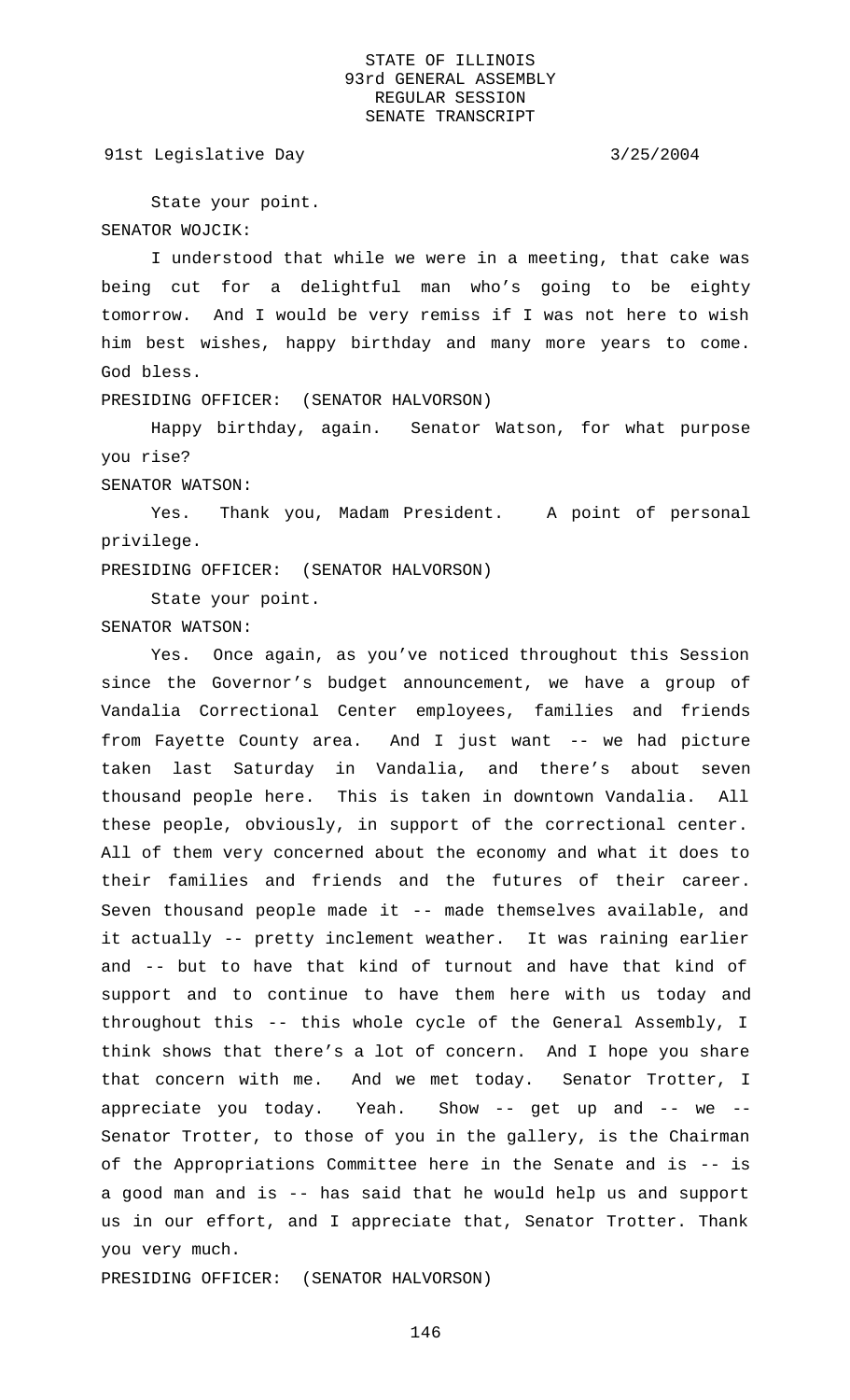State your point.

SENATOR WOJCIK:

I understood that while we were in a meeting, that cake was being cut for a delightful man who's going to be eighty tomorrow. And I would be very remiss if I was not here to wish him best wishes, happy birthday and many more years to come. God bless.

PRESIDING OFFICER: (SENATOR HALVORSON)

Happy birthday, again. Senator Watson, for what purpose you rise?

SENATOR WATSON:

Yes. Thank you, Madam President. A point of personal privilege.

PRESIDING OFFICER: (SENATOR HALVORSON)

State your point.

SENATOR WATSON:

Yes. Once again, as you've noticed throughout this Session since the Governor's budget announcement, we have a group of Vandalia Correctional Center employees, families and friends from Fayette County area. And I just want -- we had picture taken last Saturday in Vandalia, and there's about seven thousand people here. This is taken in downtown Vandalia. All these people, obviously, in support of the correctional center. All of them very concerned about the economy and what it does to their families and friends and the futures of their career. Seven thousand people made it -- made themselves available, and it actually -- pretty inclement weather. It was raining earlier and -- but to have that kind of turnout and have that kind of support and to continue to have them here with us today and throughout this -- this whole cycle of the General Assembly, I think shows that there's a lot of concern. And I hope you share that concern with me. And we met today. Senator Trotter, I appreciate you today. Yeah. Show -- get up and -- we -- Senator Trotter, to those of you in the gallery, is the Chairman of the Appropriations Committee here in the Senate and is -- is a good man and is -- has said that he would help us and support us in our effort, and I appreciate that, Senator Trotter. Thank you very much.

PRESIDING OFFICER: (SENATOR HALVORSON)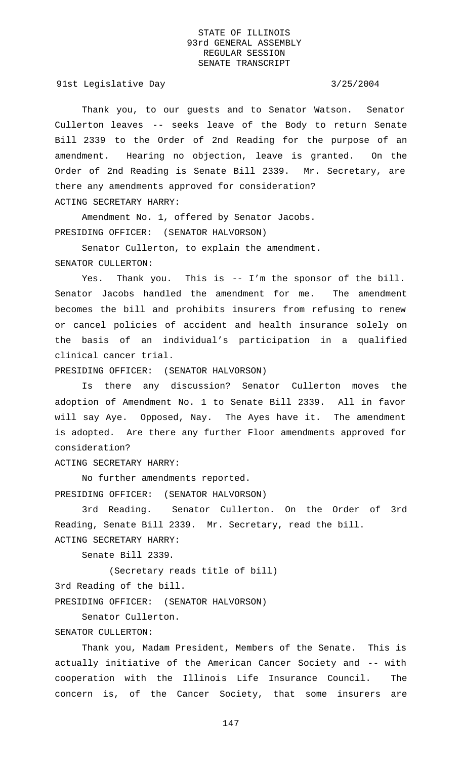Thank you, to our guests and to Senator Watson. Senator Cullerton leaves -- seeks leave of the Body to return Senate Bill 2339 to the Order of 2nd Reading for the purpose of an amendment. Hearing no objection, leave is granted. On the Order of 2nd Reading is Senate Bill 2339. Mr. Secretary, are there any amendments approved for consideration?

ACTING SECRETARY HARRY:

Amendment No. 1, offered by Senator Jacobs.

PRESIDING OFFICER: (SENATOR HALVORSON)

Senator Cullerton, to explain the amendment.

SENATOR CULLERTON:

Yes. Thank you. This is -- I'm the sponsor of the bill. Senator Jacobs handled the amendment for me. The amendment becomes the bill and prohibits insurers from refusing to renew or cancel policies of accident and health insurance solely on the basis of an individual's participation in a qualified clinical cancer trial.

PRESIDING OFFICER: (SENATOR HALVORSON)

Is there any discussion? Senator Cullerton moves the adoption of Amendment No. 1 to Senate Bill 2339. All in favor will say Aye. Opposed, Nay. The Ayes have it. The amendment is adopted. Are there any further Floor amendments approved for consideration?

ACTING SECRETARY HARRY:

No further amendments reported.

PRESIDING OFFICER: (SENATOR HALVORSON)

3rd Reading. Senator Cullerton. On the Order of 3rd Reading, Senate Bill 2339. Mr. Secretary, read the bill.

ACTING SECRETARY HARRY:

Senate Bill 2339.

(Secretary reads title of bill)

3rd Reading of the bill.

PRESIDING OFFICER: (SENATOR HALVORSON)

Senator Cullerton.

SENATOR CULLERTON:

Thank you, Madam President, Members of the Senate. This is actually initiative of the American Cancer Society and -- with cooperation with the Illinois Life Insurance Council. The concern is, of the Cancer Society, that some insurers are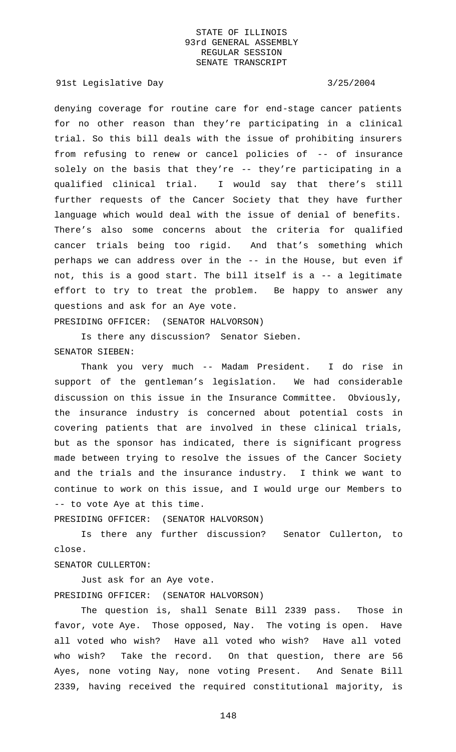denying coverage for routine care for end-stage cancer patients for no other reason than they're participating in a clinical trial. So this bill deals with the issue of prohibiting insurers from refusing to renew or cancel policies of -- of insurance solely on the basis that they're -- they're participating in a qualified clinical trial. I would say that there's still further requests of the Cancer Society that they have further language which would deal with the issue of denial of benefits. There's also some concerns about the criteria for qualified cancer trials being too rigid. And that's something which perhaps we can address over in the -- in the House, but even if not, this is a good start. The bill itself is a -- a legitimate effort to try to treat the problem. Be happy to answer any questions and ask for an Aye vote.

PRESIDING OFFICER: (SENATOR HALVORSON)

Is there any discussion? Senator Sieben.

SENATOR SIEBEN:

Thank you very much -- Madam President. I do rise in support of the gentleman's legislation. We had considerable discussion on this issue in the Insurance Committee. Obviously, the insurance industry is concerned about potential costs in covering patients that are involved in these clinical trials, but as the sponsor has indicated, there is significant progress made between trying to resolve the issues of the Cancer Society and the trials and the insurance industry. I think we want to continue to work on this issue, and I would urge our Members to -- to vote Aye at this time.

PRESIDING OFFICER: (SENATOR HALVORSON)

Is there any further discussion? Senator Cullerton, to close.

SENATOR CULLERTON:

Just ask for an Aye vote.

PRESIDING OFFICER: (SENATOR HALVORSON)

The question is, shall Senate Bill 2339 pass. Those in favor, vote Aye. Those opposed, Nay. The voting is open. Have all voted who wish? Have all voted who wish? Have all voted who wish? Take the record. On that question, there are 56 Ayes, none voting Nay, none voting Present. And Senate Bill 2339, having received the required constitutional majority, is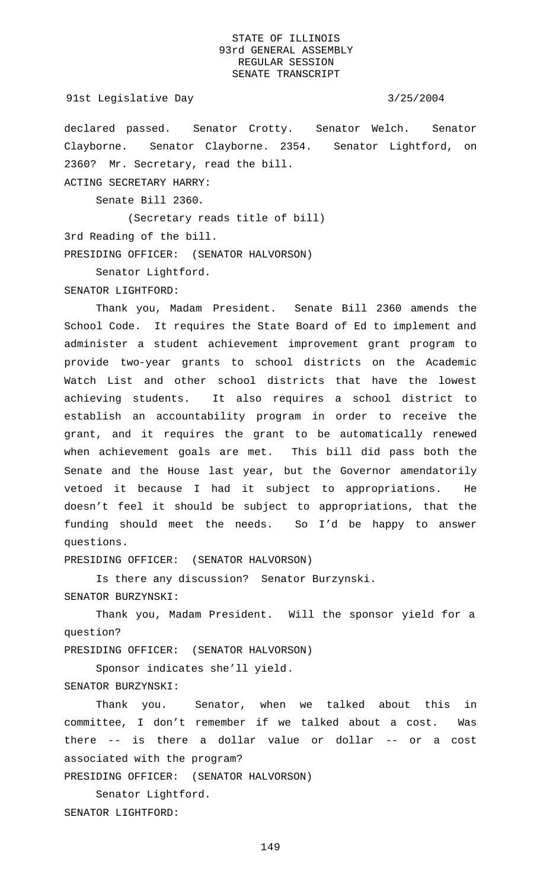declared passed. Senator Crotty. Senator Welch. Senator Clayborne. Senator Clayborne. 2354. Senator Lightford, on 2360? Mr. Secretary, read the bill.

ACTING SECRETARY HARRY:

Senate Bill 2360.

(Secretary reads title of bill)

3rd Reading of the bill.

PRESIDING OFFICER: (SENATOR HALVORSON)

Senator Lightford.

SENATOR LIGHTFORD:

Thank you, Madam President. Senate Bill 2360 amends the School Code. It requires the State Board of Ed to implement and administer a student achievement improvement grant program to provide two-year grants to school districts on the Academic Watch List and other school districts that have the lowest achieving students. It also requires a school district to establish an accountability program in order to receive the grant, and it requires the grant to be automatically renewed when achievement goals are met. This bill did pass both the Senate and the House last year, but the Governor amendatorily vetoed it because I had it subject to appropriations. He doesn't feel it should be subject to appropriations, that the funding should meet the needs. So I'd be happy to answer questions.

PRESIDING OFFICER: (SENATOR HALVORSON)

Is there any discussion? Senator Burzynski.

SENATOR BURZYNSKI:

Thank you, Madam President. Will the sponsor yield for a question?

PRESIDING OFFICER: (SENATOR HALVORSON)

Sponsor indicates she'll yield.

SENATOR BURZYNSKI:

Thank you. Senator, when we talked about this in committee, I don't remember if we talked about a cost. Was there -- is there a dollar value or dollar -- or a cost associated with the program?

PRESIDING OFFICER: (SENATOR HALVORSON)

Senator Lightford.

SENATOR LIGHTFORD: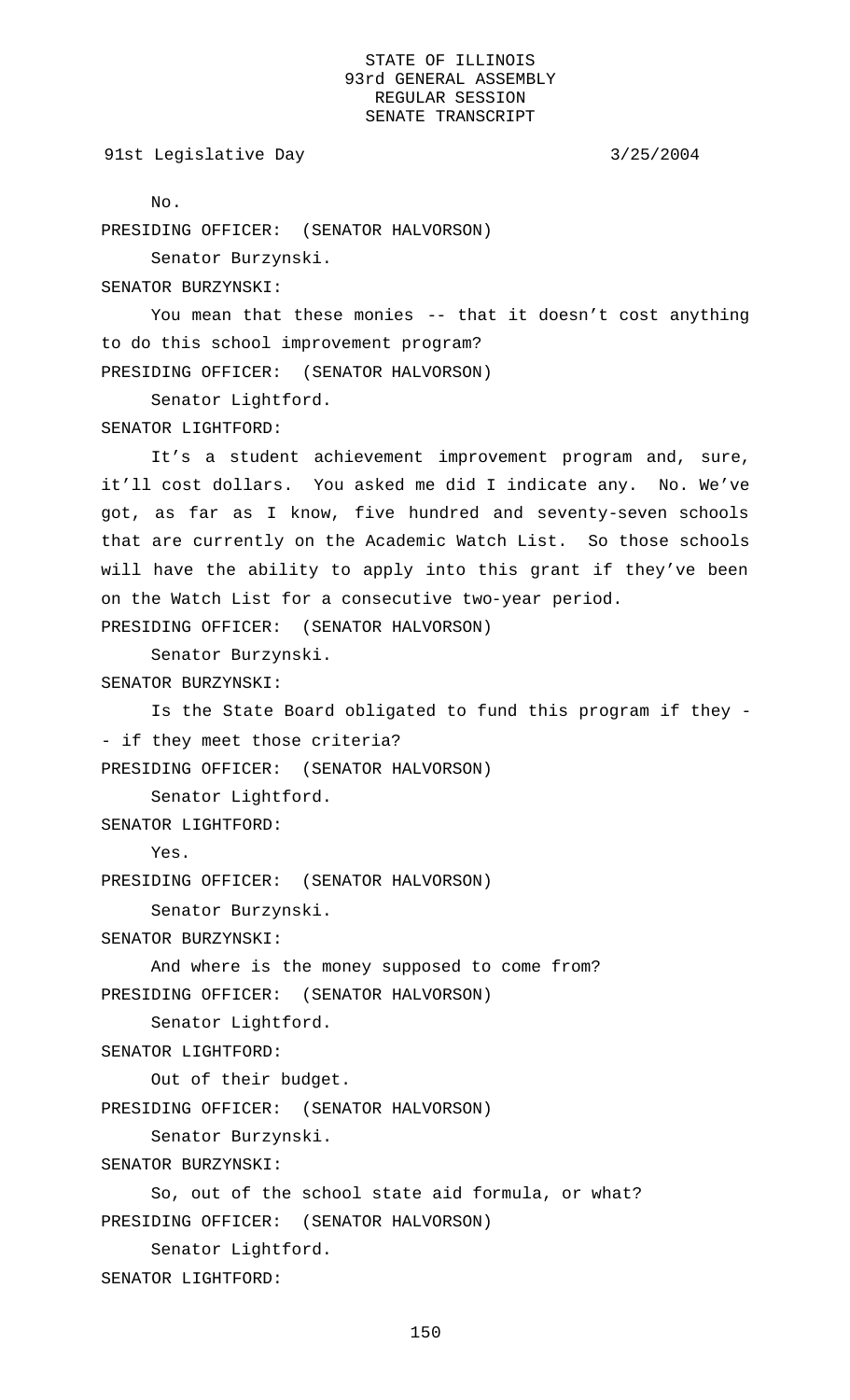No.

PRESIDING OFFICER: (SENATOR HALVORSON)

Senator Burzynski.

SENATOR BURZYNSKI:

You mean that these monies -- that it doesn’t cost anything to do this school improvement program?

PRESIDING OFFICER: (SENATOR HALVORSON)

Senator Lightford.

SENATOR LIGHTFORD:

It’s a student achievement improvement program and, sure, it’ll cost dollars. You asked me did I indicate any. No. We’ve got, as far as I know, five hundred and seventy-seven schools that are currently on the Academic Watch List. So those schools will have the ability to apply into this grant if they’ve been on the Watch List for a consecutive two-year period.

PRESIDING OFFICER: (SENATOR HALVORSON)

Senator Burzynski.

SENATOR BURZYNSKI:

Is the State Board obligated to fund this program if they -- if they meet those criteria?

PRESIDING OFFICER: (SENATOR HALVORSON)

Senator Lightford.

SENATOR LIGHTFORD:

Yes.

PRESIDING OFFICER: (SENATOR HALVORSON)

Senator Burzynski.

SENATOR BURZYNSKI:

And where is the money supposed to come from?

PRESIDING OFFICER: (SENATOR HALVORSON)

Senator Lightford.

SENATOR LIGHTFORD:

Out of their budget.

PRESIDING OFFICER: (SENATOR HALVORSON)

Senator Burzynski.

SENATOR BURZYNSKI:

So, out of the school state aid formula, or what?

PRESIDING OFFICER: (SENATOR HALVORSON)

Senator Lightford.

SENATOR LIGHTFORD: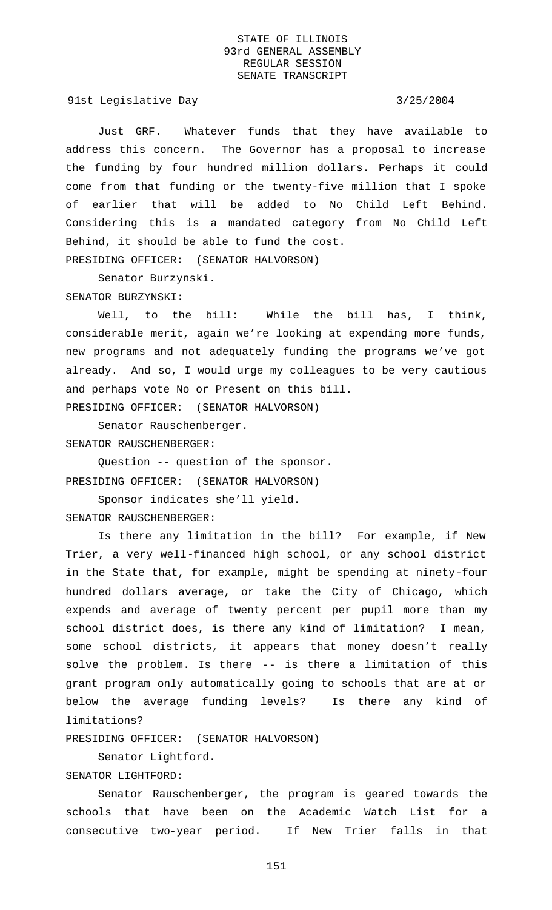Just GRF. Whatever funds that they have available to address this concern. The Governor has a proposal to increase the funding by four hundred million dollars. Perhaps it could come from that funding or the twenty-five million that I spoke of earlier that will be added to No Child Left Behind. Considering this is a mandated category from No Child Left Behind, it should be able to fund the cost.

PRESIDING OFFICER: (SENATOR HALVORSON)

Senator Burzynski.

SENATOR BURZYNSKI:

Well, to the bill: While the bill has, I think, considerable merit, again we're looking at expending more funds, new programs and not adequately funding the programs we've got already. And so, I would urge my colleagues to be very cautious and perhaps vote No or Present on this bill.

PRESIDING OFFICER: (SENATOR HALVORSON)

Senator Rauschenberger.

SENATOR RAUSCHENBERGER:

Question -- question of the sponsor.

PRESIDING OFFICER: (SENATOR HALVORSON)

Sponsor indicates she'll yield.

SENATOR RAUSCHENBERGER:

Is there any limitation in the bill? For example, if New Trier, a very well-financed high school, or any school district in the State that, for example, might be spending at ninety-four hundred dollars average, or take the City of Chicago, which expends and average of twenty percent per pupil more than my school district does, is there any kind of limitation? I mean, some school districts, it appears that money doesn't really solve the problem. Is there -- is there a limitation of this grant program only automatically going to schools that are at or below the average funding levels? Is there any kind of limitations?

PRESIDING OFFICER: (SENATOR HALVORSON)

Senator Lightford.

SENATOR LIGHTFORD:

Senator Rauschenberger, the program is geared towards the schools that have been on the Academic Watch List for a consecutive two-year period. If New Trier falls in that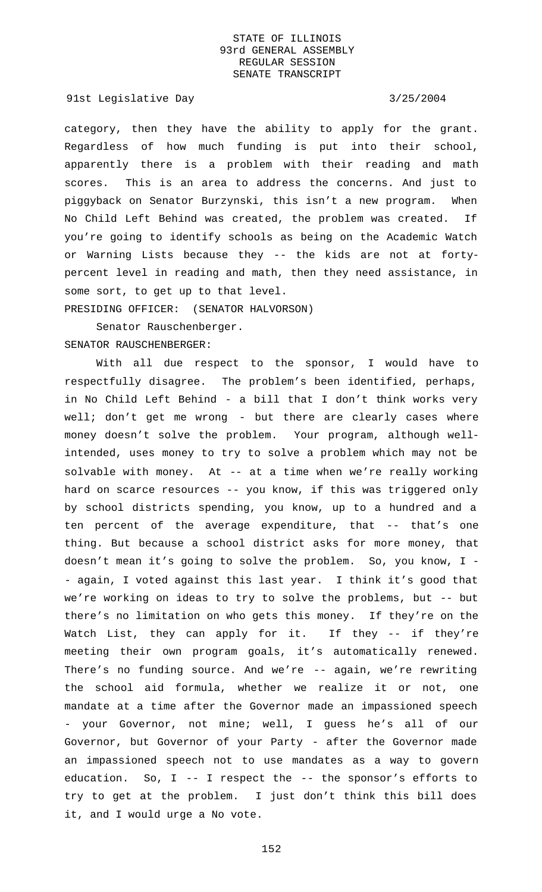category, then they have the ability to apply for the grant. Regardless of how much funding is put into their school, apparently there is a problem with their reading and math scores. This is an area to address the concerns. And just to piggyback on Senator Burzynski, this isn't a new program. When No Child Left Behind was created, the problem was created. If you're going to identify schools as being on the Academic Watch or Warning Lists because they -- the kids are not at forty-percent level in reading and math, then they need assistance, in some sort, to get up to that level.

PRESIDING OFFICER: (SENATOR HALVORSON)

Senator Rauschenberger.

SENATOR RAUSCHENBERGER:

With all due respect to the sponsor, I would have to respectfully disagree. The problem's been identified, perhaps, in No Child Left Behind - a bill that I don't think works very well; don't get me wrong - but there are clearly cases where money doesn't solve the problem. Your program, although well-intended, uses money to try to solve a problem which may not be solvable with money. At -- at a time when we're really working hard on scarce resources -- you know, if this was triggered only by school districts spending, you know, up to a hundred and a ten percent of the average expenditure, that -- that's one thing. But because a school district asks for more money, that doesn't mean it's going to solve the problem. So, you know, I -- again, I voted against this last year. I think it's good that we're working on ideas to try to solve the problems, but -- but there's no limitation on who gets this money. If they're on the Watch List, they can apply for it. If they -- if they're meeting their own program goals, it's automatically renewed. There's no funding source. And we're -- again, we're rewriting the school aid formula, whether we realize it or not, one mandate at a time after the Governor made an impassioned speech - your Governor, not mine; well, I guess he's all of our Governor, but Governor of your Party - after the Governor made an impassioned speech not to use mandates as a way to govern education. So, I -- I respect the -- the sponsor's efforts to try to get at the problem. I just don't think this bill does it, and I would urge a No vote.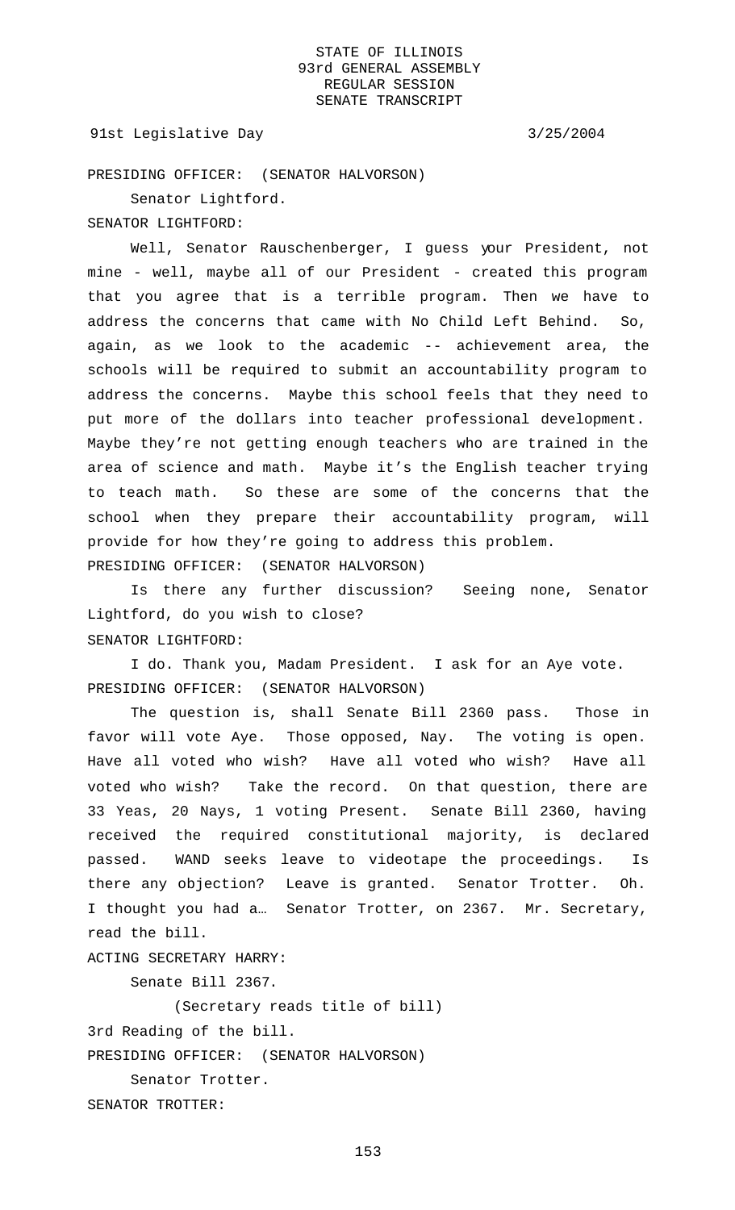PRESIDING OFFICER: (SENATOR HALVORSON)

Senator Lightford.

SENATOR LIGHTFORD:

Well, Senator Rauschenberger, I guess your President, not mine - well, maybe all of our President - created this program that you agree that is a terrible program. Then we have to address the concerns that came with No Child Left Behind. So, again, as we look to the academic -- achievement area, the schools will be required to submit an accountability program to address the concerns. Maybe this school feels that they need to put more of the dollars into teacher professional development. Maybe they're not getting enough teachers who are trained in the area of science and math. Maybe it's the English teacher trying to teach math. So these are some of the concerns that the school when they prepare their accountability program, will provide for how they're going to address this problem.

PRESIDING OFFICER: (SENATOR HALVORSON)

Is there any further discussion? Seeing none, Senator Lightford, do you wish to close?

SENATOR LIGHTFORD:

I do. Thank you, Madam President. I ask for an Aye vote.

PRESIDING OFFICER: (SENATOR HALVORSON)

The question is, shall Senate Bill 2360 pass. Those in favor will vote Aye. Those opposed, Nay. The voting is open. Have all voted who wish? Have all voted who wish? Have all voted who wish? Take the record. On that question, there are 33 Yeas, 20 Nays, 1 voting Present. Senate Bill 2360, having received the required constitutional majority, is declared passed. WAND seeks leave to videotape the proceedings. Is there any objection? Leave is granted. Senator Trotter. Oh. I thought you had a… Senator Trotter, on 2367. Mr. Secretary, read the bill.

ACTING SECRETARY HARRY:

Senate Bill 2367.

(Secretary reads title of bill)

3rd Reading of the bill.

PRESIDING OFFICER: (SENATOR HALVORSON)

Senator Trotter.

SENATOR TROTTER: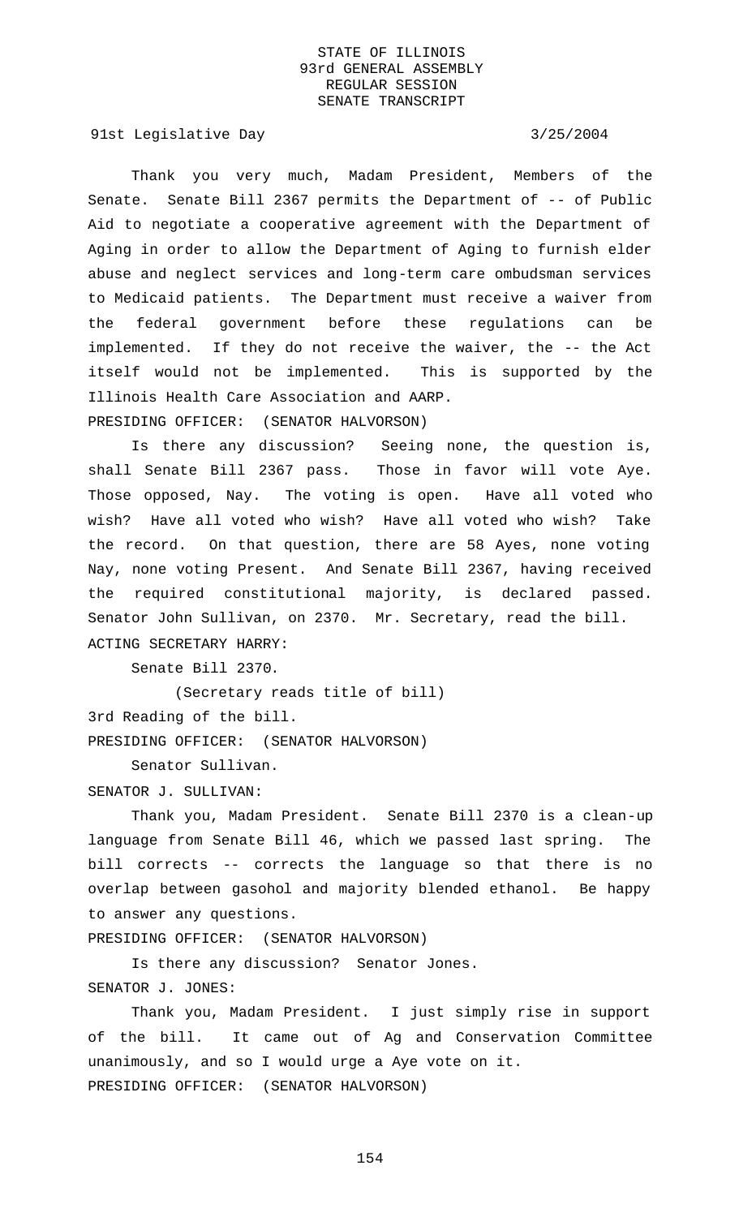Thank you very much, Madam President, Members of the Senate. Senate Bill 2367 permits the Department of -- of Public Aid to negotiate a cooperative agreement with the Department of Aging in order to allow the Department of Aging to furnish elder abuse and neglect services and long-term care ombudsman services to Medicaid patients. The Department must receive a waiver from the federal government before these regulations can be implemented. If they do not receive the waiver, the -- the Act itself would not be implemented. This is supported by the Illinois Health Care Association and AARP.

PRESIDING OFFICER: (SENATOR HALVORSON)

Is there any discussion? Seeing none, the question is, shall Senate Bill 2367 pass. Those in favor will vote Aye. Those opposed, Nay. The voting is open. Have all voted who wish? Have all voted who wish? Have all voted who wish? Take the record. On that question, there are 58 Ayes, none voting Nay, none voting Present. And Senate Bill 2367, having received the required constitutional majority, is declared passed. Senator John Sullivan, on 2370. Mr. Secretary, read the bill.

ACTING SECRETARY HARRY:

Senate Bill 2370.

(Secretary reads title of bill)

3rd Reading of the bill.

PRESIDING OFFICER: (SENATOR HALVORSON)

Senator Sullivan.

SENATOR J. SULLIVAN:

Thank you, Madam President. Senate Bill 2370 is a clean-up language from Senate Bill 46, which we passed last spring. The bill corrects -- corrects the language so that there is no overlap between gasohol and majority blended ethanol. Be happy to answer any questions.

PRESIDING OFFICER: (SENATOR HALVORSON)

Is there any discussion? Senator Jones.

SENATOR J. JONES:

Thank you, Madam President. I just simply rise in support of the bill. It came out of Ag and Conservation Committee unanimously, and so I would urge a Aye vote on it.

PRESIDING OFFICER: (SENATOR HALVORSON)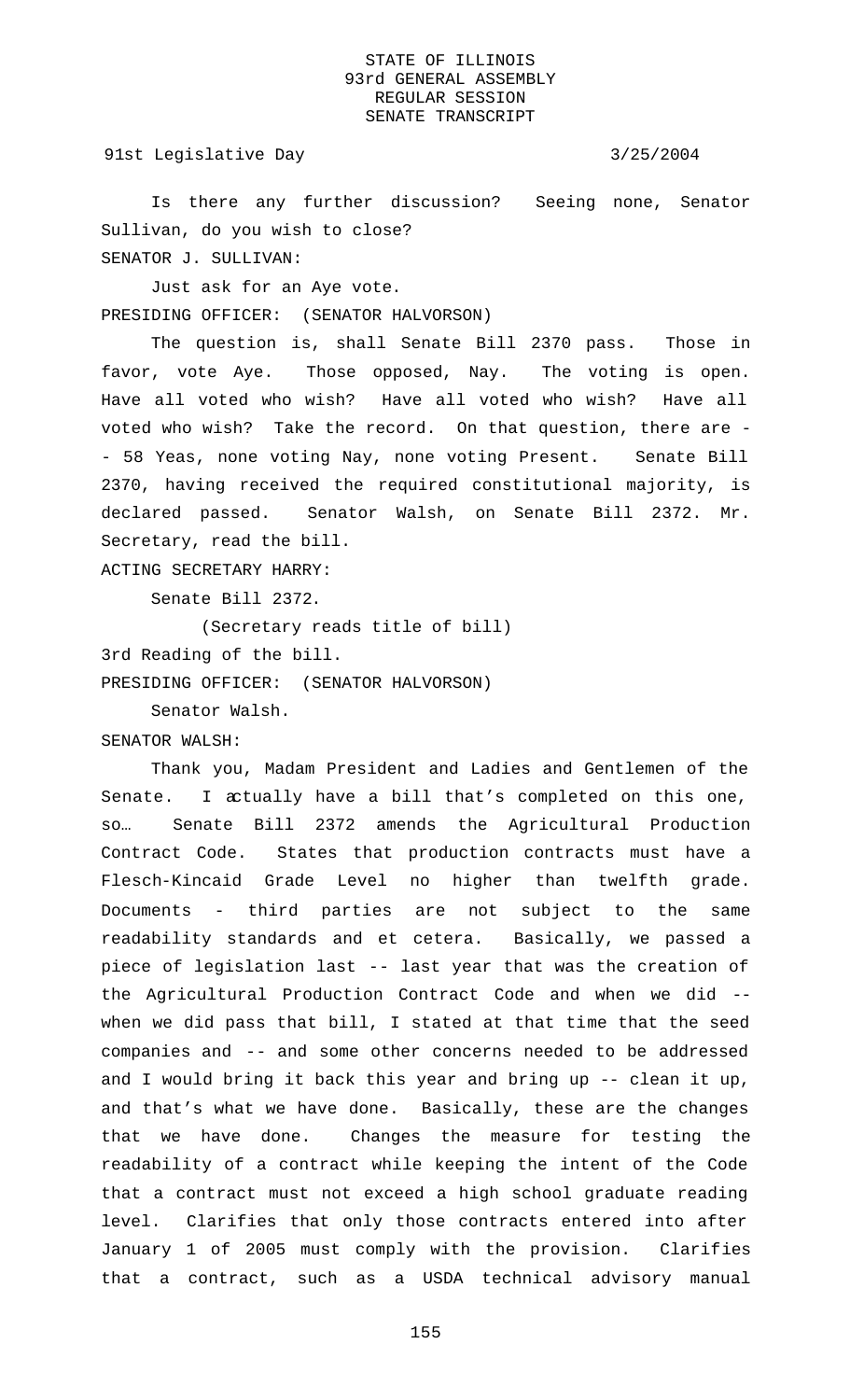Is there any further discussion? Seeing none, Senator Sullivan, do you wish to close?

SENATOR J. SULLIVAN:

Just ask for an Aye vote.

PRESIDING OFFICER: (SENATOR HALVORSON)

The question is, shall Senate Bill 2370 pass. Those in favor, vote Aye. Those opposed, Nay. The voting is open. Have all voted who wish? Have all voted who wish? Have all voted who wish? Take the record. On that question, there are -- 58 Yeas, none voting Nay, none voting Present. Senate Bill 2370, having received the required constitutional majority, is declared passed. Senator Walsh, on Senate Bill 2372. Mr. Secretary, read the bill.

ACTING SECRETARY HARRY:

Senate Bill 2372.

(Secretary reads title of bill)

3rd Reading of the bill.

PRESIDING OFFICER: (SENATOR HALVORSON)

Senator Walsh.

SENATOR WALSH:

Thank you, Madam President and Ladies and Gentlemen of the Senate. I actually have a bill that's completed on this one, so… Senate Bill 2372 amends the Agricultural Production Contract Code. States that production contracts must have a Flesch-Kincaid Grade Level no higher than twelfth grade. Documents - third parties are not subject to the same readability standards and et cetera. Basically, we passed a piece of legislation last -- last year that was the creation of the Agricultural Production Contract Code and when we did -- when we did pass that bill, I stated at that time that the seed companies and -- and some other concerns needed to be addressed and I would bring it back this year and bring up -- clean it up, and that's what we have done. Basically, these are the changes that we have done. Changes the measure for testing the readability of a contract while keeping the intent of the Code that a contract must not exceed a high school graduate reading level. Clarifies that only those contracts entered into after January 1 of 2005 must comply with the provision. Clarifies that a contract, such as a USDA technical advisory manual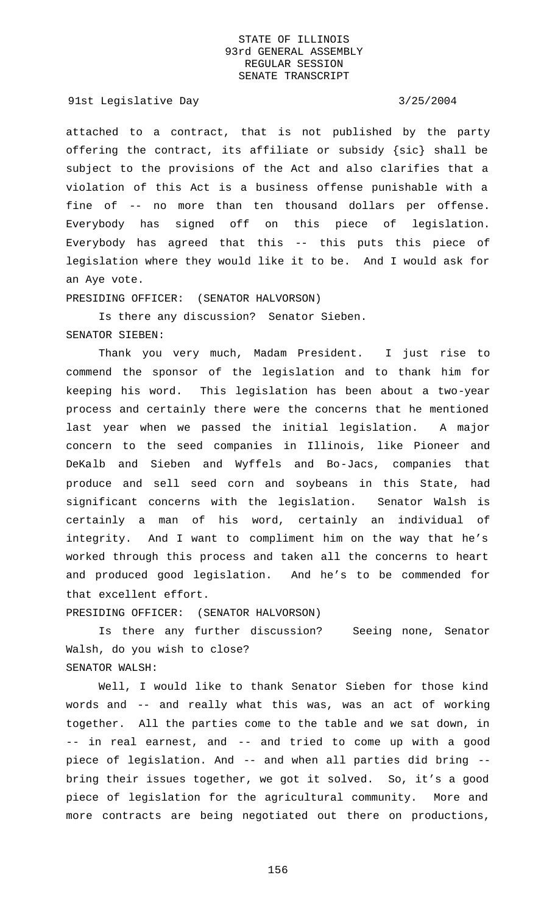attached to a contract, that is not published by the party offering the contract, its affiliate or subsidy {sic} shall be subject to the provisions of the Act and also clarifies that a violation of this Act is a business offense punishable with a fine of -- no more than ten thousand dollars per offense. Everybody has signed off on this piece of legislation. Everybody has agreed that this -- this puts this piece of legislation where they would like it to be. And I would ask for an Aye vote.

PRESIDING OFFICER: (SENATOR HALVORSON)

Is there any discussion? Senator Sieben.

SENATOR SIEBEN:

Thank you very much, Madam President. I just rise to commend the sponsor of the legislation and to thank him for keeping his word. This legislation has been about a two-year process and certainly there were the concerns that he mentioned last year when we passed the initial legislation. A major concern to the seed companies in Illinois, like Pioneer and DeKalb and Sieben and Wyffels and Bo-Jacs, companies that produce and sell seed corn and soybeans in this State, had significant concerns with the legislation. Senator Walsh is certainly a man of his word, certainly an individual of integrity. And I want to compliment him on the way that he's worked through this process and taken all the concerns to heart and produced good legislation. And he's to be commended for that excellent effort.

PRESIDING OFFICER: (SENATOR HALVORSON)

Is there any further discussion? Seeing none, Senator Walsh, do you wish to close?

SENATOR WALSH:

Well, I would like to thank Senator Sieben for those kind words and -- and really what this was, was an act of working together. All the parties come to the table and we sat down, in -- in real earnest, and -- and tried to come up with a good piece of legislation. And -- and when all parties did bring -- bring their issues together, we got it solved. So, it's a good piece of legislation for the agricultural community. More and more contracts are being negotiated out there on productions,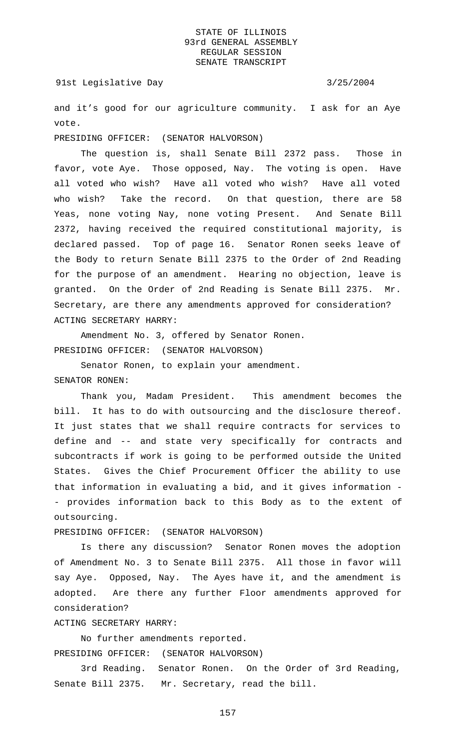and it's good for our agriculture community. I ask for an Aye vote.

PRESIDING OFFICER: (SENATOR HALVORSON)

The question is, shall Senate Bill 2372 pass. Those in favor, vote Aye. Those opposed, Nay. The voting is open. Have all voted who wish? Have all voted who wish? Have all voted who wish? Take the record. On that question, there are 58 Yeas, none voting Nay, none voting Present. And Senate Bill 2372, having received the required constitutional majority, is declared passed. Top of page 16. Senator Ronen seeks leave of the Body to return Senate Bill 2375 to the Order of 2nd Reading for the purpose of an amendment. Hearing no objection, leave is granted. On the Order of 2nd Reading is Senate Bill 2375. Mr. Secretary, are there any amendments approved for consideration?

ACTING SECRETARY HARRY:

Amendment No. 3, offered by Senator Ronen.

PRESIDING OFFICER: (SENATOR HALVORSON)

Senator Ronen, to explain your amendment.

SENATOR RONEN:

Thank you, Madam President. This amendment becomes the bill. It has to do with outsourcing and the disclosure thereof. It just states that we shall require contracts for services to define and -- and state very specifically for contracts and subcontracts if work is going to be performed outside the United States. Gives the Chief Procurement Officer the ability to use that information in evaluating a bid, and it gives information -- provides information back to this Body as to the extent of outsourcing.

PRESIDING OFFICER: (SENATOR HALVORSON)

Is there any discussion? Senator Ronen moves the adoption of Amendment No. 3 to Senate Bill 2375. All those in favor will say Aye. Opposed, Nay. The Ayes have it, and the amendment is adopted. Are there any further Floor amendments approved for consideration?

ACTING SECRETARY HARRY:

No further amendments reported.

PRESIDING OFFICER: (SENATOR HALVORSON)

3rd Reading. Senator Ronen. On the Order of 3rd Reading, Senate Bill 2375. Mr. Secretary, read the bill.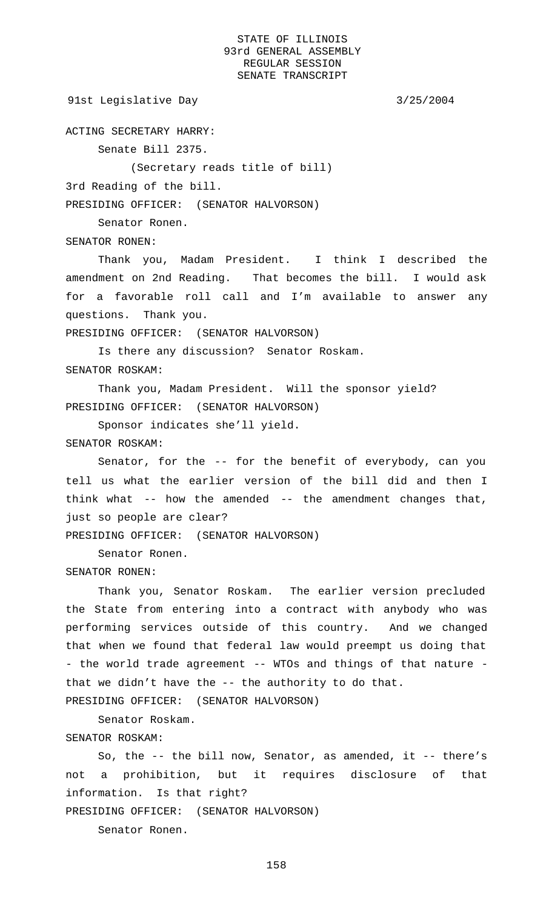ACTING SECRETARY HARRY:

Senate Bill 2375.

(Secretary reads title of bill)

3rd Reading of the bill.

PRESIDING OFFICER: (SENATOR HALVORSON)

Senator Ronen.

SENATOR RONEN:

Thank you, Madam President. I think I described the amendment on 2nd Reading. That becomes the bill. I would ask for a favorable roll call and I'm available to answer any questions. Thank you.

PRESIDING OFFICER: (SENATOR HALVORSON)

Is there any discussion? Senator Roskam.

SENATOR ROSKAM:

Thank you, Madam President. Will the sponsor yield?

PRESIDING OFFICER: (SENATOR HALVORSON)

Sponsor indicates she'll yield.

SENATOR ROSKAM:

Senator, for the -- for the benefit of everybody, can you tell us what the earlier version of the bill did and then I think what -- how the amended -- the amendment changes that, just so people are clear?

PRESIDING OFFICER: (SENATOR HALVORSON)

Senator Ronen.

SENATOR RONEN:

Thank you, Senator Roskam. The earlier version precluded the State from entering into a contract with anybody who was performing services outside of this country. And we changed that when we found that federal law would preempt us doing that - the world trade agreement -- WTOs and things of that nature - that we didn't have the -- the authority to do that.

PRESIDING OFFICER: (SENATOR HALVORSON)

Senator Roskam.

SENATOR ROSKAM:

So, the -- the bill now, Senator, as amended, it -- there's not a prohibition, but it requires disclosure of that information. Is that right?

PRESIDING OFFICER: (SENATOR HALVORSON)

Senator Ronen.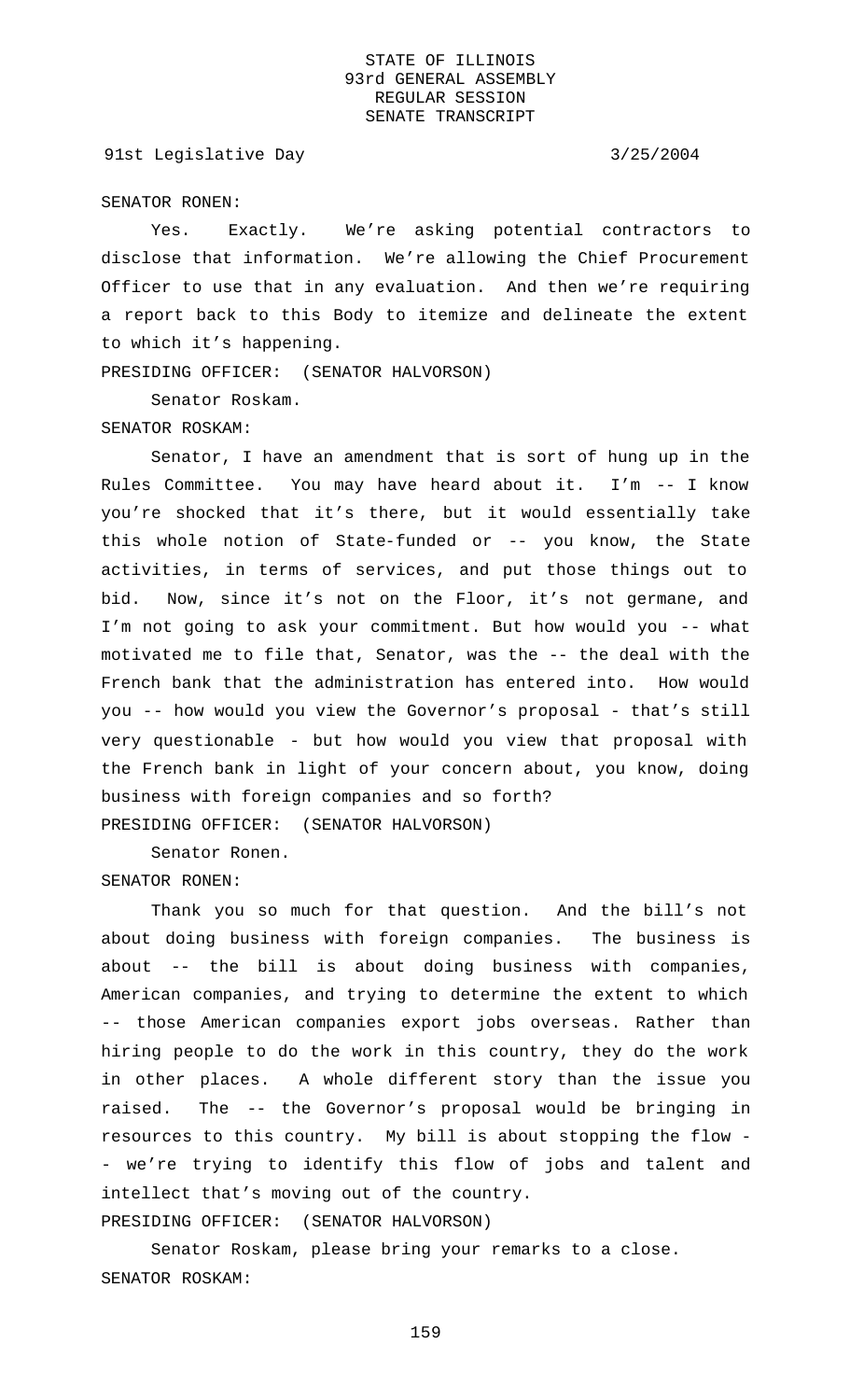SENATOR RONEN:

Yes. Exactly. We're asking potential contractors to disclose that information. We're allowing the Chief Procurement Officer to use that in any evaluation. And then we're requiring a report back to this Body to itemize and delineate the extent to which it's happening.

PRESIDING OFFICER: (SENATOR HALVORSON)

Senator Roskam.

SENATOR ROSKAM:

Senator, I have an amendment that is sort of hung up in the Rules Committee. You may have heard about it. I'm -- I know you're shocked that it's there, but it would essentially take this whole notion of State-funded or -- you know, the State activities, in terms of services, and put those things out to bid. Now, since it's not on the Floor, it's not germane, and I'm not going to ask your commitment. But how would you -- what motivated me to file that, Senator, was the -- the deal with the French bank that the administration has entered into. How would you -- how would you view the Governor's proposal - that's still very questionable - but how would you view that proposal with the French bank in light of your concern about, you know, doing business with foreign companies and so forth?

PRESIDING OFFICER: (SENATOR HALVORSON)

Senator Ronen.

SENATOR RONEN:

Thank you so much for that question. And the bill's not about doing business with foreign companies. The business is about -- the bill is about doing business with companies, American companies, and trying to determine the extent to which -- those American companies export jobs overseas. Rather than hiring people to do the work in this country, they do the work in other places. A whole different story than the issue you raised. The -- the Governor's proposal would be bringing in resources to this country. My bill is about stopping the flow -- we're trying to identify this flow of jobs and talent and intellect that's moving out of the country.

PRESIDING OFFICER: (SENATOR HALVORSON)

Senator Roskam, please bring your remarks to a close.

SENATOR ROSKAM: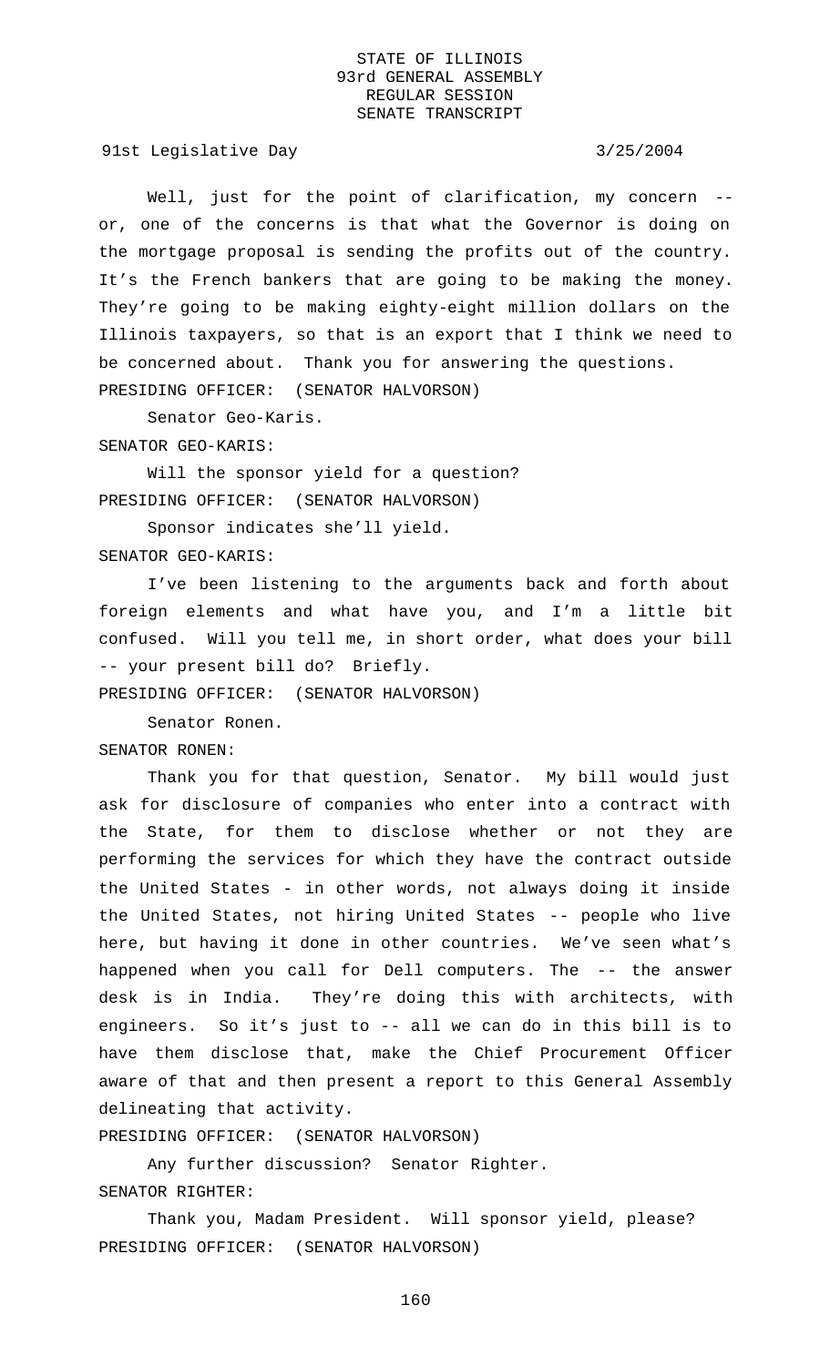Well, just for the point of clarification, my concern -- or, one of the concerns is that what the Governor is doing on the mortgage proposal is sending the profits out of the country. It's the French bankers that are going to be making the money. They're going to be making eighty-eight million dollars on the Illinois taxpayers, so that is an export that I think we need to be concerned about. Thank you for answering the questions.

PRESIDING OFFICER: (SENATOR HALVORSON)

Senator Geo-Karis.

SENATOR GEO-KARIS:

Will the sponsor yield for a question?

PRESIDING OFFICER: (SENATOR HALVORSON)

Sponsor indicates she'll yield.

SENATOR GEO-KARIS:

I've been listening to the arguments back and forth about foreign elements and what have you, and I'm a little bit confused. Will you tell me, in short order, what does your bill -- your present bill do? Briefly.

PRESIDING OFFICER: (SENATOR HALVORSON)

Senator Ronen.

SENATOR RONEN:

Thank you for that question, Senator. My bill would just ask for disclosure of companies who enter into a contract with the State, for them to disclose whether or not they are performing the services for which they have the contract outside the United States - in other words, not always doing it inside the United States, not hiring United States -- people who live here, but having it done in other countries. We've seen what's happened when you call for Dell computers. The -- the answer desk is in India. They're doing this with architects, with engineers. So it's just to -- all we can do in this bill is to have them disclose that, make the Chief Procurement Officer aware of that and then present a report to this General Assembly delineating that activity.

PRESIDING OFFICER: (SENATOR HALVORSON)

Any further discussion? Senator Righter.

SENATOR RIGHTER:

Thank you, Madam President. Will sponsor yield, please?

PRESIDING OFFICER: (SENATOR HALVORSON)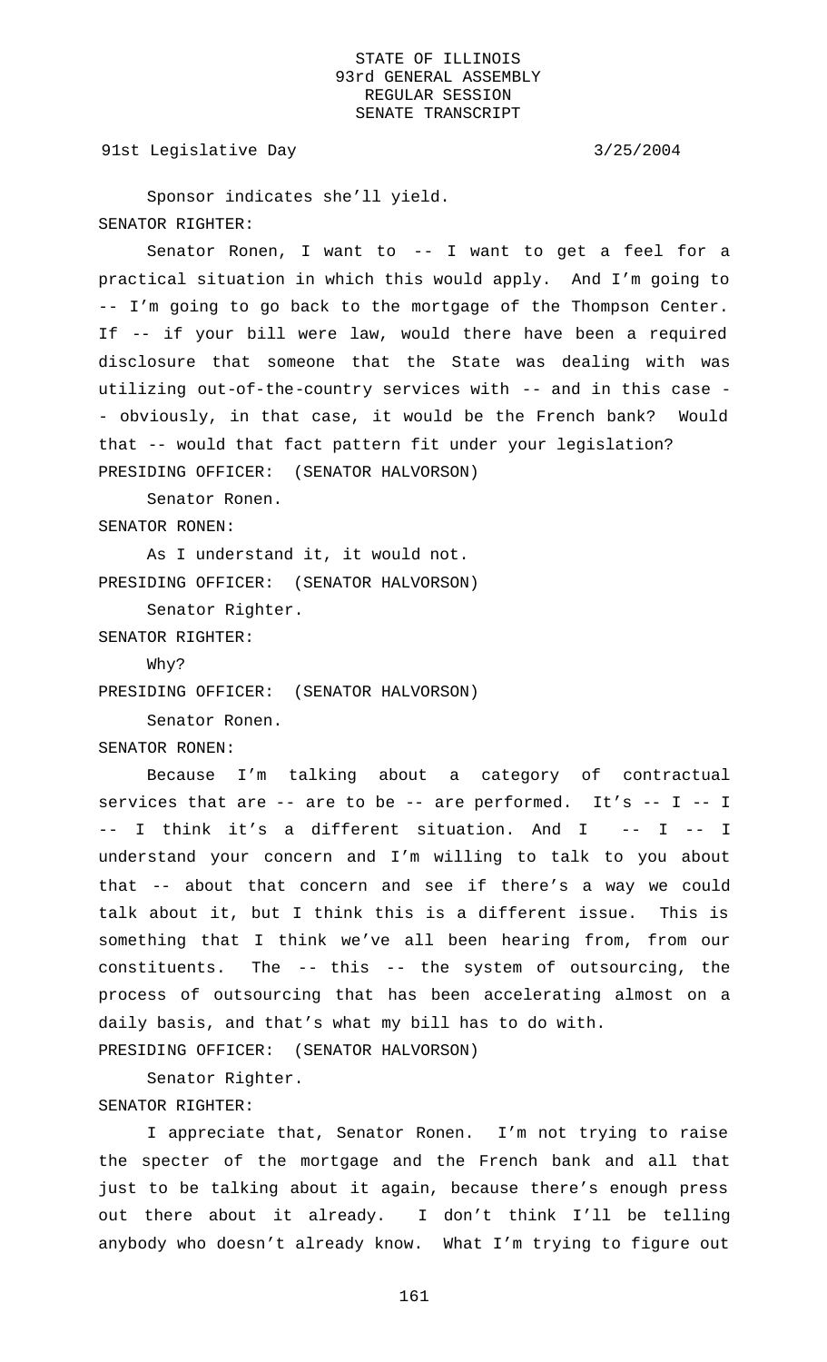Sponsor indicates she'll yield.

SENATOR RIGHTER:

Senator Ronen, I want to -- I want to get a feel for a practical situation in which this would apply. And I'm going to -- I'm going to go back to the mortgage of the Thompson Center. If -- if your bill were law, would there have been a required disclosure that someone that the State was dealing with was utilizing out-of-the-country services with -- and in this case - - obviously, in that case, it would be the French bank? Would that -- would that fact pattern fit under your legislation?

PRESIDING OFFICER: (SENATOR HALVORSON)

Senator Ronen.

SENATOR RONEN:

As I understand it, it would not.

PRESIDING OFFICER: (SENATOR HALVORSON)

Senator Righter.

SENATOR RIGHTER:

Why?

PRESIDING OFFICER: (SENATOR HALVORSON)

Senator Ronen.

SENATOR RONEN:

Because I'm talking about a category of contractual services that are -- are to be -- are performed. It's -- I -- I -- I think it's a different situation. And I -- I -- I understand your concern and I'm willing to talk to you about that -- about that concern and see if there's a way we could talk about it, but I think this is a different issue. This is something that I think we've all been hearing from, from our constituents. The -- this -- the system of outsourcing, the process of outsourcing that has been accelerating almost on a daily basis, and that's what my bill has to do with.

PRESIDING OFFICER: (SENATOR HALVORSON)

Senator Righter.

SENATOR RIGHTER:

I appreciate that, Senator Ronen. I'm not trying to raise the specter of the mortgage and the French bank and all that just to be talking about it again, because there's enough press out there about it already. I don't think I'll be telling anybody who doesn't already know. What I'm trying to figure out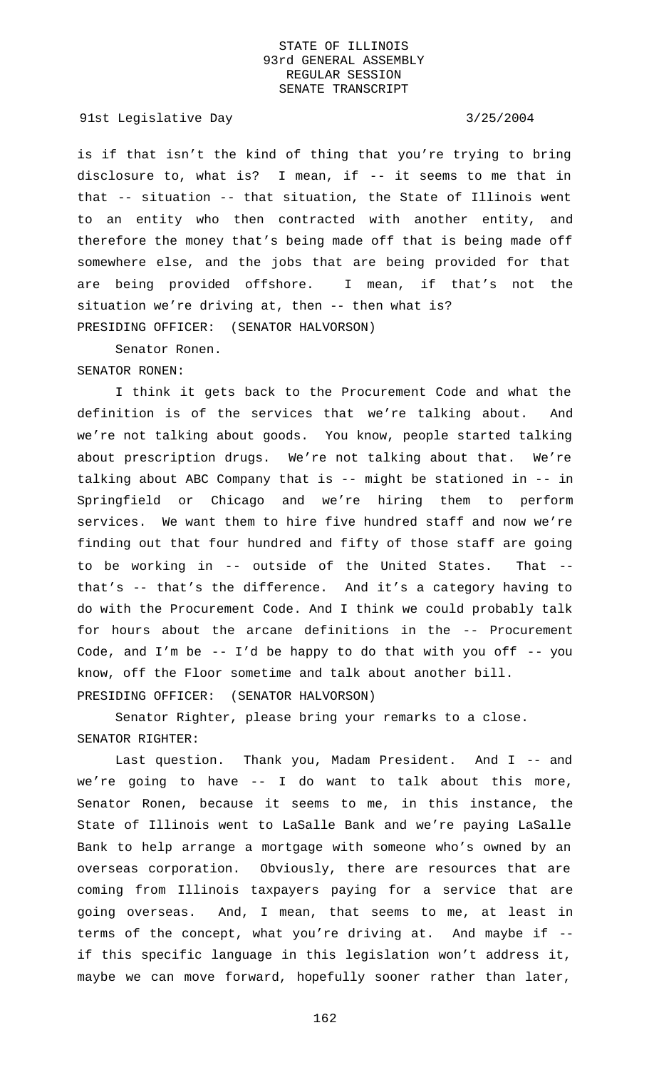is if that isn't the kind of thing that you're trying to bring disclosure to, what is? I mean, if -- it seems to me that in that -- situation -- that situation, the State of Illinois went to an entity who then contracted with another entity, and therefore the money that's being made off that is being made off somewhere else, and the jobs that are being provided for that are being provided offshore. I mean, if that's not the situation we're driving at, then -- then what is?

PRESIDING OFFICER: (SENATOR HALVORSON)

Senator Ronen.

SENATOR RONEN:

I think it gets back to the Procurement Code and what the definition is of the services that we're talking about. And we're not talking about goods. You know, people started talking about prescription drugs. We're not talking about that. We're talking about ABC Company that is -- might be stationed in -- in Springfield or Chicago and we're hiring them to perform services. We want them to hire five hundred staff and now we're finding out that four hundred and fifty of those staff are going to be working in -- outside of the United States. That -- that's -- that's the difference. And it's a category having to do with the Procurement Code. And I think we could probably talk for hours about the arcane definitions in the -- Procurement Code, and I'm be -- I'd be happy to do that with you off -- you know, off the Floor sometime and talk about another bill.

PRESIDING OFFICER: (SENATOR HALVORSON)

Senator Righter, please bring your remarks to a close.

SENATOR RIGHTER:

Last question. Thank you, Madam President. And I -- and we're going to have -- I do want to talk about this more, Senator Ronen, because it seems to me, in this instance, the State of Illinois went to LaSalle Bank and we're paying LaSalle Bank to help arrange a mortgage with someone who's owned by an overseas corporation. Obviously, there are resources that are coming from Illinois taxpayers paying for a service that are going overseas. And, I mean, that seems to me, at least in terms of the concept, what you're driving at. And maybe if -- if this specific language in this legislation won't address it, maybe we can move forward, hopefully sooner rather than later,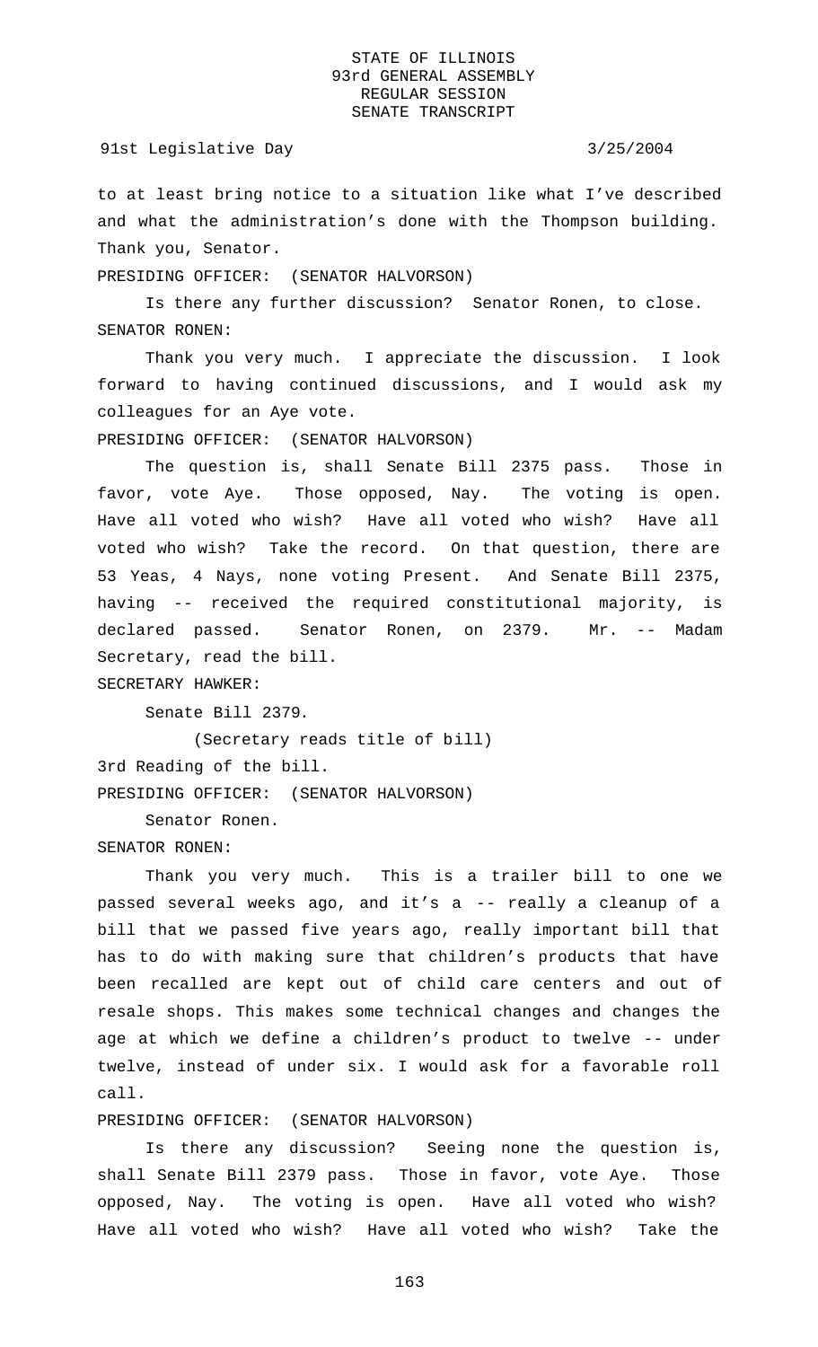to at least bring notice to a situation like what I've described and what the administration's done with the Thompson building. Thank you, Senator.

PRESIDING OFFICER: (SENATOR HALVORSON)

Is there any further discussion? Senator Ronen, to close.

SENATOR RONEN:

Thank you very much. I appreciate the discussion. I look forward to having continued discussions, and I would ask my colleagues for an Aye vote.

PRESIDING OFFICER: (SENATOR HALVORSON)

The question is, shall Senate Bill 2375 pass. Those in favor, vote Aye. Those opposed, Nay. The voting is open. Have all voted who wish? Have all voted who wish? Have all voted who wish? Take the record. On that question, there are 53 Yeas, 4 Nays, none voting Present. And Senate Bill 2375, having -- received the required constitutional majority, is declared passed. Senator Ronen, on 2379. Mr. -- Madam Secretary, read the bill.

SECRETARY HAWKER:

Senate Bill 2379.

(Secretary reads title of bill)

3rd Reading of the bill.

PRESIDING OFFICER: (SENATOR HALVORSON)

Senator Ronen.

SENATOR RONEN:

Thank you very much. This is a trailer bill to one we passed several weeks ago, and it's a -- really a cleanup of a bill that we passed five years ago, really important bill that has to do with making sure that children's products that have been recalled are kept out of child care centers and out of resale shops. This makes some technical changes and changes the age at which we define a children's product to twelve -- under twelve, instead of under six. I would ask for a favorable roll call.

PRESIDING OFFICER: (SENATOR HALVORSON)

Is there any discussion? Seeing none the question is, shall Senate Bill 2379 pass. Those in favor, vote Aye. Those opposed, Nay. The voting is open. Have all voted who wish? Have all voted who wish? Have all voted who wish? Take the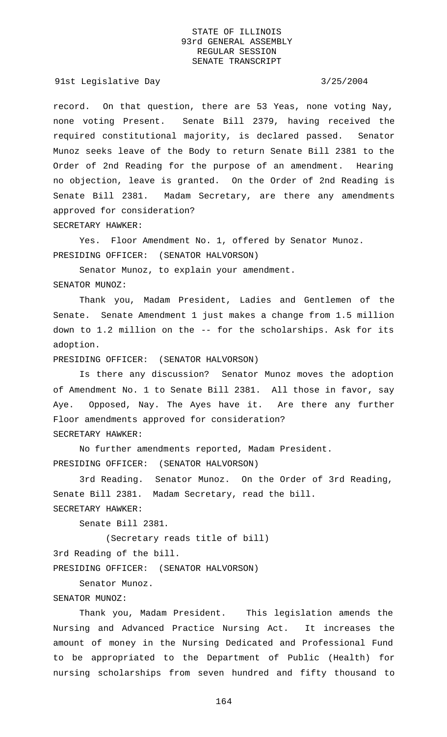record. On that question, there are 53 Yeas, none voting Nay, none voting Present. Senate Bill 2379, having received the required constitutional majority, is declared passed. Senator Munoz seeks leave of the Body to return Senate Bill 2381 to the Order of 2nd Reading for the purpose of an amendment. Hearing no objection, leave is granted. On the Order of 2nd Reading is Senate Bill 2381. Madam Secretary, are there any amendments approved for consideration?

SECRETARY HAWKER:

Yes. Floor Amendment No. 1, offered by Senator Munoz.

PRESIDING OFFICER: (SENATOR HALVORSON)

Senator Munoz, to explain your amendment.

SENATOR MUNOZ:

Thank you, Madam President, Ladies and Gentlemen of the Senate. Senate Amendment 1 just makes a change from 1.5 million down to 1.2 million on the -- for the scholarships. Ask for its adoption.

PRESIDING OFFICER: (SENATOR HALVORSON)

Is there any discussion? Senator Munoz moves the adoption of Amendment No. 1 to Senate Bill 2381. All those in favor, say Aye. Opposed, Nay. The Ayes have it. Are there any further Floor amendments approved for consideration?

SECRETARY HAWKER:

No further amendments reported, Madam President.

PRESIDING OFFICER: (SENATOR HALVORSON)

3rd Reading. Senator Munoz. On the Order of 3rd Reading, Senate Bill 2381. Madam Secretary, read the bill.

SECRETARY HAWKER:

Senate Bill 2381.

(Secretary reads title of bill)

3rd Reading of the bill.

PRESIDING OFFICER: (SENATOR HALVORSON)

Senator Munoz.

SENATOR MUNOZ:

Thank you, Madam President. This legislation amends the Nursing and Advanced Practice Nursing Act. It increases the amount of money in the Nursing Dedicated and Professional Fund to be appropriated to the Department of Public (Health) for nursing scholarships from seven hundred and fifty thousand to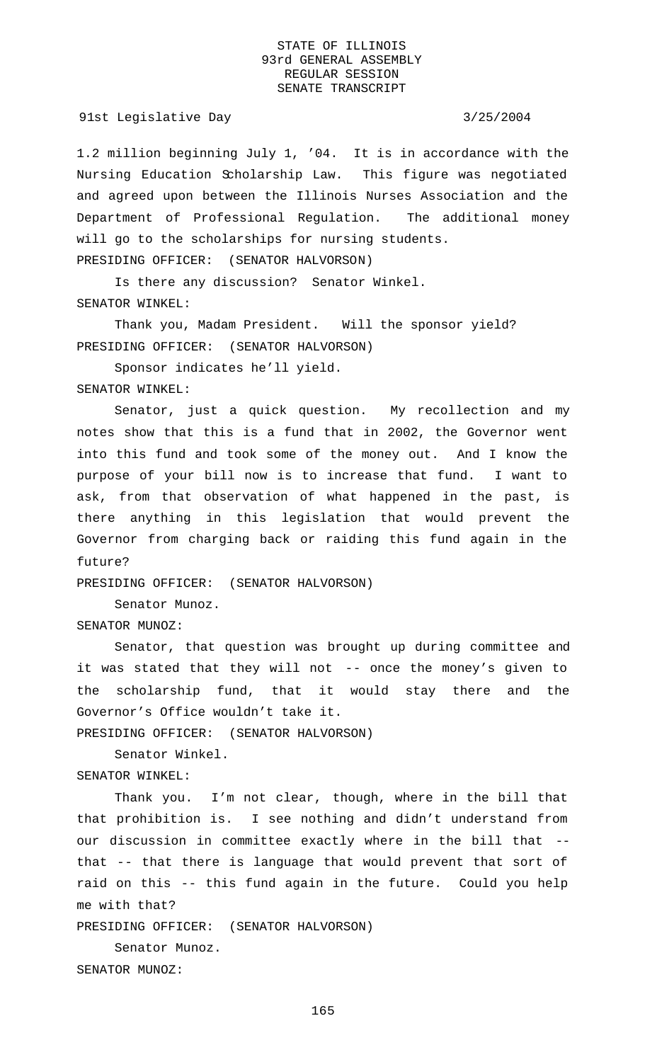1.2 million beginning July 1, '04. It is in accordance with the Nursing Education Scholarship Law. This figure was negotiated and agreed upon between the Illinois Nurses Association and the Department of Professional Regulation. The additional money will go to the scholarships for nursing students.

PRESIDING OFFICER: (SENATOR HALVORSON)

Is there any discussion? Senator Winkel.

SENATOR WINKEL:

Thank you, Madam President. Will the sponsor yield?

PRESIDING OFFICER: (SENATOR HALVORSON)

Sponsor indicates he'll yield.

SENATOR WINKEL:

Senator, just a quick question. My recollection and my notes show that this is a fund that in 2002, the Governor went into this fund and took some of the money out. And I know the purpose of your bill now is to increase that fund. I want to ask, from that observation of what happened in the past, is there anything in this legislation that would prevent the Governor from charging back or raiding this fund again in the future?

PRESIDING OFFICER: (SENATOR HALVORSON)

Senator Munoz.

SENATOR MUNOZ:

Senator, that question was brought up during committee and it was stated that they will not -- once the money's given to the scholarship fund, that it would stay there and the Governor's Office wouldn't take it.

PRESIDING OFFICER: (SENATOR HALVORSON)

Senator Winkel.

SENATOR WINKEL:

Thank you. I'm not clear, though, where in the bill that that prohibition is. I see nothing and didn't understand from our discussion in committee exactly where in the bill that -- that -- that there is language that would prevent that sort of raid on this -- this fund again in the future. Could you help me with that?

PRESIDING OFFICER: (SENATOR HALVORSON)

Senator Munoz.

SENATOR MUNOZ: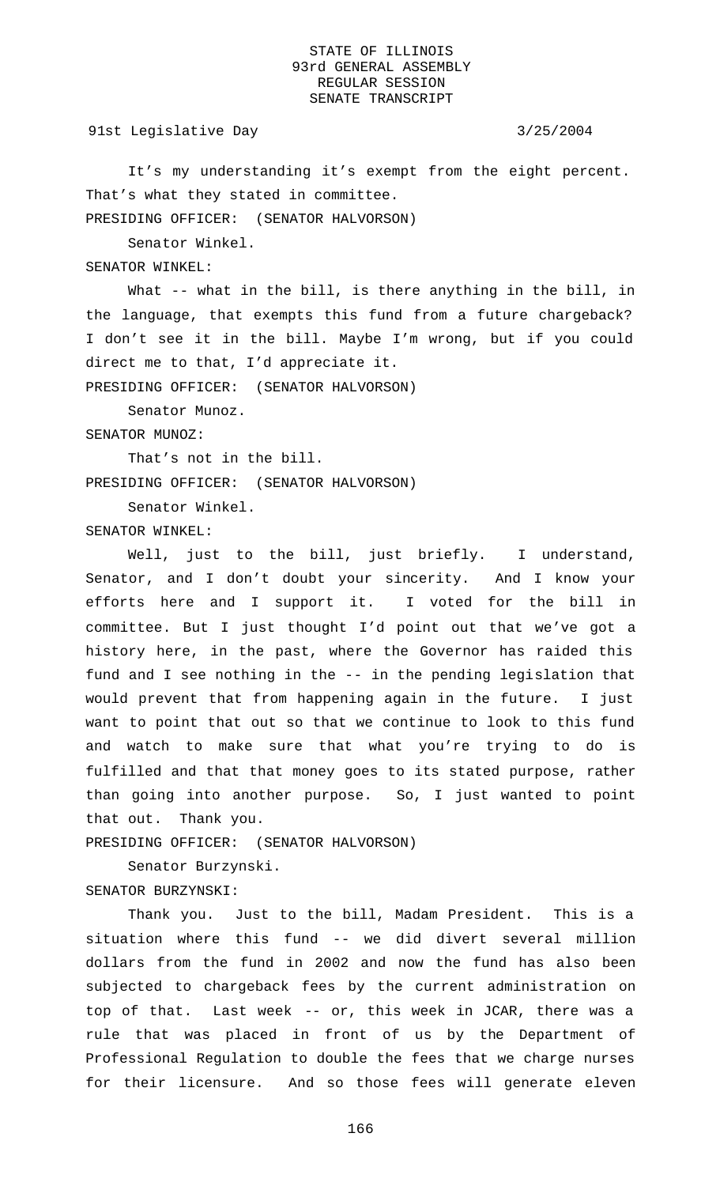It's my understanding it's exempt from the eight percent. That's what they stated in committee.

PRESIDING OFFICER: (SENATOR HALVORSON)

Senator Winkel.

SENATOR WINKEL:

What -- what in the bill, is there anything in the bill, in the language, that exempts this fund from a future chargeback? I don't see it in the bill. Maybe I'm wrong, but if you could direct me to that, I'd appreciate it.

PRESIDING OFFICER: (SENATOR HALVORSON)

Senator Munoz.

SENATOR MUNOZ:

That's not in the bill.

PRESIDING OFFICER: (SENATOR HALVORSON)

Senator Winkel.

SENATOR WINKEL:

Well, just to the bill, just briefly. I understand, Senator, and I don't doubt your sincerity. And I know your efforts here and I support it. I voted for the bill in committee. But I just thought I'd point out that we've got a history here, in the past, where the Governor has raided this fund and I see nothing in the -- in the pending legislation that would prevent that from happening again in the future. I just want to point that out so that we continue to look to this fund and watch to make sure that what you're trying to do is fulfilled and that that money goes to its stated purpose, rather than going into another purpose. So, I just wanted to point that out. Thank you.

PRESIDING OFFICER: (SENATOR HALVORSON)

Senator Burzynski.

SENATOR BURZYNSKI:

Thank you. Just to the bill, Madam President. This is a situation where this fund -- we did divert several million dollars from the fund in 2002 and now the fund has also been subjected to chargeback fees by the current administration on top of that. Last week -- or, this week in JCAR, there was a rule that was placed in front of us by the Department of Professional Regulation to double the fees that we charge nurses for their licensure. And so those fees will generate eleven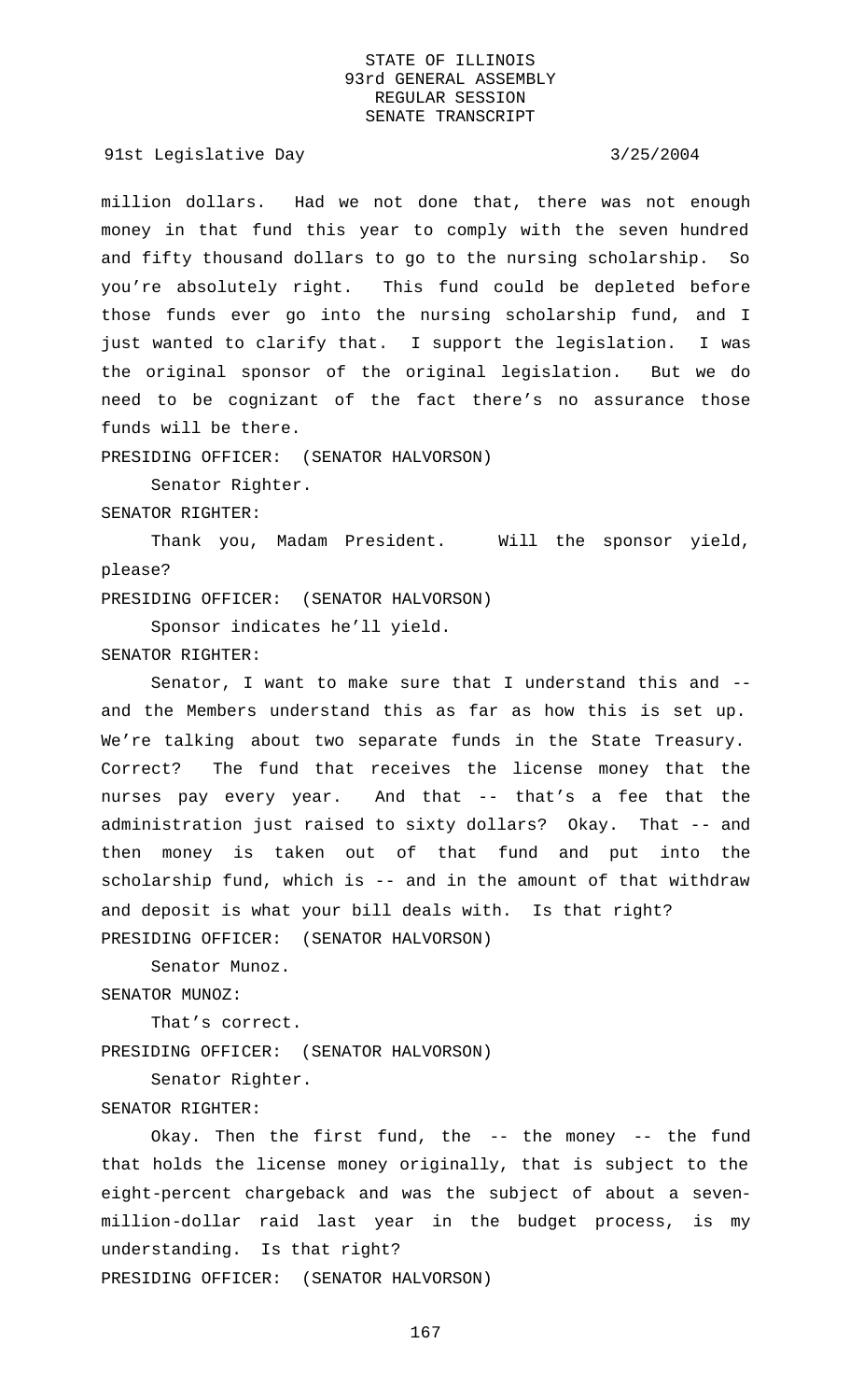million dollars. Had we not done that, there was not enough money in that fund this year to comply with the seven hundred and fifty thousand dollars to go to the nursing scholarship. So you're absolutely right. This fund could be depleted before those funds ever go into the nursing scholarship fund, and I just wanted to clarify that. I support the legislation. I was the original sponsor of the original legislation. But we do need to be cognizant of the fact there's no assurance those funds will be there.

PRESIDING OFFICER: (SENATOR HALVORSON)

Senator Righter.

SENATOR RIGHTER:

Thank you, Madam President. Will the sponsor yield, please?

PRESIDING OFFICER: (SENATOR HALVORSON)

Sponsor indicates he'll yield.

SENATOR RIGHTER:

Senator, I want to make sure that I understand this and -- and the Members understand this as far as how this is set up. We're talking about two separate funds in the State Treasury. Correct? The fund that receives the license money that the nurses pay every year. And that -- that's a fee that the administration just raised to sixty dollars? Okay. That -- and then money is taken out of that fund and put into the scholarship fund, which is -- and in the amount of that withdraw and deposit is what your bill deals with. Is that right?

PRESIDING OFFICER: (SENATOR HALVORSON)

Senator Munoz.

SENATOR MUNOZ:

That's correct.

PRESIDING OFFICER: (SENATOR HALVORSON)

Senator Righter.

SENATOR RIGHTER:

Okay. Then the first fund, the -- the money -- the fund that holds the license money originally, that is subject to the eight-percent chargeback and was the subject of about a seven-million-dollar raid last year in the budget process, is my understanding. Is that right?

PRESIDING OFFICER: (SENATOR HALVORSON)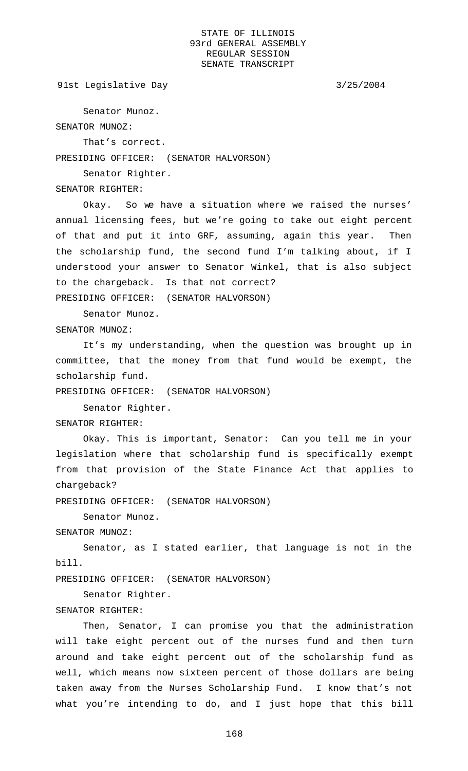Senator Munoz.

SENATOR MUNOZ:

That's correct.

PRESIDING OFFICER: (SENATOR HALVORSON)

Senator Righter.

SENATOR RIGHTER:

Okay. So we have a situation where we raised the nurses' annual licensing fees, but we're going to take out eight percent of that and put it into GRF, assuming, again this year. Then the scholarship fund, the second fund I'm talking about, if I understood your answer to Senator Winkel, that is also subject to the chargeback. Is that not correct?

PRESIDING OFFICER: (SENATOR HALVORSON)

Senator Munoz.

SENATOR MUNOZ:

It's my understanding, when the question was brought up in committee, that the money from that fund would be exempt, the scholarship fund.

PRESIDING OFFICER: (SENATOR HALVORSON)

Senator Righter.

SENATOR RIGHTER:

Okay. This is important, Senator: Can you tell me in your legislation where that scholarship fund is specifically exempt from that provision of the State Finance Act that applies to chargeback?

PRESIDING OFFICER: (SENATOR HALVORSON)

Senator Munoz.

SENATOR MUNOZ:

Senator, as I stated earlier, that language is not in the bill.

PRESIDING OFFICER: (SENATOR HALVORSON)

Senator Righter.

SENATOR RIGHTER:

Then, Senator, I can promise you that the administration will take eight percent out of the nurses fund and then turn around and take eight percent out of the scholarship fund as well, which means now sixteen percent of those dollars are being taken away from the Nurses Scholarship Fund. I know that's not what you're intending to do, and I just hope that this bill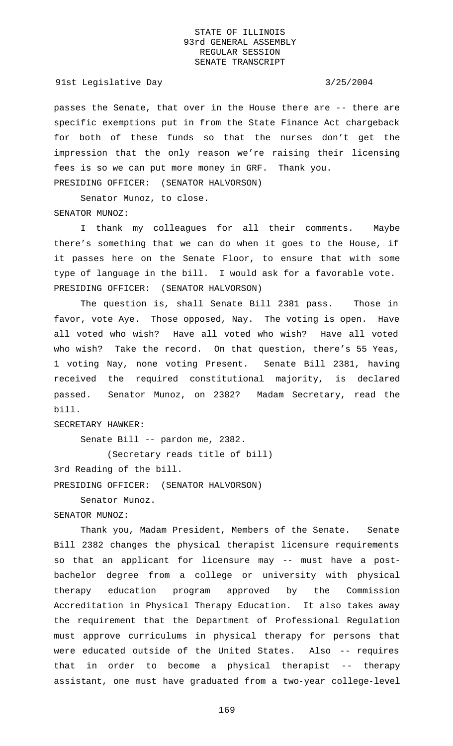passes the Senate, that over in the House there are -- there are specific exemptions put in from the State Finance Act chargeback for both of these funds so that the nurses don't get the impression that the only reason we're raising their licensing fees is so we can put more money in GRF. Thank you.

PRESIDING OFFICER: (SENATOR HALVORSON)

Senator Munoz, to close.

SENATOR MUNOZ:

I thank my colleagues for all their comments. Maybe there's something that we can do when it goes to the House, if it passes here on the Senate Floor, to ensure that with some type of language in the bill. I would ask for a favorable vote.

PRESIDING OFFICER: (SENATOR HALVORSON)

The question is, shall Senate Bill 2381 pass. Those in favor, vote Aye. Those opposed, Nay. The voting is open. Have all voted who wish? Have all voted who wish? Have all voted who wish? Take the record. On that question, there's 55 Yeas, 1 voting Nay, none voting Present. Senate Bill 2381, having received the required constitutional majority, is declared passed. Senator Munoz, on 2382? Madam Secretary, read the bill.

SECRETARY HAWKER:

Senate Bill -- pardon me, 2382.

(Secretary reads title of bill)

3rd Reading of the bill.

PRESIDING OFFICER: (SENATOR HALVORSON)

Senator Munoz.

SENATOR MUNOZ:

Thank you, Madam President, Members of the Senate. Senate Bill 2382 changes the physical therapist licensure requirements so that an applicant for licensure may -- must have a post-bachelor degree from a college or university with physical therapy education program approved by the Commission Accreditation in Physical Therapy Education. It also takes away the requirement that the Department of Professional Regulation must approve curriculums in physical therapy for persons that were educated outside of the United States. Also -- requires that in order to become a physical therapist -- therapy assistant, one must have graduated from a two-year college-level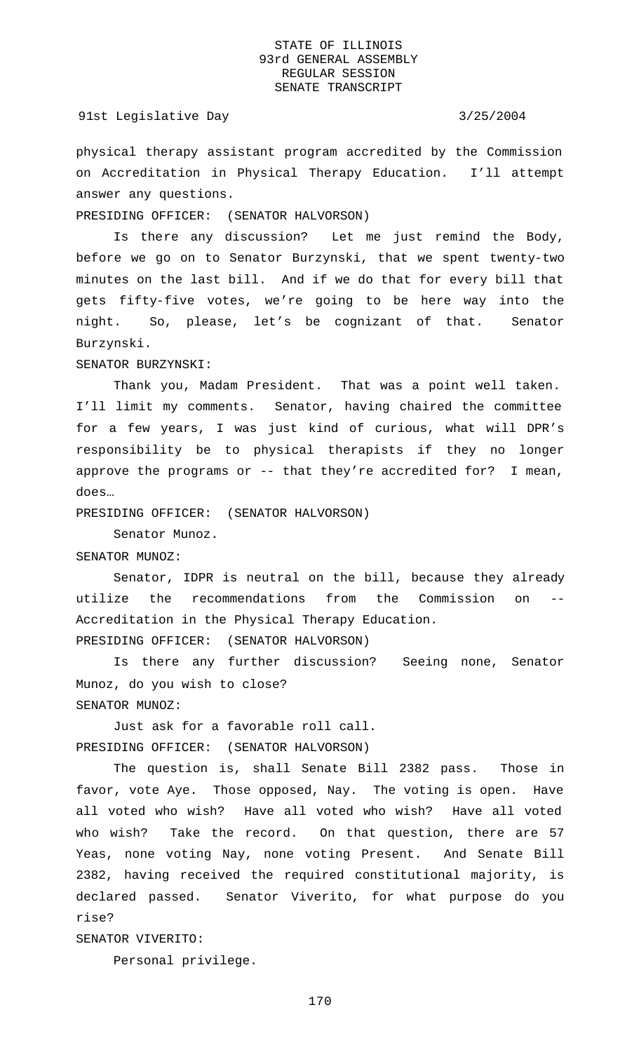physical therapy assistant program accredited by the Commission on Accreditation in Physical Therapy Education. I'll attempt answer any questions.

PRESIDING OFFICER: (SENATOR HALVORSON)

Is there any discussion? Let me just remind the Body, before we go on to Senator Burzynski, that we spent twenty-two minutes on the last bill. And if we do that for every bill that gets fifty-five votes, we're going to be here way into the night. So, please, let's be cognizant of that. Senator Burzynski.

SENATOR BURZYNSKI:

Thank you, Madam President. That was a point well taken. I'll limit my comments. Senator, having chaired the committee for a few years, I was just kind of curious, what will DPR's responsibility be to physical therapists if they no longer approve the programs or -- that they're accredited for? I mean, does…

PRESIDING OFFICER: (SENATOR HALVORSON)

Senator Munoz.

SENATOR MUNOZ:

Senator, IDPR is neutral on the bill, because they already utilize the recommendations from the Commission on -- Accreditation in the Physical Therapy Education.

PRESIDING OFFICER: (SENATOR HALVORSON)

Is there any further discussion? Seeing none, Senator Munoz, do you wish to close?

SENATOR MUNOZ:

Just ask for a favorable roll call.

PRESIDING OFFICER: (SENATOR HALVORSON)

The question is, shall Senate Bill 2382 pass. Those in favor, vote Aye. Those opposed, Nay. The voting is open. Have all voted who wish? Have all voted who wish? Have all voted who wish? Take the record. On that question, there are 57 Yeas, none voting Nay, none voting Present. And Senate Bill 2382, having received the required constitutional majority, is declared passed. Senator Viverito, for what purpose do you rise?

SENATOR VIVERITO:

Personal privilege.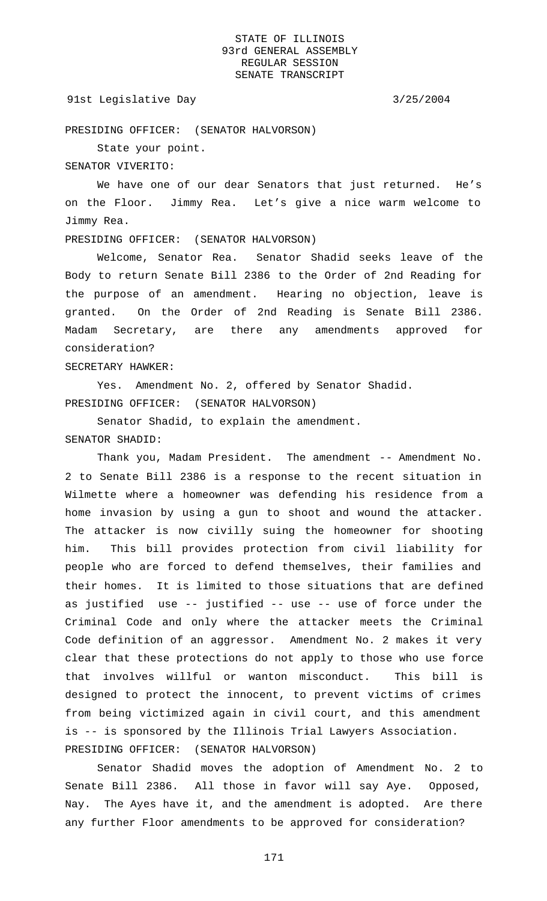PRESIDING OFFICER: (SENATOR HALVORSON)

State your point.

SENATOR VIVERITO:

We have one of our dear Senators that just returned. He's on the Floor. Jimmy Rea. Let's give a nice warm welcome to Jimmy Rea.

PRESIDING OFFICER: (SENATOR HALVORSON)

Welcome, Senator Rea. Senator Shadid seeks leave of the Body to return Senate Bill 2386 to the Order of 2nd Reading for the purpose of an amendment. Hearing no objection, leave is granted. On the Order of 2nd Reading is Senate Bill 2386. Madam Secretary, are there any amendments approved for consideration?

SECRETARY HAWKER:

Yes. Amendment No. 2, offered by Senator Shadid.

PRESIDING OFFICER: (SENATOR HALVORSON)

Senator Shadid, to explain the amendment.

SENATOR SHADID:

Thank you, Madam President. The amendment -- Amendment No. 2 to Senate Bill 2386 is a response to the recent situation in Wilmette where a homeowner was defending his residence from a home invasion by using a gun to shoot and wound the attacker. The attacker is now civilly suing the homeowner for shooting him. This bill provides protection from civil liability for people who are forced to defend themselves, their families and their homes. It is limited to those situations that are defined as justified use -- justified -- use -- use of force under the Criminal Code and only where the attacker meets the Criminal Code definition of an aggressor. Amendment No. 2 makes it very clear that these protections do not apply to those who use force that involves willful or wanton misconduct. This bill is designed to protect the innocent, to prevent victims of crimes from being victimized again in civil court, and this amendment is -- is sponsored by the Illinois Trial Lawyers Association.

PRESIDING OFFICER: (SENATOR HALVORSON)

Senator Shadid moves the adoption of Amendment No. 2 to Senate Bill 2386. All those in favor will say Aye. Opposed, Nay. The Ayes have it, and the amendment is adopted. Are there any further Floor amendments to be approved for consideration?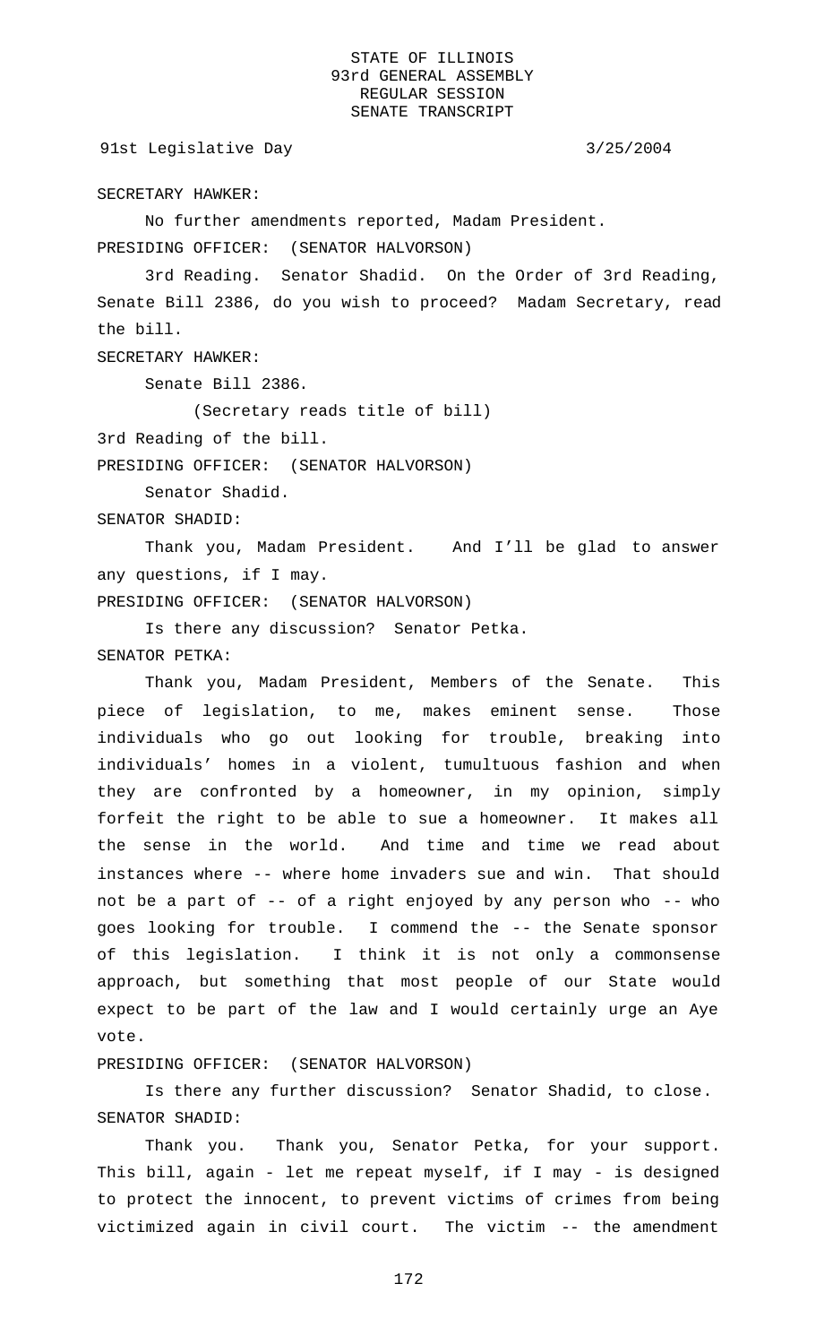SECRETARY HAWKER:

No further amendments reported, Madam President.

PRESIDING OFFICER: (SENATOR HALVORSON)

3rd Reading. Senator Shadid. On the Order of 3rd Reading, Senate Bill 2386, do you wish to proceed? Madam Secretary, read the bill.

SECRETARY HAWKER:

Senate Bill 2386.

(Secretary reads title of bill)

3rd Reading of the bill.

PRESIDING OFFICER: (SENATOR HALVORSON)

Senator Shadid.

SENATOR SHADID:

Thank you, Madam President. And I'll be glad to answer any questions, if I may.

PRESIDING OFFICER: (SENATOR HALVORSON)

Is there any discussion? Senator Petka.

SENATOR PETKA:

Thank you, Madam President, Members of the Senate. This piece of legislation, to me, makes eminent sense. Those individuals who go out looking for trouble, breaking into individuals' homes in a violent, tumultuous fashion and when they are confronted by a homeowner, in my opinion, simply forfeit the right to be able to sue a homeowner. It makes all the sense in the world. And time and time we read about instances where -- where home invaders sue and win. That should not be a part of -- of a right enjoyed by any person who -- who goes looking for trouble. I commend the -- the Senate sponsor of this legislation. I think it is not only a commonsense approach, but something that most people of our State would expect to be part of the law and I would certainly urge an Aye vote.

PRESIDING OFFICER: (SENATOR HALVORSON)

Is there any further discussion? Senator Shadid, to close.

SENATOR SHADID:

Thank you. Thank you, Senator Petka, for your support. This bill, again - let me repeat myself, if I may - is designed to protect the innocent, to prevent victims of crimes from being victimized again in civil court. The victim -- the amendment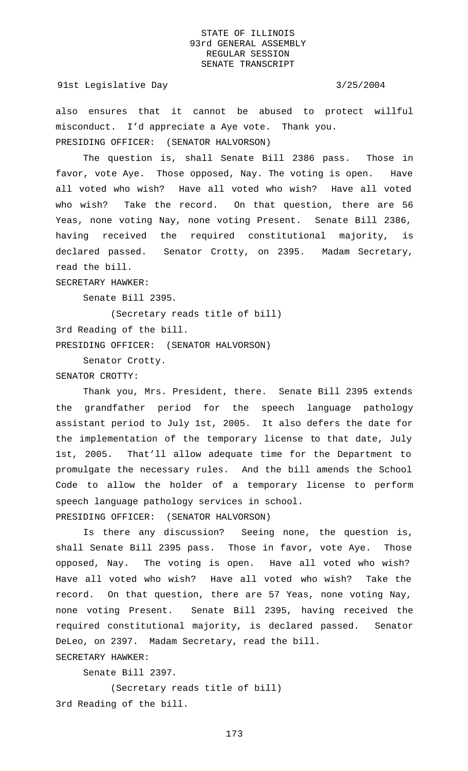also ensures that it cannot be abused to protect willful misconduct. I'd appreciate a Aye vote. Thank you.

PRESIDING OFFICER: (SENATOR HALVORSON)

The question is, shall Senate Bill 2386 pass. Those in favor, vote Aye. Those opposed, Nay. The voting is open. Have all voted who wish? Have all voted who wish? Have all voted who wish? Take the record. On that question, there are 56 Yeas, none voting Nay, none voting Present. Senate Bill 2386, having received the required constitutional majority, is declared passed. Senator Crotty, on 2395. Madam Secretary, read the bill.

SECRETARY HAWKER:

Senate Bill 2395.

(Secretary reads title of bill)

3rd Reading of the bill.

PRESIDING OFFICER: (SENATOR HALVORSON)

Senator Crotty.

SENATOR CROTTY:

Thank you, Mrs. President, there. Senate Bill 2395 extends the grandfather period for the speech language pathology assistant period to July 1st, 2005. It also defers the date for the implementation of the temporary license to that date, July 1st, 2005. That'll allow adequate time for the Department to promulgate the necessary rules. And the bill amends the School Code to allow the holder of a temporary license to perform speech language pathology services in school.

PRESIDING OFFICER: (SENATOR HALVORSON)

Is there any discussion? Seeing none, the question is, shall Senate Bill 2395 pass. Those in favor, vote Aye. Those opposed, Nay. The voting is open. Have all voted who wish? Have all voted who wish? Have all voted who wish? Take the record. On that question, there are 57 Yeas, none voting Nay, none voting Present. Senate Bill 2395, having received the required constitutional majority, is declared passed. Senator DeLeo, on 2397. Madam Secretary, read the bill.

SECRETARY HAWKER:

Senate Bill 2397.

(Secretary reads title of bill)

3rd Reading of the bill.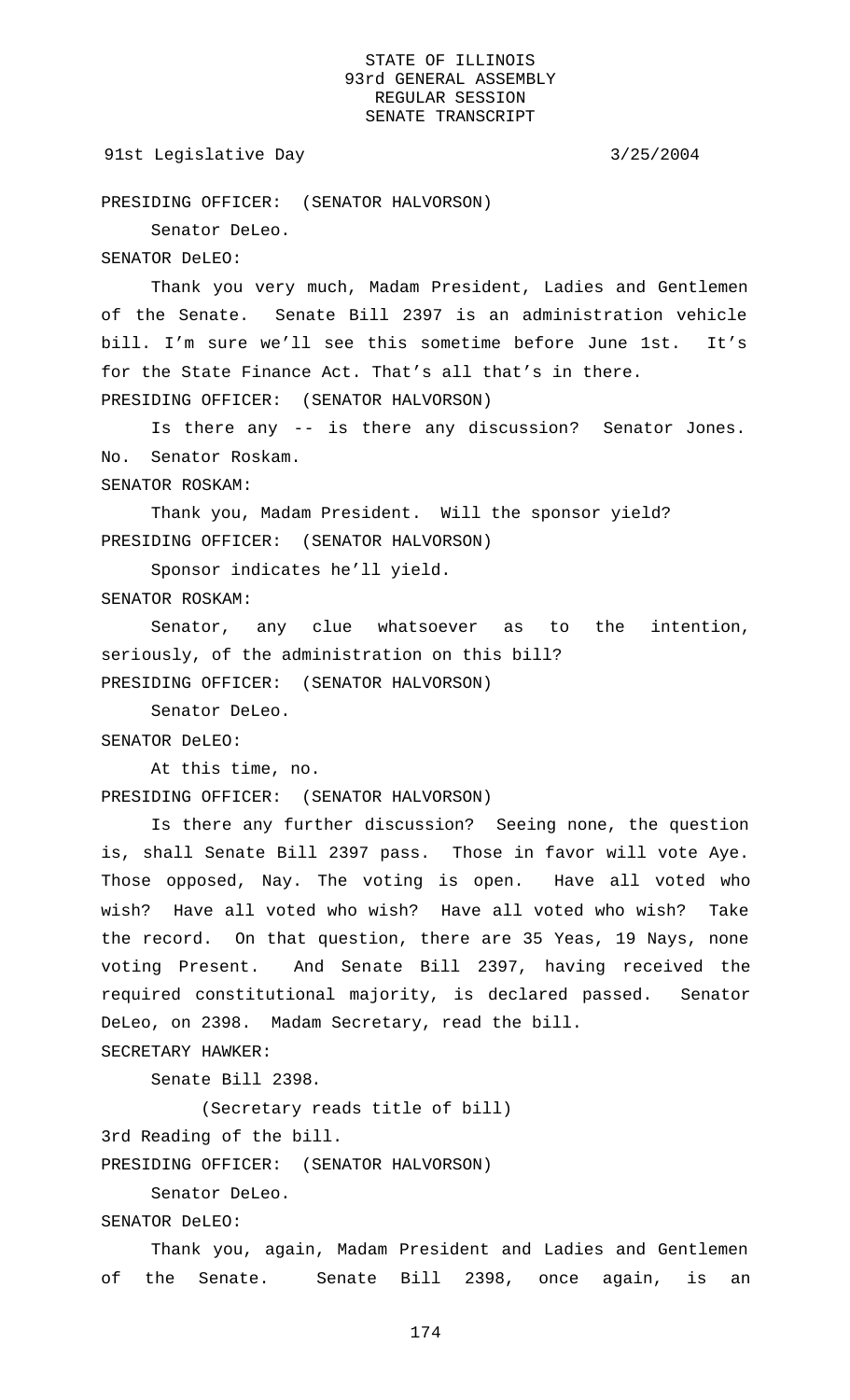PRESIDING OFFICER: (SENATOR HALVORSON)

Senator DeLeo.

SENATOR DeLEO:

Thank you very much, Madam President, Ladies and Gentlemen of the Senate. Senate Bill 2397 is an administration vehicle bill. I'm sure we'll see this sometime before June 1st. It's for the State Finance Act. That's all that's in there.

PRESIDING OFFICER: (SENATOR HALVORSON)

Is there any -- is there any discussion? Senator Jones. No. Senator Roskam.

SENATOR ROSKAM:

Thank you, Madam President. Will the sponsor yield?

PRESIDING OFFICER: (SENATOR HALVORSON)

Sponsor indicates he'll yield.

SENATOR ROSKAM:

Senator, any clue whatsoever as to the intention, seriously, of the administration on this bill?

PRESIDING OFFICER: (SENATOR HALVORSON)

Senator DeLeo.

SENATOR DeLEO:

At this time, no.

PRESIDING OFFICER: (SENATOR HALVORSON)

Is there any further discussion? Seeing none, the question is, shall Senate Bill 2397 pass. Those in favor will vote Aye. Those opposed, Nay. The voting is open. Have all voted who wish? Have all voted who wish? Have all voted who wish? Take the record. On that question, there are 35 Yeas, 19 Nays, none voting Present. And Senate Bill 2397, having received the required constitutional majority, is declared passed. Senator DeLeo, on 2398. Madam Secretary, read the bill.

SECRETARY HAWKER:

Senate Bill 2398.

(Secretary reads title of bill)

3rd Reading of the bill.

PRESIDING OFFICER: (SENATOR HALVORSON)

Senator DeLeo.

SENATOR DeLEO:

Thank you, again, Madam President and Ladies and Gentlemen of the Senate. Senate Bill 2398, once again, is an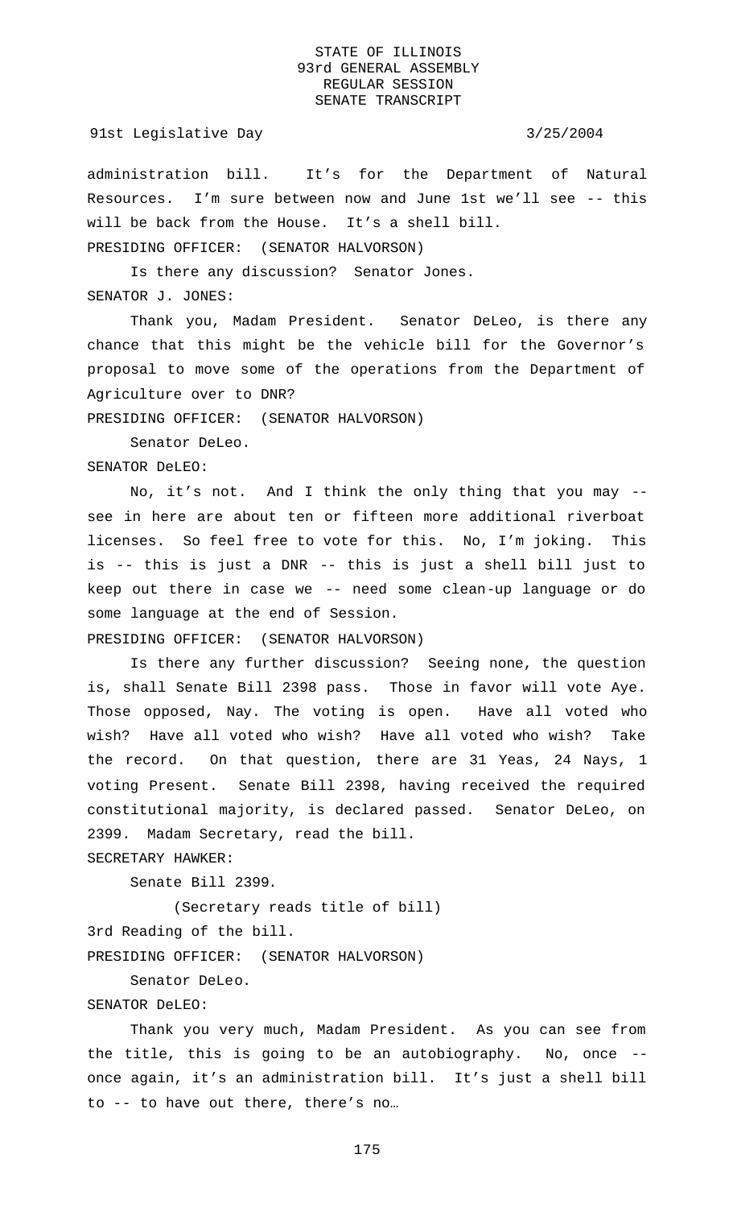administration bill. It's for the Department of Natural Resources. I'm sure between now and June 1st we'll see -- this will be back from the House. It's a shell bill.

PRESIDING OFFICER: (SENATOR HALVORSON)

Is there any discussion? Senator Jones.

SENATOR J. JONES:

Thank you, Madam President. Senator DeLeo, is there any chance that this might be the vehicle bill for the Governor's proposal to move some of the operations from the Department of Agriculture over to DNR?

PRESIDING OFFICER: (SENATOR HALVORSON)

Senator DeLeo.

SENATOR DeLEO:

No, it's not. And I think the only thing that you may -- see in here are about ten or fifteen more additional riverboat licenses. So feel free to vote for this. No, I'm joking. This is -- this is just a DNR -- this is just a shell bill just to keep out there in case we -- need some clean-up language or do some language at the end of Session.

PRESIDING OFFICER: (SENATOR HALVORSON)

Is there any further discussion? Seeing none, the question is, shall Senate Bill 2398 pass. Those in favor will vote Aye. Those opposed, Nay. The voting is open. Have all voted who wish? Have all voted who wish? Have all voted who wish? Take the record. On that question, there are 31 Yeas, 24 Nays, 1 voting Present. Senate Bill 2398, having received the required constitutional majority, is declared passed. Senator DeLeo, on 2399. Madam Secretary, read the bill.

SECRETARY HAWKER:

Senate Bill 2399.

(Secretary reads title of bill)

3rd Reading of the bill.

PRESIDING OFFICER: (SENATOR HALVORSON)

Senator DeLeo.

SENATOR DeLEO:

Thank you very much, Madam President. As you can see from the title, this is going to be an autobiography. No, once -- once again, it's an administration bill. It's just a shell bill to -- to have out there, there's no…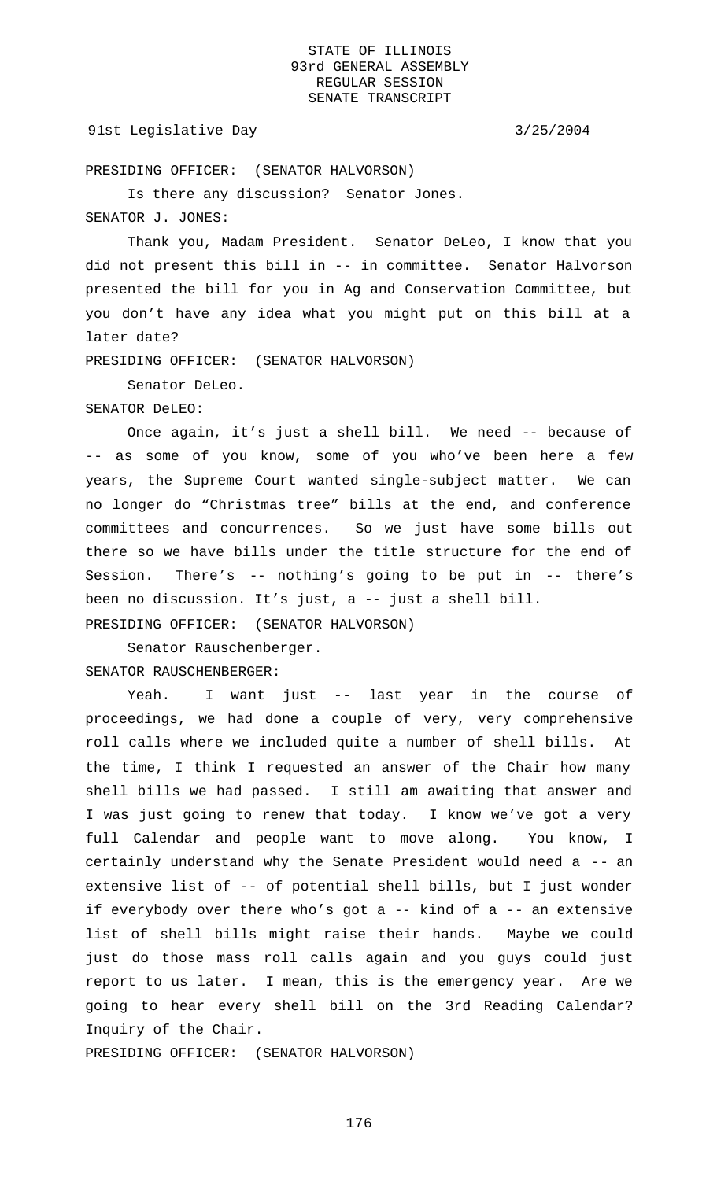PRESIDING OFFICER: (SENATOR HALVORSON)

Is there any discussion? Senator Jones.

SENATOR J. JONES:

Thank you, Madam President. Senator DeLeo, I know that you did not present this bill in -- in committee. Senator Halvorson presented the bill for you in Ag and Conservation Committee, but you don't have any idea what you might put on this bill at a later date?

PRESIDING OFFICER: (SENATOR HALVORSON)

Senator DeLeo.

SENATOR DeLEO:

Once again, it's just a shell bill. We need -- because of -- as some of you know, some of you who've been here a few years, the Supreme Court wanted single-subject matter. We can no longer do "Christmas tree" bills at the end, and conference committees and concurrences. So we just have some bills out there so we have bills under the title structure for the end of Session. There's -- nothing's going to be put in -- there's been no discussion. It's just, a -- just a shell bill.

PRESIDING OFFICER: (SENATOR HALVORSON)

Senator Rauschenberger.

SENATOR RAUSCHENBERGER:

Yeah. I want just -- last year in the course of proceedings, we had done a couple of very, very comprehensive roll calls where we included quite a number of shell bills. At the time, I think I requested an answer of the Chair how many shell bills we had passed. I still am awaiting that answer and I was just going to renew that today. I know we've got a very full Calendar and people want to move along. You know, I certainly understand why the Senate President would need a -- an extensive list of -- of potential shell bills, but I just wonder if everybody over there who's got a -- kind of a -- an extensive list of shell bills might raise their hands. Maybe we could just do those mass roll calls again and you guys could just report to us later. I mean, this is the emergency year. Are we going to hear every shell bill on the 3rd Reading Calendar? Inquiry of the Chair.

PRESIDING OFFICER: (SENATOR HALVORSON)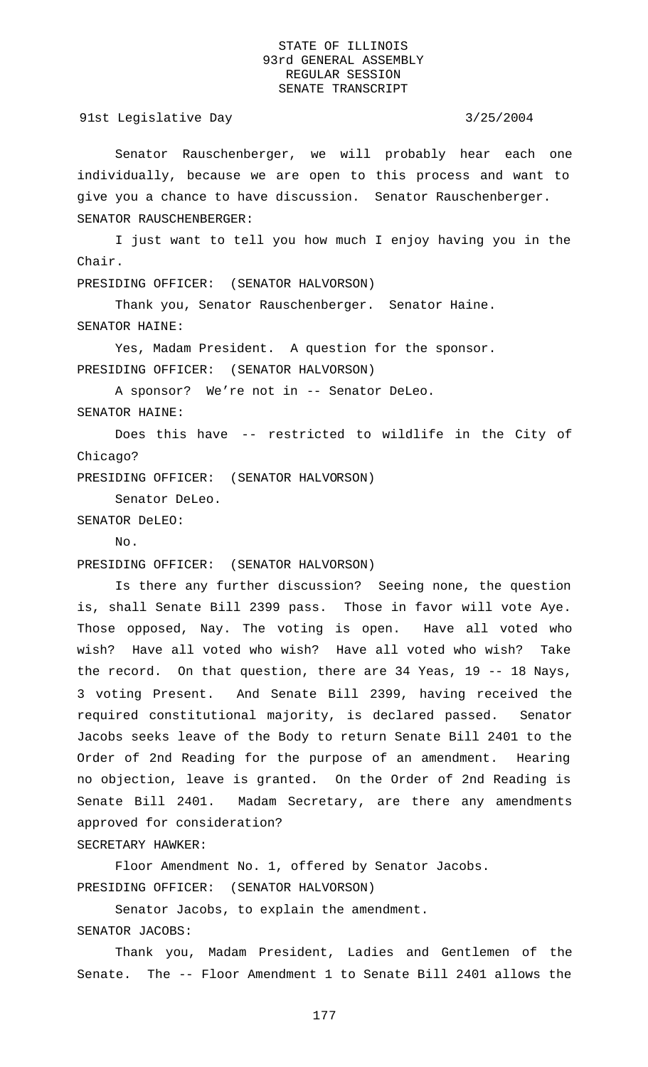Senator Rauschenberger, we will probably hear each one individually, because we are open to this process and want to give you a chance to have discussion. Senator Rauschenberger.

SENATOR RAUSCHENBERGER:

I just want to tell you how much I enjoy having you in the Chair.

PRESIDING OFFICER: (SENATOR HALVORSON)

Thank you, Senator Rauschenberger. Senator Haine.

SENATOR HAINE:

Yes, Madam President. A question for the sponsor.

PRESIDING OFFICER: (SENATOR HALVORSON)

A sponsor? We're not in -- Senator DeLeo.

SENATOR HAINE:

Does this have -- restricted to wildlife in the City of Chicago?

PRESIDING OFFICER: (SENATOR HALVORSON)

Senator DeLeo.

SENATOR DeLEO:

No.

PRESIDING OFFICER: (SENATOR HALVORSON)

Is there any further discussion? Seeing none, the question is, shall Senate Bill 2399 pass. Those in favor will vote Aye. Those opposed, Nay. The voting is open. Have all voted who wish? Have all voted who wish? Have all voted who wish? Take the record. On that question, there are 34 Yeas, 19 -- 18 Nays, 3 voting Present. And Senate Bill 2399, having received the required constitutional majority, is declared passed. Senator Jacobs seeks leave of the Body to return Senate Bill 2401 to the Order of 2nd Reading for the purpose of an amendment. Hearing no objection, leave is granted. On the Order of 2nd Reading is Senate Bill 2401. Madam Secretary, are there any amendments approved for consideration?

SECRETARY HAWKER:

Floor Amendment No. 1, offered by Senator Jacobs.

PRESIDING OFFICER: (SENATOR HALVORSON)

Senator Jacobs, to explain the amendment.

SENATOR JACOBS:

Thank you, Madam President, Ladies and Gentlemen of the Senate. The -- Floor Amendment 1 to Senate Bill 2401 allows the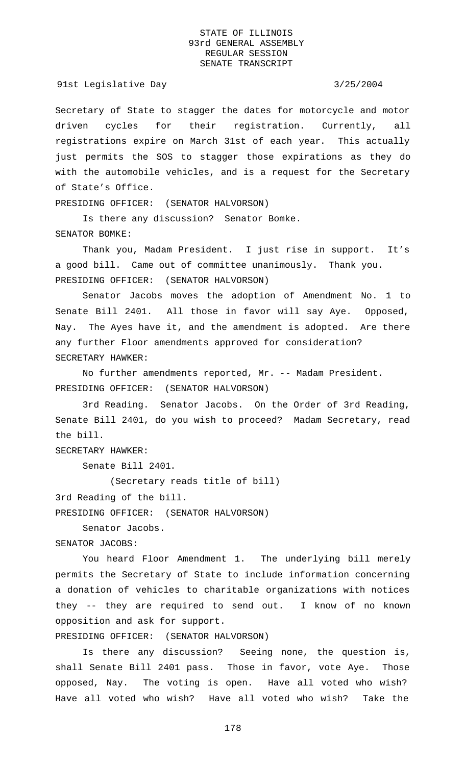Secretary of State to stagger the dates for motorcycle and motor driven cycles for their registration. Currently, all registrations expire on March 31st of each year. This actually just permits the SOS to stagger those expirations as they do with the automobile vehicles, and is a request for the Secretary of State's Office.

PRESIDING OFFICER: (SENATOR HALVORSON)

Is there any discussion? Senator Bomke.

SENATOR BOMKE:

Thank you, Madam President. I just rise in support. It's a good bill. Came out of committee unanimously. Thank you.

PRESIDING OFFICER: (SENATOR HALVORSON)

Senator Jacobs moves the adoption of Amendment No. 1 to Senate Bill 2401. All those in favor will say Aye. Opposed, Nay. The Ayes have it, and the amendment is adopted. Are there any further Floor amendments approved for consideration?

SECRETARY HAWKER:

No further amendments reported, Mr. -- Madam President.

PRESIDING OFFICER: (SENATOR HALVORSON)

3rd Reading. Senator Jacobs. On the Order of 3rd Reading, Senate Bill 2401, do you wish to proceed? Madam Secretary, read the bill.

SECRETARY HAWKER:

Senate Bill 2401.

(Secretary reads title of bill)

3rd Reading of the bill.

PRESIDING OFFICER: (SENATOR HALVORSON)

Senator Jacobs.

SENATOR JACOBS:

You heard Floor Amendment 1. The underlying bill merely permits the Secretary of State to include information concerning a donation of vehicles to charitable organizations with notices they -- they are required to send out. I know of no known opposition and ask for support.

PRESIDING OFFICER: (SENATOR HALVORSON)

Is there any discussion? Seeing none, the question is, shall Senate Bill 2401 pass. Those in favor, vote Aye. Those opposed, Nay. The voting is open. Have all voted who wish? Have all voted who wish? Have all voted who wish? Take the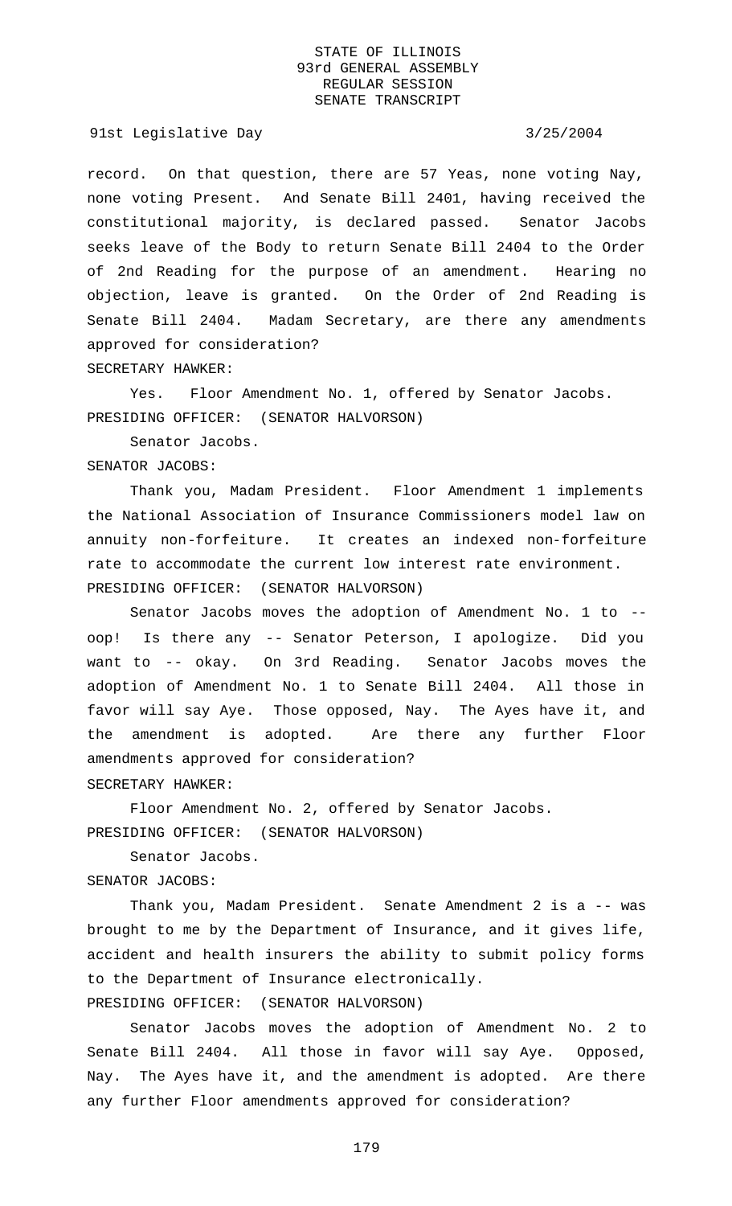record. On that question, there are 57 Yeas, none voting Nay, none voting Present. And Senate Bill 2401, having received the constitutional majority, is declared passed. Senator Jacobs seeks leave of the Body to return Senate Bill 2404 to the Order of 2nd Reading for the purpose of an amendment. Hearing no objection, leave is granted. On the Order of 2nd Reading is Senate Bill 2404. Madam Secretary, are there any amendments approved for consideration?

SECRETARY HAWKER:

Yes. Floor Amendment No. 1, offered by Senator Jacobs.

PRESIDING OFFICER: (SENATOR HALVORSON)

Senator Jacobs.

SENATOR JACOBS:

Thank you, Madam President. Floor Amendment 1 implements the National Association of Insurance Commissioners model law on annuity non-forfeiture. It creates an indexed non-forfeiture rate to accommodate the current low interest rate environment.

PRESIDING OFFICER: (SENATOR HALVORSON)

Senator Jacobs moves the adoption of Amendment No. 1 to -- oop! Is there any -- Senator Peterson, I apologize. Did you want to -- okay. On 3rd Reading. Senator Jacobs moves the adoption of Amendment No. 1 to Senate Bill 2404. All those in favor will say Aye. Those opposed, Nay. The Ayes have it, and the amendment is adopted. Are there any further Floor amendments approved for consideration?

SECRETARY HAWKER:

Floor Amendment No. 2, offered by Senator Jacobs.

PRESIDING OFFICER: (SENATOR HALVORSON)

Senator Jacobs.

SENATOR JACOBS:

Thank you, Madam President. Senate Amendment 2 is a -- was brought to me by the Department of Insurance, and it gives life, accident and health insurers the ability to submit policy forms to the Department of Insurance electronically.

PRESIDING OFFICER: (SENATOR HALVORSON)

Senator Jacobs moves the adoption of Amendment No. 2 to Senate Bill 2404. All those in favor will say Aye. Opposed, Nay. The Ayes have it, and the amendment is adopted. Are there any further Floor amendments approved for consideration?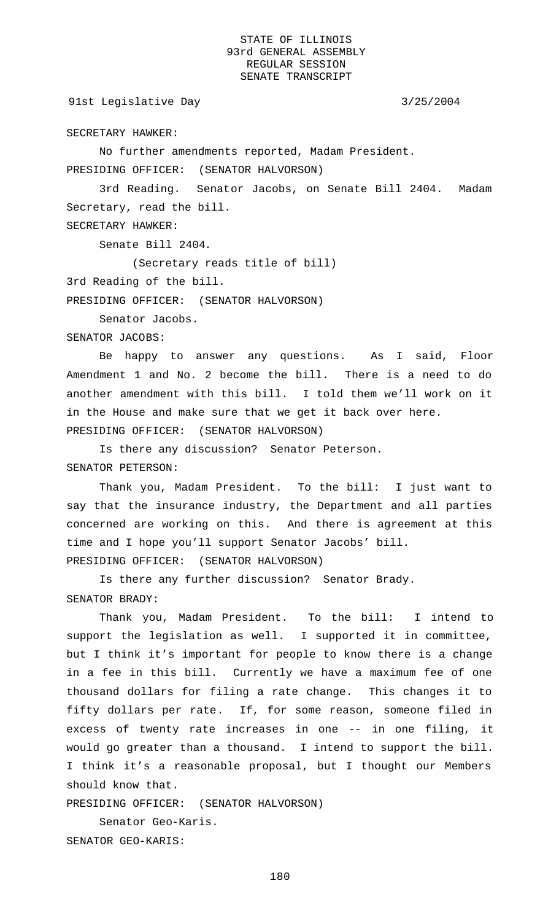SECRETARY HAWKER:

No further amendments reported, Madam President.

PRESIDING OFFICER: (SENATOR HALVORSON)

3rd Reading. Senator Jacobs, on Senate Bill 2404. Madam Secretary, read the bill.

SECRETARY HAWKER:

Senate Bill 2404.

(Secretary reads title of bill)

3rd Reading of the bill.

PRESIDING OFFICER: (SENATOR HALVORSON)

Senator Jacobs.

SENATOR JACOBS:

Be happy to answer any questions. As I said, Floor Amendment 1 and No. 2 become the bill. There is a need to do another amendment with this bill. I told them we'll work on it in the House and make sure that we get it back over here.

PRESIDING OFFICER: (SENATOR HALVORSON)

Is there any discussion? Senator Peterson.

SENATOR PETERSON:

Thank you, Madam President. To the bill: I just want to say that the insurance industry, the Department and all parties concerned are working on this. And there is agreement at this time and I hope you'll support Senator Jacobs' bill.

PRESIDING OFFICER: (SENATOR HALVORSON)

Is there any further discussion? Senator Brady.

SENATOR BRADY:

Thank you, Madam President. To the bill: I intend to support the legislation as well. I supported it in committee, but I think it's important for people to know there is a change in a fee in this bill. Currently we have a maximum fee of one thousand dollars for filing a rate change. This changes it to fifty dollars per rate. If, for some reason, someone filed in excess of twenty rate increases in one -- in one filing, it would go greater than a thousand. I intend to support the bill. I think it's a reasonable proposal, but I thought our Members should know that.

PRESIDING OFFICER: (SENATOR HALVORSON)

Senator Geo-Karis.

SENATOR GEO-KARIS: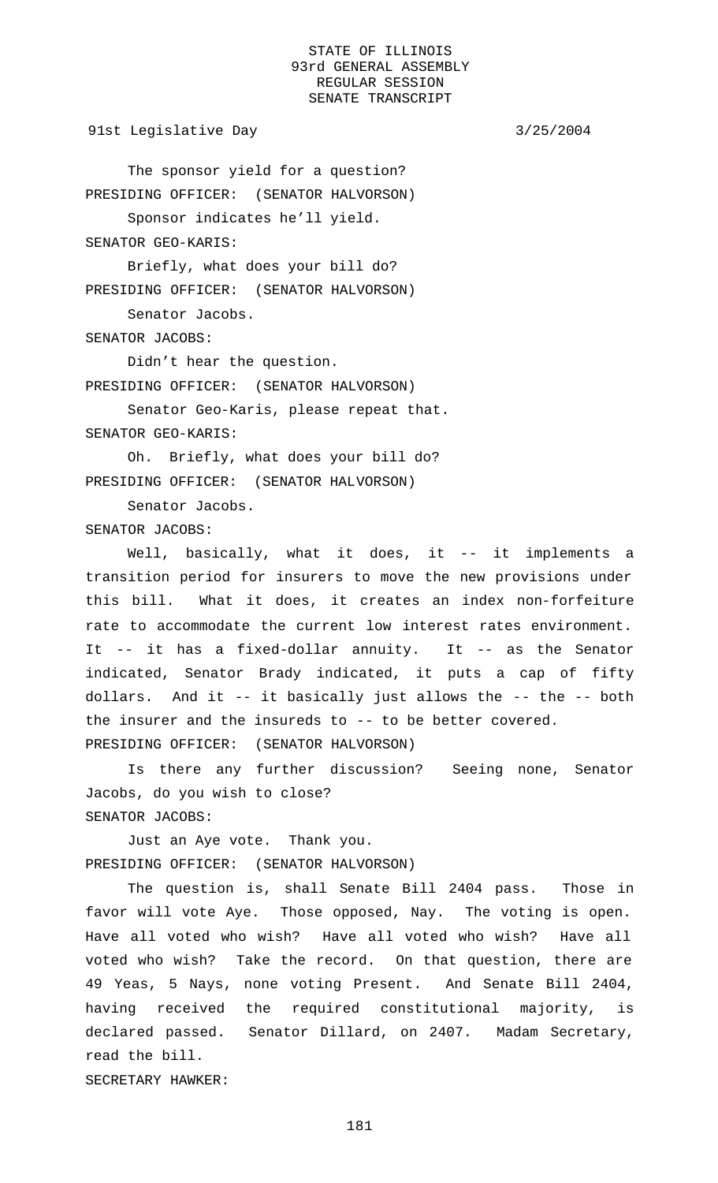The sponsor yield for a question?

PRESIDING OFFICER: (SENATOR HALVORSON)

Sponsor indicates he'll yield.

SENATOR GEO-KARIS:

Briefly, what does your bill do?

PRESIDING OFFICER: (SENATOR HALVORSON)

Senator Jacobs.

SENATOR JACOBS:

Didn't hear the question.

PRESIDING OFFICER: (SENATOR HALVORSON)

Senator Geo-Karis, please repeat that.

SENATOR GEO-KARIS:

Oh. Briefly, what does your bill do?

PRESIDING OFFICER: (SENATOR HALVORSON)

Senator Jacobs.

SENATOR JACOBS:

Well, basically, what it does, it -- it implements a transition period for insurers to move the new provisions under this bill. What it does, it creates an index non-forfeiture rate to accommodate the current low interest rates environment. It -- it has a fixed-dollar annuity. It -- as the Senator indicated, Senator Brady indicated, it puts a cap of fifty dollars. And it -- it basically just allows the -- the -- both the insurer and the insureds to -- to be better covered.

PRESIDING OFFICER: (SENATOR HALVORSON)

Is there any further discussion? Seeing none, Senator Jacobs, do you wish to close?

SENATOR JACOBS:

Just an Aye vote. Thank you.

PRESIDING OFFICER: (SENATOR HALVORSON)

The question is, shall Senate Bill 2404 pass. Those in favor will vote Aye. Those opposed, Nay. The voting is open. Have all voted who wish? Have all voted who wish? Have all voted who wish? Take the record. On that question, there are 49 Yeas, 5 Nays, none voting Present. And Senate Bill 2404, having received the required constitutional majority, is declared passed. Senator Dillard, on 2407. Madam Secretary, read the bill.

SECRETARY HAWKER: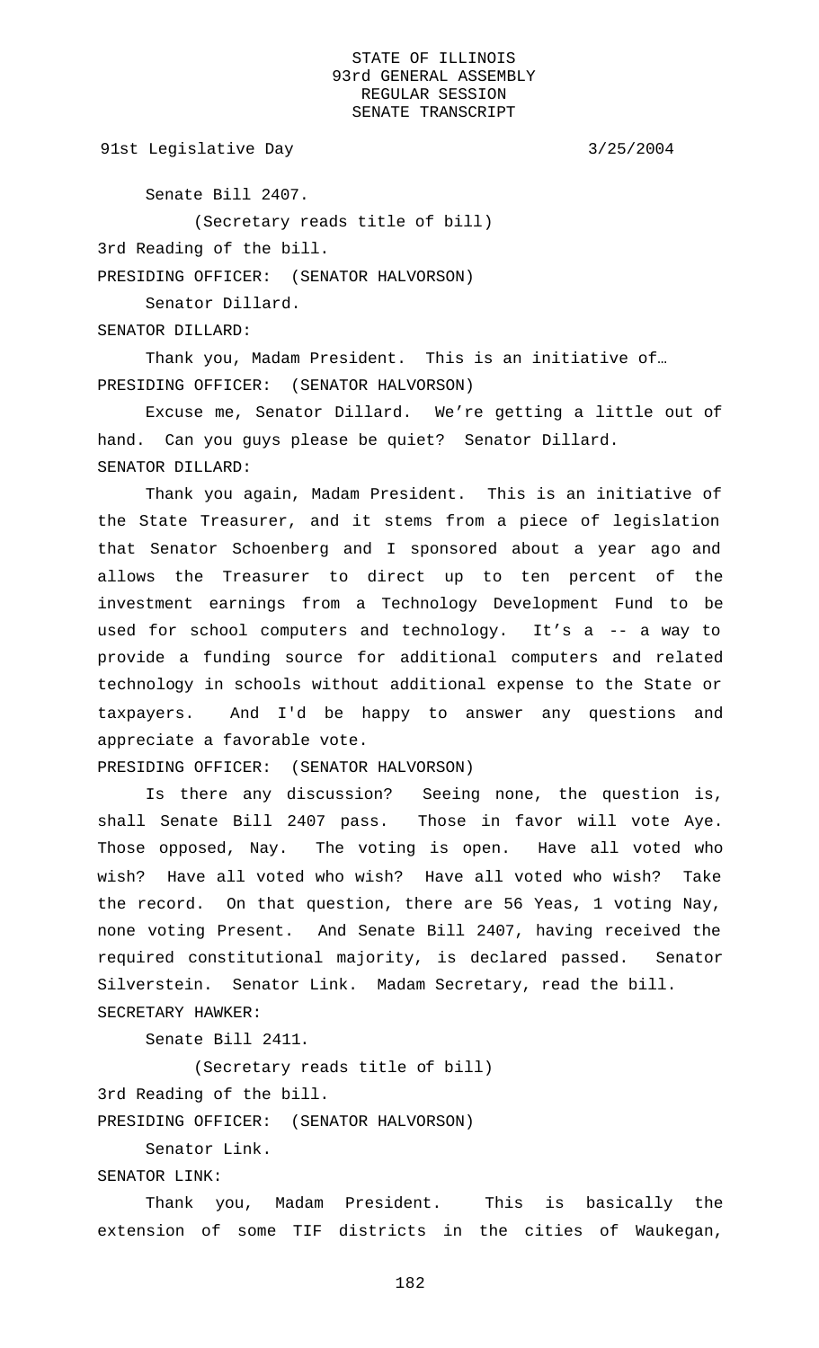Senate Bill 2407.

(Secretary reads title of bill)

3rd Reading of the bill.

PRESIDING OFFICER: (SENATOR HALVORSON)

Senator Dillard.

SENATOR DILLARD:

Thank you, Madam President. This is an initiative of…

PRESIDING OFFICER: (SENATOR HALVORSON)

Excuse me, Senator Dillard. We're getting a little out of hand. Can you guys please be quiet? Senator Dillard.

SENATOR DILLARD:

Thank you again, Madam President. This is an initiative of the State Treasurer, and it stems from a piece of legislation that Senator Schoenberg and I sponsored about a year ago and allows the Treasurer to direct up to ten percent of the investment earnings from a Technology Development Fund to be used for school computers and technology. It's a -- a way to provide a funding source for additional computers and related technology in schools without additional expense to the State or taxpayers. And I'd be happy to answer any questions and appreciate a favorable vote.

PRESIDING OFFICER: (SENATOR HALVORSON)

Is there any discussion? Seeing none, the question is, shall Senate Bill 2407 pass. Those in favor will vote Aye. Those opposed, Nay. The voting is open. Have all voted who wish? Have all voted who wish? Have all voted who wish? Take the record. On that question, there are 56 Yeas, 1 voting Nay, none voting Present. And Senate Bill 2407, having received the required constitutional majority, is declared passed. Senator Silverstein. Senator Link. Madam Secretary, read the bill.

SECRETARY HAWKER:

Senate Bill 2411.

(Secretary reads title of bill)

3rd Reading of the bill.

PRESIDING OFFICER: (SENATOR HALVORSON)

Senator Link.

SENATOR LINK:

Thank you, Madam President. This is basically the extension of some TIF districts in the cities of Waukegan,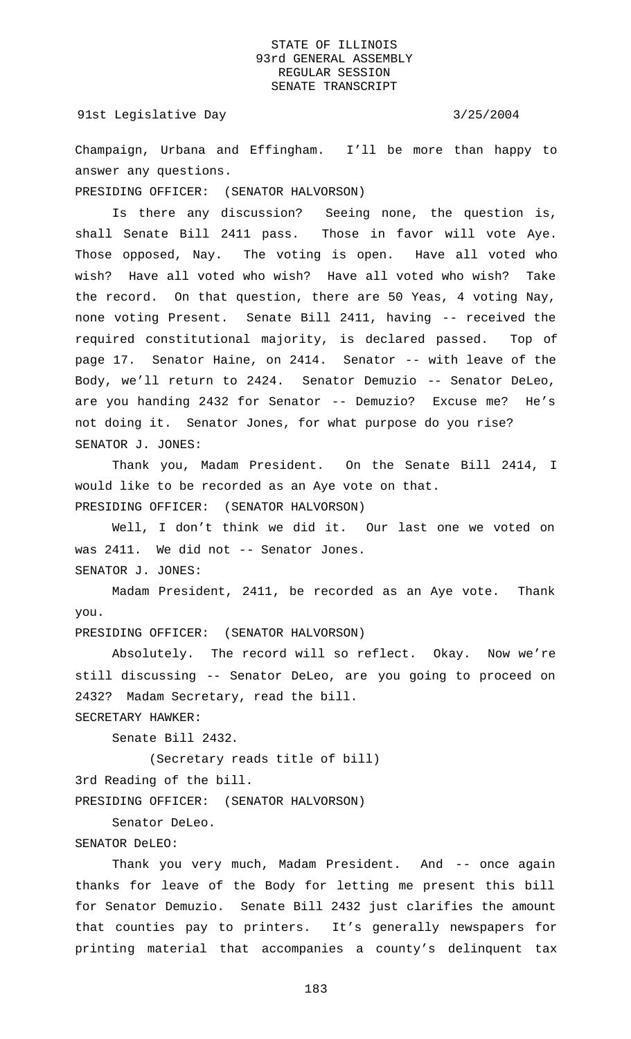Champaign, Urbana and Effingham. I'll be more than happy to answer any questions.

PRESIDING OFFICER: (SENATOR HALVORSON)

Is there any discussion? Seeing none, the question is, shall Senate Bill 2411 pass. Those in favor will vote Aye. Those opposed, Nay. The voting is open. Have all voted who wish? Have all voted who wish? Have all voted who wish? Take the record. On that question, there are 50 Yeas, 4 voting Nay, none voting Present. Senate Bill 2411, having -- received the required constitutional majority, is declared passed. Top of page 17. Senator Haine, on 2414. Senator -- with leave of the Body, we'll return to 2424. Senator Demuzio -- Senator DeLeo, are you handing 2432 for Senator -- Demuzio? Excuse me? He's not doing it. Senator Jones, for what purpose do you rise?

SENATOR J. JONES:

Thank you, Madam President. On the Senate Bill 2414, I would like to be recorded as an Aye vote on that.

PRESIDING OFFICER: (SENATOR HALVORSON)

Well, I don't think we did it. Our last one we voted on was 2411. We did not -- Senator Jones.

SENATOR J. JONES:

Madam President, 2411, be recorded as an Aye vote. Thank you.

PRESIDING OFFICER: (SENATOR HALVORSON)

Absolutely. The record will so reflect. Okay. Now we're still discussing -- Senator DeLeo, are you going to proceed on 2432? Madam Secretary, read the bill.

SECRETARY HAWKER:

Senate Bill 2432.

(Secretary reads title of bill)

3rd Reading of the bill.

PRESIDING OFFICER: (SENATOR HALVORSON)

Senator DeLeo.

SENATOR DeLEO:

Thank you very much, Madam President. And -- once again thanks for leave of the Body for letting me present this bill for Senator Demuzio. Senate Bill 2432 just clarifies the amount that counties pay to printers. It's generally newspapers for printing material that accompanies a county's delinquent tax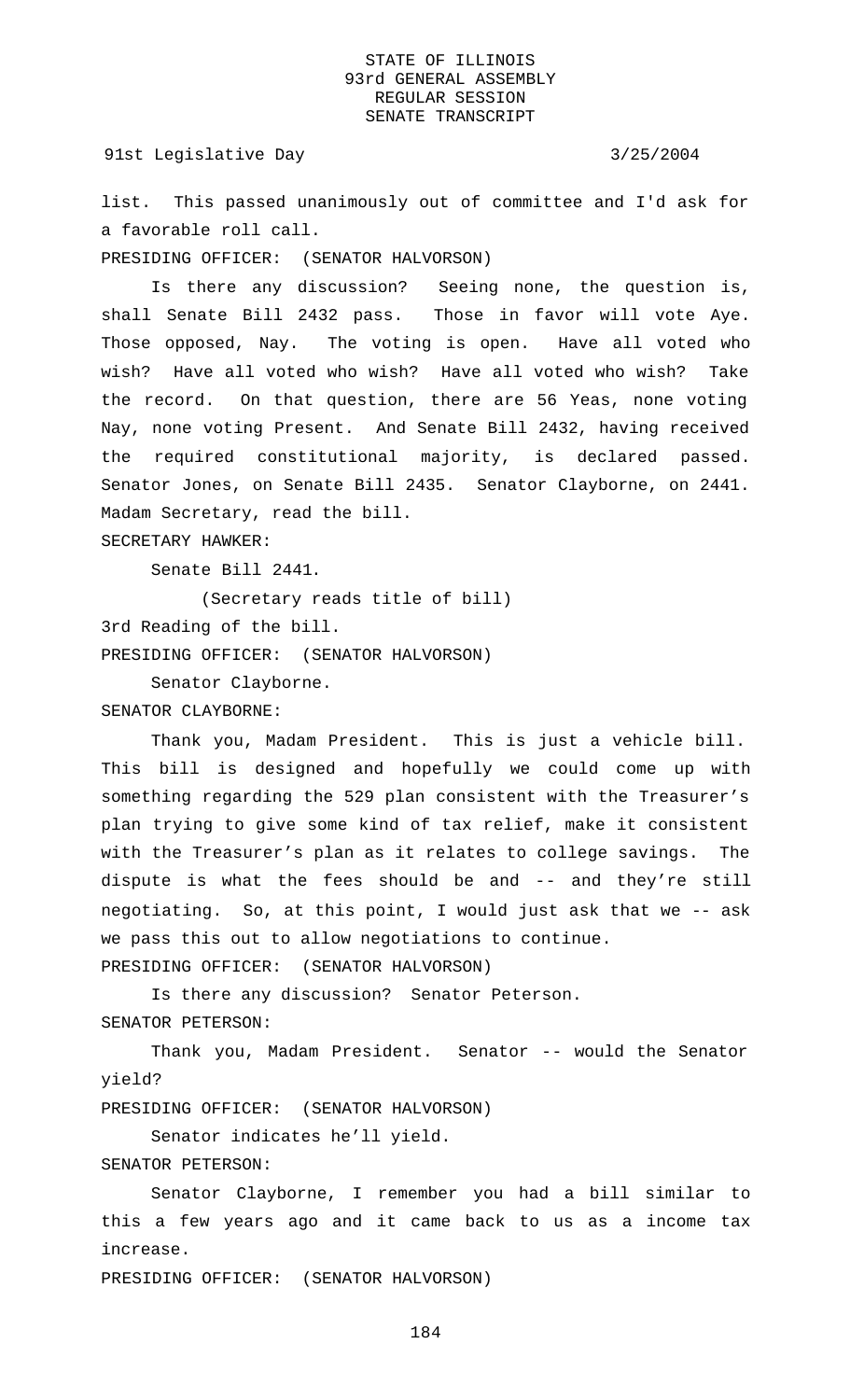list. This passed unanimously out of committee and I'd ask for a favorable roll call.

PRESIDING OFFICER: (SENATOR HALVORSON)

Is there any discussion? Seeing none, the question is, shall Senate Bill 2432 pass. Those in favor will vote Aye. Those opposed, Nay. The voting is open. Have all voted who wish? Have all voted who wish? Have all voted who wish? Take the record. On that question, there are 56 Yeas, none voting Nay, none voting Present. And Senate Bill 2432, having received the required constitutional majority, is declared passed. Senator Jones, on Senate Bill 2435. Senator Clayborne, on 2441. Madam Secretary, read the bill.

SECRETARY HAWKER:

Senate Bill 2441.

(Secretary reads title of bill)

3rd Reading of the bill.

PRESIDING OFFICER: (SENATOR HALVORSON)

Senator Clayborne.

SENATOR CLAYBORNE:

Thank you, Madam President. This is just a vehicle bill. This bill is designed and hopefully we could come up with something regarding the 529 plan consistent with the Treasurer's plan trying to give some kind of tax relief, make it consistent with the Treasurer's plan as it relates to college savings. The dispute is what the fees should be and -- and they're still negotiating. So, at this point, I would just ask that we -- ask we pass this out to allow negotiations to continue.

PRESIDING OFFICER: (SENATOR HALVORSON)

Is there any discussion? Senator Peterson.

SENATOR PETERSON:

Thank you, Madam President. Senator -- would the Senator yield?

PRESIDING OFFICER: (SENATOR HALVORSON)

Senator indicates he'll yield.

SENATOR PETERSON:

Senator Clayborne, I remember you had a bill similar to this a few years ago and it came back to us as a income tax increase.

PRESIDING OFFICER: (SENATOR HALVORSON)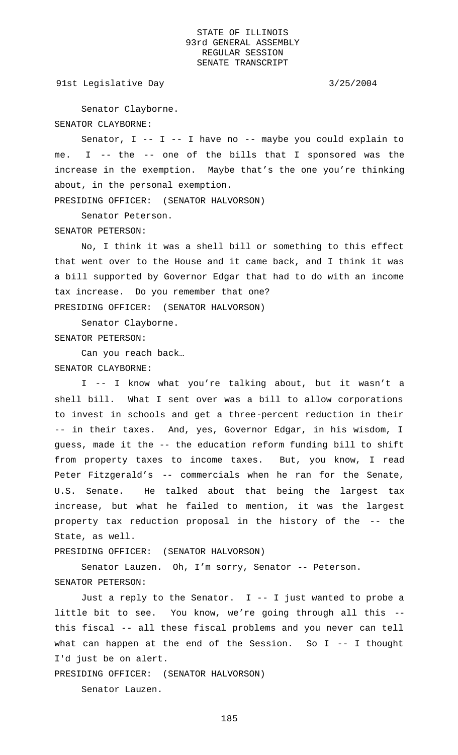Senator Clayborne.

SENATOR CLAYBORNE:

Senator, I -- I -- I have no -- maybe you could explain to me. I -- the -- one of the bills that I sponsored was the increase in the exemption. Maybe that's the one you're thinking about, in the personal exemption.

PRESIDING OFFICER: (SENATOR HALVORSON)

Senator Peterson.

SENATOR PETERSON:

No, I think it was a shell bill or something to this effect that went over to the House and it came back, and I think it was a bill supported by Governor Edgar that had to do with an income tax increase. Do you remember that one?

PRESIDING OFFICER: (SENATOR HALVORSON)

Senator Clayborne.

SENATOR PETERSON:

Can you reach back…

SENATOR CLAYBORNE:

I -- I know what you're talking about, but it wasn't a shell bill. What I sent over was a bill to allow corporations to invest in schools and get a three-percent reduction in their -- in their taxes. And, yes, Governor Edgar, in his wisdom, I guess, made it the -- the education reform funding bill to shift from property taxes to income taxes. But, you know, I read Peter Fitzgerald's -- commercials when he ran for the Senate, U.S. Senate. He talked about that being the largest tax increase, but what he failed to mention, it was the largest property tax reduction proposal in the history of the -- the State, as well.

PRESIDING OFFICER: (SENATOR HALVORSON)

Senator Lauzen. Oh, I'm sorry, Senator -- Peterson.

SENATOR PETERSON:

Just a reply to the Senator. I -- I just wanted to probe a little bit to see. You know, we're going through all this -- this fiscal -- all these fiscal problems and you never can tell what can happen at the end of the Session. So I -- I thought I'd just be on alert.

PRESIDING OFFICER: (SENATOR HALVORSON)

Senator Lauzen.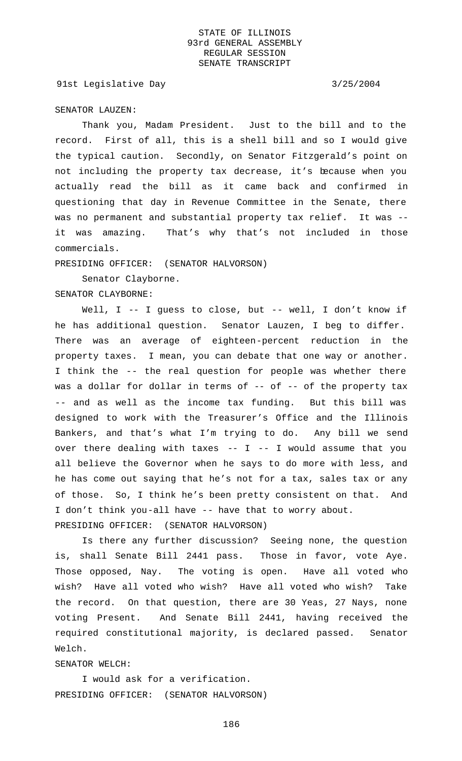SENATOR LAUZEN:

Thank you, Madam President. Just to the bill and to the record. First of all, this is a shell bill and so I would give the typical caution. Secondly, on Senator Fitzgerald's point on not including the property tax decrease, it's because when you actually read the bill as it came back and confirmed in questioning that day in Revenue Committee in the Senate, there was no permanent and substantial property tax relief. It was -- it was amazing. That's why that's not included in those commercials.

PRESIDING OFFICER: (SENATOR HALVORSON)

Senator Clayborne.

SENATOR CLAYBORNE:

Well, I -- I guess to close, but -- well, I don't know if he has additional question. Senator Lauzen, I beg to differ. There was an average of eighteen-percent reduction in the property taxes. I mean, you can debate that one way or another. I think the -- the real question for people was whether there was a dollar for dollar in terms of -- of -- of the property tax -- and as well as the income tax funding. But this bill was designed to work with the Treasurer's Office and the Illinois Bankers, and that's what I'm trying to do. Any bill we send over there dealing with taxes -- I -- I would assume that you all believe the Governor when he says to do more with less, and he has come out saying that he's not for a tax, sales tax or any of those. So, I think he's been pretty consistent on that. And I don't think you-all have -- have that to worry about.

PRESIDING OFFICER: (SENATOR HALVORSON)

Is there any further discussion? Seeing none, the question is, shall Senate Bill 2441 pass. Those in favor, vote Aye. Those opposed, Nay. The voting is open. Have all voted who wish? Have all voted who wish? Have all voted who wish? Take the record. On that question, there are 30 Yeas, 27 Nays, none voting Present. And Senate Bill 2441, having received the required constitutional majority, is declared passed. Senator Welch.

SENATOR WELCH:

I would ask for a verification.

PRESIDING OFFICER: (SENATOR HALVORSON)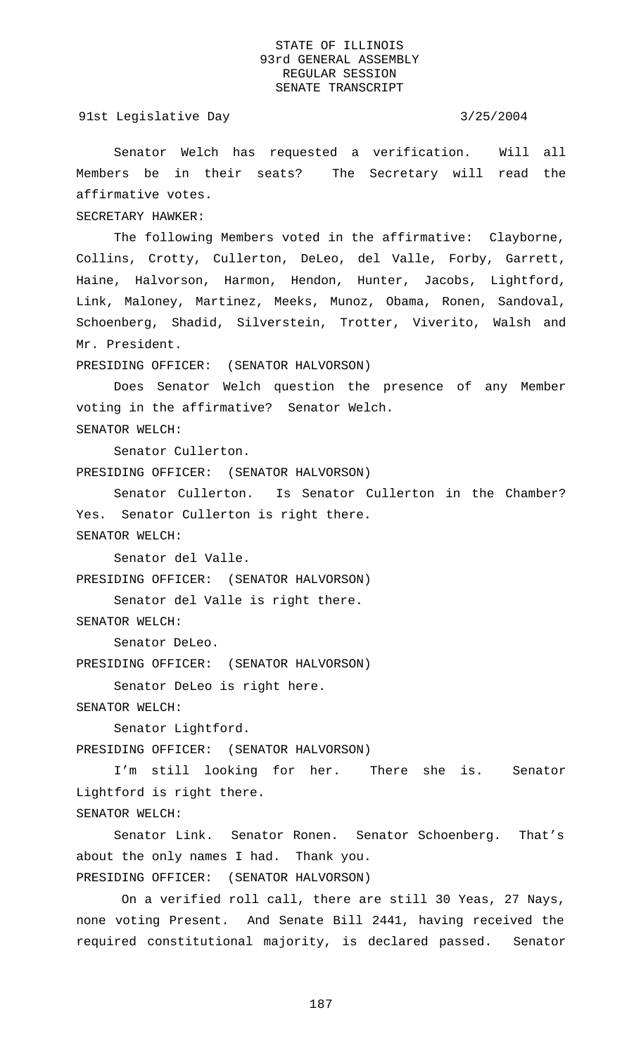Senator Welch has requested a verification. Will all Members be in their seats? The Secretary will read the affirmative votes.

SECRETARY HAWKER:

The following Members voted in the affirmative: Clayborne, Collins, Crotty, Cullerton, DeLeo, del Valle, Forby, Garrett, Haine, Halvorson, Harmon, Hendon, Hunter, Jacobs, Lightford, Link, Maloney, Martinez, Meeks, Munoz, Obama, Ronen, Sandoval, Schoenberg, Shadid, Silverstein, Trotter, Viverito, Walsh and Mr. President.

PRESIDING OFFICER: (SENATOR HALVORSON)

Does Senator Welch question the presence of any Member voting in the affirmative? Senator Welch.

SENATOR WELCH:

Senator Cullerton.

PRESIDING OFFICER: (SENATOR HALVORSON)

Senator Cullerton. Is Senator Cullerton in the Chamber? Yes. Senator Cullerton is right there.

SENATOR WELCH:

Senator del Valle.

PRESIDING OFFICER: (SENATOR HALVORSON)

Senator del Valle is right there.

SENATOR WELCH:

Senator DeLeo.

PRESIDING OFFICER: (SENATOR HALVORSON)

Senator DeLeo is right here.

SENATOR WELCH:

Senator Lightford.

PRESIDING OFFICER: (SENATOR HALVORSON)

I'm still looking for her. There she is. Senator Lightford is right there.

SENATOR WELCH:

Senator Link. Senator Ronen. Senator Schoenberg. That's about the only names I had. Thank you.

PRESIDING OFFICER: (SENATOR HALVORSON)

On a verified roll call, there are still 30 Yeas, 27 Nays, none voting Present. And Senate Bill 2441, having received the required constitutional majority, is declared passed. Senator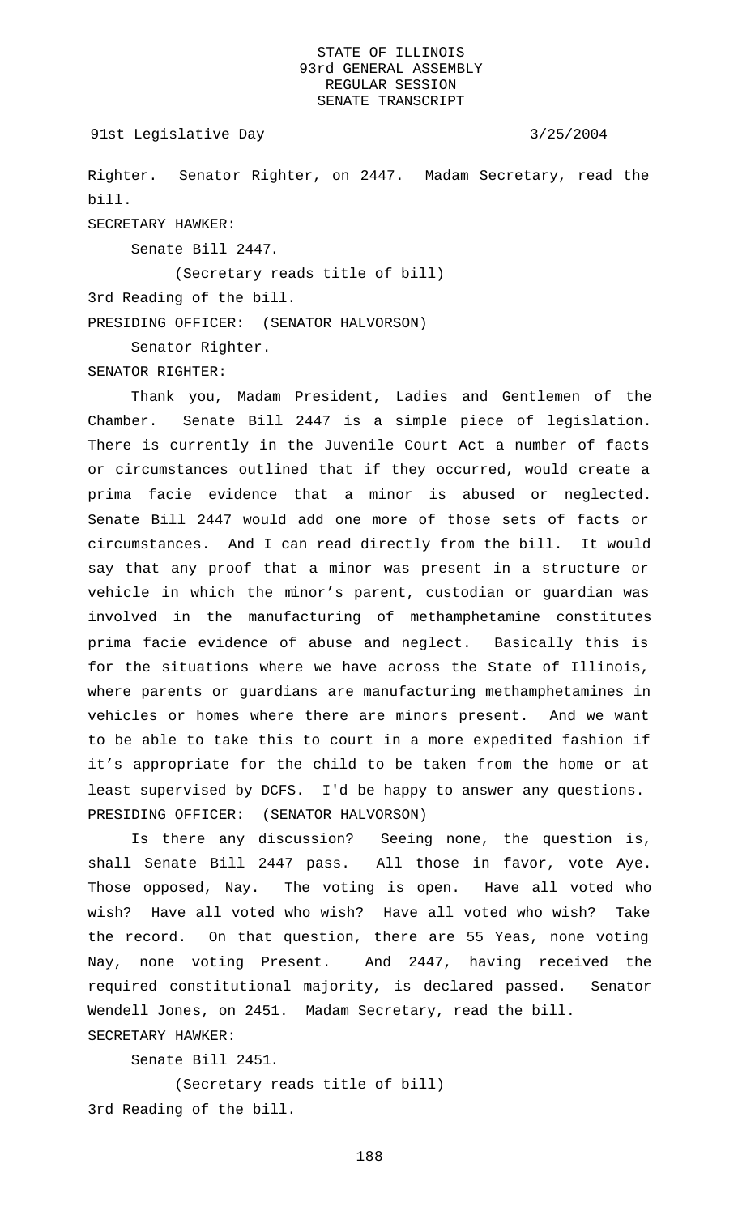Righter. Senator Righter, on 2447. Madam Secretary, read the bill.

SECRETARY HAWKER:

Senate Bill 2447.

(Secretary reads title of bill)

3rd Reading of the bill.

PRESIDING OFFICER: (SENATOR HALVORSON)

Senator Righter.

SENATOR RIGHTER:

Thank you, Madam President, Ladies and Gentlemen of the Chamber. Senate Bill 2447 is a simple piece of legislation. There is currently in the Juvenile Court Act a number of facts or circumstances outlined that if they occurred, would create a prima facie evidence that a minor is abused or neglected. Senate Bill 2447 would add one more of those sets of facts or circumstances. And I can read directly from the bill. It would say that any proof that a minor was present in a structure or vehicle in which the minor's parent, custodian or guardian was involved in the manufacturing of methamphetamine constitutes prima facie evidence of abuse and neglect. Basically this is for the situations where we have across the State of Illinois, where parents or guardians are manufacturing methamphetamines in vehicles or homes where there are minors present. And we want to be able to take this to court in a more expedited fashion if it's appropriate for the child to be taken from the home or at least supervised by DCFS. I'd be happy to answer any questions.

PRESIDING OFFICER: (SENATOR HALVORSON)

Is there any discussion? Seeing none, the question is, shall Senate Bill 2447 pass. All those in favor, vote Aye. Those opposed, Nay. The voting is open. Have all voted who wish? Have all voted who wish? Have all voted who wish? Take the record. On that question, there are 55 Yeas, none voting Nay, none voting Present. And 2447, having received the required constitutional majority, is declared passed. Senator Wendell Jones, on 2451. Madam Secretary, read the bill.

SECRETARY HAWKER:

Senate Bill 2451.

(Secretary reads title of bill)

3rd Reading of the bill.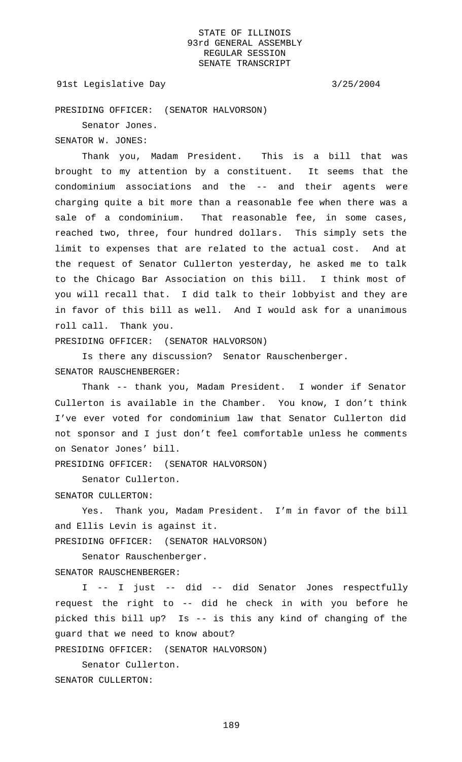PRESIDING OFFICER: (SENATOR HALVORSON)

Senator Jones.

SENATOR W. JONES:

Thank you, Madam President. This is a bill that was brought to my attention by a constituent. It seems that the condominium associations and the -- and their agents were charging quite a bit more than a reasonable fee when there was a sale of a condominium. That reasonable fee, in some cases, reached two, three, four hundred dollars. This simply sets the limit to expenses that are related to the actual cost. And at the request of Senator Cullerton yesterday, he asked me to talk to the Chicago Bar Association on this bill. I think most of you will recall that. I did talk to their lobbyist and they are in favor of this bill as well. And I would ask for a unanimous roll call. Thank you.

PRESIDING OFFICER: (SENATOR HALVORSON)

Is there any discussion? Senator Rauschenberger.

SENATOR RAUSCHENBERGER:

Thank -- thank you, Madam President. I wonder if Senator Cullerton is available in the Chamber. You know, I don't think I've ever voted for condominium law that Senator Cullerton did not sponsor and I just don't feel comfortable unless he comments on Senator Jones' bill.

PRESIDING OFFICER: (SENATOR HALVORSON)

Senator Cullerton.

SENATOR CULLERTON:

Yes. Thank you, Madam President. I'm in favor of the bill and Ellis Levin is against it.

PRESIDING OFFICER: (SENATOR HALVORSON)

Senator Rauschenberger.

SENATOR RAUSCHENBERGER:

I -- I just -- did -- did Senator Jones respectfully request the right to -- did he check in with you before he picked this bill up? Is -- is this any kind of changing of the guard that we need to know about?

PRESIDING OFFICER: (SENATOR HALVORSON)

Senator Cullerton.

SENATOR CULLERTON: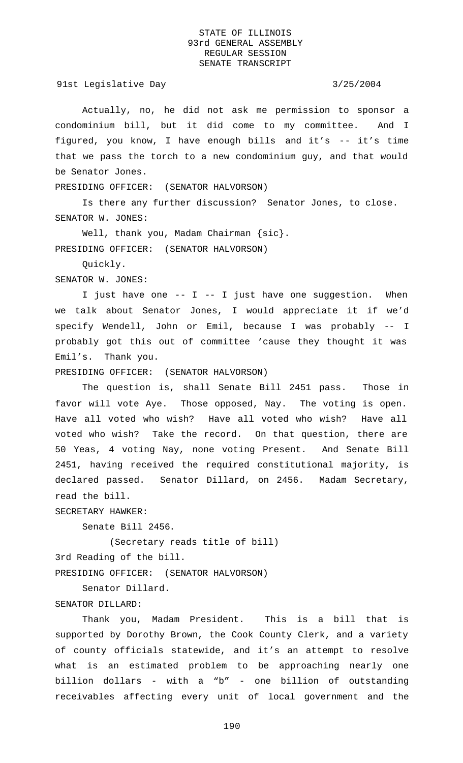Actually, no, he did not ask me permission to sponsor a condominium bill, but it did come to my committee. And I figured, you know, I have enough bills and it's -- it's time that we pass the torch to a new condominium guy, and that would be Senator Jones.

PRESIDING OFFICER: (SENATOR HALVORSON)

Is there any further discussion? Senator Jones, to close.

SENATOR W. JONES:

Well, thank you, Madam Chairman {sic}.

PRESIDING OFFICER: (SENATOR HALVORSON)

Quickly.

SENATOR W. JONES:

I just have one -- I -- I just have one suggestion. When we talk about Senator Jones, I would appreciate it if we'd specify Wendell, John or Emil, because I was probably -- I probably got this out of committee 'cause they thought it was Emil's. Thank you.

PRESIDING OFFICER: (SENATOR HALVORSON)

The question is, shall Senate Bill 2451 pass. Those in favor will vote Aye. Those opposed, Nay. The voting is open. Have all voted who wish? Have all voted who wish? Have all voted who wish? Take the record. On that question, there are 50 Yeas, 4 voting Nay, none voting Present. And Senate Bill 2451, having received the required constitutional majority, is declared passed. Senator Dillard, on 2456. Madam Secretary, read the bill.

SECRETARY HAWKER:

Senate Bill 2456.

(Secretary reads title of bill)

3rd Reading of the bill.

PRESIDING OFFICER: (SENATOR HALVORSON)

Senator Dillard.

SENATOR DILLARD:

Thank you, Madam President. This is a bill that is supported by Dorothy Brown, the Cook County Clerk, and a variety of county officials statewide, and it's an attempt to resolve what is an estimated problem to be approaching nearly one billion dollars - with a "b" - one billion of outstanding receivables affecting every unit of local government and the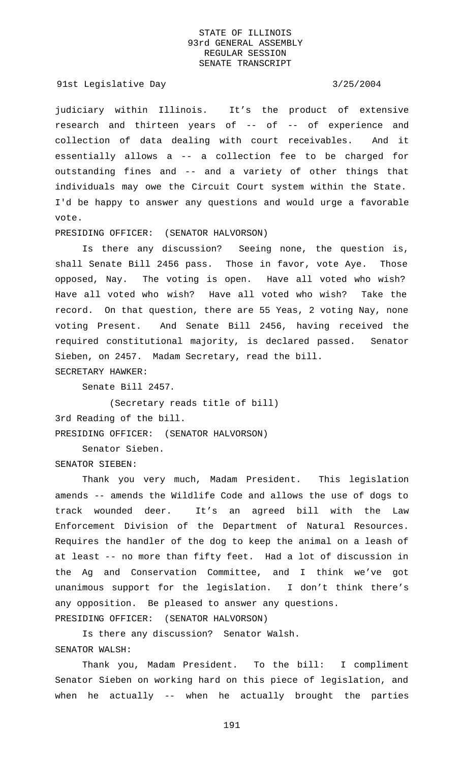judiciary within Illinois. It's the product of extensive research and thirteen years of -- of -- of experience and collection of data dealing with court receivables. And it essentially allows a -- a collection fee to be charged for outstanding fines and -- and a variety of other things that individuals may owe the Circuit Court system within the State. I'd be happy to answer any questions and would urge a favorable vote.

PRESIDING OFFICER: (SENATOR HALVORSON)

Is there any discussion? Seeing none, the question is, shall Senate Bill 2456 pass. Those in favor, vote Aye. Those opposed, Nay. The voting is open. Have all voted who wish? Have all voted who wish? Have all voted who wish? Take the record. On that question, there are 55 Yeas, 2 voting Nay, none voting Present. And Senate Bill 2456, having received the required constitutional majority, is declared passed. Senator Sieben, on 2457. Madam Secretary, read the bill.

SECRETARY HAWKER:

Senate Bill 2457.

(Secretary reads title of bill)

3rd Reading of the bill.

PRESIDING OFFICER: (SENATOR HALVORSON)

Senator Sieben.

SENATOR SIEBEN:

Thank you very much, Madam President. This legislation amends -- amends the Wildlife Code and allows the use of dogs to track wounded deer. It's an agreed bill with the Law Enforcement Division of the Department of Natural Resources. Requires the handler of the dog to keep the animal on a leash of at least -- no more than fifty feet. Had a lot of discussion in the Ag and Conservation Committee, and I think we've got unanimous support for the legislation. I don't think there's any opposition. Be pleased to answer any questions.

PRESIDING OFFICER: (SENATOR HALVORSON)

Is there any discussion? Senator Walsh.

SENATOR WALSH:

Thank you, Madam President. To the bill: I compliment Senator Sieben on working hard on this piece of legislation, and when he actually -- when he actually brought the parties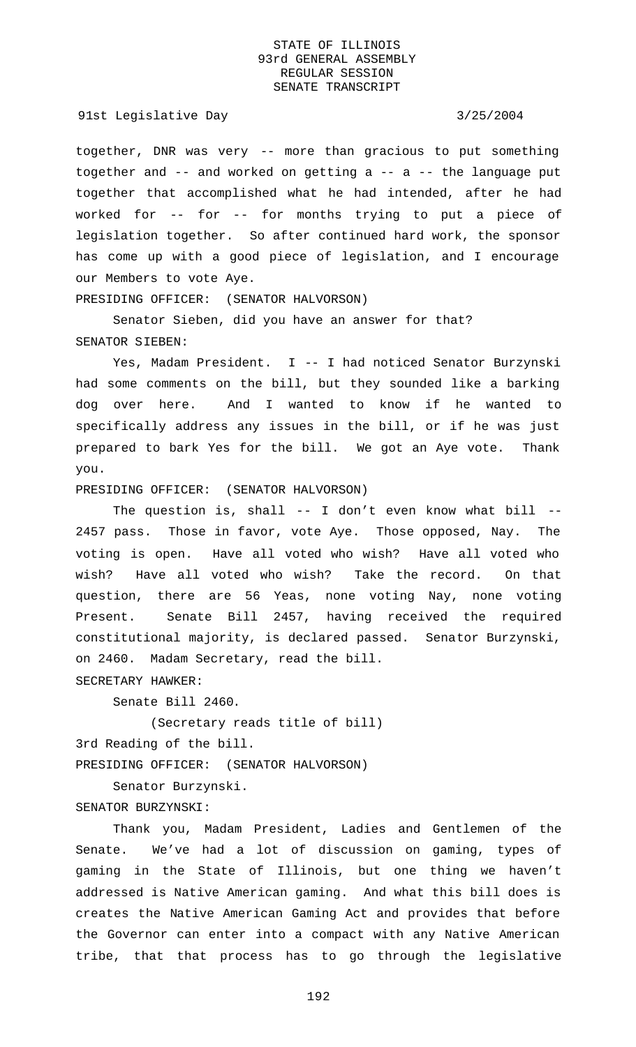together, DNR was very -- more than gracious to put something together and -- and worked on getting a -- a -- the language put together that accomplished what he had intended, after he had worked for -- for -- for months trying to put a piece of legislation together. So after continued hard work, the sponsor has come up with a good piece of legislation, and I encourage our Members to vote Aye.

PRESIDING OFFICER: (SENATOR HALVORSON)

Senator Sieben, did you have an answer for that?

SENATOR SIEBEN:

Yes, Madam President. I -- I had noticed Senator Burzynski had some comments on the bill, but they sounded like a barking dog over here. And I wanted to know if he wanted to specifically address any issues in the bill, or if he was just prepared to bark Yes for the bill. We got an Aye vote. Thank you.

PRESIDING OFFICER: (SENATOR HALVORSON)

The question is, shall -- I don't even know what bill -- 2457 pass. Those in favor, vote Aye. Those opposed, Nay. The voting is open. Have all voted who wish? Have all voted who wish? Have all voted who wish? Take the record. On that question, there are 56 Yeas, none voting Nay, none voting Present. Senate Bill 2457, having received the required constitutional majority, is declared passed. Senator Burzynski, on 2460. Madam Secretary, read the bill.

SECRETARY HAWKER:

Senate Bill 2460.

(Secretary reads title of bill)

3rd Reading of the bill.

PRESIDING OFFICER: (SENATOR HALVORSON)

Senator Burzynski.

SENATOR BURZYNSKI:

Thank you, Madam President, Ladies and Gentlemen of the Senate. We've had a lot of discussion on gaming, types of gaming in the State of Illinois, but one thing we haven't addressed is Native American gaming. And what this bill does is creates the Native American Gaming Act and provides that before the Governor can enter into a compact with any Native American tribe, that that process has to go through the legislative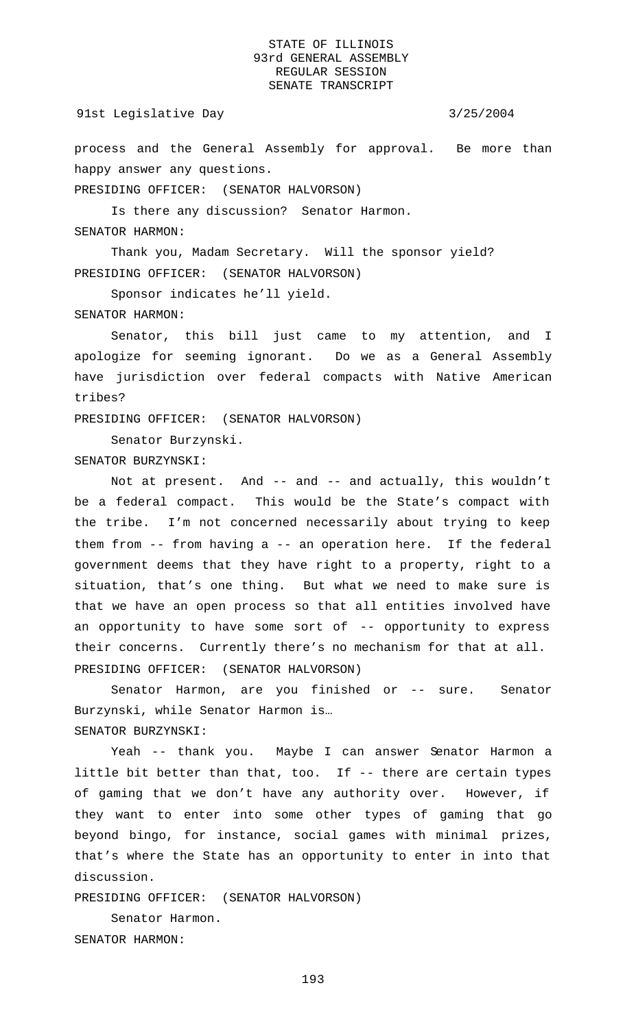process and the General Assembly for approval. Be more than happy answer any questions.

PRESIDING OFFICER: (SENATOR HALVORSON)

Is there any discussion? Senator Harmon.

SENATOR HARMON:

Thank you, Madam Secretary. Will the sponsor yield?

PRESIDING OFFICER: (SENATOR HALVORSON)

Sponsor indicates he'll yield.

SENATOR HARMON:

Senator, this bill just came to my attention, and I apologize for seeming ignorant. Do we as a General Assembly have jurisdiction over federal compacts with Native American tribes?

PRESIDING OFFICER: (SENATOR HALVORSON)

Senator Burzynski.

SENATOR BURZYNSKI:

Not at present. And -- and -- and actually, this wouldn't be a federal compact. This would be the State's compact with the tribe. I'm not concerned necessarily about trying to keep them from -- from having a -- an operation here. If the federal government deems that they have right to a property, right to a situation, that's one thing. But what we need to make sure is that we have an open process so that all entities involved have an opportunity to have some sort of -- opportunity to express their concerns. Currently there's no mechanism for that at all.

PRESIDING OFFICER: (SENATOR HALVORSON)

Senator Harmon, are you finished or -- sure. Senator Burzynski, while Senator Harmon is…

SENATOR BURZYNSKI:

Yeah -- thank you. Maybe I can answer Senator Harmon a little bit better than that, too. If -- there are certain types of gaming that we don't have any authority over. However, if they want to enter into some other types of gaming that go beyond bingo, for instance, social games with minimal prizes, that's where the State has an opportunity to enter in into that discussion.

PRESIDING OFFICER: (SENATOR HALVORSON)

Senator Harmon.

SENATOR HARMON: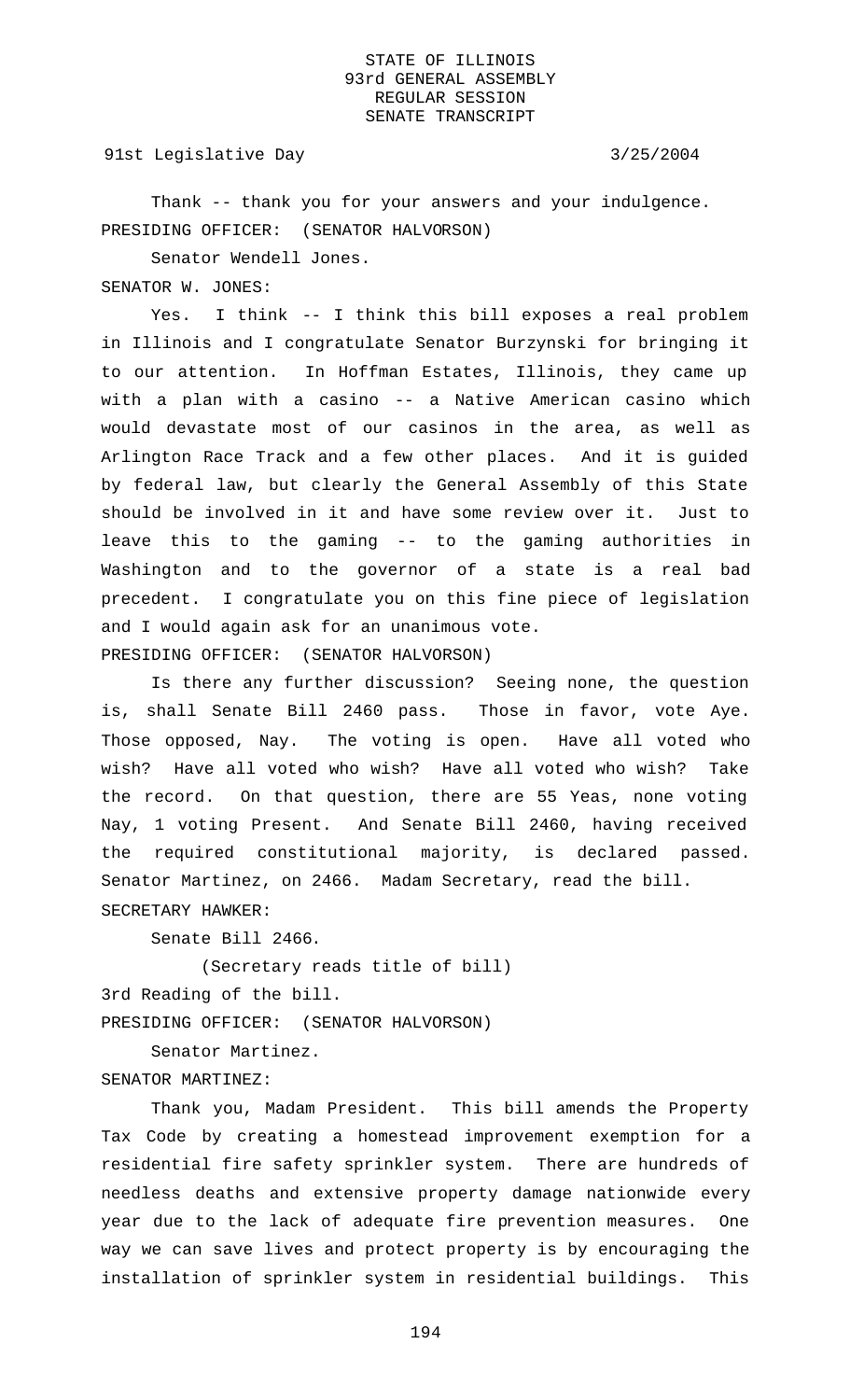Thank -- thank you for your answers and your indulgence.

PRESIDING OFFICER: (SENATOR HALVORSON)

Senator Wendell Jones.

SENATOR W. JONES:

Yes. I think -- I think this bill exposes a real problem in Illinois and I congratulate Senator Burzynski for bringing it to our attention. In Hoffman Estates, Illinois, they came up with a plan with a casino -- a Native American casino which would devastate most of our casinos in the area, as well as Arlington Race Track and a few other places. And it is guided by federal law, but clearly the General Assembly of this State should be involved in it and have some review over it. Just to leave this to the gaming -- to the gaming authorities in Washington and to the governor of a state is a real bad precedent. I congratulate you on this fine piece of legislation and I would again ask for an unanimous vote.

PRESIDING OFFICER: (SENATOR HALVORSON)

Is there any further discussion? Seeing none, the question is, shall Senate Bill 2460 pass. Those in favor, vote Aye. Those opposed, Nay. The voting is open. Have all voted who wish? Have all voted who wish? Have all voted who wish? Take the record. On that question, there are 55 Yeas, none voting Nay, 1 voting Present. And Senate Bill 2460, having received the required constitutional majority, is declared passed. Senator Martinez, on 2466. Madam Secretary, read the bill.

SECRETARY HAWKER:

Senate Bill 2466.

(Secretary reads title of bill)

3rd Reading of the bill.

PRESIDING OFFICER: (SENATOR HALVORSON)

Senator Martinez.

SENATOR MARTINEZ:

Thank you, Madam President. This bill amends the Property Tax Code by creating a homestead improvement exemption for a residential fire safety sprinkler system. There are hundreds of needless deaths and extensive property damage nationwide every year due to the lack of adequate fire prevention measures. One way we can save lives and protect property is by encouraging the installation of sprinkler system in residential buildings. This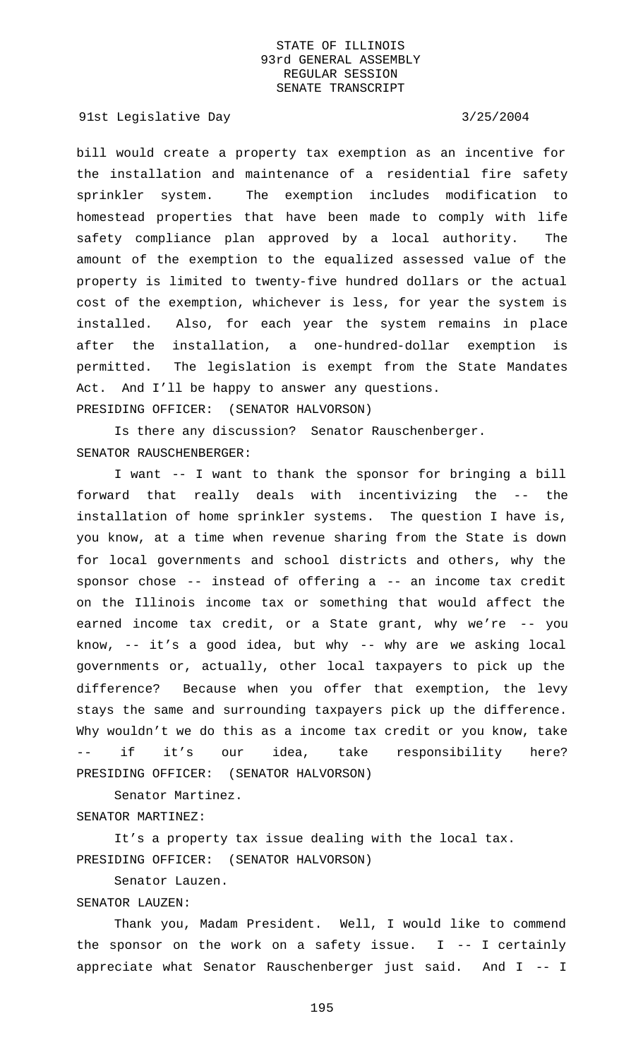bill would create a property tax exemption as an incentive for the installation and maintenance of a residential fire safety sprinkler system. The exemption includes modification to homestead properties that have been made to comply with life safety compliance plan approved by a local authority. The amount of the exemption to the equalized assessed value of the property is limited to twenty-five hundred dollars or the actual cost of the exemption, whichever is less, for year the system is installed. Also, for each year the system remains in place after the installation, a one-hundred-dollar exemption is permitted. The legislation is exempt from the State Mandates Act. And I'll be happy to answer any questions.

PRESIDING OFFICER: (SENATOR HALVORSON)

Is there any discussion? Senator Rauschenberger.

SENATOR RAUSCHENBERGER:

I want -- I want to thank the sponsor for bringing a bill forward that really deals with incentivizing the -- the installation of home sprinkler systems. The question I have is, you know, at a time when revenue sharing from the State is down for local governments and school districts and others, why the sponsor chose -- instead of offering a -- an income tax credit on the Illinois income tax or something that would affect the earned income tax credit, or a State grant, why we're -- you know, -- it's a good idea, but why -- why are we asking local governments or, actually, other local taxpayers to pick up the difference? Because when you offer that exemption, the levy stays the same and surrounding taxpayers pick up the difference. Why wouldn't we do this as a income tax credit or you know, take -- if it's our idea, take responsibility here?

PRESIDING OFFICER: (SENATOR HALVORSON)

Senator Martinez.

SENATOR MARTINEZ:

It's a property tax issue dealing with the local tax.

PRESIDING OFFICER: (SENATOR HALVORSON)

Senator Lauzen.

SENATOR LAUZEN:

Thank you, Madam President. Well, I would like to commend the sponsor on the work on a safety issue. I -- I certainly appreciate what Senator Rauschenberger just said. And I -- I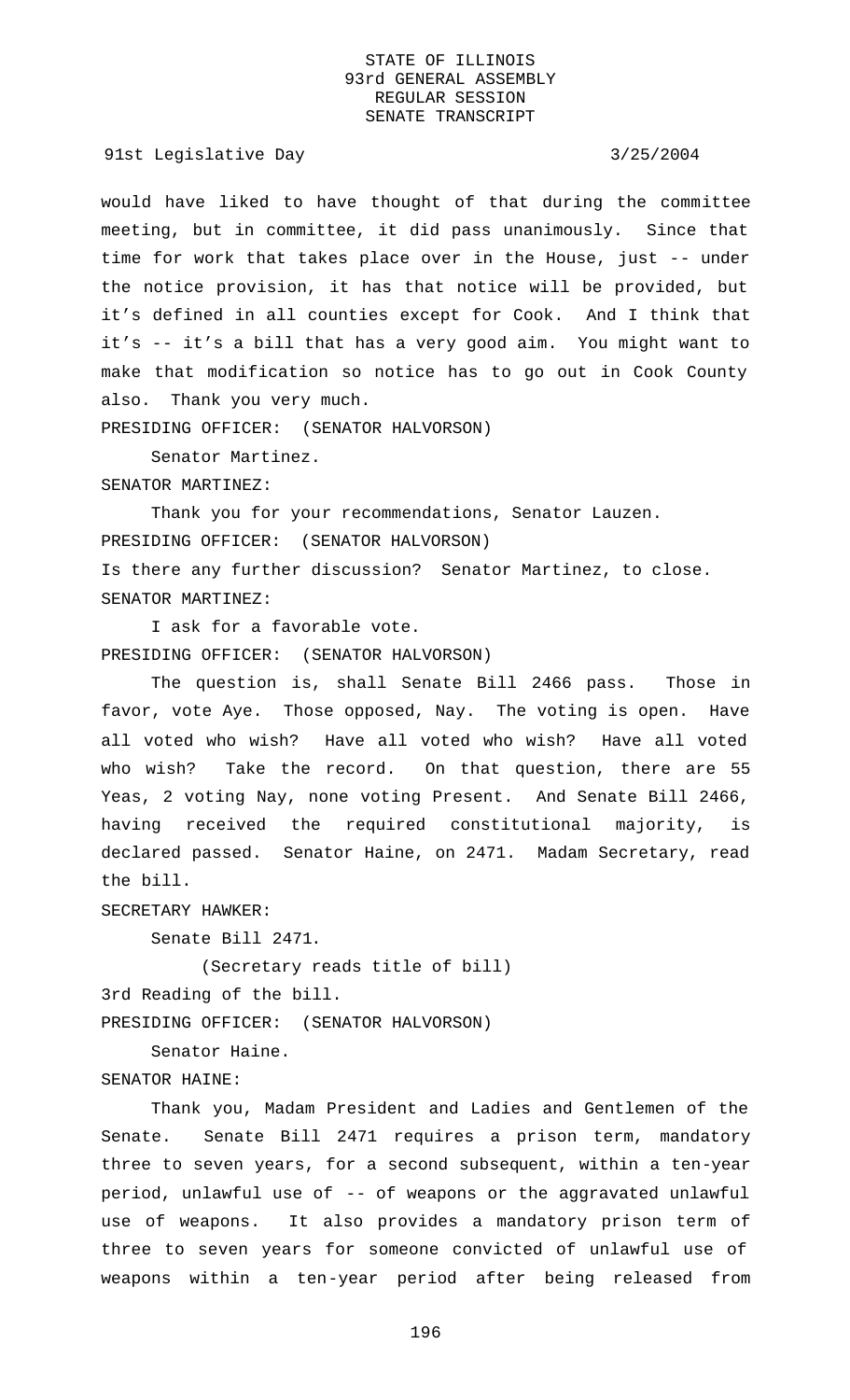would have liked to have thought of that during the committee meeting, but in committee, it did pass unanimously. Since that time for work that takes place over in the House, just -- under the notice provision, it has that notice will be provided, but it's defined in all counties except for Cook. And I think that it's -- it's a bill that has a very good aim. You might want to make that modification so notice has to go out in Cook County also. Thank you very much.

PRESIDING OFFICER: (SENATOR HALVORSON)

Senator Martinez.

SENATOR MARTINEZ:

Thank you for your recommendations, Senator Lauzen.

PRESIDING OFFICER: (SENATOR HALVORSON)

Is there any further discussion? Senator Martinez, to close.

SENATOR MARTINEZ:

I ask for a favorable vote.

PRESIDING OFFICER: (SENATOR HALVORSON)

The question is, shall Senate Bill 2466 pass. Those in favor, vote Aye. Those opposed, Nay. The voting is open. Have all voted who wish? Have all voted who wish? Have all voted who wish? Take the record. On that question, there are 55 Yeas, 2 voting Nay, none voting Present. And Senate Bill 2466, having received the required constitutional majority, is declared passed. Senator Haine, on 2471. Madam Secretary, read the bill.

SECRETARY HAWKER:

Senate Bill 2471.

(Secretary reads title of bill)

3rd Reading of the bill.

PRESIDING OFFICER: (SENATOR HALVORSON)

Senator Haine.

SENATOR HAINE:

Thank you, Madam President and Ladies and Gentlemen of the Senate. Senate Bill 2471 requires a prison term, mandatory three to seven years, for a second subsequent, within a ten-year period, unlawful use of -- of weapons or the aggravated unlawful use of weapons. It also provides a mandatory prison term of three to seven years for someone convicted of unlawful use of weapons within a ten-year period after being released from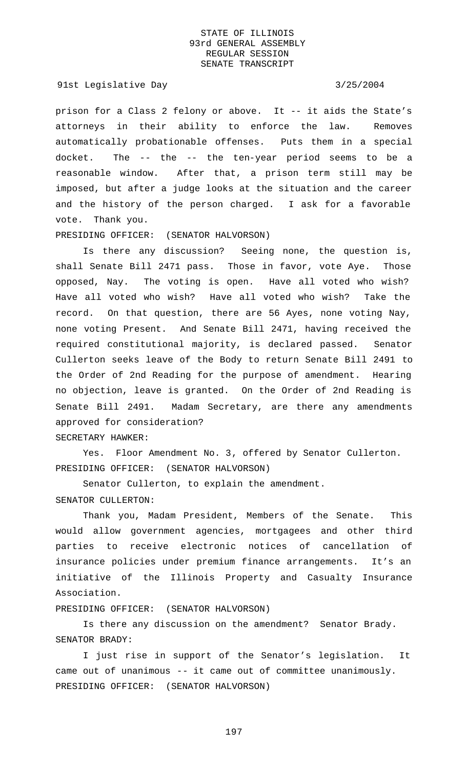prison for a Class 2 felony or above. It -- it aids the State's attorneys in their ability to enforce the law. Removes automatically probationable offenses. Puts them in a special docket. The -- the -- the ten-year period seems to be a reasonable window. After that, a prison term still may be imposed, but after a judge looks at the situation and the career and the history of the person charged. I ask for a favorable vote. Thank you.

PRESIDING OFFICER: (SENATOR HALVORSON)

Is there any discussion? Seeing none, the question is, shall Senate Bill 2471 pass. Those in favor, vote Aye. Those opposed, Nay. The voting is open. Have all voted who wish? Have all voted who wish? Have all voted who wish? Take the record. On that question, there are 56 Ayes, none voting Nay, none voting Present. And Senate Bill 2471, having received the required constitutional majority, is declared passed. Senator Cullerton seeks leave of the Body to return Senate Bill 2491 to the Order of 2nd Reading for the purpose of amendment. Hearing no objection, leave is granted. On the Order of 2nd Reading is Senate Bill 2491. Madam Secretary, are there any amendments approved for consideration?

SECRETARY HAWKER:

Yes. Floor Amendment No. 3, offered by Senator Cullerton.

PRESIDING OFFICER: (SENATOR HALVORSON)

Senator Cullerton, to explain the amendment.

SENATOR CULLERTON:

Thank you, Madam President, Members of the Senate. This would allow government agencies, mortgagees and other third parties to receive electronic notices of cancellation of insurance policies under premium finance arrangements. It's an initiative of the Illinois Property and Casualty Insurance Association.

PRESIDING OFFICER: (SENATOR HALVORSON)

Is there any discussion on the amendment? Senator Brady.

SENATOR BRADY:

I just rise in support of the Senator's legislation. It came out of unanimous -- it came out of committee unanimously.

PRESIDING OFFICER: (SENATOR HALVORSON)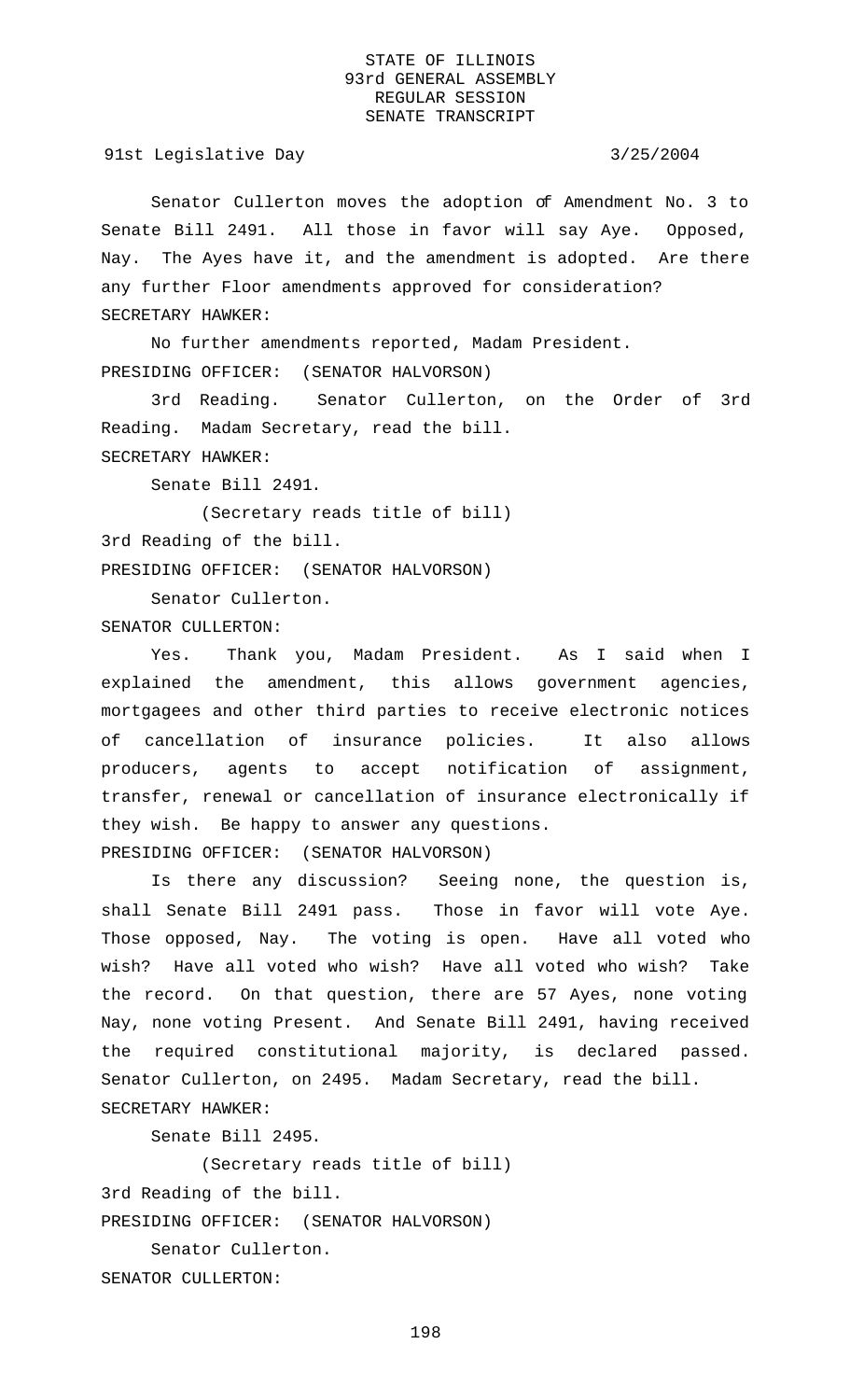Senator Cullerton moves the adoption of Amendment No. 3 to Senate Bill 2491. All those in favor will say Aye. Opposed, Nay. The Ayes have it, and the amendment is adopted. Are there any further Floor amendments approved for consideration?

SECRETARY HAWKER:

No further amendments reported, Madam President.

PRESIDING OFFICER: (SENATOR HALVORSON)

3rd Reading. Senator Cullerton, on the Order of 3rd Reading. Madam Secretary, read the bill.

SECRETARY HAWKER:

Senate Bill 2491.

(Secretary reads title of bill)

3rd Reading of the bill.

PRESIDING OFFICER: (SENATOR HALVORSON)

Senator Cullerton.

SENATOR CULLERTON:

Yes. Thank you, Madam President. As I said when I explained the amendment, this allows government agencies, mortgagees and other third parties to receive electronic notices of cancellation of insurance policies. It also allows producers, agents to accept notification of assignment, transfer, renewal or cancellation of insurance electronically if they wish. Be happy to answer any questions.

PRESIDING OFFICER: (SENATOR HALVORSON)

Is there any discussion? Seeing none, the question is, shall Senate Bill 2491 pass. Those in favor will vote Aye. Those opposed, Nay. The voting is open. Have all voted who wish? Have all voted who wish? Have all voted who wish? Take the record. On that question, there are 57 Ayes, none voting Nay, none voting Present. And Senate Bill 2491, having received the required constitutional majority, is declared passed. Senator Cullerton, on 2495. Madam Secretary, read the bill.

SECRETARY HAWKER:

Senate Bill 2495.

(Secretary reads title of bill)

3rd Reading of the bill.

PRESIDING OFFICER: (SENATOR HALVORSON)

Senator Cullerton.

SENATOR CULLERTON: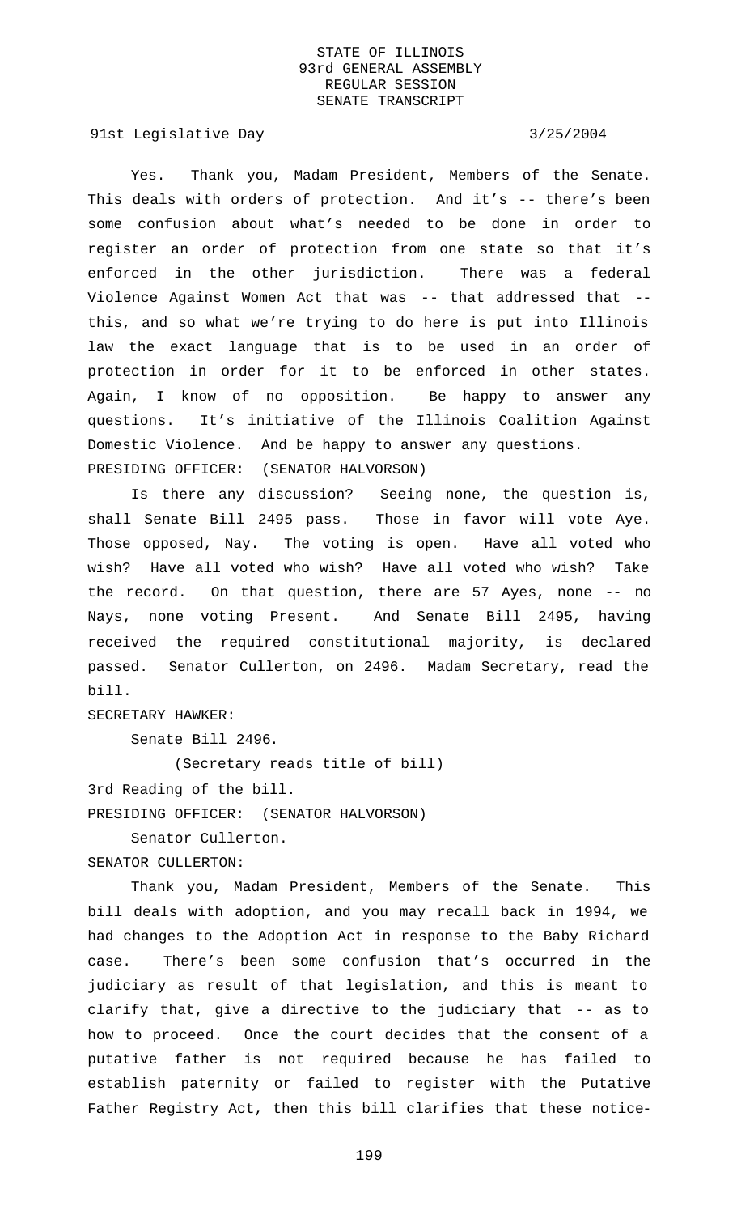Yes. Thank you, Madam President, Members of the Senate. This deals with orders of protection. And it's -- there's been some confusion about what's needed to be done in order to register an order of protection from one state so that it's enforced in the other jurisdiction. There was a federal Violence Against Women Act that was -- that addressed that -- this, and so what we're trying to do here is put into Illinois law the exact language that is to be used in an order of protection in order for it to be enforced in other states. Again, I know of no opposition. Be happy to answer any questions. It's initiative of the Illinois Coalition Against Domestic Violence. And be happy to answer any questions.

PRESIDING OFFICER: (SENATOR HALVORSON)

Is there any discussion? Seeing none, the question is, shall Senate Bill 2495 pass. Those in favor will vote Aye. Those opposed, Nay. The voting is open. Have all voted who wish? Have all voted who wish? Have all voted who wish? Take the record. On that question, there are 57 Ayes, none -- no Nays, none voting Present. And Senate Bill 2495, having received the required constitutional majority, is declared passed. Senator Cullerton, on 2496. Madam Secretary, read the bill.

SECRETARY HAWKER:

Senate Bill 2496.

(Secretary reads title of bill)

3rd Reading of the bill.

PRESIDING OFFICER: (SENATOR HALVORSON)

Senator Cullerton.

SENATOR CULLERTON:

Thank you, Madam President, Members of the Senate. This bill deals with adoption, and you may recall back in 1994, we had changes to the Adoption Act in response to the Baby Richard case. There's been some confusion that's occurred in the judiciary as result of that legislation, and this is meant to clarify that, give a directive to the judiciary that -- as to how to proceed. Once the court decides that the consent of a putative father is not required because he has failed to establish paternity or failed to register with the Putative Father Registry Act, then this bill clarifies that these notice-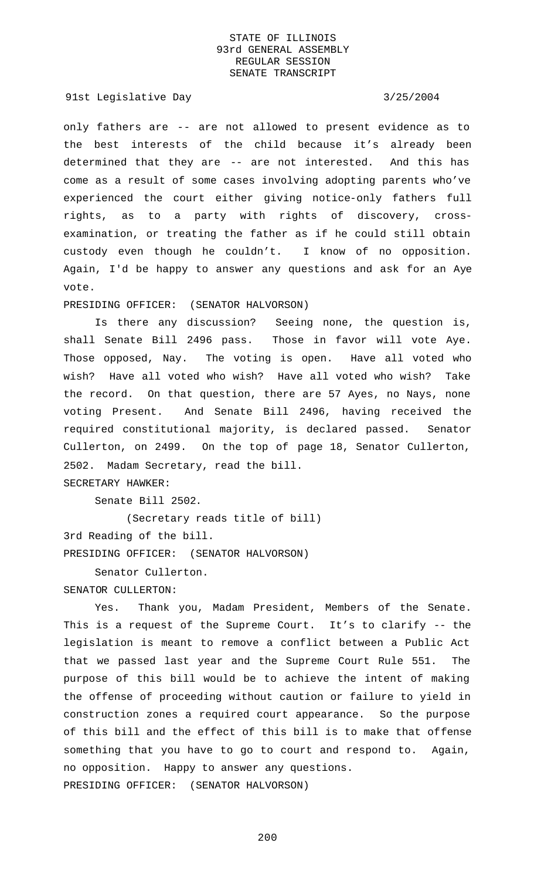only fathers are -- are not allowed to present evidence as to the best interests of the child because it's already been determined that they are -- are not interested. And this has come as a result of some cases involving adopting parents who've experienced the court either giving notice-only fathers full rights, as to a party with rights of discovery, cross-examination, or treating the father as if he could still obtain custody even though he couldn't. I know of no opposition. Again, I'd be happy to answer any questions and ask for an Aye vote.

PRESIDING OFFICER: (SENATOR HALVORSON)

Is there any discussion? Seeing none, the question is, shall Senate Bill 2496 pass. Those in favor will vote Aye. Those opposed, Nay. The voting is open. Have all voted who wish? Have all voted who wish? Have all voted who wish? Take the record. On that question, there are 57 Ayes, no Nays, none voting Present. And Senate Bill 2496, having received the required constitutional majority, is declared passed. Senator Cullerton, on 2499. On the top of page 18, Senator Cullerton, 2502. Madam Secretary, read the bill.

SECRETARY HAWKER:

Senate Bill 2502.

(Secretary reads title of bill)

3rd Reading of the bill.

PRESIDING OFFICER: (SENATOR HALVORSON)

Senator Cullerton.

SENATOR CULLERTON:

Yes. Thank you, Madam President, Members of the Senate. This is a request of the Supreme Court. It's to clarify -- the legislation is meant to remove a conflict between a Public Act that we passed last year and the Supreme Court Rule 551. The purpose of this bill would be to achieve the intent of making the offense of proceeding without caution or failure to yield in construction zones a required court appearance. So the purpose of this bill and the effect of this bill is to make that offense something that you have to go to court and respond to. Again, no opposition. Happy to answer any questions.

PRESIDING OFFICER: (SENATOR HALVORSON)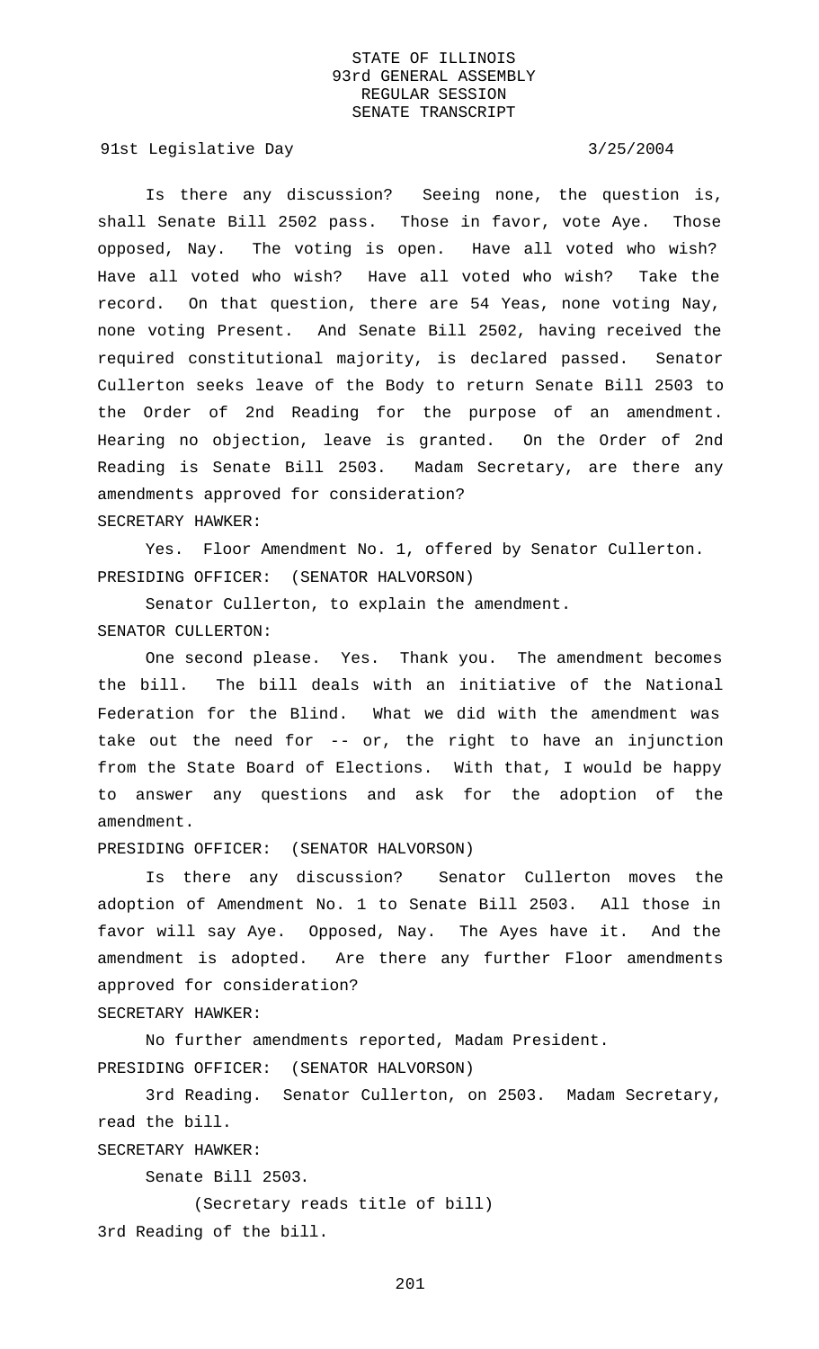Is there any discussion? Seeing none, the question is, shall Senate Bill 2502 pass. Those in favor, vote Aye. Those opposed, Nay. The voting is open. Have all voted who wish? Have all voted who wish? Have all voted who wish? Take the record. On that question, there are 54 Yeas, none voting Nay, none voting Present. And Senate Bill 2502, having received the required constitutional majority, is declared passed. Senator Cullerton seeks leave of the Body to return Senate Bill 2503 to the Order of 2nd Reading for the purpose of an amendment. Hearing no objection, leave is granted. On the Order of 2nd Reading is Senate Bill 2503. Madam Secretary, are there any amendments approved for consideration?

SECRETARY HAWKER:

Yes. Floor Amendment No. 1, offered by Senator Cullerton.

PRESIDING OFFICER: (SENATOR HALVORSON)

Senator Cullerton, to explain the amendment.

SENATOR CULLERTON:

One second please. Yes. Thank you. The amendment becomes the bill. The bill deals with an initiative of the National Federation for the Blind. What we did with the amendment was take out the need for -- or, the right to have an injunction from the State Board of Elections. With that, I would be happy to answer any questions and ask for the adoption of the amendment.

PRESIDING OFFICER: (SENATOR HALVORSON)

Is there any discussion? Senator Cullerton moves the adoption of Amendment No. 1 to Senate Bill 2503. All those in favor will say Aye. Opposed, Nay. The Ayes have it. And the amendment is adopted. Are there any further Floor amendments approved for consideration?

SECRETARY HAWKER:

No further amendments reported, Madam President.

PRESIDING OFFICER: (SENATOR HALVORSON)

3rd Reading. Senator Cullerton, on 2503. Madam Secretary, read the bill.

SECRETARY HAWKER:

Senate Bill 2503.

(Secretary reads title of bill)

3rd Reading of the bill.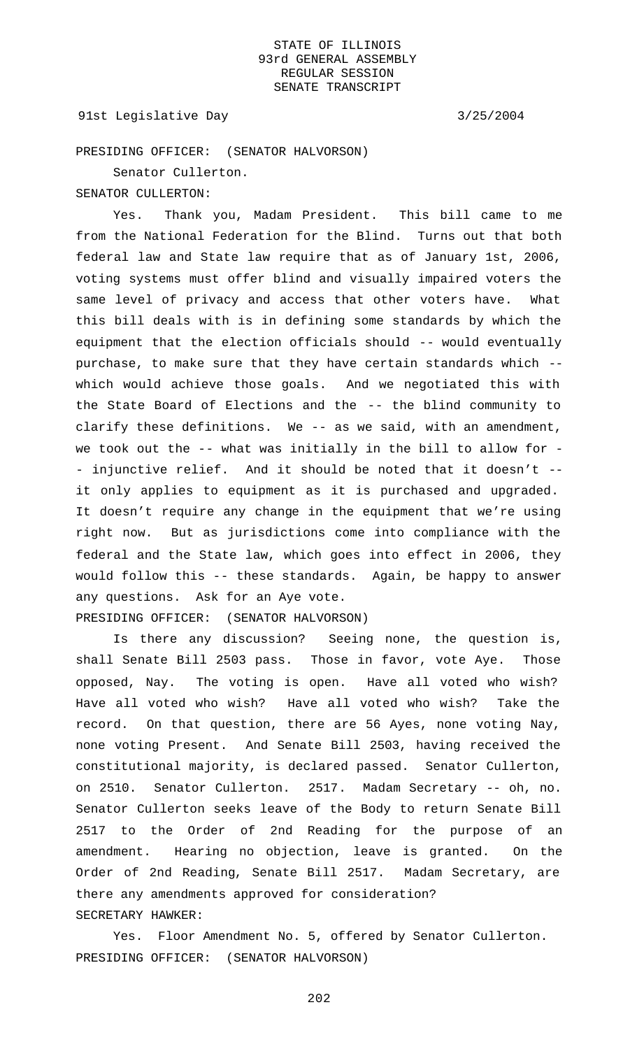PRESIDING OFFICER: (SENATOR HALVORSON)

Senator Cullerton.

SENATOR CULLERTON:

Yes. Thank you, Madam President. This bill came to me from the National Federation for the Blind. Turns out that both federal law and State law require that as of January 1st, 2006, voting systems must offer blind and visually impaired voters the same level of privacy and access that other voters have. What this bill deals with is in defining some standards by which the equipment that the election officials should -- would eventually purchase, to make sure that they have certain standards which -- which would achieve those goals. And we negotiated this with the State Board of Elections and the -- the blind community to clarify these definitions. We -- as we said, with an amendment, we took out the -- what was initially in the bill to allow for -- injunctive relief. And it should be noted that it doesn't -- it only applies to equipment as it is purchased and upgraded. It doesn't require any change in the equipment that we're using right now. But as jurisdictions come into compliance with the federal and the State law, which goes into effect in 2006, they would follow this -- these standards. Again, be happy to answer any questions. Ask for an Aye vote.

PRESIDING OFFICER: (SENATOR HALVORSON)

Is there any discussion? Seeing none, the question is, shall Senate Bill 2503 pass. Those in favor, vote Aye. Those opposed, Nay. The voting is open. Have all voted who wish? Have all voted who wish? Have all voted who wish? Take the record. On that question, there are 56 Ayes, none voting Nay, none voting Present. And Senate Bill 2503, having received the constitutional majority, is declared passed. Senator Cullerton, on 2510. Senator Cullerton. 2517. Madam Secretary -- oh, no. Senator Cullerton seeks leave of the Body to return Senate Bill 2517 to the Order of 2nd Reading for the purpose of an amendment. Hearing no objection, leave is granted. On the Order of 2nd Reading, Senate Bill 2517. Madam Secretary, are there any amendments approved for consideration?

SECRETARY HAWKER:

Yes. Floor Amendment No. 5, offered by Senator Cullerton.

PRESIDING OFFICER: (SENATOR HALVORSON)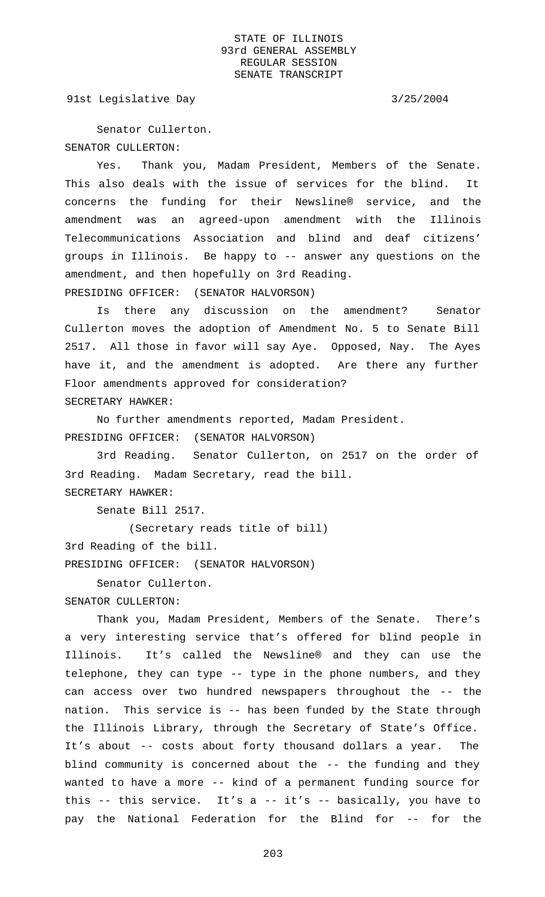Senator Cullerton.

SENATOR CULLERTON:

Yes. Thank you, Madam President, Members of the Senate. This also deals with the issue of services for the blind. It concerns the funding for their Newsline® service, and the amendment was an agreed-upon amendment with the Illinois Telecommunications Association and blind and deaf citizens' groups in Illinois. Be happy to -- answer any questions on the amendment, and then hopefully on 3rd Reading.

PRESIDING OFFICER: (SENATOR HALVORSON)

Is there any discussion on the amendment? Senator Cullerton moves the adoption of Amendment No. 5 to Senate Bill 2517. All those in favor will say Aye. Opposed, Nay. The Ayes have it, and the amendment is adopted. Are there any further Floor amendments approved for consideration?

SECRETARY HAWKER:

No further amendments reported, Madam President.

PRESIDING OFFICER: (SENATOR HALVORSON)

3rd Reading. Senator Cullerton, on 2517 on the order of 3rd Reading. Madam Secretary, read the bill.

SECRETARY HAWKER:

Senate Bill 2517.

(Secretary reads title of bill)

3rd Reading of the bill.

PRESIDING OFFICER: (SENATOR HALVORSON)

Senator Cullerton.

SENATOR CULLERTON:

Thank you, Madam President, Members of the Senate. There's a very interesting service that's offered for blind people in Illinois. It's called the Newsline® and they can use the telephone, they can type -- type in the phone numbers, and they can access over two hundred newspapers throughout the -- the nation. This service is -- has been funded by the State through the Illinois Library, through the Secretary of State's Office. It's about -- costs about forty thousand dollars a year. The blind community is concerned about the -- the funding and they wanted to have a more -- kind of a permanent funding source for this -- this service. It's a -- it's -- basically, you have to pay the National Federation for the Blind for -- for the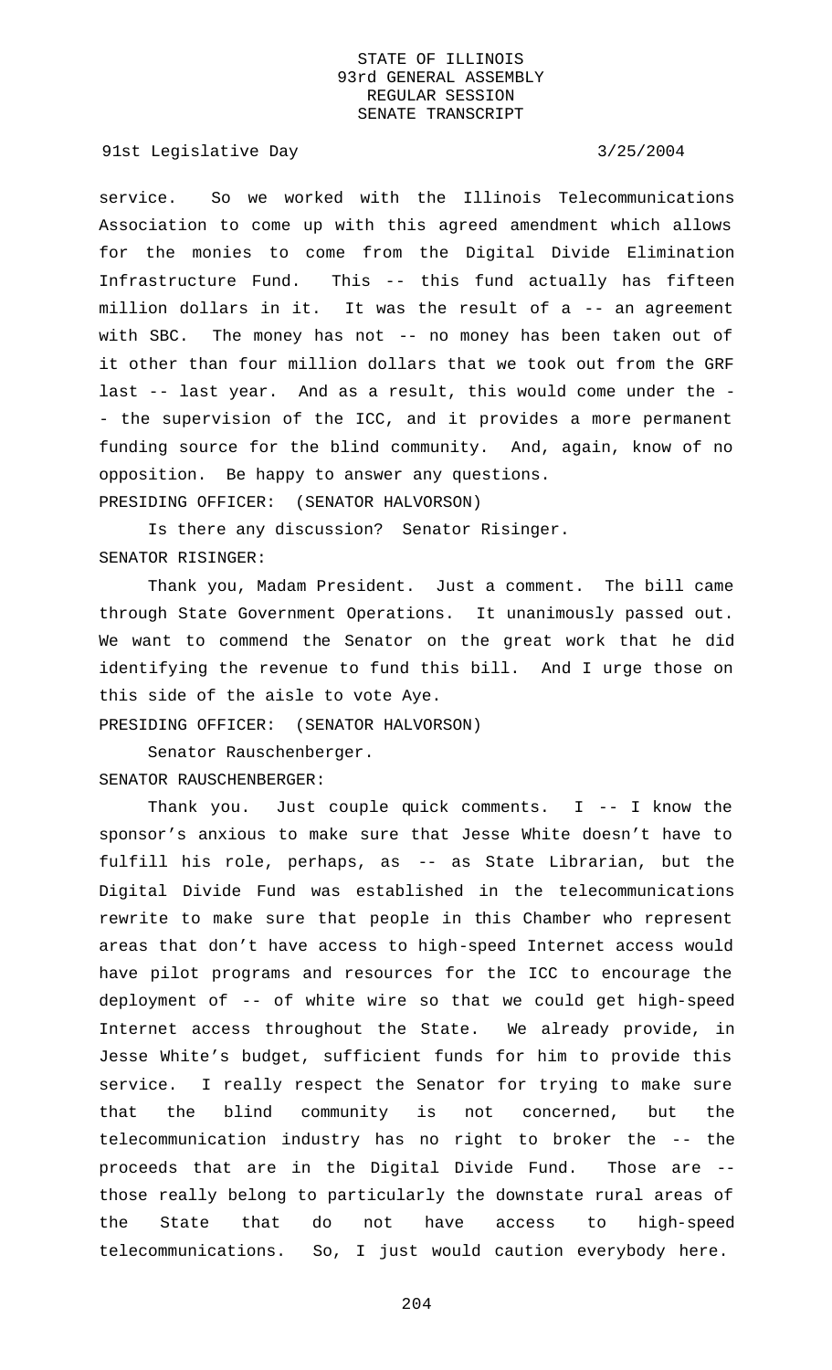service. So we worked with the Illinois Telecommunications Association to come up with this agreed amendment which allows for the monies to come from the Digital Divide Elimination Infrastructure Fund. This -- this fund actually has fifteen million dollars in it. It was the result of a -- an agreement with SBC. The money has not -- no money has been taken out of it other than four million dollars that we took out from the GRF last -- last year. And as a result, this would come under the -- the supervision of the ICC, and it provides a more permanent funding source for the blind community. And, again, know of no opposition. Be happy to answer any questions.

PRESIDING OFFICER: (SENATOR HALVORSON)

Is there any discussion? Senator Risinger.

SENATOR RISINGER:

Thank you, Madam President. Just a comment. The bill came through State Government Operations. It unanimously passed out. We want to commend the Senator on the great work that he did identifying the revenue to fund this bill. And I urge those on this side of the aisle to vote Aye.

PRESIDING OFFICER: (SENATOR HALVORSON)

Senator Rauschenberger.

SENATOR RAUSCHENBERGER:

Thank you. Just couple quick comments. I -- I know the sponsor's anxious to make sure that Jesse White doesn't have to fulfill his role, perhaps, as -- as State Librarian, but the Digital Divide Fund was established in the telecommunications rewrite to make sure that people in this Chamber who represent areas that don't have access to high-speed Internet access would have pilot programs and resources for the ICC to encourage the deployment of -- of white wire so that we could get high-speed Internet access throughout the State. We already provide, in Jesse White's budget, sufficient funds for him to provide this service. I really respect the Senator for trying to make sure that the blind community is not concerned, but the telecommunication industry has no right to broker the -- the proceeds that are in the Digital Divide Fund. Those are -- those really belong to particularly the downstate rural areas of the State that do not have access to high-speed telecommunications. So, I just would caution everybody here.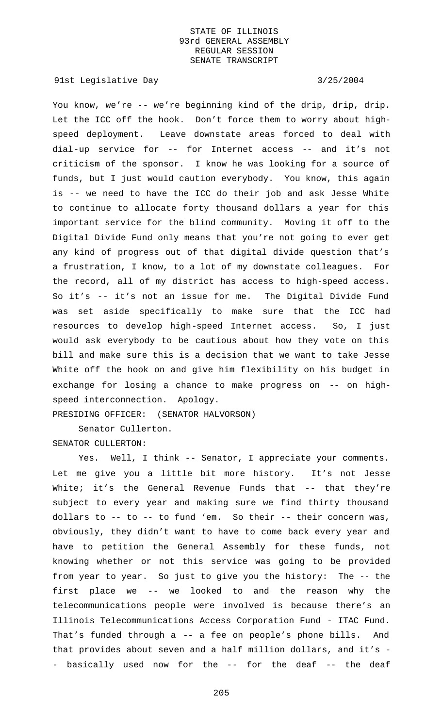You know, we're -- we're beginning kind of the drip, drip, drip. Let the ICC off the hook. Don't force them to worry about high-speed deployment. Leave downstate areas forced to deal with dial-up service for -- for Internet access -- and it's not criticism of the sponsor. I know he was looking for a source of funds, but I just would caution everybody. You know, this again is -- we need to have the ICC do their job and ask Jesse White to continue to allocate forty thousand dollars a year for this important service for the blind community. Moving it off to the Digital Divide Fund only means that you're not going to ever get any kind of progress out of that digital divide question that's a frustration, I know, to a lot of my downstate colleagues. For the record, all of my district has access to high-speed access. So it's -- it's not an issue for me. The Digital Divide Fund was set aside specifically to make sure that the ICC had resources to develop high-speed Internet access. So, I just would ask everybody to be cautious about how they vote on this bill and make sure this is a decision that we want to take Jesse White off the hook on and give him flexibility on his budget in exchange for losing a chance to make progress on -- on high-speed interconnection. Apology.

PRESIDING OFFICER: (SENATOR HALVORSON)

Senator Cullerton.

SENATOR CULLERTON:

Yes. Well, I think -- Senator, I appreciate your comments. Let me give you a little bit more history. It's not Jesse White; it's the General Revenue Funds that -- that they're subject to every year and making sure we find thirty thousand dollars to -- to -- to fund 'em. So their -- their concern was, obviously, they didn't want to have to come back every year and have to petition the General Assembly for these funds, not knowing whether or not this service was going to be provided from year to year. So just to give you the history: The -- the first place we -- we looked to and the reason why the telecommunications people were involved is because there's an Illinois Telecommunications Access Corporation Fund - ITAC Fund. That's funded through a -- a fee on people's phone bills. And that provides about seven and a half million dollars, and it's -- basically used now for the -- for the deaf -- the deaf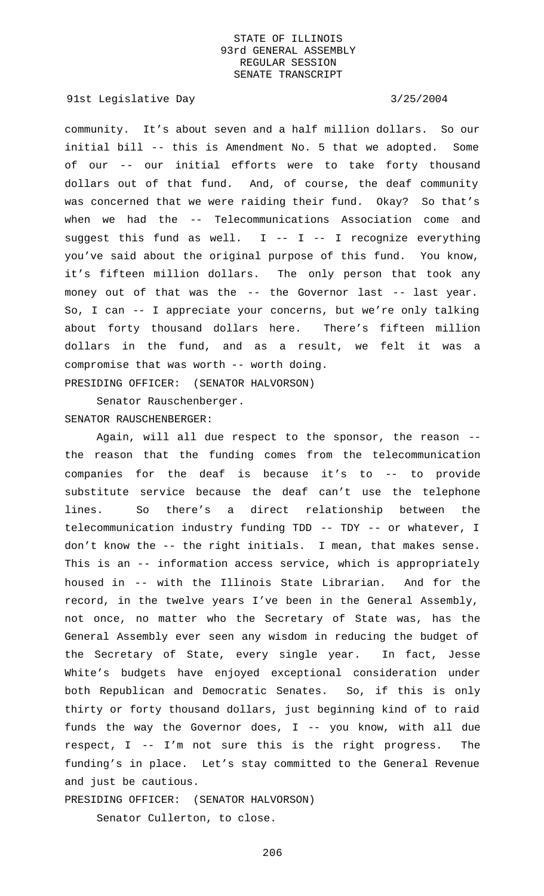community. It's about seven and a half million dollars. So our initial bill -- this is Amendment No. 5 that we adopted. Some of our -- our initial efforts were to take forty thousand dollars out of that fund. And, of course, the deaf community was concerned that we were raiding their fund. Okay? So that's when we had the -- Telecommunications Association come and suggest this fund as well. I -- I -- I recognize everything you've said about the original purpose of this fund. You know, it's fifteen million dollars. The only person that took any money out of that was the -- the Governor last -- last year. So, I can -- I appreciate your concerns, but we're only talking about forty thousand dollars here. There's fifteen million dollars in the fund, and as a result, we felt it was a compromise that was worth -- worth doing.

PRESIDING OFFICER: (SENATOR HALVORSON)

Senator Rauschenberger.

SENATOR RAUSCHENBERGER:

Again, will all due respect to the sponsor, the reason -- the reason that the funding comes from the telecommunication companies for the deaf is because it's to -- to provide substitute service because the deaf can't use the telephone lines. So there's a direct relationship between the telecommunication industry funding TDD -- TDY -- or whatever, I don't know the -- the right initials. I mean, that makes sense. This is an -- information access service, which is appropriately housed in -- with the Illinois State Librarian. And for the record, in the twelve years I've been in the General Assembly, not once, no matter who the Secretary of State was, has the General Assembly ever seen any wisdom in reducing the budget of the Secretary of State, every single year. In fact, Jesse White's budgets have enjoyed exceptional consideration under both Republican and Democratic Senates. So, if this is only thirty or forty thousand dollars, just beginning kind of to raid funds the way the Governor does, I -- you know, with all due respect, I -- I'm not sure this is the right progress. The funding's in place. Let's stay committed to the General Revenue and just be cautious.

PRESIDING OFFICER: (SENATOR HALVORSON)

Senator Cullerton, to close.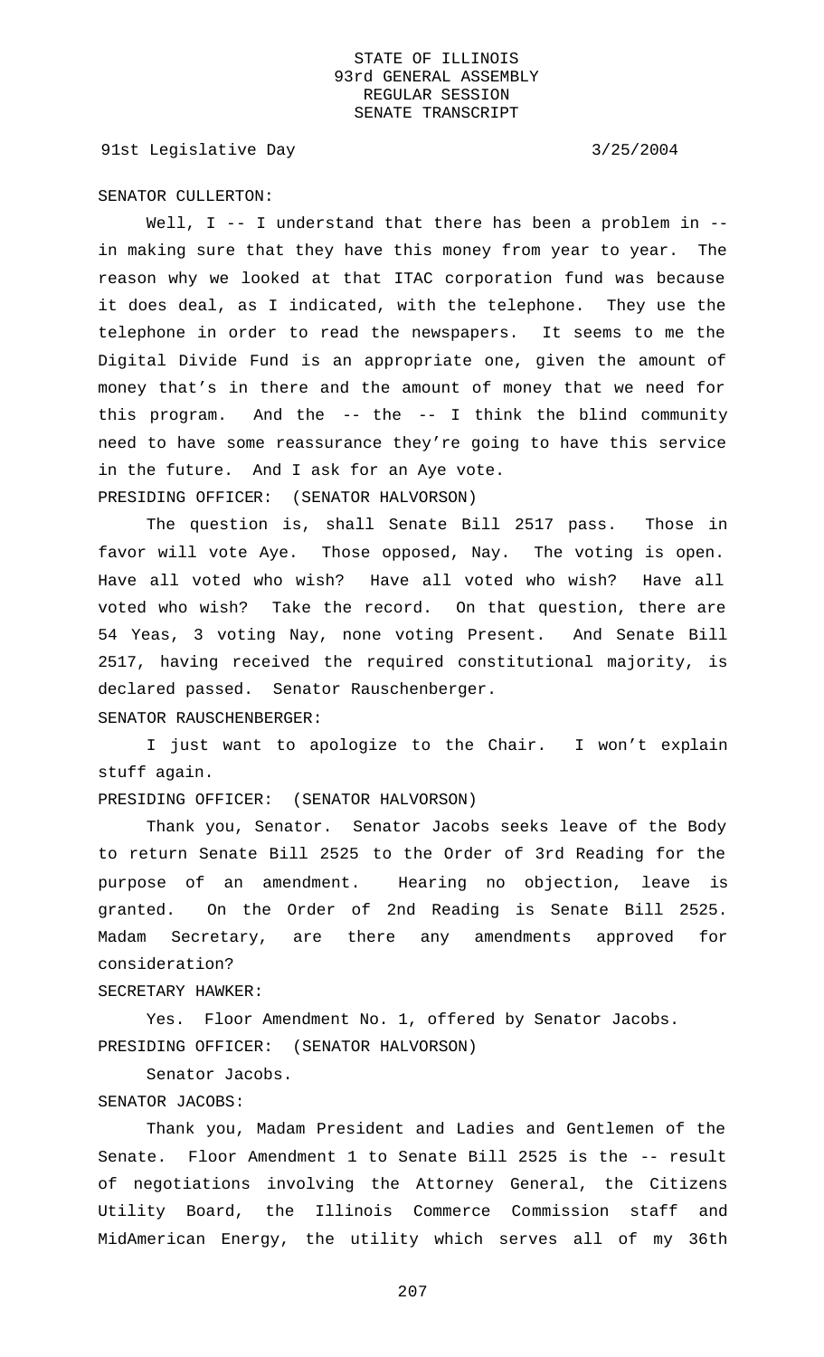SENATOR CULLERTON:

Well, I -- I understand that there has been a problem in -- in making sure that they have this money from year to year. The reason why we looked at that ITAC corporation fund was because it does deal, as I indicated, with the telephone. They use the telephone in order to read the newspapers. It seems to me the Digital Divide Fund is an appropriate one, given the amount of money that's in there and the amount of money that we need for this program. And the -- the -- I think the blind community need to have some reassurance they're going to have this service in the future. And I ask for an Aye vote.

PRESIDING OFFICER: (SENATOR HALVORSON)

The question is, shall Senate Bill 2517 pass. Those in favor will vote Aye. Those opposed, Nay. The voting is open. Have all voted who wish? Have all voted who wish? Have all voted who wish? Take the record. On that question, there are 54 Yeas, 3 voting Nay, none voting Present. And Senate Bill 2517, having received the required constitutional majority, is declared passed. Senator Rauschenberger.

SENATOR RAUSCHENBERGER:

I just want to apologize to the Chair. I won't explain stuff again.

PRESIDING OFFICER: (SENATOR HALVORSON)

Thank you, Senator. Senator Jacobs seeks leave of the Body to return Senate Bill 2525 to the Order of 3rd Reading for the purpose of an amendment. Hearing no objection, leave is granted. On the Order of 2nd Reading is Senate Bill 2525. Madam Secretary, are there any amendments approved for consideration?

SECRETARY HAWKER:

Yes. Floor Amendment No. 1, offered by Senator Jacobs.

PRESIDING OFFICER: (SENATOR HALVORSON)

Senator Jacobs.

SENATOR JACOBS:

Thank you, Madam President and Ladies and Gentlemen of the Senate. Floor Amendment 1 to Senate Bill 2525 is the -- result of negotiations involving the Attorney General, the Citizens Utility Board, the Illinois Commerce Commission staff and MidAmerican Energy, the utility which serves all of my 36th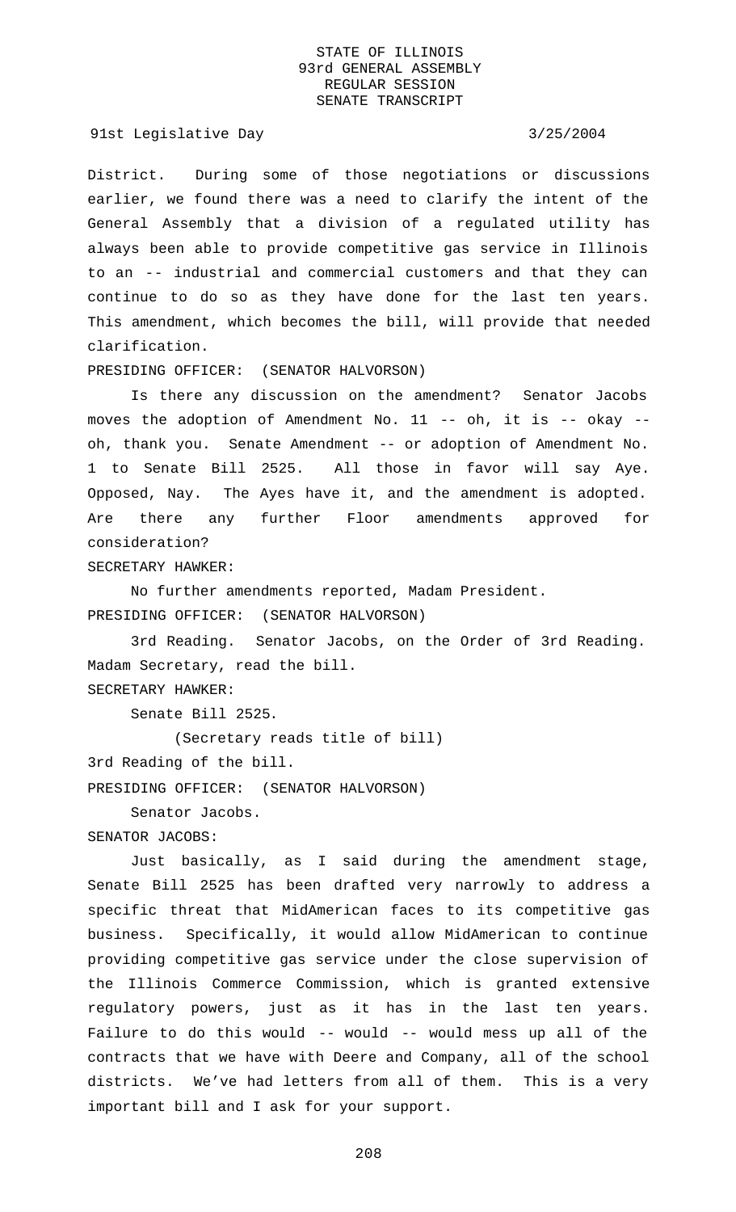District. During some of those negotiations or discussions earlier, we found there was a need to clarify the intent of the General Assembly that a division of a regulated utility has always been able to provide competitive gas service in Illinois to an -- industrial and commercial customers and that they can continue to do so as they have done for the last ten years. This amendment, which becomes the bill, will provide that needed clarification.

PRESIDING OFFICER: (SENATOR HALVORSON)

Is there any discussion on the amendment? Senator Jacobs moves the adoption of Amendment No. 11 -- oh, it is -- okay -- oh, thank you. Senate Amendment -- or adoption of Amendment No. 1 to Senate Bill 2525. All those in favor will say Aye. Opposed, Nay. The Ayes have it, and the amendment is adopted. Are there any further Floor amendments approved for consideration?

SECRETARY HAWKER:

No further amendments reported, Madam President.

PRESIDING OFFICER: (SENATOR HALVORSON)

3rd Reading. Senator Jacobs, on the Order of 3rd Reading. Madam Secretary, read the bill.

SECRETARY HAWKER:

Senate Bill 2525.

(Secretary reads title of bill)

3rd Reading of the bill.

PRESIDING OFFICER: (SENATOR HALVORSON)

Senator Jacobs.

SENATOR JACOBS:

Just basically, as I said during the amendment stage, Senate Bill 2525 has been drafted very narrowly to address a specific threat that MidAmerican faces to its competitive gas business. Specifically, it would allow MidAmerican to continue providing competitive gas service under the close supervision of the Illinois Commerce Commission, which is granted extensive regulatory powers, just as it has in the last ten years. Failure to do this would -- would -- would mess up all of the contracts that we have with Deere and Company, all of the school districts. We've had letters from all of them. This is a very important bill and I ask for your support.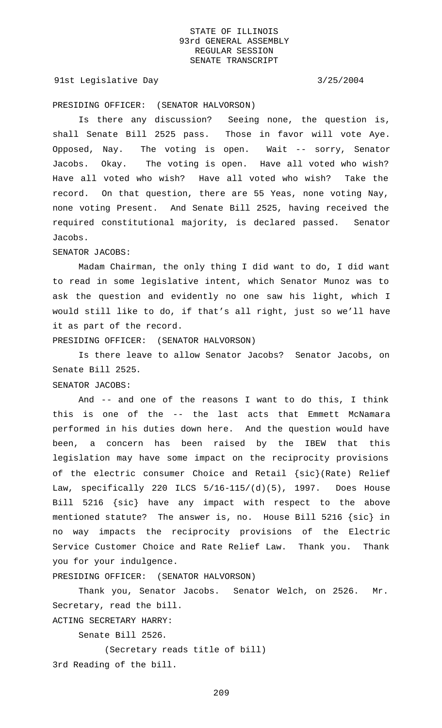PRESIDING OFFICER: (SENATOR HALVORSON)

Is there any discussion? Seeing none, the question is, shall Senate Bill 2525 pass. Those in favor will vote Aye. Opposed, Nay. The voting is open. Wait -- sorry, Senator Jacobs. Okay. The voting is open. Have all voted who wish? Have all voted who wish? Have all voted who wish? Take the record. On that question, there are 55 Yeas, none voting Nay, none voting Present. And Senate Bill 2525, having received the required constitutional majority, is declared passed. Senator Jacobs.

SENATOR JACOBS:

Madam Chairman, the only thing I did want to do, I did want to read in some legislative intent, which Senator Munoz was to ask the question and evidently no one saw his light, which I would still like to do, if that's all right, just so we'll have it as part of the record.

PRESIDING OFFICER: (SENATOR HALVORSON)

Is there leave to allow Senator Jacobs? Senator Jacobs, on Senate Bill 2525.

SENATOR JACOBS:

And -- and one of the reasons I want to do this, I think this is one of the -- the last acts that Emmett McNamara performed in his duties down here. And the question would have been, a concern has been raised by the IBEW that this legislation may have some impact on the reciprocity provisions of the electric consumer Choice and Retail {sic}(Rate) Relief Law, specifically 220 ILCS 5/16-115/(d)(5), 1997. Does House Bill 5216 {sic} have any impact with respect to the above mentioned statute? The answer is, no. House Bill 5216 {sic} in no way impacts the reciprocity provisions of the Electric Service Customer Choice and Rate Relief Law. Thank you. Thank you for your indulgence.

PRESIDING OFFICER: (SENATOR HALVORSON)

Thank you, Senator Jacobs. Senator Welch, on 2526. Mr. Secretary, read the bill.

ACTING SECRETARY HARRY:

Senate Bill 2526.

(Secretary reads title of bill)

3rd Reading of the bill.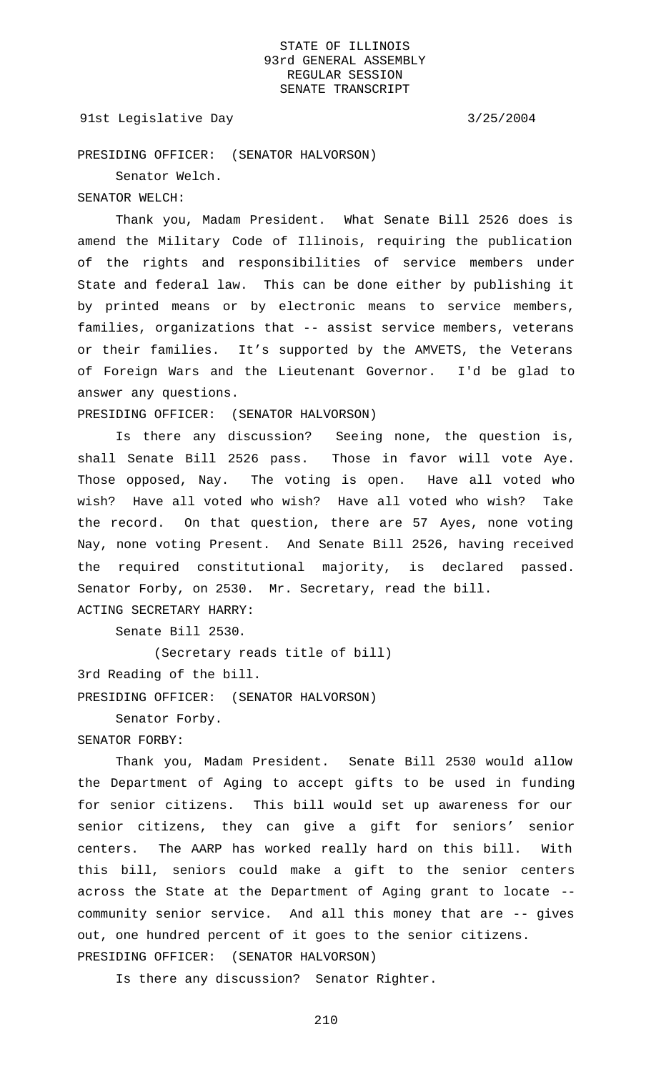PRESIDING OFFICER: (SENATOR HALVORSON)

Senator Welch.

SENATOR WELCH:

Thank you, Madam President. What Senate Bill 2526 does is amend the Military Code of Illinois, requiring the publication of the rights and responsibilities of service members under State and federal law. This can be done either by publishing it by printed means or by electronic means to service members, families, organizations that -- assist service members, veterans or their families. It's supported by the AMVETS, the Veterans of Foreign Wars and the Lieutenant Governor. I'd be glad to answer any questions.

PRESIDING OFFICER: (SENATOR HALVORSON)

Is there any discussion? Seeing none, the question is, shall Senate Bill 2526 pass. Those in favor will vote Aye. Those opposed, Nay. The voting is open. Have all voted who wish? Have all voted who wish? Have all voted who wish? Take the record. On that question, there are 57 Ayes, none voting Nay, none voting Present. And Senate Bill 2526, having received the required constitutional majority, is declared passed. Senator Forby, on 2530. Mr. Secretary, read the bill.

ACTING SECRETARY HARRY:

Senate Bill 2530.

(Secretary reads title of bill)

3rd Reading of the bill.

PRESIDING OFFICER: (SENATOR HALVORSON)

Senator Forby.

SENATOR FORBY:

Thank you, Madam President. Senate Bill 2530 would allow the Department of Aging to accept gifts to be used in funding for senior citizens. This bill would set up awareness for our senior citizens, they can give a gift for seniors' senior centers. The AARP has worked really hard on this bill. With this bill, seniors could make a gift to the senior centers across the State at the Department of Aging grant to locate -- community senior service. And all this money that are -- gives out, one hundred percent of it goes to the senior citizens.

PRESIDING OFFICER: (SENATOR HALVORSON)

Is there any discussion? Senator Righter.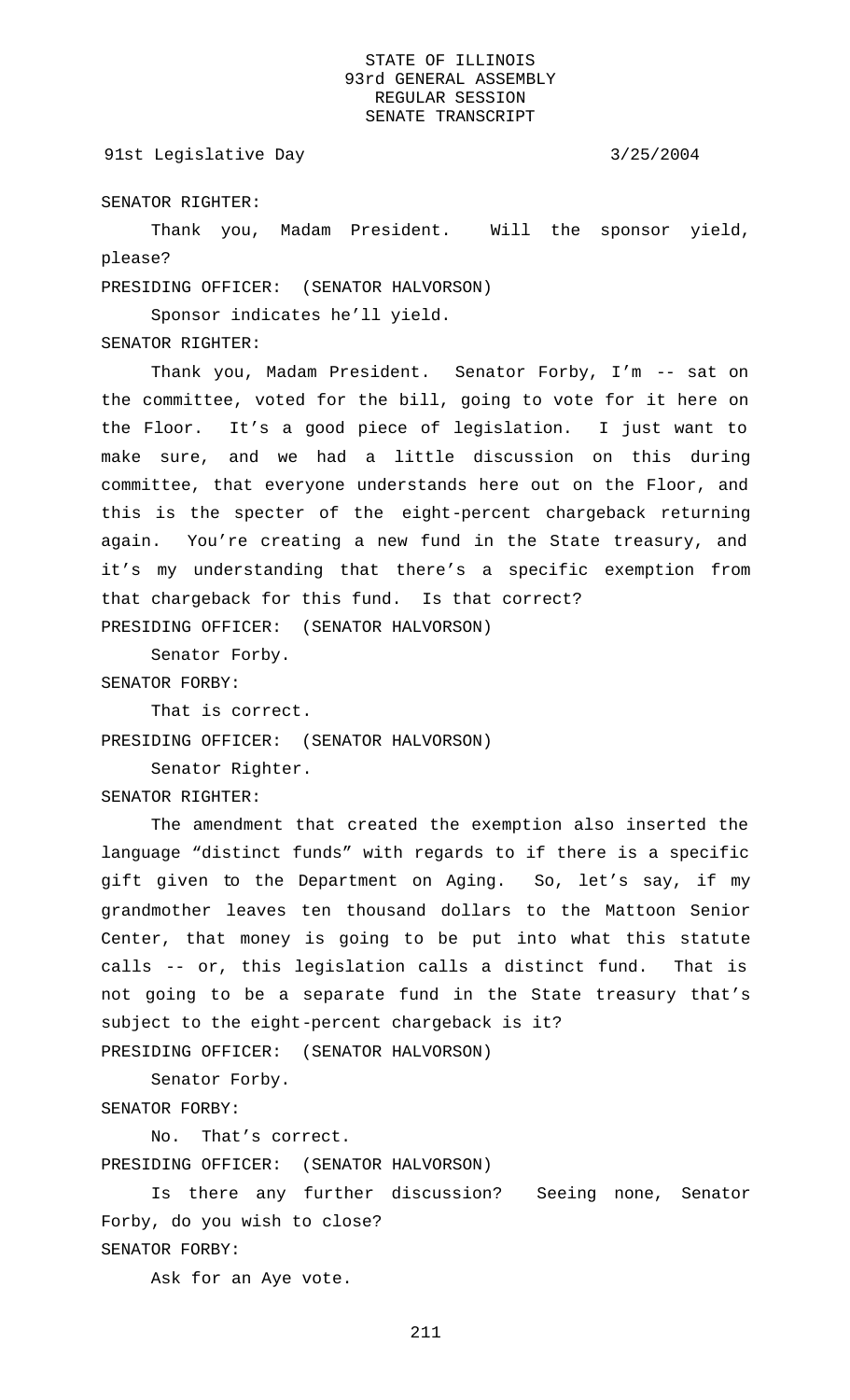SENATOR RIGHTER:

Thank you, Madam President. Will the sponsor yield, please?

PRESIDING OFFICER: (SENATOR HALVORSON)

Sponsor indicates he'll yield.

SENATOR RIGHTER:

Thank you, Madam President. Senator Forby, I'm -- sat on the committee, voted for the bill, going to vote for it here on the Floor. It's a good piece of legislation. I just want to make sure, and we had a little discussion on this during committee, that everyone understands here out on the Floor, and this is the specter of the eight-percent chargeback returning again. You're creating a new fund in the State treasury, and it's my understanding that there's a specific exemption from that chargeback for this fund. Is that correct?

PRESIDING OFFICER: (SENATOR HALVORSON)

Senator Forby.

SENATOR FORBY:

That is correct.

PRESIDING OFFICER: (SENATOR HALVORSON)

Senator Righter.

SENATOR RIGHTER:

The amendment that created the exemption also inserted the language "distinct funds" with regards to if there is a specific gift given to the Department on Aging. So, let's say, if my grandmother leaves ten thousand dollars to the Mattoon Senior Center, that money is going to be put into what this statute calls -- or, this legislation calls a distinct fund. That is not going to be a separate fund in the State treasury that's subject to the eight-percent chargeback is it?

PRESIDING OFFICER: (SENATOR HALVORSON)

Senator Forby.

SENATOR FORBY:

No. That's correct.

PRESIDING OFFICER: (SENATOR HALVORSON)

Is there any further discussion? Seeing none, Senator Forby, do you wish to close?

SENATOR FORBY:

Ask for an Aye vote.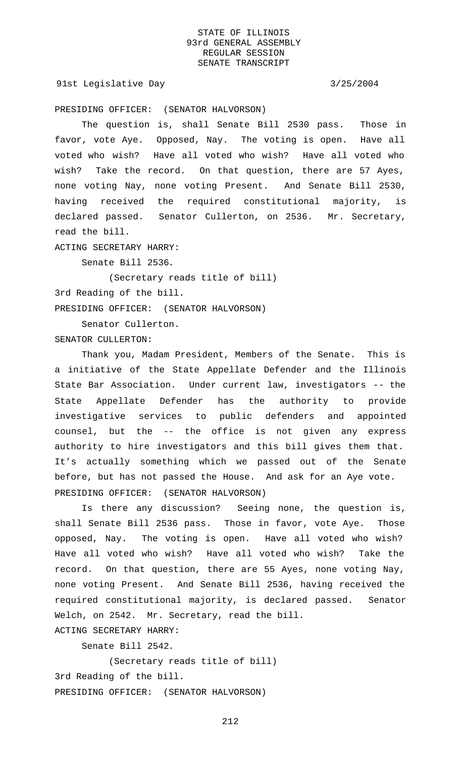PRESIDING OFFICER: (SENATOR HALVORSON)

The question is, shall Senate Bill 2530 pass. Those in favor, vote Aye. Opposed, Nay. The voting is open. Have all voted who wish? Have all voted who wish? Have all voted who wish? Take the record. On that question, there are 57 Ayes, none voting Nay, none voting Present. And Senate Bill 2530, having received the required constitutional majority, is declared passed. Senator Cullerton, on 2536. Mr. Secretary, read the bill.

ACTING SECRETARY HARRY:

Senate Bill 2536.

(Secretary reads title of bill)

3rd Reading of the bill.

PRESIDING OFFICER: (SENATOR HALVORSON)

Senator Cullerton.

SENATOR CULLERTON:

Thank you, Madam President, Members of the Senate. This is a initiative of the State Appellate Defender and the Illinois State Bar Association. Under current law, investigators -- the State Appellate Defender has the authority to provide investigative services to public defenders and appointed counsel, but the -- the office is not given any express authority to hire investigators and this bill gives them that. It's actually something which we passed out of the Senate before, but has not passed the House. And ask for an Aye vote.

PRESIDING OFFICER: (SENATOR HALVORSON)

Is there any discussion? Seeing none, the question is, shall Senate Bill 2536 pass. Those in favor, vote Aye. Those opposed, Nay. The voting is open. Have all voted who wish? Have all voted who wish? Have all voted who wish? Take the record. On that question, there are 55 Ayes, none voting Nay, none voting Present. And Senate Bill 2536, having received the required constitutional majority, is declared passed. Senator Welch, on 2542. Mr. Secretary, read the bill.

ACTING SECRETARY HARRY:

Senate Bill 2542.

(Secretary reads title of bill)

3rd Reading of the bill.

PRESIDING OFFICER: (SENATOR HALVORSON)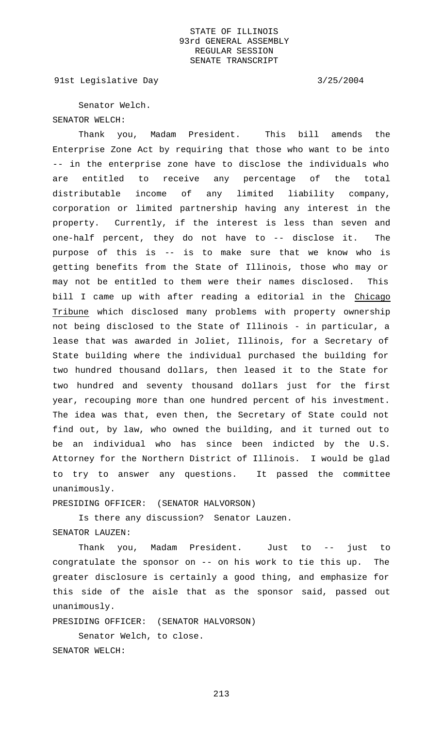Senator Welch.

SENATOR WELCH:

Thank you, Madam President. This bill amends the Enterprise Zone Act by requiring that those who want to be into -- in the enterprise zone have to disclose the individuals who are entitled to receive any percentage of the total distributable income of any limited liability company, corporation or limited partnership having any interest in the property. Currently, if the interest is less than seven and one-half percent, they do not have to -- disclose it. The purpose of this is -- is to make sure that we know who is getting benefits from the State of Illinois, those who may or may not be entitled to them were their names disclosed. This bill I came up with after reading a editorial in the Chicago Tribune which disclosed many problems with property ownership not being disclosed to the State of Illinois - in particular, a lease that was awarded in Joliet, Illinois, for a Secretary of State building where the individual purchased the building for two hundred thousand dollars, then leased it to the State for two hundred and seventy thousand dollars just for the first year, recouping more than one hundred percent of his investment. The idea was that, even then, the Secretary of State could not find out, by law, who owned the building, and it turned out to be an individual who has since been indicted by the U.S. Attorney for the Northern District of Illinois. I would be glad to try to answer any questions. It passed the committee unanimously.

PRESIDING OFFICER: (SENATOR HALVORSON)

Is there any discussion? Senator Lauzen.

SENATOR LAUZEN:

Thank you, Madam President. Just to -- just to congratulate the sponsor on -- on his work to tie this up. The greater disclosure is certainly a good thing, and emphasize for this side of the aisle that as the sponsor said, passed out unanimously.

PRESIDING OFFICER: (SENATOR HALVORSON)

Senator Welch, to close.

SENATOR WELCH: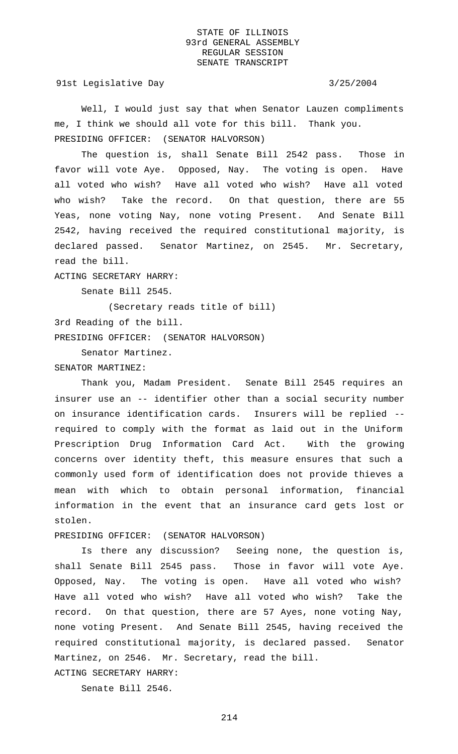Well, I would just say that when Senator Lauzen compliments me, I think we should all vote for this bill. Thank you.

PRESIDING OFFICER: (SENATOR HALVORSON)

The question is, shall Senate Bill 2542 pass. Those in favor will vote Aye. Opposed, Nay. The voting is open. Have all voted who wish? Have all voted who wish? Have all voted who wish? Take the record. On that question, there are 55 Yeas, none voting Nay, none voting Present. And Senate Bill 2542, having received the required constitutional majority, is declared passed. Senator Martinez, on 2545. Mr. Secretary, read the bill.

ACTING SECRETARY HARRY:

Senate Bill 2545.

(Secretary reads title of bill)

3rd Reading of the bill.

PRESIDING OFFICER: (SENATOR HALVORSON)

Senator Martinez.

SENATOR MARTINEZ:

Thank you, Madam President. Senate Bill 2545 requires an insurer use an -- identifier other than a social security number on insurance identification cards. Insurers will be replied -- required to comply with the format as laid out in the Uniform Prescription Drug Information Card Act. With the growing concerns over identity theft, this measure ensures that such a commonly used form of identification does not provide thieves a mean with which to obtain personal information, financial information in the event that an insurance card gets lost or stolen.

PRESIDING OFFICER: (SENATOR HALVORSON)

Is there any discussion? Seeing none, the question is, shall Senate Bill 2545 pass. Those in favor will vote Aye. Opposed, Nay. The voting is open. Have all voted who wish? Have all voted who wish? Have all voted who wish? Take the record. On that question, there are 57 Ayes, none voting Nay, none voting Present. And Senate Bill 2545, having received the required constitutional majority, is declared passed. Senator Martinez, on 2546. Mr. Secretary, read the bill.

ACTING SECRETARY HARRY:

Senate Bill 2546.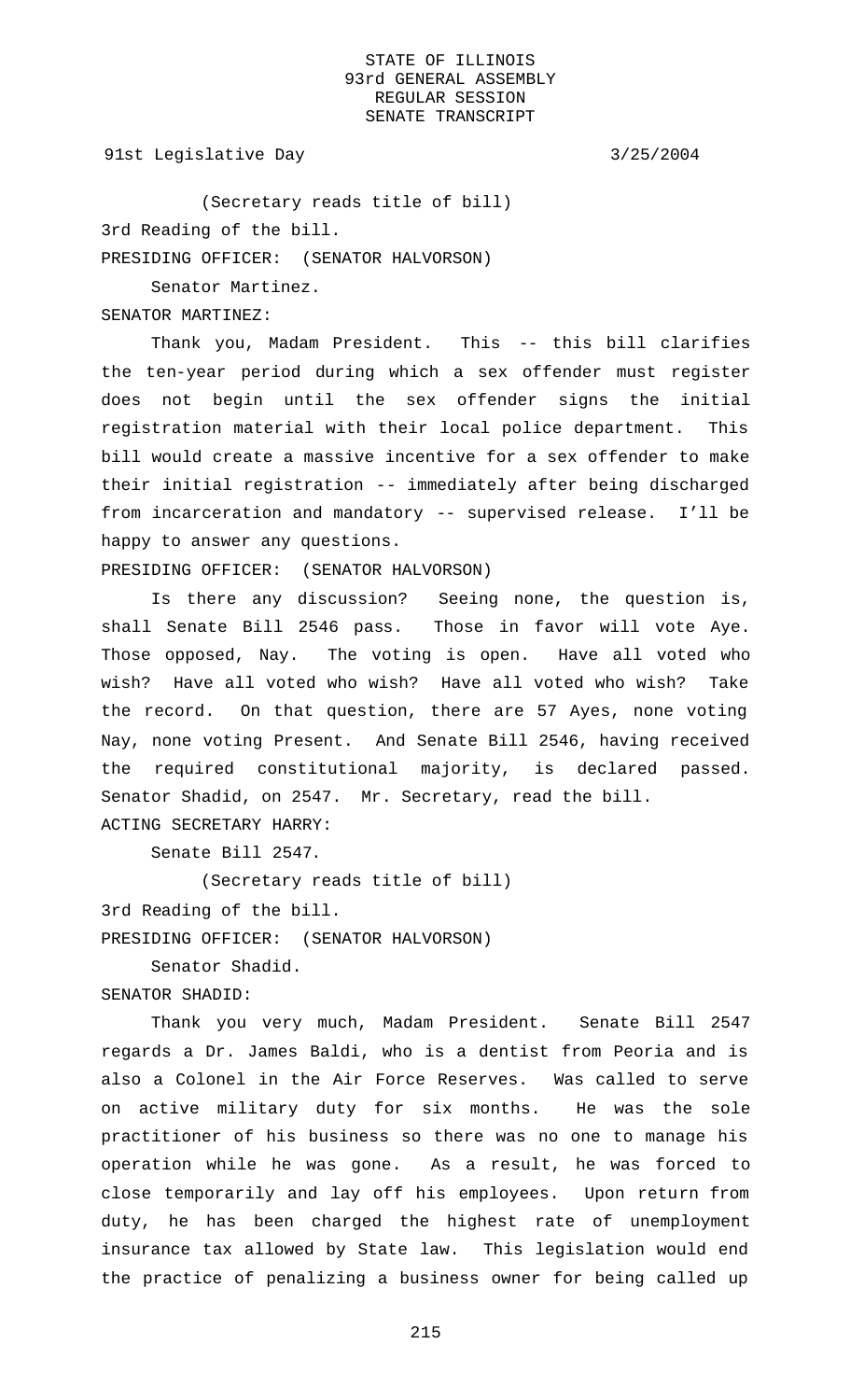(Secretary reads title of bill)

3rd Reading of the bill.

PRESIDING OFFICER: (SENATOR HALVORSON)

Senator Martinez.

SENATOR MARTINEZ:

Thank you, Madam President. This -- this bill clarifies the ten-year period during which a sex offender must register does not begin until the sex offender signs the initial registration material with their local police department. This bill would create a massive incentive for a sex offender to make their initial registration -- immediately after being discharged from incarceration and mandatory -- supervised release. I'll be happy to answer any questions.

PRESIDING OFFICER: (SENATOR HALVORSON)

Is there any discussion? Seeing none, the question is, shall Senate Bill 2546 pass. Those in favor will vote Aye. Those opposed, Nay. The voting is open. Have all voted who wish? Have all voted who wish? Have all voted who wish? Take the record. On that question, there are 57 Ayes, none voting Nay, none voting Present. And Senate Bill 2546, having received the required constitutional majority, is declared passed. Senator Shadid, on 2547. Mr. Secretary, read the bill.

ACTING SECRETARY HARRY:

Senate Bill 2547.

(Secretary reads title of bill)

3rd Reading of the bill.

PRESIDING OFFICER: (SENATOR HALVORSON)

Senator Shadid.

SENATOR SHADID:

Thank you very much, Madam President. Senate Bill 2547 regards a Dr. James Baldi, who is a dentist from Peoria and is also a Colonel in the Air Force Reserves. Was called to serve on active military duty for six months. He was the sole practitioner of his business so there was no one to manage his operation while he was gone. As a result, he was forced to close temporarily and lay off his employees. Upon return from duty, he has been charged the highest rate of unemployment insurance tax allowed by State law. This legislation would end the practice of penalizing a business owner for being called up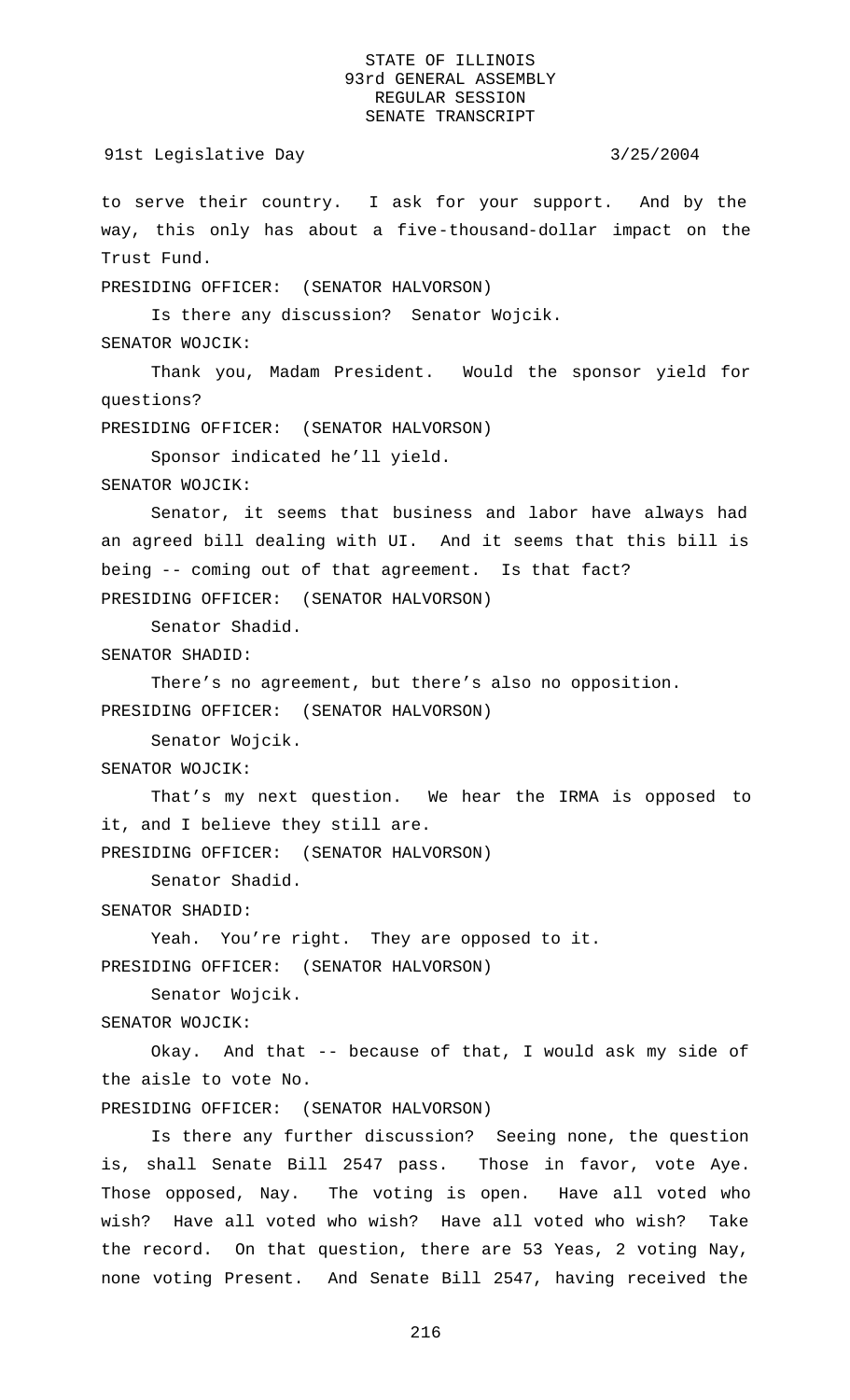to serve their country. I ask for your support. And by the way, this only has about a five-thousand-dollar impact on the Trust Fund.

PRESIDING OFFICER: (SENATOR HALVORSON)

Is there any discussion? Senator Wojcik.

SENATOR WOJCIK:

Thank you, Madam President. Would the sponsor yield for questions?

PRESIDING OFFICER: (SENATOR HALVORSON)

Sponsor indicated he'll yield.

SENATOR WOJCIK:

Senator, it seems that business and labor have always had an agreed bill dealing with UI. And it seems that this bill is being -- coming out of that agreement. Is that fact?

PRESIDING OFFICER: (SENATOR HALVORSON)

Senator Shadid.

SENATOR SHADID:

There's no agreement, but there's also no opposition.

PRESIDING OFFICER: (SENATOR HALVORSON)

Senator Wojcik.

SENATOR WOJCIK:

That's my next question. We hear the IRMA is opposed to it, and I believe they still are.

PRESIDING OFFICER: (SENATOR HALVORSON)

Senator Shadid.

SENATOR SHADID:

Yeah. You're right. They are opposed to it.

PRESIDING OFFICER: (SENATOR HALVORSON)

Senator Wojcik.

SENATOR WOJCIK:

Okay. And that -- because of that, I would ask my side of the aisle to vote No.

PRESIDING OFFICER: (SENATOR HALVORSON)

Is there any further discussion? Seeing none, the question is, shall Senate Bill 2547 pass. Those in favor, vote Aye. Those opposed, Nay. The voting is open. Have all voted who wish? Have all voted who wish? Have all voted who wish? Take the record. On that question, there are 53 Yeas, 2 voting Nay, none voting Present. And Senate Bill 2547, having received the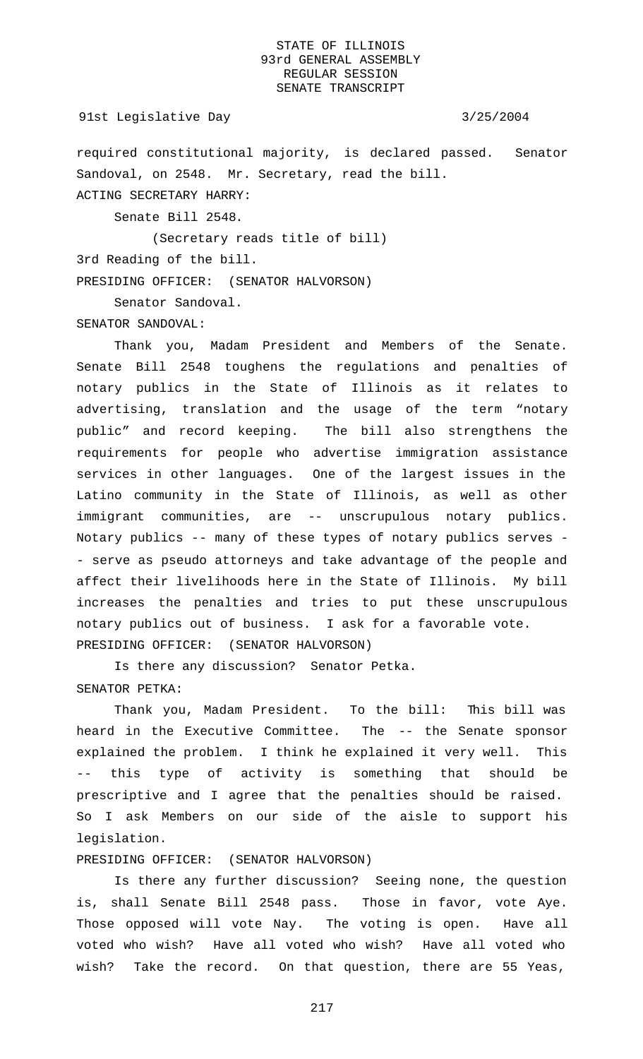required constitutional majority, is declared passed. Senator Sandoval, on 2548. Mr. Secretary, read the bill.

ACTING SECRETARY HARRY:

Senate Bill 2548.

(Secretary reads title of bill)

3rd Reading of the bill.

PRESIDING OFFICER: (SENATOR HALVORSON)

Senator Sandoval.

SENATOR SANDOVAL:

Thank you, Madam President and Members of the Senate. Senate Bill 2548 toughens the regulations and penalties of notary publics in the State of Illinois as it relates to advertising, translation and the usage of the term "notary public" and record keeping. The bill also strengthens the requirements for people who advertise immigration assistance services in other languages. One of the largest issues in the Latino community in the State of Illinois, as well as other immigrant communities, are -- unscrupulous notary publics. Notary publics -- many of these types of notary publics serves -- serve as pseudo attorneys and take advantage of the people and affect their livelihoods here in the State of Illinois. My bill increases the penalties and tries to put these unscrupulous notary publics out of business. I ask for a favorable vote.

PRESIDING OFFICER: (SENATOR HALVORSON)

Is there any discussion? Senator Petka.

SENATOR PETKA:

Thank you, Madam President. To the bill: This bill was heard in the Executive Committee. The -- the Senate sponsor explained the problem. I think he explained it very well. This -- this type of activity is something that should be prescriptive and I agree that the penalties should be raised. So I ask Members on our side of the aisle to support his legislation.

PRESIDING OFFICER: (SENATOR HALVORSON)

Is there any further discussion? Seeing none, the question is, shall Senate Bill 2548 pass. Those in favor, vote Aye. Those opposed will vote Nay. The voting is open. Have all voted who wish? Have all voted who wish? Have all voted who wish? Take the record. On that question, there are 55 Yeas,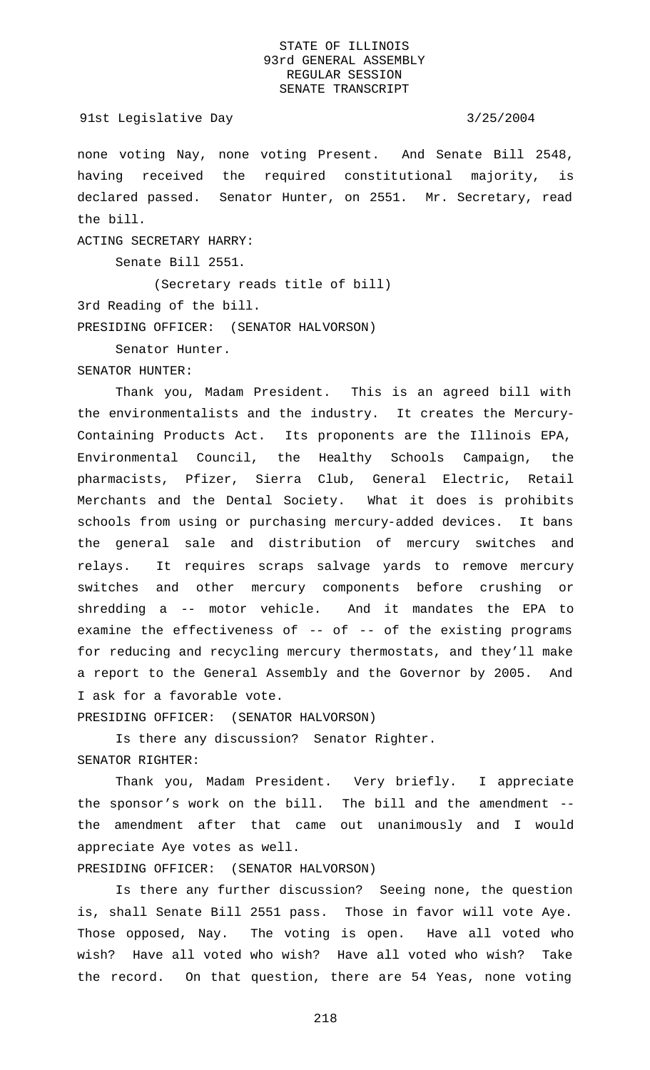none voting Nay, none voting Present. And Senate Bill 2548, having received the required constitutional majority, is declared passed. Senator Hunter, on 2551. Mr. Secretary, read the bill.

ACTING SECRETARY HARRY:

Senate Bill 2551.

(Secretary reads title of bill)

3rd Reading of the bill.

PRESIDING OFFICER: (SENATOR HALVORSON)

Senator Hunter.

SENATOR HUNTER:

Thank you, Madam President. This is an agreed bill with the environmentalists and the industry. It creates the Mercury-Containing Products Act. Its proponents are the Illinois EPA, Environmental Council, the Healthy Schools Campaign, the pharmacists, Pfizer, Sierra Club, General Electric, Retail Merchants and the Dental Society. What it does is prohibits schools from using or purchasing mercury-added devices. It bans the general sale and distribution of mercury switches and relays. It requires scraps salvage yards to remove mercury switches and other mercury components before crushing or shredding a -- motor vehicle. And it mandates the EPA to examine the effectiveness of -- of -- of the existing programs for reducing and recycling mercury thermostats, and they'll make a report to the General Assembly and the Governor by 2005. And I ask for a favorable vote.

PRESIDING OFFICER: (SENATOR HALVORSON)

Is there any discussion? Senator Righter.

SENATOR RIGHTER:

Thank you, Madam President. Very briefly. I appreciate the sponsor's work on the bill. The bill and the amendment -- the amendment after that came out unanimously and I would appreciate Aye votes as well.

PRESIDING OFFICER: (SENATOR HALVORSON)

Is there any further discussion? Seeing none, the question is, shall Senate Bill 2551 pass. Those in favor will vote Aye. Those opposed, Nay. The voting is open. Have all voted who wish? Have all voted who wish? Have all voted who wish? Take the record. On that question, there are 54 Yeas, none voting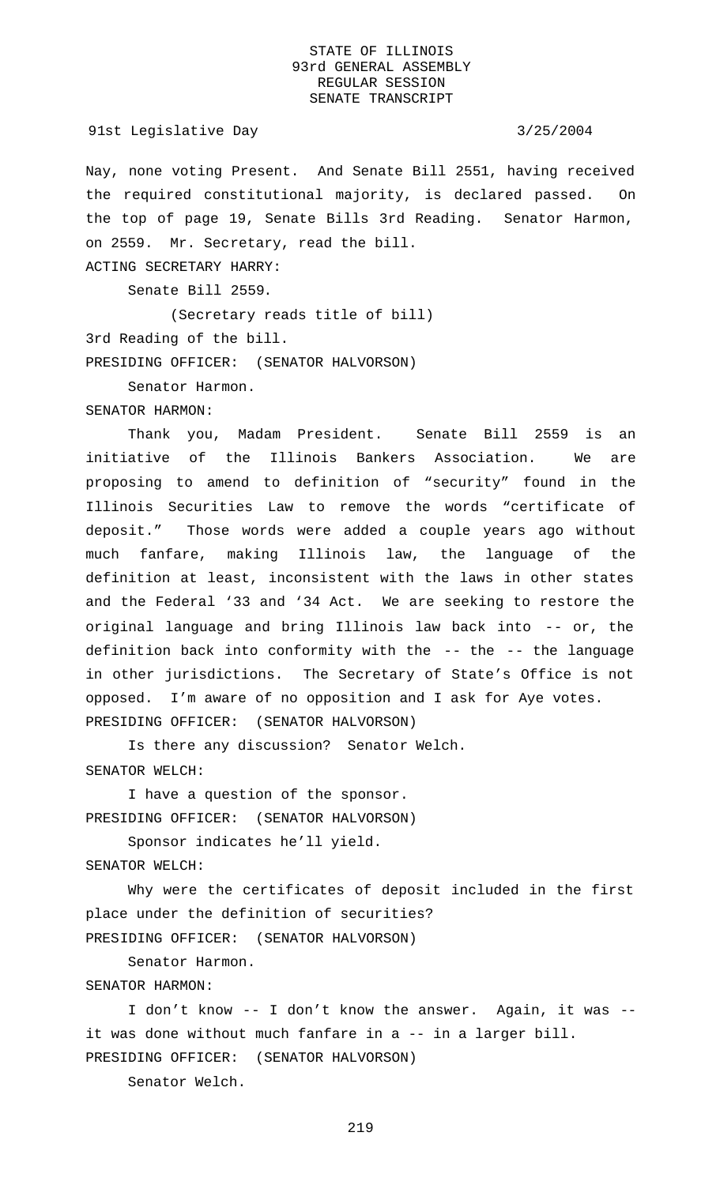Nay, none voting Present. And Senate Bill 2551, having received the required constitutional majority, is declared passed. On the top of page 19, Senate Bills 3rd Reading. Senator Harmon, on 2559. Mr. Secretary, read the bill.

ACTING SECRETARY HARRY:

Senate Bill 2559.

(Secretary reads title of bill)

3rd Reading of the bill.

PRESIDING OFFICER: (SENATOR HALVORSON)

Senator Harmon.

SENATOR HARMON:

Thank you, Madam President. Senate Bill 2559 is an initiative of the Illinois Bankers Association. We are proposing to amend to definition of "security" found in the Illinois Securities Law to remove the words "certificate of deposit." Those words were added a couple years ago without much fanfare, making Illinois law, the language of the definition at least, inconsistent with the laws in other states and the Federal '33 and '34 Act. We are seeking to restore the original language and bring Illinois law back into -- or, the definition back into conformity with the -- the -- the language in other jurisdictions. The Secretary of State's Office is not opposed. I'm aware of no opposition and I ask for Aye votes.

PRESIDING OFFICER: (SENATOR HALVORSON)

Is there any discussion? Senator Welch.

SENATOR WELCH:

I have a question of the sponsor.

PRESIDING OFFICER: (SENATOR HALVORSON)

Sponsor indicates he'll yield.

SENATOR WELCH:

Why were the certificates of deposit included in the first place under the definition of securities?

PRESIDING OFFICER: (SENATOR HALVORSON)

Senator Harmon.

SENATOR HARMON:

I don't know -- I don't know the answer. Again, it was -- it was done without much fanfare in a -- in a larger bill.

PRESIDING OFFICER: (SENATOR HALVORSON)

Senator Welch.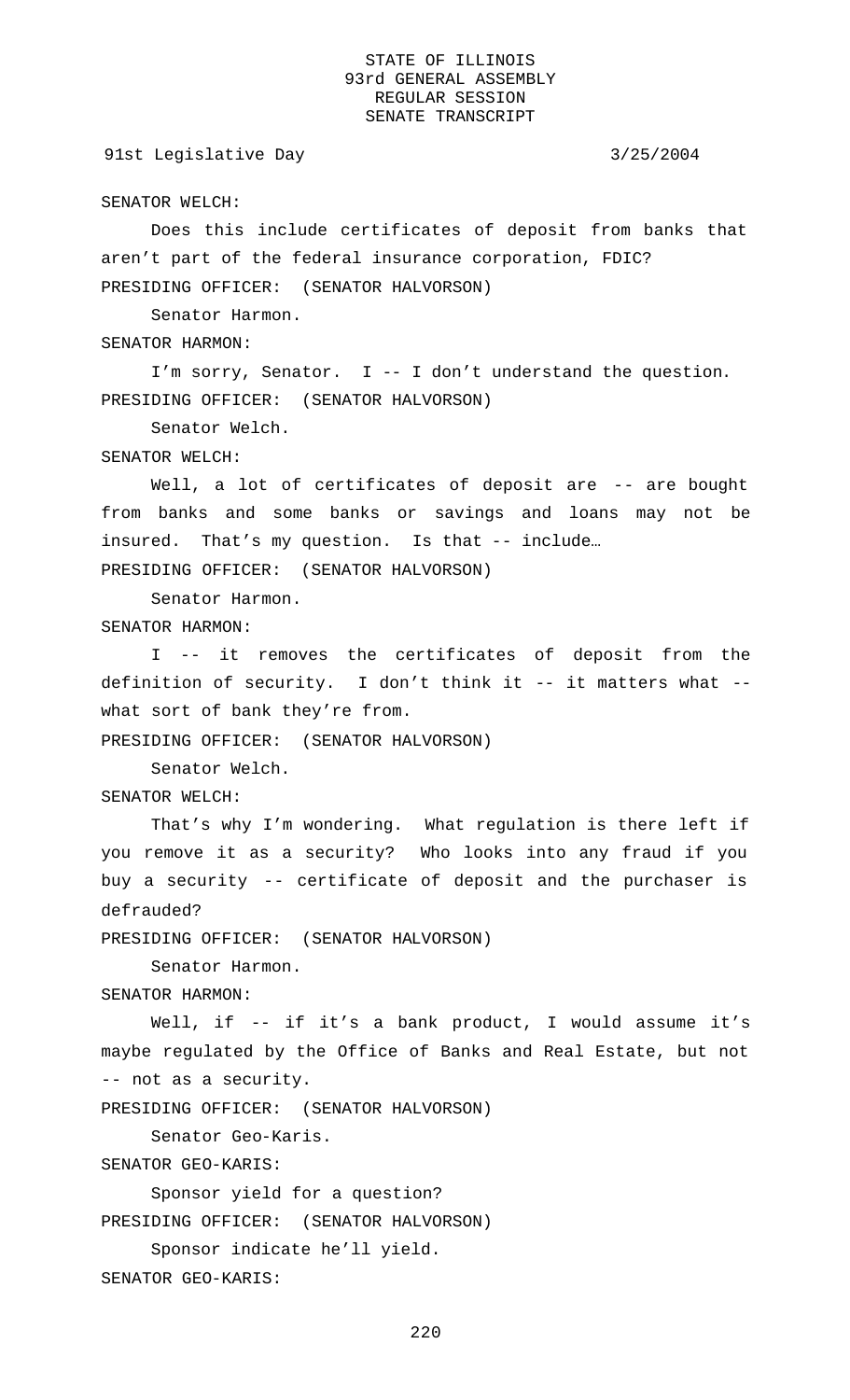SENATOR WELCH:

Does this include certificates of deposit from banks that aren't part of the federal insurance corporation, FDIC?

PRESIDING OFFICER: (SENATOR HALVORSON)

Senator Harmon.

SENATOR HARMON:

I'm sorry, Senator. I -- I don't understand the question.

PRESIDING OFFICER: (SENATOR HALVORSON)

Senator Welch.

SENATOR WELCH:

Well, a lot of certificates of deposit are -- are bought from banks and some banks or savings and loans may not be insured. That's my question. Is that -- include…

PRESIDING OFFICER: (SENATOR HALVORSON)

Senator Harmon.

SENATOR HARMON:

I -- it removes the certificates of deposit from the definition of security. I don't think it -- it matters what -- what sort of bank they're from.

PRESIDING OFFICER: (SENATOR HALVORSON)

Senator Welch.

SENATOR WELCH:

That's why I'm wondering. What regulation is there left if you remove it as a security? Who looks into any fraud if you buy a security -- certificate of deposit and the purchaser is defrauded?

PRESIDING OFFICER: (SENATOR HALVORSON)

Senator Harmon.

SENATOR HARMON:

Well, if -- if it's a bank product, I would assume it's maybe regulated by the Office of Banks and Real Estate, but not -- not as a security.

PRESIDING OFFICER: (SENATOR HALVORSON)

Senator Geo-Karis.

SENATOR GEO-KARIS:

Sponsor yield for a question?

PRESIDING OFFICER: (SENATOR HALVORSON)

Sponsor indicate he'll yield.

SENATOR GEO-KARIS: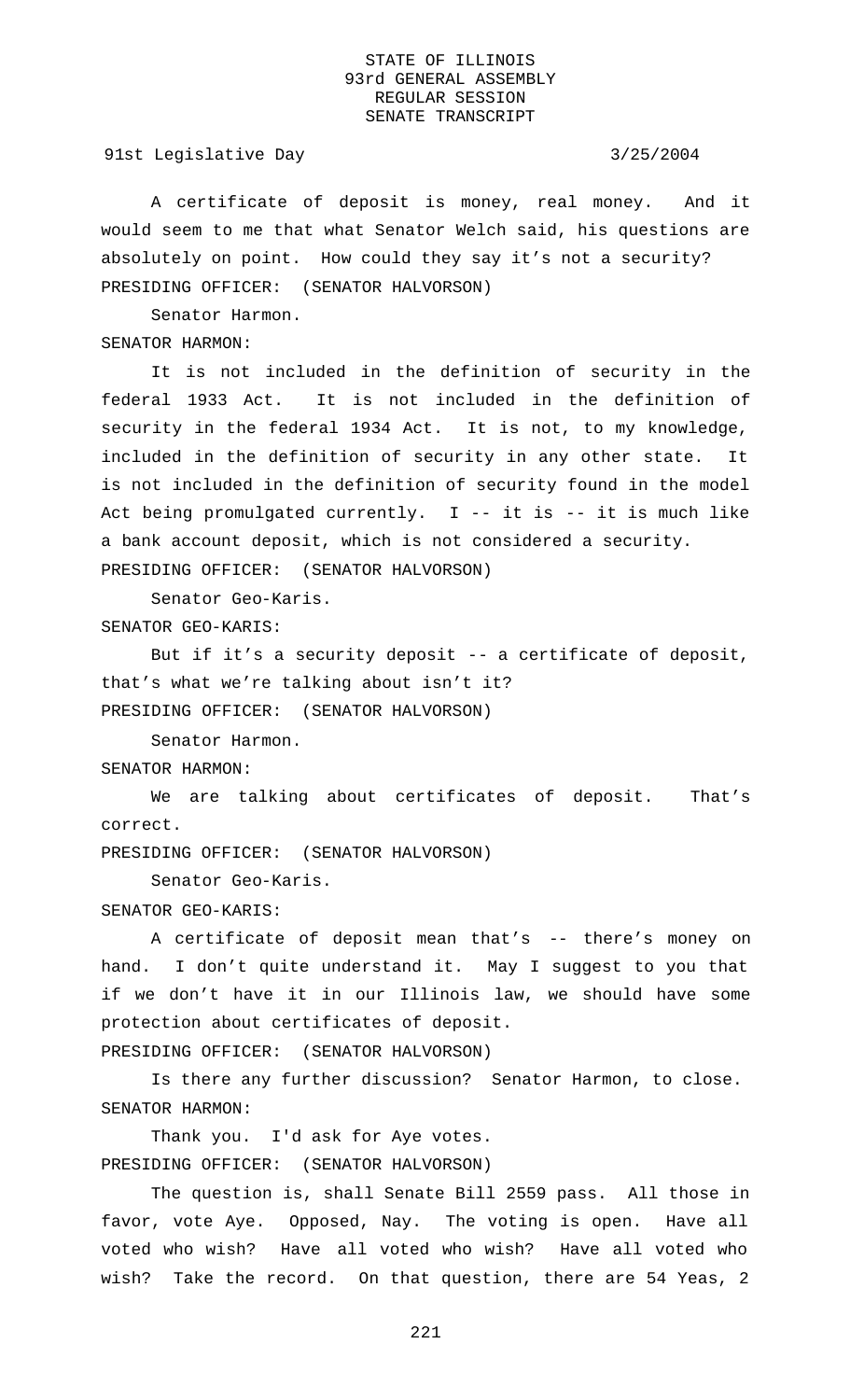A certificate of deposit is money, real money. And it would seem to me that what Senator Welch said, his questions are absolutely on point. How could they say it's not a security?

PRESIDING OFFICER: (SENATOR HALVORSON)

Senator Harmon.

SENATOR HARMON:

It is not included in the definition of security in the federal 1933 Act. It is not included in the definition of security in the federal 1934 Act. It is not, to my knowledge, included in the definition of security in any other state. It is not included in the definition of security found in the model Act being promulgated currently. I -- it is -- it is much like a bank account deposit, which is not considered a security.

PRESIDING OFFICER: (SENATOR HALVORSON)

Senator Geo-Karis.

SENATOR GEO-KARIS:

But if it's a security deposit -- a certificate of deposit, that's what we're talking about isn't it?

PRESIDING OFFICER: (SENATOR HALVORSON)

Senator Harmon.

SENATOR HARMON:

We are talking about certificates of deposit. That's correct.

PRESIDING OFFICER: (SENATOR HALVORSON)

Senator Geo-Karis.

SENATOR GEO-KARIS:

A certificate of deposit mean that's -- there's money on hand. I don't quite understand it. May I suggest to you that if we don't have it in our Illinois law, we should have some protection about certificates of deposit.

PRESIDING OFFICER: (SENATOR HALVORSON)

Is there any further discussion? Senator Harmon, to close.

SENATOR HARMON:

Thank you. I'd ask for Aye votes.

PRESIDING OFFICER: (SENATOR HALVORSON)

The question is, shall Senate Bill 2559 pass. All those in favor, vote Aye. Opposed, Nay. The voting is open. Have all voted who wish? Have all voted who wish? Have all voted who wish? Take the record. On that question, there are 54 Yeas, 2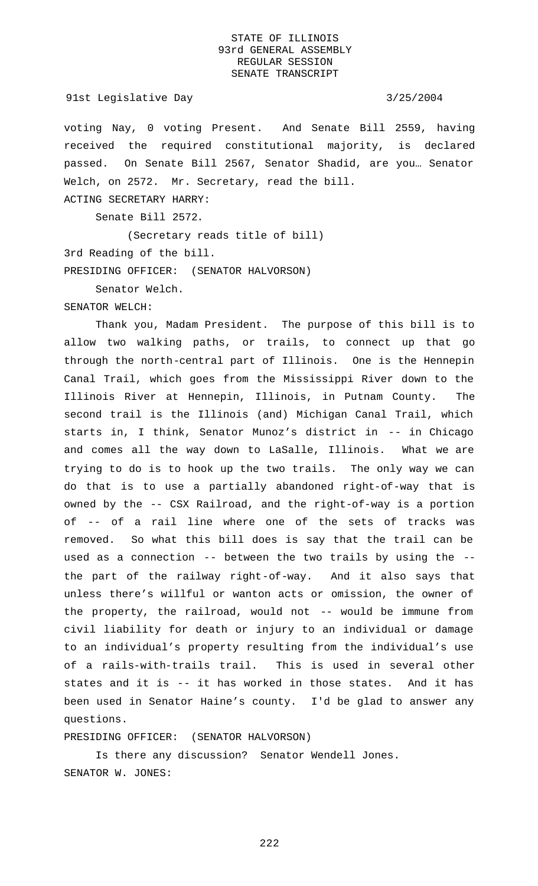voting Nay, 0 voting Present. And Senate Bill 2559, having received the required constitutional majority, is declared passed. On Senate Bill 2567, Senator Shadid, are you… Senator Welch, on 2572. Mr. Secretary, read the bill.

ACTING SECRETARY HARRY:

Senate Bill 2572.

(Secretary reads title of bill)

3rd Reading of the bill.

PRESIDING OFFICER: (SENATOR HALVORSON)

Senator Welch.

SENATOR WELCH:

Thank you, Madam President. The purpose of this bill is to allow two walking paths, or trails, to connect up that go through the north-central part of Illinois. One is the Hennepin Canal Trail, which goes from the Mississippi River down to the Illinois River at Hennepin, Illinois, in Putnam County. The second trail is the Illinois (and) Michigan Canal Trail, which starts in, I think, Senator Munoz's district in -- in Chicago and comes all the way down to LaSalle, Illinois. What we are trying to do is to hook up the two trails. The only way we can do that is to use a partially abandoned right-of-way that is owned by the -- CSX Railroad, and the right-of-way is a portion of -- of a rail line where one of the sets of tracks was removed. So what this bill does is say that the trail can be used as a connection -- between the two trails by using the -- the part of the railway right-of-way. And it also says that unless there's willful or wanton acts or omission, the owner of the property, the railroad, would not -- would be immune from civil liability for death or injury to an individual or damage to an individual's property resulting from the individual's use of a rails-with-trails trail. This is used in several other states and it is -- it has worked in those states. And it has been used in Senator Haine's county. I'd be glad to answer any questions.

PRESIDING OFFICER: (SENATOR HALVORSON)

Is there any discussion? Senator Wendell Jones.

SENATOR W. JONES: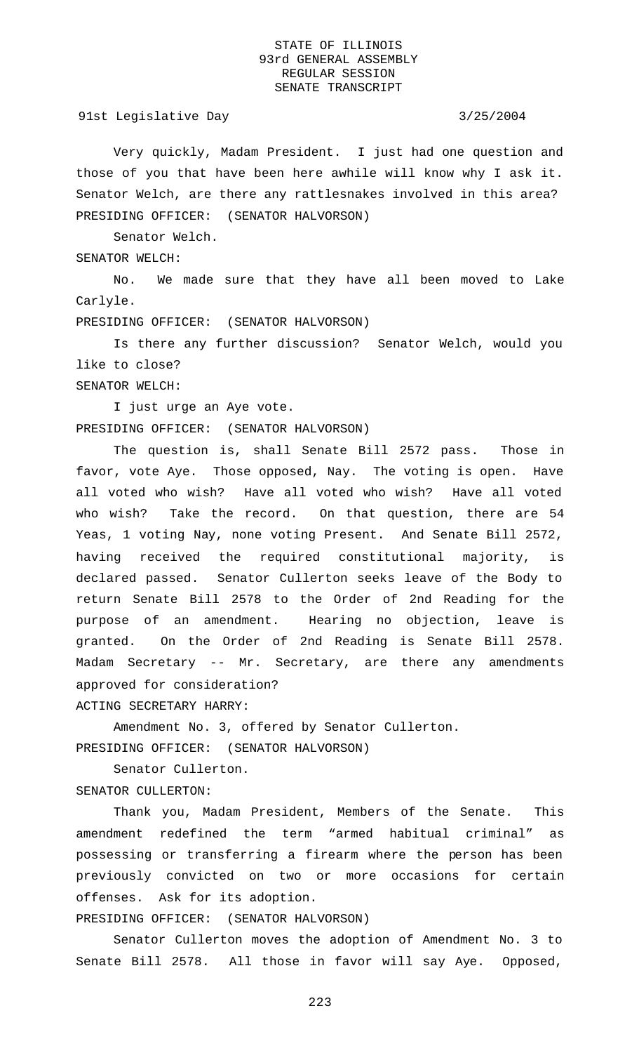Very quickly, Madam President. I just had one question and those of you that have been here awhile will know why I ask it. Senator Welch, are there any rattlesnakes involved in this area?

PRESIDING OFFICER: (SENATOR HALVORSON)

Senator Welch.

SENATOR WELCH:

No. We made sure that they have all been moved to Lake Carlyle.

PRESIDING OFFICER: (SENATOR HALVORSON)

Is there any further discussion? Senator Welch, would you like to close?

SENATOR WELCH:

I just urge an Aye vote.

PRESIDING OFFICER: (SENATOR HALVORSON)

The question is, shall Senate Bill 2572 pass. Those in favor, vote Aye. Those opposed, Nay. The voting is open. Have all voted who wish? Have all voted who wish? Have all voted who wish? Take the record. On that question, there are 54 Yeas, 1 voting Nay, none voting Present. And Senate Bill 2572, having received the required constitutional majority, is declared passed. Senator Cullerton seeks leave of the Body to return Senate Bill 2578 to the Order of 2nd Reading for the purpose of an amendment. Hearing no objection, leave is granted. On the Order of 2nd Reading is Senate Bill 2578. Madam Secretary -- Mr. Secretary, are there any amendments approved for consideration?

ACTING SECRETARY HARRY:

Amendment No. 3, offered by Senator Cullerton.

PRESIDING OFFICER: (SENATOR HALVORSON)

Senator Cullerton.

SENATOR CULLERTON:

Thank you, Madam President, Members of the Senate. This amendment redefined the term "armed habitual criminal" as possessing or transferring a firearm where the person has been previously convicted on two or more occasions for certain offenses. Ask for its adoption.

PRESIDING OFFICER: (SENATOR HALVORSON)

Senator Cullerton moves the adoption of Amendment No. 3 to Senate Bill 2578. All those in favor will say Aye. Opposed,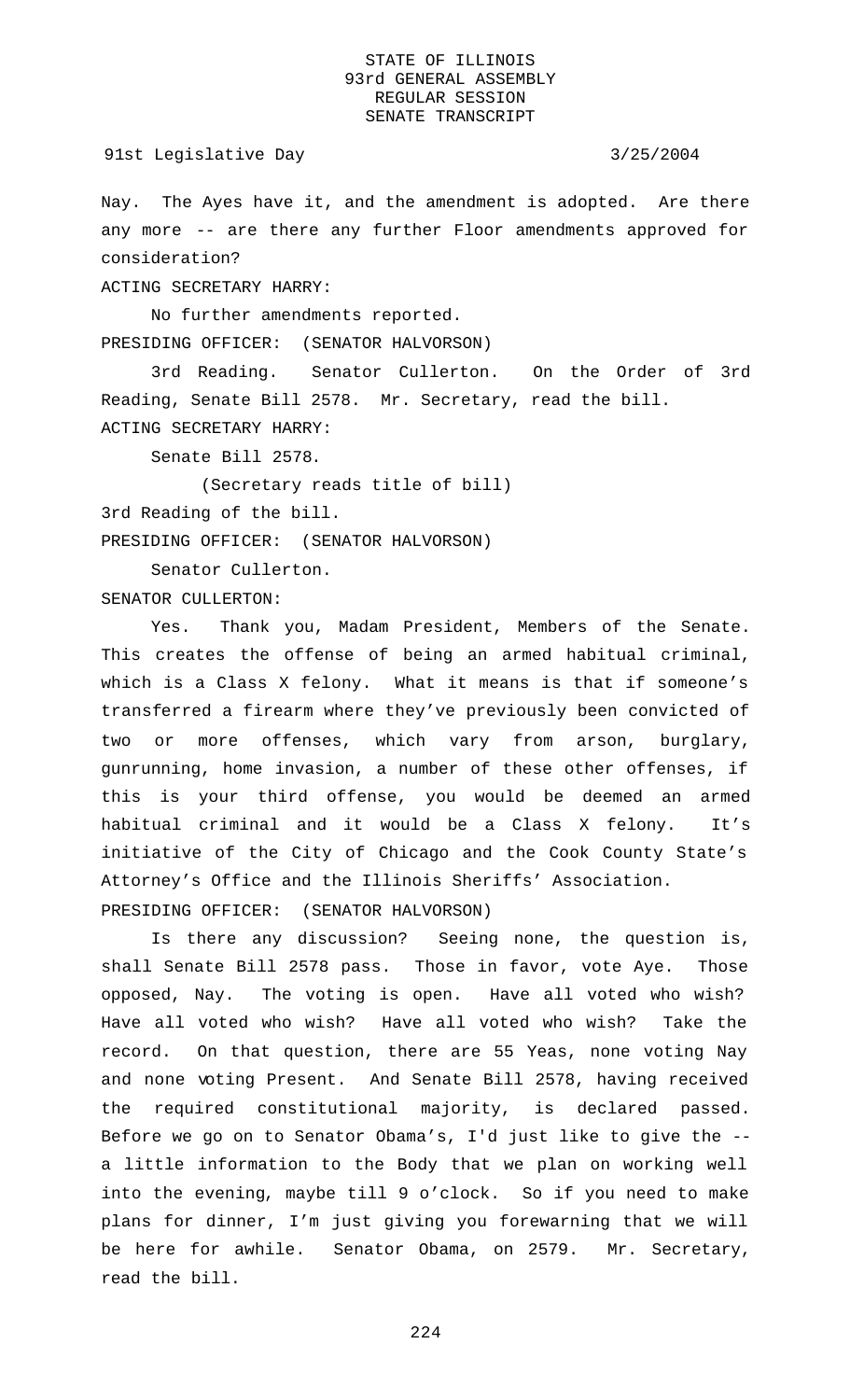Nay. The Ayes have it, and the amendment is adopted. Are there any more -- are there any further Floor amendments approved for consideration?

ACTING SECRETARY HARRY:

No further amendments reported.

PRESIDING OFFICER: (SENATOR HALVORSON)

3rd Reading. Senator Cullerton. On the Order of 3rd Reading, Senate Bill 2578. Mr. Secretary, read the bill.

ACTING SECRETARY HARRY:

Senate Bill 2578.

(Secretary reads title of bill)

3rd Reading of the bill.

PRESIDING OFFICER: (SENATOR HALVORSON)

Senator Cullerton.

SENATOR CULLERTON:

Yes. Thank you, Madam President, Members of the Senate. This creates the offense of being an armed habitual criminal, which is a Class X felony. What it means is that if someone's transferred a firearm where they've previously been convicted of two or more offenses, which vary from arson, burglary, gunrunning, home invasion, a number of these other offenses, if this is your third offense, you would be deemed an armed habitual criminal and it would be a Class X felony. It's initiative of the City of Chicago and the Cook County State's Attorney's Office and the Illinois Sheriffs' Association.

PRESIDING OFFICER: (SENATOR HALVORSON)

Is there any discussion? Seeing none, the question is, shall Senate Bill 2578 pass. Those in favor, vote Aye. Those opposed, Nay. The voting is open. Have all voted who wish? Have all voted who wish? Have all voted who wish? Take the record. On that question, there are 55 Yeas, none voting Nay and none voting Present. And Senate Bill 2578, having received the required constitutional majority, is declared passed. Before we go on to Senator Obama's, I'd just like to give the -- a little information to the Body that we plan on working well into the evening, maybe till 9 o'clock. So if you need to make plans for dinner, I'm just giving you forewarning that we will be here for awhile. Senator Obama, on 2579. Mr. Secretary, read the bill.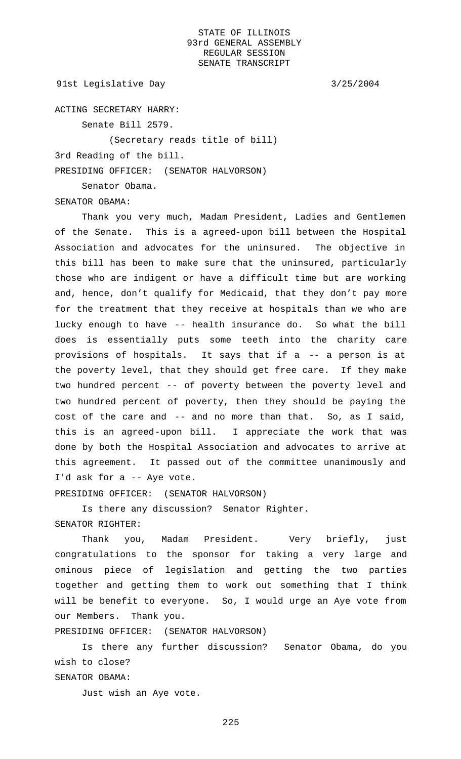ACTING SECRETARY HARRY:

Senate Bill 2579.

(Secretary reads title of bill)

3rd Reading of the bill.

PRESIDING OFFICER: (SENATOR HALVORSON)

Senator Obama.

SENATOR OBAMA:

Thank you very much, Madam President, Ladies and Gentlemen of the Senate. This is a agreed-upon bill between the Hospital Association and advocates for the uninsured. The objective in this bill has been to make sure that the uninsured, particularly those who are indigent or have a difficult time but are working and, hence, don't qualify for Medicaid, that they don't pay more for the treatment that they receive at hospitals than we who are lucky enough to have -- health insurance do. So what the bill does is essentially puts some teeth into the charity care provisions of hospitals. It says that if a -- a person is at the poverty level, that they should get free care. If they make two hundred percent -- of poverty between the poverty level and two hundred percent of poverty, then they should be paying the cost of the care and -- and no more than that. So, as I said, this is an agreed-upon bill. I appreciate the work that was done by both the Hospital Association and advocates to arrive at this agreement. It passed out of the committee unanimously and I'd ask for a -- Aye vote.

PRESIDING OFFICER: (SENATOR HALVORSON)

Is there any discussion? Senator Righter.

SENATOR RIGHTER:

Thank you, Madam President. Very briefly, just congratulations to the sponsor for taking a very large and ominous piece of legislation and getting the two parties together and getting them to work out something that I think will be benefit to everyone. So, I would urge an Aye vote from our Members. Thank you.

PRESIDING OFFICER: (SENATOR HALVORSON)

Is there any further discussion? Senator Obama, do you wish to close?

SENATOR OBAMA:

Just wish an Aye vote.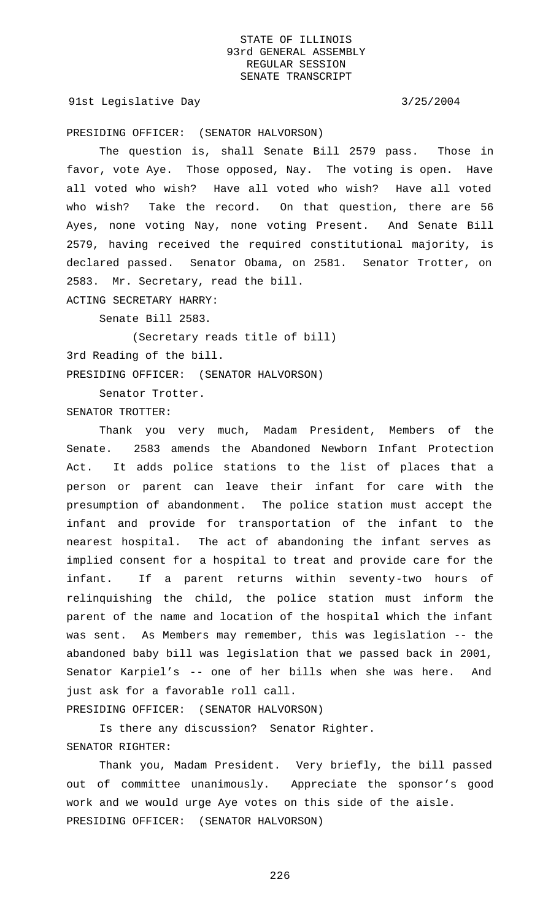PRESIDING OFFICER: (SENATOR HALVORSON)

The question is, shall Senate Bill 2579 pass. Those in favor, vote Aye. Those opposed, Nay. The voting is open. Have all voted who wish? Have all voted who wish? Have all voted who wish? Take the record. On that question, there are 56 Ayes, none voting Nay, none voting Present. And Senate Bill 2579, having received the required constitutional majority, is declared passed. Senator Obama, on 2581. Senator Trotter, on 2583. Mr. Secretary, read the bill.

ACTING SECRETARY HARRY:

Senate Bill 2583.

(Secretary reads title of bill)

3rd Reading of the bill.

PRESIDING OFFICER: (SENATOR HALVORSON)

Senator Trotter.

SENATOR TROTTER:

Thank you very much, Madam President, Members of the Senate. 2583 amends the Abandoned Newborn Infant Protection Act. It adds police stations to the list of places that a person or parent can leave their infant for care with the presumption of abandonment. The police station must accept the infant and provide for transportation of the infant to the nearest hospital. The act of abandoning the infant serves as implied consent for a hospital to treat and provide care for the infant. If a parent returns within seventy-two hours of relinquishing the child, the police station must inform the parent of the name and location of the hospital which the infant was sent. As Members may remember, this was legislation -- the abandoned baby bill was legislation that we passed back in 2001, Senator Karpiel's -- one of her bills when she was here. And just ask for a favorable roll call.

PRESIDING OFFICER: (SENATOR HALVORSON)

Is there any discussion? Senator Righter.

SENATOR RIGHTER:

Thank you, Madam President. Very briefly, the bill passed out of committee unanimously. Appreciate the sponsor's good work and we would urge Aye votes on this side of the aisle.

PRESIDING OFFICER: (SENATOR HALVORSON)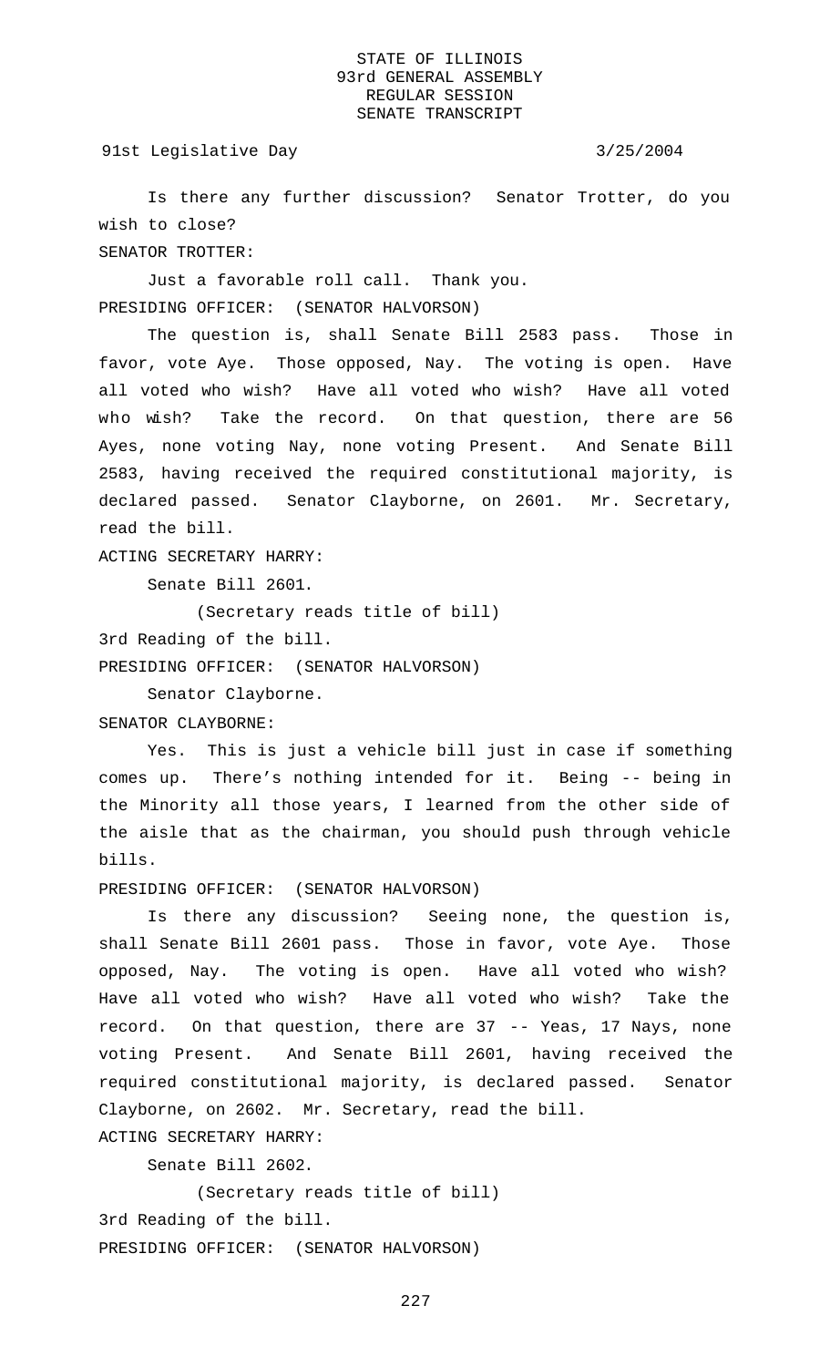Is there any further discussion? Senator Trotter, do you wish to close?

SENATOR TROTTER:

Just a favorable roll call. Thank you.

PRESIDING OFFICER: (SENATOR HALVORSON)

The question is, shall Senate Bill 2583 pass. Those in favor, vote Aye. Those opposed, Nay. The voting is open. Have all voted who wish? Have all voted who wish? Have all voted who wish? Take the record. On that question, there are 56 Ayes, none voting Nay, none voting Present. And Senate Bill 2583, having received the required constitutional majority, is declared passed. Senator Clayborne, on 2601. Mr. Secretary, read the bill.

ACTING SECRETARY HARRY:

Senate Bill 2601.

(Secretary reads title of bill)

3rd Reading of the bill.

PRESIDING OFFICER: (SENATOR HALVORSON)

Senator Clayborne.

SENATOR CLAYBORNE:

Yes. This is just a vehicle bill just in case if something comes up. There's nothing intended for it. Being -- being in the Minority all those years, I learned from the other side of the aisle that as the chairman, you should push through vehicle bills.

PRESIDING OFFICER: (SENATOR HALVORSON)

Is there any discussion? Seeing none, the question is, shall Senate Bill 2601 pass. Those in favor, vote Aye. Those opposed, Nay. The voting is open. Have all voted who wish? Have all voted who wish? Have all voted who wish? Take the record. On that question, there are 37 -- Yeas, 17 Nays, none voting Present. And Senate Bill 2601, having received the required constitutional majority, is declared passed. Senator Clayborne, on 2602. Mr. Secretary, read the bill.

ACTING SECRETARY HARRY:

Senate Bill 2602.

(Secretary reads title of bill)

3rd Reading of the bill.

PRESIDING OFFICER: (SENATOR HALVORSON)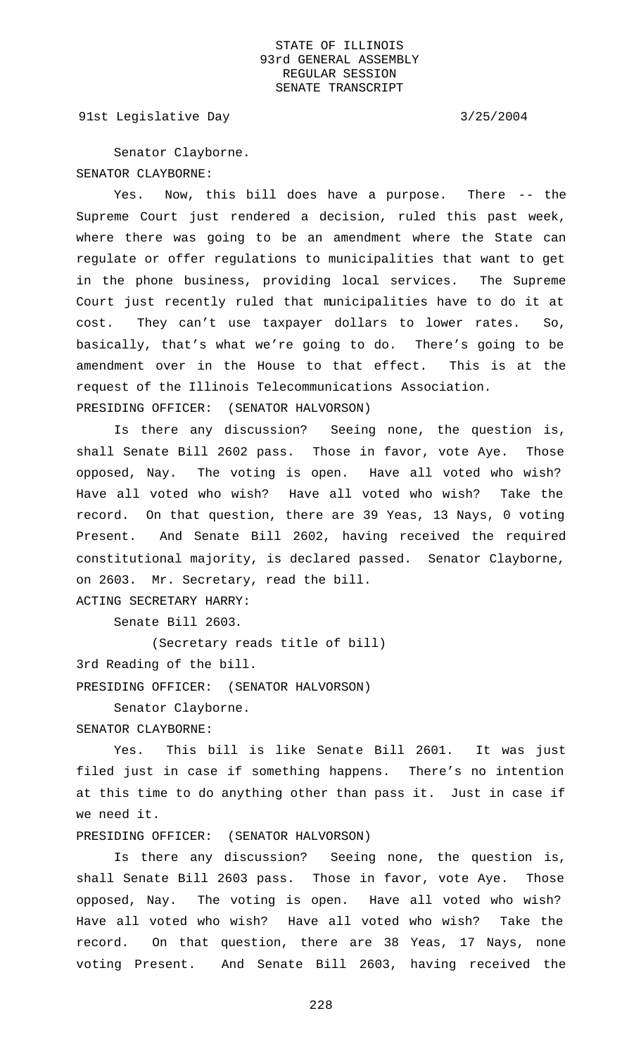Senator Clayborne.

SENATOR CLAYBORNE:

Yes. Now, this bill does have a purpose. There -- the Supreme Court just rendered a decision, ruled this past week, where there was going to be an amendment where the State can regulate or offer regulations to municipalities that want to get in the phone business, providing local services. The Supreme Court just recently ruled that municipalities have to do it at cost. They can't use taxpayer dollars to lower rates. So, basically, that's what we're going to do. There's going to be amendment over in the House to that effect. This is at the request of the Illinois Telecommunications Association.

PRESIDING OFFICER: (SENATOR HALVORSON)

Is there any discussion? Seeing none, the question is, shall Senate Bill 2602 pass. Those in favor, vote Aye. Those opposed, Nay. The voting is open. Have all voted who wish? Have all voted who wish? Have all voted who wish? Take the record. On that question, there are 39 Yeas, 13 Nays, 0 voting Present. And Senate Bill 2602, having received the required constitutional majority, is declared passed. Senator Clayborne, on 2603. Mr. Secretary, read the bill.

ACTING SECRETARY HARRY:

Senate Bill 2603.

(Secretary reads title of bill)

3rd Reading of the bill.

PRESIDING OFFICER: (SENATOR HALVORSON)

Senator Clayborne.

SENATOR CLAYBORNE:

Yes. This bill is like Senate Bill 2601. It was just filed just in case if something happens. There's no intention at this time to do anything other than pass it. Just in case if we need it.

PRESIDING OFFICER: (SENATOR HALVORSON)

Is there any discussion? Seeing none, the question is, shall Senate Bill 2603 pass. Those in favor, vote Aye. Those opposed, Nay. The voting is open. Have all voted who wish? Have all voted who wish? Have all voted who wish? Take the record. On that question, there are 38 Yeas, 17 Nays, none voting Present. And Senate Bill 2603, having received the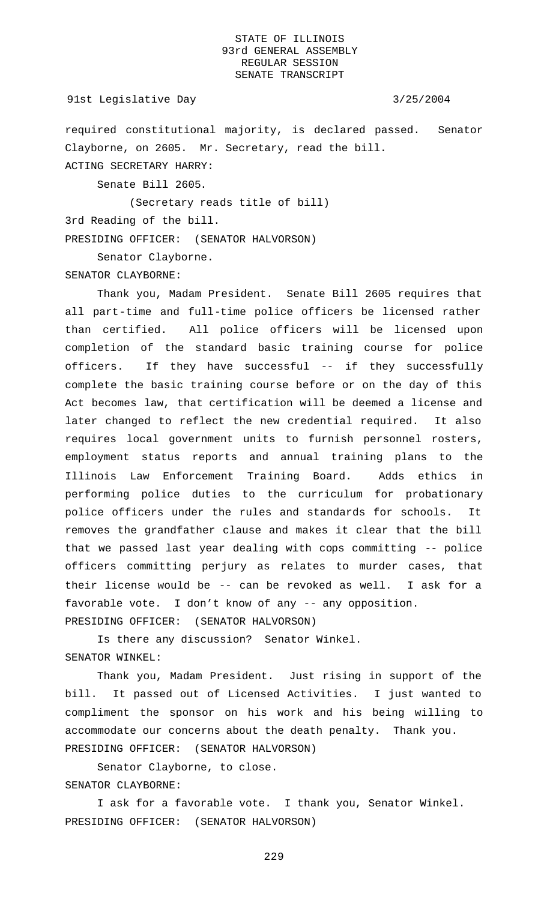required constitutional majority, is declared passed. Senator Clayborne, on 2605. Mr. Secretary, read the bill.

ACTING SECRETARY HARRY:

Senate Bill 2605.

(Secretary reads title of bill)

3rd Reading of the bill.

PRESIDING OFFICER: (SENATOR HALVORSON)

Senator Clayborne.

SENATOR CLAYBORNE:

Thank you, Madam President. Senate Bill 2605 requires that all part-time and full-time police officers be licensed rather than certified. All police officers will be licensed upon completion of the standard basic training course for police officers. If they have successful -- if they successfully complete the basic training course before or on the day of this Act becomes law, that certification will be deemed a license and later changed to reflect the new credential required. It also requires local government units to furnish personnel rosters, employment status reports and annual training plans to the Illinois Law Enforcement Training Board. Adds ethics in performing police duties to the curriculum for probationary police officers under the rules and standards for schools. It removes the grandfather clause and makes it clear that the bill that we passed last year dealing with cops committing -- police officers committing perjury as relates to murder cases, that their license would be -- can be revoked as well. I ask for a favorable vote. I don't know of any -- any opposition.

PRESIDING OFFICER: (SENATOR HALVORSON)

Is there any discussion? Senator Winkel.

SENATOR WINKEL:

Thank you, Madam President. Just rising in support of the bill. It passed out of Licensed Activities. I just wanted to compliment the sponsor on his work and his being willing to accommodate our concerns about the death penalty. Thank you.

PRESIDING OFFICER: (SENATOR HALVORSON)

Senator Clayborne, to close.

SENATOR CLAYBORNE:

I ask for a favorable vote. I thank you, Senator Winkel.

PRESIDING OFFICER: (SENATOR HALVORSON)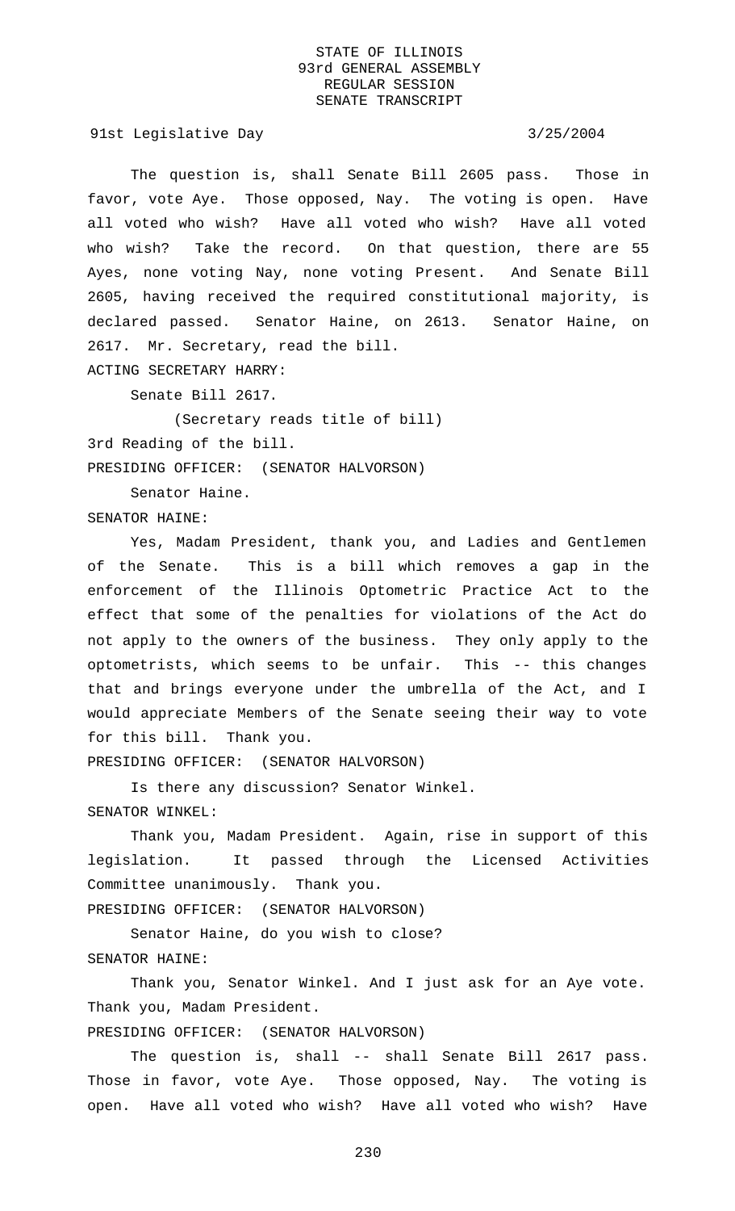The question is, shall Senate Bill 2605 pass. Those in favor, vote Aye. Those opposed, Nay. The voting is open. Have all voted who wish? Have all voted who wish? Have all voted who wish? Take the record. On that question, there are 55 Ayes, none voting Nay, none voting Present. And Senate Bill 2605, having received the required constitutional majority, is declared passed. Senator Haine, on 2613. Senator Haine, on 2617. Mr. Secretary, read the bill.

ACTING SECRETARY HARRY:

Senate Bill 2617.

(Secretary reads title of bill)

3rd Reading of the bill.

PRESIDING OFFICER: (SENATOR HALVORSON)

Senator Haine.

SENATOR HAINE:

Yes, Madam President, thank you, and Ladies and Gentlemen of the Senate. This is a bill which removes a gap in the enforcement of the Illinois Optometric Practice Act to the effect that some of the penalties for violations of the Act do not apply to the owners of the business. They only apply to the optometrists, which seems to be unfair. This -- this changes that and brings everyone under the umbrella of the Act, and I would appreciate Members of the Senate seeing their way to vote for this bill. Thank you.

PRESIDING OFFICER: (SENATOR HALVORSON)

Is there any discussion? Senator Winkel.

SENATOR WINKEL:

Thank you, Madam President. Again, rise in support of this legislation. It passed through the Licensed Activities Committee unanimously. Thank you.

PRESIDING OFFICER: (SENATOR HALVORSON)

Senator Haine, do you wish to close?

SENATOR HAINE:

Thank you, Senator Winkel. And I just ask for an Aye vote. Thank you, Madam President.

PRESIDING OFFICER: (SENATOR HALVORSON)

The question is, shall -- shall Senate Bill 2617 pass. Those in favor, vote Aye. Those opposed, Nay. The voting is open. Have all voted who wish? Have all voted who wish? Have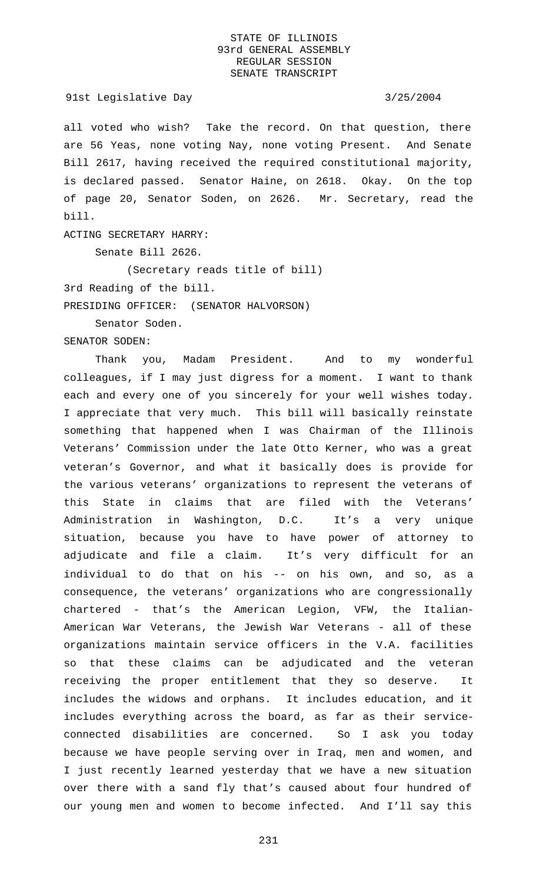all voted who wish? Take the record. On that question, there are 56 Yeas, none voting Nay, none voting Present. And Senate Bill 2617, having received the required constitutional majority, is declared passed. Senator Haine, on 2618. Okay. On the top of page 20, Senator Soden, on 2626. Mr. Secretary, read the bill.

ACTING SECRETARY HARRY:

Senate Bill 2626.

(Secretary reads title of bill)

3rd Reading of the bill.

PRESIDING OFFICER: (SENATOR HALVORSON)

Senator Soden.

SENATOR SODEN:

Thank you, Madam President. And to my wonderful colleagues, if I may just digress for a moment. I want to thank each and every one of you sincerely for your well wishes today. I appreciate that very much. This bill will basically reinstate something that happened when I was Chairman of the Illinois Veterans' Commission under the late Otto Kerner, who was a great veteran's Governor, and what it basically does is provide for the various veterans' organizations to represent the veterans of this State in claims that are filed with the Veterans' Administration in Washington, D.C. It's a very unique situation, because you have to have power of attorney to adjudicate and file a claim. It's very difficult for an individual to do that on his -- on his own, and so, as a consequence, the veterans' organizations who are congressionally chartered - that's the American Legion, VFW, the Italian-American War Veterans, the Jewish War Veterans - all of these organizations maintain service officers in the V.A. facilities so that these claims can be adjudicated and the veteran receiving the proper entitlement that they so deserve. It includes the widows and orphans. It includes education, and it includes everything across the board, as far as their service-connected disabilities are concerned. So I ask you today because we have people serving over in Iraq, men and women, and I just recently learned yesterday that we have a new situation over there with a sand fly that's caused about four hundred of our young men and women to become infected. And I'll say this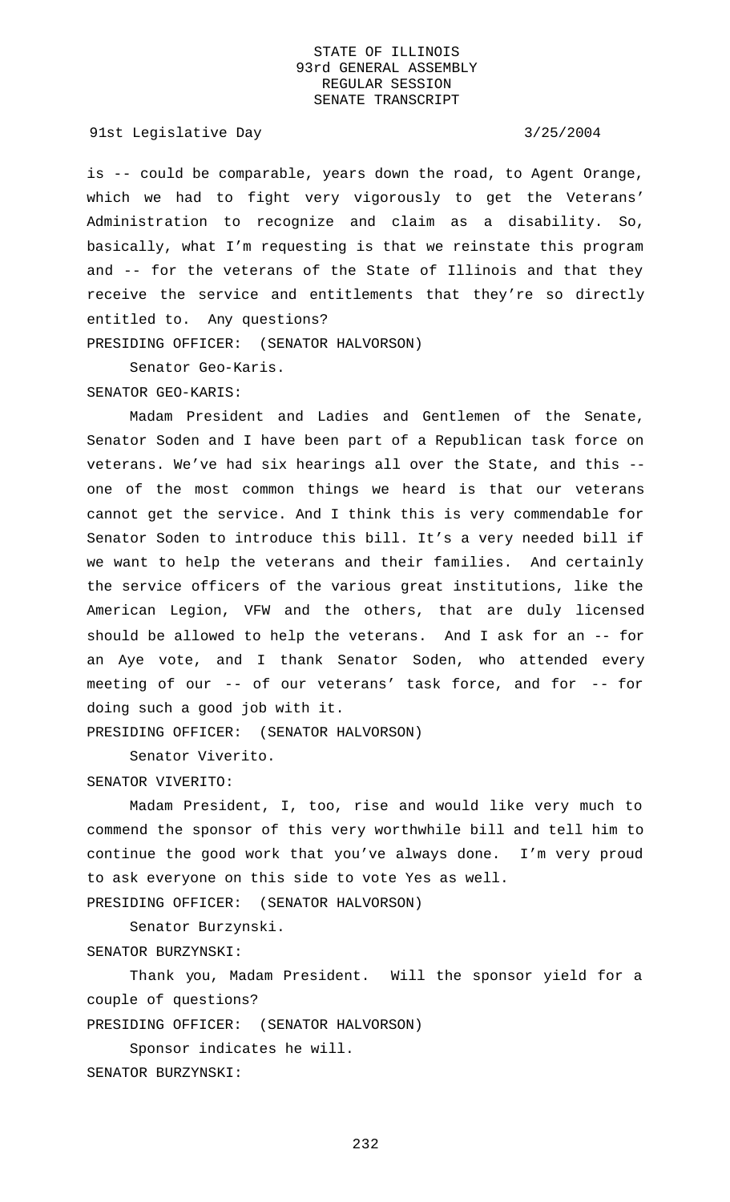is -- could be comparable, years down the road, to Agent Orange, which we had to fight very vigorously to get the Veterans' Administration to recognize and claim as a disability. So, basically, what I'm requesting is that we reinstate this program and -- for the veterans of the State of Illinois and that they receive the service and entitlements that they're so directly entitled to. Any questions?

PRESIDING OFFICER: (SENATOR HALVORSON)

Senator Geo-Karis.

SENATOR GEO-KARIS:

Madam President and Ladies and Gentlemen of the Senate, Senator Soden and I have been part of a Republican task force on veterans. We've had six hearings all over the State, and this -- one of the most common things we heard is that our veterans cannot get the service. And I think this is very commendable for Senator Soden to introduce this bill. It's a very needed bill if we want to help the veterans and their families. And certainly the service officers of the various great institutions, like the American Legion, VFW and the others, that are duly licensed should be allowed to help the veterans. And I ask for an -- for an Aye vote, and I thank Senator Soden, who attended every meeting of our -- of our veterans' task force, and for -- for doing such a good job with it.

PRESIDING OFFICER: (SENATOR HALVORSON)

Senator Viverito.

SENATOR VIVERITO:

Madam President, I, too, rise and would like very much to commend the sponsor of this very worthwhile bill and tell him to continue the good work that you've always done. I'm very proud to ask everyone on this side to vote Yes as well.

PRESIDING OFFICER: (SENATOR HALVORSON)

Senator Burzynski.

SENATOR BURZYNSKI:

Thank you, Madam President. Will the sponsor yield for a couple of questions?

PRESIDING OFFICER: (SENATOR HALVORSON)

Sponsor indicates he will.

SENATOR BURZYNSKI: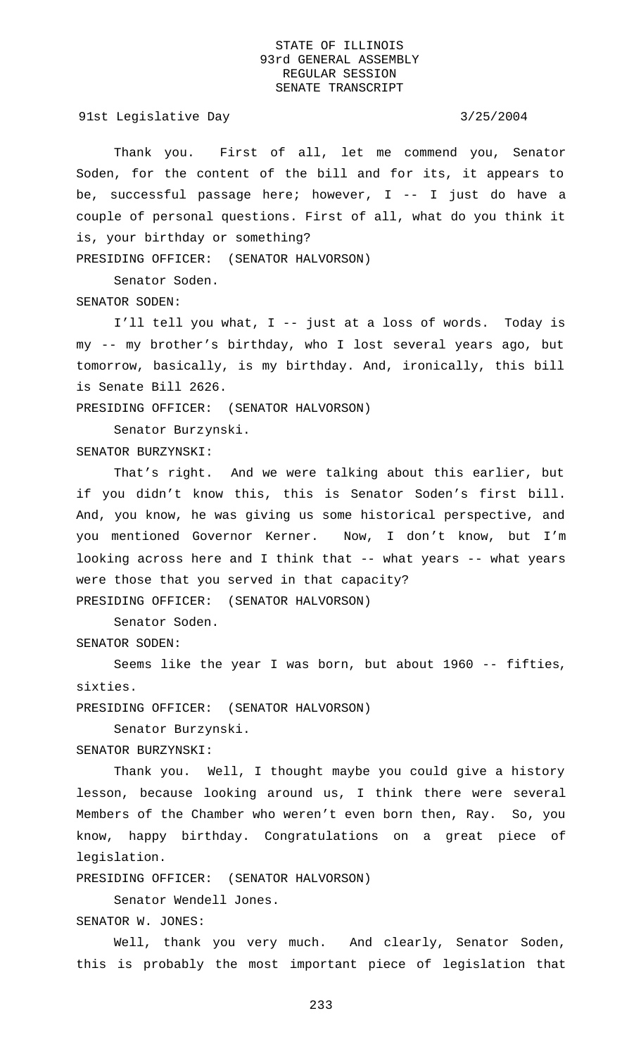Thank you. First of all, let me commend you, Senator Soden, for the content of the bill and for its, it appears to be, successful passage here; however, I -- I just do have a couple of personal questions. First of all, what do you think it is, your birthday or something?

PRESIDING OFFICER: (SENATOR HALVORSON)

Senator Soden.

SENATOR SODEN:

I'll tell you what, I -- just at a loss of words. Today is my -- my brother's birthday, who I lost several years ago, but tomorrow, basically, is my birthday. And, ironically, this bill is Senate Bill 2626.

PRESIDING OFFICER: (SENATOR HALVORSON)

Senator Burzynski.

SENATOR BURZYNSKI:

That's right. And we were talking about this earlier, but if you didn't know this, this is Senator Soden's first bill. And, you know, he was giving us some historical perspective, and you mentioned Governor Kerner. Now, I don't know, but I'm looking across here and I think that -- what years -- what years were those that you served in that capacity?

PRESIDING OFFICER: (SENATOR HALVORSON)

Senator Soden.

SENATOR SODEN:

Seems like the year I was born, but about 1960 -- fifties, sixties.

PRESIDING OFFICER: (SENATOR HALVORSON)

Senator Burzynski.

SENATOR BURZYNSKI:

Thank you. Well, I thought maybe you could give a history lesson, because looking around us, I think there were several Members of the Chamber who weren't even born then, Ray. So, you know, happy birthday. Congratulations on a great piece of legislation.

PRESIDING OFFICER: (SENATOR HALVORSON)

Senator Wendell Jones.

SENATOR W. JONES:

Well, thank you very much. And clearly, Senator Soden, this is probably the most important piece of legislation that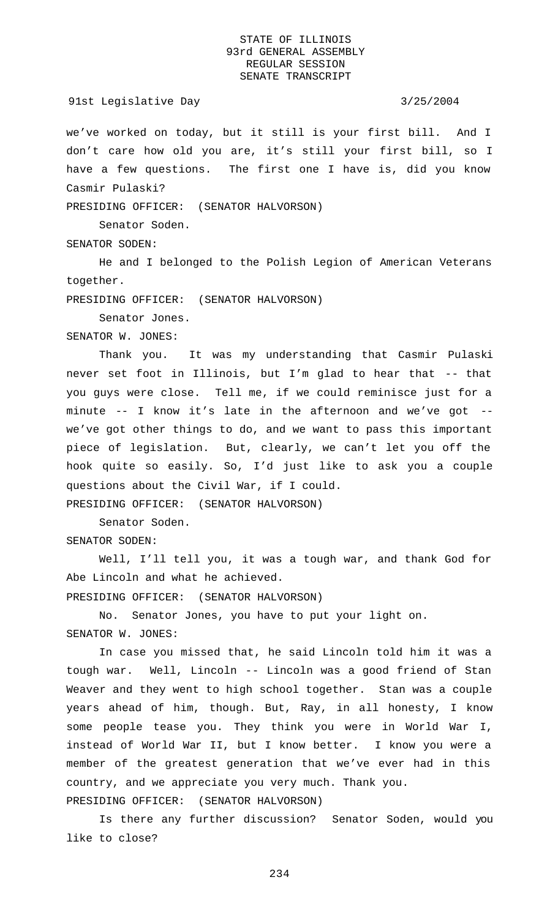we've worked on today, but it still is your first bill. And I don't care how old you are, it's still your first bill, so I have a few questions. The first one I have is, did you know Casmir Pulaski?

PRESIDING OFFICER: (SENATOR HALVORSON)

Senator Soden.

SENATOR SODEN:

He and I belonged to the Polish Legion of American Veterans together.

PRESIDING OFFICER: (SENATOR HALVORSON)

Senator Jones.

SENATOR W. JONES:

Thank you. It was my understanding that Casmir Pulaski never set foot in Illinois, but I'm glad to hear that -- that you guys were close. Tell me, if we could reminisce just for a minute -- I know it's late in the afternoon and we've got -- we've got other things to do, and we want to pass this important piece of legislation. But, clearly, we can't let you off the hook quite so easily. So, I'd just like to ask you a couple questions about the Civil War, if I could.

PRESIDING OFFICER: (SENATOR HALVORSON)

Senator Soden.

SENATOR SODEN:

Well, I'll tell you, it was a tough war, and thank God for Abe Lincoln and what he achieved.

PRESIDING OFFICER: (SENATOR HALVORSON)

No. Senator Jones, you have to put your light on.

SENATOR W. JONES:

In case you missed that, he said Lincoln told him it was a tough war. Well, Lincoln -- Lincoln was a good friend of Stan Weaver and they went to high school together. Stan was a couple years ahead of him, though. But, Ray, in all honesty, I know some people tease you. They think you were in World War I, instead of World War II, but I know better. I know you were a member of the greatest generation that we've ever had in this country, and we appreciate you very much. Thank you.

PRESIDING OFFICER: (SENATOR HALVORSON)

Is there any further discussion? Senator Soden, would you like to close?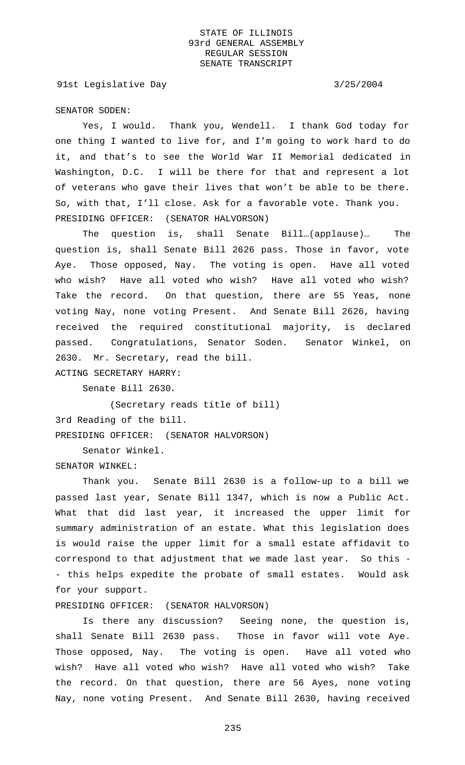SENATOR SODEN:

Yes, I would. Thank you, Wendell. I thank God today for one thing I wanted to live for, and I'm going to work hard to do it, and that's to see the World War II Memorial dedicated in Washington, D.C. I will be there for that and represent a lot of veterans who gave their lives that won't be able to be there. So, with that, I'll close. Ask for a favorable vote. Thank you.

PRESIDING OFFICER: (SENATOR HALVORSON)

The question is, shall Senate Bill…(applause)… The question is, shall Senate Bill 2626 pass. Those in favor, vote Aye. Those opposed, Nay. The voting is open. Have all voted who wish? Have all voted who wish? Have all voted who wish? Take the record. On that question, there are 55 Yeas, none voting Nay, none voting Present. And Senate Bill 2626, having received the required constitutional majority, is declared passed. Congratulations, Senator Soden. Senator Winkel, on 2630. Mr. Secretary, read the bill.

ACTING SECRETARY HARRY:

Senate Bill 2630.

(Secretary reads title of bill)

3rd Reading of the bill.

PRESIDING OFFICER: (SENATOR HALVORSON)

Senator Winkel.

SENATOR WINKEL:

Thank you. Senate Bill 2630 is a follow-up to a bill we passed last year, Senate Bill 1347, which is now a Public Act. What that did last year, it increased the upper limit for summary administration of an estate. What this legislation does is would raise the upper limit for a small estate affidavit to correspond to that adjustment that we made last year. So this - - this helps expedite the probate of small estates. Would ask for your support.

PRESIDING OFFICER: (SENATOR HALVORSON)

Is there any discussion? Seeing none, the question is, shall Senate Bill 2630 pass. Those in favor will vote Aye. Those opposed, Nay. The voting is open. Have all voted who wish? Have all voted who wish? Have all voted who wish? Take the record. On that question, there are 56 Ayes, none voting Nay, none voting Present. And Senate Bill 2630, having received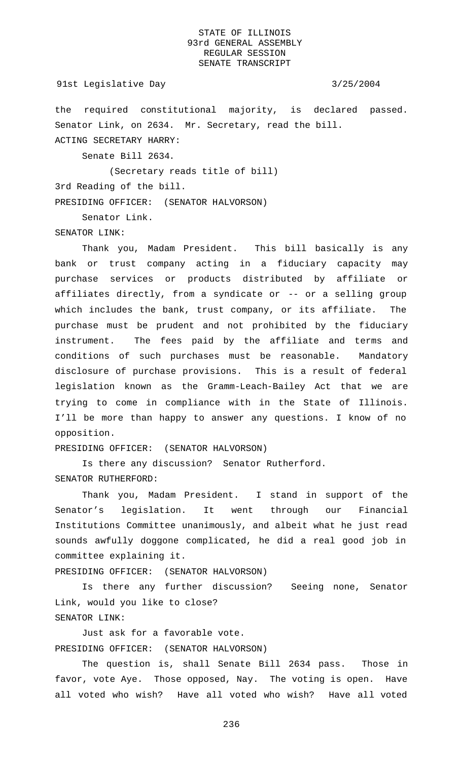the required constitutional majority, is declared passed. Senator Link, on 2634. Mr. Secretary, read the bill.

ACTING SECRETARY HARRY:

Senate Bill 2634.

(Secretary reads title of bill)

3rd Reading of the bill.

PRESIDING OFFICER: (SENATOR HALVORSON)

Senator Link.

SENATOR LINK:

Thank you, Madam President. This bill basically is any bank or trust company acting in a fiduciary capacity may purchase services or products distributed by affiliate or affiliates directly, from a syndicate or -- or a selling group which includes the bank, trust company, or its affiliate. The purchase must be prudent and not prohibited by the fiduciary instrument. The fees paid by the affiliate and terms and conditions of such purchases must be reasonable. Mandatory disclosure of purchase provisions. This is a result of federal legislation known as the Gramm-Leach-Bailey Act that we are trying to come in compliance with in the State of Illinois. I'll be more than happy to answer any questions. I know of no opposition.

PRESIDING OFFICER: (SENATOR HALVORSON)

Is there any discussion? Senator Rutherford.

SENATOR RUTHERFORD:

Thank you, Madam President. I stand in support of the Senator's legislation. It went through our Financial Institutions Committee unanimously, and albeit what he just read sounds awfully doggone complicated, he did a real good job in committee explaining it.

PRESIDING OFFICER: (SENATOR HALVORSON)

Is there any further discussion? Seeing none, Senator Link, would you like to close?

SENATOR LINK:

Just ask for a favorable vote.

PRESIDING OFFICER: (SENATOR HALVORSON)

The question is, shall Senate Bill 2634 pass. Those in favor, vote Aye. Those opposed, Nay. The voting is open. Have all voted who wish? Have all voted who wish? Have all voted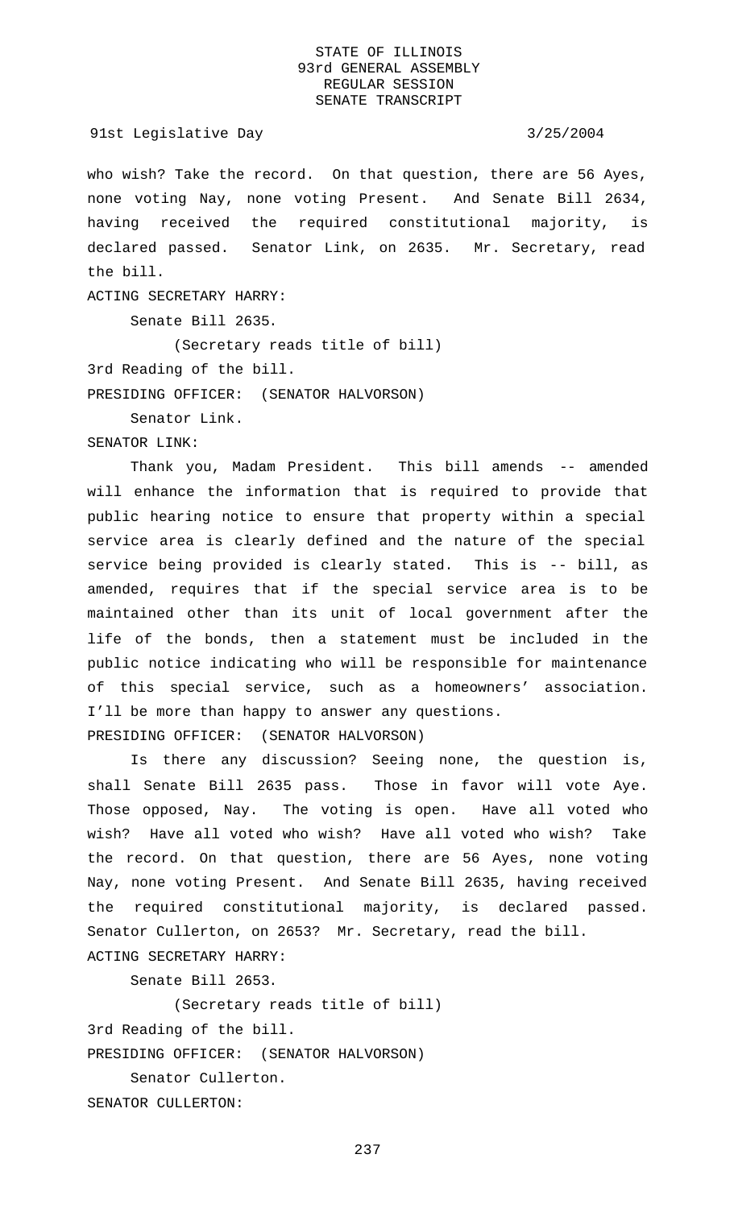who wish? Take the record. On that question, there are 56 Ayes, none voting Nay, none voting Present. And Senate Bill 2634, having received the required constitutional majority, is declared passed. Senator Link, on 2635. Mr. Secretary, read the bill.

ACTING SECRETARY HARRY:

Senate Bill 2635.

(Secretary reads title of bill)

3rd Reading of the bill.

PRESIDING OFFICER: (SENATOR HALVORSON)

Senator Link.

SENATOR LINK:

Thank you, Madam President. This bill amends -- amended will enhance the information that is required to provide that public hearing notice to ensure that property within a special service area is clearly defined and the nature of the special service being provided is clearly stated. This is -- bill, as amended, requires that if the special service area is to be maintained other than its unit of local government after the life of the bonds, then a statement must be included in the public notice indicating who will be responsible for maintenance of this special service, such as a homeowners' association. I'll be more than happy to answer any questions.

PRESIDING OFFICER: (SENATOR HALVORSON)

Is there any discussion? Seeing none, the question is, shall Senate Bill 2635 pass. Those in favor will vote Aye. Those opposed, Nay. The voting is open. Have all voted who wish? Have all voted who wish? Have all voted who wish? Take the record. On that question, there are 56 Ayes, none voting Nay, none voting Present. And Senate Bill 2635, having received the required constitutional majority, is declared passed. Senator Cullerton, on 2653? Mr. Secretary, read the bill.

ACTING SECRETARY HARRY:

Senate Bill 2653.

(Secretary reads title of bill)

3rd Reading of the bill.

PRESIDING OFFICER: (SENATOR HALVORSON)

Senator Cullerton.

SENATOR CULLERTON: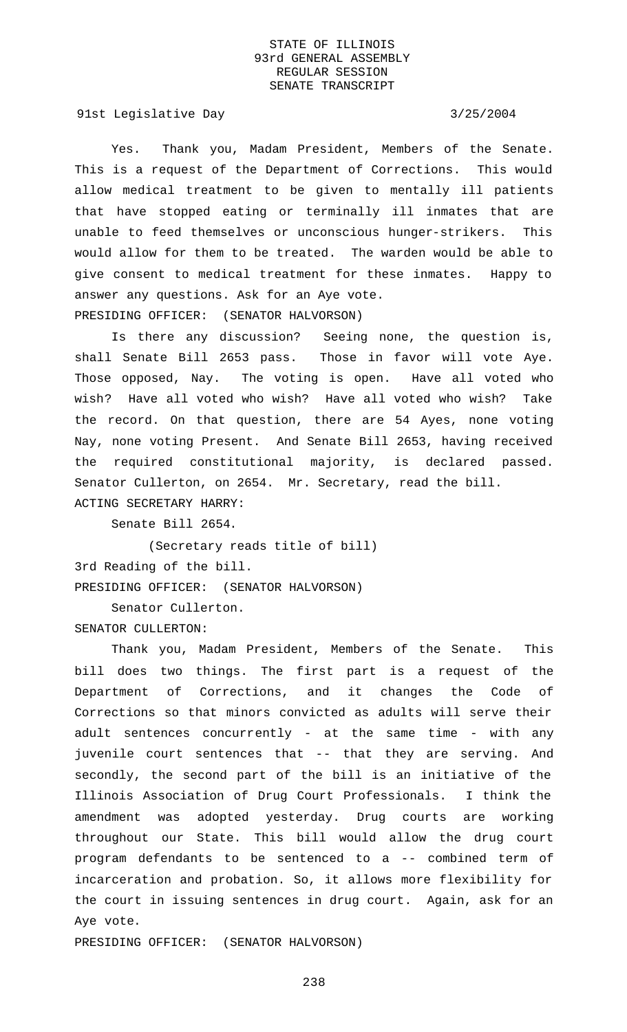Yes. Thank you, Madam President, Members of the Senate. This is a request of the Department of Corrections. This would allow medical treatment to be given to mentally ill patients that have stopped eating or terminally ill inmates that are unable to feed themselves or unconscious hunger-strikers. This would allow for them to be treated. The warden would be able to give consent to medical treatment for these inmates. Happy to answer any questions. Ask for an Aye vote.

PRESIDING OFFICER: (SENATOR HALVORSON)

Is there any discussion? Seeing none, the question is, shall Senate Bill 2653 pass. Those in favor will vote Aye. Those opposed, Nay. The voting is open. Have all voted who wish? Have all voted who wish? Have all voted who wish? Take the record. On that question, there are 54 Ayes, none voting Nay, none voting Present. And Senate Bill 2653, having received the required constitutional majority, is declared passed. Senator Cullerton, on 2654. Mr. Secretary, read the bill.

ACTING SECRETARY HARRY:

Senate Bill 2654.

(Secretary reads title of bill)

3rd Reading of the bill.

PRESIDING OFFICER: (SENATOR HALVORSON)

Senator Cullerton.

SENATOR CULLERTON:

Thank you, Madam President, Members of the Senate. This bill does two things. The first part is a request of the Department of Corrections, and it changes the Code of Corrections so that minors convicted as adults will serve their adult sentences concurrently - at the same time - with any juvenile court sentences that -- that they are serving. And secondly, the second part of the bill is an initiative of the Illinois Association of Drug Court Professionals. I think the amendment was adopted yesterday. Drug courts are working throughout our State. This bill would allow the drug court program defendants to be sentenced to a -- combined term of incarceration and probation. So, it allows more flexibility for the court in issuing sentences in drug court. Again, ask for an Aye vote.

PRESIDING OFFICER: (SENATOR HALVORSON)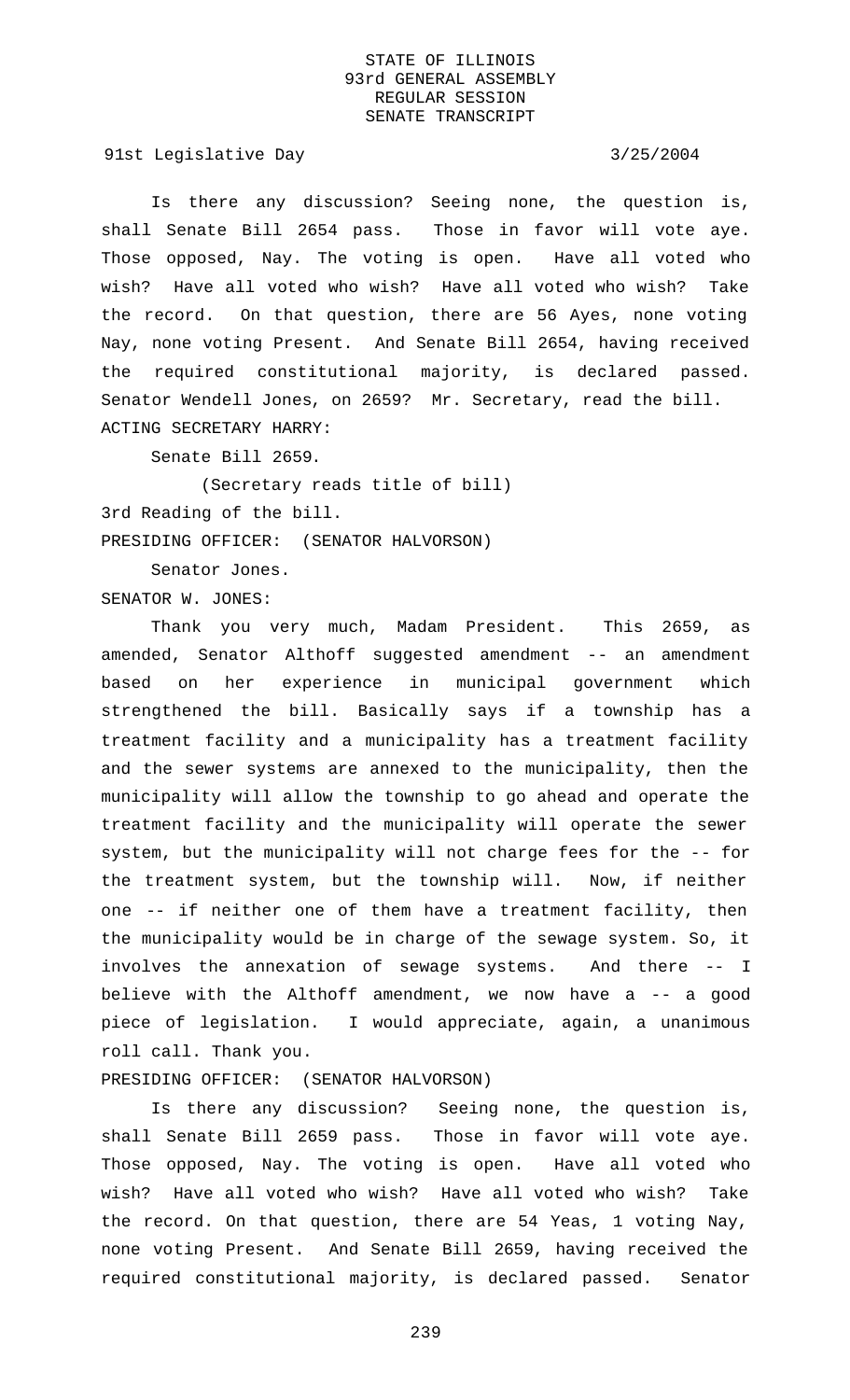Is there any discussion? Seeing none, the question is, shall Senate Bill 2654 pass. Those in favor will vote aye. Those opposed, Nay. The voting is open. Have all voted who wish? Have all voted who wish? Have all voted who wish? Take the record. On that question, there are 56 Ayes, none voting Nay, none voting Present. And Senate Bill 2654, having received the required constitutional majority, is declared passed. Senator Wendell Jones, on 2659? Mr. Secretary, read the bill.

ACTING SECRETARY HARRY:

Senate Bill 2659.

(Secretary reads title of bill)

3rd Reading of the bill.

PRESIDING OFFICER: (SENATOR HALVORSON)

Senator Jones.

SENATOR W. JONES:

Thank you very much, Madam President. This 2659, as amended, Senator Althoff suggested amendment -- an amendment based on her experience in municipal government which strengthened the bill. Basically says if a township has a treatment facility and a municipality has a treatment facility and the sewer systems are annexed to the municipality, then the municipality will allow the township to go ahead and operate the treatment facility and the municipality will operate the sewer system, but the municipality will not charge fees for the -- for the treatment system, but the township will. Now, if neither one -- if neither one of them have a treatment facility, then the municipality would be in charge of the sewage system. So, it involves the annexation of sewage systems. And there -- I believe with the Althoff amendment, we now have a -- a good piece of legislation. I would appreciate, again, a unanimous roll call. Thank you.

PRESIDING OFFICER: (SENATOR HALVORSON)

Is there any discussion? Seeing none, the question is, shall Senate Bill 2659 pass. Those in favor will vote aye. Those opposed, Nay. The voting is open. Have all voted who wish? Have all voted who wish? Have all voted who wish? Take the record. On that question, there are 54 Yeas, 1 voting Nay, none voting Present. And Senate Bill 2659, having received the required constitutional majority, is declared passed. Senator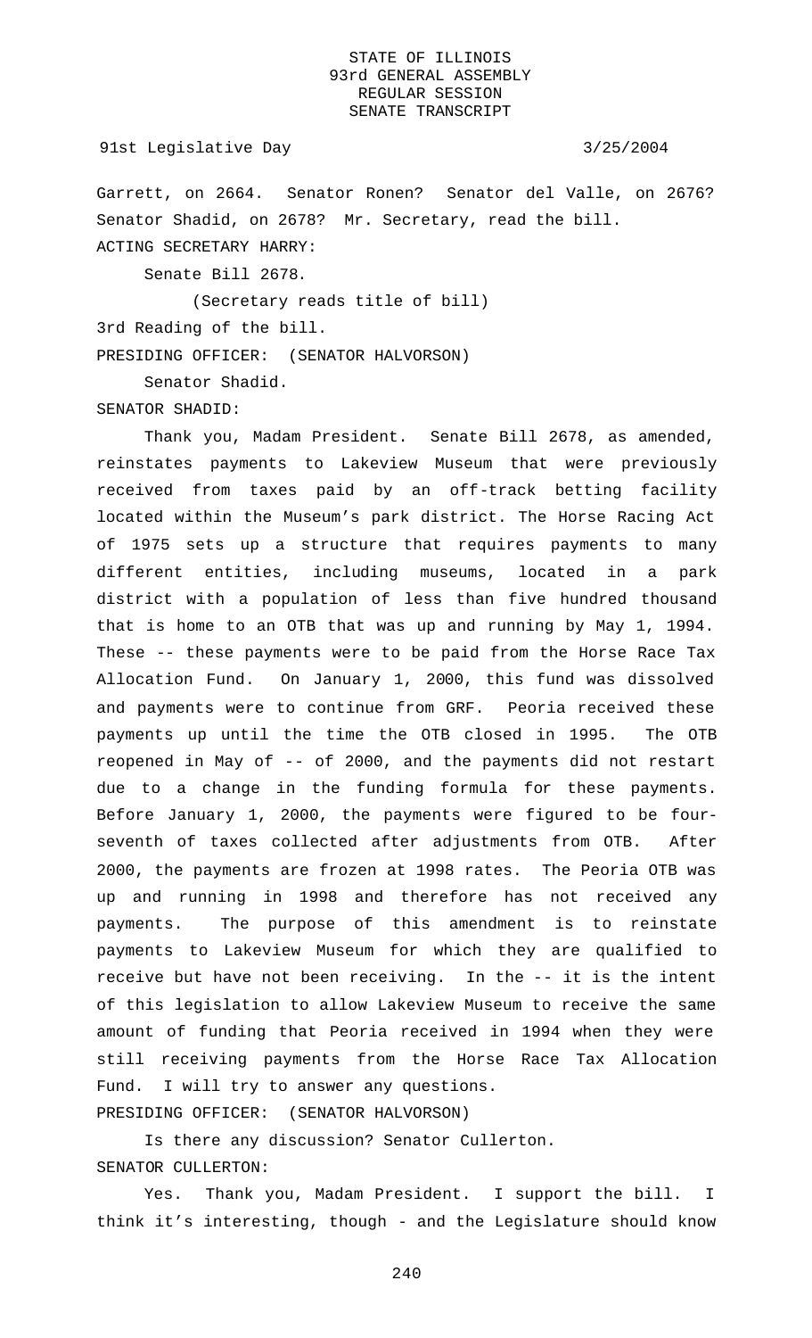Garrett, on 2664. Senator Ronen? Senator del Valle, on 2676? Senator Shadid, on 2678? Mr. Secretary, read the bill.

ACTING SECRETARY HARRY:

Senate Bill 2678.

(Secretary reads title of bill)

3rd Reading of the bill.

PRESIDING OFFICER: (SENATOR HALVORSON)

Senator Shadid.

SENATOR SHADID:

Thank you, Madam President. Senate Bill 2678, as amended, reinstates payments to Lakeview Museum that were previously received from taxes paid by an off-track betting facility located within the Museum's park district. The Horse Racing Act of 1975 sets up a structure that requires payments to many different entities, including museums, located in a park district with a population of less than five hundred thousand that is home to an OTB that was up and running by May 1, 1994. These -- these payments were to be paid from the Horse Race Tax Allocation Fund. On January 1, 2000, this fund was dissolved and payments were to continue from GRF. Peoria received these payments up until the time the OTB closed in 1995. The OTB reopened in May of -- of 2000, and the payments did not restart due to a change in the funding formula for these payments. Before January 1, 2000, the payments were figured to be four-seventh of taxes collected after adjustments from OTB. After 2000, the payments are frozen at 1998 rates. The Peoria OTB was up and running in 1998 and therefore has not received any payments. The purpose of this amendment is to reinstate payments to Lakeview Museum for which they are qualified to receive but have not been receiving. In the -- it is the intent of this legislation to allow Lakeview Museum to receive the same amount of funding that Peoria received in 1994 when they were still receiving payments from the Horse Race Tax Allocation Fund. I will try to answer any questions.

PRESIDING OFFICER: (SENATOR HALVORSON)

Is there any discussion? Senator Cullerton.

SENATOR CULLERTON:

Yes. Thank you, Madam President. I support the bill. I think it's interesting, though - and the Legislature should know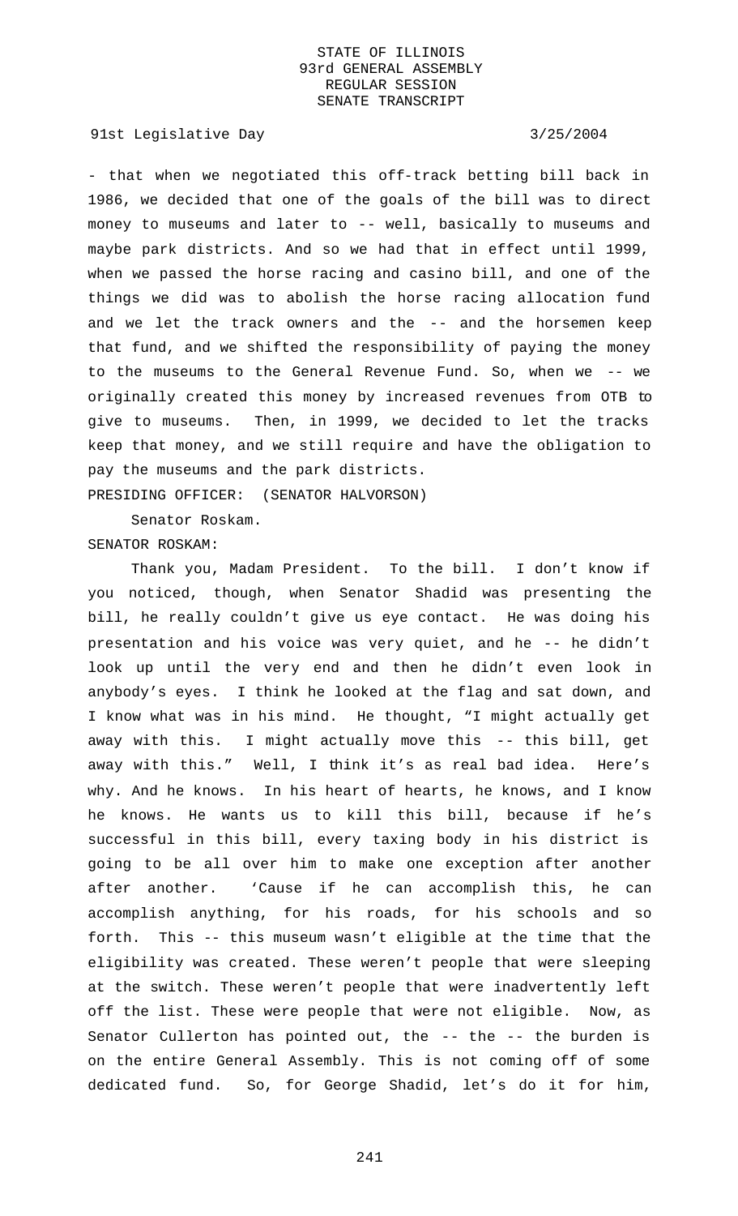- that when we negotiated this off-track betting bill back in 1986, we decided that one of the goals of the bill was to direct money to museums and later to -- well, basically to museums and maybe park districts. And so we had that in effect until 1999, when we passed the horse racing and casino bill, and one of the things we did was to abolish the horse racing allocation fund and we let the track owners and the -- and the horsemen keep that fund, and we shifted the responsibility of paying the money to the museums to the General Revenue Fund. So, when we -- we originally created this money by increased revenues from OTB to give to museums. Then, in 1999, we decided to let the tracks keep that money, and we still require and have the obligation to pay the museums and the park districts.

PRESIDING OFFICER: (SENATOR HALVORSON)

Senator Roskam.

SENATOR ROSKAM:

Thank you, Madam President. To the bill. I don't know if you noticed, though, when Senator Shadid was presenting the bill, he really couldn't give us eye contact. He was doing his presentation and his voice was very quiet, and he -- he didn't look up until the very end and then he didn't even look in anybody's eyes. I think he looked at the flag and sat down, and I know what was in his mind. He thought, "I might actually get away with this. I might actually move this -- this bill, get away with this." Well, I think it's as real bad idea. Here's why. And he knows. In his heart of hearts, he knows, and I know he knows. He wants us to kill this bill, because if he's successful in this bill, every taxing body in his district is going to be all over him to make one exception after another after another. 'Cause if he can accomplish this, he can accomplish anything, for his roads, for his schools and so forth. This -- this museum wasn't eligible at the time that the eligibility was created. These weren't people that were sleeping at the switch. These weren't people that were inadvertently left off the list. These were people that were not eligible. Now, as Senator Cullerton has pointed out, the -- the -- the burden is on the entire General Assembly. This is not coming off of some dedicated fund. So, for George Shadid, let's do it for him,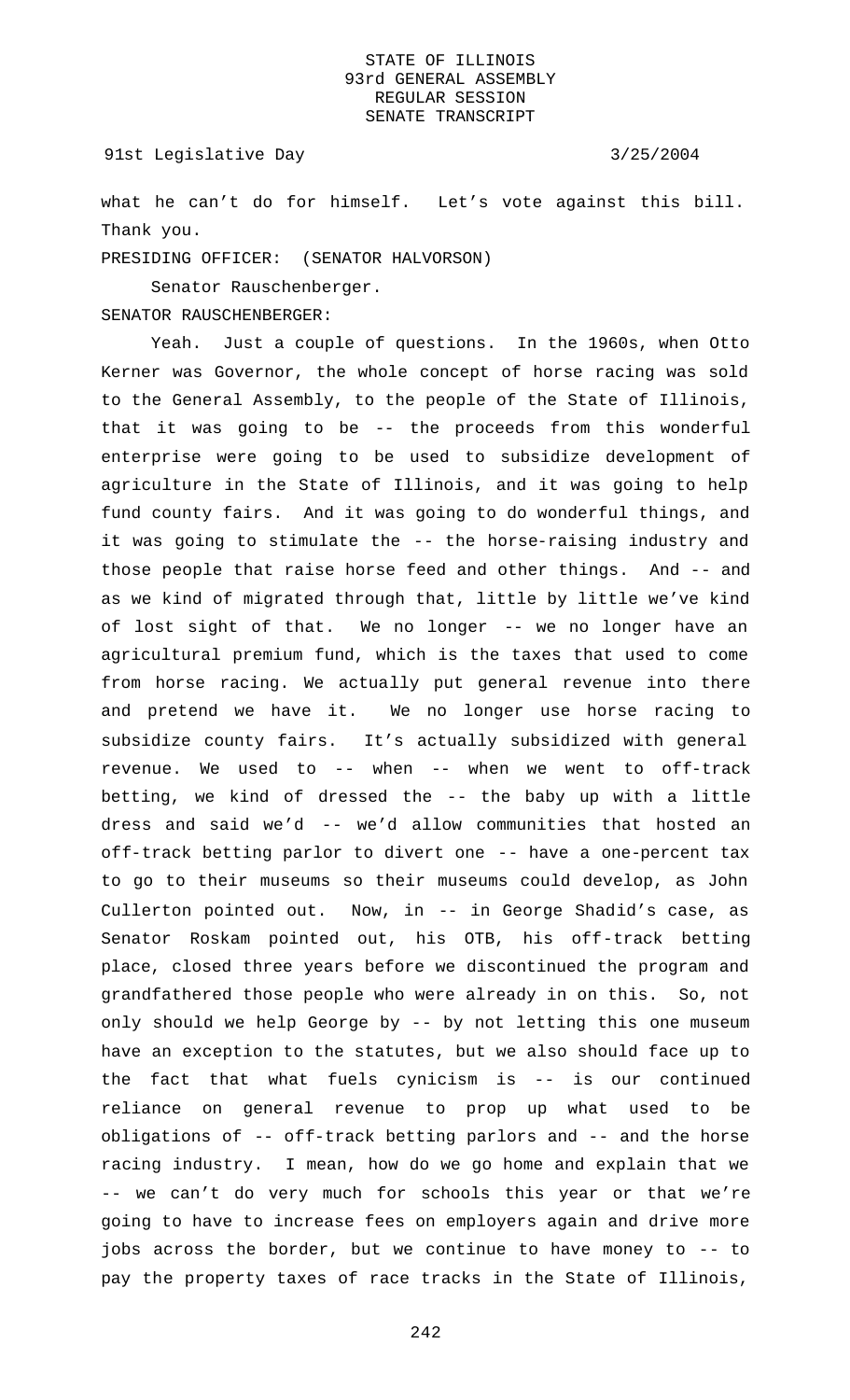what he can't do for himself. Let's vote against this bill. Thank you.

PRESIDING OFFICER: (SENATOR HALVORSON)

Senator Rauschenberger.

SENATOR RAUSCHENBERGER:

Yeah. Just a couple of questions. In the 1960s, when Otto Kerner was Governor, the whole concept of horse racing was sold to the General Assembly, to the people of the State of Illinois, that it was going to be -- the proceeds from this wonderful enterprise were going to be used to subsidize development of agriculture in the State of Illinois, and it was going to help fund county fairs. And it was going to do wonderful things, and it was going to stimulate the -- the horse-raising industry and those people that raise horse feed and other things. And -- and as we kind of migrated through that, little by little we've kind of lost sight of that. We no longer -- we no longer have an agricultural premium fund, which is the taxes that used to come from horse racing. We actually put general revenue into there and pretend we have it. We no longer use horse racing to subsidize county fairs. It's actually subsidized with general revenue. We used to -- when -- when we went to off-track betting, we kind of dressed the -- the baby up with a little dress and said we'd -- we'd allow communities that hosted an off-track betting parlor to divert one -- have a one-percent tax to go to their museums so their museums could develop, as John Cullerton pointed out. Now, in -- in George Shadid's case, as Senator Roskam pointed out, his OTB, his off-track betting place, closed three years before we discontinued the program and grandfathered those people who were already in on this. So, not only should we help George by -- by not letting this one museum have an exception to the statutes, but we also should face up to the fact that what fuels cynicism is -- is our continued reliance on general revenue to prop up what used to be obligations of -- off-track betting parlors and -- and the horse racing industry. I mean, how do we go home and explain that we -- we can't do very much for schools this year or that we're going to have to increase fees on employers again and drive more jobs across the border, but we continue to have money to -- to pay the property taxes of race tracks in the State of Illinois,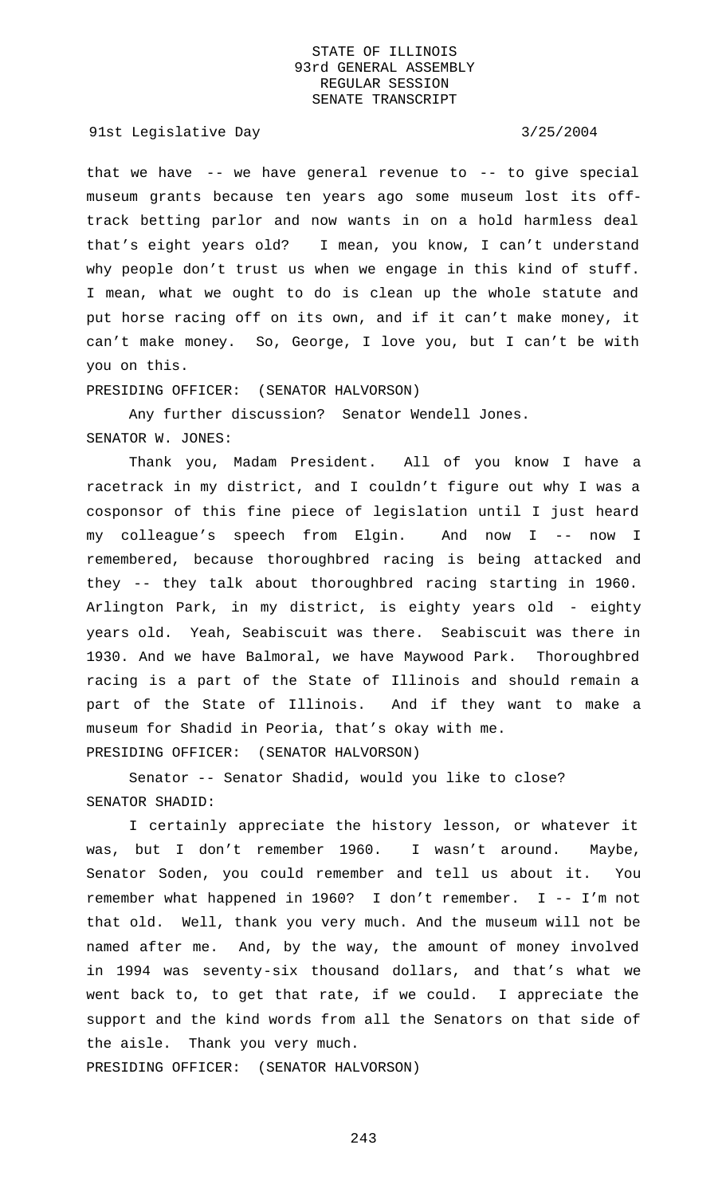that we have -- we have general revenue to -- to give special museum grants because ten years ago some museum lost its off-track betting parlor and now wants in on a hold harmless deal that's eight years old? I mean, you know, I can't understand why people don't trust us when we engage in this kind of stuff. I mean, what we ought to do is clean up the whole statute and put horse racing off on its own, and if it can't make money, it can't make money. So, George, I love you, but I can't be with you on this.

PRESIDING OFFICER: (SENATOR HALVORSON)

Any further discussion? Senator Wendell Jones.

SENATOR W. JONES:

Thank you, Madam President. All of you know I have a racetrack in my district, and I couldn't figure out why I was a cosponsor of this fine piece of legislation until I just heard my colleague's speech from Elgin. And now I -- now I remembered, because thoroughbred racing is being attacked and they -- they talk about thoroughbred racing starting in 1960. Arlington Park, in my district, is eighty years old - eighty years old. Yeah, Seabiscuit was there. Seabiscuit was there in 1930. And we have Balmoral, we have Maywood Park. Thoroughbred racing is a part of the State of Illinois and should remain a part of the State of Illinois. And if they want to make a museum for Shadid in Peoria, that's okay with me.

PRESIDING OFFICER: (SENATOR HALVORSON)

Senator -- Senator Shadid, would you like to close?

SENATOR SHADID:

I certainly appreciate the history lesson, or whatever it was, but I don't remember 1960. I wasn't around. Maybe, Senator Soden, you could remember and tell us about it. You remember what happened in 1960? I don't remember. I -- I'm not that old. Well, thank you very much. And the museum will not be named after me. And, by the way, the amount of money involved in 1994 was seventy-six thousand dollars, and that's what we went back to, to get that rate, if we could. I appreciate the support and the kind words from all the Senators on that side of the aisle. Thank you very much.

PRESIDING OFFICER: (SENATOR HALVORSON)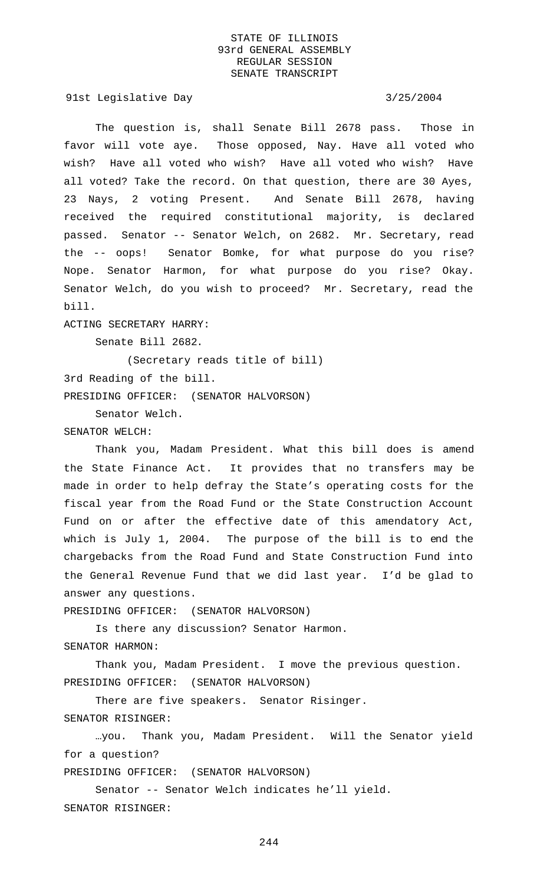The question is, shall Senate Bill 2678 pass. Those in favor will vote aye. Those opposed, Nay. Have all voted who wish? Have all voted who wish? Have all voted who wish? Have all voted? Take the record. On that question, there are 30 Ayes, 23 Nays, 2 voting Present. And Senate Bill 2678, having received the required constitutional majority, is declared passed. Senator -- Senator Welch, on 2682. Mr. Secretary, read the -- oops! Senator Bomke, for what purpose do you rise? Nope. Senator Harmon, for what purpose do you rise? Okay. Senator Welch, do you wish to proceed? Mr. Secretary, read the bill.

ACTING SECRETARY HARRY:

Senate Bill 2682.

(Secretary reads title of bill)

3rd Reading of the bill.

PRESIDING OFFICER: (SENATOR HALVORSON)

Senator Welch.

SENATOR WELCH:

Thank you, Madam President. What this bill does is amend the State Finance Act. It provides that no transfers may be made in order to help defray the State's operating costs for the fiscal year from the Road Fund or the State Construction Account Fund on or after the effective date of this amendatory Act, which is July 1, 2004. The purpose of the bill is to end the chargebacks from the Road Fund and State Construction Fund into the General Revenue Fund that we did last year. I'd be glad to answer any questions.

PRESIDING OFFICER: (SENATOR HALVORSON)

Is there any discussion? Senator Harmon.

SENATOR HARMON:

Thank you, Madam President. I move the previous question.

PRESIDING OFFICER: (SENATOR HALVORSON)

There are five speakers. Senator Risinger.

SENATOR RISINGER:

…you. Thank you, Madam President. Will the Senator yield for a question?

PRESIDING OFFICER: (SENATOR HALVORSON)

Senator -- Senator Welch indicates he'll yield.

SENATOR RISINGER: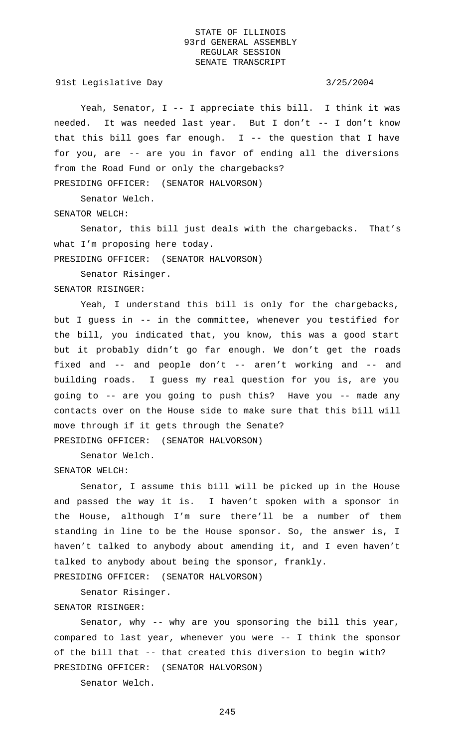Yeah, Senator, I -- I appreciate this bill. I think it was needed. It was needed last year. But I don't -- I don't know that this bill goes far enough. I -- the question that I have for you, are -- are you in favor of ending all the diversions from the Road Fund or only the chargebacks?

PRESIDING OFFICER: (SENATOR HALVORSON)

Senator Welch.

SENATOR WELCH:

Senator, this bill just deals with the chargebacks. That's what I'm proposing here today.

PRESIDING OFFICER: (SENATOR HALVORSON)

Senator Risinger.

SENATOR RISINGER:

Yeah, I understand this bill is only for the chargebacks, but I guess in -- in the committee, whenever you testified for the bill, you indicated that, you know, this was a good start but it probably didn't go far enough. We don't get the roads fixed and -- and people don't -- aren't working and -- and building roads. I guess my real question for you is, are you going to -- are you going to push this? Have you -- made any contacts over on the House side to make sure that this bill will move through if it gets through the Senate?

PRESIDING OFFICER: (SENATOR HALVORSON)

Senator Welch.

SENATOR WELCH:

Senator, I assume this bill will be picked up in the House and passed the way it is. I haven't spoken with a sponsor in the House, although I'm sure there'll be a number of them standing in line to be the House sponsor. So, the answer is, I haven't talked to anybody about amending it, and I even haven't talked to anybody about being the sponsor, frankly.

PRESIDING OFFICER: (SENATOR HALVORSON)

Senator Risinger.

SENATOR RISINGER:

Senator, why -- why are you sponsoring the bill this year, compared to last year, whenever you were -- I think the sponsor of the bill that -- that created this diversion to begin with?

PRESIDING OFFICER: (SENATOR HALVORSON)

Senator Welch.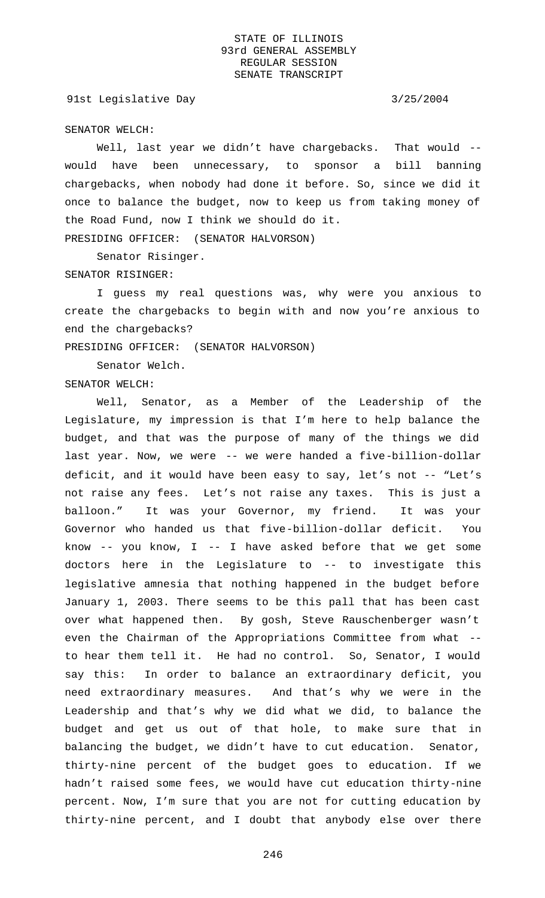SENATOR WELCH:

Well, last year we didn't have chargebacks. That would -- would have been unnecessary, to sponsor a bill banning chargebacks, when nobody had done it before. So, since we did it once to balance the budget, now to keep us from taking money of the Road Fund, now I think we should do it.

PRESIDING OFFICER: (SENATOR HALVORSON)

Senator Risinger.

SENATOR RISINGER:

I guess my real questions was, why were you anxious to create the chargebacks to begin with and now you're anxious to end the chargebacks?

PRESIDING OFFICER: (SENATOR HALVORSON)

Senator Welch.

SENATOR WELCH:

Well, Senator, as a Member of the Leadership of the Legislature, my impression is that I'm here to help balance the budget, and that was the purpose of many of the things we did last year. Now, we were -- we were handed a five-billion-dollar deficit, and it would have been easy to say, let's not -- "Let's not raise any fees. Let's not raise any taxes. This is just a balloon." It was your Governor, my friend. It was your Governor who handed us that five-billion-dollar deficit. You know -- you know, I -- I have asked before that we get some doctors here in the Legislature to -- to investigate this legislative amnesia that nothing happened in the budget before January 1, 2003. There seems to be this pall that has been cast over what happened then. By gosh, Steve Rauschenberger wasn't even the Chairman of the Appropriations Committee from what -- to hear them tell it. He had no control. So, Senator, I would say this: In order to balance an extraordinary deficit, you need extraordinary measures. And that's why we were in the Leadership and that's why we did what we did, to balance the budget and get us out of that hole, to make sure that in balancing the budget, we didn't have to cut education. Senator, thirty-nine percent of the budget goes to education. If we hadn't raised some fees, we would have cut education thirty-nine percent. Now, I'm sure that you are not for cutting education by thirty-nine percent, and I doubt that anybody else over there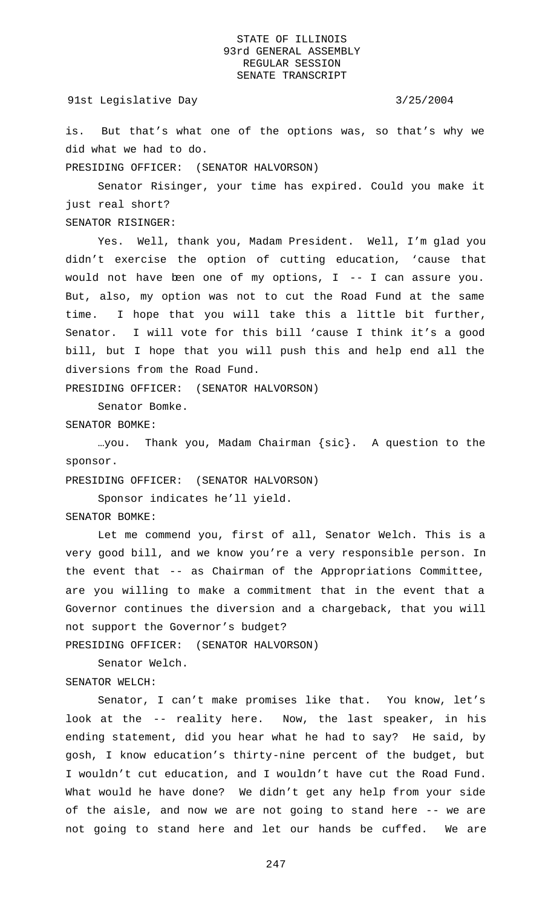is. But that's what one of the options was, so that's why we did what we had to do.

PRESIDING OFFICER: (SENATOR HALVORSON)

Senator Risinger, your time has expired. Could you make it just real short?

SENATOR RISINGER:

Yes. Well, thank you, Madam President. Well, I'm glad you didn't exercise the option of cutting education, 'cause that would not have been one of my options, I -- I can assure you. But, also, my option was not to cut the Road Fund at the same time. I hope that you will take this a little bit further, Senator. I will vote for this bill 'cause I think it's a good bill, but I hope that you will push this and help end all the diversions from the Road Fund.

PRESIDING OFFICER: (SENATOR HALVORSON)

Senator Bomke.

SENATOR BOMKE:

…you. Thank you, Madam Chairman {sic}. A question to the sponsor.

PRESIDING OFFICER: (SENATOR HALVORSON)

Sponsor indicates he'll yield.

SENATOR BOMKE:

Let me commend you, first of all, Senator Welch. This is a very good bill, and we know you're a very responsible person. In the event that -- as Chairman of the Appropriations Committee, are you willing to make a commitment that in the event that a Governor continues the diversion and a chargeback, that you will not support the Governor's budget?

PRESIDING OFFICER: (SENATOR HALVORSON)

Senator Welch.

SENATOR WELCH:

Senator, I can't make promises like that. You know, let's look at the -- reality here. Now, the last speaker, in his ending statement, did you hear what he had to say? He said, by gosh, I know education's thirty-nine percent of the budget, but I wouldn't cut education, and I wouldn't have cut the Road Fund. What would he have done? We didn't get any help from your side of the aisle, and now we are not going to stand here -- we are not going to stand here and let our hands be cuffed. We are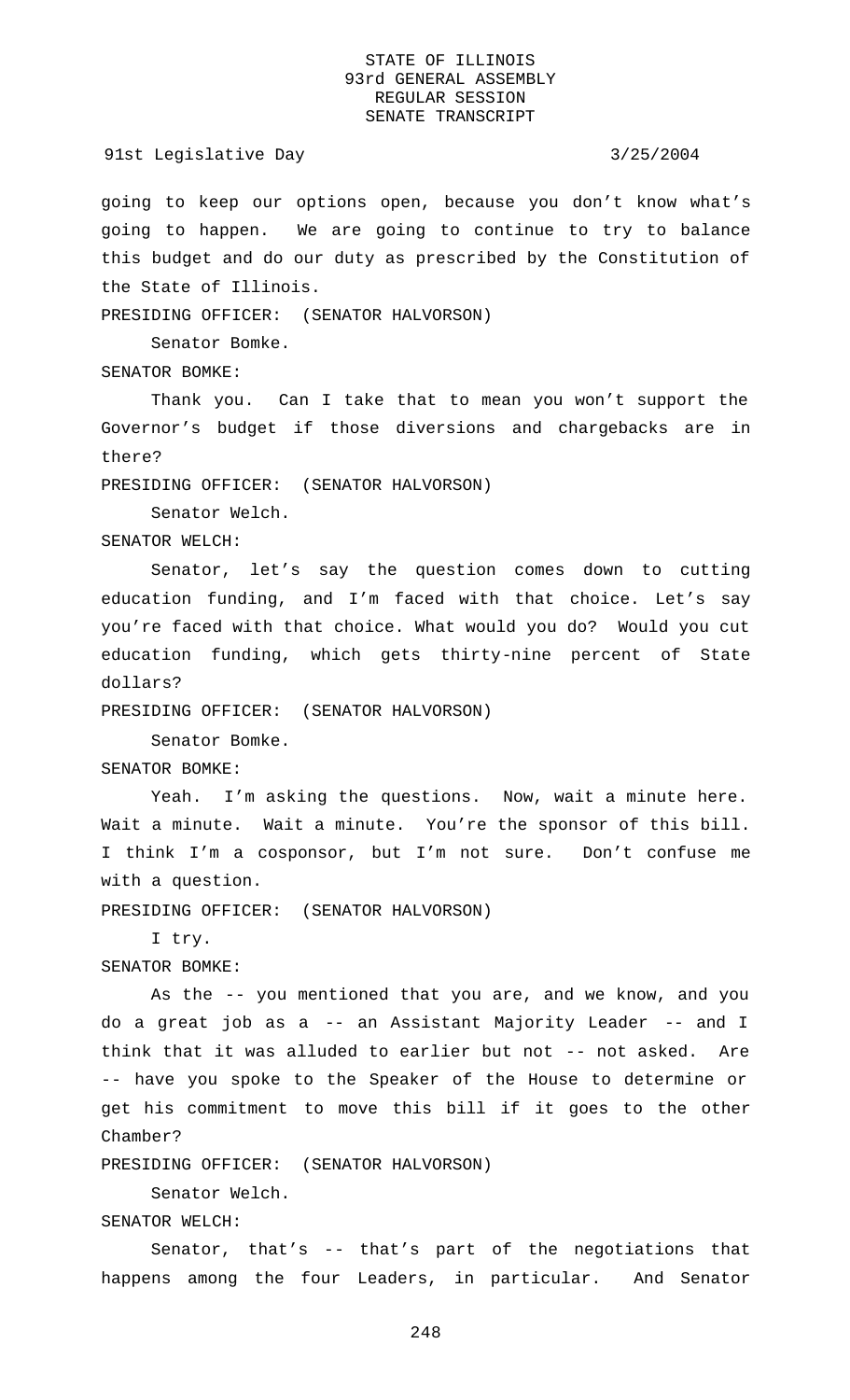going to keep our options open, because you don't know what's going to happen. We are going to continue to try to balance this budget and do our duty as prescribed by the Constitution of the State of Illinois.

PRESIDING OFFICER: (SENATOR HALVORSON)

Senator Bomke.

SENATOR BOMKE:

Thank you. Can I take that to mean you won't support the Governor's budget if those diversions and chargebacks are in there?

PRESIDING OFFICER: (SENATOR HALVORSON)

Senator Welch.

SENATOR WELCH:

Senator, let's say the question comes down to cutting education funding, and I'm faced with that choice. Let's say you're faced with that choice. What would you do? Would you cut education funding, which gets thirty-nine percent of State dollars?

PRESIDING OFFICER: (SENATOR HALVORSON)

Senator Bomke.

SENATOR BOMKE:

Yeah. I'm asking the questions. Now, wait a minute here. Wait a minute. Wait a minute. You're the sponsor of this bill. I think I'm a cosponsor, but I'm not sure. Don't confuse me with a question.

PRESIDING OFFICER: (SENATOR HALVORSON)

I try.

SENATOR BOMKE:

As the -- you mentioned that you are, and we know, and you do a great job as a -- an Assistant Majority Leader -- and I think that it was alluded to earlier but not -- not asked. Are -- have you spoke to the Speaker of the House to determine or get his commitment to move this bill if it goes to the other Chamber?

PRESIDING OFFICER: (SENATOR HALVORSON)

Senator Welch.

SENATOR WELCH:

Senator, that's -- that's part of the negotiations that happens among the four Leaders, in particular. And Senator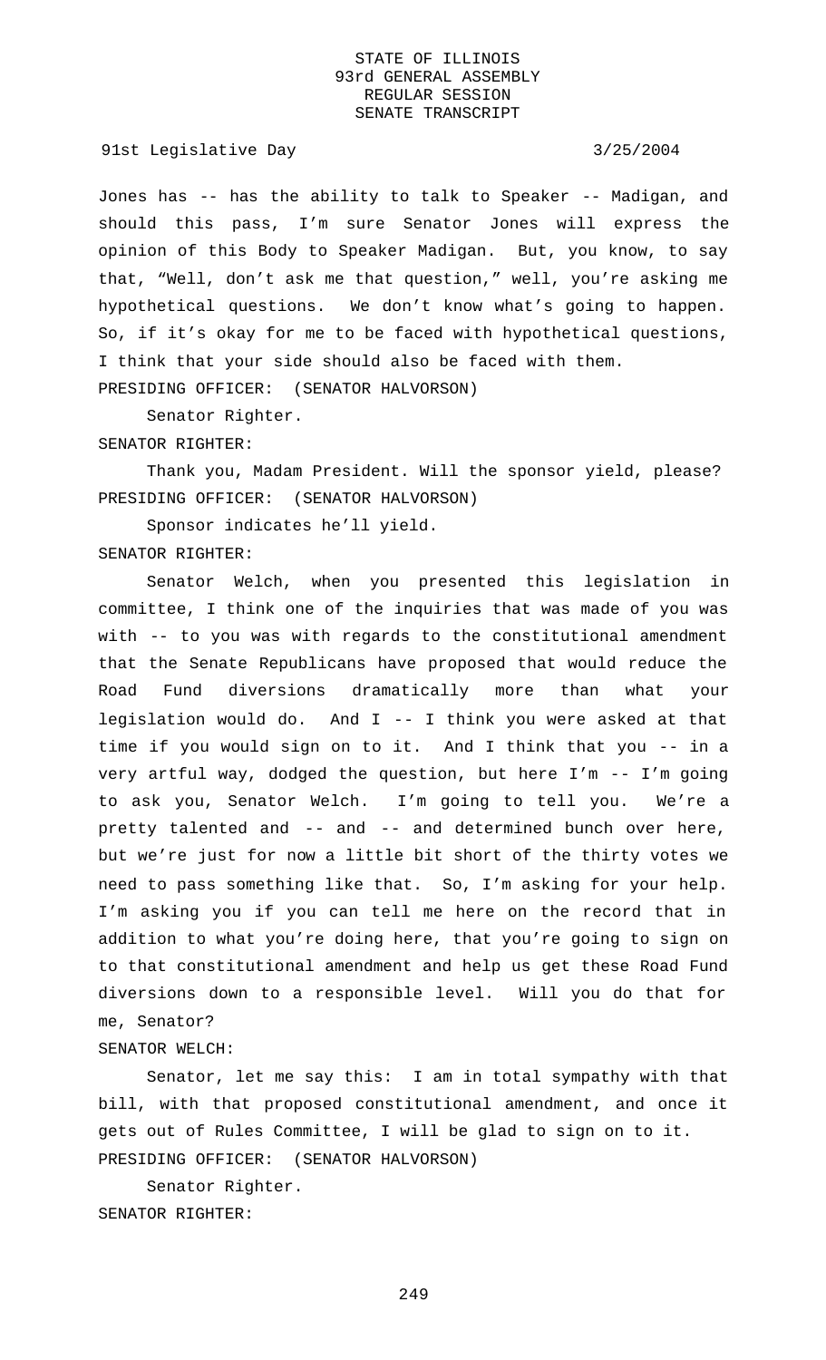Jones has -- has the ability to talk to Speaker -- Madigan, and should this pass, I'm sure Senator Jones will express the opinion of this Body to Speaker Madigan. But, you know, to say that, "Well, don't ask me that question," well, you're asking me hypothetical questions. We don't know what's going to happen. So, if it's okay for me to be faced with hypothetical questions, I think that your side should also be faced with them.

PRESIDING OFFICER: (SENATOR HALVORSON)

Senator Righter.

SENATOR RIGHTER:

Thank you, Madam President. Will the sponsor yield, please?

PRESIDING OFFICER: (SENATOR HALVORSON)

Sponsor indicates he'll yield.

SENATOR RIGHTER:

Senator Welch, when you presented this legislation in committee, I think one of the inquiries that was made of you was with -- to you was with regards to the constitutional amendment that the Senate Republicans have proposed that would reduce the Road Fund diversions dramatically more than what your legislation would do. And I -- I think you were asked at that time if you would sign on to it. And I think that you -- in a very artful way, dodged the question, but here I'm -- I'm going to ask you, Senator Welch. I'm going to tell you. We're a pretty talented and -- and -- and determined bunch over here, but we're just for now a little bit short of the thirty votes we need to pass something like that. So, I'm asking for your help. I'm asking you if you can tell me here on the record that in addition to what you're doing here, that you're going to sign on to that constitutional amendment and help us get these Road Fund diversions down to a responsible level. Will you do that for me, Senator?

SENATOR WELCH:

Senator, let me say this: I am in total sympathy with that bill, with that proposed constitutional amendment, and once it gets out of Rules Committee, I will be glad to sign on to it.

PRESIDING OFFICER: (SENATOR HALVORSON)

Senator Righter.

SENATOR RIGHTER: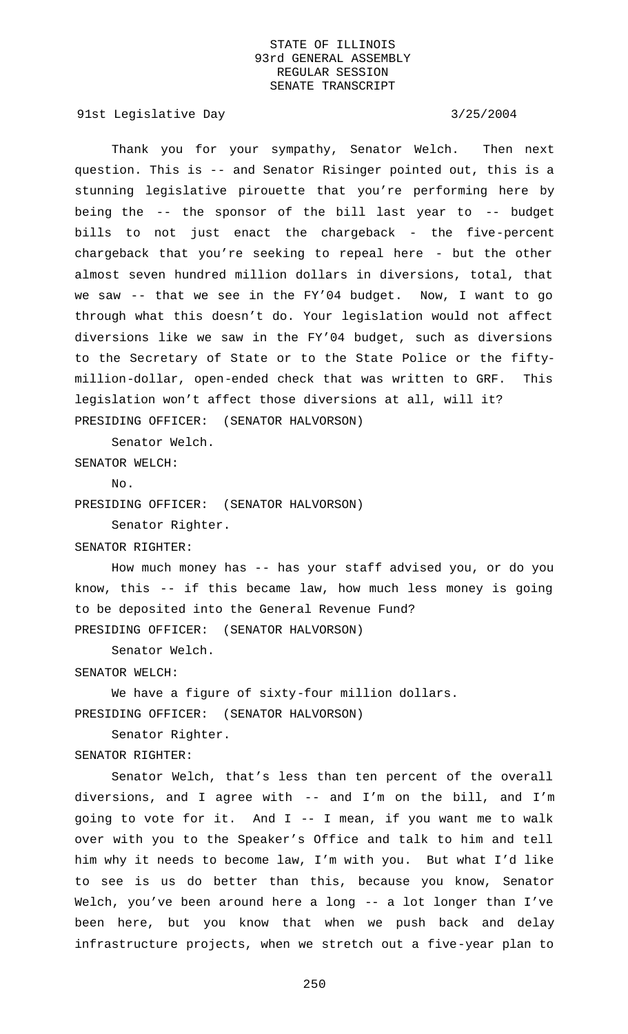Thank you for your sympathy, Senator Welch. Then next question. This is -- and Senator Risinger pointed out, this is a stunning legislative pirouette that you're performing here by being the -- the sponsor of the bill last year to -- budget bills to not just enact the chargeback - the five-percent chargeback that you're seeking to repeal here - but the other almost seven hundred million dollars in diversions, total, that we saw -- that we see in the FY'04 budget. Now, I want to go through what this doesn't do. Your legislation would not affect diversions like we saw in the FY'04 budget, such as diversions to the Secretary of State or to the State Police or the fifty-million-dollar, open-ended check that was written to GRF. This legislation won't affect those diversions at all, will it?

PRESIDING OFFICER: (SENATOR HALVORSON)

Senator Welch.

SENATOR WELCH:

No.

PRESIDING OFFICER: (SENATOR HALVORSON)

Senator Righter.

SENATOR RIGHTER:

How much money has -- has your staff advised you, or do you know, this -- if this became law, how much less money is going to be deposited into the General Revenue Fund?

PRESIDING OFFICER: (SENATOR HALVORSON)

Senator Welch.

SENATOR WELCH:

We have a figure of sixty-four million dollars.

PRESIDING OFFICER: (SENATOR HALVORSON)

Senator Righter.

SENATOR RIGHTER:

Senator Welch, that's less than ten percent of the overall diversions, and I agree with -- and I'm on the bill, and I'm going to vote for it. And I -- I mean, if you want me to walk over with you to the Speaker's Office and talk to him and tell him why it needs to become law, I'm with you. But what I'd like to see is us do better than this, because you know, Senator Welch, you've been around here a long -- a lot longer than I've been here, but you know that when we push back and delay infrastructure projects, when we stretch out a five-year plan to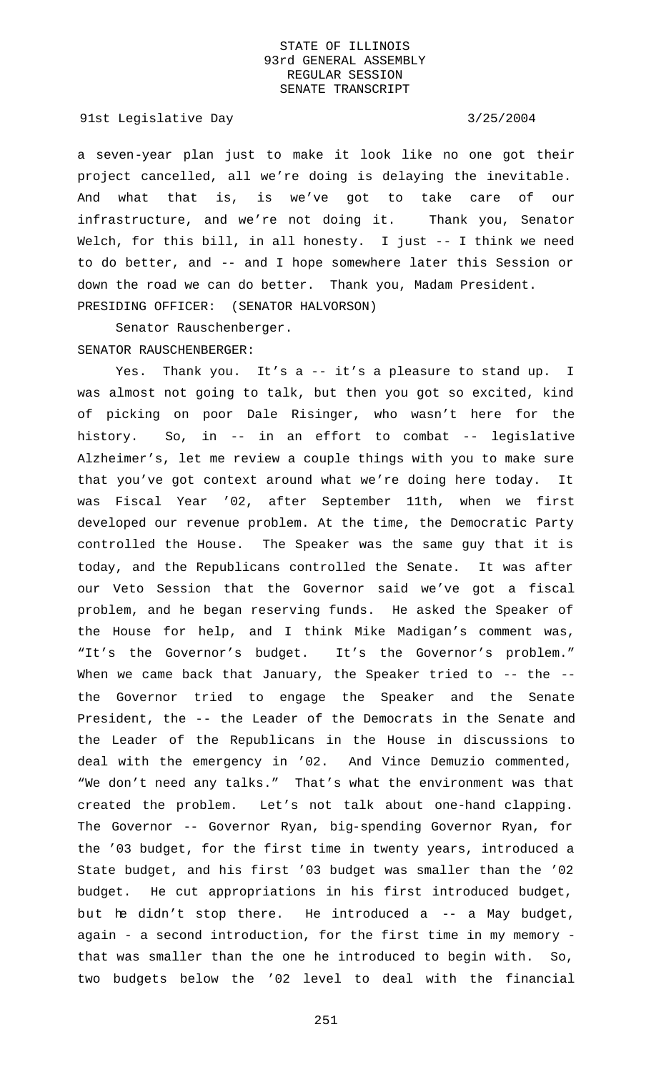a seven-year plan just to make it look like no one got their project cancelled, all we're doing is delaying the inevitable. And what that is, is we've got to take care of our infrastructure, and we're not doing it. Thank you, Senator Welch, for this bill, in all honesty. I just -- I think we need to do better, and -- and I hope somewhere later this Session or down the road we can do better. Thank you, Madam President.

PRESIDING OFFICER: (SENATOR HALVORSON)

Senator Rauschenberger.

SENATOR RAUSCHENBERGER:

Yes. Thank you. It's a -- it's a pleasure to stand up. I was almost not going to talk, but then you got so excited, kind of picking on poor Dale Risinger, who wasn't here for the history. So, in -- in an effort to combat -- legislative Alzheimer's, let me review a couple things with you to make sure that you've got context around what we're doing here today. It was Fiscal Year '02, after September 11th, when we first developed our revenue problem. At the time, the Democratic Party controlled the House. The Speaker was the same guy that it is today, and the Republicans controlled the Senate. It was after our Veto Session that the Governor said we've got a fiscal problem, and he began reserving funds. He asked the Speaker of the House for help, and I think Mike Madigan's comment was, "It's the Governor's budget. It's the Governor's problem." When we came back that January, the Speaker tried to -- the -- the Governor tried to engage the Speaker and the Senate President, the -- the Leader of the Democrats in the Senate and the Leader of the Republicans in the House in discussions to deal with the emergency in '02. And Vince Demuzio commented, "We don't need any talks." That's what the environment was that created the problem. Let's not talk about one-hand clapping. The Governor -- Governor Ryan, big-spending Governor Ryan, for the '03 budget, for the first time in twenty years, introduced a State budget, and his first '03 budget was smaller than the '02 budget. He cut appropriations in his first introduced budget, but he didn't stop there. He introduced a -- a May budget, again - a second introduction, for the first time in my memory - that was smaller than the one he introduced to begin with. So, two budgets below the '02 level to deal with the financial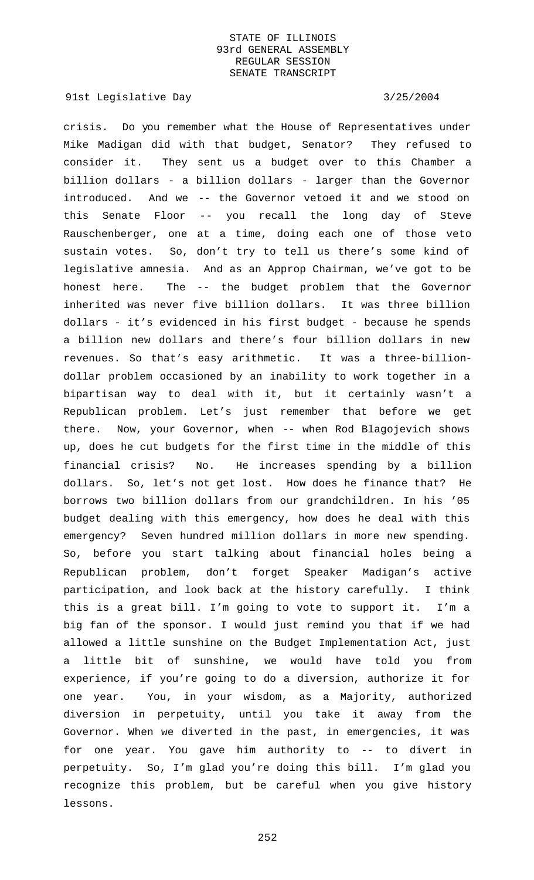crisis. Do you remember what the House of Representatives under Mike Madigan did with that budget, Senator? They refused to consider it. They sent us a budget over to this Chamber a billion dollars - a billion dollars - larger than the Governor introduced. And we -- the Governor vetoed it and we stood on this Senate Floor -- you recall the long day of Steve Rauschenberger, one at a time, doing each one of those veto sustain votes. So, don't try to tell us there's some kind of legislative amnesia. And as an Approp Chairman, we've got to be honest here. The -- the budget problem that the Governor inherited was never five billion dollars. It was three billion dollars - it's evidenced in his first budget - because he spends a billion new dollars and there's four billion dollars in new revenues. So that's easy arithmetic. It was a three-billion-dollar problem occasioned by an inability to work together in a bipartisan way to deal with it, but it certainly wasn't a Republican problem. Let's just remember that before we get there. Now, your Governor, when -- when Rod Blagojevich shows up, does he cut budgets for the first time in the middle of this financial crisis? No. He increases spending by a billion dollars. So, let's not get lost. How does he finance that? He borrows two billion dollars from our grandchildren. In his '05 budget dealing with this emergency, how does he deal with this emergency? Seven hundred million dollars in more new spending. So, before you start talking about financial holes being a Republican problem, don't forget Speaker Madigan's active participation, and look back at the history carefully. I think this is a great bill. I'm going to vote to support it. I'm a big fan of the sponsor. I would just remind you that if we had allowed a little sunshine on the Budget Implementation Act, just a little bit of sunshine, we would have told you from experience, if you're going to do a diversion, authorize it for one year. You, in your wisdom, as a Majority, authorized diversion in perpetuity, until you take it away from the Governor. When we diverted in the past, in emergencies, it was for one year. You gave him authority to -- to divert in perpetuity. So, I'm glad you're doing this bill. I'm glad you recognize this problem, but be careful when you give history lessons.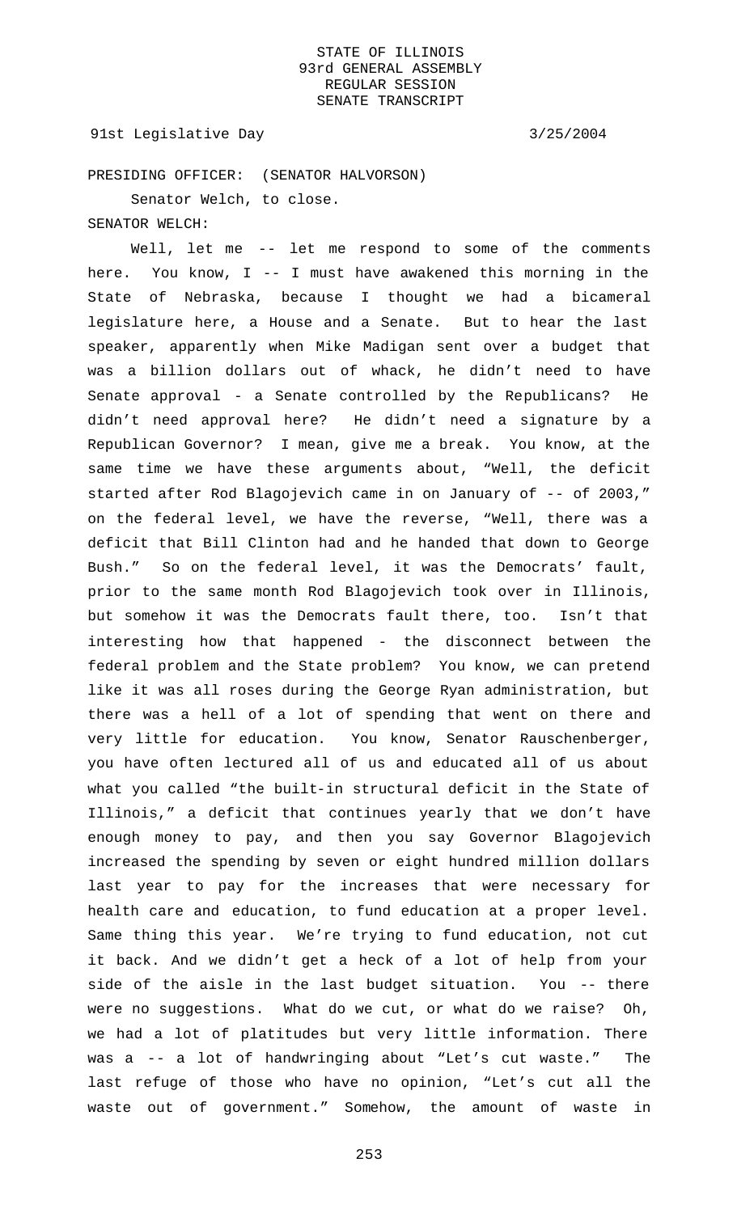PRESIDING OFFICER: (SENATOR HALVORSON)

Senator Welch, to close.

SENATOR WELCH:

Well, let me -- let me respond to some of the comments here. You know, I -- I must have awakened this morning in the State of Nebraska, because I thought we had a bicameral legislature here, a House and a Senate. But to hear the last speaker, apparently when Mike Madigan sent over a budget that was a billion dollars out of whack, he didn't need to have Senate approval - a Senate controlled by the Republicans? He didn't need approval here? He didn't need a signature by a Republican Governor? I mean, give me a break. You know, at the same time we have these arguments about, "Well, the deficit started after Rod Blagojevich came in on January of -- of 2003," on the federal level, we have the reverse, "Well, there was a deficit that Bill Clinton had and he handed that down to George Bush." So on the federal level, it was the Democrats' fault, prior to the same month Rod Blagojevich took over in Illinois, but somehow it was the Democrats fault there, too. Isn't that interesting how that happened - the disconnect between the federal problem and the State problem? You know, we can pretend like it was all roses during the George Ryan administration, but there was a hell of a lot of spending that went on there and very little for education. You know, Senator Rauschenberger, you have often lectured all of us and educated all of us about what you called "the built-in structural deficit in the State of Illinois," a deficit that continues yearly that we don't have enough money to pay, and then you say Governor Blagojevich increased the spending by seven or eight hundred million dollars last year to pay for the increases that were necessary for health care and education, to fund education at a proper level. Same thing this year. We're trying to fund education, not cut it back. And we didn't get a heck of a lot of help from your side of the aisle in the last budget situation. You -- there were no suggestions. What do we cut, or what do we raise? Oh, we had a lot of platitudes but very little information. There was a -- a lot of handwringing about "Let's cut waste." The last refuge of those who have no opinion, "Let's cut all the waste out of government." Somehow, the amount of waste in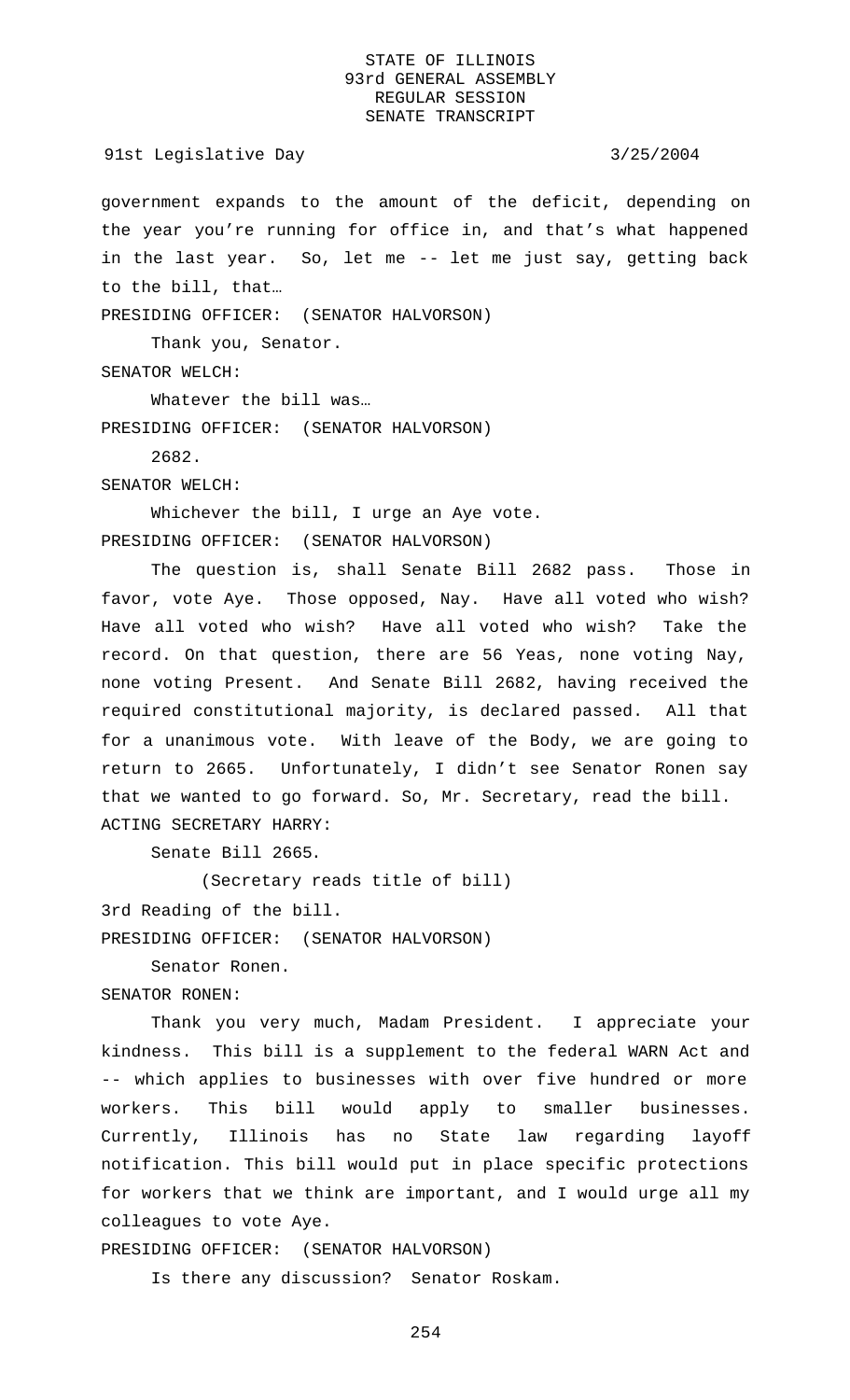government expands to the amount of the deficit, depending on the year you're running for office in, and that's what happened in the last year. So, let me -- let me just say, getting back to the bill, that…

PRESIDING OFFICER: (SENATOR HALVORSON)

Thank you, Senator.

SENATOR WELCH:

Whatever the bill was…

PRESIDING OFFICER: (SENATOR HALVORSON)

2682.

SENATOR WELCH:

Whichever the bill, I urge an Aye vote.

PRESIDING OFFICER: (SENATOR HALVORSON)

The question is, shall Senate Bill 2682 pass. Those in favor, vote Aye. Those opposed, Nay. Have all voted who wish? Have all voted who wish? Have all voted who wish? Take the record. On that question, there are 56 Yeas, none voting Nay, none voting Present. And Senate Bill 2682, having received the required constitutional majority, is declared passed. All that for a unanimous vote. With leave of the Body, we are going to return to 2665. Unfortunately, I didn't see Senator Ronen say that we wanted to go forward. So, Mr. Secretary, read the bill.

ACTING SECRETARY HARRY:

Senate Bill 2665.

(Secretary reads title of bill)

3rd Reading of the bill.

PRESIDING OFFICER: (SENATOR HALVORSON)

Senator Ronen.

SENATOR RONEN:

Thank you very much, Madam President. I appreciate your kindness. This bill is a supplement to the federal WARN Act and -- which applies to businesses with over five hundred or more workers. This bill would apply to smaller businesses. Currently, Illinois has no State law regarding layoff notification. This bill would put in place specific protections for workers that we think are important, and I would urge all my colleagues to vote Aye.

PRESIDING OFFICER: (SENATOR HALVORSON)

Is there any discussion? Senator Roskam.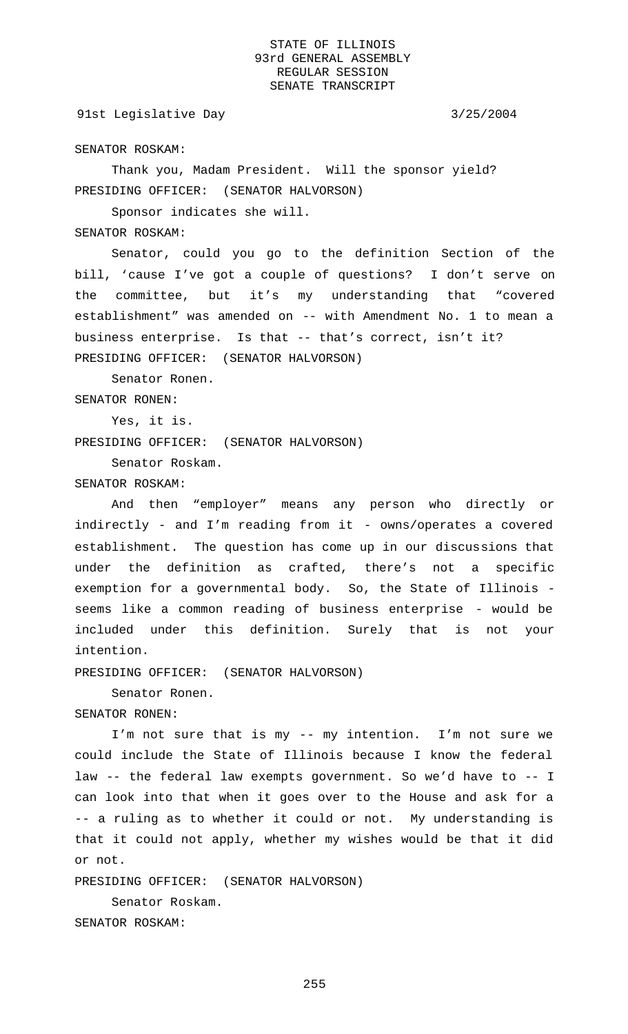SENATOR ROSKAM:

Thank you, Madam President. Will the sponsor yield?

PRESIDING OFFICER: (SENATOR HALVORSON)

Sponsor indicates she will.

SENATOR ROSKAM:

Senator, could you go to the definition Section of the bill, 'cause I've got a couple of questions? I don't serve on the committee, but it's my understanding that "covered establishment" was amended on -- with Amendment No. 1 to mean a business enterprise. Is that -- that's correct, isn't it?

PRESIDING OFFICER: (SENATOR HALVORSON)

Senator Ronen.

SENATOR RONEN:

Yes, it is.

PRESIDING OFFICER: (SENATOR HALVORSON)

Senator Roskam.

SENATOR ROSKAM:

And then "employer" means any person who directly or indirectly - and I'm reading from it - owns/operates a covered establishment. The question has come up in our discussions that under the definition as crafted, there's not a specific exemption for a governmental body. So, the State of Illinois - seems like a common reading of business enterprise - would be included under this definition. Surely that is not your intention.

PRESIDING OFFICER: (SENATOR HALVORSON)

Senator Ronen.

SENATOR RONEN:

I'm not sure that is my -- my intention. I'm not sure we could include the State of Illinois because I know the federal law -- the federal law exempts government. So we'd have to -- I can look into that when it goes over to the House and ask for a -- a ruling as to whether it could or not. My understanding is that it could not apply, whether my wishes would be that it did or not.

PRESIDING OFFICER: (SENATOR HALVORSON)

Senator Roskam.

SENATOR ROSKAM: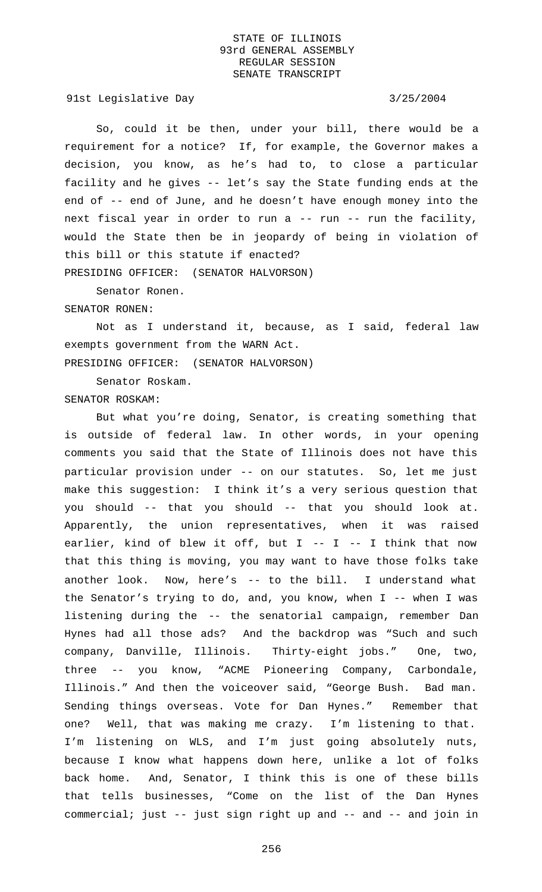So, could it be then, under your bill, there would be a requirement for a notice? If, for example, the Governor makes a decision, you know, as he's had to, to close a particular facility and he gives -- let's say the State funding ends at the end of -- end of June, and he doesn't have enough money into the next fiscal year in order to run a -- run -- run the facility, would the State then be in jeopardy of being in violation of this bill or this statute if enacted?

PRESIDING OFFICER: (SENATOR HALVORSON)

Senator Ronen.

SENATOR RONEN:

Not as I understand it, because, as I said, federal law exempts government from the WARN Act.

PRESIDING OFFICER: (SENATOR HALVORSON)

Senator Roskam.

SENATOR ROSKAM:

But what you're doing, Senator, is creating something that is outside of federal law. In other words, in your opening comments you said that the State of Illinois does not have this particular provision under -- on our statutes. So, let me just make this suggestion: I think it's a very serious question that you should -- that you should -- that you should look at. Apparently, the union representatives, when it was raised earlier, kind of blew it off, but I -- I -- I think that now that this thing is moving, you may want to have those folks take another look. Now, here's -- to the bill. I understand what the Senator's trying to do, and, you know, when I -- when I was listening during the -- the senatorial campaign, remember Dan Hynes had all those ads? And the backdrop was "Such and such company, Danville, Illinois. Thirty-eight jobs." One, two, three -- you know, "ACME Pioneering Company, Carbondale, Illinois." And then the voiceover said, "George Bush. Bad man. Sending things overseas. Vote for Dan Hynes." Remember that one? Well, that was making me crazy. I'm listening to that. I'm listening on WLS, and I'm just going absolutely nuts, because I know what happens down here, unlike a lot of folks back home. And, Senator, I think this is one of these bills that tells businesses, "Come on the list of the Dan Hynes commercial; just -- just sign right up and -- and -- and join in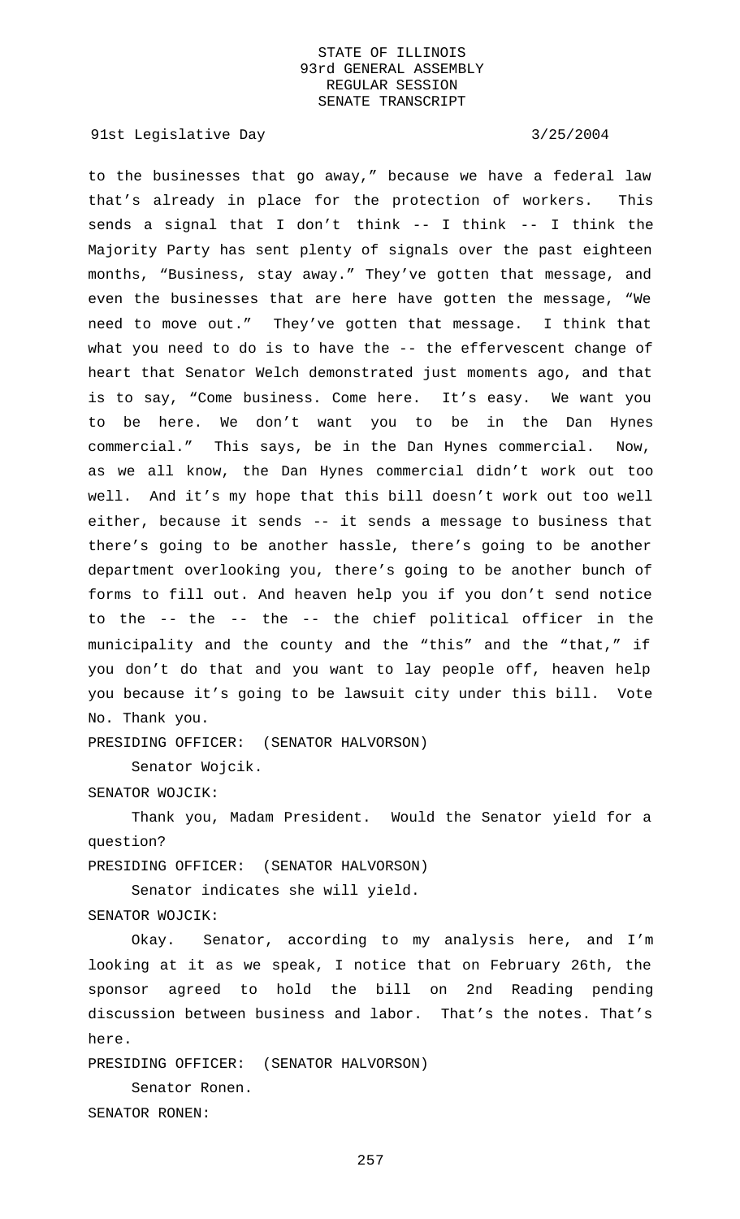to the businesses that go away," because we have a federal law that's already in place for the protection of workers. This sends a signal that I don't think -- I think -- I think the Majority Party has sent plenty of signals over the past eighteen months, "Business, stay away." They've gotten that message, and even the businesses that are here have gotten the message, "We need to move out." They've gotten that message. I think that what you need to do is to have the -- the effervescent change of heart that Senator Welch demonstrated just moments ago, and that is to say, "Come business. Come here. It's easy. We want you to be here. We don't want you to be in the Dan Hynes commercial." This says, be in the Dan Hynes commercial. Now, as we all know, the Dan Hynes commercial didn't work out too well. And it's my hope that this bill doesn't work out too well either, because it sends -- it sends a message to business that there's going to be another hassle, there's going to be another department overlooking you, there's going to be another bunch of forms to fill out. And heaven help you if you don't send notice to the -- the -- the -- the chief political officer in the municipality and the county and the "this" and the "that," if you don't do that and you want to lay people off, heaven help you because it's going to be lawsuit city under this bill. Vote No. Thank you.

PRESIDING OFFICER: (SENATOR HALVORSON)

Senator Wojcik.

SENATOR WOJCIK:

Thank you, Madam President. Would the Senator yield for a question?

PRESIDING OFFICER: (SENATOR HALVORSON)

Senator indicates she will yield.

SENATOR WOJCIK:

Okay. Senator, according to my analysis here, and I'm looking at it as we speak, I notice that on February 26th, the sponsor agreed to hold the bill on 2nd Reading pending discussion between business and labor. That's the notes. That's here.

PRESIDING OFFICER: (SENATOR HALVORSON)

Senator Ronen.

SENATOR RONEN: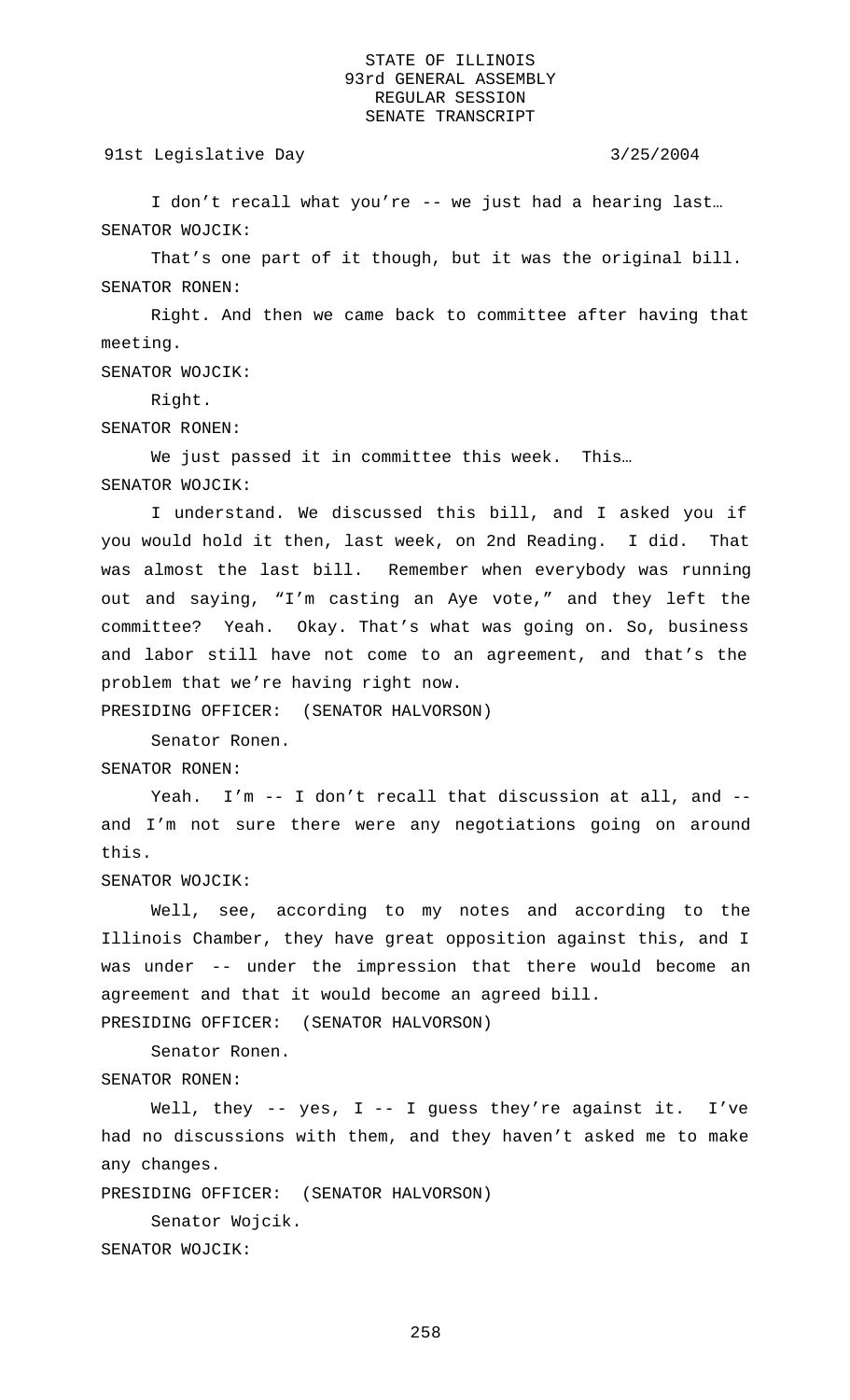I don't recall what you're -- we just had a hearing last…

SENATOR WOJCIK:

That's one part of it though, but it was the original bill.

SENATOR RONEN:

Right. And then we came back to committee after having that meeting.

SENATOR WOJCIK:

Right.

SENATOR RONEN:

We just passed it in committee this week. This…

SENATOR WOJCIK:

I understand. We discussed this bill, and I asked you if you would hold it then, last week, on 2nd Reading. I did. That was almost the last bill. Remember when everybody was running out and saying, "I'm casting an Aye vote," and they left the committee? Yeah. Okay. That's what was going on. So, business and labor still have not come to an agreement, and that's the problem that we're having right now.

PRESIDING OFFICER: (SENATOR HALVORSON)

Senator Ronen.

SENATOR RONEN:

Yeah. I'm -- I don't recall that discussion at all, and -- and I'm not sure there were any negotiations going on around this.

SENATOR WOJCIK:

Well, see, according to my notes and according to the Illinois Chamber, they have great opposition against this, and I was under -- under the impression that there would become an agreement and that it would become an agreed bill.

PRESIDING OFFICER: (SENATOR HALVORSON)

Senator Ronen.

SENATOR RONEN:

Well, they -- yes, I -- I guess they're against it. I've had no discussions with them, and they haven't asked me to make any changes.

PRESIDING OFFICER: (SENATOR HALVORSON)

Senator Wojcik.

SENATOR WOJCIK: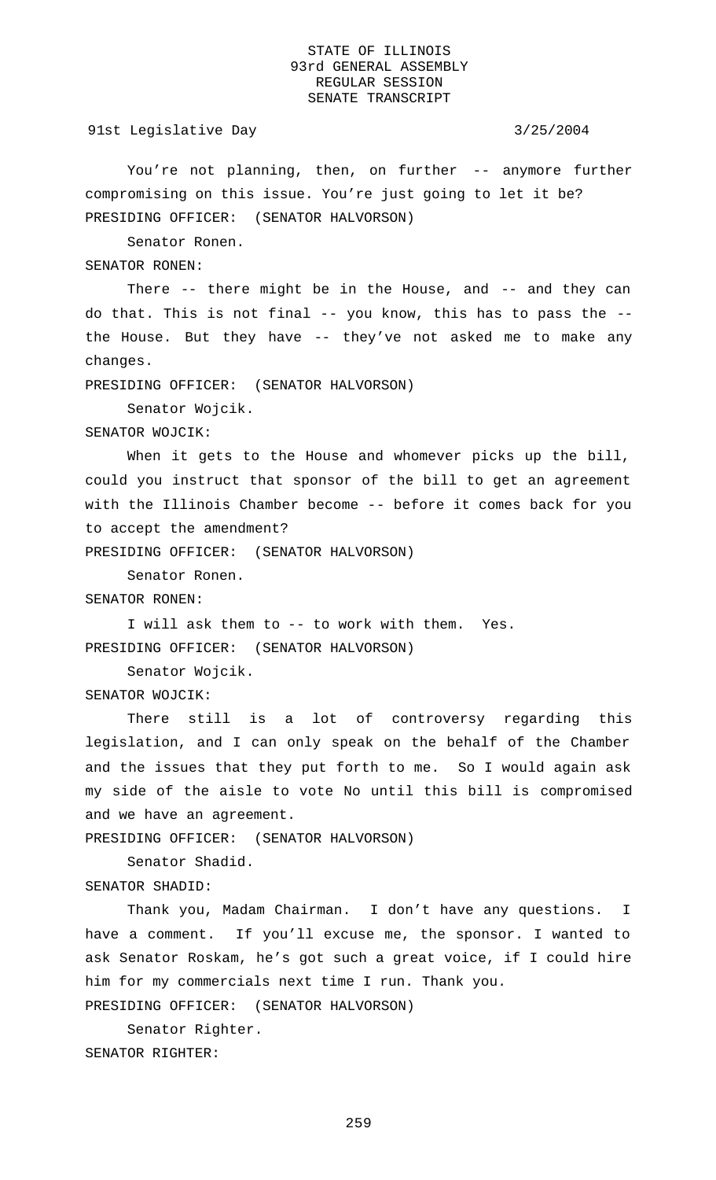You're not planning, then, on further -- anymore further compromising on this issue. You're just going to let it be?

PRESIDING OFFICER: (SENATOR HALVORSON)

Senator Ronen.

SENATOR RONEN:

There -- there might be in the House, and -- and they can do that. This is not final -- you know, this has to pass the -- the House. But they have -- they've not asked me to make any changes.

PRESIDING OFFICER: (SENATOR HALVORSON)

Senator Wojcik.

SENATOR WOJCIK:

When it gets to the House and whomever picks up the bill, could you instruct that sponsor of the bill to get an agreement with the Illinois Chamber become -- before it comes back for you to accept the amendment?

PRESIDING OFFICER: (SENATOR HALVORSON)

Senator Ronen.

SENATOR RONEN:

I will ask them to -- to work with them. Yes.

PRESIDING OFFICER: (SENATOR HALVORSON)

Senator Wojcik.

SENATOR WOJCIK:

There still is a lot of controversy regarding this legislation, and I can only speak on the behalf of the Chamber and the issues that they put forth to me. So I would again ask my side of the aisle to vote No until this bill is compromised and we have an agreement.

PRESIDING OFFICER: (SENATOR HALVORSON)

Senator Shadid.

SENATOR SHADID:

Thank you, Madam Chairman. I don't have any questions. I have a comment. If you'll excuse me, the sponsor. I wanted to ask Senator Roskam, he's got such a great voice, if I could hire him for my commercials next time I run. Thank you.

PRESIDING OFFICER: (SENATOR HALVORSON)

Senator Righter.

SENATOR RIGHTER: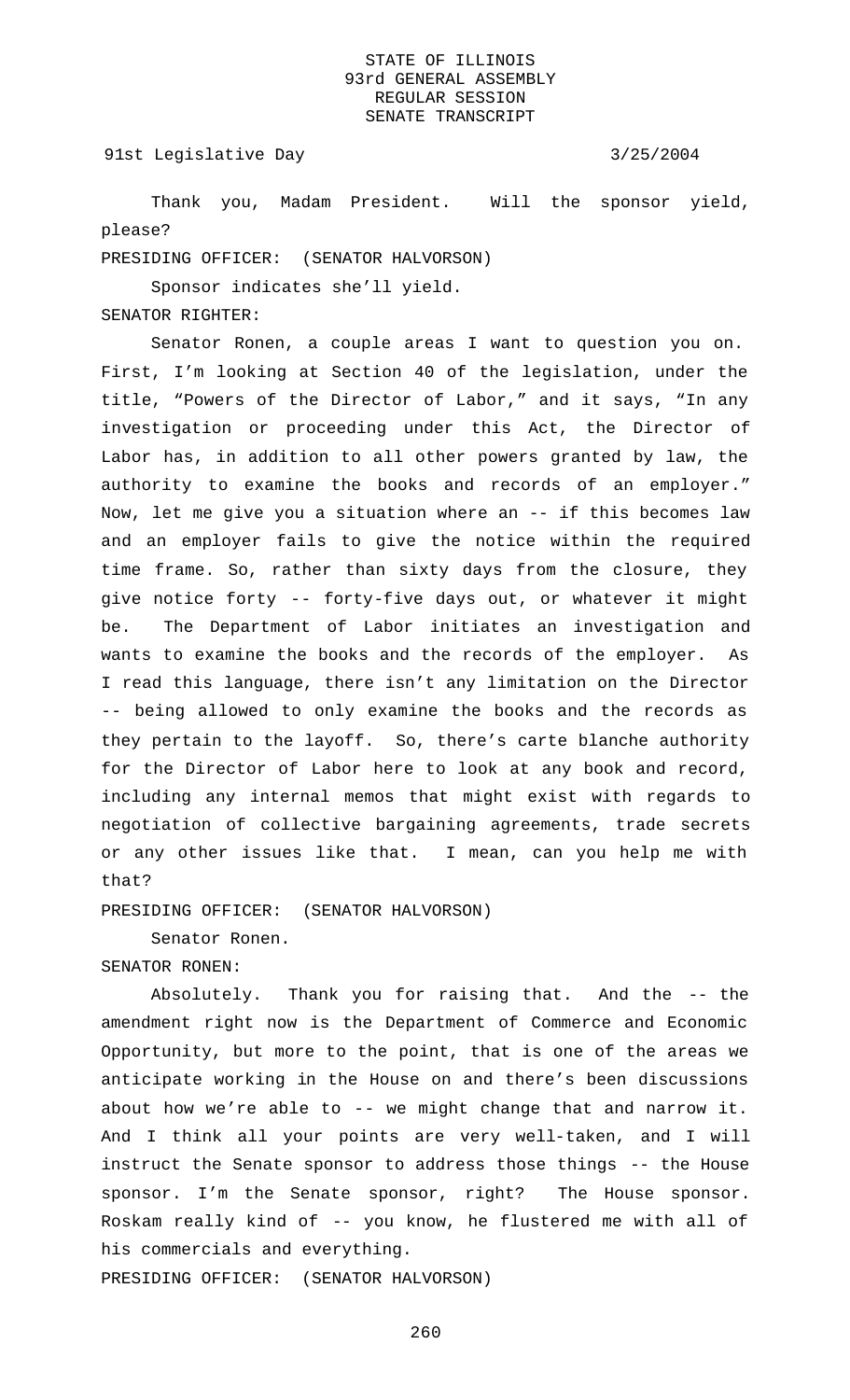Thank you, Madam President. Will the sponsor yield, please?

PRESIDING OFFICER: (SENATOR HALVORSON)

Sponsor indicates she'll yield.

SENATOR RIGHTER:

Senator Ronen, a couple areas I want to question you on. First, I'm looking at Section 40 of the legislation, under the title, "Powers of the Director of Labor," and it says, "In any investigation or proceeding under this Act, the Director of Labor has, in addition to all other powers granted by law, the authority to examine the books and records of an employer." Now, let me give you a situation where an -- if this becomes law and an employer fails to give the notice within the required time frame. So, rather than sixty days from the closure, they give notice forty -- forty-five days out, or whatever it might be. The Department of Labor initiates an investigation and wants to examine the books and the records of the employer. As I read this language, there isn't any limitation on the Director -- being allowed to only examine the books and the records as they pertain to the layoff. So, there's carte blanche authority for the Director of Labor here to look at any book and record, including any internal memos that might exist with regards to negotiation of collective bargaining agreements, trade secrets or any other issues like that. I mean, can you help me with that?

PRESIDING OFFICER: (SENATOR HALVORSON)

Senator Ronen.

SENATOR RONEN:

Absolutely. Thank you for raising that. And the -- the amendment right now is the Department of Commerce and Economic Opportunity, but more to the point, that is one of the areas we anticipate working in the House on and there's been discussions about how we're able to -- we might change that and narrow it. And I think all your points are very well-taken, and I will instruct the Senate sponsor to address those things -- the House sponsor. I'm the Senate sponsor, right? The House sponsor. Roskam really kind of -- you know, he flustered me with all of his commercials and everything.

PRESIDING OFFICER: (SENATOR HALVORSON)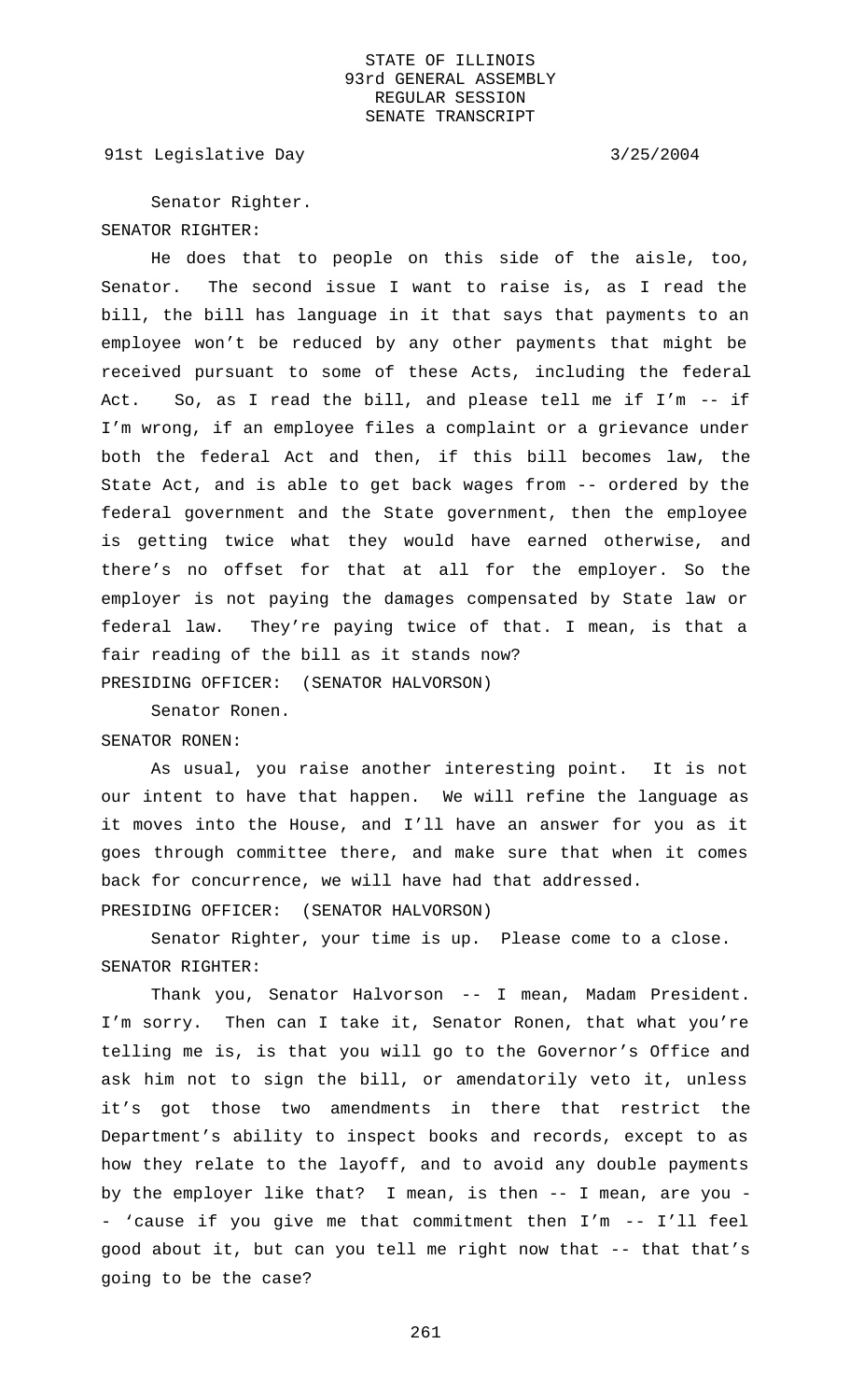Senator Righter.

SENATOR RIGHTER:

He does that to people on this side of the aisle, too, Senator. The second issue I want to raise is, as I read the bill, the bill has language in it that says that payments to an employee won't be reduced by any other payments that might be received pursuant to some of these Acts, including the federal Act. So, as I read the bill, and please tell me if I'm -- if I'm wrong, if an employee files a complaint or a grievance under both the federal Act and then, if this bill becomes law, the State Act, and is able to get back wages from -- ordered by the federal government and the State government, then the employee is getting twice what they would have earned otherwise, and there's no offset for that at all for the employer. So the employer is not paying the damages compensated by State law or federal law. They're paying twice of that. I mean, is that a fair reading of the bill as it stands now?

PRESIDING OFFICER: (SENATOR HALVORSON)

Senator Ronen.

SENATOR RONEN:

As usual, you raise another interesting point. It is not our intent to have that happen. We will refine the language as it moves into the House, and I'll have an answer for you as it goes through committee there, and make sure that when it comes back for concurrence, we will have had that addressed.

PRESIDING OFFICER: (SENATOR HALVORSON)

Senator Righter, your time is up. Please come to a close.

SENATOR RIGHTER:

Thank you, Senator Halvorson -- I mean, Madam President. I'm sorry. Then can I take it, Senator Ronen, that what you're telling me is, is that you will go to the Governor's Office and ask him not to sign the bill, or amendatorily veto it, unless it's got those two amendments in there that restrict the Department's ability to inspect books and records, except to as how they relate to the layoff, and to avoid any double payments by the employer like that? I mean, is then -- I mean, are you -- 'cause if you give me that commitment then I'm -- I'll feel good about it, but can you tell me right now that -- that that's going to be the case?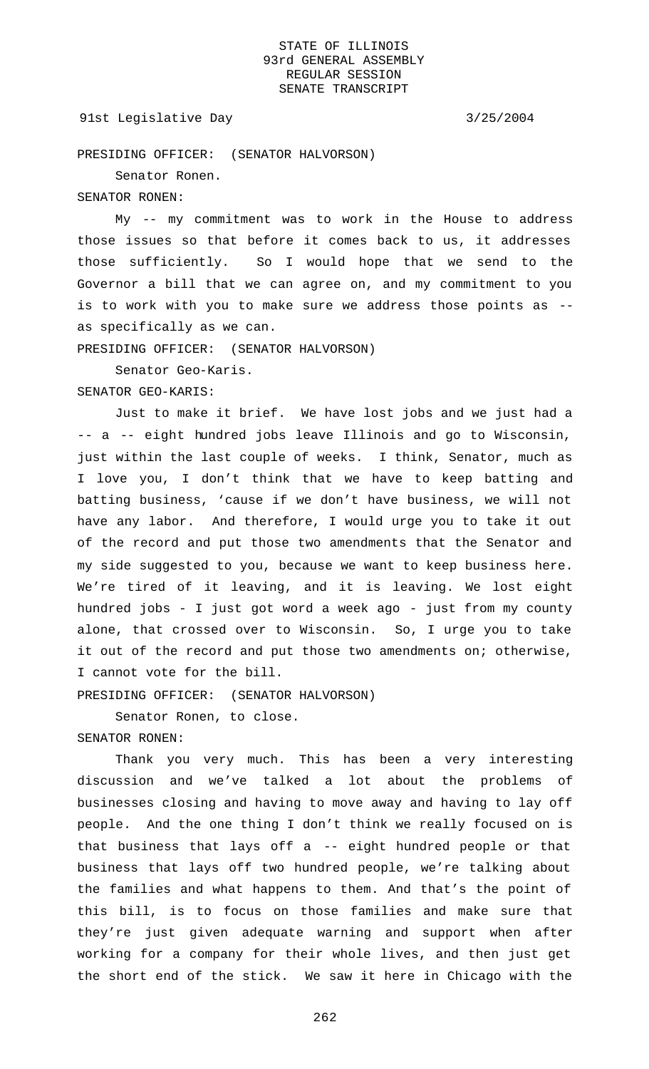PRESIDING OFFICER: (SENATOR HALVORSON)

Senator Ronen.

SENATOR RONEN:

My -- my commitment was to work in the House to address those issues so that before it comes back to us, it addresses those sufficiently. So I would hope that we send to the Governor a bill that we can agree on, and my commitment to you is to work with you to make sure we address those points as -- as specifically as we can.

PRESIDING OFFICER: (SENATOR HALVORSON)

Senator Geo-Karis.

SENATOR GEO-KARIS:

Just to make it brief. We have lost jobs and we just had a -- a -- eight hundred jobs leave Illinois and go to Wisconsin, just within the last couple of weeks. I think, Senator, much as I love you, I don't think that we have to keep batting and batting business, 'cause if we don't have business, we will not have any labor. And therefore, I would urge you to take it out of the record and put those two amendments that the Senator and my side suggested to you, because we want to keep business here. We're tired of it leaving, and it is leaving. We lost eight hundred jobs - I just got word a week ago - just from my county alone, that crossed over to Wisconsin. So, I urge you to take it out of the record and put those two amendments on; otherwise, I cannot vote for the bill.

PRESIDING OFFICER: (SENATOR HALVORSON)

Senator Ronen, to close.

SENATOR RONEN:

Thank you very much. This has been a very interesting discussion and we've talked a lot about the problems of businesses closing and having to move away and having to lay off people. And the one thing I don't think we really focused on is that business that lays off a -- eight hundred people or that business that lays off two hundred people, we're talking about the families and what happens to them. And that's the point of this bill, is to focus on those families and make sure that they're just given adequate warning and support when after working for a company for their whole lives, and then just get the short end of the stick. We saw it here in Chicago with the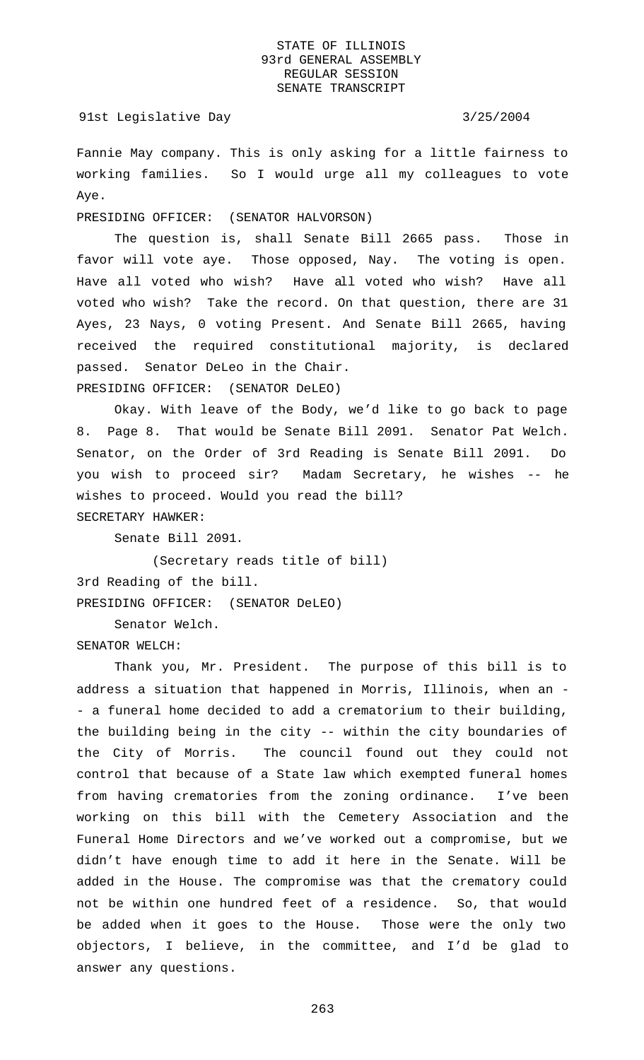Fannie May company. This is only asking for a little fairness to working families. So I would urge all my colleagues to vote Aye.

PRESIDING OFFICER: (SENATOR HALVORSON)

The question is, shall Senate Bill 2665 pass. Those in favor will vote aye. Those opposed, Nay. The voting is open. Have all voted who wish? Have all voted who wish? Have all voted who wish? Take the record. On that question, there are 31 Ayes, 23 Nays, 0 voting Present. And Senate Bill 2665, having received the required constitutional majority, is declared passed. Senator DeLeo in the Chair.

PRESIDING OFFICER: (SENATOR DeLEO)

Okay. With leave of the Body, we'd like to go back to page 8. Page 8. That would be Senate Bill 2091. Senator Pat Welch. Senator, on the Order of 3rd Reading is Senate Bill 2091. Do you wish to proceed sir? Madam Secretary, he wishes -- he wishes to proceed. Would you read the bill?

SECRETARY HAWKER:

Senate Bill 2091.

(Secretary reads title of bill)

3rd Reading of the bill.

PRESIDING OFFICER: (SENATOR DeLEO)

Senator Welch.

SENATOR WELCH:

Thank you, Mr. President. The purpose of this bill is to address a situation that happened in Morris, Illinois, when an - - a funeral home decided to add a crematorium to their building, the building being in the city -- within the city boundaries of the City of Morris. The council found out they could not control that because of a State law which exempted funeral homes from having crematories from the zoning ordinance. I've been working on this bill with the Cemetery Association and the Funeral Home Directors and we've worked out a compromise, but we didn't have enough time to add it here in the Senate. Will be added in the House. The compromise was that the crematory could not be within one hundred feet of a residence. So, that would be added when it goes to the House. Those were the only two objectors, I believe, in the committee, and I'd be glad to answer any questions.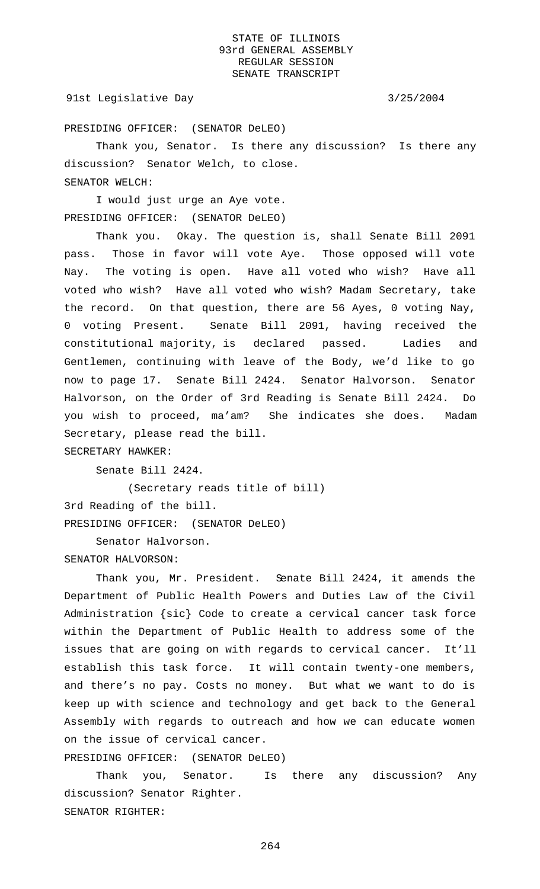PRESIDING OFFICER: (SENATOR DeLEO)

Thank you, Senator. Is there any discussion? Is there any discussion? Senator Welch, to close.

SENATOR WELCH:

I would just urge an Aye vote.

PRESIDING OFFICER: (SENATOR DeLEO)

Thank you. Okay. The question is, shall Senate Bill 2091 pass. Those in favor will vote Aye. Those opposed will vote Nay. The voting is open. Have all voted who wish? Have all voted who wish? Have all voted who wish? Madam Secretary, take the record. On that question, there are 56 Ayes, 0 voting Nay, 0 voting Present. Senate Bill 2091, having received the constitutional majority, is declared passed. Ladies and Gentlemen, continuing with leave of the Body, we'd like to go now to page 17. Senate Bill 2424. Senator Halvorson. Senator Halvorson, on the Order of 3rd Reading is Senate Bill 2424. Do you wish to proceed, ma'am? She indicates she does. Madam Secretary, please read the bill.

SECRETARY HAWKER:

Senate Bill 2424.

(Secretary reads title of bill)

3rd Reading of the bill.

PRESIDING OFFICER: (SENATOR DeLEO)

Senator Halvorson.

SENATOR HALVORSON:

Thank you, Mr. President. Senate Bill 2424, it amends the Department of Public Health Powers and Duties Law of the Civil Administration {sic} Code to create a cervical cancer task force within the Department of Public Health to address some of the issues that are going on with regards to cervical cancer. It'll establish this task force. It will contain twenty-one members, and there's no pay. Costs no money. But what we want to do is keep up with science and technology and get back to the General Assembly with regards to outreach and how we can educate women on the issue of cervical cancer.

PRESIDING OFFICER: (SENATOR DeLEO)

Thank you, Senator. Is there any discussion? Any discussion? Senator Righter.

SENATOR RIGHTER: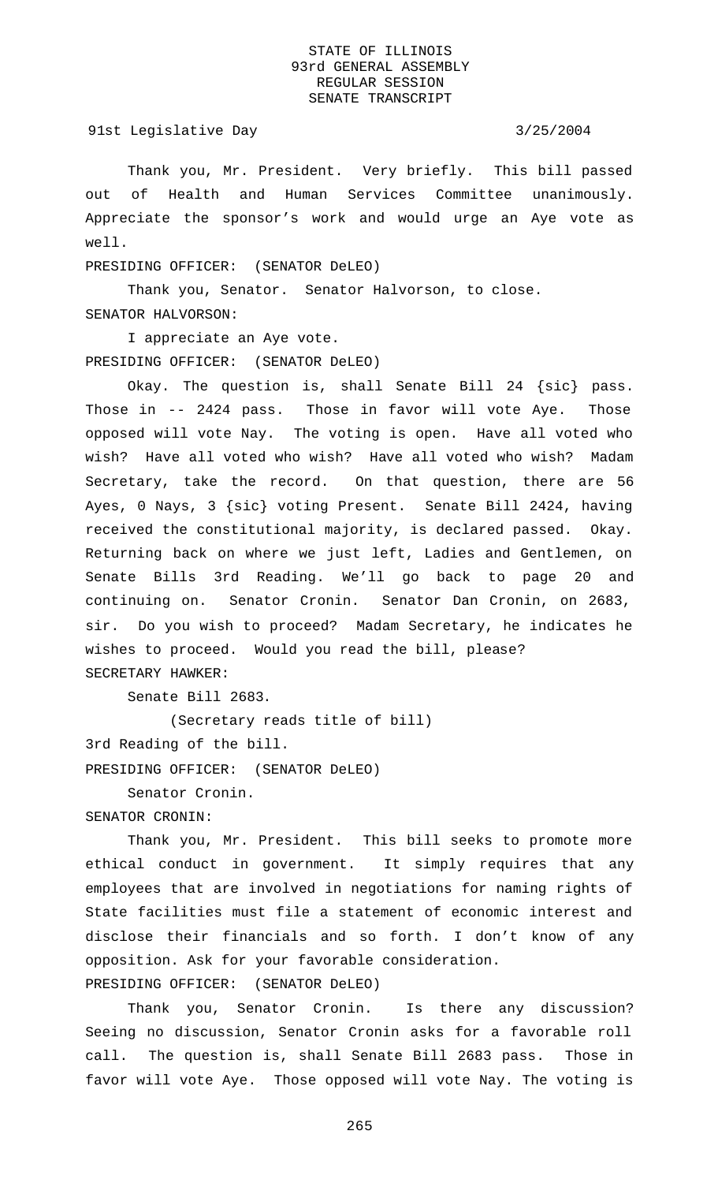Thank you, Mr. President. Very briefly. This bill passed out of Health and Human Services Committee unanimously. Appreciate the sponsor's work and would urge an Aye vote as well.

PRESIDING OFFICER: (SENATOR DeLEO)

Thank you, Senator. Senator Halvorson, to close.

SENATOR HALVORSON:

I appreciate an Aye vote.

PRESIDING OFFICER: (SENATOR DeLEO)

Okay. The question is, shall Senate Bill 24 {sic} pass. Those in -- 2424 pass. Those in favor will vote Aye. Those opposed will vote Nay. The voting is open. Have all voted who wish? Have all voted who wish? Have all voted who wish? Madam Secretary, take the record. On that question, there are 56 Ayes, 0 Nays, 3 {sic} voting Present. Senate Bill 2424, having received the constitutional majority, is declared passed. Okay. Returning back on where we just left, Ladies and Gentlemen, on Senate Bills 3rd Reading. We'll go back to page 20 and continuing on. Senator Cronin. Senator Dan Cronin, on 2683, sir. Do you wish to proceed? Madam Secretary, he indicates he wishes to proceed. Would you read the bill, please?

SECRETARY HAWKER:

Senate Bill 2683.

(Secretary reads title of bill)

3rd Reading of the bill.

PRESIDING OFFICER: (SENATOR DeLEO)

Senator Cronin.

SENATOR CRONIN:

Thank you, Mr. President. This bill seeks to promote more ethical conduct in government. It simply requires that any employees that are involved in negotiations for naming rights of State facilities must file a statement of economic interest and disclose their financials and so forth. I don't know of any opposition. Ask for your favorable consideration.

PRESIDING OFFICER: (SENATOR DeLEO)

Thank you, Senator Cronin. Is there any discussion? Seeing no discussion, Senator Cronin asks for a favorable roll call. The question is, shall Senate Bill 2683 pass. Those in favor will vote Aye. Those opposed will vote Nay. The voting is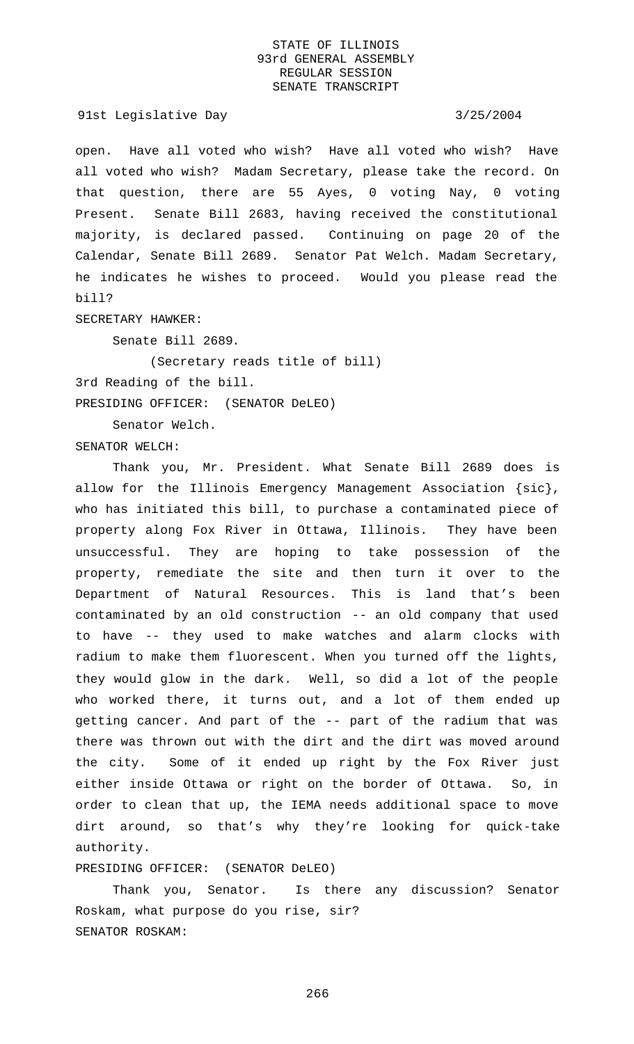open. Have all voted who wish? Have all voted who wish? Have all voted who wish? Madam Secretary, please take the record. On that question, there are 55 Ayes, 0 voting Nay, 0 voting Present. Senate Bill 2683, having received the constitutional majority, is declared passed. Continuing on page 20 of the Calendar, Senate Bill 2689. Senator Pat Welch. Madam Secretary, he indicates he wishes to proceed. Would you please read the bill?

SECRETARY HAWKER:

Senate Bill 2689.

(Secretary reads title of bill)

3rd Reading of the bill.

PRESIDING OFFICER: (SENATOR DeLEO)

Senator Welch.

SENATOR WELCH:

Thank you, Mr. President. What Senate Bill 2689 does is allow for the Illinois Emergency Management Association {sic}, who has initiated this bill, to purchase a contaminated piece of property along Fox River in Ottawa, Illinois. They have been unsuccessful. They are hoping to take possession of the property, remediate the site and then turn it over to the Department of Natural Resources. This is land that's been contaminated by an old construction -- an old company that used to have -- they used to make watches and alarm clocks with radium to make them fluorescent. When you turned off the lights, they would glow in the dark. Well, so did a lot of the people who worked there, it turns out, and a lot of them ended up getting cancer. And part of the -- part of the radium that was there was thrown out with the dirt and the dirt was moved around the city. Some of it ended up right by the Fox River just either inside Ottawa or right on the border of Ottawa. So, in order to clean that up, the IEMA needs additional space to move dirt around, so that's why they're looking for quick-take authority.

PRESIDING OFFICER: (SENATOR DeLEO)

Thank you, Senator. Is there any discussion? Senator Roskam, what purpose do you rise, sir?

SENATOR ROSKAM: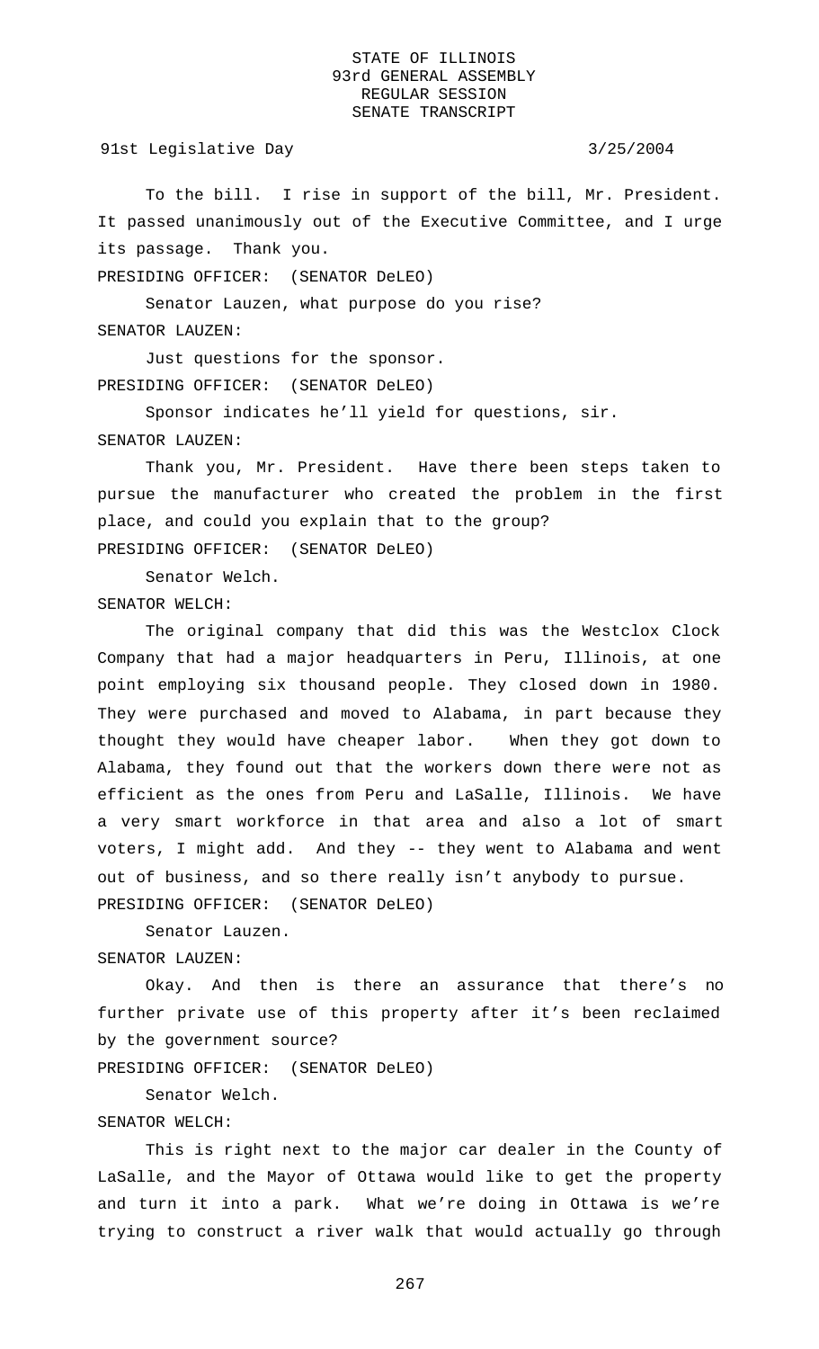To the bill. I rise in support of the bill, Mr. President. It passed unanimously out of the Executive Committee, and I urge its passage. Thank you.

PRESIDING OFFICER: (SENATOR DeLEO)

Senator Lauzen, what purpose do you rise?

SENATOR LAUZEN:

Just questions for the sponsor.

PRESIDING OFFICER: (SENATOR DeLEO)

Sponsor indicates he'll yield for questions, sir.

SENATOR LAUZEN:

Thank you, Mr. President. Have there been steps taken to pursue the manufacturer who created the problem in the first place, and could you explain that to the group?

PRESIDING OFFICER: (SENATOR DeLEO)

Senator Welch.

SENATOR WELCH:

The original company that did this was the Westclox Clock Company that had a major headquarters in Peru, Illinois, at one point employing six thousand people. They closed down in 1980. They were purchased and moved to Alabama, in part because they thought they would have cheaper labor. When they got down to Alabama, they found out that the workers down there were not as efficient as the ones from Peru and LaSalle, Illinois. We have a very smart workforce in that area and also a lot of smart voters, I might add. And they -- they went to Alabama and went out of business, and so there really isn't anybody to pursue.

PRESIDING OFFICER: (SENATOR DeLEO)

Senator Lauzen.

SENATOR LAUZEN:

Okay. And then is there an assurance that there's no further private use of this property after it's been reclaimed by the government source?

PRESIDING OFFICER: (SENATOR DeLEO)

Senator Welch.

SENATOR WELCH:

This is right next to the major car dealer in the County of LaSalle, and the Mayor of Ottawa would like to get the property and turn it into a park. What we're doing in Ottawa is we're trying to construct a river walk that would actually go through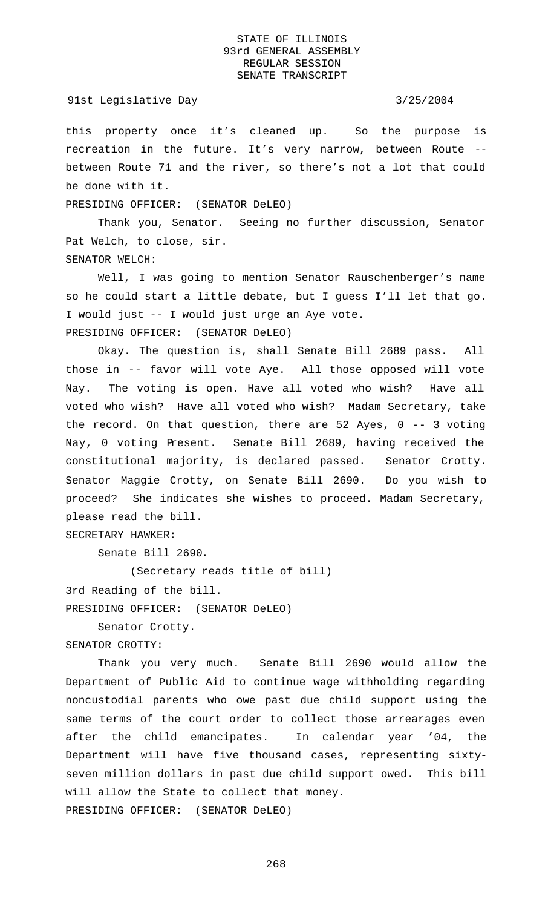this property once it's cleaned up. So the purpose is recreation in the future. It's very narrow, between Route -- between Route 71 and the river, so there's not a lot that could be done with it.

PRESIDING OFFICER: (SENATOR DeLEO)

Thank you, Senator. Seeing no further discussion, Senator Pat Welch, to close, sir.

SENATOR WELCH:

Well, I was going to mention Senator Rauschenberger's name so he could start a little debate, but I guess I'll let that go. I would just -- I would just urge an Aye vote.

PRESIDING OFFICER: (SENATOR DeLEO)

Okay. The question is, shall Senate Bill 2689 pass. All those in -- favor will vote Aye. All those opposed will vote Nay. The voting is open. Have all voted who wish? Have all voted who wish? Have all voted who wish? Madam Secretary, take the record. On that question, there are 52 Ayes, 0 -- 3 voting Nay, 0 voting Present. Senate Bill 2689, having received the constitutional majority, is declared passed. Senator Crotty. Senator Maggie Crotty, on Senate Bill 2690. Do you wish to proceed? She indicates she wishes to proceed. Madam Secretary, please read the bill.

SECRETARY HAWKER:

Senate Bill 2690.

(Secretary reads title of bill)

3rd Reading of the bill.

PRESIDING OFFICER: (SENATOR DeLEO)

Senator Crotty.

SENATOR CROTTY:

Thank you very much. Senate Bill 2690 would allow the Department of Public Aid to continue wage withholding regarding noncustodial parents who owe past due child support using the same terms of the court order to collect those arrearages even after the child emancipates. In calendar year '04, the Department will have five thousand cases, representing sixty-seven million dollars in past due child support owed. This bill will allow the State to collect that money.

PRESIDING OFFICER: (SENATOR DeLEO)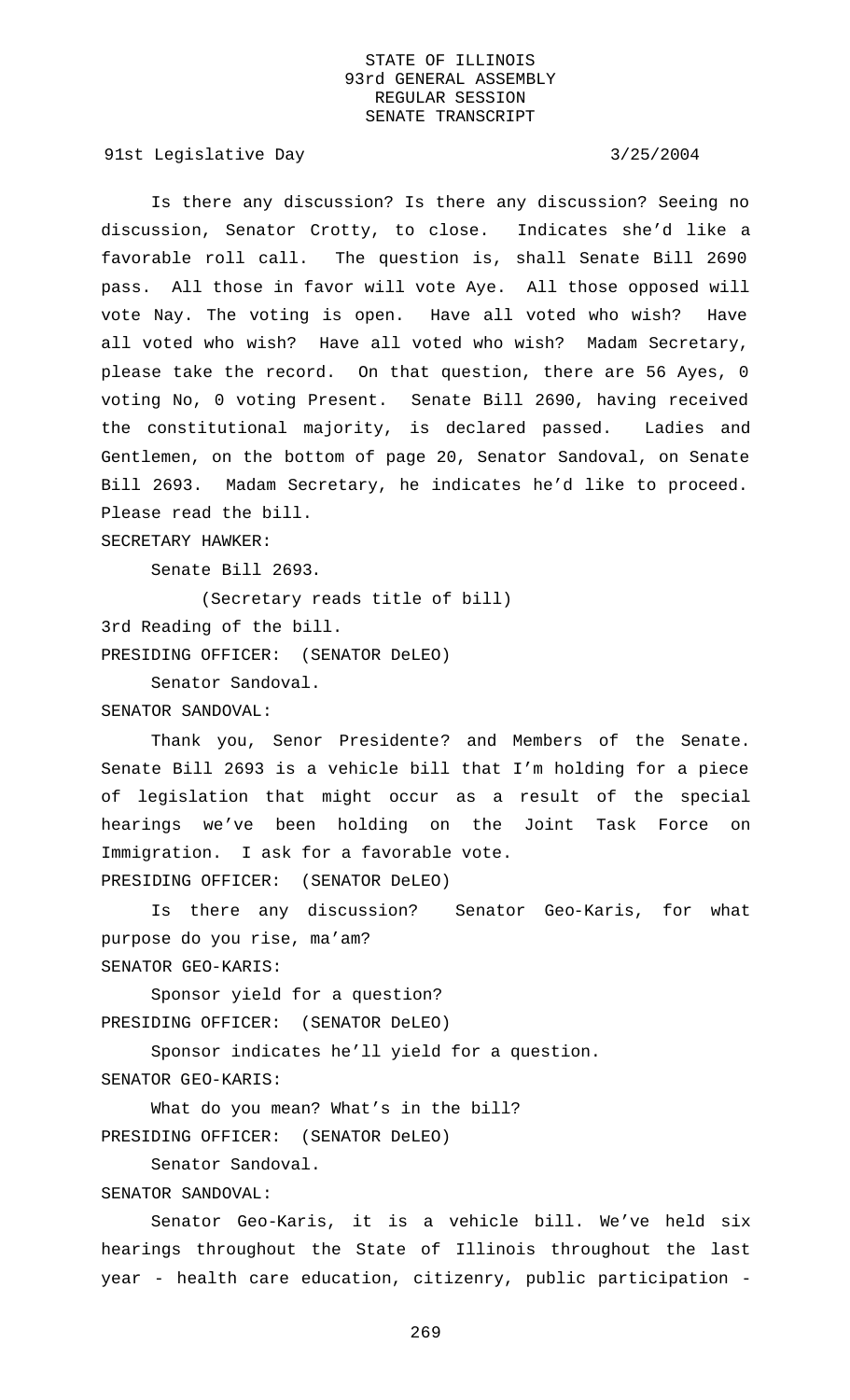Is there any discussion? Is there any discussion? Seeing no discussion, Senator Crotty, to close. Indicates she'd like a favorable roll call. The question is, shall Senate Bill 2690 pass. All those in favor will vote Aye. All those opposed will vote Nay. The voting is open. Have all voted who wish? Have all voted who wish? Have all voted who wish? Madam Secretary, please take the record. On that question, there are 56 Ayes, 0 voting No, 0 voting Present. Senate Bill 2690, having received the constitutional majority, is declared passed. Ladies and Gentlemen, on the bottom of page 20, Senator Sandoval, on Senate Bill 2693. Madam Secretary, he indicates he'd like to proceed. Please read the bill.

SECRETARY HAWKER:

Senate Bill 2693.

(Secretary reads title of bill)

3rd Reading of the bill.

PRESIDING OFFICER: (SENATOR DeLEO)

Senator Sandoval.

SENATOR SANDOVAL:

Thank you, Senor Presidente? and Members of the Senate. Senate Bill 2693 is a vehicle bill that I'm holding for a piece of legislation that might occur as a result of the special hearings we've been holding on the Joint Task Force on Immigration. I ask for a favorable vote.

PRESIDING OFFICER: (SENATOR DeLEO)

Is there any discussion? Senator Geo-Karis, for what purpose do you rise, ma'am?

SENATOR GEO-KARIS:

Sponsor yield for a question?

PRESIDING OFFICER: (SENATOR DeLEO)

Sponsor indicates he'll yield for a question.

SENATOR GEO-KARIS:

What do you mean? What's in the bill?

PRESIDING OFFICER: (SENATOR DeLEO)

Senator Sandoval.

SENATOR SANDOVAL:

Senator Geo-Karis, it is a vehicle bill. We've held six hearings throughout the State of Illinois throughout the last year - health care education, citizenry, public participation -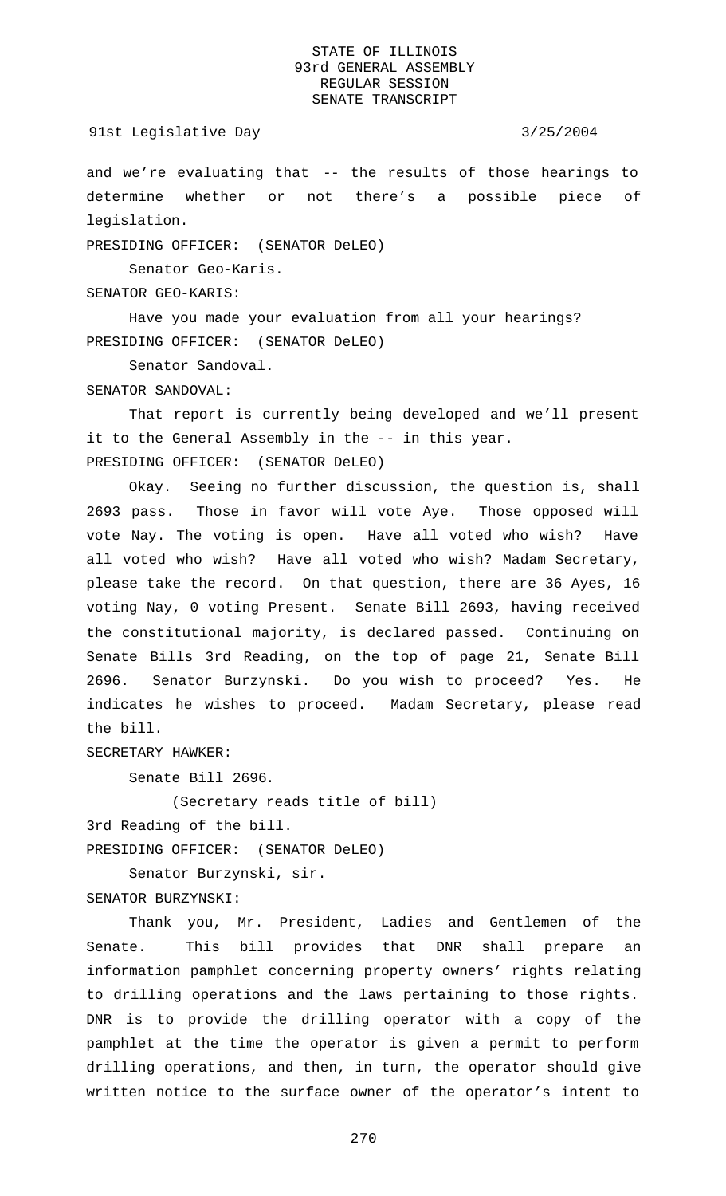and we're evaluating that -- the results of those hearings to determine whether or not there's a possible piece of legislation.

PRESIDING OFFICER: (SENATOR DeLEO)

Senator Geo-Karis.

SENATOR GEO-KARIS:

Have you made your evaluation from all your hearings?

PRESIDING OFFICER: (SENATOR DeLEO)

Senator Sandoval.

SENATOR SANDOVAL:

That report is currently being developed and we'll present it to the General Assembly in the -- in this year.

PRESIDING OFFICER: (SENATOR DeLEO)

Okay. Seeing no further discussion, the question is, shall 2693 pass. Those in favor will vote Aye. Those opposed will vote Nay. The voting is open. Have all voted who wish? Have all voted who wish? Have all voted who wish? Madam Secretary, please take the record. On that question, there are 36 Ayes, 16 voting Nay, 0 voting Present. Senate Bill 2693, having received the constitutional majority, is declared passed. Continuing on Senate Bills 3rd Reading, on the top of page 21, Senate Bill 2696. Senator Burzynski. Do you wish to proceed? Yes. He indicates he wishes to proceed. Madam Secretary, please read the bill.

SECRETARY HAWKER:

Senate Bill 2696.

(Secretary reads title of bill)

3rd Reading of the bill.

PRESIDING OFFICER: (SENATOR DeLEO)

Senator Burzynski, sir.

SENATOR BURZYNSKI:

Thank you, Mr. President, Ladies and Gentlemen of the Senate. This bill provides that DNR shall prepare an information pamphlet concerning property owners' rights relating to drilling operations and the laws pertaining to those rights. DNR is to provide the drilling operator with a copy of the pamphlet at the time the operator is given a permit to perform drilling operations, and then, in turn, the operator should give written notice to the surface owner of the operator's intent to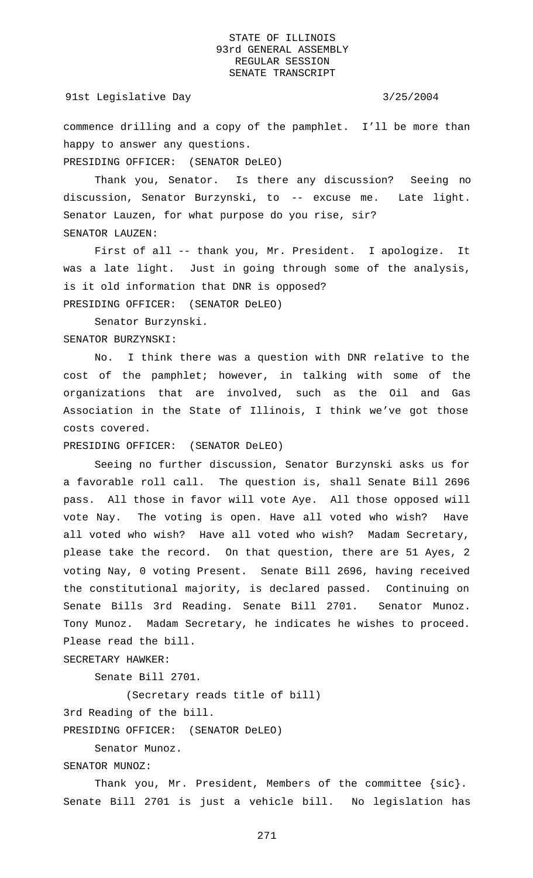commence drilling and a copy of the pamphlet. I'll be more than happy to answer any questions.

PRESIDING OFFICER: (SENATOR DeLEO)

Thank you, Senator. Is there any discussion? Seeing no discussion, Senator Burzynski, to -- excuse me. Late light. Senator Lauzen, for what purpose do you rise, sir?

SENATOR LAUZEN:

First of all -- thank you, Mr. President. I apologize. It was a late light. Just in going through some of the analysis, is it old information that DNR is opposed?

PRESIDING OFFICER: (SENATOR DeLEO)

Senator Burzynski.

SENATOR BURZYNSKI:

No. I think there was a question with DNR relative to the cost of the pamphlet; however, in talking with some of the organizations that are involved, such as the Oil and Gas Association in the State of Illinois, I think we've got those costs covered.

PRESIDING OFFICER: (SENATOR DeLEO)

Seeing no further discussion, Senator Burzynski asks us for a favorable roll call. The question is, shall Senate Bill 2696 pass. All those in favor will vote Aye. All those opposed will vote Nay. The voting is open. Have all voted who wish? Have all voted who wish? Have all voted who wish? Madam Secretary, please take the record. On that question, there are 51 Ayes, 2 voting Nay, 0 voting Present. Senate Bill 2696, having received the constitutional majority, is declared passed. Continuing on Senate Bills 3rd Reading. Senate Bill 2701. Senator Munoz. Tony Munoz. Madam Secretary, he indicates he wishes to proceed. Please read the bill.

SECRETARY HAWKER:

Senate Bill 2701.

(Secretary reads title of bill)

3rd Reading of the bill.

PRESIDING OFFICER: (SENATOR DeLEO)

Senator Munoz.

SENATOR MUNOZ:

Thank you, Mr. President, Members of the committee {sic}. Senate Bill 2701 is just a vehicle bill. No legislation has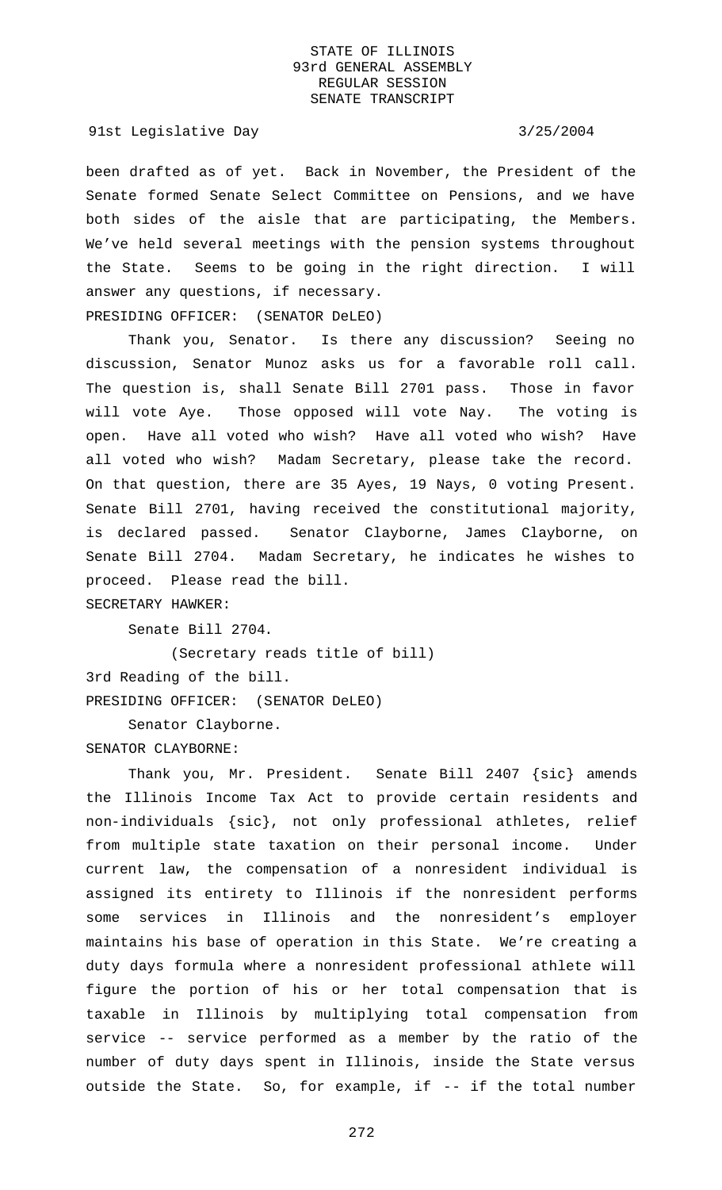been drafted as of yet. Back in November, the President of the Senate formed Senate Select Committee on Pensions, and we have both sides of the aisle that are participating, the Members. We've held several meetings with the pension systems throughout the State. Seems to be going in the right direction. I will answer any questions, if necessary.

PRESIDING OFFICER: (SENATOR DeLEO)

Thank you, Senator. Is there any discussion? Seeing no discussion, Senator Munoz asks us for a favorable roll call. The question is, shall Senate Bill 2701 pass. Those in favor will vote Aye. Those opposed will vote Nay. The voting is open. Have all voted who wish? Have all voted who wish? Have all voted who wish? Madam Secretary, please take the record. On that question, there are 35 Ayes, 19 Nays, 0 voting Present. Senate Bill 2701, having received the constitutional majority, is declared passed. Senator Clayborne, James Clayborne, on Senate Bill 2704. Madam Secretary, he indicates he wishes to proceed. Please read the bill.

SECRETARY HAWKER:

Senate Bill 2704.

(Secretary reads title of bill)

3rd Reading of the bill.

PRESIDING OFFICER: (SENATOR DeLEO)

Senator Clayborne.

SENATOR CLAYBORNE:

Thank you, Mr. President. Senate Bill 2407 {sic} amends the Illinois Income Tax Act to provide certain residents and non-individuals {sic}, not only professional athletes, relief from multiple state taxation on their personal income. Under current law, the compensation of a nonresident individual is assigned its entirety to Illinois if the nonresident performs some services in Illinois and the nonresident's employer maintains his base of operation in this State. We're creating a duty days formula where a nonresident professional athlete will figure the portion of his or her total compensation that is taxable in Illinois by multiplying total compensation from service -- service performed as a member by the ratio of the number of duty days spent in Illinois, inside the State versus outside the State. So, for example, if -- if the total number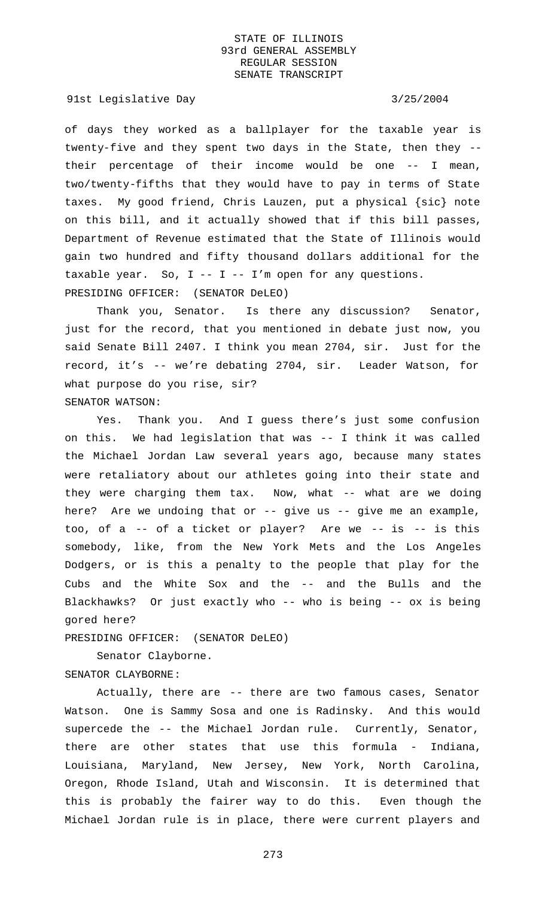of days they worked as a ballplayer for the taxable year is twenty-five and they spent two days in the State, then they -- their percentage of their income would be one -- I mean, two/twenty-fifths that they would have to pay in terms of State taxes. My good friend, Chris Lauzen, put a physical {sic} note on this bill, and it actually showed that if this bill passes, Department of Revenue estimated that the State of Illinois would gain two hundred and fifty thousand dollars additional for the taxable year. So, I -- I -- I'm open for any questions.

PRESIDING OFFICER: (SENATOR DeLEO)

Thank you, Senator. Is there any discussion? Senator, just for the record, that you mentioned in debate just now, you said Senate Bill 2407. I think you mean 2704, sir. Just for the record, it's -- we're debating 2704, sir. Leader Watson, for what purpose do you rise, sir?

SENATOR WATSON:

Yes. Thank you. And I guess there's just some confusion on this. We had legislation that was -- I think it was called the Michael Jordan Law several years ago, because many states were retaliatory about our athletes going into their state and they were charging them tax. Now, what -- what are we doing here? Are we undoing that or -- give us -- give me an example, too, of a -- of a ticket or player? Are we -- is -- is this somebody, like, from the New York Mets and the Los Angeles Dodgers, or is this a penalty to the people that play for the Cubs and the White Sox and the -- and the Bulls and the Blackhawks? Or just exactly who -- who is being -- ox is being gored here?

PRESIDING OFFICER: (SENATOR DeLEO)

Senator Clayborne.

SENATOR CLAYBORNE:

Actually, there are -- there are two famous cases, Senator Watson. One is Sammy Sosa and one is Radinsky. And this would supercede the -- the Michael Jordan rule. Currently, Senator, there are other states that use this formula - Indiana, Louisiana, Maryland, New Jersey, New York, North Carolina, Oregon, Rhode Island, Utah and Wisconsin. It is determined that this is probably the fairer way to do this. Even though the Michael Jordan rule is in place, there were current players and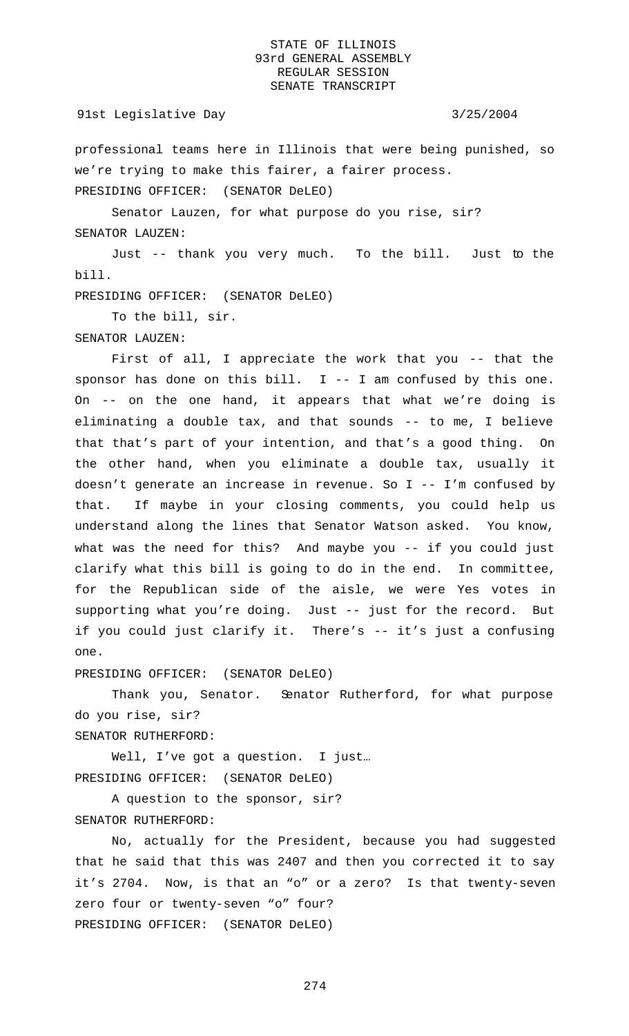professional teams here in Illinois that were being punished, so we're trying to make this fairer, a fairer process.

PRESIDING OFFICER: (SENATOR DeLEO)

Senator Lauzen, for what purpose do you rise, sir?

SENATOR LAUZEN:

Just -- thank you very much. To the bill. Just to the bill.

PRESIDING OFFICER: (SENATOR DeLEO)

To the bill, sir.

SENATOR LAUZEN:

First of all, I appreciate the work that you -- that the sponsor has done on this bill. I -- I am confused by this one. On -- on the one hand, it appears that what we're doing is eliminating a double tax, and that sounds -- to me, I believe that that's part of your intention, and that's a good thing. On the other hand, when you eliminate a double tax, usually it doesn't generate an increase in revenue. So I -- I'm confused by that. If maybe in your closing comments, you could help us understand along the lines that Senator Watson asked. You know, what was the need for this? And maybe you -- if you could just clarify what this bill is going to do in the end. In committee, for the Republican side of the aisle, we were Yes votes in supporting what you're doing. Just -- just for the record. But if you could just clarify it. There's -- it's just a confusing one.

PRESIDING OFFICER: (SENATOR DeLEO)

Thank you, Senator. Senator Rutherford, for what purpose do you rise, sir?

SENATOR RUTHERFORD:

Well, I've got a question. I just…

PRESIDING OFFICER: (SENATOR DeLEO)

A question to the sponsor, sir?

SENATOR RUTHERFORD:

No, actually for the President, because you had suggested that he said that this was 2407 and then you corrected it to say it's 2704. Now, is that an "o" or a zero? Is that twenty-seven zero four or twenty-seven "o" four?

PRESIDING OFFICER: (SENATOR DeLEO)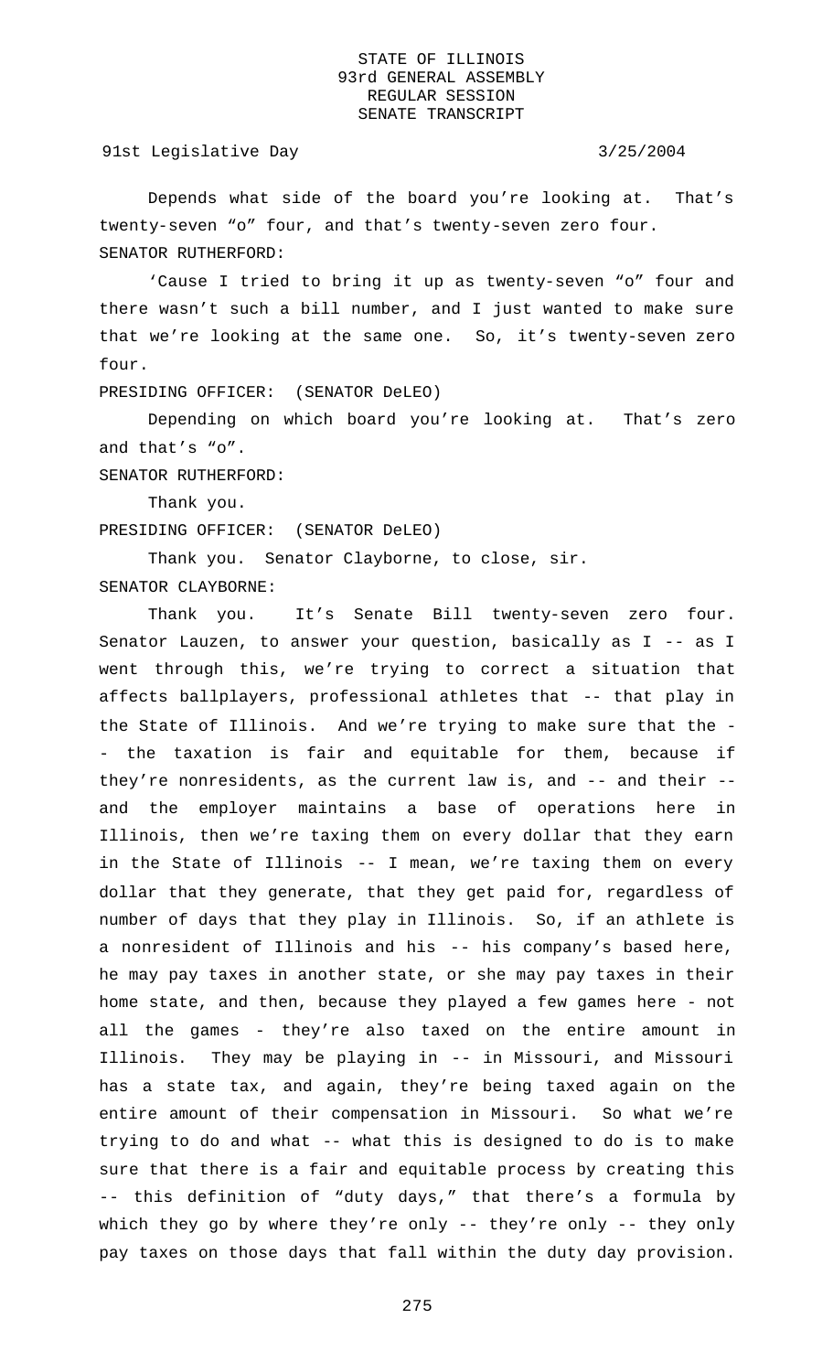Depends what side of the board you're looking at. That's twenty-seven "o" four, and that's twenty-seven zero four.

SENATOR RUTHERFORD:

'Cause I tried to bring it up as twenty-seven "o" four and there wasn't such a bill number, and I just wanted to make sure that we're looking at the same one. So, it's twenty-seven zero four.

PRESIDING OFFICER: (SENATOR DeLEO)

Depending on which board you're looking at. That's zero and that's "o".

SENATOR RUTHERFORD:

Thank you.

PRESIDING OFFICER: (SENATOR DeLEO)

Thank you. Senator Clayborne, to close, sir.

SENATOR CLAYBORNE:

Thank you. It's Senate Bill twenty-seven zero four. Senator Lauzen, to answer your question, basically as I -- as I went through this, we're trying to correct a situation that affects ballplayers, professional athletes that -- that play in the State of Illinois. And we're trying to make sure that the - - the taxation is fair and equitable for them, because if they're nonresidents, as the current law is, and -- and their -- and the employer maintains a base of operations here in Illinois, then we're taxing them on every dollar that they earn in the State of Illinois -- I mean, we're taxing them on every dollar that they generate, that they get paid for, regardless of number of days that they play in Illinois. So, if an athlete is a nonresident of Illinois and his -- his company's based here, he may pay taxes in another state, or she may pay taxes in their home state, and then, because they played a few games here - not all the games - they're also taxed on the entire amount in Illinois. They may be playing in -- in Missouri, and Missouri has a state tax, and again, they're being taxed again on the entire amount of their compensation in Missouri. So what we're trying to do and what -- what this is designed to do is to make sure that there is a fair and equitable process by creating this -- this definition of "duty days," that there's a formula by which they go by where they're only -- they're only -- they only pay taxes on those days that fall within the duty day provision.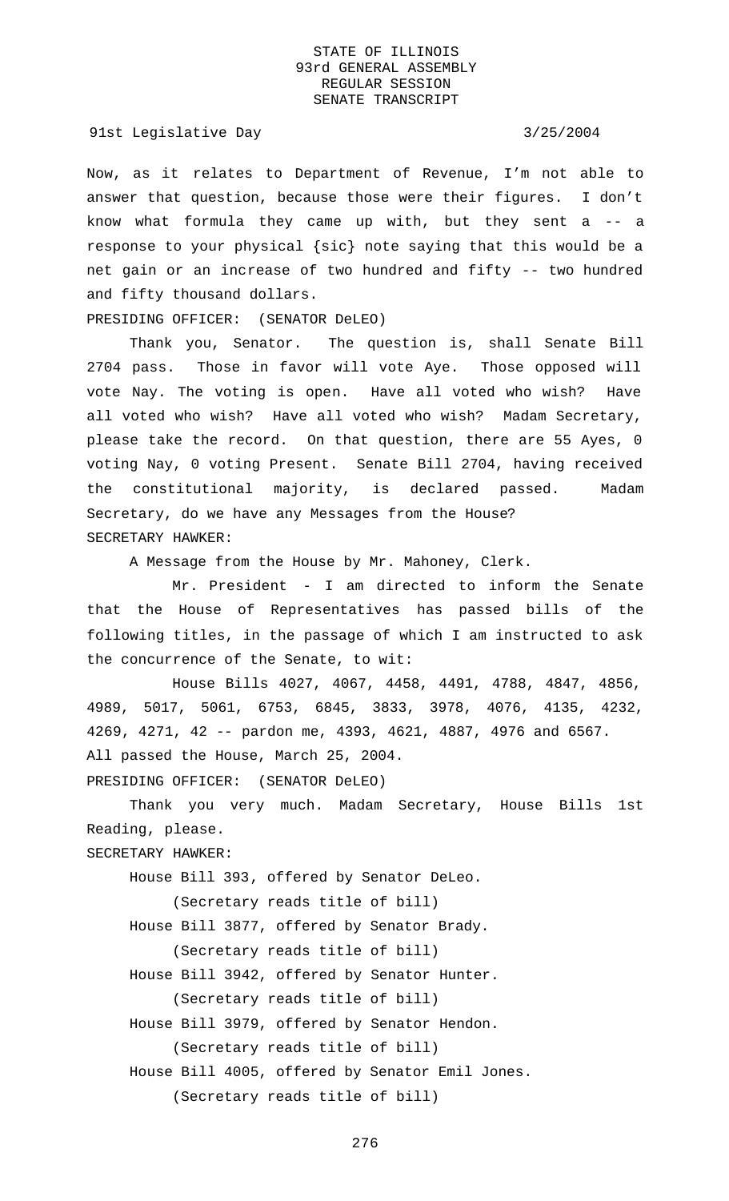Now, as it relates to Department of Revenue, I'm not able to answer that question, because those were their figures. I don't know what formula they came up with, but they sent a -- a response to your physical {sic} note saying that this would be a net gain or an increase of two hundred and fifty -- two hundred and fifty thousand dollars.

PRESIDING OFFICER: (SENATOR DeLEO)

Thank you, Senator. The question is, shall Senate Bill 2704 pass. Those in favor will vote Aye. Those opposed will vote Nay. The voting is open. Have all voted who wish? Have all voted who wish? Have all voted who wish? Madam Secretary, please take the record. On that question, there are 55 Ayes, 0 voting Nay, 0 voting Present. Senate Bill 2704, having received the constitutional majority, is declared passed. Madam Secretary, do we have any Messages from the House?

SECRETARY HAWKER:

A Message from the House by Mr. Mahoney, Clerk.

Mr. President - I am directed to inform the Senate that the House of Representatives has passed bills of the following titles, in the passage of which I am instructed to ask the concurrence of the Senate, to wit:

House Bills 4027, 4067, 4458, 4491, 4788, 4847, 4856, 4989, 5017, 5061, 6753, 6845, 3833, 3978, 4076, 4135, 4232, 4269, 4271, 42 -- pardon me, 4393, 4621, 4887, 4976 and 6567.

All passed the House, March 25, 2004.

PRESIDING OFFICER: (SENATOR DeLEO)

Thank you very much. Madam Secretary, House Bills 1st Reading, please.

SECRETARY HAWKER:

House Bill 393, offered by Senator DeLeo.

(Secretary reads title of bill)

House Bill 3877, offered by Senator Brady.

(Secretary reads title of bill)

House Bill 3942, offered by Senator Hunter.

(Secretary reads title of bill)

House Bill 3979, offered by Senator Hendon.

(Secretary reads title of bill)

House Bill 4005, offered by Senator Emil Jones.

(Secretary reads title of bill)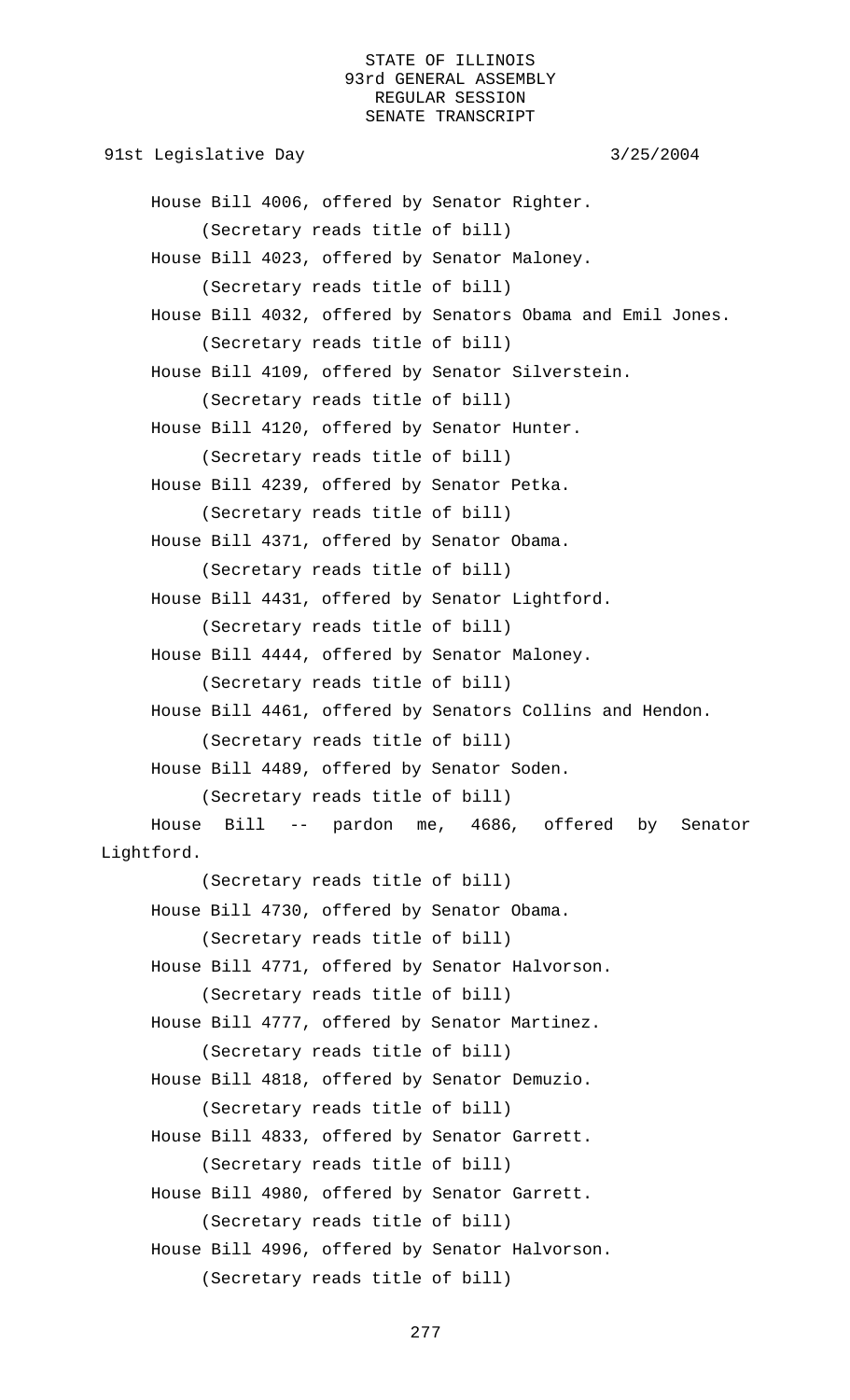House Bill 4006, offered by Senator Righter.

(Secretary reads title of bill)

House Bill 4023, offered by Senator Maloney.

(Secretary reads title of bill)

House Bill 4032, offered by Senators Obama and Emil Jones.

(Secretary reads title of bill)

House Bill 4109, offered by Senator Silverstein.

(Secretary reads title of bill)

House Bill 4120, offered by Senator Hunter.

(Secretary reads title of bill)

House Bill 4239, offered by Senator Petka.

(Secretary reads title of bill)

House Bill 4371, offered by Senator Obama.

(Secretary reads title of bill)

House Bill 4431, offered by Senator Lightford.

(Secretary reads title of bill)

House Bill 4444, offered by Senator Maloney.

(Secretary reads title of bill)

House Bill 4461, offered by Senators Collins and Hendon.

(Secretary reads title of bill)

House Bill 4489, offered by Senator Soden.

(Secretary reads title of bill)

House Bill -- pardon me, 4686, offered by Senator Lightford.

(Secretary reads title of bill)

House Bill 4730, offered by Senator Obama.

(Secretary reads title of bill)

House Bill 4771, offered by Senator Halvorson.

(Secretary reads title of bill)

House Bill 4777, offered by Senator Martinez.

(Secretary reads title of bill)

House Bill 4818, offered by Senator Demuzio.

(Secretary reads title of bill)

House Bill 4833, offered by Senator Garrett.

(Secretary reads title of bill)

House Bill 4980, offered by Senator Garrett.

(Secretary reads title of bill)

House Bill 4996, offered by Senator Halvorson.

(Secretary reads title of bill)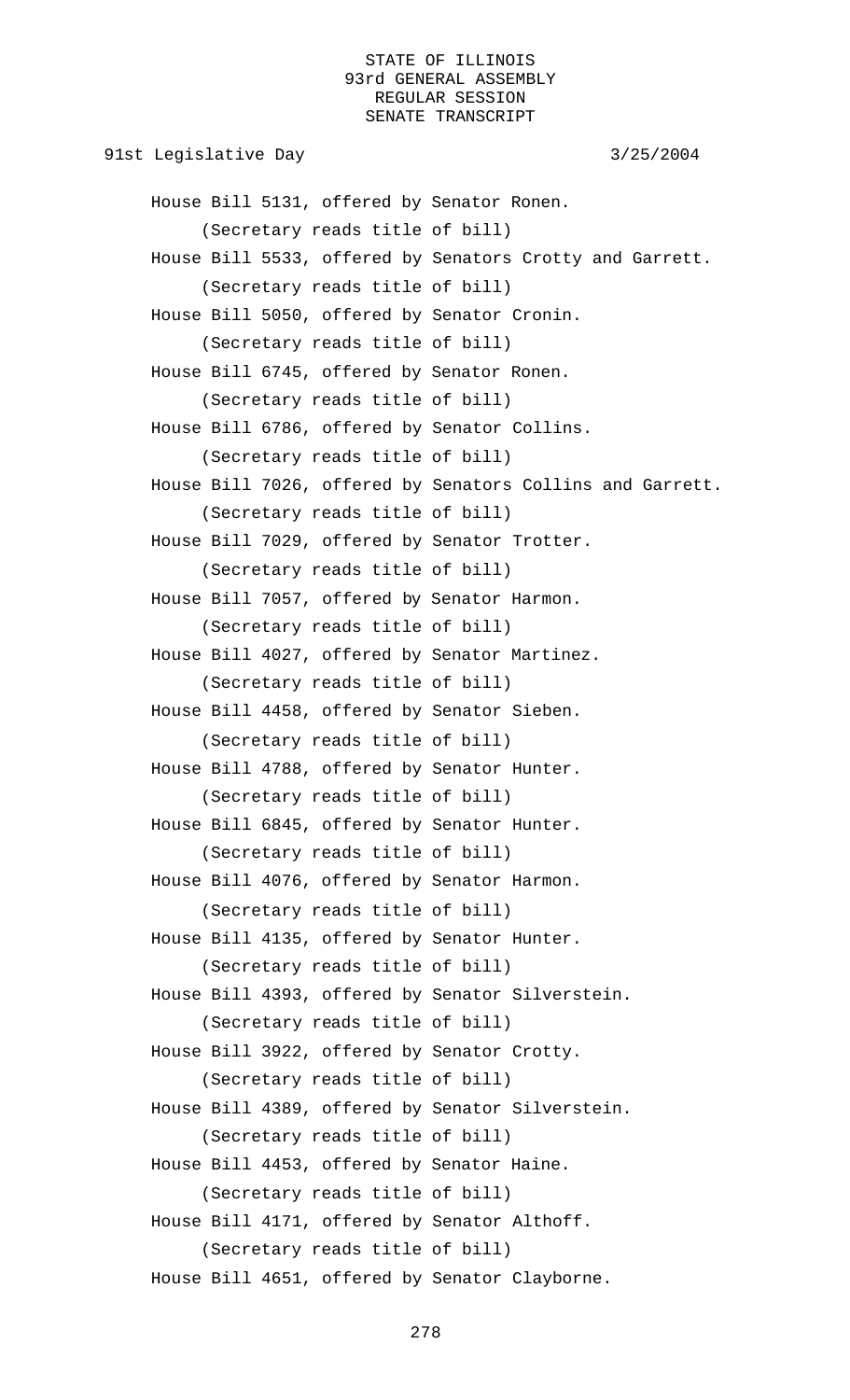House Bill 5131, offered by Senator Ronen.

(Secretary reads title of bill)

House Bill 5533, offered by Senators Crotty and Garrett.

(Secretary reads title of bill)

House Bill 5050, offered by Senator Cronin.

(Secretary reads title of bill)

House Bill 6745, offered by Senator Ronen.

(Secretary reads title of bill)

House Bill 6786, offered by Senator Collins.

(Secretary reads title of bill)

House Bill 7026, offered by Senators Collins and Garrett.

(Secretary reads title of bill)

House Bill 7029, offered by Senator Trotter.

(Secretary reads title of bill)

House Bill 7057, offered by Senator Harmon.

(Secretary reads title of bill)

House Bill 4027, offered by Senator Martinez.

(Secretary reads title of bill)

House Bill 4458, offered by Senator Sieben.

(Secretary reads title of bill)

House Bill 4788, offered by Senator Hunter.

(Secretary reads title of bill)

House Bill 6845, offered by Senator Hunter.

(Secretary reads title of bill)

House Bill 4076, offered by Senator Harmon.

(Secretary reads title of bill)

House Bill 4135, offered by Senator Hunter.

(Secretary reads title of bill)

House Bill 4393, offered by Senator Silverstein.

(Secretary reads title of bill)

House Bill 3922, offered by Senator Crotty.

(Secretary reads title of bill)

House Bill 4389, offered by Senator Silverstein.

(Secretary reads title of bill)

House Bill 4453, offered by Senator Haine.

(Secretary reads title of bill)

House Bill 4171, offered by Senator Althoff.

(Secretary reads title of bill)

House Bill 4651, offered by Senator Clayborne.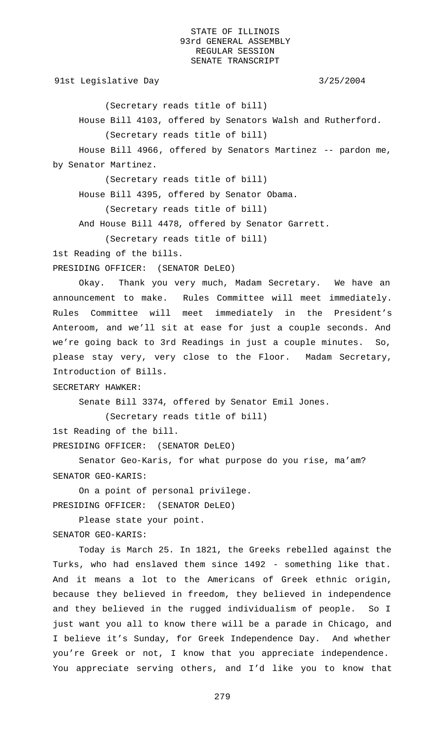(Secretary reads title of bill)

House Bill 4103, offered by Senators Walsh and Rutherford.

(Secretary reads title of bill)

House Bill 4966, offered by Senators Martinez -- pardon me, by Senator Martinez.

(Secretary reads title of bill)

House Bill 4395, offered by Senator Obama.

(Secretary reads title of bill)

And House Bill 4478, offered by Senator Garrett.

(Secretary reads title of bill)

1st Reading of the bills.

PRESIDING OFFICER: (SENATOR DeLEO)

Okay. Thank you very much, Madam Secretary. We have an announcement to make. Rules Committee will meet immediately. Rules Committee will meet immediately in the President's Anteroom, and we'll sit at ease for just a couple seconds. And we're going back to 3rd Readings in just a couple minutes. So, please stay very, very close to the Floor. Madam Secretary, Introduction of Bills.

SECRETARY HAWKER:

Senate Bill 3374, offered by Senator Emil Jones.

(Secretary reads title of bill)

1st Reading of the bill.

PRESIDING OFFICER: (SENATOR DeLEO)

Senator Geo-Karis, for what purpose do you rise, ma'am?

SENATOR GEO-KARIS:

On a point of personal privilege.

PRESIDING OFFICER: (SENATOR DeLEO)

Please state your point.

SENATOR GEO-KARIS:

Today is March 25. In 1821, the Greeks rebelled against the Turks, who had enslaved them since 1492 - something like that. And it means a lot to the Americans of Greek ethnic origin, because they believed in freedom, they believed in independence and they believed in the rugged individualism of people. So I just want you all to know there will be a parade in Chicago, and I believe it's Sunday, for Greek Independence Day. And whether you're Greek or not, I know that you appreciate independence. You appreciate serving others, and I'd like you to know that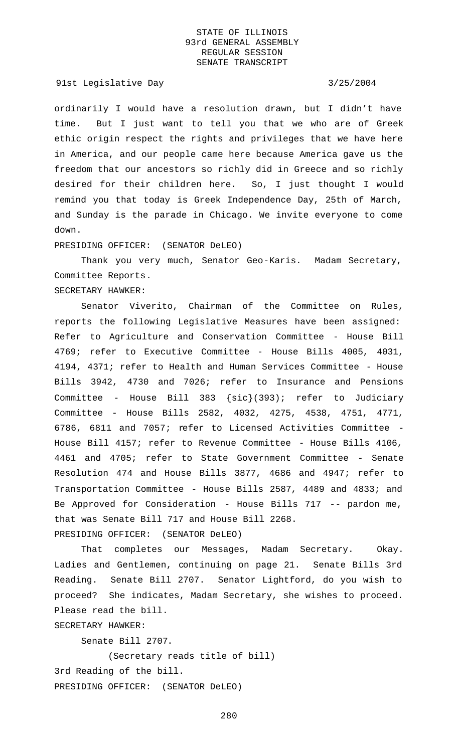ordinarily I would have a resolution drawn, but I didn't have time. But I just want to tell you that we who are of Greek ethic origin respect the rights and privileges that we have here in America, and our people came here because America gave us the freedom that our ancestors so richly did in Greece and so richly desired for their children here. So, I just thought I would remind you that today is Greek Independence Day, 25th of March, and Sunday is the parade in Chicago. We invite everyone to come down.

PRESIDING OFFICER: (SENATOR DeLEO)

Thank you very much, Senator Geo-Karis. Madam Secretary, Committee Reports.

SECRETARY HAWKER:

Senator Viverito, Chairman of the Committee on Rules, reports the following Legislative Measures have been assigned: Refer to Agriculture and Conservation Committee - House Bill 4769; refer to Executive Committee - House Bills 4005, 4031, 4194, 4371; refer to Health and Human Services Committee - House Bills 3942, 4730 and 7026; refer to Insurance and Pensions Committee - House Bill 383 {sic}(393); refer to Judiciary Committee - House Bills 2582, 4032, 4275, 4538, 4751, 4771, 6786, 6811 and 7057; refer to Licensed Activities Committee - House Bill 4157; refer to Revenue Committee - House Bills 4106, 4461 and 4705; refer to State Government Committee - Senate Resolution 474 and House Bills 3877, 4686 and 4947; refer to Transportation Committee - House Bills 2587, 4489 and 4833; and Be Approved for Consideration - House Bills 717 -- pardon me, that was Senate Bill 717 and House Bill 2268.

PRESIDING OFFICER: (SENATOR DeLEO)

That completes our Messages, Madam Secretary. Okay. Ladies and Gentlemen, continuing on page 21. Senate Bills 3rd Reading. Senate Bill 2707. Senator Lightford, do you wish to proceed? She indicates, Madam Secretary, she wishes to proceed. Please read the bill.

SECRETARY HAWKER:

Senate Bill 2707.

(Secretary reads title of bill)

3rd Reading of the bill.

PRESIDING OFFICER: (SENATOR DeLEO)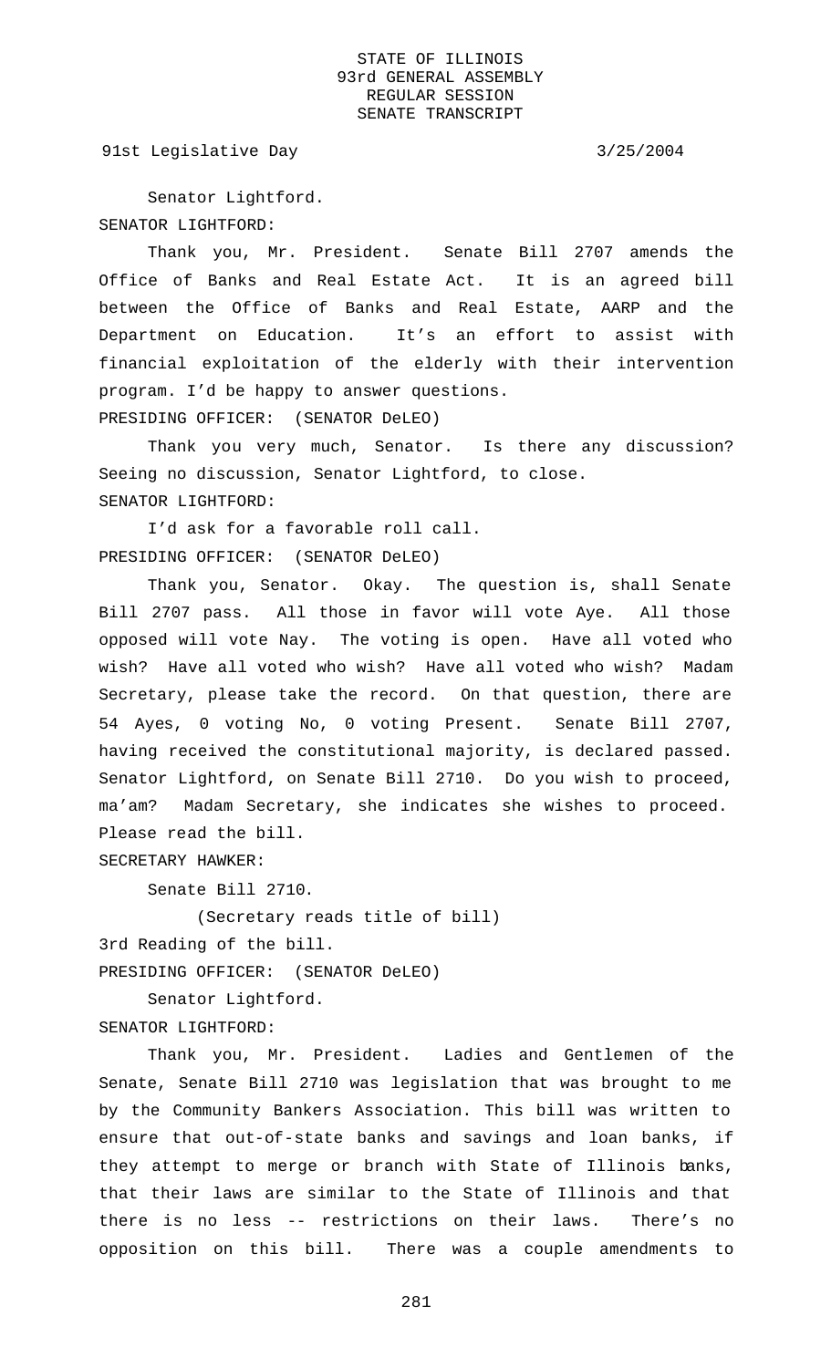Senator Lightford.

SENATOR LIGHTFORD:

Thank you, Mr. President. Senate Bill 2707 amends the Office of Banks and Real Estate Act. It is an agreed bill between the Office of Banks and Real Estate, AARP and the Department on Education. It's an effort to assist with financial exploitation of the elderly with their intervention program. I'd be happy to answer questions.

PRESIDING OFFICER: (SENATOR DeLEO)

Thank you very much, Senator. Is there any discussion? Seeing no discussion, Senator Lightford, to close.

SENATOR LIGHTFORD:

I'd ask for a favorable roll call.

PRESIDING OFFICER: (SENATOR DeLEO)

Thank you, Senator. Okay. The question is, shall Senate Bill 2707 pass. All those in favor will vote Aye. All those opposed will vote Nay. The voting is open. Have all voted who wish? Have all voted who wish? Have all voted who wish? Madam Secretary, please take the record. On that question, there are 54 Ayes, 0 voting No, 0 voting Present. Senate Bill 2707, having received the constitutional majority, is declared passed. Senator Lightford, on Senate Bill 2710. Do you wish to proceed, ma'am? Madam Secretary, she indicates she wishes to proceed. Please read the bill.

SECRETARY HAWKER:

Senate Bill 2710.

(Secretary reads title of bill)

3rd Reading of the bill.

PRESIDING OFFICER: (SENATOR DeLEO)

Senator Lightford.

SENATOR LIGHTFORD:

Thank you, Mr. President. Ladies and Gentlemen of the Senate, Senate Bill 2710 was legislation that was brought to me by the Community Bankers Association. This bill was written to ensure that out-of-state banks and savings and loan banks, if they attempt to merge or branch with State of Illinois banks, that their laws are similar to the State of Illinois and that there is no less -- restrictions on their laws. There's no opposition on this bill. There was a couple amendments to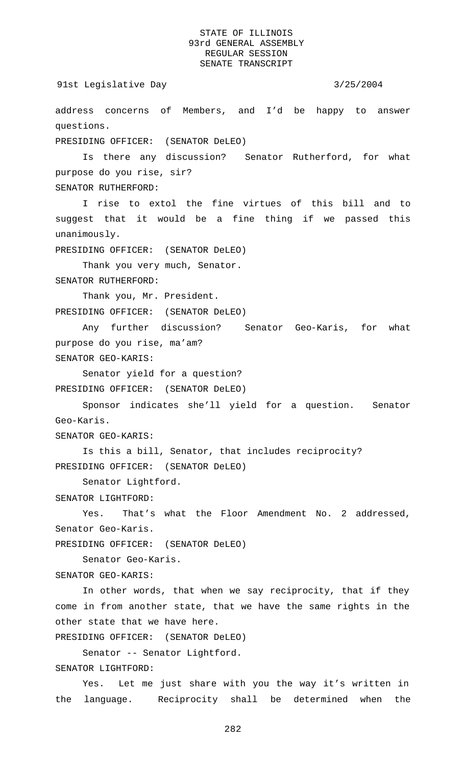address concerns of Members, and I'd be happy to answer questions.

PRESIDING OFFICER: (SENATOR DeLEO)

Is there any discussion? Senator Rutherford, for what purpose do you rise, sir?

SENATOR RUTHERFORD:

I rise to extol the fine virtues of this bill and to suggest that it would be a fine thing if we passed this unanimously.

PRESIDING OFFICER: (SENATOR DeLEO)

Thank you very much, Senator.

SENATOR RUTHERFORD:

Thank you, Mr. President.

PRESIDING OFFICER: (SENATOR DeLEO)

Any further discussion? Senator Geo-Karis, for what purpose do you rise, ma'am?

SENATOR GEO-KARIS:

Senator yield for a question?

PRESIDING OFFICER: (SENATOR DeLEO)

Sponsor indicates she'll yield for a question. Senator Geo-Karis.

SENATOR GEO-KARIS:

Is this a bill, Senator, that includes reciprocity?

PRESIDING OFFICER: (SENATOR DeLEO)

Senator Lightford.

SENATOR LIGHTFORD:

Yes. That's what the Floor Amendment No. 2 addressed, Senator Geo-Karis.

PRESIDING OFFICER: (SENATOR DeLEO)

Senator Geo-Karis.

SENATOR GEO-KARIS:

In other words, that when we say reciprocity, that if they come in from another state, that we have the same rights in the other state that we have here.

PRESIDING OFFICER: (SENATOR DeLEO)

Senator -- Senator Lightford.

SENATOR LIGHTFORD:

Yes. Let me just share with you the way it's written in the language. Reciprocity shall be determined when the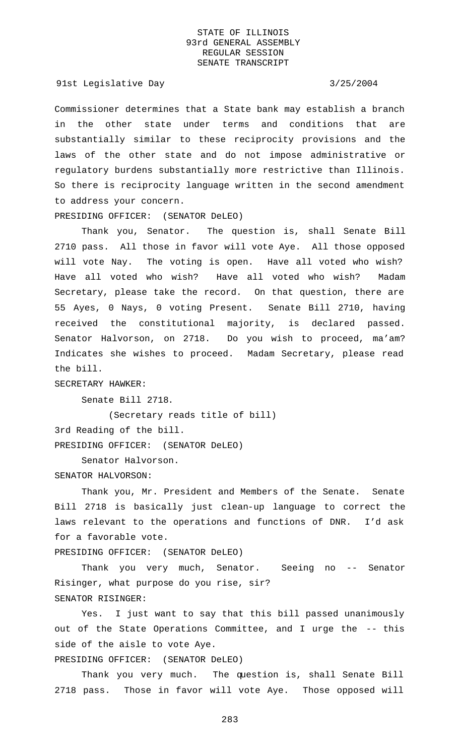Commissioner determines that a State bank may establish a branch in the other state under terms and conditions that are substantially similar to these reciprocity provisions and the laws of the other state and do not impose administrative or regulatory burdens substantially more restrictive than Illinois. So there is reciprocity language written in the second amendment to address your concern.

PRESIDING OFFICER: (SENATOR DeLEO)

Thank you, Senator. The question is, shall Senate Bill 2710 pass. All those in favor will vote Aye. All those opposed will vote Nay. The voting is open. Have all voted who wish? Have all voted who wish? Have all voted who wish? Madam Secretary, please take the record. On that question, there are 55 Ayes, 0 Nays, 0 voting Present. Senate Bill 2710, having received the constitutional majority, is declared passed. Senator Halvorson, on 2718. Do you wish to proceed, ma'am? Indicates she wishes to proceed. Madam Secretary, please read the bill.

SECRETARY HAWKER:

Senate Bill 2718.

(Secretary reads title of bill)

3rd Reading of the bill.

PRESIDING OFFICER: (SENATOR DeLEO)

Senator Halvorson.

SENATOR HALVORSON:

Thank you, Mr. President and Members of the Senate. Senate Bill 2718 is basically just clean-up language to correct the laws relevant to the operations and functions of DNR. I'd ask for a favorable vote.

PRESIDING OFFICER: (SENATOR DeLEO)

Thank you very much, Senator. Seeing no -- Senator Risinger, what purpose do you rise, sir?

SENATOR RISINGER:

Yes. I just want to say that this bill passed unanimously out of the State Operations Committee, and I urge the -- this side of the aisle to vote Aye.

PRESIDING OFFICER: (SENATOR DeLEO)

Thank you very much. The question is, shall Senate Bill 2718 pass. Those in favor will vote Aye. Those opposed will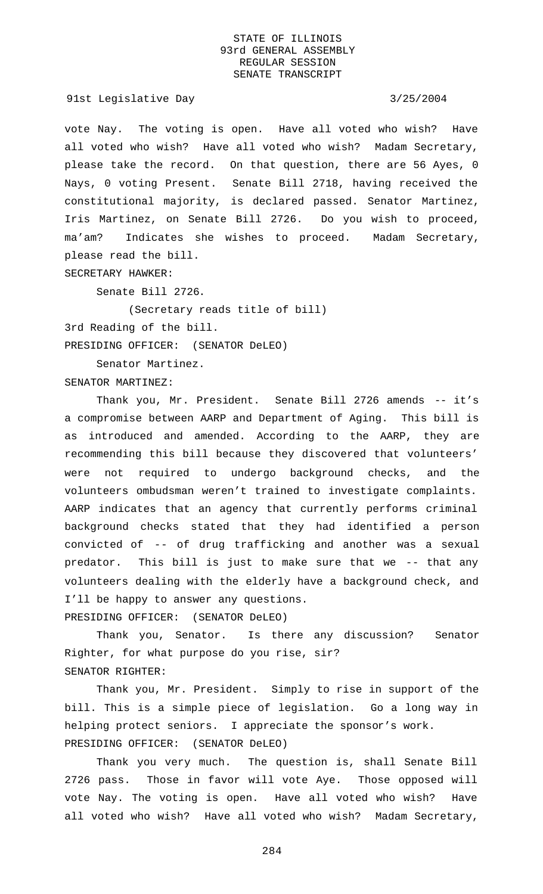vote Nay. The voting is open. Have all voted who wish? Have all voted who wish? Have all voted who wish? Madam Secretary, please take the record. On that question, there are 56 Ayes, 0 Nays, 0 voting Present. Senate Bill 2718, having received the constitutional majority, is declared passed. Senator Martinez, Iris Martinez, on Senate Bill 2726. Do you wish to proceed, ma'am? Indicates she wishes to proceed. Madam Secretary, please read the bill.

SECRETARY HAWKER:

Senate Bill 2726.

(Secretary reads title of bill)

3rd Reading of the bill.

PRESIDING OFFICER: (SENATOR DeLEO)

Senator Martinez.

SENATOR MARTINEZ:

Thank you, Mr. President. Senate Bill 2726 amends -- it's a compromise between AARP and Department of Aging. This bill is as introduced and amended. According to the AARP, they are recommending this bill because they discovered that volunteers' were not required to undergo background checks, and the volunteers ombudsman weren't trained to investigate complaints. AARP indicates that an agency that currently performs criminal background checks stated that they had identified a person convicted of -- of drug trafficking and another was a sexual predator. This bill is just to make sure that we -- that any volunteers dealing with the elderly have a background check, and I'll be happy to answer any questions.

PRESIDING OFFICER: (SENATOR DeLEO)

Thank you, Senator. Is there any discussion? Senator Righter, for what purpose do you rise, sir?

SENATOR RIGHTER:

Thank you, Mr. President. Simply to rise in support of the bill. This is a simple piece of legislation. Go a long way in helping protect seniors. I appreciate the sponsor's work.

PRESIDING OFFICER: (SENATOR DeLEO)

Thank you very much. The question is, shall Senate Bill 2726 pass. Those in favor will vote Aye. Those opposed will vote Nay. The voting is open. Have all voted who wish? Have all voted who wish? Have all voted who wish? Madam Secretary,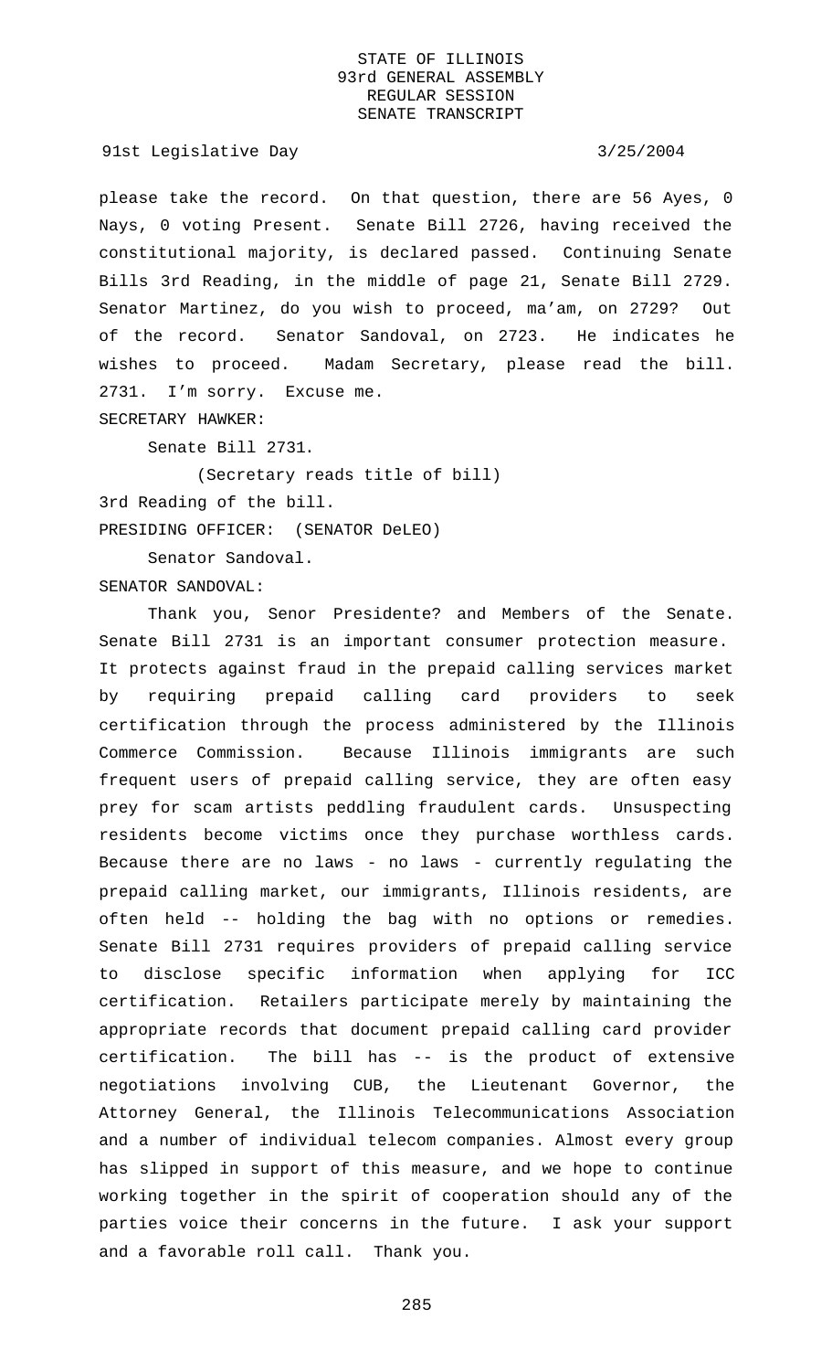please take the record. On that question, there are 56 Ayes, 0 Nays, 0 voting Present. Senate Bill 2726, having received the constitutional majority, is declared passed. Continuing Senate Bills 3rd Reading, in the middle of page 21, Senate Bill 2729. Senator Martinez, do you wish to proceed, ma'am, on 2729? Out of the record. Senator Sandoval, on 2723. He indicates he wishes to proceed. Madam Secretary, please read the bill. 2731. I'm sorry. Excuse me.

SECRETARY HAWKER:

Senate Bill 2731.

(Secretary reads title of bill)

3rd Reading of the bill.

PRESIDING OFFICER: (SENATOR DeLEO)

Senator Sandoval.

SENATOR SANDOVAL:

Thank you, Senor Presidente? and Members of the Senate. Senate Bill 2731 is an important consumer protection measure. It protects against fraud in the prepaid calling services market by requiring prepaid calling card providers to seek certification through the process administered by the Illinois Commerce Commission. Because Illinois immigrants are such frequent users of prepaid calling service, they are often easy prey for scam artists peddling fraudulent cards. Unsuspecting residents become victims once they purchase worthless cards. Because there are no laws - no laws - currently regulating the prepaid calling market, our immigrants, Illinois residents, are often held -- holding the bag with no options or remedies. Senate Bill 2731 requires providers of prepaid calling service to disclose specific information when applying for ICC certification. Retailers participate merely by maintaining the appropriate records that document prepaid calling card provider certification. The bill has -- is the product of extensive negotiations involving CUB, the Lieutenant Governor, the Attorney General, the Illinois Telecommunications Association and a number of individual telecom companies. Almost every group has slipped in support of this measure, and we hope to continue working together in the spirit of cooperation should any of the parties voice their concerns in the future. I ask your support and a favorable roll call. Thank you.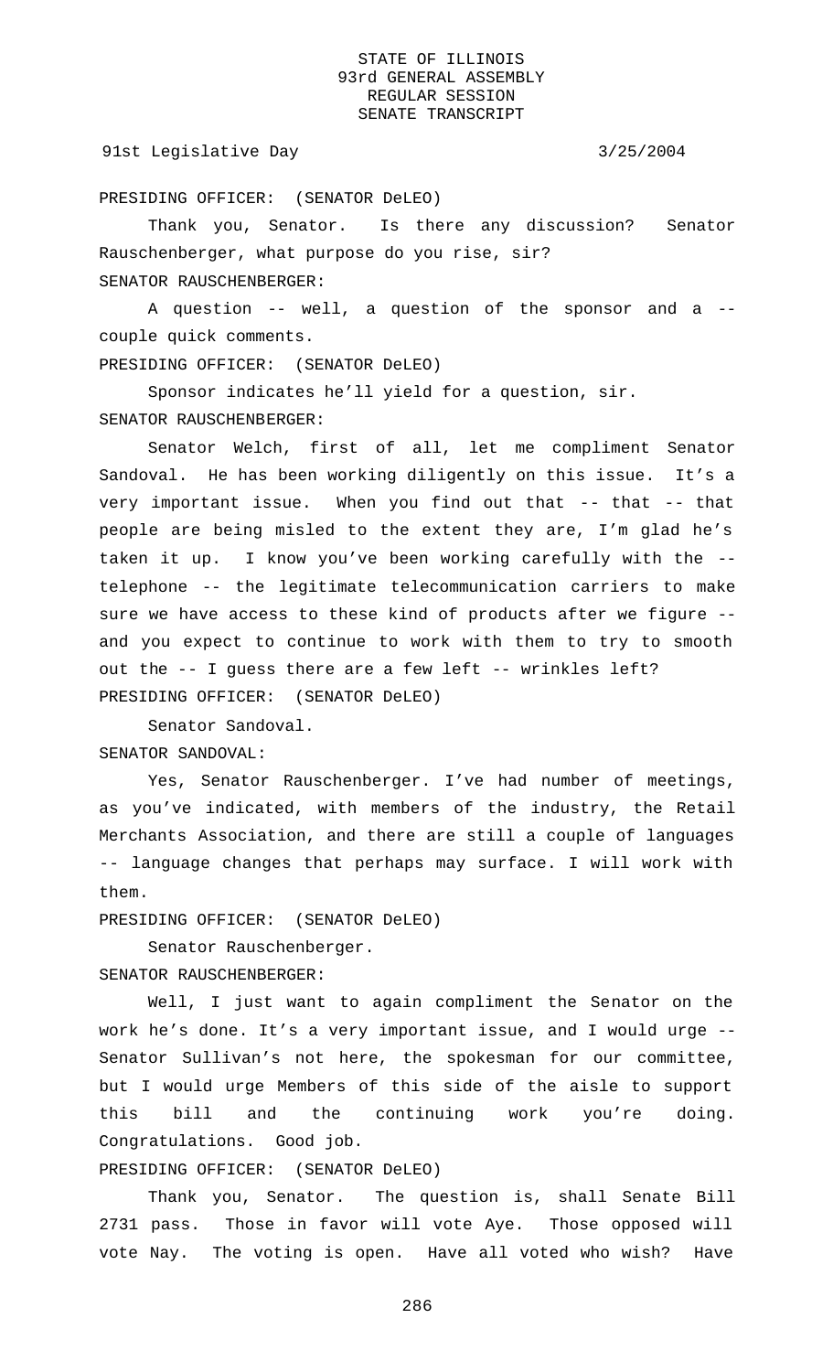PRESIDING OFFICER: (SENATOR DeLEO)

Thank you, Senator. Is there any discussion? Senator Rauschenberger, what purpose do you rise, sir?

SENATOR RAUSCHENBERGER:

A question -- well, a question of the sponsor and a -- couple quick comments.

PRESIDING OFFICER: (SENATOR DeLEO)

Sponsor indicates he'll yield for a question, sir.

SENATOR RAUSCHENBERGER:

Senator Welch, first of all, let me compliment Senator Sandoval. He has been working diligently on this issue. It's a very important issue. When you find out that -- that -- that people are being misled to the extent they are, I'm glad he's taken it up. I know you've been working carefully with the -- telephone -- the legitimate telecommunication carriers to make sure we have access to these kind of products after we figure -- and you expect to continue to work with them to try to smooth out the -- I guess there are a few left -- wrinkles left?

PRESIDING OFFICER: (SENATOR DeLEO)

Senator Sandoval.

SENATOR SANDOVAL:

Yes, Senator Rauschenberger. I've had number of meetings, as you've indicated, with members of the industry, the Retail Merchants Association, and there are still a couple of languages -- language changes that perhaps may surface. I will work with them.

PRESIDING OFFICER: (SENATOR DeLEO)

Senator Rauschenberger.

SENATOR RAUSCHENBERGER:

Well, I just want to again compliment the Senator on the work he's done. It's a very important issue, and I would urge -- Senator Sullivan's not here, the spokesman for our committee, but I would urge Members of this side of the aisle to support this bill and the continuing work you're doing. Congratulations. Good job.

PRESIDING OFFICER: (SENATOR DeLEO)

Thank you, Senator. The question is, shall Senate Bill 2731 pass. Those in favor will vote Aye. Those opposed will vote Nay. The voting is open. Have all voted who wish? Have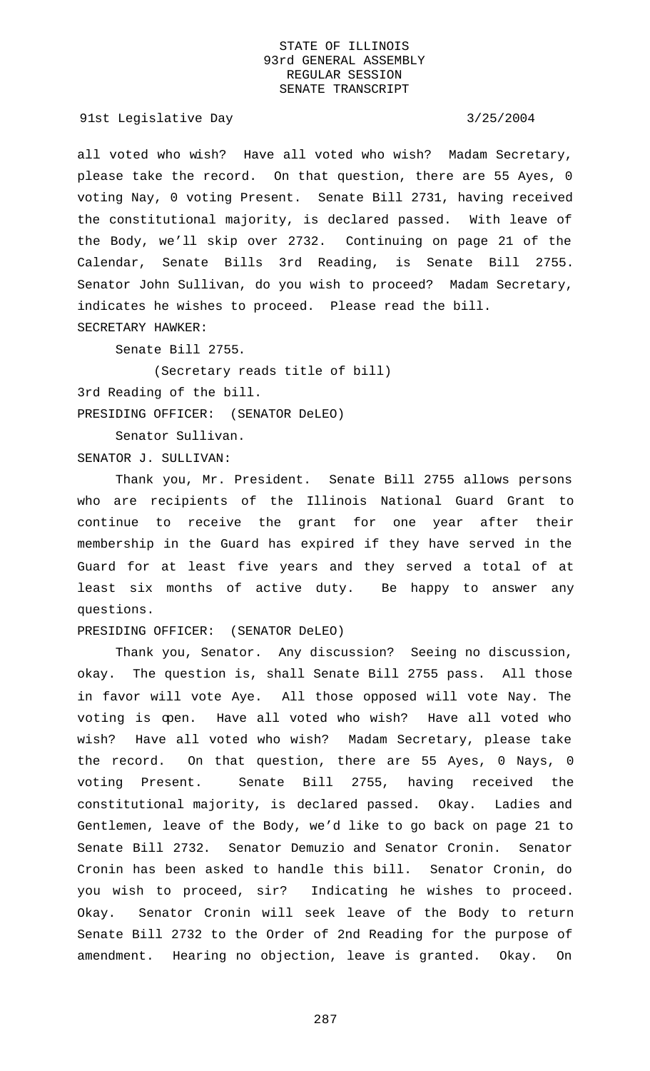all voted who wish? Have all voted who wish? Madam Secretary, please take the record. On that question, there are 55 Ayes, 0 voting Nay, 0 voting Present. Senate Bill 2731, having received the constitutional majority, is declared passed. With leave of the Body, we'll skip over 2732. Continuing on page 21 of the Calendar, Senate Bills 3rd Reading, is Senate Bill 2755. Senator John Sullivan, do you wish to proceed? Madam Secretary, indicates he wishes to proceed. Please read the bill.

SECRETARY HAWKER:

Senate Bill 2755.

(Secretary reads title of bill)

3rd Reading of the bill.

PRESIDING OFFICER: (SENATOR DeLEO)

Senator Sullivan.

SENATOR J. SULLIVAN:

Thank you, Mr. President. Senate Bill 2755 allows persons who are recipients of the Illinois National Guard Grant to continue to receive the grant for one year after their membership in the Guard has expired if they have served in the Guard for at least five years and they served a total of at least six months of active duty. Be happy to answer any questions.

PRESIDING OFFICER: (SENATOR DeLEO)

Thank you, Senator. Any discussion? Seeing no discussion, okay. The question is, shall Senate Bill 2755 pass. All those in favor will vote Aye. All those opposed will vote Nay. The voting is open. Have all voted who wish? Have all voted who wish? Have all voted who wish? Madam Secretary, please take the record. On that question, there are 55 Ayes, 0 Nays, 0 voting Present. Senate Bill 2755, having received the constitutional majority, is declared passed. Okay. Ladies and Gentlemen, leave of the Body, we'd like to go back on page 21 to Senate Bill 2732. Senator Demuzio and Senator Cronin. Senator Cronin has been asked to handle this bill. Senator Cronin, do you wish to proceed, sir? Indicating he wishes to proceed. Okay. Senator Cronin will seek leave of the Body to return Senate Bill 2732 to the Order of 2nd Reading for the purpose of amendment. Hearing no objection, leave is granted. Okay. On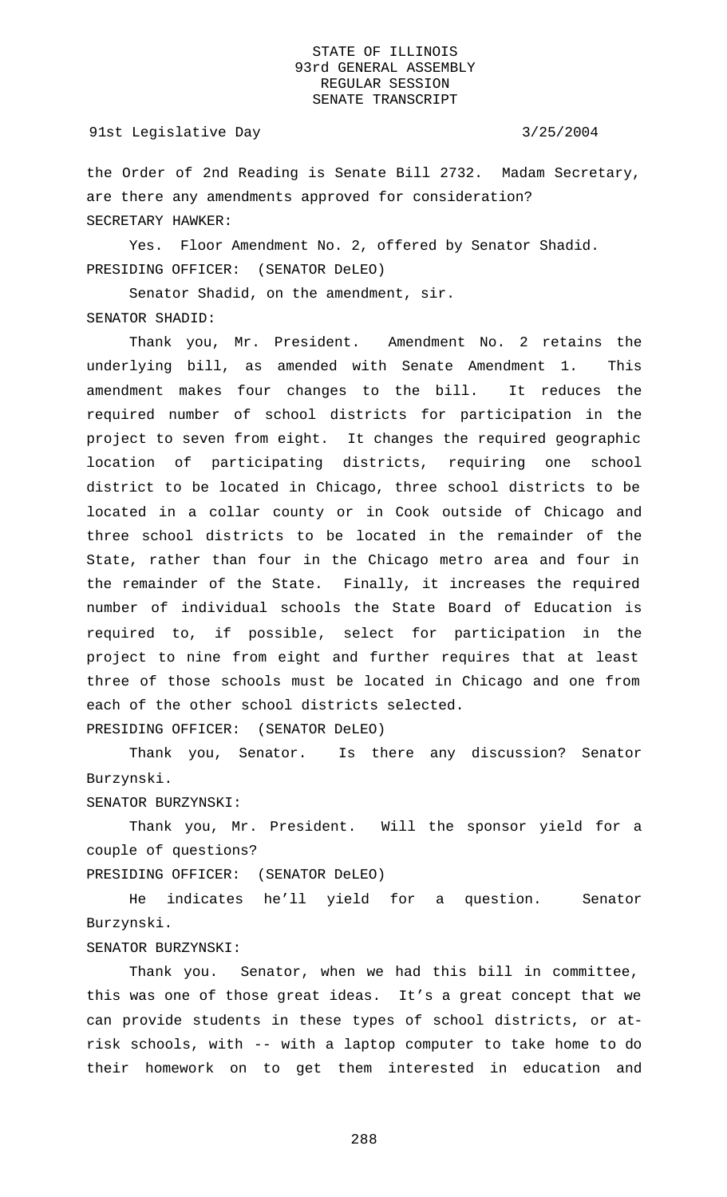the Order of 2nd Reading is Senate Bill 2732. Madam Secretary, are there any amendments approved for consideration?

SECRETARY HAWKER:

Yes. Floor Amendment No. 2, offered by Senator Shadid.

PRESIDING OFFICER: (SENATOR DeLEO)

Senator Shadid, on the amendment, sir.

SENATOR SHADID:

Thank you, Mr. President. Amendment No. 2 retains the underlying bill, as amended with Senate Amendment 1. This amendment makes four changes to the bill. It reduces the required number of school districts for participation in the project to seven from eight. It changes the required geographic location of participating districts, requiring one school district to be located in Chicago, three school districts to be located in a collar county or in Cook outside of Chicago and three school districts to be located in the remainder of the State, rather than four in the Chicago metro area and four in the remainder of the State. Finally, it increases the required number of individual schools the State Board of Education is required to, if possible, select for participation in the project to nine from eight and further requires that at least three of those schools must be located in Chicago and one from each of the other school districts selected.

PRESIDING OFFICER: (SENATOR DeLEO)

Thank you, Senator. Is there any discussion? Senator Burzynski.

SENATOR BURZYNSKI:

Thank you, Mr. President. Will the sponsor yield for a couple of questions?

PRESIDING OFFICER: (SENATOR DeLEO)

He indicates he'll yield for a question. Senator Burzynski.

SENATOR BURZYNSKI:

Thank you. Senator, when we had this bill in committee, this was one of those great ideas. It's a great concept that we can provide students in these types of school districts, or at-risk schools, with -- with a laptop computer to take home to do their homework on to get them interested in education and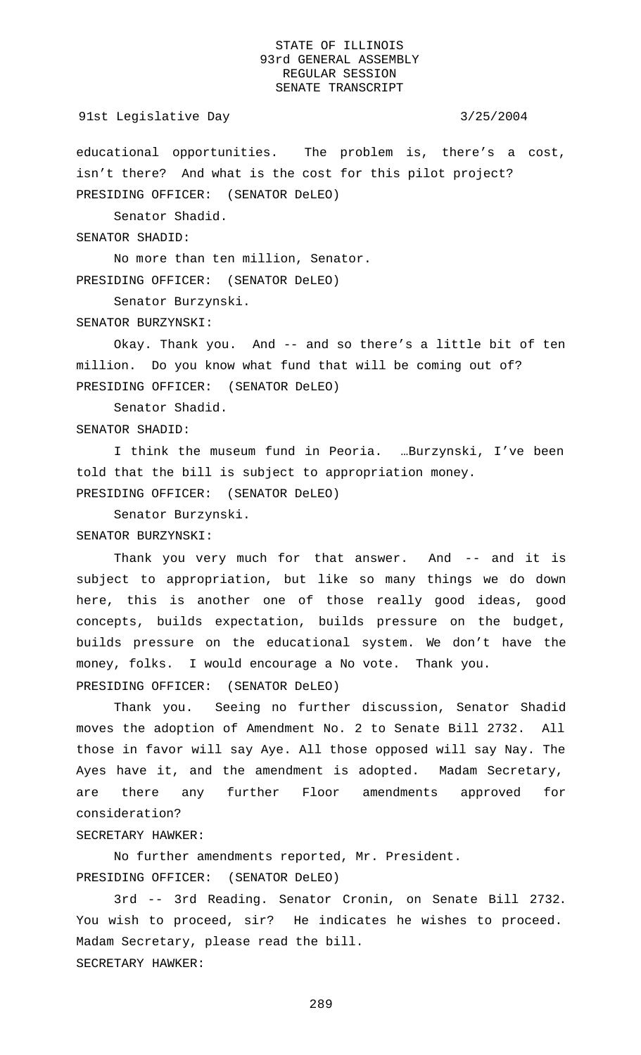educational opportunities. The problem is, there's a cost, isn't there? And what is the cost for this pilot project?

PRESIDING OFFICER: (SENATOR DeLEO)

Senator Shadid.

SENATOR SHADID:

No more than ten million, Senator.

PRESIDING OFFICER: (SENATOR DeLEO)

Senator Burzynski.

SENATOR BURZYNSKI:

Okay. Thank you. And -- and so there's a little bit of ten million. Do you know what fund that will be coming out of?

PRESIDING OFFICER: (SENATOR DeLEO)

Senator Shadid.

SENATOR SHADID:

I think the museum fund in Peoria. …Burzynski, I've been told that the bill is subject to appropriation money.

PRESIDING OFFICER: (SENATOR DeLEO)

Senator Burzynski.

SENATOR BURZYNSKI:

Thank you very much for that answer. And -- and it is subject to appropriation, but like so many things we do down here, this is another one of those really good ideas, good concepts, builds expectation, builds pressure on the budget, builds pressure on the educational system. We don't have the money, folks. I would encourage a No vote. Thank you.

PRESIDING OFFICER: (SENATOR DeLEO)

Thank you. Seeing no further discussion, Senator Shadid moves the adoption of Amendment No. 2 to Senate Bill 2732. All those in favor will say Aye. All those opposed will say Nay. The Ayes have it, and the amendment is adopted. Madam Secretary, are there any further Floor amendments approved for consideration?

SECRETARY HAWKER:

No further amendments reported, Mr. President.

PRESIDING OFFICER: (SENATOR DeLEO)

3rd -- 3rd Reading. Senator Cronin, on Senate Bill 2732. You wish to proceed, sir? He indicates he wishes to proceed. Madam Secretary, please read the bill.

SECRETARY HAWKER: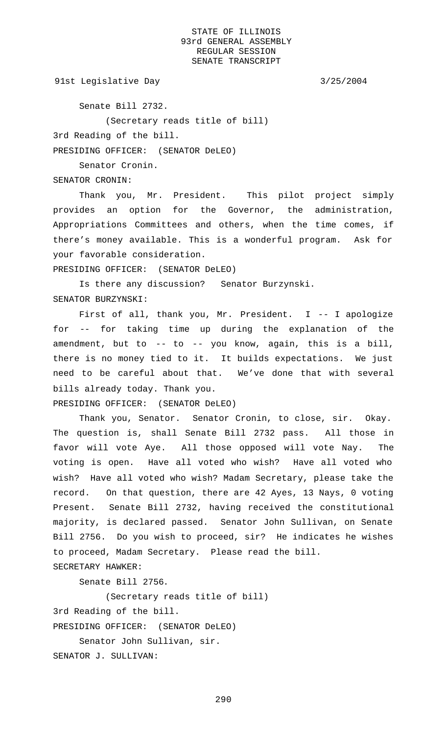Senate Bill 2732.

(Secretary reads title of bill)

3rd Reading of the bill.

PRESIDING OFFICER: (SENATOR DeLEO)

Senator Cronin.

SENATOR CRONIN:

Thank you, Mr. President. This pilot project simply provides an option for the Governor, the administration, Appropriations Committees and others, when the time comes, if there's money available. This is a wonderful program. Ask for your favorable consideration.

PRESIDING OFFICER: (SENATOR DeLEO)

Is there any discussion? Senator Burzynski.

SENATOR BURZYNSKI:

First of all, thank you, Mr. President. I -- I apologize for -- for taking time up during the explanation of the amendment, but to -- to -- you know, again, this is a bill, there is no money tied to it. It builds expectations. We just need to be careful about that. We've done that with several bills already today. Thank you.

PRESIDING OFFICER: (SENATOR DeLEO)

Thank you, Senator. Senator Cronin, to close, sir. Okay. The question is, shall Senate Bill 2732 pass. All those in favor will vote Aye. All those opposed will vote Nay. The voting is open. Have all voted who wish? Have all voted who wish? Have all voted who wish? Madam Secretary, please take the record. On that question, there are 42 Ayes, 13 Nays, 0 voting Present. Senate Bill 2732, having received the constitutional majority, is declared passed. Senator John Sullivan, on Senate Bill 2756. Do you wish to proceed, sir? He indicates he wishes to proceed, Madam Secretary. Please read the bill.

SECRETARY HAWKER:

Senate Bill 2756.

(Secretary reads title of bill)

3rd Reading of the bill.

PRESIDING OFFICER: (SENATOR DeLEO)

Senator John Sullivan, sir.

SENATOR J. SULLIVAN: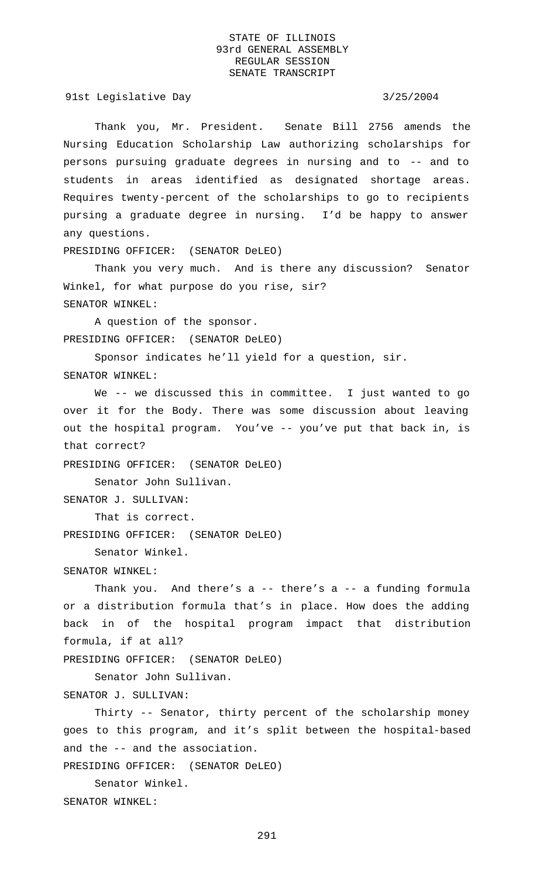Thank you, Mr. President. Senate Bill 2756 amends the Nursing Education Scholarship Law authorizing scholarships for persons pursuing graduate degrees in nursing and to -- and to students in areas identified as designated shortage areas. Requires twenty-percent of the scholarships to go to recipients pursing a graduate degree in nursing. I'd be happy to answer any questions.

PRESIDING OFFICER: (SENATOR DeLEO)

Thank you very much. And is there any discussion? Senator Winkel, for what purpose do you rise, sir?

SENATOR WINKEL:

A question of the sponsor.

PRESIDING OFFICER: (SENATOR DeLEO)

Sponsor indicates he'll yield for a question, sir.

SENATOR WINKEL:

We -- we discussed this in committee. I just wanted to go over it for the Body. There was some discussion about leaving out the hospital program. You've -- you've put that back in, is that correct?

PRESIDING OFFICER: (SENATOR DeLEO)

Senator John Sullivan.

SENATOR J. SULLIVAN:

That is correct.

PRESIDING OFFICER: (SENATOR DeLEO)

Senator Winkel.

SENATOR WINKEL:

Thank you. And there's a -- there's a -- a funding formula or a distribution formula that's in place. How does the adding back in of the hospital program impact that distribution formula, if at all?

PRESIDING OFFICER: (SENATOR DeLEO)

Senator John Sullivan.

SENATOR J. SULLIVAN:

Thirty -- Senator, thirty percent of the scholarship money goes to this program, and it's split between the hospital-based and the -- and the association.

PRESIDING OFFICER: (SENATOR DeLEO)

Senator Winkel.

SENATOR WINKEL: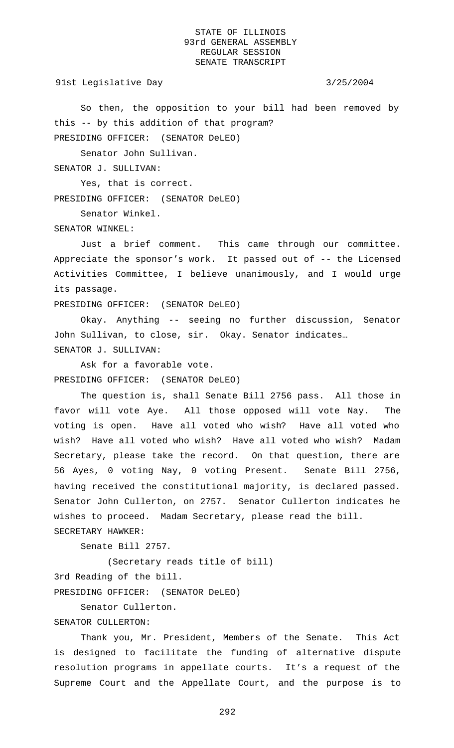So then, the opposition to your bill had been removed by this -- by this addition of that program?

PRESIDING OFFICER: (SENATOR DeLEO)

Senator John Sullivan.

SENATOR J. SULLIVAN:

Yes, that is correct.

PRESIDING OFFICER: (SENATOR DeLEO)

Senator Winkel.

SENATOR WINKEL:

Just a brief comment. This came through our committee. Appreciate the sponsor's work. It passed out of -- the Licensed Activities Committee, I believe unanimously, and I would urge its passage.

PRESIDING OFFICER: (SENATOR DeLEO)

Okay. Anything -- seeing no further discussion, Senator John Sullivan, to close, sir. Okay. Senator indicates…

SENATOR J. SULLIVAN:

Ask for a favorable vote.

PRESIDING OFFICER: (SENATOR DeLEO)

The question is, shall Senate Bill 2756 pass. All those in favor will vote Aye. All those opposed will vote Nay. The voting is open. Have all voted who wish? Have all voted who wish? Have all voted who wish? Have all voted who wish? Madam Secretary, please take the record. On that question, there are 56 Ayes, 0 voting Nay, 0 voting Present. Senate Bill 2756, having received the constitutional majority, is declared passed. Senator John Cullerton, on 2757. Senator Cullerton indicates he wishes to proceed. Madam Secretary, please read the bill.

SECRETARY HAWKER:

Senate Bill 2757.

(Secretary reads title of bill)

3rd Reading of the bill.

PRESIDING OFFICER: (SENATOR DeLEO)

Senator Cullerton.

SENATOR CULLERTON:

Thank you, Mr. President, Members of the Senate. This Act is designed to facilitate the funding of alternative dispute resolution programs in appellate courts. It's a request of the Supreme Court and the Appellate Court, and the purpose is to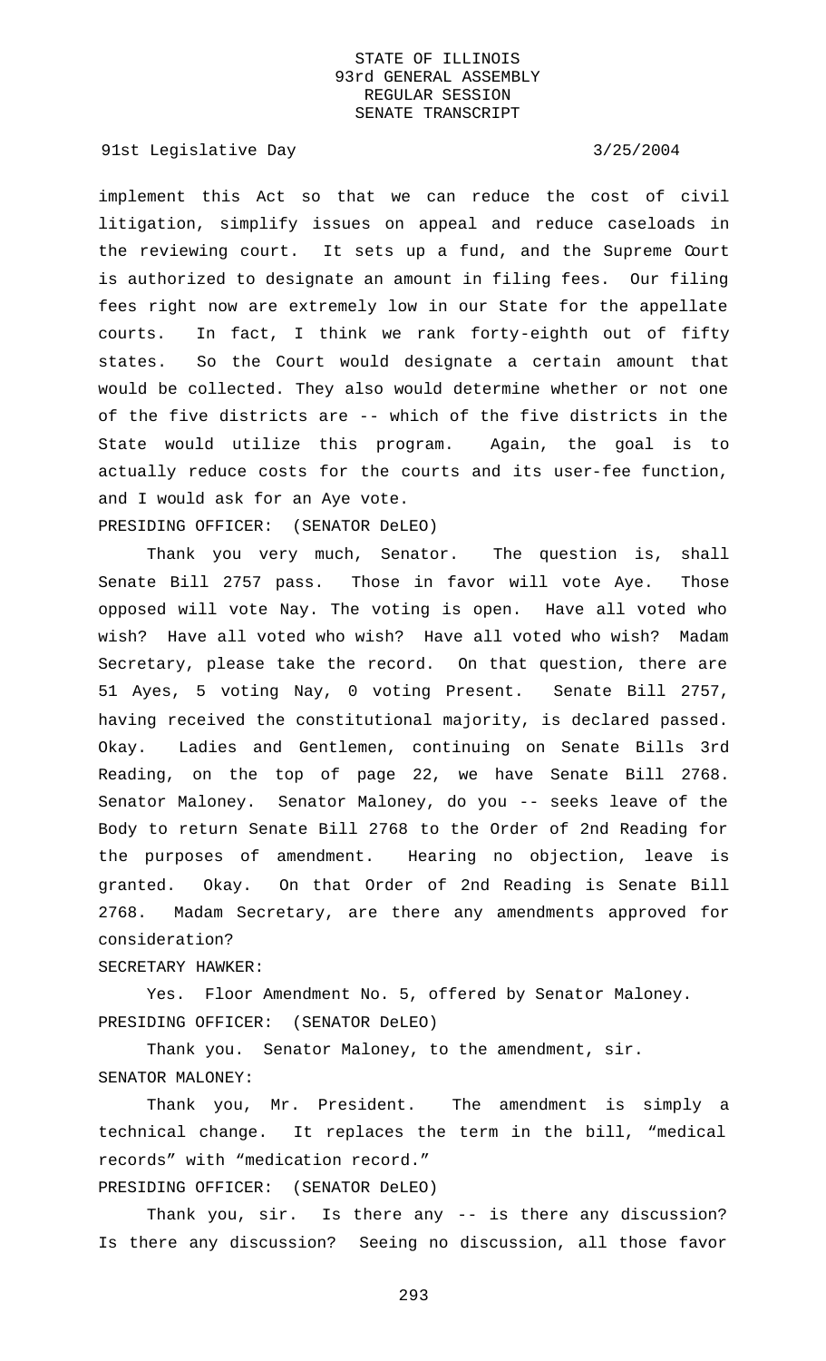implement this Act so that we can reduce the cost of civil litigation, simplify issues on appeal and reduce caseloads in the reviewing court. It sets up a fund, and the Supreme Court is authorized to designate an amount in filing fees. Our filing fees right now are extremely low in our State for the appellate courts. In fact, I think we rank forty-eighth out of fifty states. So the Court would designate a certain amount that would be collected. They also would determine whether or not one of the five districts are -- which of the five districts in the State would utilize this program. Again, the goal is to actually reduce costs for the courts and its user-fee function, and I would ask for an Aye vote.

PRESIDING OFFICER: (SENATOR DeLEO)

Thank you very much, Senator. The question is, shall Senate Bill 2757 pass. Those in favor will vote Aye. Those opposed will vote Nay. The voting is open. Have all voted who wish? Have all voted who wish? Have all voted who wish? Madam Secretary, please take the record. On that question, there are 51 Ayes, 5 voting Nay, 0 voting Present. Senate Bill 2757, having received the constitutional majority, is declared passed. Okay. Ladies and Gentlemen, continuing on Senate Bills 3rd Reading, on the top of page 22, we have Senate Bill 2768. Senator Maloney. Senator Maloney, do you -- seeks leave of the Body to return Senate Bill 2768 to the Order of 2nd Reading for the purposes of amendment. Hearing no objection, leave is granted. Okay. On that Order of 2nd Reading is Senate Bill 2768. Madam Secretary, are there any amendments approved for consideration?

SECRETARY HAWKER:

Yes. Floor Amendment No. 5, offered by Senator Maloney.

PRESIDING OFFICER: (SENATOR DeLEO)

Thank you. Senator Maloney, to the amendment, sir.

SENATOR MALONEY:

Thank you, Mr. President. The amendment is simply a technical change. It replaces the term in the bill, "medical records" with "medication record."

PRESIDING OFFICER: (SENATOR DeLEO)

Thank you, sir. Is there any -- is there any discussion? Is there any discussion? Seeing no discussion, all those favor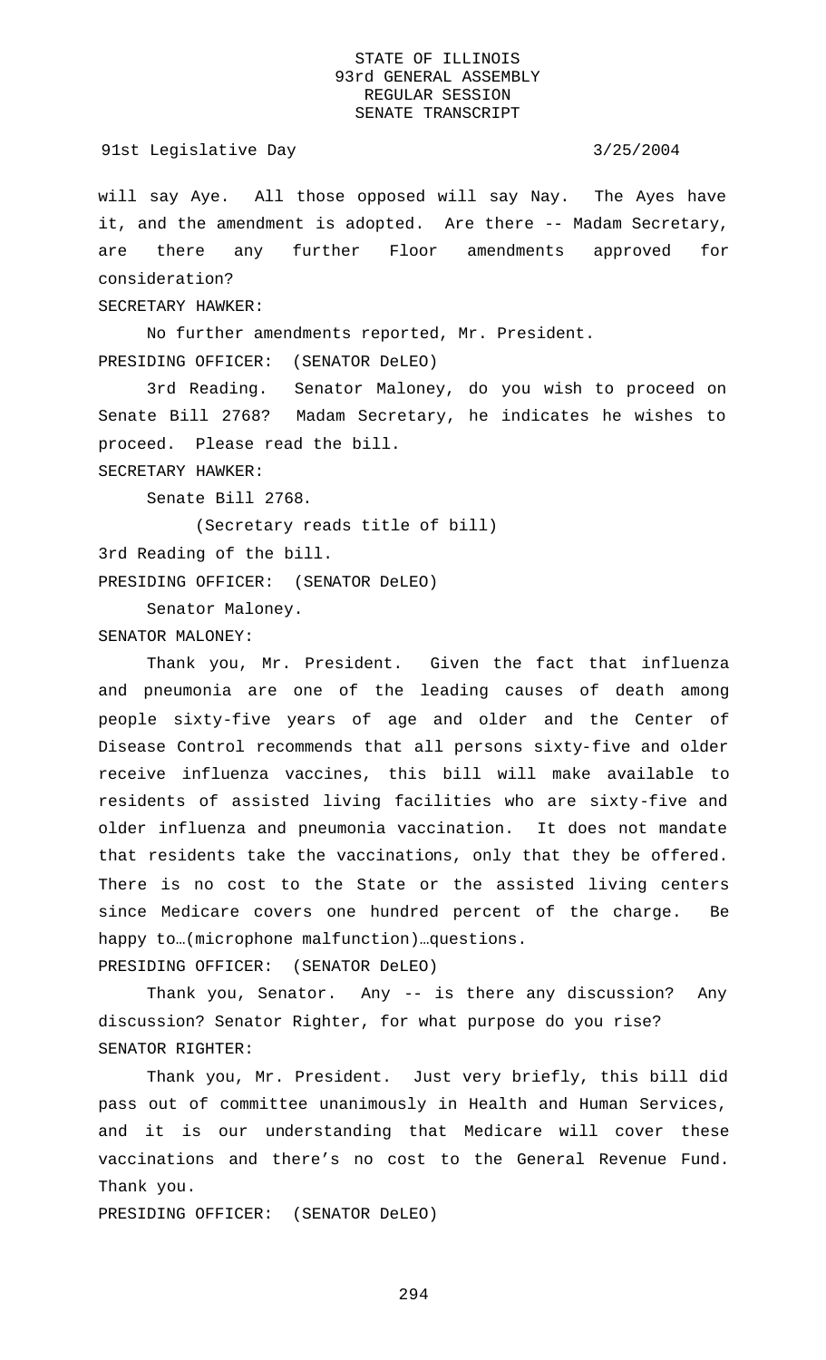will say Aye. All those opposed will say Nay. The Ayes have it, and the amendment is adopted. Are there -- Madam Secretary, are there any further Floor amendments approved for consideration?

SECRETARY HAWKER:

No further amendments reported, Mr. President.

PRESIDING OFFICER: (SENATOR DeLEO)

3rd Reading. Senator Maloney, do you wish to proceed on Senate Bill 2768? Madam Secretary, he indicates he wishes to proceed. Please read the bill.

SECRETARY HAWKER:

Senate Bill 2768.

(Secretary reads title of bill)

3rd Reading of the bill.

PRESIDING OFFICER: (SENATOR DeLEO)

Senator Maloney.

SENATOR MALONEY:

Thank you, Mr. President. Given the fact that influenza and pneumonia are one of the leading causes of death among people sixty-five years of age and older and the Center of Disease Control recommends that all persons sixty-five and older receive influenza vaccines, this bill will make available to residents of assisted living facilities who are sixty-five and older influenza and pneumonia vaccination. It does not mandate that residents take the vaccinations, only that they be offered. There is no cost to the State or the assisted living centers since Medicare covers one hundred percent of the charge. Be happy to…(microphone malfunction)…questions.

PRESIDING OFFICER: (SENATOR DeLEO)

Thank you, Senator. Any -- is there any discussion? Any discussion? Senator Righter, for what purpose do you rise?

SENATOR RIGHTER:

Thank you, Mr. President. Just very briefly, this bill did pass out of committee unanimously in Health and Human Services, and it is our understanding that Medicare will cover these vaccinations and there's no cost to the General Revenue Fund. Thank you.

PRESIDING OFFICER: (SENATOR DeLEO)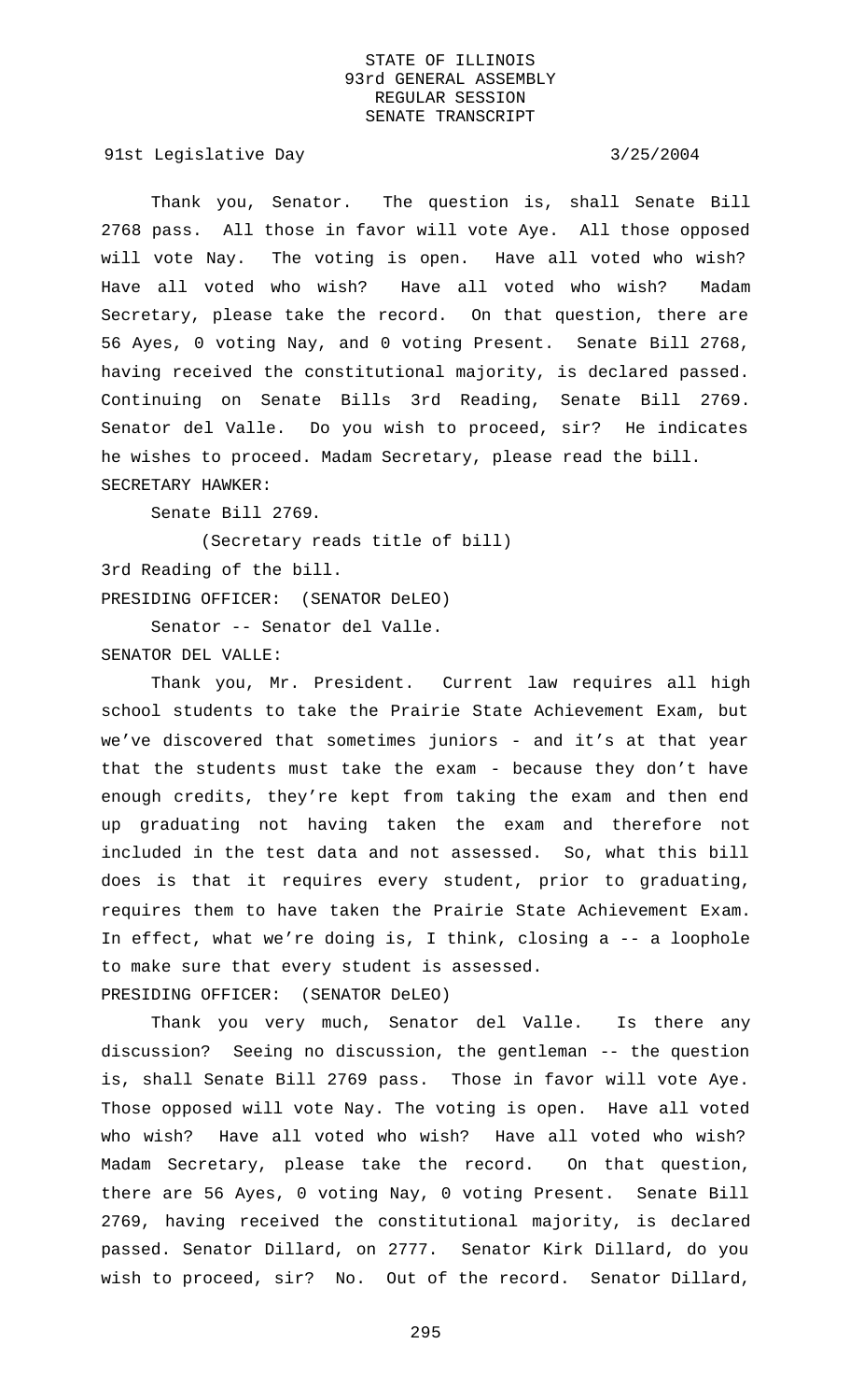Thank you, Senator. The question is, shall Senate Bill 2768 pass. All those in favor will vote Aye. All those opposed will vote Nay. The voting is open. Have all voted who wish? Have all voted who wish? Have all voted who wish? Madam Secretary, please take the record. On that question, there are 56 Ayes, 0 voting Nay, and 0 voting Present. Senate Bill 2768, having received the constitutional majority, is declared passed. Continuing on Senate Bills 3rd Reading, Senate Bill 2769. Senator del Valle. Do you wish to proceed, sir? He indicates he wishes to proceed. Madam Secretary, please read the bill.

SECRETARY HAWKER:

Senate Bill 2769.

(Secretary reads title of bill)

3rd Reading of the bill.

PRESIDING OFFICER: (SENATOR DeLEO)

Senator -- Senator del Valle.

SENATOR DEL VALLE:

Thank you, Mr. President. Current law requires all high school students to take the Prairie State Achievement Exam, but we've discovered that sometimes juniors - and it's at that year that the students must take the exam - because they don't have enough credits, they're kept from taking the exam and then end up graduating not having taken the exam and therefore not included in the test data and not assessed. So, what this bill does is that it requires every student, prior to graduating, requires them to have taken the Prairie State Achievement Exam. In effect, what we're doing is, I think, closing a -- a loophole to make sure that every student is assessed.

PRESIDING OFFICER: (SENATOR DeLEO)

Thank you very much, Senator del Valle. Is there any discussion? Seeing no discussion, the gentleman -- the question is, shall Senate Bill 2769 pass. Those in favor will vote Aye. Those opposed will vote Nay. The voting is open. Have all voted who wish? Have all voted who wish? Have all voted who wish? Madam Secretary, please take the record. On that question, there are 56 Ayes, 0 voting Nay, 0 voting Present. Senate Bill 2769, having received the constitutional majority, is declared passed. Senator Dillard, on 2777. Senator Kirk Dillard, do you wish to proceed, sir? No. Out of the record. Senator Dillard,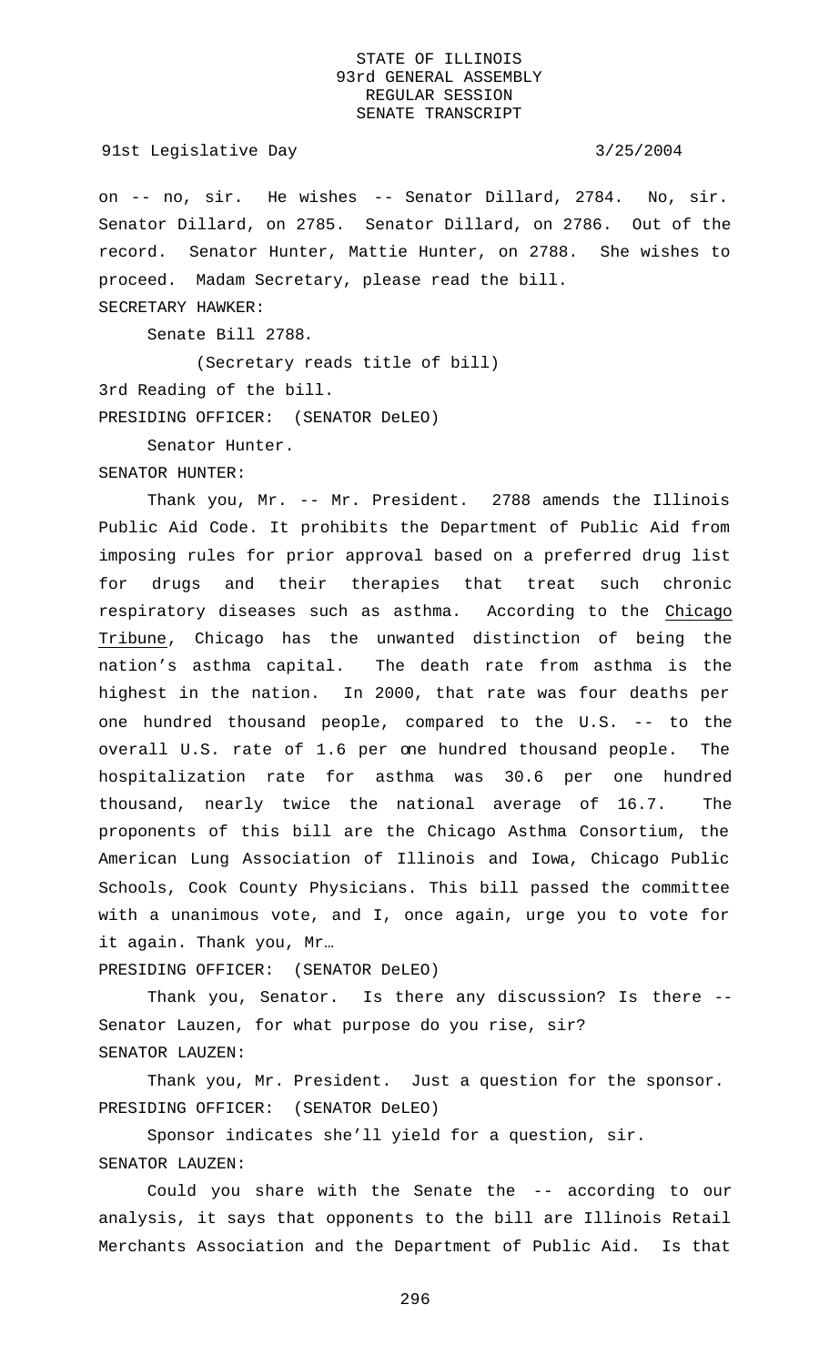on -- no, sir. He wishes -- Senator Dillard, 2784. No, sir. Senator Dillard, on 2785. Senator Dillard, on 2786. Out of the record. Senator Hunter, Mattie Hunter, on 2788. She wishes to proceed. Madam Secretary, please read the bill.

SECRETARY HAWKER:

Senate Bill 2788.

(Secretary reads title of bill)

3rd Reading of the bill.

PRESIDING OFFICER: (SENATOR DeLEO)

Senator Hunter.

SENATOR HUNTER:

Thank you, Mr. -- Mr. President. 2788 amends the Illinois Public Aid Code. It prohibits the Department of Public Aid from imposing rules for prior approval based on a preferred drug list for drugs and their therapies that treat such chronic respiratory diseases such as asthma. According to the Chicago Tribune, Chicago has the unwanted distinction of being the nation's asthma capital. The death rate from asthma is the highest in the nation. In 2000, that rate was four deaths per one hundred thousand people, compared to the U.S. -- to the overall U.S. rate of 1.6 per one hundred thousand people. The hospitalization rate for asthma was 30.6 per one hundred thousand, nearly twice the national average of 16.7. The proponents of this bill are the Chicago Asthma Consortium, the American Lung Association of Illinois and Iowa, Chicago Public Schools, Cook County Physicians. This bill passed the committee with a unanimous vote, and I, once again, urge you to vote for it again. Thank you, Mr…

PRESIDING OFFICER: (SENATOR DeLEO)

Thank you, Senator. Is there any discussion? Is there -- Senator Lauzen, for what purpose do you rise, sir?

SENATOR LAUZEN:

Thank you, Mr. President. Just a question for the sponsor.

PRESIDING OFFICER: (SENATOR DeLEO)

Sponsor indicates she'll yield for a question, sir.

SENATOR LAUZEN:

Could you share with the Senate the -- according to our analysis, it says that opponents to the bill are Illinois Retail Merchants Association and the Department of Public Aid. Is that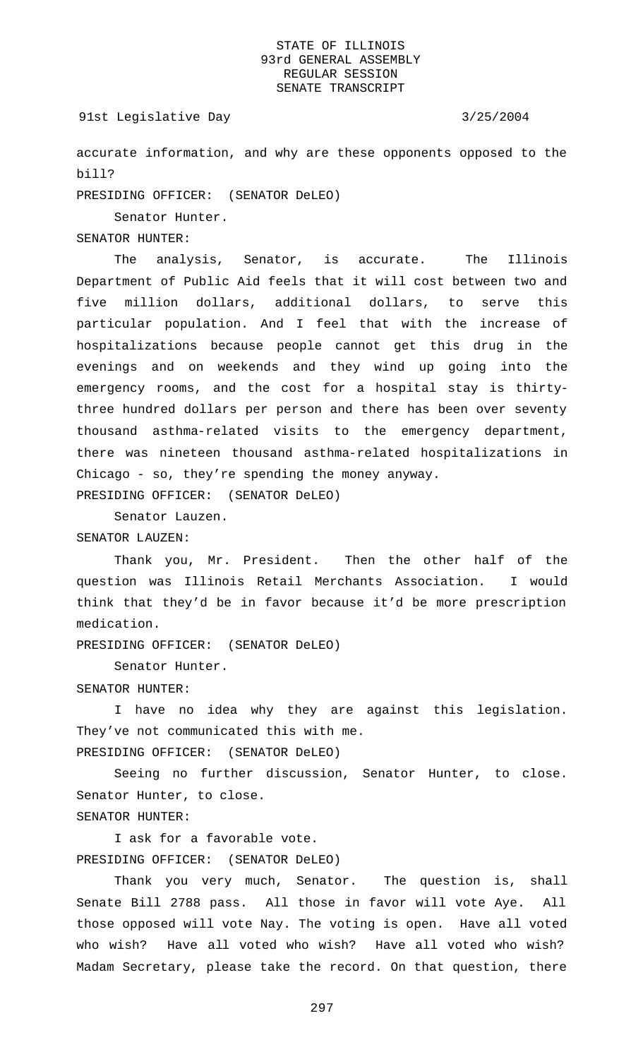accurate information, and why are these opponents opposed to the bill?

PRESIDING OFFICER: (SENATOR DeLEO)

Senator Hunter.

SENATOR HUNTER:

The analysis, Senator, is accurate. The Illinois Department of Public Aid feels that it will cost between two and five million dollars, additional dollars, to serve this particular population. And I feel that with the increase of hospitalizations because people cannot get this drug in the evenings and on weekends and they wind up going into the emergency rooms, and the cost for a hospital stay is thirty-three hundred dollars per person and there has been over seventy thousand asthma-related visits to the emergency department, there was nineteen thousand asthma-related hospitalizations in Chicago - so, they're spending the money anyway.

PRESIDING OFFICER: (SENATOR DeLEO)

Senator Lauzen.

SENATOR LAUZEN:

Thank you, Mr. President. Then the other half of the question was Illinois Retail Merchants Association. I would think that they'd be in favor because it'd be more prescription medication.

PRESIDING OFFICER: (SENATOR DeLEO)

Senator Hunter.

SENATOR HUNTER:

I have no idea why they are against this legislation. They've not communicated this with me.

PRESIDING OFFICER: (SENATOR DeLEO)

Seeing no further discussion, Senator Hunter, to close. Senator Hunter, to close.

SENATOR HUNTER:

I ask for a favorable vote.

PRESIDING OFFICER: (SENATOR DeLEO)

Thank you very much, Senator. The question is, shall Senate Bill 2788 pass. All those in favor will vote Aye. All those opposed will vote Nay. The voting is open. Have all voted who wish? Have all voted who wish? Have all voted who wish? Madam Secretary, please take the record. On that question, there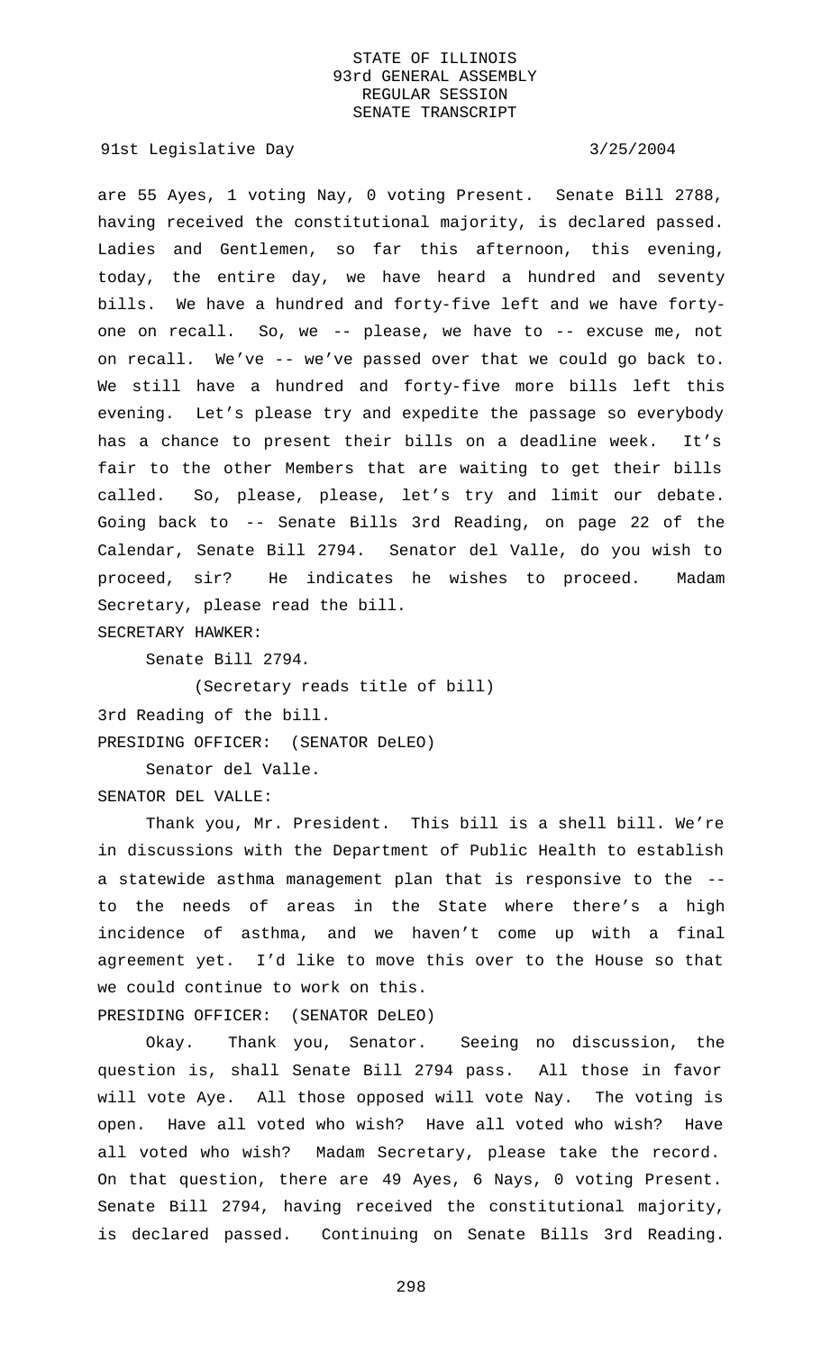are 55 Ayes, 1 voting Nay, 0 voting Present. Senate Bill 2788, having received the constitutional majority, is declared passed. Ladies and Gentlemen, so far this afternoon, this evening, today, the entire day, we have heard a hundred and seventy bills. We have a hundred and forty-five left and we have forty-one on recall. So, we -- please, we have to -- excuse me, not on recall. We've -- we've passed over that we could go back to. We still have a hundred and forty-five more bills left this evening. Let's please try and expedite the passage so everybody has a chance to present their bills on a deadline week. It's fair to the other Members that are waiting to get their bills called. So, please, please, let's try and limit our debate. Going back to -- Senate Bills 3rd Reading, on page 22 of the Calendar, Senate Bill 2794. Senator del Valle, do you wish to proceed, sir? He indicates he wishes to proceed. Madam Secretary, please read the bill.

SECRETARY HAWKER:

Senate Bill 2794.

(Secretary reads title of bill)

3rd Reading of the bill.

PRESIDING OFFICER: (SENATOR DeLEO)

Senator del Valle.

SENATOR DEL VALLE:

Thank you, Mr. President. This bill is a shell bill. We're in discussions with the Department of Public Health to establish a statewide asthma management plan that is responsive to the -- to the needs of areas in the State where there's a high incidence of asthma, and we haven't come up with a final agreement yet. I'd like to move this over to the House so that we could continue to work on this.

PRESIDING OFFICER: (SENATOR DeLEO)

Okay. Thank you, Senator. Seeing no discussion, the question is, shall Senate Bill 2794 pass. All those in favor will vote Aye. All those opposed will vote Nay. The voting is open. Have all voted who wish? Have all voted who wish? Have all voted who wish? Madam Secretary, please take the record. On that question, there are 49 Ayes, 6 Nays, 0 voting Present. Senate Bill 2794, having received the constitutional majority, is declared passed. Continuing on Senate Bills 3rd Reading.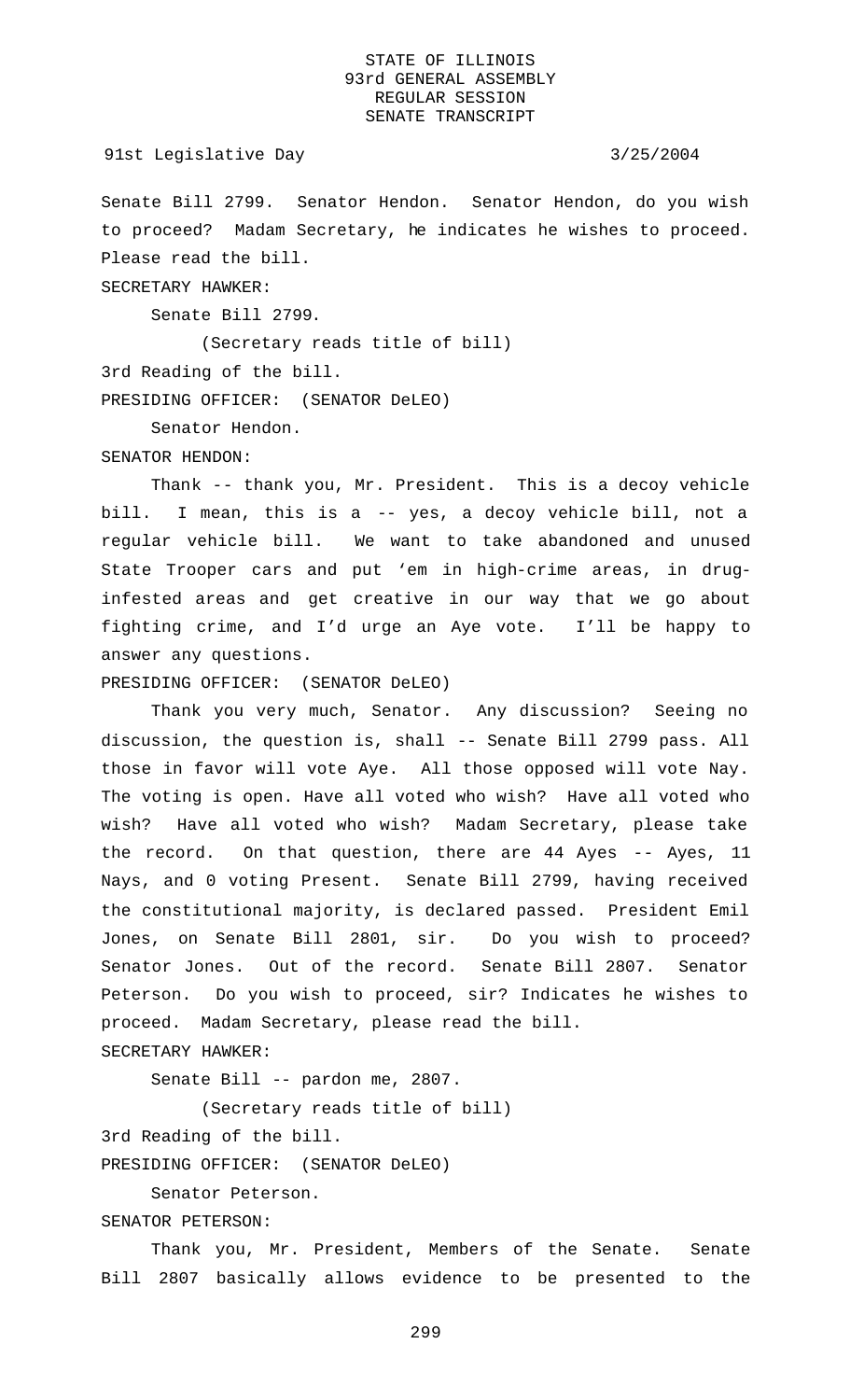Senate Bill 2799. Senator Hendon. Senator Hendon, do you wish to proceed? Madam Secretary, he indicates he wishes to proceed. Please read the bill.

SECRETARY HAWKER:

Senate Bill 2799.

(Secretary reads title of bill)

3rd Reading of the bill.

PRESIDING OFFICER: (SENATOR DeLEO)

Senator Hendon.

SENATOR HENDON:

Thank -- thank you, Mr. President. This is a decoy vehicle bill. I mean, this is a -- yes, a decoy vehicle bill, not a regular vehicle bill. We want to take abandoned and unused State Trooper cars and put 'em in high-crime areas, in drug-infested areas and get creative in our way that we go about fighting crime, and I'd urge an Aye vote. I'll be happy to answer any questions.

PRESIDING OFFICER: (SENATOR DeLEO)

Thank you very much, Senator. Any discussion? Seeing no discussion, the question is, shall -- Senate Bill 2799 pass. All those in favor will vote Aye. All those opposed will vote Nay. The voting is open. Have all voted who wish? Have all voted who wish? Have all voted who wish? Madam Secretary, please take the record. On that question, there are 44 Ayes -- Ayes, 11 Nays, and 0 voting Present. Senate Bill 2799, having received the constitutional majority, is declared passed. President Emil Jones, on Senate Bill 2801, sir. Do you wish to proceed? Senator Jones. Out of the record. Senate Bill 2807. Senator Peterson. Do you wish to proceed, sir? Indicates he wishes to proceed. Madam Secretary, please read the bill.

SECRETARY HAWKER:

Senate Bill -- pardon me, 2807.

(Secretary reads title of bill)

3rd Reading of the bill.

PRESIDING OFFICER: (SENATOR DeLEO)

Senator Peterson.

SENATOR PETERSON:

Thank you, Mr. President, Members of the Senate. Senate Bill 2807 basically allows evidence to be presented to the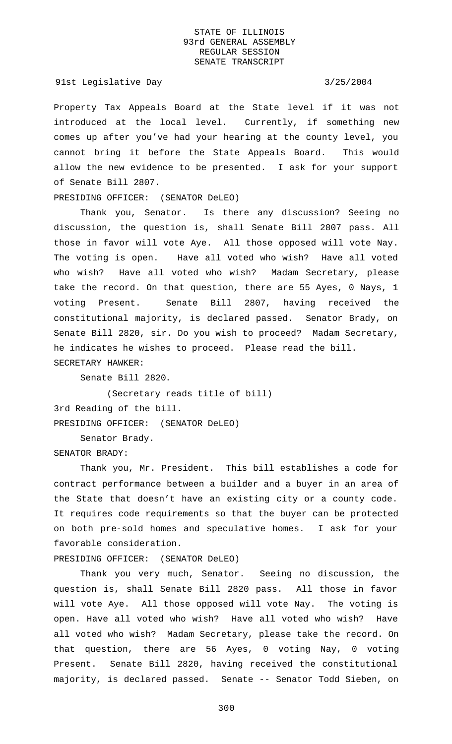Property Tax Appeals Board at the State level if it was not introduced at the local level. Currently, if something new comes up after you've had your hearing at the county level, you cannot bring it before the State Appeals Board. This would allow the new evidence to be presented. I ask for your support of Senate Bill 2807.

PRESIDING OFFICER: (SENATOR DeLEO)

Thank you, Senator. Is there any discussion? Seeing no discussion, the question is, shall Senate Bill 2807 pass. All those in favor will vote Aye. All those opposed will vote Nay. The voting is open. Have all voted who wish? Have all voted who wish? Have all voted who wish? Madam Secretary, please take the record. On that question, there are 55 Ayes, 0 Nays, 1 voting Present. Senate Bill 2807, having received the constitutional majority, is declared passed. Senator Brady, on Senate Bill 2820, sir. Do you wish to proceed? Madam Secretary, he indicates he wishes to proceed. Please read the bill.

SECRETARY HAWKER:

Senate Bill 2820.

(Secretary reads title of bill)

3rd Reading of the bill.

PRESIDING OFFICER: (SENATOR DeLEO)

Senator Brady.

SENATOR BRADY:

Thank you, Mr. President. This bill establishes a code for contract performance between a builder and a buyer in an area of the State that doesn't have an existing city or a county code. It requires code requirements so that the buyer can be protected on both pre-sold homes and speculative homes. I ask for your favorable consideration.

PRESIDING OFFICER: (SENATOR DeLEO)

Thank you very much, Senator. Seeing no discussion, the question is, shall Senate Bill 2820 pass. All those in favor will vote Aye. All those opposed will vote Nay. The voting is open. Have all voted who wish? Have all voted who wish? Have all voted who wish? Madam Secretary, please take the record. On that question, there are 56 Ayes, 0 voting Nay, 0 voting Present. Senate Bill 2820, having received the constitutional majority, is declared passed. Senate -- Senator Todd Sieben, on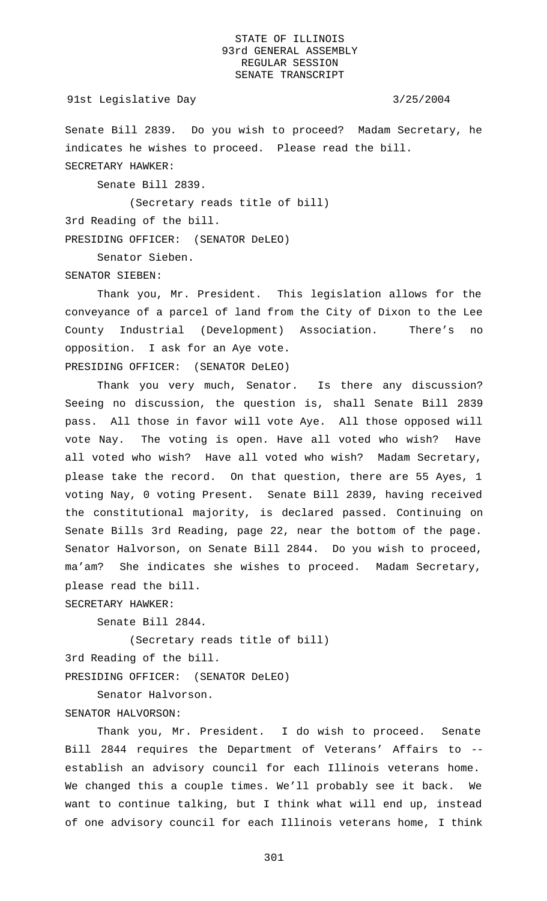Senate Bill 2839. Do you wish to proceed? Madam Secretary, he indicates he wishes to proceed. Please read the bill.

SECRETARY HAWKER:

Senate Bill 2839.

(Secretary reads title of bill)

3rd Reading of the bill.

PRESIDING OFFICER: (SENATOR DeLEO)

Senator Sieben.

SENATOR SIEBEN:

Thank you, Mr. President. This legislation allows for the conveyance of a parcel of land from the City of Dixon to the Lee County Industrial (Development) Association. There's no opposition. I ask for an Aye vote.

PRESIDING OFFICER: (SENATOR DeLEO)

Thank you very much, Senator. Is there any discussion? Seeing no discussion, the question is, shall Senate Bill 2839 pass. All those in favor will vote Aye. All those opposed will vote Nay. The voting is open. Have all voted who wish? Have all voted who wish? Have all voted who wish? Madam Secretary, please take the record. On that question, there are 55 Ayes, 1 voting Nay, 0 voting Present. Senate Bill 2839, having received the constitutional majority, is declared passed. Continuing on Senate Bills 3rd Reading, page 22, near the bottom of the page. Senator Halvorson, on Senate Bill 2844. Do you wish to proceed, ma'am? She indicates she wishes to proceed. Madam Secretary, please read the bill.

SECRETARY HAWKER:

Senate Bill 2844.

(Secretary reads title of bill)

3rd Reading of the bill.

PRESIDING OFFICER: (SENATOR DeLEO)

Senator Halvorson.

SENATOR HALVORSON:

Thank you, Mr. President. I do wish to proceed. Senate Bill 2844 requires the Department of Veterans' Affairs to -- establish an advisory council for each Illinois veterans home. We changed this a couple times. We'll probably see it back. We want to continue talking, but I think what will end up, instead of one advisory council for each Illinois veterans home, I think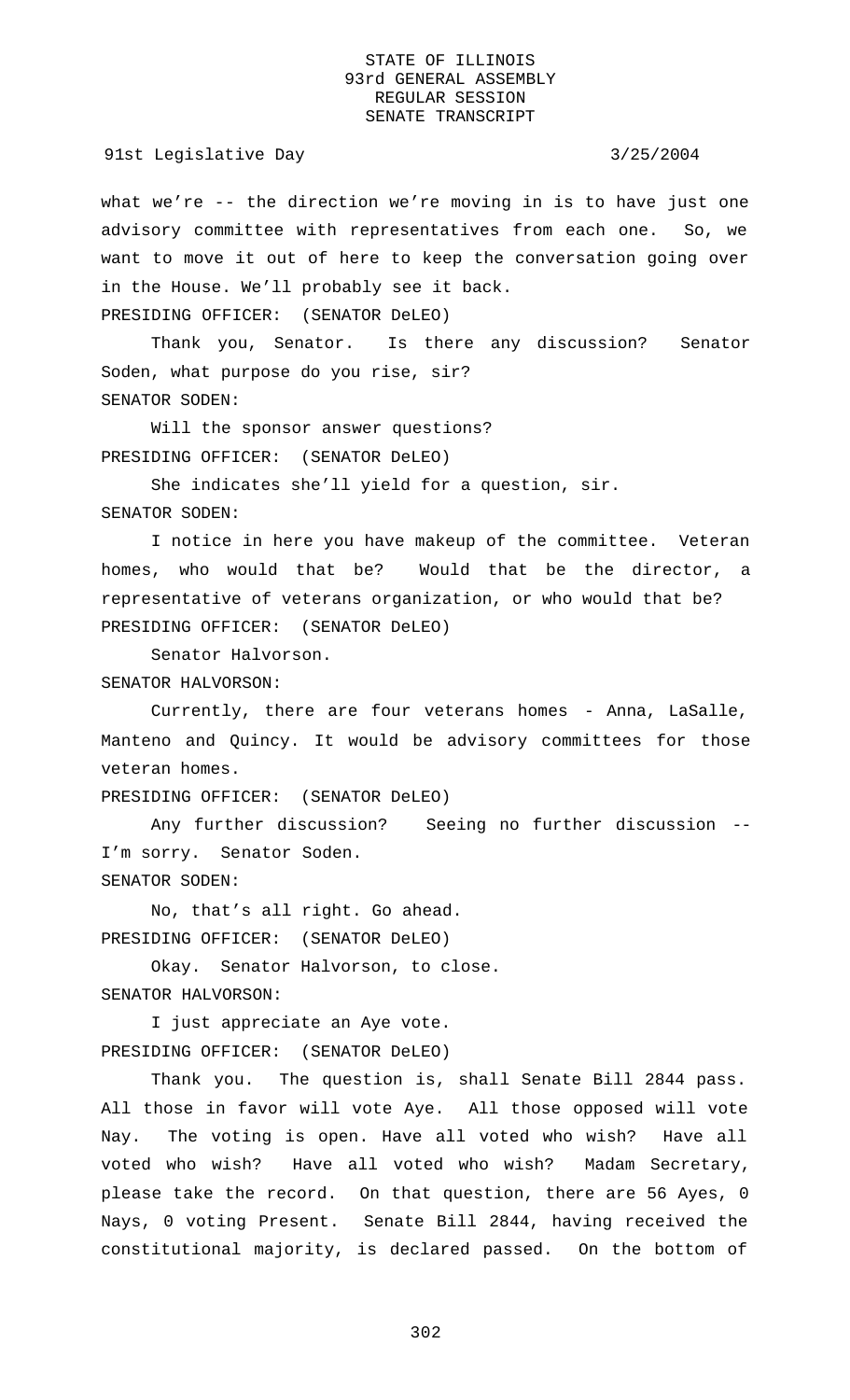what we're -- the direction we're moving in is to have just one advisory committee with representatives from each one. So, we want to move it out of here to keep the conversation going over in the House. We'll probably see it back.

PRESIDING OFFICER: (SENATOR DeLEO)

Thank you, Senator. Is there any discussion? Senator Soden, what purpose do you rise, sir?

SENATOR SODEN:

Will the sponsor answer questions?

PRESIDING OFFICER: (SENATOR DeLEO)

She indicates she'll yield for a question, sir.

SENATOR SODEN:

I notice in here you have makeup of the committee. Veteran homes, who would that be? Would that be the director, a representative of veterans organization, or who would that be?

PRESIDING OFFICER: (SENATOR DeLEO)

Senator Halvorson.

SENATOR HALVORSON:

Currently, there are four veterans homes - Anna, LaSalle, Manteno and Quincy. It would be advisory committees for those veteran homes.

PRESIDING OFFICER: (SENATOR DeLEO)

Any further discussion? Seeing no further discussion -- I'm sorry. Senator Soden.

SENATOR SODEN:

No, that's all right. Go ahead.

PRESIDING OFFICER: (SENATOR DeLEO)

Okay. Senator Halvorson, to close.

SENATOR HALVORSON:

I just appreciate an Aye vote.

PRESIDING OFFICER: (SENATOR DeLEO)

Thank you. The question is, shall Senate Bill 2844 pass. All those in favor will vote Aye. All those opposed will vote Nay. The voting is open. Have all voted who wish? Have all voted who wish? Have all voted who wish? Madam Secretary, please take the record. On that question, there are 56 Ayes, 0 Nays, 0 voting Present. Senate Bill 2844, having received the constitutional majority, is declared passed. On the bottom of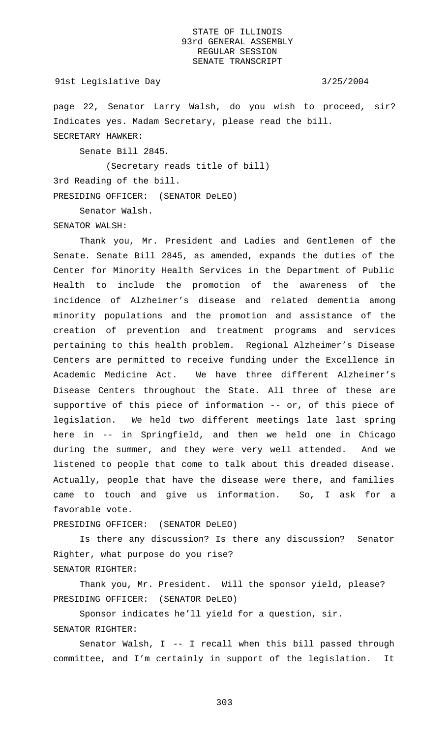page 22, Senator Larry Walsh, do you wish to proceed, sir? Indicates yes. Madam Secretary, please read the bill.

SECRETARY HAWKER:

Senate Bill 2845.

(Secretary reads title of bill)

3rd Reading of the bill.

PRESIDING OFFICER: (SENATOR DeLEO)

Senator Walsh.

SENATOR WALSH:

Thank you, Mr. President and Ladies and Gentlemen of the Senate. Senate Bill 2845, as amended, expands the duties of the Center for Minority Health Services in the Department of Public Health to include the promotion of the awareness of the incidence of Alzheimer's disease and related dementia among minority populations and the promotion and assistance of the creation of prevention and treatment programs and services pertaining to this health problem. Regional Alzheimer's Disease Centers are permitted to receive funding under the Excellence in Academic Medicine Act. We have three different Alzheimer's Disease Centers throughout the State. All three of these are supportive of this piece of information -- or, of this piece of legislation. We held two different meetings late last spring here in -- in Springfield, and then we held one in Chicago during the summer, and they were very well attended. And we listened to people that come to talk about this dreaded disease. Actually, people that have the disease were there, and families came to touch and give us information. So, I ask for a favorable vote.

PRESIDING OFFICER: (SENATOR DeLEO)

Is there any discussion? Is there any discussion? Senator Righter, what purpose do you rise?

SENATOR RIGHTER:

Thank you, Mr. President. Will the sponsor yield, please?

PRESIDING OFFICER: (SENATOR DeLEO)

Sponsor indicates he'll yield for a question, sir.

SENATOR RIGHTER:

Senator Walsh, I -- I recall when this bill passed through committee, and I'm certainly in support of the legislation. It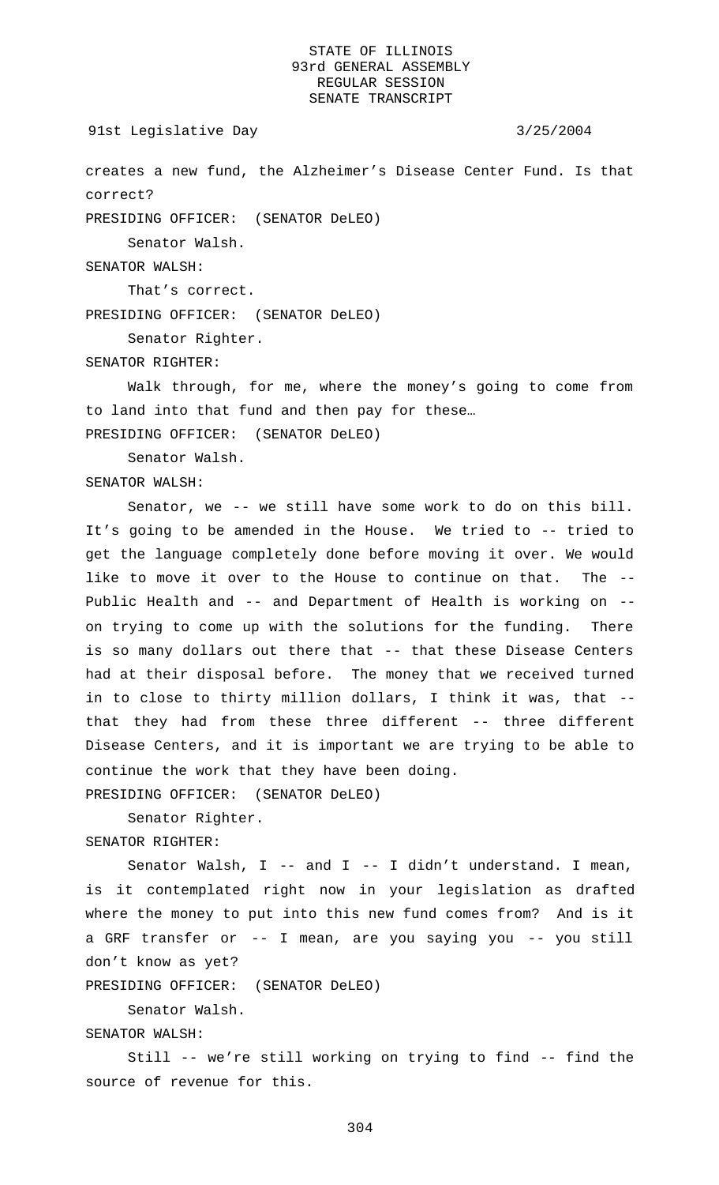creates a new fund, the Alzheimer's Disease Center Fund. Is that correct?

PRESIDING OFFICER: (SENATOR DeLEO)

Senator Walsh.

SENATOR WALSH:

That's correct.

PRESIDING OFFICER: (SENATOR DeLEO)

Senator Righter.

SENATOR RIGHTER:

Walk through, for me, where the money's going to come from to land into that fund and then pay for these…

PRESIDING OFFICER: (SENATOR DeLEO)

Senator Walsh.

SENATOR WALSH:

Senator, we -- we still have some work to do on this bill. It's going to be amended in the House. We tried to -- tried to get the language completely done before moving it over. We would like to move it over to the House to continue on that. The -- Public Health and -- and Department of Health is working on -- on trying to come up with the solutions for the funding. There is so many dollars out there that -- that these Disease Centers had at their disposal before. The money that we received turned in to close to thirty million dollars, I think it was, that -- that they had from these three different -- three different Disease Centers, and it is important we are trying to be able to continue the work that they have been doing.

PRESIDING OFFICER: (SENATOR DeLEO)

Senator Righter.

SENATOR RIGHTER:

Senator Walsh, I -- and I -- I didn't understand. I mean, is it contemplated right now in your legislation as drafted where the money to put into this new fund comes from? And is it a GRF transfer or -- I mean, are you saying you -- you still don't know as yet?

PRESIDING OFFICER: (SENATOR DeLEO)

Senator Walsh.

SENATOR WALSH:

Still -- we're still working on trying to find -- find the source of revenue for this.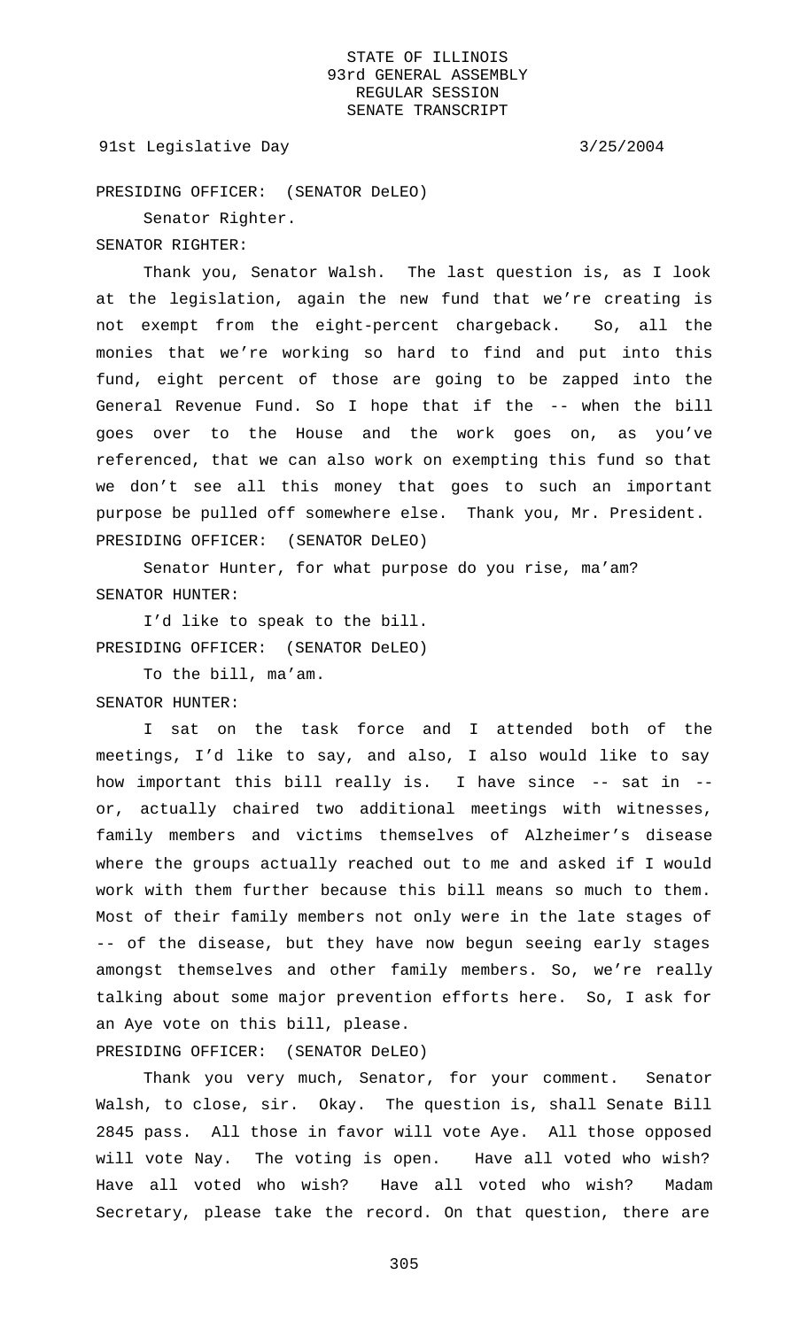PRESIDING OFFICER: (SENATOR DeLEO)

Senator Righter.

SENATOR RIGHTER:

Thank you, Senator Walsh. The last question is, as I look at the legislation, again the new fund that we're creating is not exempt from the eight-percent chargeback. So, all the monies that we're working so hard to find and put into this fund, eight percent of those are going to be zapped into the General Revenue Fund. So I hope that if the -- when the bill goes over to the House and the work goes on, as you've referenced, that we can also work on exempting this fund so that we don't see all this money that goes to such an important purpose be pulled off somewhere else. Thank you, Mr. President.

PRESIDING OFFICER: (SENATOR DeLEO)

Senator Hunter, for what purpose do you rise, ma'am?

SENATOR HUNTER:

I'd like to speak to the bill.

PRESIDING OFFICER: (SENATOR DeLEO)

To the bill, ma'am.

SENATOR HUNTER:

I sat on the task force and I attended both of the meetings, I'd like to say, and also, I also would like to say how important this bill really is. I have since -- sat in -- or, actually chaired two additional meetings with witnesses, family members and victims themselves of Alzheimer's disease where the groups actually reached out to me and asked if I would work with them further because this bill means so much to them. Most of their family members not only were in the late stages of -- of the disease, but they have now begun seeing early stages amongst themselves and other family members. So, we're really talking about some major prevention efforts here. So, I ask for an Aye vote on this bill, please.

PRESIDING OFFICER: (SENATOR DeLEO)

Thank you very much, Senator, for your comment. Senator Walsh, to close, sir. Okay. The question is, shall Senate Bill 2845 pass. All those in favor will vote Aye. All those opposed will vote Nay. The voting is open. Have all voted who wish? Have all voted who wish? Have all voted who wish? Madam Secretary, please take the record. On that question, there are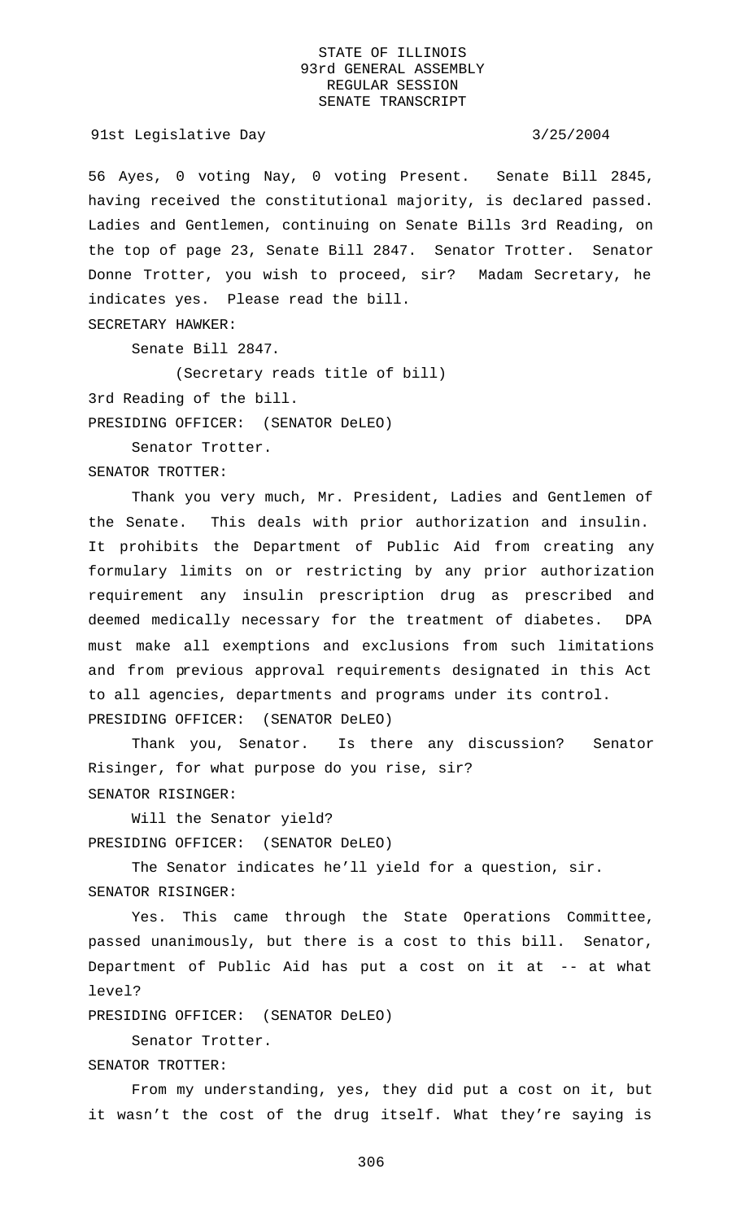56 Ayes, 0 voting Nay, 0 voting Present. Senate Bill 2845, having received the constitutional majority, is declared passed. Ladies and Gentlemen, continuing on Senate Bills 3rd Reading, on the top of page 23, Senate Bill 2847. Senator Trotter. Senator Donne Trotter, you wish to proceed, sir? Madam Secretary, he indicates yes. Please read the bill.

SECRETARY HAWKER:

Senate Bill 2847.

(Secretary reads title of bill)

3rd Reading of the bill.

PRESIDING OFFICER: (SENATOR DeLEO)

Senator Trotter.

SENATOR TROTTER:

Thank you very much, Mr. President, Ladies and Gentlemen of the Senate. This deals with prior authorization and insulin. It prohibits the Department of Public Aid from creating any formulary limits on or restricting by any prior authorization requirement any insulin prescription drug as prescribed and deemed medically necessary for the treatment of diabetes. DPA must make all exemptions and exclusions from such limitations and from previous approval requirements designated in this Act to all agencies, departments and programs under its control.

PRESIDING OFFICER: (SENATOR DeLEO)

Thank you, Senator. Is there any discussion? Senator Risinger, for what purpose do you rise, sir?

SENATOR RISINGER:

Will the Senator yield?

PRESIDING OFFICER: (SENATOR DeLEO)

The Senator indicates he'll yield for a question, sir.

SENATOR RISINGER:

Yes. This came through the State Operations Committee, passed unanimously, but there is a cost to this bill. Senator, Department of Public Aid has put a cost on it at -- at what level?

PRESIDING OFFICER: (SENATOR DeLEO)

Senator Trotter.

SENATOR TROTTER:

From my understanding, yes, they did put a cost on it, but it wasn't the cost of the drug itself. What they're saying is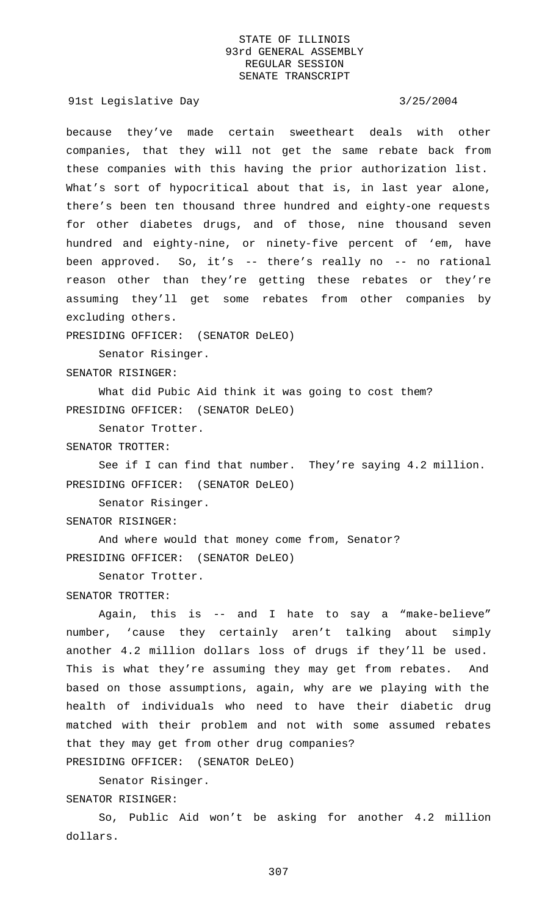because they've made certain sweetheart deals with other companies, that they will not get the same rebate back from these companies with this having the prior authorization list. What's sort of hypocritical about that is, in last year alone, there's been ten thousand three hundred and eighty-one requests for other diabetes drugs, and of those, nine thousand seven hundred and eighty-nine, or ninety-five percent of 'em, have been approved. So, it's -- there's really no -- no rational reason other than they're getting these rebates or they're assuming they'll get some rebates from other companies by excluding others.

PRESIDING OFFICER: (SENATOR DeLEO)

Senator Risinger.

SENATOR RISINGER:

What did Pubic Aid think it was going to cost them?

PRESIDING OFFICER: (SENATOR DeLEO)

Senator Trotter.

SENATOR TROTTER:

See if I can find that number. They're saying 4.2 million.

PRESIDING OFFICER: (SENATOR DeLEO)

Senator Risinger.

SENATOR RISINGER:

And where would that money come from, Senator?

PRESIDING OFFICER: (SENATOR DeLEO)

Senator Trotter.

SENATOR TROTTER:

Again, this is -- and I hate to say a "make-believe" number, 'cause they certainly aren't talking about simply another 4.2 million dollars loss of drugs if they'll be used. This is what they're assuming they may get from rebates. And based on those assumptions, again, why are we playing with the health of individuals who need to have their diabetic drug matched with their problem and not with some assumed rebates that they may get from other drug companies?

PRESIDING OFFICER: (SENATOR DeLEO)

Senator Risinger.

SENATOR RISINGER:

So, Public Aid won't be asking for another 4.2 million dollars.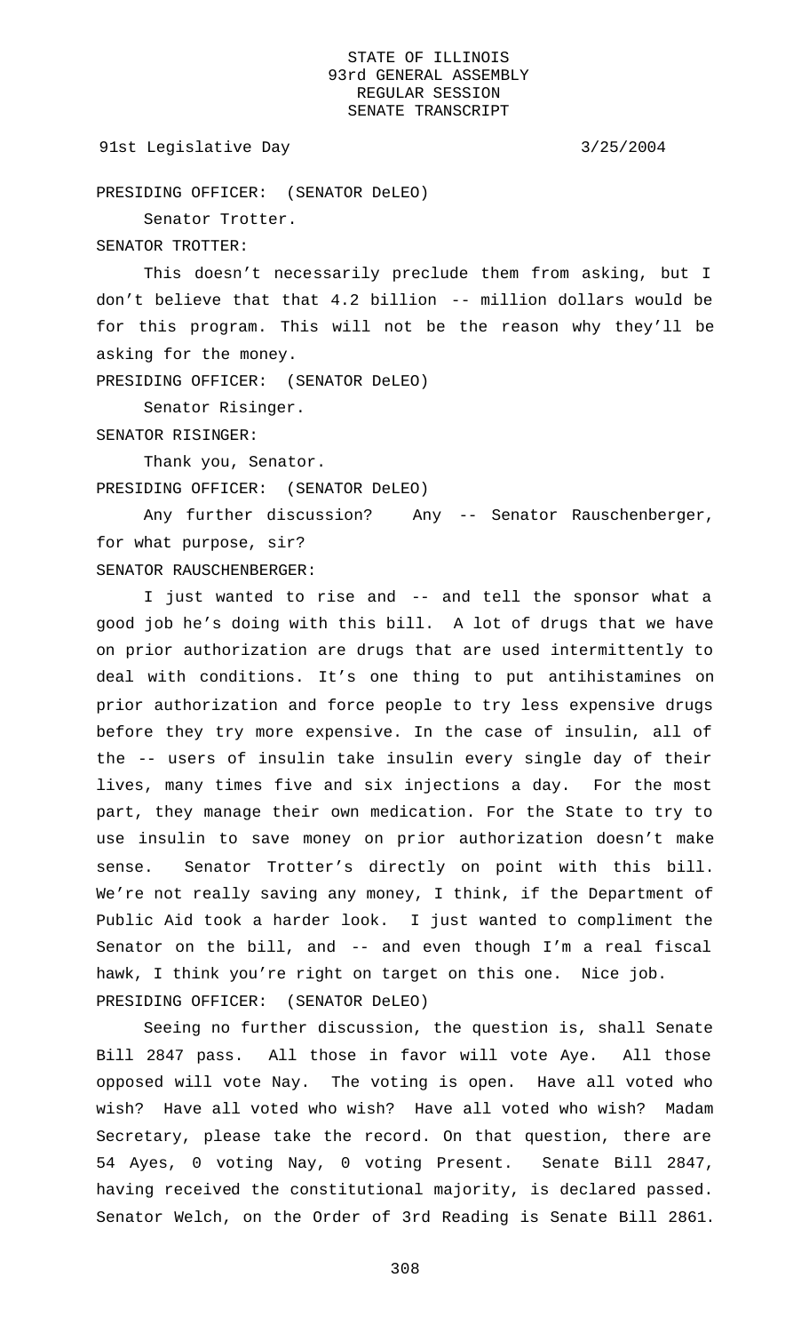PRESIDING OFFICER: (SENATOR DeLEO)

Senator Trotter.

SENATOR TROTTER:

This doesn't necessarily preclude them from asking, but I don't believe that that 4.2 billion -- million dollars would be for this program. This will not be the reason why they'll be asking for the money.

PRESIDING OFFICER: (SENATOR DeLEO)

Senator Risinger.

SENATOR RISINGER:

Thank you, Senator.

PRESIDING OFFICER: (SENATOR DeLEO)

Any further discussion? Any -- Senator Rauschenberger, for what purpose, sir?

SENATOR RAUSCHENBERGER:

I just wanted to rise and -- and tell the sponsor what a good job he's doing with this bill. A lot of drugs that we have on prior authorization are drugs that are used intermittently to deal with conditions. It's one thing to put antihistamines on prior authorization and force people to try less expensive drugs before they try more expensive. In the case of insulin, all of the -- users of insulin take insulin every single day of their lives, many times five and six injections a day. For the most part, they manage their own medication. For the State to try to use insulin to save money on prior authorization doesn't make sense. Senator Trotter's directly on point with this bill. We're not really saving any money, I think, if the Department of Public Aid took a harder look. I just wanted to compliment the Senator on the bill, and -- and even though I'm a real fiscal hawk, I think you're right on target on this one. Nice job.

PRESIDING OFFICER: (SENATOR DeLEO)

Seeing no further discussion, the question is, shall Senate Bill 2847 pass. All those in favor will vote Aye. All those opposed will vote Nay. The voting is open. Have all voted who wish? Have all voted who wish? Have all voted who wish? Madam Secretary, please take the record. On that question, there are 54 Ayes, 0 voting Nay, 0 voting Present. Senate Bill 2847, having received the constitutional majority, is declared passed. Senator Welch, on the Order of 3rd Reading is Senate Bill 2861.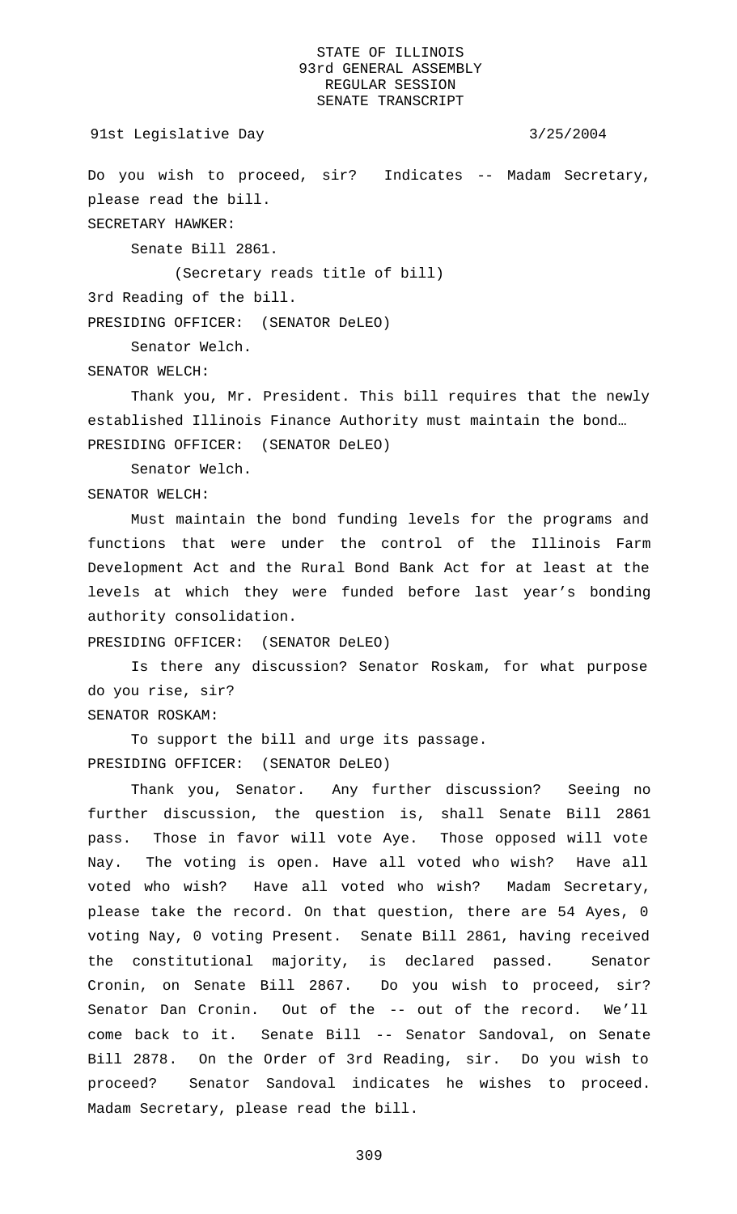Do you wish to proceed, sir? Indicates -- Madam Secretary, please read the bill.

SECRETARY HAWKER:

Senate Bill 2861.

(Secretary reads title of bill)

3rd Reading of the bill.

PRESIDING OFFICER: (SENATOR DeLEO)

Senator Welch.

SENATOR WELCH:

Thank you, Mr. President. This bill requires that the newly established Illinois Finance Authority must maintain the bond…

PRESIDING OFFICER: (SENATOR DeLEO)

Senator Welch.

SENATOR WELCH:

Must maintain the bond funding levels for the programs and functions that were under the control of the Illinois Farm Development Act and the Rural Bond Bank Act for at least at the levels at which they were funded before last year's bonding authority consolidation.

PRESIDING OFFICER: (SENATOR DeLEO)

Is there any discussion? Senator Roskam, for what purpose do you rise, sir?

SENATOR ROSKAM:

To support the bill and urge its passage.

PRESIDING OFFICER: (SENATOR DeLEO)

Thank you, Senator. Any further discussion? Seeing no further discussion, the question is, shall Senate Bill 2861 pass. Those in favor will vote Aye. Those opposed will vote Nay. The voting is open. Have all voted who wish? Have all voted who wish? Have all voted who wish? Madam Secretary, please take the record. On that question, there are 54 Ayes, 0 voting Nay, 0 voting Present. Senate Bill 2861, having received the constitutional majority, is declared passed. Senator Cronin, on Senate Bill 2867. Do you wish to proceed, sir? Senator Dan Cronin. Out of the -- out of the record. We'll come back to it. Senate Bill -- Senator Sandoval, on Senate Bill 2878. On the Order of 3rd Reading, sir. Do you wish to proceed? Senator Sandoval indicates he wishes to proceed. Madam Secretary, please read the bill.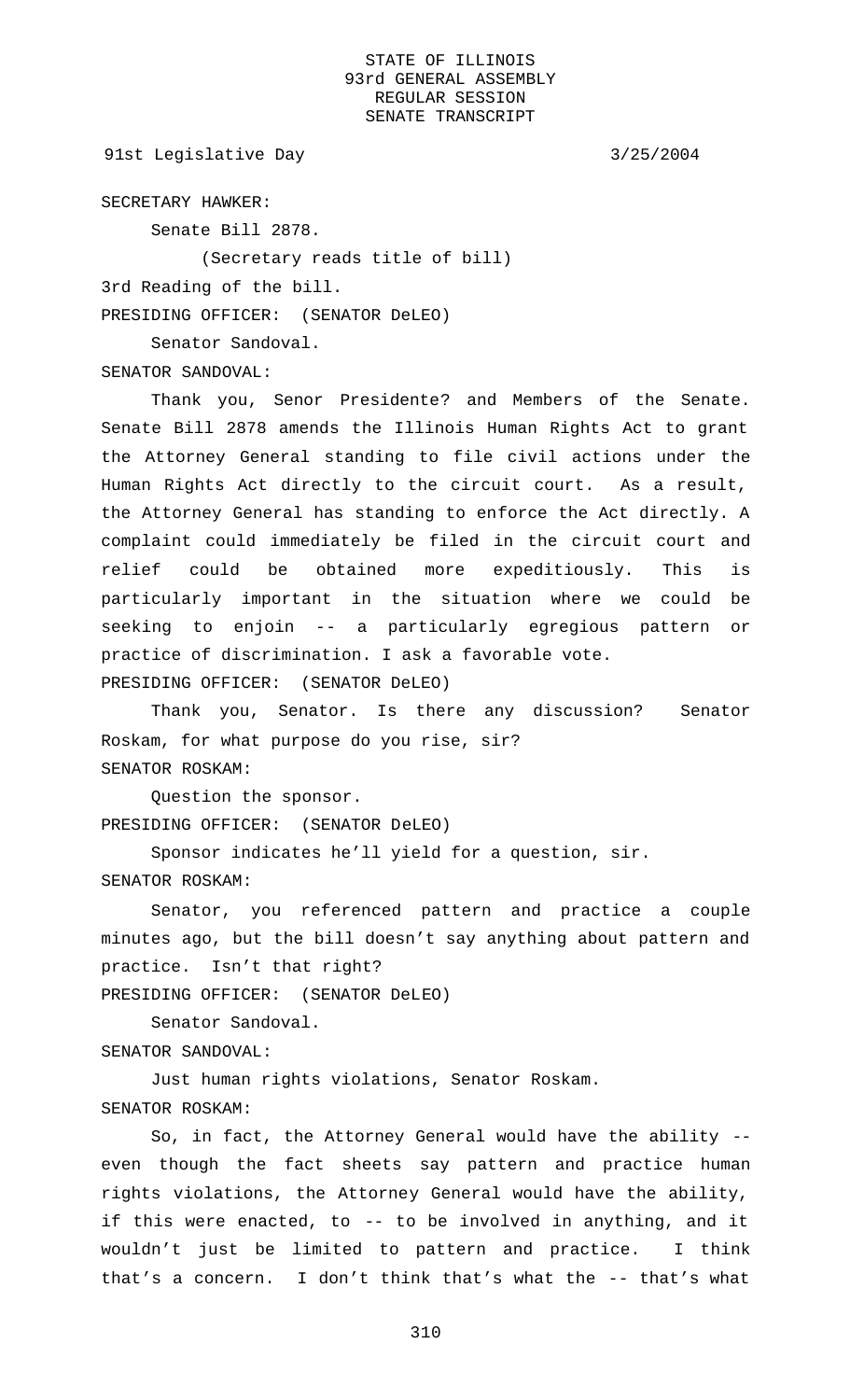SECRETARY HAWKER:

Senate Bill 2878.

(Secretary reads title of bill)

3rd Reading of the bill.

PRESIDING OFFICER: (SENATOR DeLEO)

Senator Sandoval.

SENATOR SANDOVAL:

Thank you, Senor Presidente? and Members of the Senate. Senate Bill 2878 amends the Illinois Human Rights Act to grant the Attorney General standing to file civil actions under the Human Rights Act directly to the circuit court. As a result, the Attorney General has standing to enforce the Act directly. A complaint could immediately be filed in the circuit court and relief could be obtained more expeditiously. This is particularly important in the situation where we could be seeking to enjoin -- a particularly egregious pattern or practice of discrimination. I ask a favorable vote.

PRESIDING OFFICER: (SENATOR DeLEO)

Thank you, Senator. Is there any discussion? Senator Roskam, for what purpose do you rise, sir?

SENATOR ROSKAM:

Question the sponsor.

PRESIDING OFFICER: (SENATOR DeLEO)

Sponsor indicates he'll yield for a question, sir.

SENATOR ROSKAM:

Senator, you referenced pattern and practice a couple minutes ago, but the bill doesn't say anything about pattern and practice. Isn't that right?

PRESIDING OFFICER: (SENATOR DeLEO)

Senator Sandoval.

SENATOR SANDOVAL:

Just human rights violations, Senator Roskam.

SENATOR ROSKAM:

So, in fact, the Attorney General would have the ability -- even though the fact sheets say pattern and practice human rights violations, the Attorney General would have the ability, if this were enacted, to -- to be involved in anything, and it wouldn't just be limited to pattern and practice. I think that's a concern. I don't think that's what the -- that's what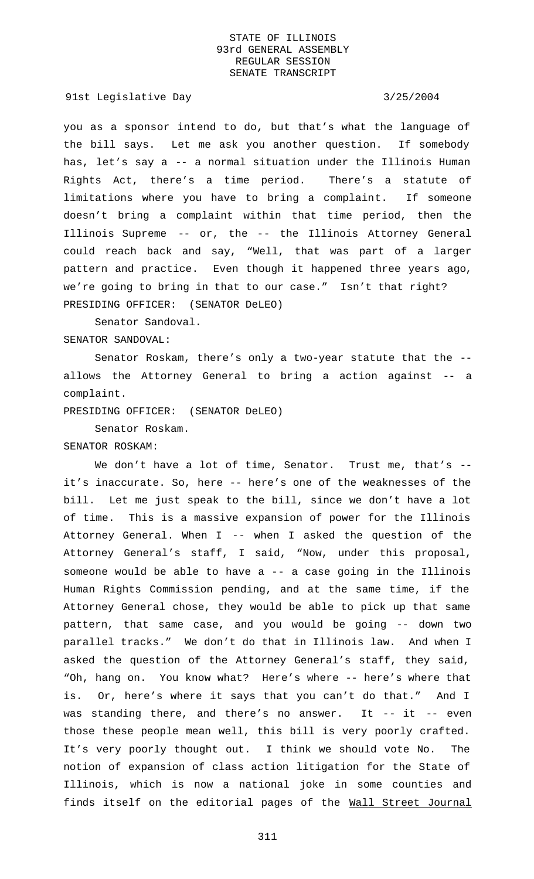you as a sponsor intend to do, but that's what the language of the bill says. Let me ask you another question. If somebody has, let's say a -- a normal situation under the Illinois Human Rights Act, there's a time period. There's a statute of limitations where you have to bring a complaint. If someone doesn't bring a complaint within that time period, then the Illinois Supreme -- or, the -- the Illinois Attorney General could reach back and say, "Well, that was part of a larger pattern and practice. Even though it happened three years ago, we're going to bring in that to our case." Isn't that right?

PRESIDING OFFICER: (SENATOR DeLEO)

Senator Sandoval.

SENATOR SANDOVAL:

Senator Roskam, there's only a two-year statute that the -- allows the Attorney General to bring a action against -- a complaint.

PRESIDING OFFICER: (SENATOR DeLEO)

Senator Roskam.

SENATOR ROSKAM:

We don't have a lot of time, Senator. Trust me, that's -- it's inaccurate. So, here -- here's one of the weaknesses of the bill. Let me just speak to the bill, since we don't have a lot of time. This is a massive expansion of power for the Illinois Attorney General. When I -- when I asked the question of the Attorney General's staff, I said, "Now, under this proposal, someone would be able to have a -- a case going in the Illinois Human Rights Commission pending, and at the same time, if the Attorney General chose, they would be able to pick up that same pattern, that same case, and you would be going -- down two parallel tracks." We don't do that in Illinois law. And when I asked the question of the Attorney General's staff, they said, "Oh, hang on. You know what? Here's where -- here's where that is. Or, here's where it says that you can't do that." And I was standing there, and there's no answer. It -- it -- even those these people mean well, this bill is very poorly crafted. It's very poorly thought out. I think we should vote No. The notion of expansion of class action litigation for the State of Illinois, which is now a national joke in some counties and finds itself on the editorial pages of the Wall Street Journal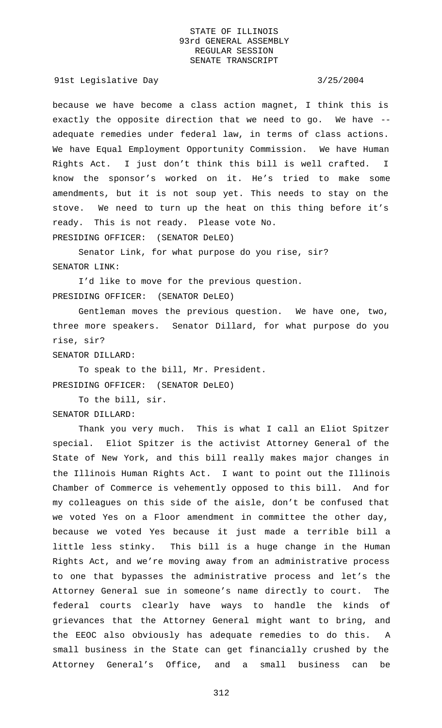because we have become a class action magnet, I think this is exactly the opposite direction that we need to go. We have -- adequate remedies under federal law, in terms of class actions. We have Equal Employment Opportunity Commission. We have Human Rights Act. I just don't think this bill is well crafted. I know the sponsor's worked on it. He's tried to make some amendments, but it is not soup yet. This needs to stay on the stove. We need to turn up the heat on this thing before it's ready. This is not ready. Please vote No.

PRESIDING OFFICER: (SENATOR DeLEO)

Senator Link, for what purpose do you rise, sir?

SENATOR LINK:

I'd like to move for the previous question.

PRESIDING OFFICER: (SENATOR DeLEO)

Gentleman moves the previous question. We have one, two, three more speakers. Senator Dillard, for what purpose do you rise, sir?

SENATOR DILLARD:

To speak to the bill, Mr. President.

PRESIDING OFFICER: (SENATOR DeLEO)

To the bill, sir.

SENATOR DILLARD:

Thank you very much. This is what I call an Eliot Spitzer special. Eliot Spitzer is the activist Attorney General of the State of New York, and this bill really makes major changes in the Illinois Human Rights Act. I want to point out the Illinois Chamber of Commerce is vehemently opposed to this bill. And for my colleagues on this side of the aisle, don't be confused that we voted Yes on a Floor amendment in committee the other day, because we voted Yes because it just made a terrible bill a little less stinky. This bill is a huge change in the Human Rights Act, and we're moving away from an administrative process to one that bypasses the administrative process and let's the Attorney General sue in someone's name directly to court. The federal courts clearly have ways to handle the kinds of grievances that the Attorney General might want to bring, and the EEOC also obviously has adequate remedies to do this. A small business in the State can get financially crushed by the Attorney General's Office, and a small business can be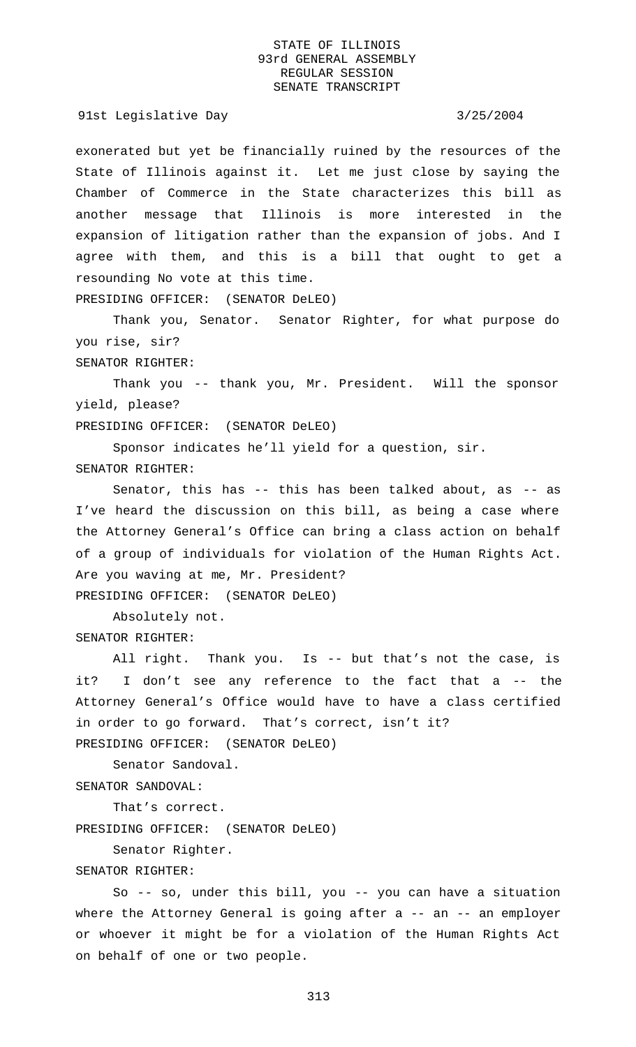exonerated but yet be financially ruined by the resources of the State of Illinois against it. Let me just close by saying the Chamber of Commerce in the State characterizes this bill as another message that Illinois is more interested in the expansion of litigation rather than the expansion of jobs. And I agree with them, and this is a bill that ought to get a resounding No vote at this time.

PRESIDING OFFICER: (SENATOR DeLEO)

Thank you, Senator. Senator Righter, for what purpose do you rise, sir?

SENATOR RIGHTER:

Thank you -- thank you, Mr. President. Will the sponsor yield, please?

PRESIDING OFFICER: (SENATOR DeLEO)

Sponsor indicates he'll yield for a question, sir.

SENATOR RIGHTER:

Senator, this has -- this has been talked about, as -- as I've heard the discussion on this bill, as being a case where the Attorney General's Office can bring a class action on behalf of a group of individuals for violation of the Human Rights Act. Are you waving at me, Mr. President?

PRESIDING OFFICER: (SENATOR DeLEO)

Absolutely not.

SENATOR RIGHTER:

All right. Thank you. Is -- but that's not the case, is it? I don't see any reference to the fact that a -- the Attorney General's Office would have to have a class certified in order to go forward. That's correct, isn't it?

PRESIDING OFFICER: (SENATOR DeLEO)

Senator Sandoval.

SENATOR SANDOVAL:

That's correct.

PRESIDING OFFICER: (SENATOR DeLEO)

Senator Righter.

SENATOR RIGHTER:

So -- so, under this bill, you -- you can have a situation where the Attorney General is going after a -- an -- an employer or whoever it might be for a violation of the Human Rights Act on behalf of one or two people.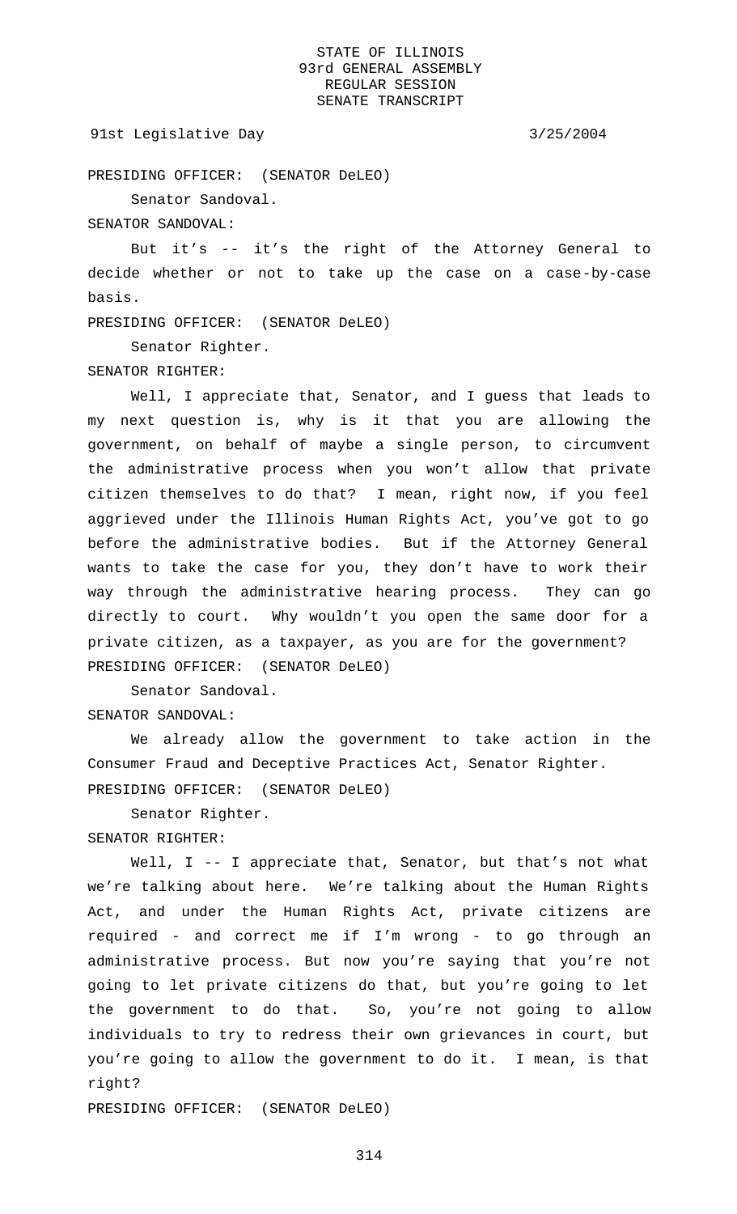PRESIDING OFFICER: (SENATOR DeLEO)

Senator Sandoval.

SENATOR SANDOVAL:

But it's -- it's the right of the Attorney General to decide whether or not to take up the case on a case-by-case basis.

PRESIDING OFFICER: (SENATOR DeLEO)

Senator Righter.

SENATOR RIGHTER:

Well, I appreciate that, Senator, and I guess that leads to my next question is, why is it that you are allowing the government, on behalf of maybe a single person, to circumvent the administrative process when you won't allow that private citizen themselves to do that? I mean, right now, if you feel aggrieved under the Illinois Human Rights Act, you've got to go before the administrative bodies. But if the Attorney General wants to take the case for you, they don't have to work their way through the administrative hearing process. They can go directly to court. Why wouldn't you open the same door for a private citizen, as a taxpayer, as you are for the government?

PRESIDING OFFICER: (SENATOR DeLEO)

Senator Sandoval.

SENATOR SANDOVAL:

We already allow the government to take action in the Consumer Fraud and Deceptive Practices Act, Senator Righter.

PRESIDING OFFICER: (SENATOR DeLEO)

Senator Righter.

SENATOR RIGHTER:

Well, I -- I appreciate that, Senator, but that's not what we're talking about here. We're talking about the Human Rights Act, and under the Human Rights Act, private citizens are required - and correct me if I'm wrong - to go through an administrative process. But now you're saying that you're not going to let private citizens do that, but you're going to let the government to do that. So, you're not going to allow individuals to try to redress their own grievances in court, but you're going to allow the government to do it. I mean, is that right?

PRESIDING OFFICER: (SENATOR DeLEO)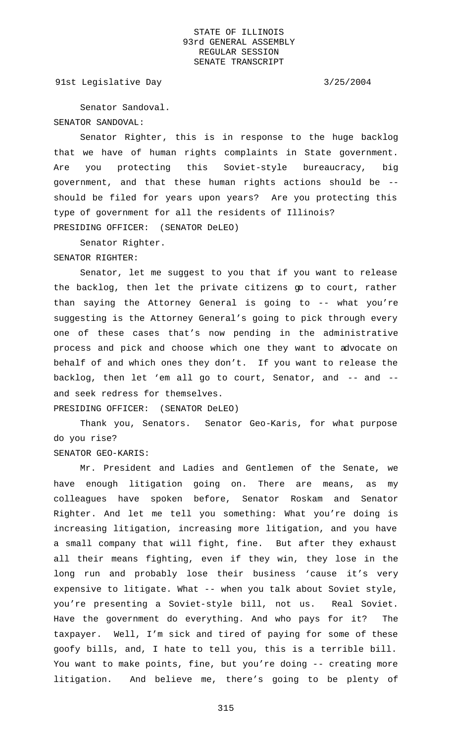Senator Sandoval.

SENATOR SANDOVAL:

Senator Righter, this is in response to the huge backlog that we have of human rights complaints in State government. Are you protecting this Soviet-style bureaucracy, big government, and that these human rights actions should be -- should be filed for years upon years? Are you protecting this type of government for all the residents of Illinois?

PRESIDING OFFICER: (SENATOR DeLEO)

Senator Righter.

SENATOR RIGHTER:

Senator, let me suggest to you that if you want to release the backlog, then let the private citizens go to court, rather than saying the Attorney General is going to -- what you're suggesting is the Attorney General's going to pick through every one of these cases that's now pending in the administrative process and pick and choose which one they want to advocate on behalf of and which ones they don't. If you want to release the backlog, then let 'em all go to court, Senator, and -- and -- and seek redress for themselves.

PRESIDING OFFICER: (SENATOR DeLEO)

Thank you, Senators. Senator Geo-Karis, for what purpose do you rise?

SENATOR GEO-KARIS:

Mr. President and Ladies and Gentlemen of the Senate, we have enough litigation going on. There are means, as my colleagues have spoken before, Senator Roskam and Senator Righter. And let me tell you something: What you're doing is increasing litigation, increasing more litigation, and you have a small company that will fight, fine. But after they exhaust all their means fighting, even if they win, they lose in the long run and probably lose their business 'cause it's very expensive to litigate. What -- when you talk about Soviet style, you're presenting a Soviet-style bill, not us. Real Soviet. Have the government do everything. And who pays for it? The taxpayer. Well, I'm sick and tired of paying for some of these goofy bills, and, I hate to tell you, this is a terrible bill. You want to make points, fine, but you're doing -- creating more litigation. And believe me, there's going to be plenty of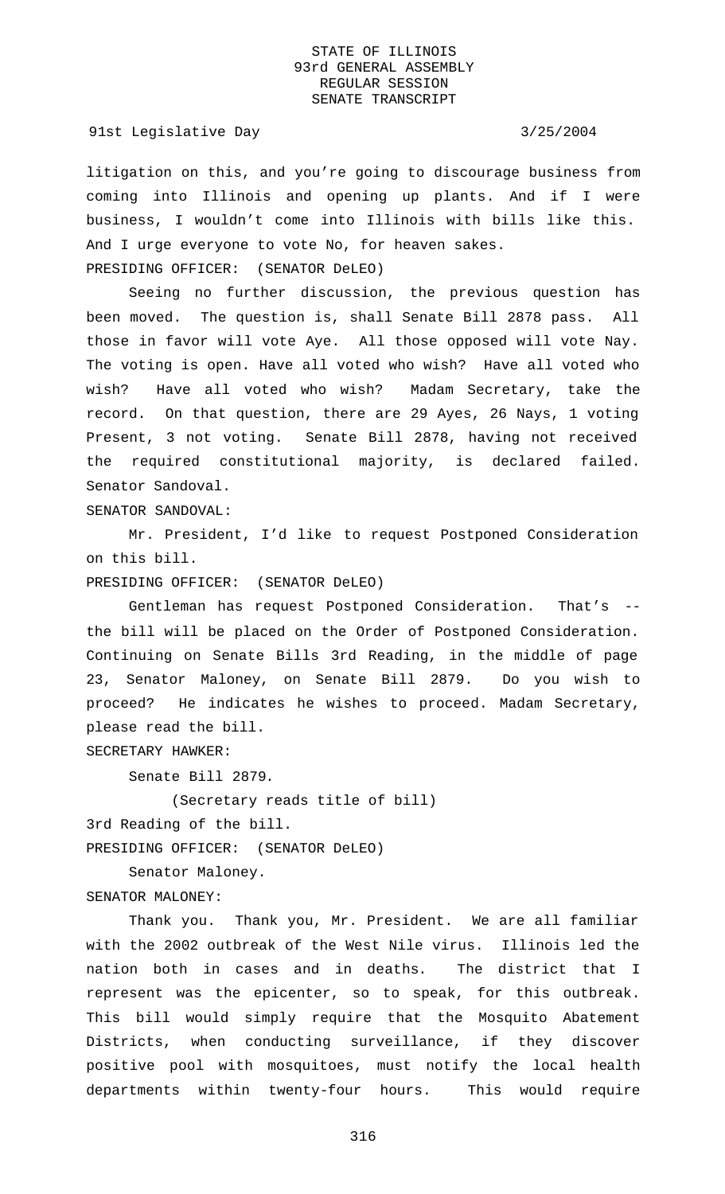litigation on this, and you're going to discourage business from coming into Illinois and opening up plants. And if I were business, I wouldn't come into Illinois with bills like this. And I urge everyone to vote No, for heaven sakes.

PRESIDING OFFICER: (SENATOR DeLEO)

Seeing no further discussion, the previous question has been moved. The question is, shall Senate Bill 2878 pass. All those in favor will vote Aye. All those opposed will vote Nay. The voting is open. Have all voted who wish? Have all voted who wish? Have all voted who wish? Madam Secretary, take the record. On that question, there are 29 Ayes, 26 Nays, 1 voting Present, 3 not voting. Senate Bill 2878, having not received the required constitutional majority, is declared failed. Senator Sandoval.

SENATOR SANDOVAL:

Mr. President, I'd like to request Postponed Consideration on this bill.

PRESIDING OFFICER: (SENATOR DeLEO)

Gentleman has request Postponed Consideration. That's -- the bill will be placed on the Order of Postponed Consideration. Continuing on Senate Bills 3rd Reading, in the middle of page 23, Senator Maloney, on Senate Bill 2879. Do you wish to proceed? He indicates he wishes to proceed. Madam Secretary, please read the bill.

SECRETARY HAWKER:

Senate Bill 2879.

(Secretary reads title of bill)

3rd Reading of the bill.

PRESIDING OFFICER: (SENATOR DeLEO)

Senator Maloney.

SENATOR MALONEY:

Thank you. Thank you, Mr. President. We are all familiar with the 2002 outbreak of the West Nile virus. Illinois led the nation both in cases and in deaths. The district that I represent was the epicenter, so to speak, for this outbreak. This bill would simply require that the Mosquito Abatement Districts, when conducting surveillance, if they discover positive pool with mosquitoes, must notify the local health departments within twenty-four hours. This would require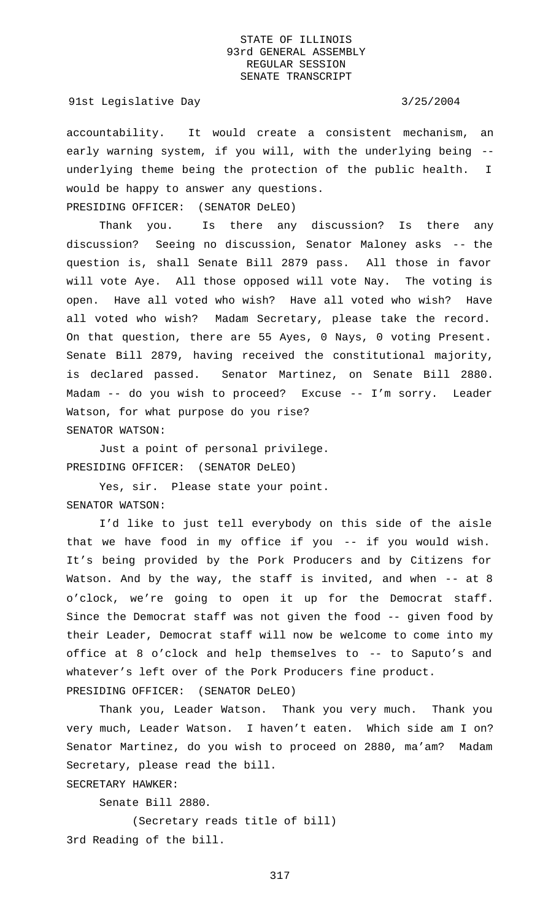accountability. It would create a consistent mechanism, an early warning system, if you will, with the underlying being -- underlying theme being the protection of the public health. I would be happy to answer any questions.

PRESIDING OFFICER: (SENATOR DeLEO)

Thank you. Is there any discussion? Is there any discussion? Seeing no discussion, Senator Maloney asks -- the question is, shall Senate Bill 2879 pass. All those in favor will vote Aye. All those opposed will vote Nay. The voting is open. Have all voted who wish? Have all voted who wish? Have all voted who wish? Madam Secretary, please take the record. On that question, there are 55 Ayes, 0 Nays, 0 voting Present. Senate Bill 2879, having received the constitutional majority, is declared passed. Senator Martinez, on Senate Bill 2880. Madam -- do you wish to proceed? Excuse -- I'm sorry. Leader Watson, for what purpose do you rise?

SENATOR WATSON:

Just a point of personal privilege.

PRESIDING OFFICER: (SENATOR DeLEO)

Yes, sir. Please state your point.

SENATOR WATSON:

I'd like to just tell everybody on this side of the aisle that we have food in my office if you -- if you would wish. It's being provided by the Pork Producers and by Citizens for Watson. And by the way, the staff is invited, and when -- at 8 o'clock, we're going to open it up for the Democrat staff. Since the Democrat staff was not given the food -- given food by their Leader, Democrat staff will now be welcome to come into my office at 8 o'clock and help themselves to -- to Saputo's and whatever's left over of the Pork Producers fine product.

PRESIDING OFFICER: (SENATOR DeLEO)

Thank you, Leader Watson. Thank you very much. Thank you very much, Leader Watson. I haven't eaten. Which side am I on? Senator Martinez, do you wish to proceed on 2880, ma'am? Madam Secretary, please read the bill.

SECRETARY HAWKER:

Senate Bill 2880.

(Secretary reads title of bill)

3rd Reading of the bill.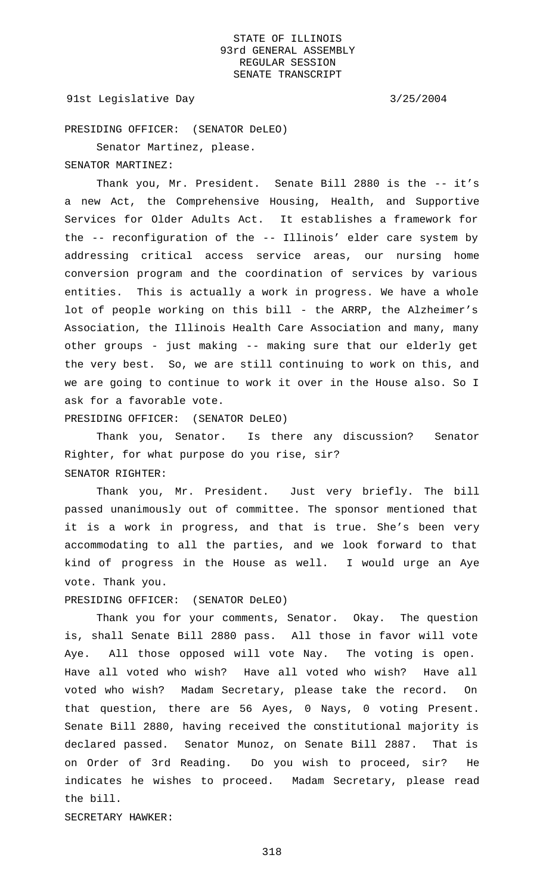PRESIDING OFFICER: (SENATOR DeLEO)

Senator Martinez, please.

SENATOR MARTINEZ:

Thank you, Mr. President. Senate Bill 2880 is the -- it's a new Act, the Comprehensive Housing, Health, and Supportive Services for Older Adults Act. It establishes a framework for the -- reconfiguration of the -- Illinois' elder care system by addressing critical access service areas, our nursing home conversion program and the coordination of services by various entities. This is actually a work in progress. We have a whole lot of people working on this bill - the ARRP, the Alzheimer's Association, the Illinois Health Care Association and many, many other groups - just making -- making sure that our elderly get the very best. So, we are still continuing to work on this, and we are going to continue to work it over in the House also. So I ask for a favorable vote.

PRESIDING OFFICER: (SENATOR DeLEO)

Thank you, Senator. Is there any discussion? Senator Righter, for what purpose do you rise, sir?

SENATOR RIGHTER:

Thank you, Mr. President. Just very briefly. The bill passed unanimously out of committee. The sponsor mentioned that it is a work in progress, and that is true. She's been very accommodating to all the parties, and we look forward to that kind of progress in the House as well. I would urge an Aye vote. Thank you.

PRESIDING OFFICER: (SENATOR DeLEO)

Thank you for your comments, Senator. Okay. The question is, shall Senate Bill 2880 pass. All those in favor will vote Aye. All those opposed will vote Nay. The voting is open. Have all voted who wish? Have all voted who wish? Have all voted who wish? Madam Secretary, please take the record. On that question, there are 56 Ayes, 0 Nays, 0 voting Present. Senate Bill 2880, having received the constitutional majority is declared passed. Senator Munoz, on Senate Bill 2887. That is on Order of 3rd Reading. Do you wish to proceed, sir? He indicates he wishes to proceed. Madam Secretary, please read the bill.

SECRETARY HAWKER: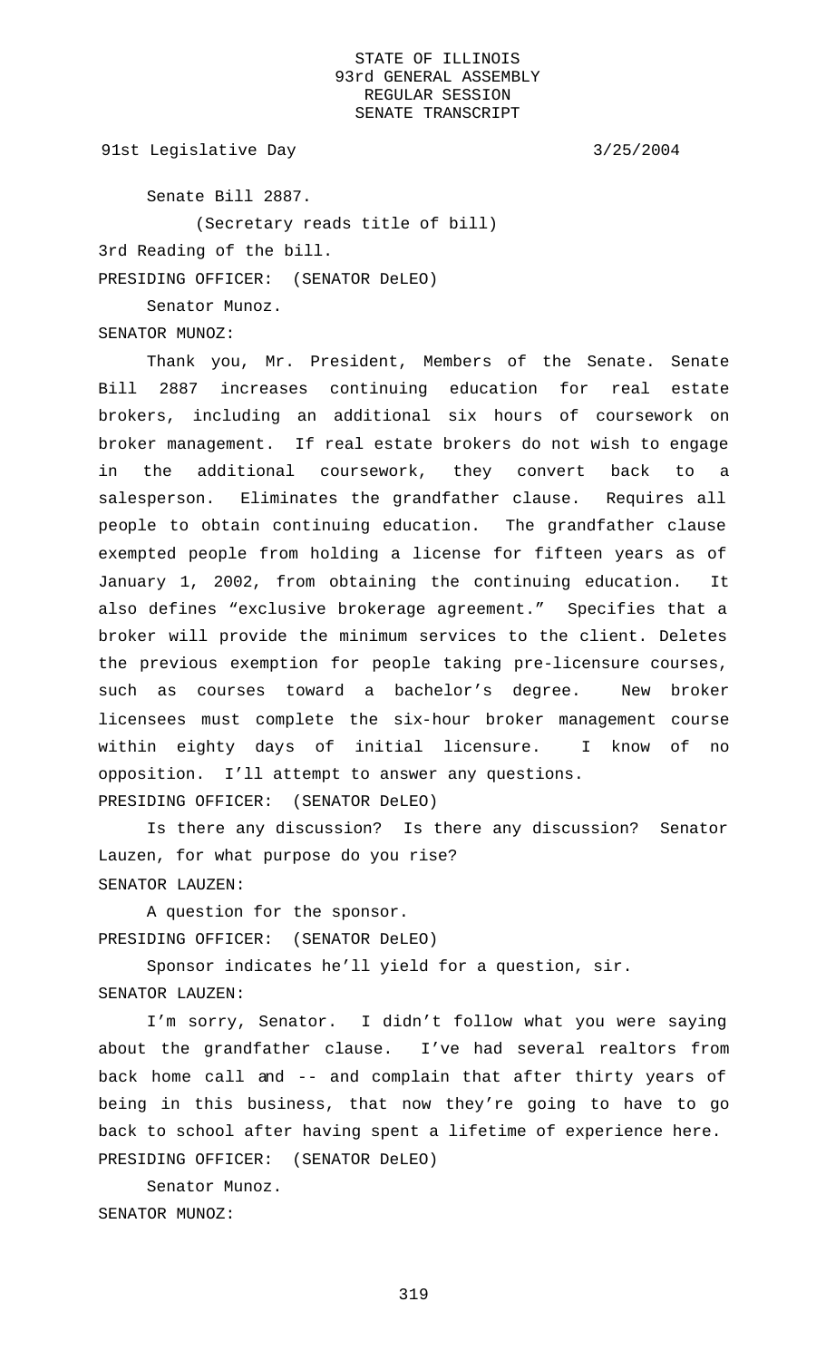Senate Bill 2887.

(Secretary reads title of bill)

3rd Reading of the bill.

PRESIDING OFFICER: (SENATOR DeLEO)

Senator Munoz.

SENATOR MUNOZ:

Thank you, Mr. President, Members of the Senate. Senate Bill 2887 increases continuing education for real estate brokers, including an additional six hours of coursework on broker management. If real estate brokers do not wish to engage in the additional coursework, they convert back to a salesperson. Eliminates the grandfather clause. Requires all people to obtain continuing education. The grandfather clause exempted people from holding a license for fifteen years as of January 1, 2002, from obtaining the continuing education. It also defines "exclusive brokerage agreement." Specifies that a broker will provide the minimum services to the client. Deletes the previous exemption for people taking pre-licensure courses, such as courses toward a bachelor's degree. New broker licensees must complete the six-hour broker management course within eighty days of initial licensure. I know of no opposition. I'll attempt to answer any questions.

PRESIDING OFFICER: (SENATOR DeLEO)

Is there any discussion? Is there any discussion? Senator Lauzen, for what purpose do you rise?

SENATOR LAUZEN:

A question for the sponsor.

PRESIDING OFFICER: (SENATOR DeLEO)

Sponsor indicates he'll yield for a question, sir.

SENATOR LAUZEN:

I'm sorry, Senator. I didn't follow what you were saying about the grandfather clause. I've had several realtors from back home call and -- and complain that after thirty years of being in this business, that now they're going to have to go back to school after having spent a lifetime of experience here.

PRESIDING OFFICER: (SENATOR DeLEO)

Senator Munoz.

SENATOR MUNOZ: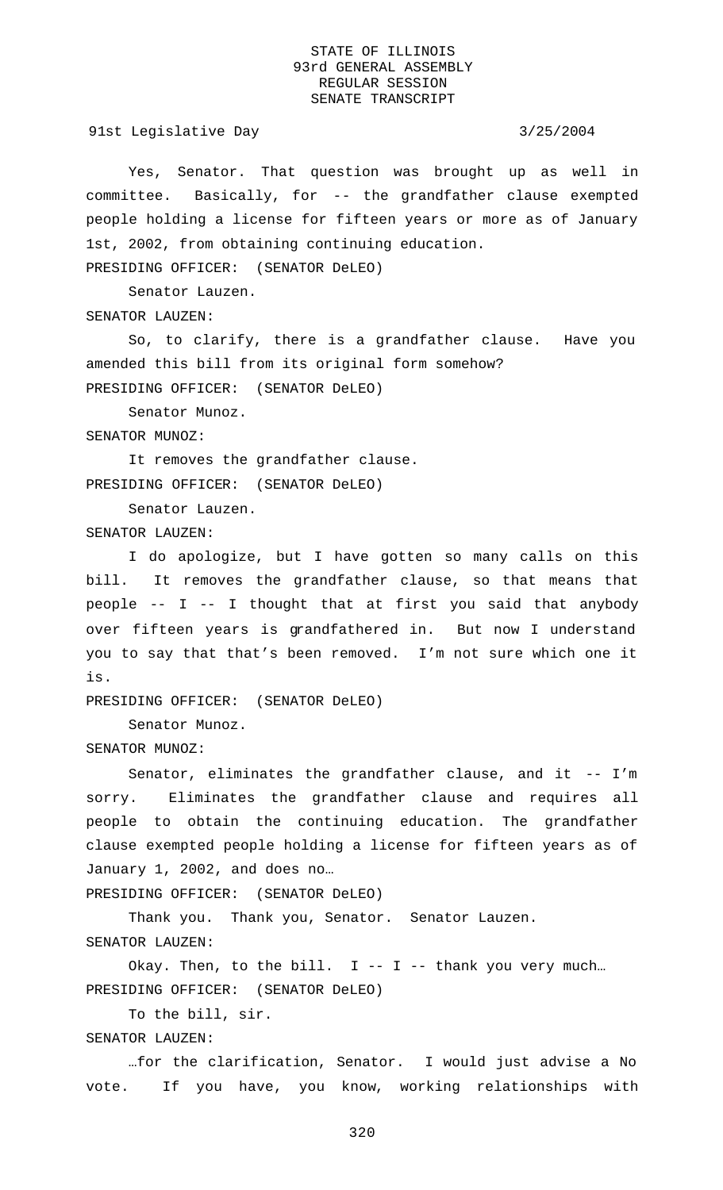Yes, Senator. That question was brought up as well in committee. Basically, for -- the grandfather clause exempted people holding a license for fifteen years or more as of January 1st, 2002, from obtaining continuing education.

PRESIDING OFFICER: (SENATOR DeLEO)

Senator Lauzen.

SENATOR LAUZEN:

So, to clarify, there is a grandfather clause. Have you amended this bill from its original form somehow?

PRESIDING OFFICER: (SENATOR DeLEO)

Senator Munoz.

SENATOR MUNOZ:

It removes the grandfather clause.

PRESIDING OFFICER: (SENATOR DeLEO)

Senator Lauzen.

SENATOR LAUZEN:

I do apologize, but I have gotten so many calls on this bill. It removes the grandfather clause, so that means that people -- I -- I thought that at first you said that anybody over fifteen years is grandfathered in. But now I understand you to say that that's been removed. I'm not sure which one it is.

PRESIDING OFFICER: (SENATOR DeLEO)

Senator Munoz.

SENATOR MUNOZ:

Senator, eliminates the grandfather clause, and it -- I'm sorry. Eliminates the grandfather clause and requires all people to obtain the continuing education. The grandfather clause exempted people holding a license for fifteen years as of January 1, 2002, and does no…

PRESIDING OFFICER: (SENATOR DeLEO)

Thank you. Thank you, Senator. Senator Lauzen.

SENATOR LAUZEN:

Okay. Then, to the bill. I -- I -- thank you very much…

PRESIDING OFFICER: (SENATOR DeLEO)

To the bill, sir.

SENATOR LAUZEN:

…for the clarification, Senator. I would just advise a No vote. If you have, you know, working relationships with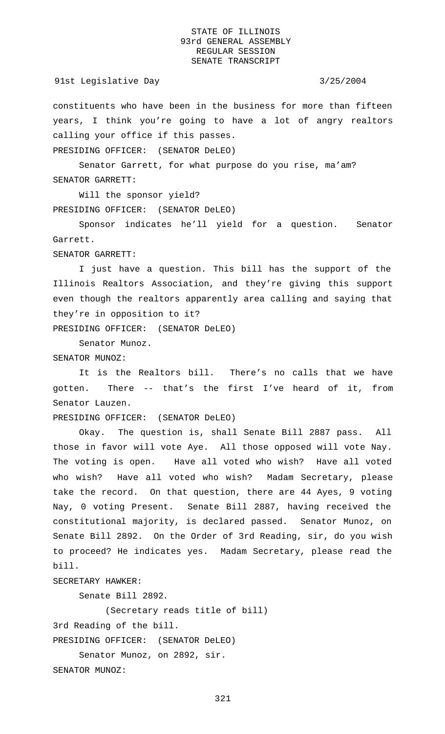constituents who have been in the business for more than fifteen years, I think you're going to have a lot of angry realtors calling your office if this passes.

PRESIDING OFFICER: (SENATOR DeLEO)

Senator Garrett, for what purpose do you rise, ma'am?

SENATOR GARRETT:

Will the sponsor yield?

PRESIDING OFFICER: (SENATOR DeLEO)

Sponsor indicates he'll yield for a question. Senator Garrett.

SENATOR GARRETT:

I just have a question. This bill has the support of the Illinois Realtors Association, and they're giving this support even though the realtors apparently area calling and saying that they're in opposition to it?

PRESIDING OFFICER: (SENATOR DeLEO)

Senator Munoz.

SENATOR MUNOZ:

It is the Realtors bill. There's no calls that we have gotten. There -- that's the first I've heard of it, from Senator Lauzen.

PRESIDING OFFICER: (SENATOR DeLEO)

Okay. The question is, shall Senate Bill 2887 pass. All those in favor will vote Aye. All those opposed will vote Nay. The voting is open. Have all voted who wish? Have all voted who wish? Have all voted who wish? Madam Secretary, please take the record. On that question, there are 44 Ayes, 9 voting Nay, 0 voting Present. Senate Bill 2887, having received the constitutional majority, is declared passed. Senator Munoz, on Senate Bill 2892. On the Order of 3rd Reading, sir, do you wish to proceed? He indicates yes. Madam Secretary, please read the bill.

SECRETARY HAWKER:

Senate Bill 2892.

(Secretary reads title of bill)

3rd Reading of the bill.

PRESIDING OFFICER: (SENATOR DeLEO)

Senator Munoz, on 2892, sir.

SENATOR MUNOZ: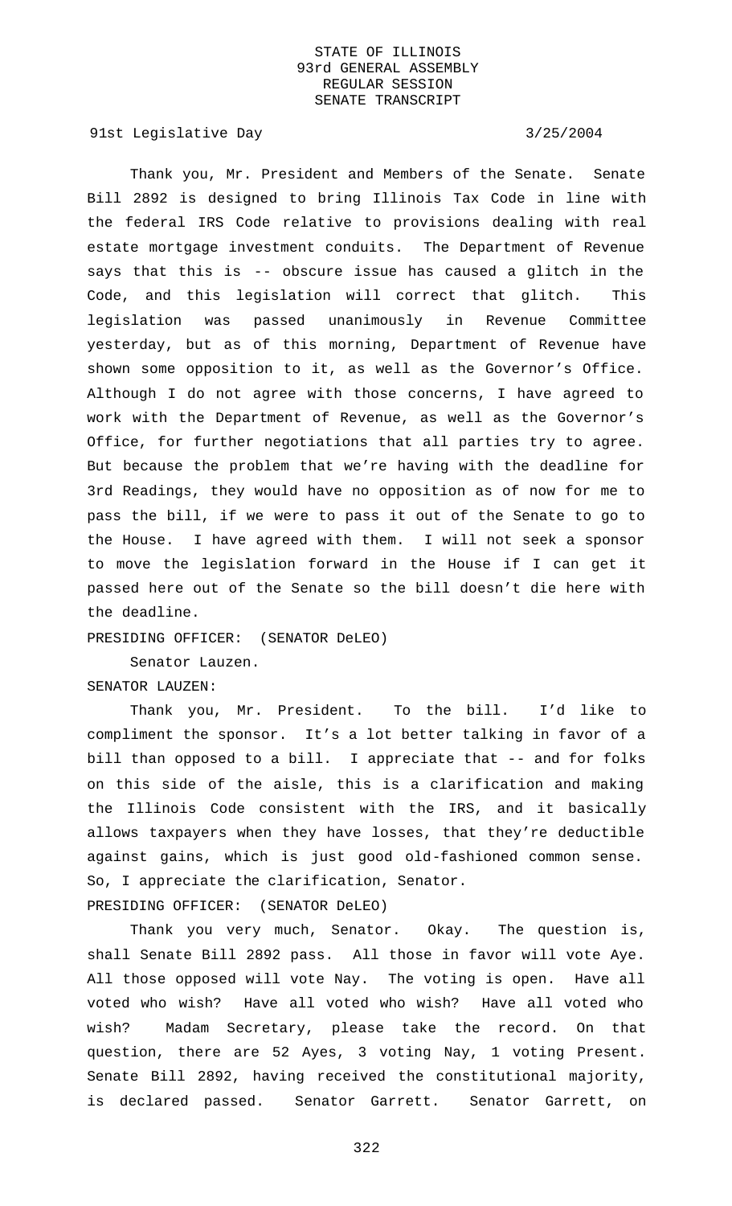Thank you, Mr. President and Members of the Senate. Senate Bill 2892 is designed to bring Illinois Tax Code in line with the federal IRS Code relative to provisions dealing with real estate mortgage investment conduits. The Department of Revenue says that this is -- obscure issue has caused a glitch in the Code, and this legislation will correct that glitch. This legislation was passed unanimously in Revenue Committee yesterday, but as of this morning, Department of Revenue have shown some opposition to it, as well as the Governor's Office. Although I do not agree with those concerns, I have agreed to work with the Department of Revenue, as well as the Governor's Office, for further negotiations that all parties try to agree. But because the problem that we're having with the deadline for 3rd Readings, they would have no opposition as of now for me to pass the bill, if we were to pass it out of the Senate to go to the House. I have agreed with them. I will not seek a sponsor to move the legislation forward in the House if I can get it passed here out of the Senate so the bill doesn't die here with the deadline.

PRESIDING OFFICER: (SENATOR DeLEO)

Senator Lauzen.

SENATOR LAUZEN:

Thank you, Mr. President. To the bill. I'd like to compliment the sponsor. It's a lot better talking in favor of a bill than opposed to a bill. I appreciate that -- and for folks on this side of the aisle, this is a clarification and making the Illinois Code consistent with the IRS, and it basically allows taxpayers when they have losses, that they're deductible against gains, which is just good old-fashioned common sense. So, I appreciate the clarification, Senator.

PRESIDING OFFICER: (SENATOR DeLEO)

Thank you very much, Senator. Okay. The question is, shall Senate Bill 2892 pass. All those in favor will vote Aye. All those opposed will vote Nay. The voting is open. Have all voted who wish? Have all voted who wish? Have all voted who wish? Madam Secretary, please take the record. On that question, there are 52 Ayes, 3 voting Nay, 1 voting Present. Senate Bill 2892, having received the constitutional majority, is declared passed. Senator Garrett. Senator Garrett, on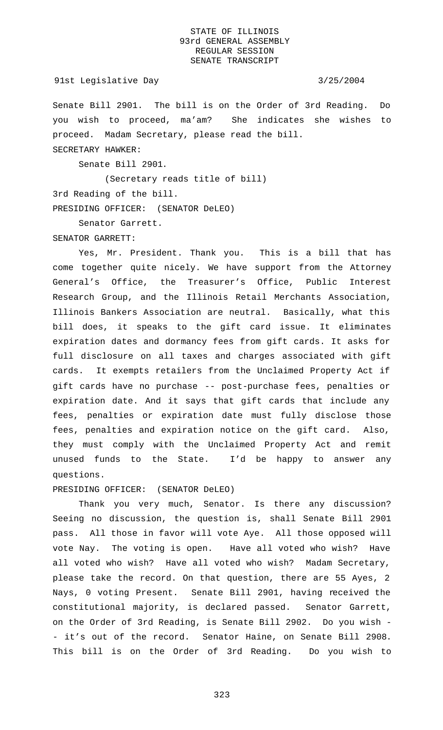Senate Bill 2901. The bill is on the Order of 3rd Reading. Do you wish to proceed, ma'am? She indicates she wishes to proceed. Madam Secretary, please read the bill.

SECRETARY HAWKER:

Senate Bill 2901.

(Secretary reads title of bill)

3rd Reading of the bill.

PRESIDING OFFICER: (SENATOR DeLEO)

Senator Garrett.

SENATOR GARRETT:

Yes, Mr. President. Thank you. This is a bill that has come together quite nicely. We have support from the Attorney General's Office, the Treasurer's Office, Public Interest Research Group, and the Illinois Retail Merchants Association, Illinois Bankers Association are neutral. Basically, what this bill does, it speaks to the gift card issue. It eliminates expiration dates and dormancy fees from gift cards. It asks for full disclosure on all taxes and charges associated with gift cards. It exempts retailers from the Unclaimed Property Act if gift cards have no purchase -- post-purchase fees, penalties or expiration date. And it says that gift cards that include any fees, penalties or expiration date must fully disclose those fees, penalties and expiration notice on the gift card. Also, they must comply with the Unclaimed Property Act and remit unused funds to the State. I'd be happy to answer any questions.

PRESIDING OFFICER: (SENATOR DeLEO)

Thank you very much, Senator. Is there any discussion? Seeing no discussion, the question is, shall Senate Bill 2901 pass. All those in favor will vote Aye. All those opposed will vote Nay. The voting is open. Have all voted who wish? Have all voted who wish? Have all voted who wish? Madam Secretary, please take the record. On that question, there are 55 Ayes, 2 Nays, 0 voting Present. Senate Bill 2901, having received the constitutional majority, is declared passed. Senator Garrett, on the Order of 3rd Reading, is Senate Bill 2902. Do you wish -- it's out of the record. Senator Haine, on Senate Bill 2908. This bill is on the Order of 3rd Reading. Do you wish to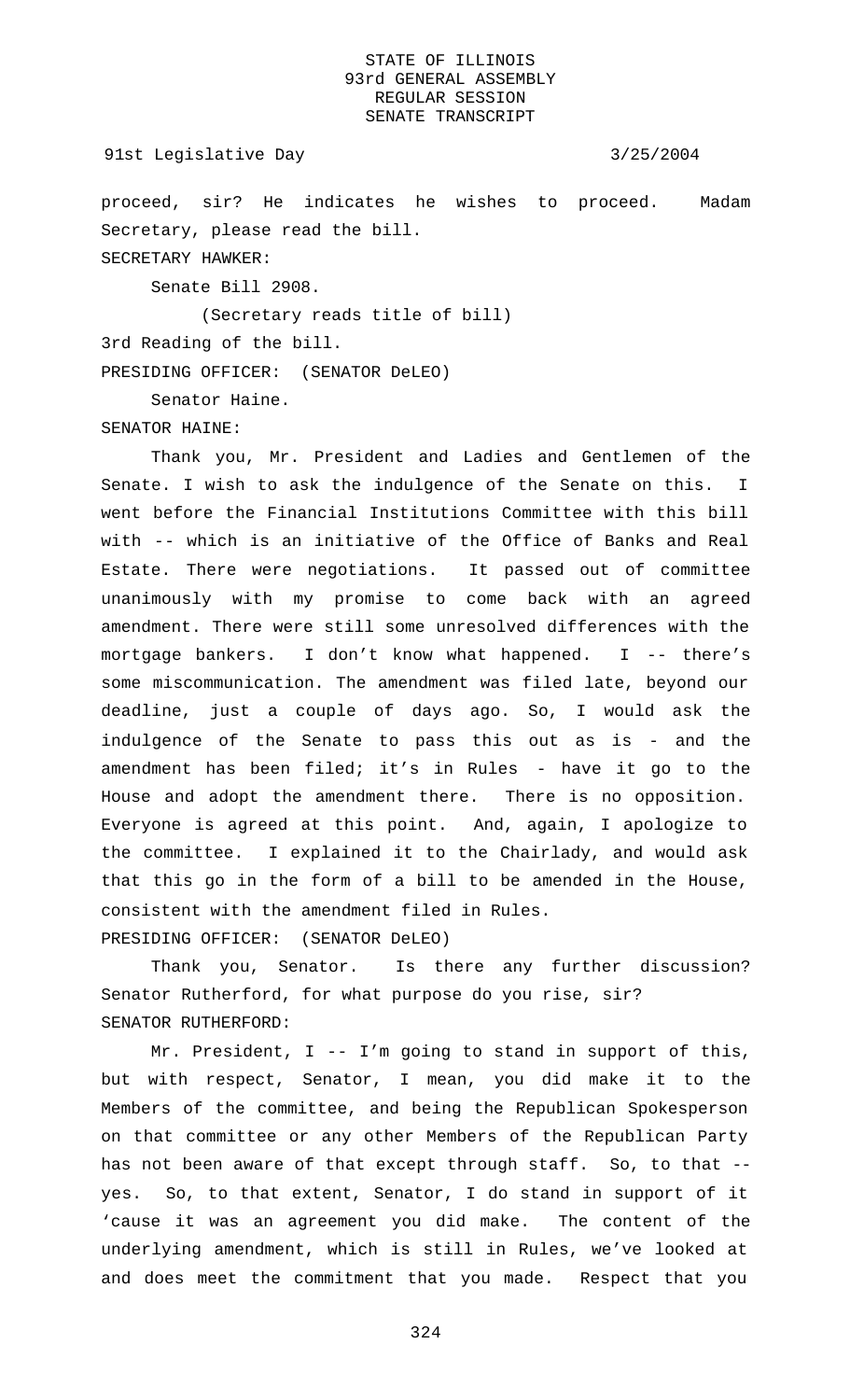proceed, sir? He indicates he wishes to proceed. Madam Secretary, please read the bill.

SECRETARY HAWKER:

Senate Bill 2908.

(Secretary reads title of bill)

3rd Reading of the bill.

PRESIDING OFFICER: (SENATOR DeLEO)

Senator Haine.

SENATOR HAINE:

Thank you, Mr. President and Ladies and Gentlemen of the Senate. I wish to ask the indulgence of the Senate on this. I went before the Financial Institutions Committee with this bill with -- which is an initiative of the Office of Banks and Real Estate. There were negotiations. It passed out of committee unanimously with my promise to come back with an agreed amendment. There were still some unresolved differences with the mortgage bankers. I don't know what happened. I -- there's some miscommunication. The amendment was filed late, beyond our deadline, just a couple of days ago. So, I would ask the indulgence of the Senate to pass this out as is - and the amendment has been filed; it's in Rules - have it go to the House and adopt the amendment there. There is no opposition. Everyone is agreed at this point. And, again, I apologize to the committee. I explained it to the Chairlady, and would ask that this go in the form of a bill to be amended in the House, consistent with the amendment filed in Rules.

PRESIDING OFFICER: (SENATOR DeLEO)

Thank you, Senator. Is there any further discussion? Senator Rutherford, for what purpose do you rise, sir?

SENATOR RUTHERFORD:

Mr. President, I -- I'm going to stand in support of this, but with respect, Senator, I mean, you did make it to the Members of the committee, and being the Republican Spokesperson on that committee or any other Members of the Republican Party has not been aware of that except through staff. So, to that -- yes. So, to that extent, Senator, I do stand in support of it 'cause it was an agreement you did make. The content of the underlying amendment, which is still in Rules, we've looked at and does meet the commitment that you made. Respect that you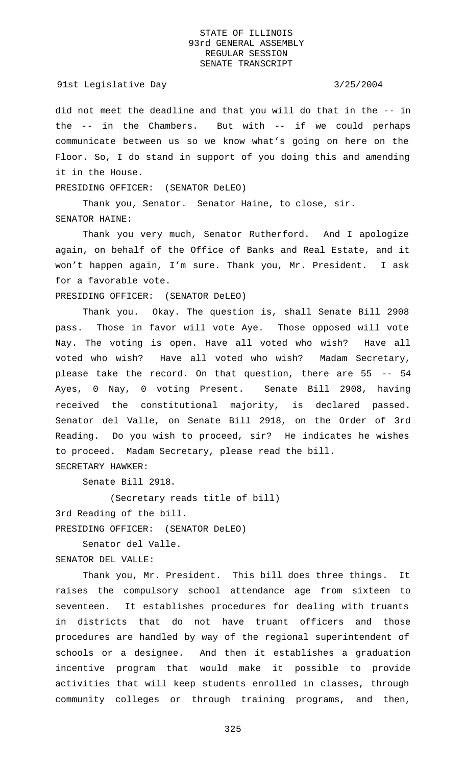did not meet the deadline and that you will do that in the -- in the -- in the Chambers. But with -- if we could perhaps communicate between us so we know what's going on here on the Floor. So, I do stand in support of you doing this and amending it in the House.

PRESIDING OFFICER: (SENATOR DeLEO)

Thank you, Senator. Senator Haine, to close, sir.

SENATOR HAINE:

Thank you very much, Senator Rutherford. And I apologize again, on behalf of the Office of Banks and Real Estate, and it won't happen again, I'm sure. Thank you, Mr. President. I ask for a favorable vote.

PRESIDING OFFICER: (SENATOR DeLEO)

Thank you. Okay. The question is, shall Senate Bill 2908 pass. Those in favor will vote Aye. Those opposed will vote Nay. The voting is open. Have all voted who wish? Have all voted who wish? Have all voted who wish? Madam Secretary, please take the record. On that question, there are 55 -- 54 Ayes, 0 Nay, 0 voting Present. Senate Bill 2908, having received the constitutional majority, is declared passed. Senator del Valle, on Senate Bill 2918, on the Order of 3rd Reading. Do you wish to proceed, sir? He indicates he wishes to proceed. Madam Secretary, please read the bill.

SECRETARY HAWKER:

Senate Bill 2918.

(Secretary reads title of bill)

3rd Reading of the bill.

PRESIDING OFFICER: (SENATOR DeLEO)

Senator del Valle.

SENATOR DEL VALLE:

Thank you, Mr. President. This bill does three things. It raises the compulsory school attendance age from sixteen to seventeen. It establishes procedures for dealing with truants in districts that do not have truant officers and those procedures are handled by way of the regional superintendent of schools or a designee. And then it establishes a graduation incentive program that would make it possible to provide activities that will keep students enrolled in classes, through community colleges or through training programs, and then,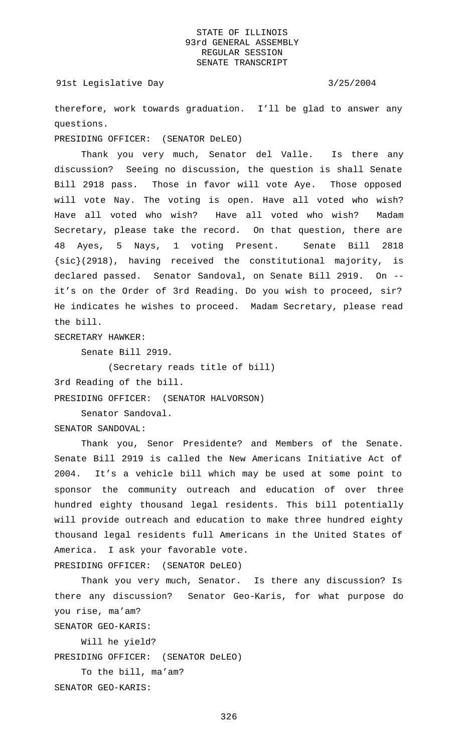therefore, work towards graduation. I'll be glad to answer any questions.

PRESIDING OFFICER: (SENATOR DeLEO)

Thank you very much, Senator del Valle. Is there any discussion? Seeing no discussion, the question is shall Senate Bill 2918 pass. Those in favor will vote Aye. Those opposed will vote Nay. The voting is open. Have all voted who wish? Have all voted who wish? Have all voted who wish? Madam Secretary, please take the record. On that question, there are 48 Ayes, 5 Nays, 1 voting Present. Senate Bill 2818 {sic}(2918), having received the constitutional majority, is declared passed. Senator Sandoval, on Senate Bill 2919. On -- it's on the Order of 3rd Reading. Do you wish to proceed, sir? He indicates he wishes to proceed. Madam Secretary, please read the bill.

SECRETARY HAWKER:

Senate Bill 2919.

(Secretary reads title of bill)

3rd Reading of the bill.

PRESIDING OFFICER: (SENATOR HALVORSON)

Senator Sandoval.

SENATOR SANDOVAL:

Thank you, Senor Presidente? and Members of the Senate. Senate Bill 2919 is called the New Americans Initiative Act of 2004. It's a vehicle bill which may be used at some point to sponsor the community outreach and education of over three hundred eighty thousand legal residents. This bill potentially will provide outreach and education to make three hundred eighty thousand legal residents full Americans in the United States of America. I ask your favorable vote.

PRESIDING OFFICER: (SENATOR DeLEO)

Thank you very much, Senator. Is there any discussion? Is there any discussion? Senator Geo-Karis, for what purpose do you rise, ma'am?

SENATOR GEO-KARIS:

Will he yield?

PRESIDING OFFICER: (SENATOR DeLEO)

To the bill, ma'am?

SENATOR GEO-KARIS: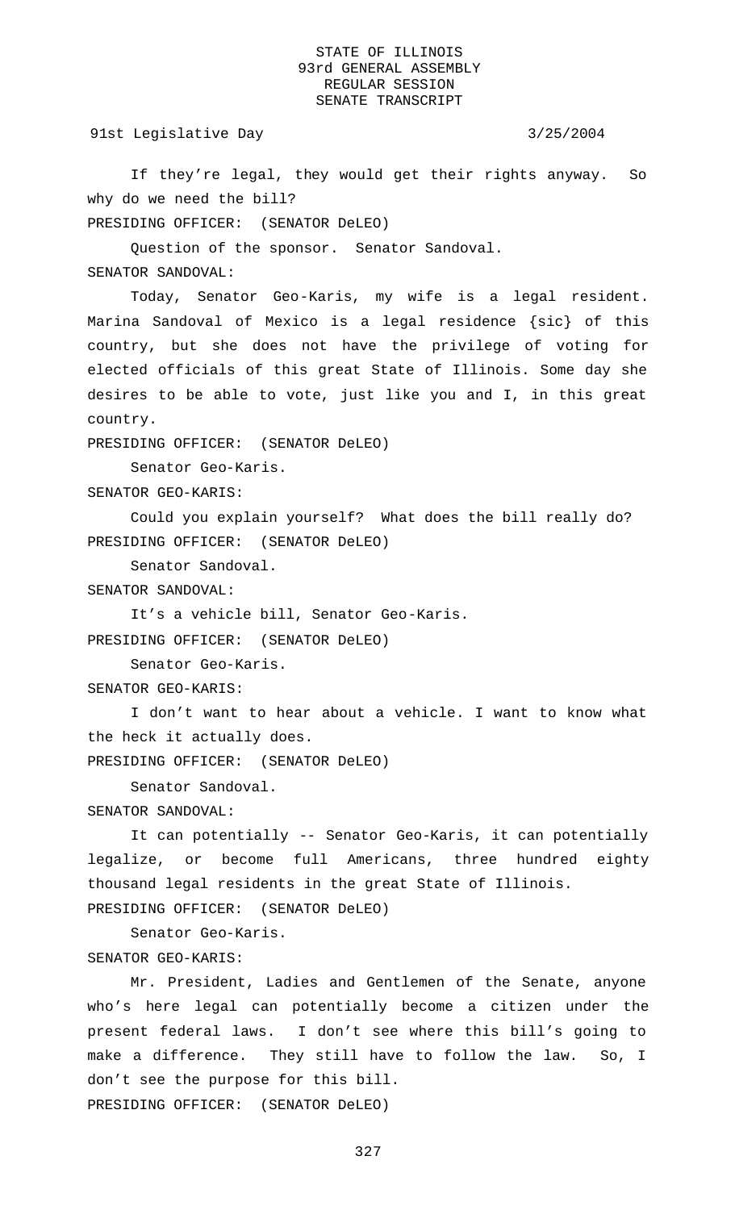If they're legal, they would get their rights anyway. So why do we need the bill?

PRESIDING OFFICER: (SENATOR DeLEO)

Question of the sponsor. Senator Sandoval.

SENATOR SANDOVAL:

Today, Senator Geo-Karis, my wife is a legal resident. Marina Sandoval of Mexico is a legal residence {sic} of this country, but she does not have the privilege of voting for elected officials of this great State of Illinois. Some day she desires to be able to vote, just like you and I, in this great country.

PRESIDING OFFICER: (SENATOR DeLEO)

Senator Geo-Karis.

SENATOR GEO-KARIS:

Could you explain yourself? What does the bill really do?

PRESIDING OFFICER: (SENATOR DeLEO)

Senator Sandoval.

SENATOR SANDOVAL:

It's a vehicle bill, Senator Geo-Karis.

PRESIDING OFFICER: (SENATOR DeLEO)

Senator Geo-Karis.

SENATOR GEO-KARIS:

I don't want to hear about a vehicle. I want to know what the heck it actually does.

PRESIDING OFFICER: (SENATOR DeLEO)

Senator Sandoval.

SENATOR SANDOVAL:

It can potentially -- Senator Geo-Karis, it can potentially legalize, or become full Americans, three hundred eighty thousand legal residents in the great State of Illinois.

PRESIDING OFFICER: (SENATOR DeLEO)

Senator Geo-Karis.

SENATOR GEO-KARIS:

Mr. President, Ladies and Gentlemen of the Senate, anyone who's here legal can potentially become a citizen under the present federal laws. I don't see where this bill's going to make a difference. They still have to follow the law. So, I don't see the purpose for this bill.

PRESIDING OFFICER: (SENATOR DeLEO)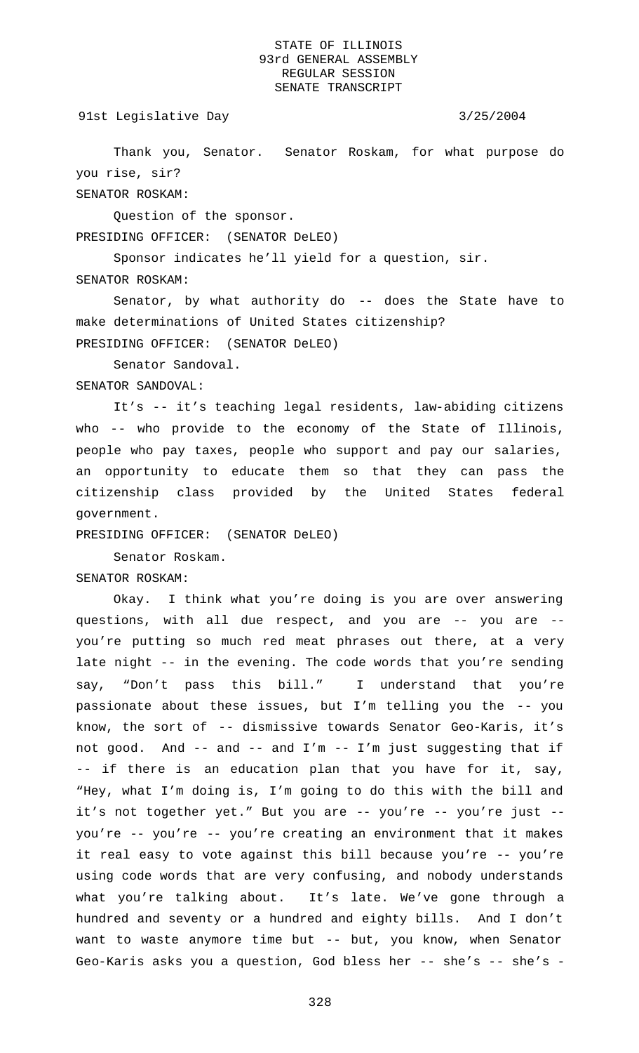Thank you, Senator. Senator Roskam, for what purpose do you rise, sir?

SENATOR ROSKAM:

Question of the sponsor.

PRESIDING OFFICER: (SENATOR DeLEO)

Sponsor indicates he'll yield for a question, sir.

SENATOR ROSKAM:

Senator, by what authority do -- does the State have to make determinations of United States citizenship?

PRESIDING OFFICER: (SENATOR DeLEO)

Senator Sandoval.

SENATOR SANDOVAL:

It's -- it's teaching legal residents, law-abiding citizens who -- who provide to the economy of the State of Illinois, people who pay taxes, people who support and pay our salaries, an opportunity to educate them so that they can pass the citizenship class provided by the United States federal government.

PRESIDING OFFICER: (SENATOR DeLEO)

Senator Roskam.

SENATOR ROSKAM:

Okay. I think what you're doing is you are over answering questions, with all due respect, and you are -- you are -- you're putting so much red meat phrases out there, at a very late night -- in the evening. The code words that you're sending say, "Don't pass this bill." I understand that you're passionate about these issues, but I'm telling you the -- you know, the sort of -- dismissive towards Senator Geo-Karis, it's not good. And -- and -- and I'm -- I'm just suggesting that if -- if there is an education plan that you have for it, say, "Hey, what I'm doing is, I'm going to do this with the bill and it's not together yet." But you are -- you're -- you're just -- you're -- you're -- you're creating an environment that it makes it real easy to vote against this bill because you're -- you're using code words that are very confusing, and nobody understands what you're talking about. It's late. We've gone through a hundred and seventy or a hundred and eighty bills. And I don't want to waste anymore time but -- but, you know, when Senator Geo-Karis asks you a question, God bless her -- she's -- she's -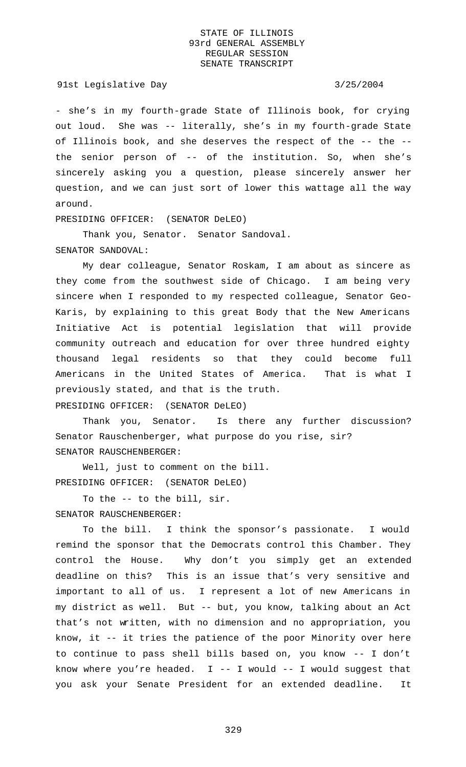- she's in my fourth-grade State of Illinois book, for crying out loud. She was -- literally, she's in my fourth-grade State of Illinois book, and she deserves the respect of the -- the -- the senior person of -- of the institution. So, when she's sincerely asking you a question, please sincerely answer her question, and we can just sort of lower this wattage all the way around.

PRESIDING OFFICER: (SENATOR DeLEO)

Thank you, Senator. Senator Sandoval.

SENATOR SANDOVAL:

My dear colleague, Senator Roskam, I am about as sincere as they come from the southwest side of Chicago. I am being very sincere when I responded to my respected colleague, Senator Geo-Karis, by explaining to this great Body that the New Americans Initiative Act is potential legislation that will provide community outreach and education for over three hundred eighty thousand legal residents so that they could become full Americans in the United States of America. That is what I previously stated, and that is the truth.

PRESIDING OFFICER: (SENATOR DeLEO)

Thank you, Senator. Is there any further discussion? Senator Rauschenberger, what purpose do you rise, sir?

SENATOR RAUSCHENBERGER:

Well, just to comment on the bill.

PRESIDING OFFICER: (SENATOR DeLEO)

To the -- to the bill, sir.

SENATOR RAUSCHENBERGER:

To the bill. I think the sponsor's passionate. I would remind the sponsor that the Democrats control this Chamber. They control the House. Why don't you simply get an extended deadline on this? This is an issue that's very sensitive and important to all of us. I represent a lot of new Americans in my district as well. But -- but, you know, talking about an Act that's not written, with no dimension and no appropriation, you know, it -- it tries the patience of the poor Minority over here to continue to pass shell bills based on, you know -- I don't know where you're headed. I -- I would -- I would suggest that you ask your Senate President for an extended deadline. It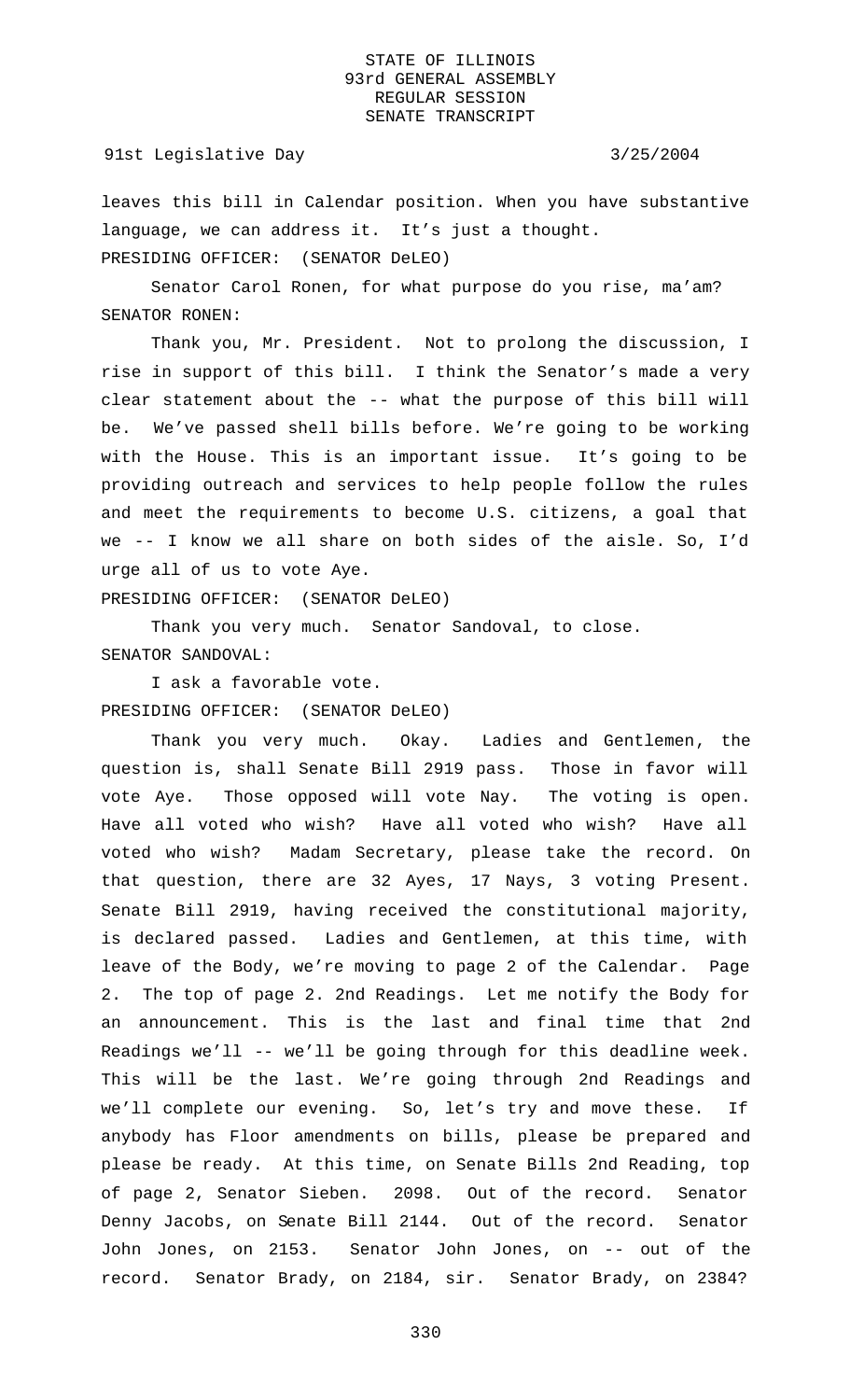leaves this bill in Calendar position. When you have substantive language, we can address it. It's just a thought.

PRESIDING OFFICER: (SENATOR DeLEO)

Senator Carol Ronen, for what purpose do you rise, ma'am?

SENATOR RONEN:

Thank you, Mr. President. Not to prolong the discussion, I rise in support of this bill. I think the Senator's made a very clear statement about the -- what the purpose of this bill will be. We've passed shell bills before. We're going to be working with the House. This is an important issue. It's going to be providing outreach and services to help people follow the rules and meet the requirements to become U.S. citizens, a goal that we -- I know we all share on both sides of the aisle. So, I'd urge all of us to vote Aye.

PRESIDING OFFICER: (SENATOR DeLEO)

Thank you very much. Senator Sandoval, to close.

SENATOR SANDOVAL:

I ask a favorable vote.

PRESIDING OFFICER: (SENATOR DeLEO)

Thank you very much. Okay. Ladies and Gentlemen, the question is, shall Senate Bill 2919 pass. Those in favor will vote Aye. Those opposed will vote Nay. The voting is open. Have all voted who wish? Have all voted who wish? Have all voted who wish? Madam Secretary, please take the record. On that question, there are 32 Ayes, 17 Nays, 3 voting Present. Senate Bill 2919, having received the constitutional majority, is declared passed. Ladies and Gentlemen, at this time, with leave of the Body, we're moving to page 2 of the Calendar. Page 2. The top of page 2. 2nd Readings. Let me notify the Body for an announcement. This is the last and final time that 2nd Readings we'll -- we'll be going through for this deadline week. This will be the last. We're going through 2nd Readings and we'll complete our evening. So, let's try and move these. If anybody has Floor amendments on bills, please be prepared and please be ready. At this time, on Senate Bills 2nd Reading, top of page 2, Senator Sieben. 2098. Out of the record. Senator Denny Jacobs, on Senate Bill 2144. Out of the record. Senator John Jones, on 2153. Senator John Jones, on -- out of the record. Senator Brady, on 2184, sir. Senator Brady, on 2384?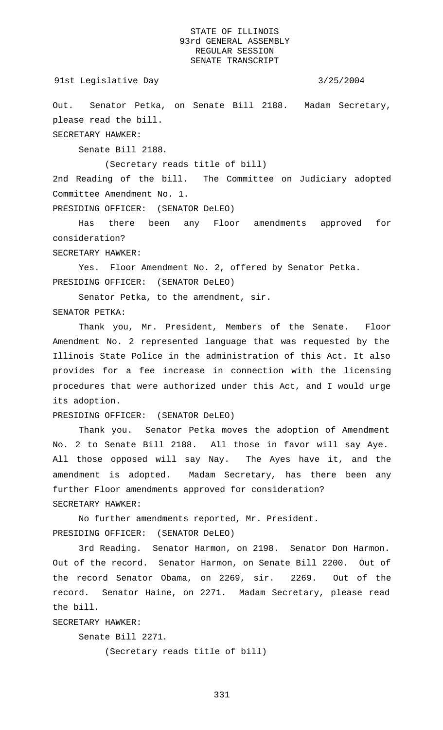Out. Senator Petka, on Senate Bill 2188. Madam Secretary, please read the bill.

SECRETARY HAWKER:

Senate Bill 2188.

(Secretary reads title of bill)

2nd Reading of the bill. The Committee on Judiciary adopted Committee Amendment No. 1.

PRESIDING OFFICER: (SENATOR DeLEO)

Has there been any Floor amendments approved for consideration?

SECRETARY HAWKER:

Yes. Floor Amendment No. 2, offered by Senator Petka.

PRESIDING OFFICER: (SENATOR DeLEO)

Senator Petka, to the amendment, sir.

SENATOR PETKA:

Thank you, Mr. President, Members of the Senate. Floor Amendment No. 2 represented language that was requested by the Illinois State Police in the administration of this Act. It also provides for a fee increase in connection with the licensing procedures that were authorized under this Act, and I would urge its adoption.

PRESIDING OFFICER: (SENATOR DeLEO)

Thank you. Senator Petka moves the adoption of Amendment No. 2 to Senate Bill 2188. All those in favor will say Aye. All those opposed will say Nay. The Ayes have it, and the amendment is adopted. Madam Secretary, has there been any further Floor amendments approved for consideration?

SECRETARY HAWKER:

No further amendments reported, Mr. President.

PRESIDING OFFICER: (SENATOR DeLEO)

3rd Reading. Senator Harmon, on 2198. Senator Don Harmon. Out of the record. Senator Harmon, on Senate Bill 2200. Out of the record Senator Obama, on 2269, sir. 2269. Out of the record. Senator Haine, on 2271. Madam Secretary, please read the bill.

SECRETARY HAWKER:

Senate Bill 2271.

(Secretary reads title of bill)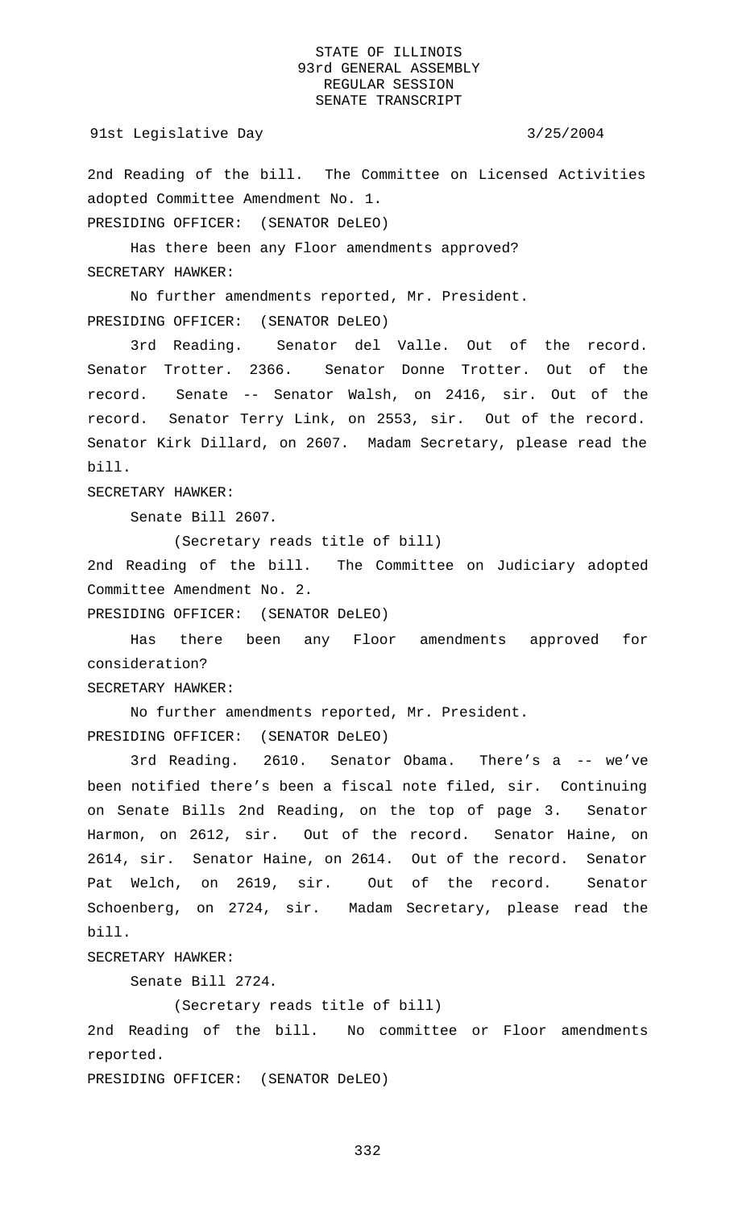2nd Reading of the bill. The Committee on Licensed Activities adopted Committee Amendment No. 1.

PRESIDING OFFICER: (SENATOR DeLEO)

Has there been any Floor amendments approved?

SECRETARY HAWKER:

No further amendments reported, Mr. President.

PRESIDING OFFICER: (SENATOR DeLEO)

3rd Reading. Senator del Valle. Out of the record. Senator Trotter. 2366. Senator Donne Trotter. Out of the record. Senate -- Senator Walsh, on 2416, sir. Out of the record. Senator Terry Link, on 2553, sir. Out of the record. Senator Kirk Dillard, on 2607. Madam Secretary, please read the bill.

SECRETARY HAWKER:

Senate Bill 2607.

(Secretary reads title of bill)

2nd Reading of the bill. The Committee on Judiciary adopted Committee Amendment No. 2.

PRESIDING OFFICER: (SENATOR DeLEO)

Has there been any Floor amendments approved for consideration?

SECRETARY HAWKER:

No further amendments reported, Mr. President.

PRESIDING OFFICER: (SENATOR DeLEO)

3rd Reading. 2610. Senator Obama. There's a -- we've been notified there's been a fiscal note filed, sir. Continuing on Senate Bills 2nd Reading, on the top of page 3. Senator Harmon, on 2612, sir. Out of the record. Senator Haine, on 2614, sir. Senator Haine, on 2614. Out of the record. Senator Pat Welch, on 2619, sir. Out of the record. Senator Schoenberg, on 2724, sir. Madam Secretary, please read the bill.

SECRETARY HAWKER:

Senate Bill 2724.

(Secretary reads title of bill)

2nd Reading of the bill. No committee or Floor amendments reported.

PRESIDING OFFICER: (SENATOR DeLEO)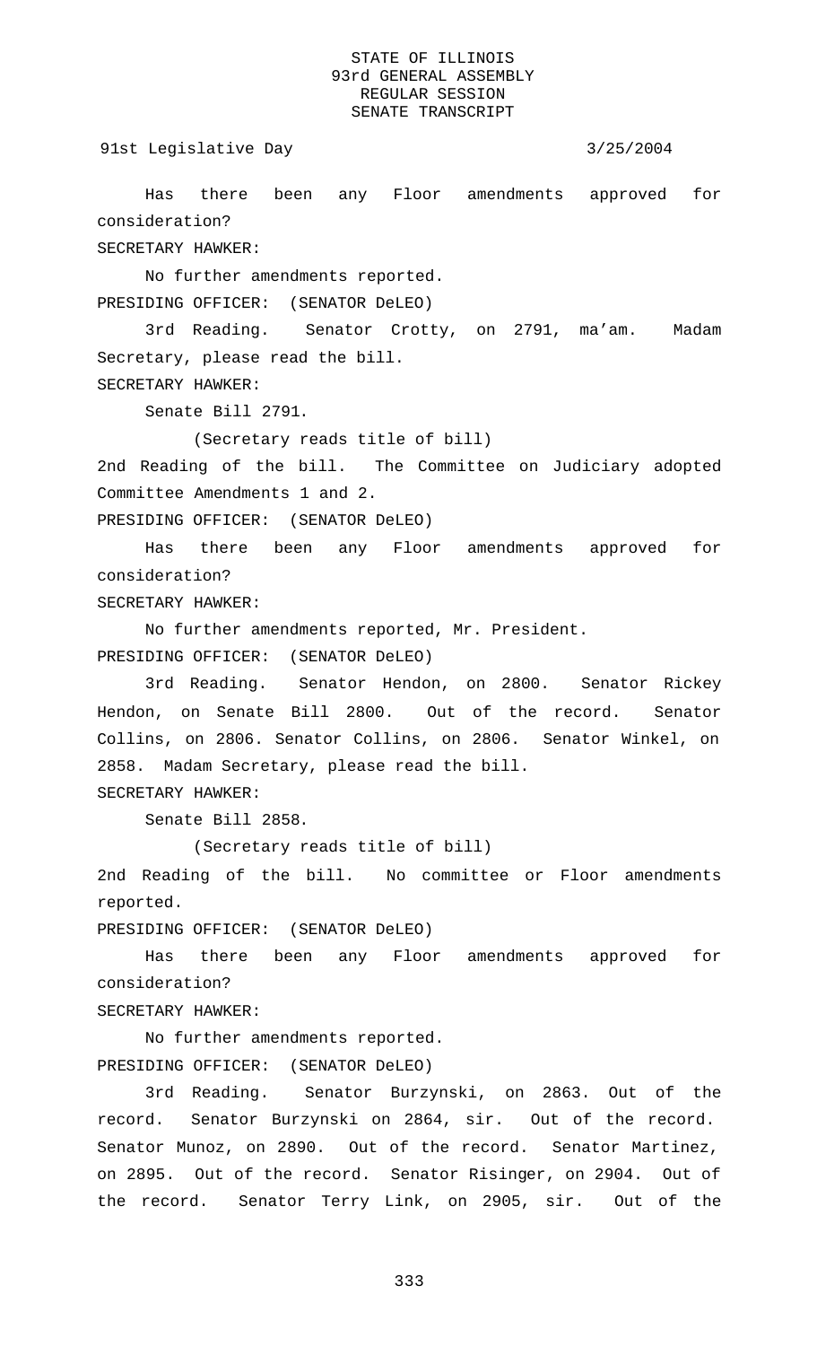Has there been any Floor amendments approved for consideration?

SECRETARY HAWKER:

No further amendments reported.

PRESIDING OFFICER: (SENATOR DeLEO)

3rd Reading. Senator Crotty, on 2791, ma'am. Madam Secretary, please read the bill.

SECRETARY HAWKER:

Senate Bill 2791.

(Secretary reads title of bill)

2nd Reading of the bill. The Committee on Judiciary adopted Committee Amendments 1 and 2.

PRESIDING OFFICER: (SENATOR DeLEO)

Has there been any Floor amendments approved for consideration?

SECRETARY HAWKER:

No further amendments reported, Mr. President.

PRESIDING OFFICER: (SENATOR DeLEO)

3rd Reading. Senator Hendon, on 2800. Senator Rickey Hendon, on Senate Bill 2800. Out of the record. Senator Collins, on 2806. Senator Collins, on 2806. Senator Winkel, on 2858. Madam Secretary, please read the bill.

SECRETARY HAWKER:

Senate Bill 2858.

(Secretary reads title of bill)

2nd Reading of the bill. No committee or Floor amendments reported.

PRESIDING OFFICER: (SENATOR DeLEO)

Has there been any Floor amendments approved for consideration?

SECRETARY HAWKER:

No further amendments reported.

PRESIDING OFFICER: (SENATOR DeLEO)

3rd Reading. Senator Burzynski, on 2863. Out of the record. Senator Burzynski on 2864, sir. Out of the record. Senator Munoz, on 2890. Out of the record. Senator Martinez, on 2895. Out of the record. Senator Risinger, on 2904. Out of the record. Senator Terry Link, on 2905, sir. Out of the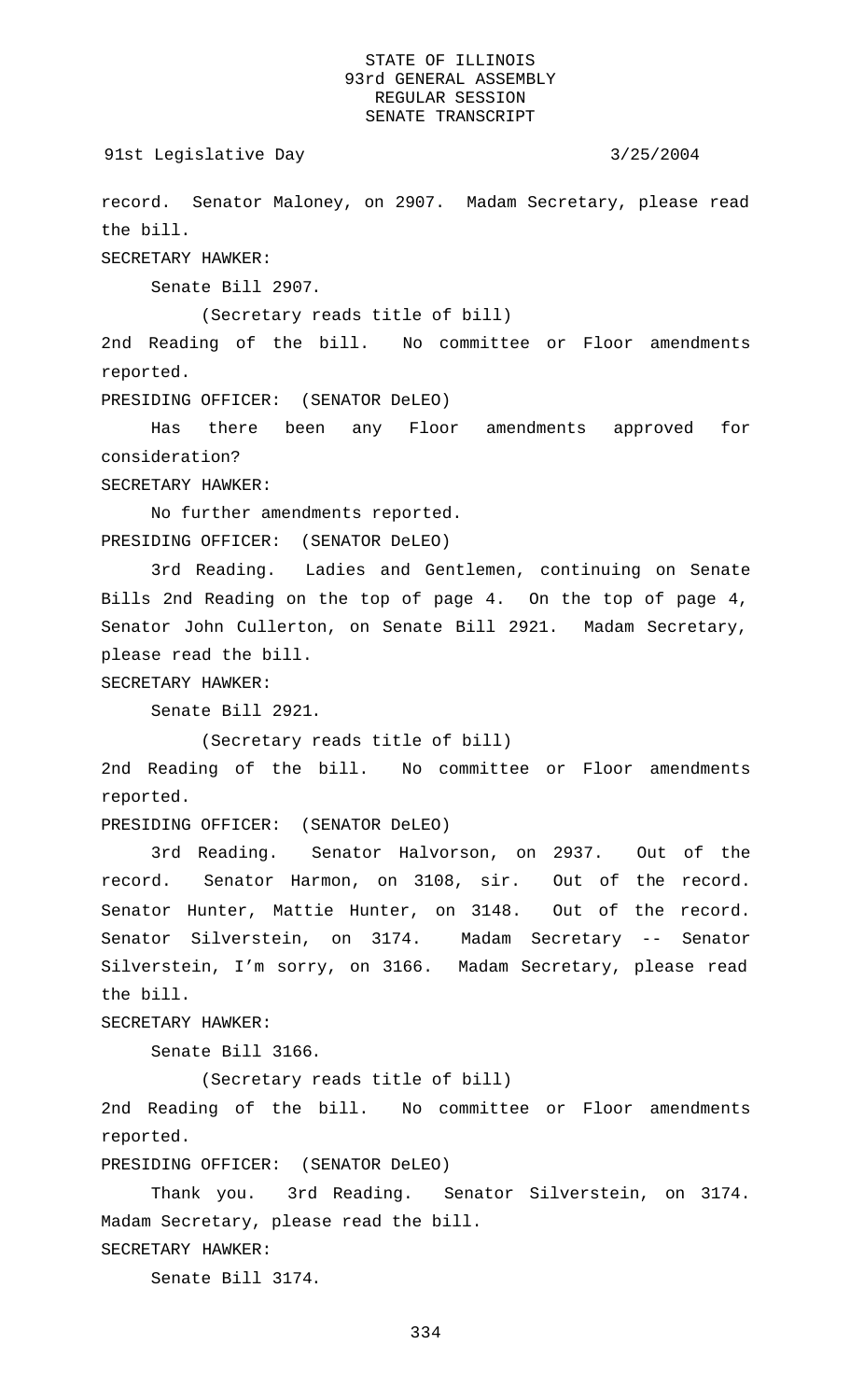record. Senator Maloney, on 2907. Madam Secretary, please read the bill.

SECRETARY HAWKER:

Senate Bill 2907.

(Secretary reads title of bill)

2nd Reading of the bill. No committee or Floor amendments reported.

PRESIDING OFFICER: (SENATOR DeLEO)

Has there been any Floor amendments approved for consideration?

SECRETARY HAWKER:

No further amendments reported.

PRESIDING OFFICER: (SENATOR DeLEO)

3rd Reading. Ladies and Gentlemen, continuing on Senate Bills 2nd Reading on the top of page 4. On the top of page 4, Senator John Cullerton, on Senate Bill 2921. Madam Secretary, please read the bill.

SECRETARY HAWKER:

Senate Bill 2921.

(Secretary reads title of bill)

2nd Reading of the bill. No committee or Floor amendments reported.

PRESIDING OFFICER: (SENATOR DeLEO)

3rd Reading. Senator Halvorson, on 2937. Out of the record. Senator Harmon, on 3108, sir. Out of the record. Senator Hunter, Mattie Hunter, on 3148. Out of the record. Senator Silverstein, on 3174. Madam Secretary -- Senator Silverstein, I'm sorry, on 3166. Madam Secretary, please read the bill.

SECRETARY HAWKER:

Senate Bill 3166.

(Secretary reads title of bill)

2nd Reading of the bill. No committee or Floor amendments reported.

PRESIDING OFFICER: (SENATOR DeLEO)

Thank you. 3rd Reading. Senator Silverstein, on 3174. Madam Secretary, please read the bill.

SECRETARY HAWKER:

Senate Bill 3174.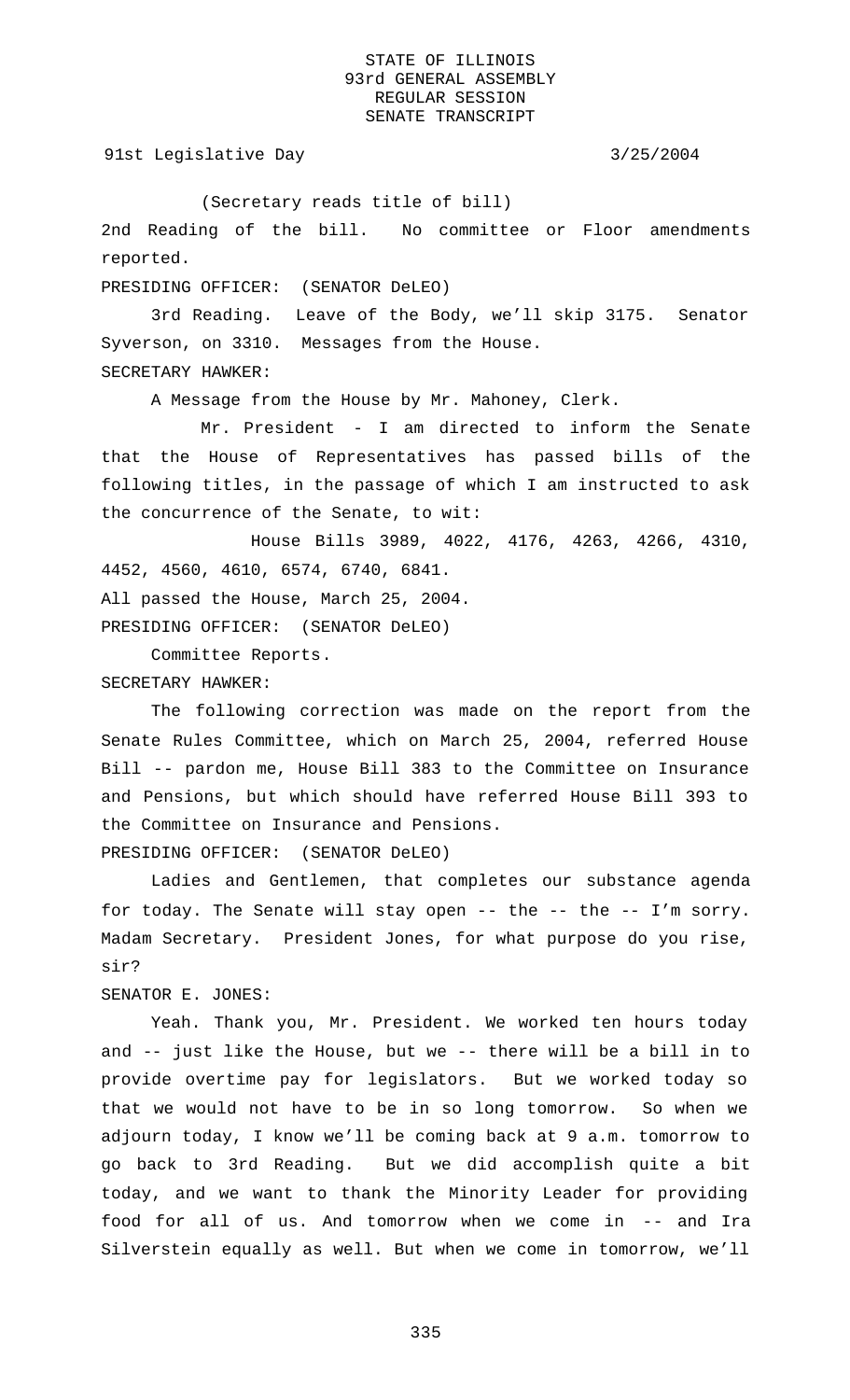(Secretary reads title of bill)

2nd Reading of the bill. No committee or Floor amendments reported.

PRESIDING OFFICER: (SENATOR DeLEO)

3rd Reading. Leave of the Body, we'll skip 3175. Senator Syverson, on 3310. Messages from the House.

SECRETARY HAWKER:

A Message from the House by Mr. Mahoney, Clerk.

Mr. President - I am directed to inform the Senate that the House of Representatives has passed bills of the following titles, in the passage of which I am instructed to ask the concurrence of the Senate, to wit:

House Bills 3989, 4022, 4176, 4263, 4266, 4310, 4452, 4560, 4610, 6574, 6740, 6841.

All passed the House, March 25, 2004.

PRESIDING OFFICER: (SENATOR DeLEO)

Committee Reports.

SECRETARY HAWKER:

The following correction was made on the report from the Senate Rules Committee, which on March 25, 2004, referred House Bill -- pardon me, House Bill 383 to the Committee on Insurance and Pensions, but which should have referred House Bill 393 to the Committee on Insurance and Pensions.

PRESIDING OFFICER: (SENATOR DeLEO)

Ladies and Gentlemen, that completes our substance agenda for today. The Senate will stay open -- the -- the -- I'm sorry. Madam Secretary. President Jones, for what purpose do you rise, sir?

SENATOR E. JONES:

Yeah. Thank you, Mr. President. We worked ten hours today and -- just like the House, but we -- there will be a bill in to provide overtime pay for legislators. But we worked today so that we would not have to be in so long tomorrow. So when we adjourn today, I know we'll be coming back at 9 a.m. tomorrow to go back to 3rd Reading. But we did accomplish quite a bit today, and we want to thank the Minority Leader for providing food for all of us. And tomorrow when we come in -- and Ira Silverstein equally as well. But when we come in tomorrow, we'll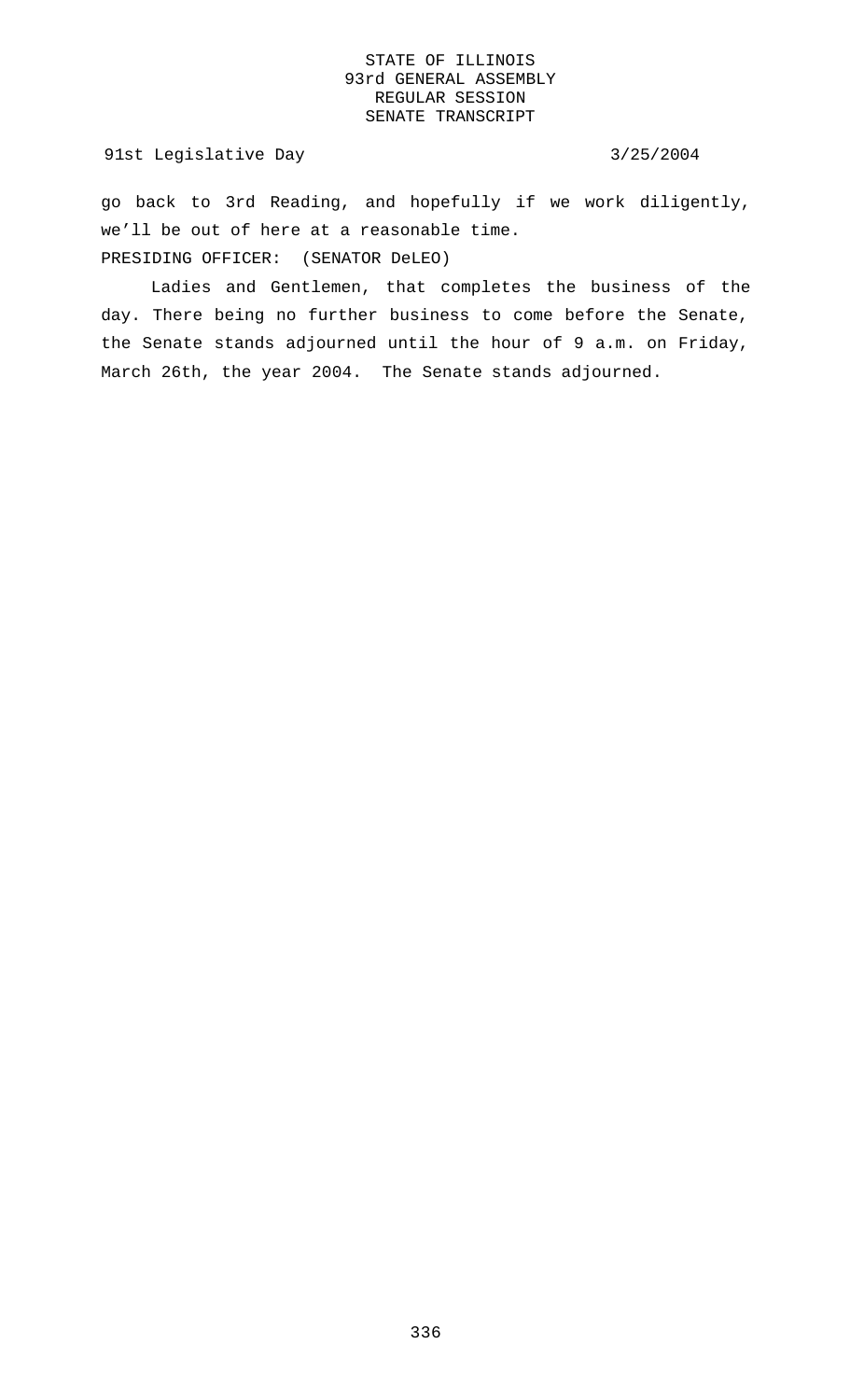go back to 3rd Reading, and hopefully if we work diligently, we'll be out of here at a reasonable time.

PRESIDING OFFICER: (SENATOR DeLEO)

Ladies and Gentlemen, that completes the business of the day. There being no further business to come before the Senate, the Senate stands adjourned until the hour of 9 a.m. on Friday, March 26th, the year 2004. The Senate stands adjourned.